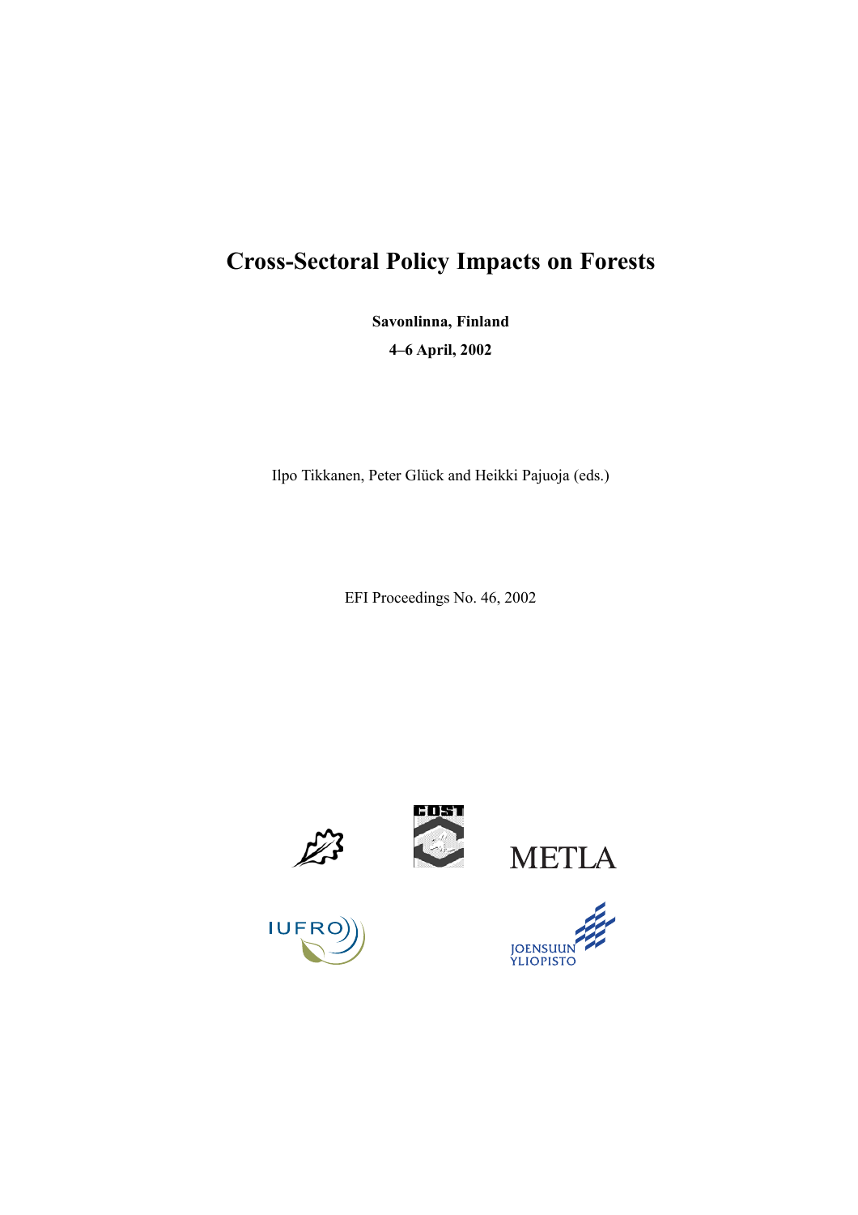# Cross-Sectoral Policy Impacts on Forests

**Savonlinna, Finland**

**4–6 April, 2002**

Ilpo Tikkanen, Peter Glück and Heikki Pajuoja (eds.)

EFI Proceedings No. 46, 2002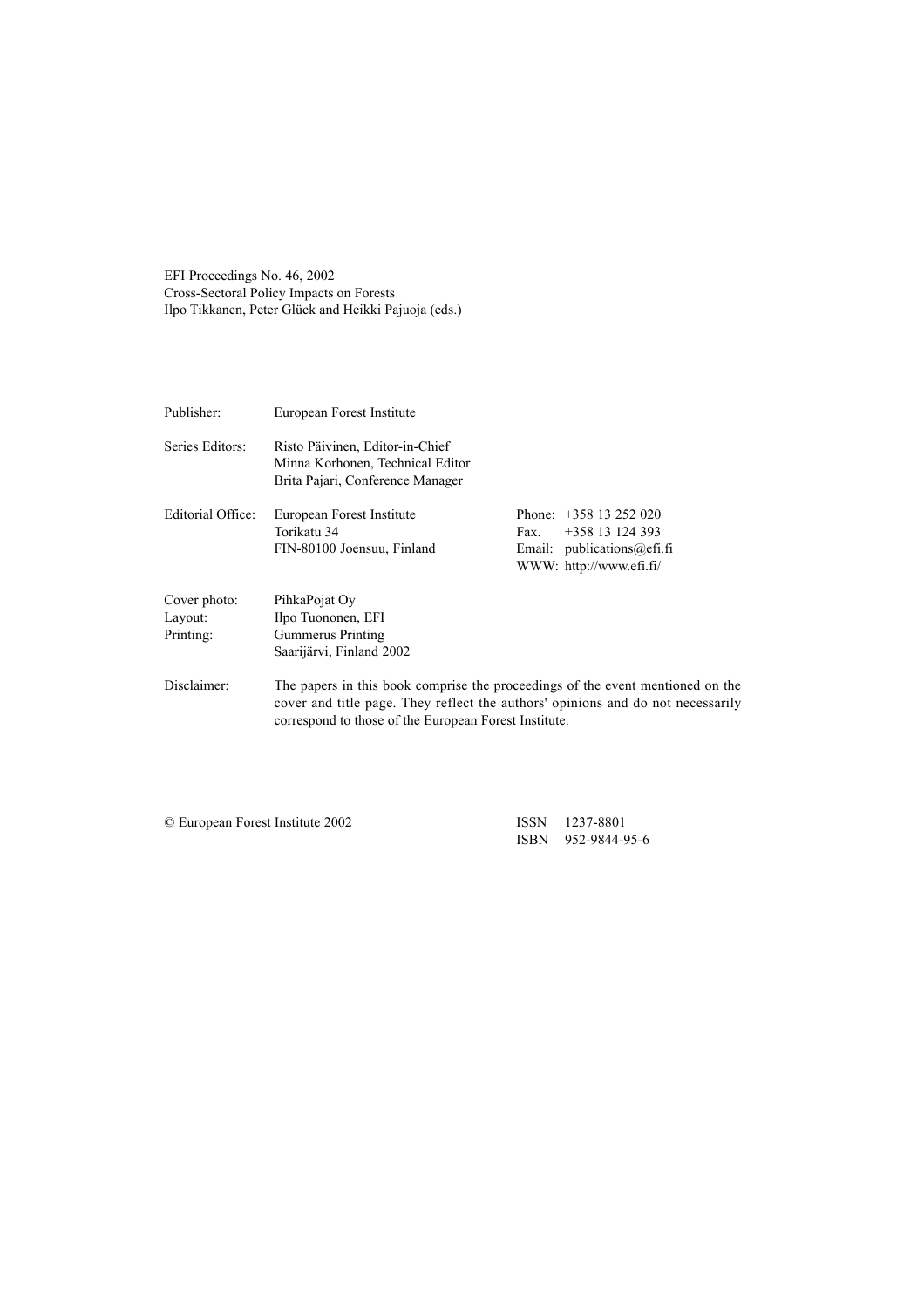EFI Proceedings No. 46, 2002
Cross-Sectoral Policy Impacts on Forests
Ilpo Tikkanen, Peter Glück and Heikki Pajuoja (eds.)

| | | |
|---|---|---|
| Publisher: | European Forest Institute | |
| Series Editors: | Risto Päivinen, Editor-in-Chief<br>Minna Korhonen, Technical Editor<br>Brita Pajari, Conference Manager | |
| Editorial Office: | European Forest Institute<br>Torikatu 34<br>FIN-80100 Joensuu, Finland | Phone: +358 13 252 020<br>Fax. +358 13 124 393<br>Email: publications@efi.fi<br>WWW: http://www.efi.fi/ |
| Cover photo: | PihkaPojat Oy | |
| Layout: | Ilpo Tuononen, EFI | |
| Printing: | Gummerus Printing<br>Saarijärvi, Finland 2002 | |
| Disclaimer: | The papers in this book comprise the proceedings of the event mentioned on the cover and title page. They reflect the authors' opinions and do not necessarily correspond to those of the European Forest Institute. | |

© European Forest Institute 2002

ISSN 1237-8801
ISBN 952-9844-95-6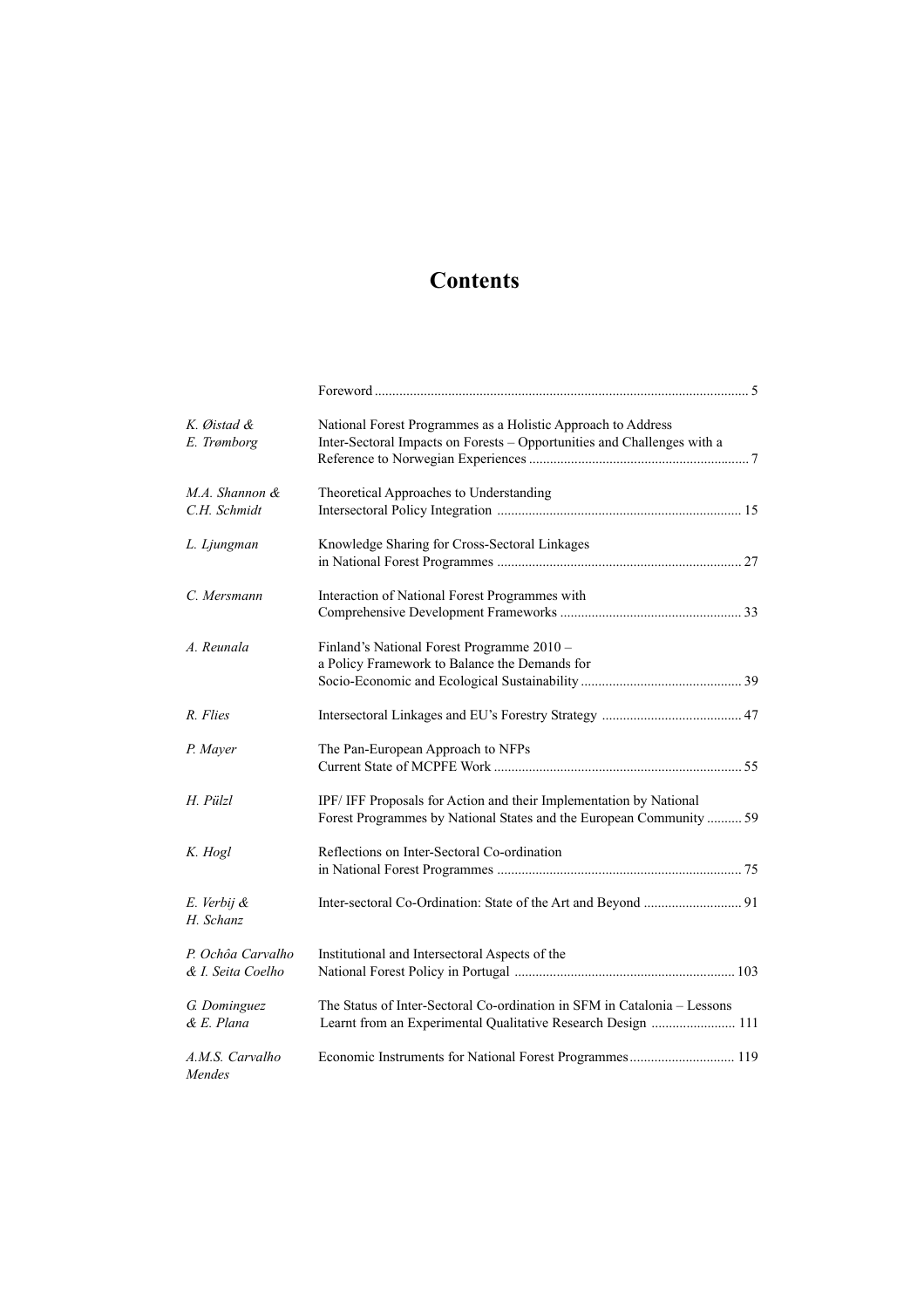# Contents

| | | |
|---|---|---|
| | Foreword | 5 |
| *K. Øistad & E. Trømborg* | National Forest Programmes as a Holistic Approach to Address Inter-Sectoral Impacts on Forests – Opportunities and Challenges with a Reference to Norwegian Experiences | 7 |
| *M.A. Shannon & C.H. Schmidt* | Theoretical Approaches to Understanding Intersectoral Policy Integration | 15 |
| *L. Ljungman* | Knowledge Sharing for Cross-Sectoral Linkages in National Forest Programmes | 27 |
| *C. Mersmann* | Interaction of National Forest Programmes with Comprehensive Development Frameworks | 33 |
| *A. Reunala* | Finland's National Forest Programme 2010 – a Policy Framework to Balance the Demands for Socio-Economic and Ecological Sustainability | 39 |
| *R. Flies* | Intersectoral Linkages and EU's Forestry Strategy | 47 |
| *P. Mayer* | The Pan-European Approach to NFPs Current State of MCPFE Work | 55 |
| *H. Pülzl* | IPF/ IFF Proposals for Action and their Implementation by National Forest Programmes by National States and the European Community | 59 |
| *K. Hogl* | Reflections on Inter-Sectoral Co-ordination in National Forest Programmes | 75 |
| *E. Verbij & H. Schanz* | Inter-sectoral Co-Ordination: State of the Art and Beyond | 91 |
| *P. Ochôa Carvalho & I. Seita Coelho* | Institutional and Intersectoral Aspects of the National Forest Policy in Portugal | 103 |
| *G. Dominguez & E. Plana* | The Status of Inter-Sectoral Co-ordination in SFM in Catalonia – Lessons Learnt from an Experimental Qualitative Research Design | 111 |
| *A.M.S. Carvalho Mendes* | Economic Instruments for National Forest Programmes | 119 |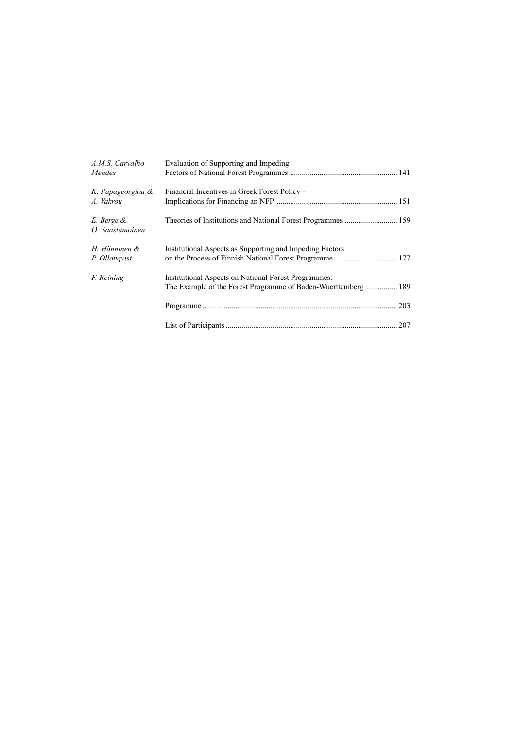| | | |
|---|---|---|
| *A.M.S. Carvalho Mendes* | Evaluation of Supporting and Impeding Factors of National Forest Programmes | 141 |
| *K. Papageorgiou & A. Vakrou* | Financial Incentives in Greek Forest Policy – Implications for Financing an NFP | 151 |
| *E. Berge & O. Saastamoinen* | Theories of Institutions and National Forest Programmes | 159 |
| *H. Hänninen & P. Ollonqvist* | Institutional Aspects as Supporting and Impeding Factors on the Process of Finnish National Forest Programme | 177 |
| *F. Reining* | Institutional Aspects on National Forest Programmes: The Example of the Forest Programme of Baden-Wuerttemberg | 189 |
| | Programme | 203 |
| | List of Participants | 207 |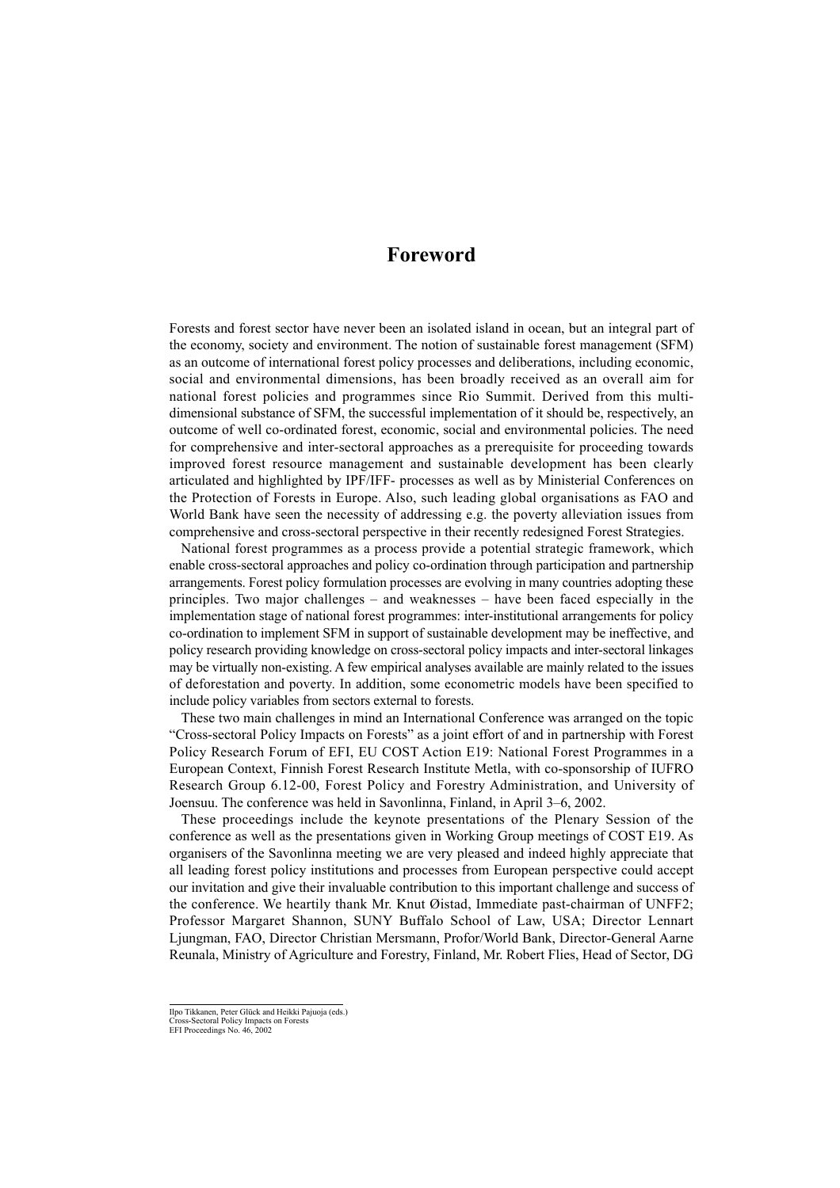# Foreword

Forests and forest sector have never been an isolated island in ocean, but an integral part of the economy, society and environment. The notion of sustainable forest management (SFM) as an outcome of international forest policy processes and deliberations, including economic, social and environmental dimensions, has been broadly received as an overall aim for national forest policies and programmes since Rio Summit. Derived from this multi-dimensional substance of SFM, the successful implementation of it should be, respectively, an outcome of well co-ordinated forest, economic, social and environmental policies. The need for comprehensive and inter-sectoral approaches as a prerequisite for proceeding towards improved forest resource management and sustainable development has been clearly articulated and highlighted by IPF/IFF- processes as well as by Ministerial Conferences on the Protection of Forests in Europe. Also, such leading global organisations as FAO and World Bank have seen the necessity of addressing e.g. the poverty alleviation issues from comprehensive and cross-sectoral perspective in their recently redesigned Forest Strategies.

National forest programmes as a process provide a potential strategic framework, which enable cross-sectoral approaches and policy co-ordination through participation and partnership arrangements. Forest policy formulation processes are evolving in many countries adopting these principles. Two major challenges – and weaknesses – have been faced especially in the implementation stage of national forest programmes: inter-institutional arrangements for policy co-ordination to implement SFM in support of sustainable development may be ineffective, and policy research providing knowledge on cross-sectoral policy impacts and inter-sectoral linkages may be virtually non-existing. A few empirical analyses available are mainly related to the issues of deforestation and poverty. In addition, some econometric models have been specified to include policy variables from sectors external to forests.

These two main challenges in mind an International Conference was arranged on the topic "Cross-sectoral Policy Impacts on Forests" as a joint effort of and in partnership with Forest Policy Research Forum of EFI, EU COST Action E19: National Forest Programmes in a European Context, Finnish Forest Research Institute Metla, with co-sponsorship of IUFRO Research Group 6.12-00, Forest Policy and Forestry Administration, and University of Joensuu. The conference was held in Savonlinna, Finland, in April 3–6, 2002.

These proceedings include the keynote presentations of the Plenary Session of the conference as well as the presentations given in Working Group meetings of COST E19. As organisers of the Savonlinna meeting we are very pleased and indeed highly appreciate that all leading forest policy institutions and processes from European perspective could accept our invitation and give their invaluable contribution to this important challenge and success of the conference. We heartily thank Mr. Knut Øistad, Immediate past-chairman of UNFF2; Professor Margaret Shannon, SUNY Buffalo School of Law, USA; Director Lennart Ljungman, FAO, Director Christian Mersmann, Profor/World Bank, Director-General Aarne Reunala, Ministry of Agriculture and Forestry, Finland, Mr. Robert Flies, Head of Sector, DG

Ilpo Tikkanen, Peter Glück and Heikki Pajuoja (eds.)
Cross-Sectoral Policy Impacts on Forests
EFI Proceedings No. 46, 2002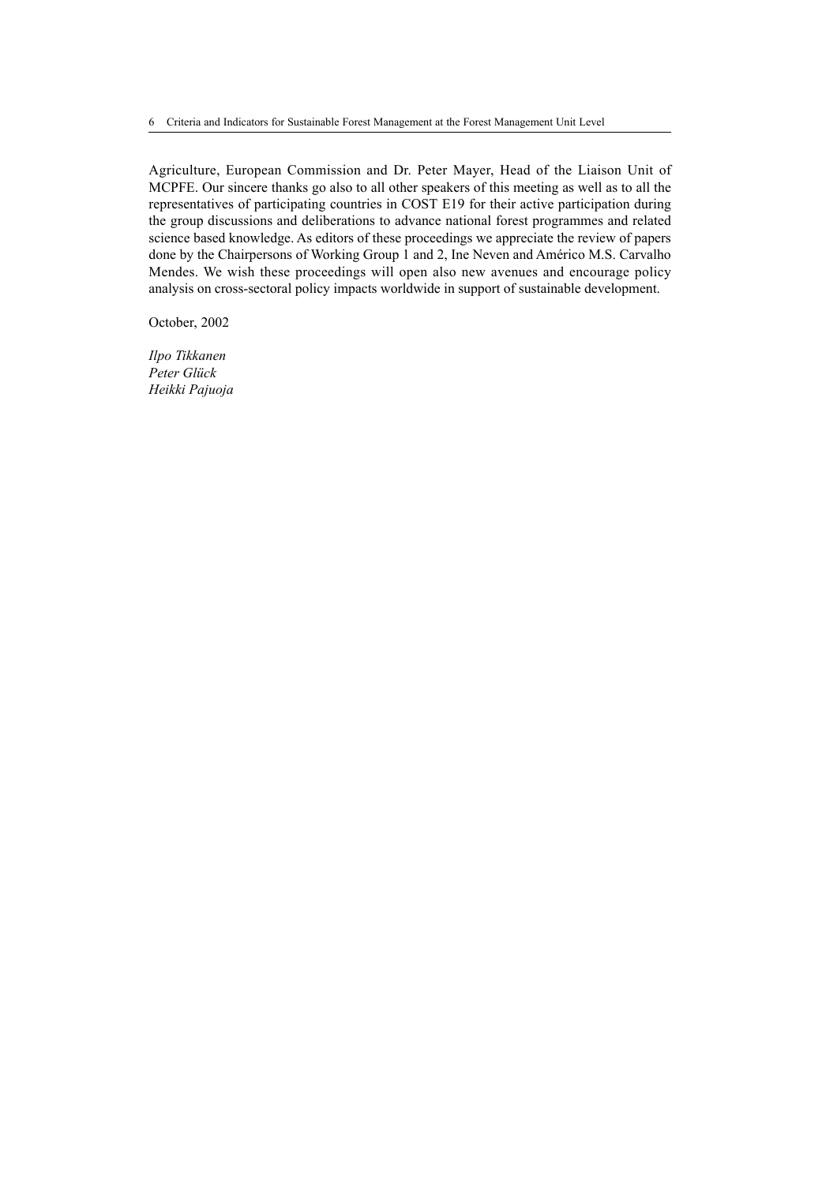Agriculture, European Commission and Dr. Peter Mayer, Head of the Liaison Unit of MCPFE. Our sincere thanks go also to all other speakers of this meeting as well as to all the representatives of participating countries in COST E19 for their active participation during the group discussions and deliberations to advance national forest programmes and related science based knowledge. As editors of these proceedings we appreciate the review of papers done by the Chairpersons of Working Group 1 and 2, Ine Neven and Américo M.S. Carvalho Mendes. We wish these proceedings will open also new avenues and encourage policy analysis on cross-sectoral policy impacts worldwide in support of sustainable development.

October, 2002

*Ilpo Tikkanen*
*Peter Glück*
*Heikki Pajuoja*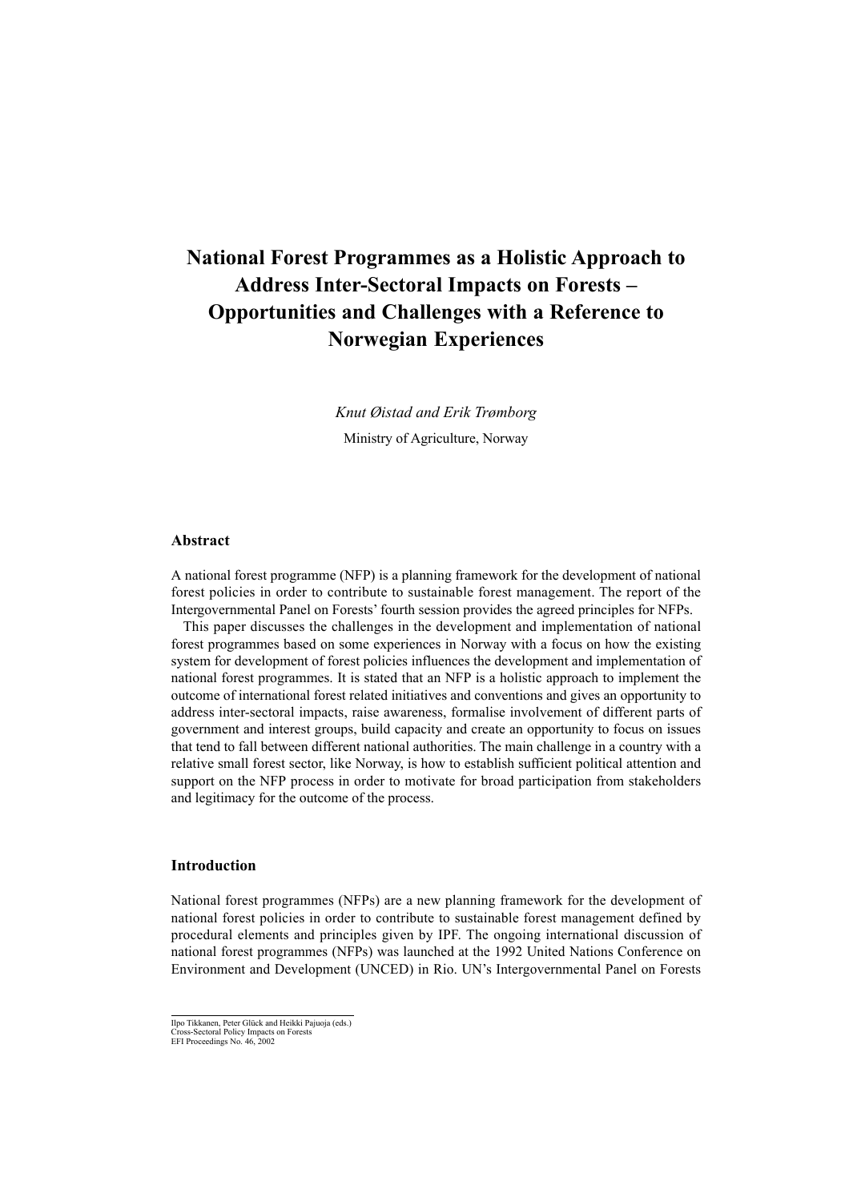# National Forest Programmes as a Holistic Approach to Address Inter-Sectoral Impacts on Forests – Opportunities and Challenges with a Reference to Norwegian Experiences

*Knut Øistad and Erik Trømborg*

Ministry of Agriculture, Norway

## Abstract

A national forest programme (NFP) is a planning framework for the development of national forest policies in order to contribute to sustainable forest management. The report of the Intergovernmental Panel on Forests' fourth session provides the agreed principles for NFPs.

This paper discusses the challenges in the development and implementation of national forest programmes based on some experiences in Norway with a focus on how the existing system for development of forest policies influences the development and implementation of national forest programmes. It is stated that an NFP is a holistic approach to implement the outcome of international forest related initiatives and conventions and gives an opportunity to address inter-sectoral impacts, raise awareness, formalise involvement of different parts of government and interest groups, build capacity and create an opportunity to focus on issues that tend to fall between different national authorities. The main challenge in a country with a relative small forest sector, like Norway, is how to establish sufficient political attention and support on the NFP process in order to motivate for broad participation from stakeholders and legitimacy for the outcome of the process.

## Introduction

National forest programmes (NFPs) are a new planning framework for the development of national forest policies in order to contribute to sustainable forest management defined by procedural elements and principles given by IPF. The ongoing international discussion of national forest programmes (NFPs) was launched at the 1992 United Nations Conference on Environment and Development (UNCED) in Rio. UN's Intergovernmental Panel on Forests

Ilpo Tikkanen, Peter Glück and Heikki Pajuoja (eds.)
Cross-Sectoral Policy Impacts on Forests
EFI Proceedings No. 46, 2002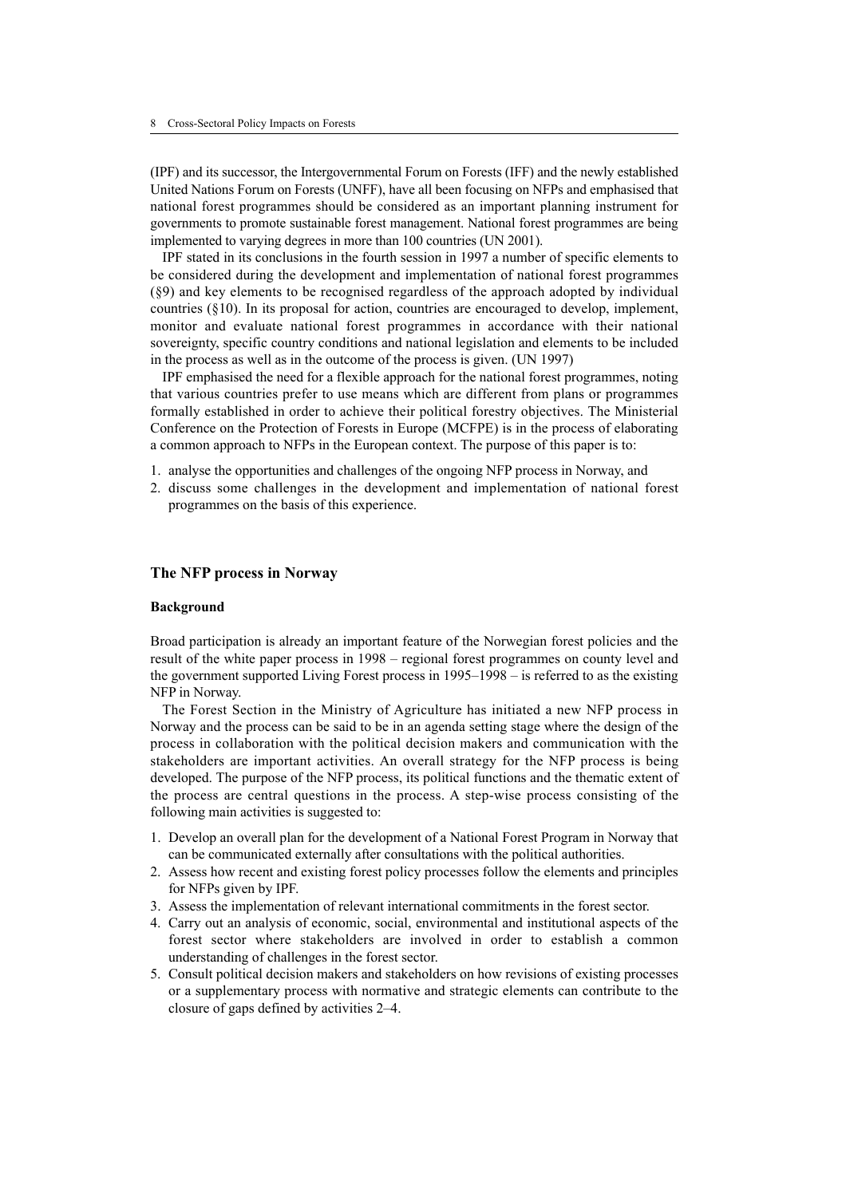(IPF) and its successor, the Intergovernmental Forum on Forests (IFF) and the newly established United Nations Forum on Forests (UNFF), have all been focusing on NFPs and emphasised that national forest programmes should be considered as an important planning instrument for governments to promote sustainable forest management. National forest programmes are being implemented to varying degrees in more than 100 countries (UN 2001).

IPF stated in its conclusions in the fourth session in 1997 a number of specific elements to be considered during the development and implementation of national forest programmes (§9) and key elements to be recognised regardless of the approach adopted by individual countries (§10). In its proposal for action, countries are encouraged to develop, implement, monitor and evaluate national forest programmes in accordance with their national sovereignty, specific country conditions and national legislation and elements to be included in the process as well as in the outcome of the process is given. (UN 1997)

IPF emphasised the need for a flexible approach for the national forest programmes, noting that various countries prefer to use means which are different from plans or programmes formally established in order to achieve their political forestry objectives. The Ministerial Conference on the Protection of Forests in Europe (MCFPE) is in the process of elaborating a common approach to NFPs in the European context. The purpose of this paper is to:

1. analyse the opportunities and challenges of the ongoing NFP process in Norway, and
2. discuss some challenges in the development and implementation of national forest programmes on the basis of this experience.

## The NFP process in Norway

### Background

Broad participation is already an important feature of the Norwegian forest policies and the result of the white paper process in 1998 – regional forest programmes on county level and the government supported Living Forest process in 1995–1998 – is referred to as the existing NFP in Norway.

The Forest Section in the Ministry of Agriculture has initiated a new NFP process in Norway and the process can be said to be in an agenda setting stage where the design of the process in collaboration with the political decision makers and communication with the stakeholders are important activities. An overall strategy for the NFP process is being developed. The purpose of the NFP process, its political functions and the thematic extent of the process are central questions in the process. A step-wise process consisting of the following main activities is suggested to:

1. Develop an overall plan for the development of a National Forest Program in Norway that can be communicated externally after consultations with the political authorities.
2. Assess how recent and existing forest policy processes follow the elements and principles for NFPs given by IPF.
3. Assess the implementation of relevant international commitments in the forest sector.
4. Carry out an analysis of economic, social, environmental and institutional aspects of the forest sector where stakeholders are involved in order to establish a common understanding of challenges in the forest sector.
5. Consult political decision makers and stakeholders on how revisions of existing processes or a supplementary process with normative and strategic elements can contribute to the closure of gaps defined by activities 2–4.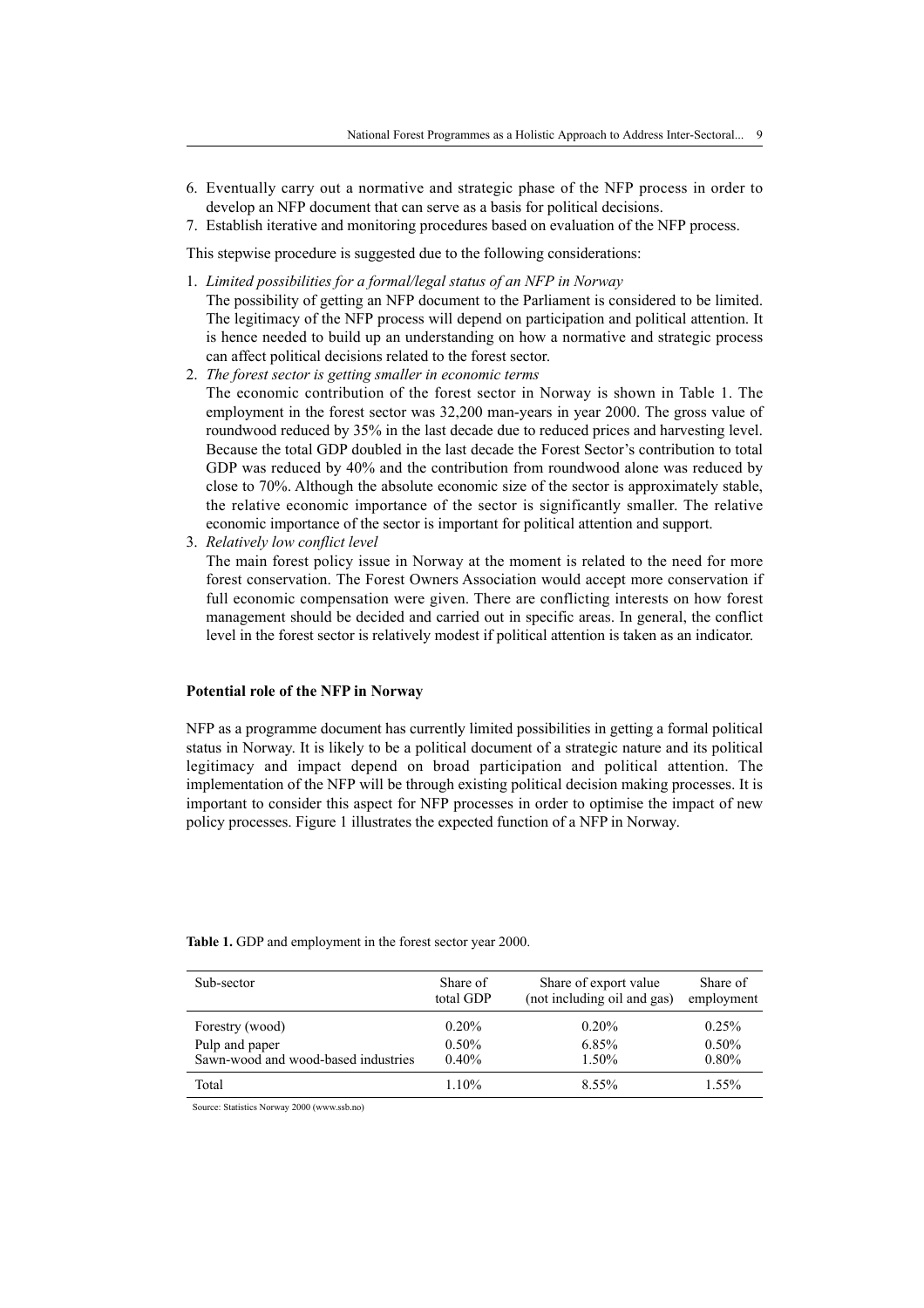6. Eventually carry out a normative and strategic phase of the NFP process in order to develop an NFP document that can serve as a basis for political decisions.
7. Establish iterative and monitoring procedures based on evaluation of the NFP process.

This stepwise procedure is suggested due to the following considerations:

1. *Limited possibilities for a formal/legal status of an NFP in Norway*
   The possibility of getting an NFP document to the Parliament is considered to be limited. The legitimacy of the NFP process will depend on participation and political attention. It is hence needed to build up an understanding on how a normative and strategic process can affect political decisions related to the forest sector.
2. *The forest sector is getting smaller in economic terms*
   The economic contribution of the forest sector in Norway is shown in Table 1. The employment in the forest sector was 32,200 man-years in year 2000. The gross value of roundwood reduced by 35% in the last decade due to reduced prices and harvesting level. Because the total GDP doubled in the last decade the Forest Sector's contribution to total GDP was reduced by 40% and the contribution from roundwood alone was reduced by close to 70%. Although the absolute economic size of the sector is approximately stable, the relative economic importance of the sector is significantly smaller. The relative economic importance of the sector is important for political attention and support.
3. *Relatively low conflict level*
   The main forest policy issue in Norway at the moment is related to the need for more forest conservation. The Forest Owners Association would accept more conservation if full economic compensation were given. There are conflicting interests on how forest management should be decided and carried out in specific areas. In general, the conflict level in the forest sector is relatively modest if political attention is taken as an indicator.

### Potential role of the NFP in Norway

NFP as a programme document has currently limited possibilities in getting a formal political status in Norway. It is likely to be a political document of a strategic nature and its political legitimacy and impact depend on broad participation and political attention. The implementation of the NFP will be through existing political decision making processes. It is important to consider this aspect for NFP processes in order to optimise the impact of new policy processes. Figure 1 illustrates the expected function of a NFP in Norway.

**Table 1.** GDP and employment in the forest sector year 2000.

| Sub-sector | Share of total GDP | Share of export value (not including oil and gas) | Share of employment |
|---|---|---|---|
| Forestry (wood) | 0.20% | 0.20% | 0.25% |
| Pulp and paper | 0.50% | 6.85% | 0.50% |
| Sawn-wood and wood-based industries | 0.40% | 1.50% | 0.80% |
| Total | 1.10% | 8.55% | 1.55% |

Source: Statistics Norway 2000 (www.ssb.no)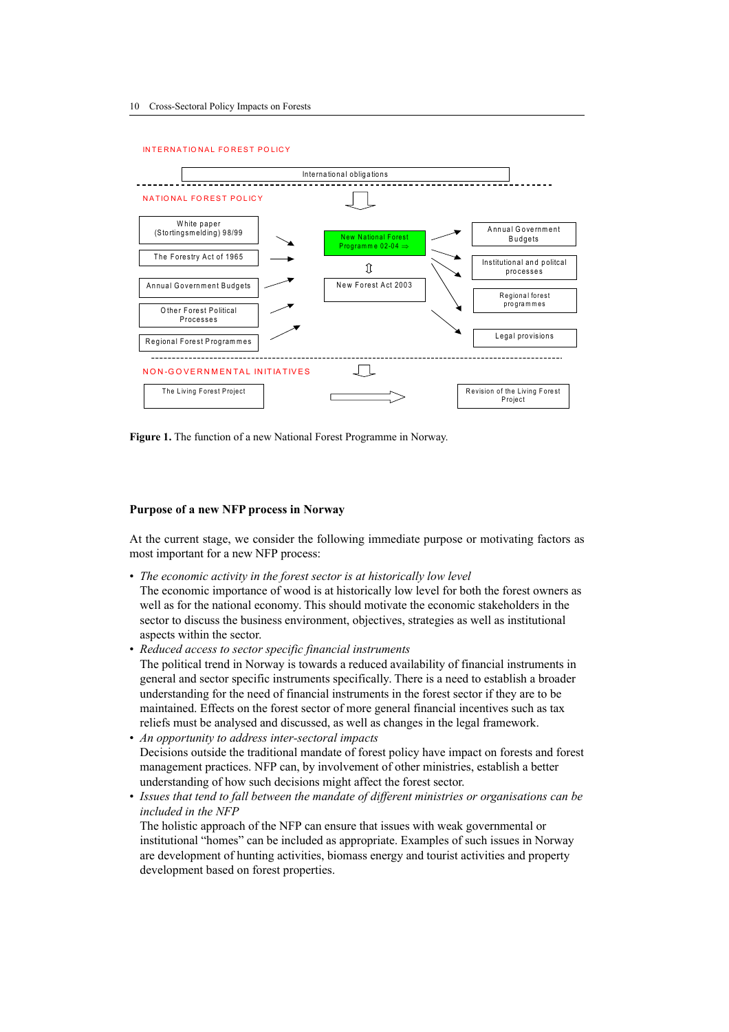INTERNATIONAL FOREST POLICY

International obligations

NATIONAL FOREST POLICY

White paper (Stortingsmelding) 98/99

The Forestry Act of 1965

Annual Government Budgets

Other Forest Political Processes

Regional Forest Programmes

New National Forest Programme 02-04 ⇒

⇳

New Forest Act 2003

Annual Government Budgets

Institutional and politcal processes

Regional forest programmes

Legal provisions

NON-GOVERNMENTAL INITIATIVES

The Living Forest Project

Revision of the Living Forest Project

**Figure 1.** The function of a new National Forest Programme in Norway.

## Purpose of a new NFP process in Norway

At the current stage, we consider the following immediate purpose or motivating factors as most important for a new NFP process:

- *The economic activity in the forest sector is at historically low level*
  The economic importance of wood is at historically low level for both the forest owners as well as for the national economy. This should motivate the economic stakeholders in the sector to discuss the business environment, objectives, strategies as well as institutional aspects within the sector.
- *Reduced access to sector specific financial instruments*
  The political trend in Norway is towards a reduced availability of financial instruments in general and sector specific instruments specifically. There is a need to establish a broader understanding for the need of financial instruments in the forest sector if they are to be maintained. Effects on the forest sector of more general financial incentives such as tax reliefs must be analysed and discussed, as well as changes in the legal framework.
- *An opportunity to address inter-sectoral impacts*
  Decisions outside the traditional mandate of forest policy have impact on forests and forest management practices. NFP can, by involvement of other ministries, establish a better understanding of how such decisions might affect the forest sector.
- *Issues that tend to fall between the mandate of different ministries or organisations can be included in the NFP*
  The holistic approach of the NFP can ensure that issues with weak governmental or institutional "homes" can be included as appropriate. Examples of such issues in Norway are development of hunting activities, biomass energy and tourist activities and property development based on forest properties.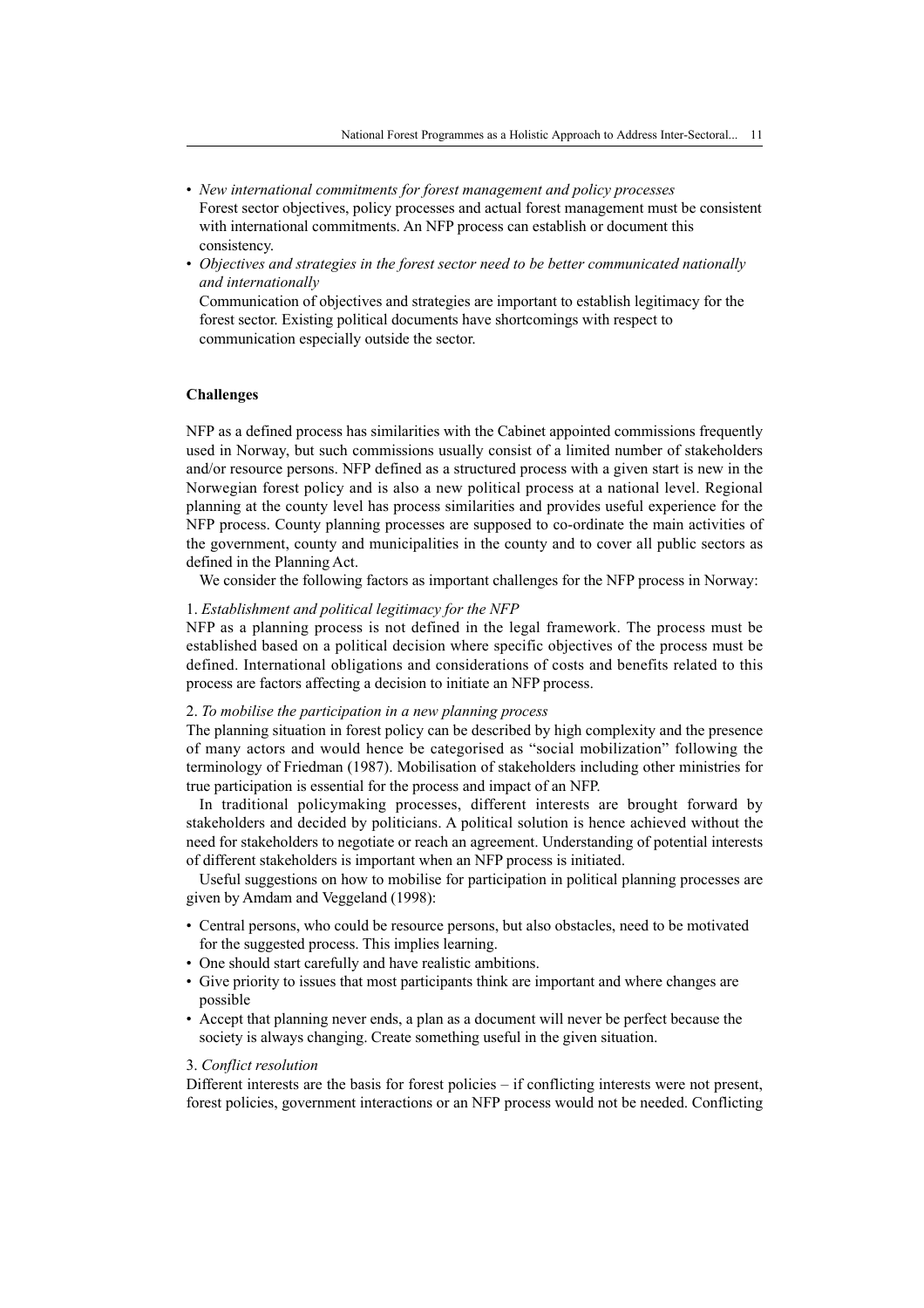- *New international commitments for forest management and policy processes*
  Forest sector objectives, policy processes and actual forest management must be consistent with international commitments. An NFP process can establish or document this consistency.
- *Objectives and strategies in the forest sector need to be better communicated nationally and internationally*
  Communication of objectives and strategies are important to establish legitimacy for the forest sector. Existing political documents have shortcomings with respect to communication especially outside the sector.

**Challenges**

NFP as a defined process has similarities with the Cabinet appointed commissions frequently used in Norway, but such commissions usually consist of a limited number of stakeholders and/or resource persons. NFP defined as a structured process with a given start is new in the Norwegian forest policy and is also a new political process at a national level. Regional planning at the county level has process similarities and provides useful experience for the NFP process. County planning processes are supposed to co-ordinate the main activities of the government, county and municipalities in the county and to cover all public sectors as defined in the Planning Act.

We consider the following factors as important challenges for the NFP process in Norway:

1. *Establishment and political legitimacy for the NFP*

NFP as a planning process is not defined in the legal framework. The process must be established based on a political decision where specific objectives of the process must be defined. International obligations and considerations of costs and benefits related to this process are factors affecting a decision to initiate an NFP process.

2. *To mobilise the participation in a new planning process*

The planning situation in forest policy can be described by high complexity and the presence of many actors and would hence be categorised as "social mobilization" following the terminology of Friedman (1987). Mobilisation of stakeholders including other ministries for true participation is essential for the process and impact of an NFP.

In traditional policymaking processes, different interests are brought forward by stakeholders and decided by politicians. A political solution is hence achieved without the need for stakeholders to negotiate or reach an agreement. Understanding of potential interests of different stakeholders is important when an NFP process is initiated.

Useful suggestions on how to mobilise for participation in political planning processes are given by Amdam and Veggeland (1998):

- Central persons, who could be resource persons, but also obstacles, need to be motivated for the suggested process. This implies learning.
- One should start carefully and have realistic ambitions.
- Give priority to issues that most participants think are important and where changes are possible
- Accept that planning never ends, a plan as a document will never be perfect because the society is always changing. Create something useful in the given situation.

3. *Conflict resolution*

Different interests are the basis for forest policies – if conflicting interests were not present, forest policies, government interactions or an NFP process would not be needed. Conflicting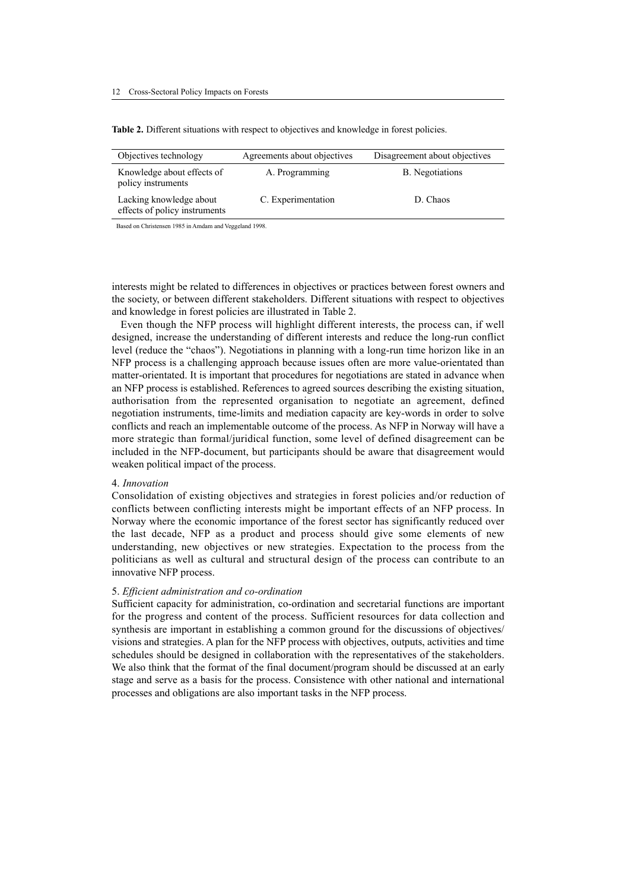**Table 2.** Different situations with respect to objectives and knowledge in forest policies.

| Objectives technology | Agreements about objectives | Disagreement about objectives |
|---|---|---|
| Knowledge about effects of policy instruments | A. Programming | B. Negotiations |
| Lacking knowledge about effects of policy instruments | C. Experimentation | D. Chaos |

Based on Christensen 1985 in Amdam and Veggeland 1998.

interests might be related to differences in objectives or practices between forest owners and the society, or between different stakeholders. Different situations with respect to objectives and knowledge in forest policies are illustrated in Table 2.

Even though the NFP process will highlight different interests, the process can, if well designed, increase the understanding of different interests and reduce the long-run conflict level (reduce the "chaos"). Negotiations in planning with a long-run time horizon like in an NFP process is a challenging approach because issues often are more value-orientated than matter-orientated. It is important that procedures for negotiations are stated in advance when an NFP process is established. References to agreed sources describing the existing situation, authorisation from the represented organisation to negotiate an agreement, defined negotiation instruments, time-limits and mediation capacity are key-words in order to solve conflicts and reach an implementable outcome of the process. As NFP in Norway will have a more strategic than formal/juridical function, some level of defined disagreement can be included in the NFP-document, but participants should be aware that disagreement would weaken political impact of the process.

4. *Innovation*

Consolidation of existing objectives and strategies in forest policies and/or reduction of conflicts between conflicting interests might be important effects of an NFP process. In Norway where the economic importance of the forest sector has significantly reduced over the last decade, NFP as a product and process should give some elements of new understanding, new objectives or new strategies. Expectation to the process from the politicians as well as cultural and structural design of the process can contribute to an innovative NFP process.

5. *Efficient administration and co-ordination*

Sufficient capacity for administration, co-ordination and secretarial functions are important for the progress and content of the process. Sufficient resources for data collection and synthesis are important in establishing a common ground for the discussions of objectives/visions and strategies. A plan for the NFP process with objectives, outputs, activities and time schedules should be designed in collaboration with the representatives of the stakeholders. We also think that the format of the final document/program should be discussed at an early stage and serve as a basis for the process. Consistence with other national and international processes and obligations are also important tasks in the NFP process.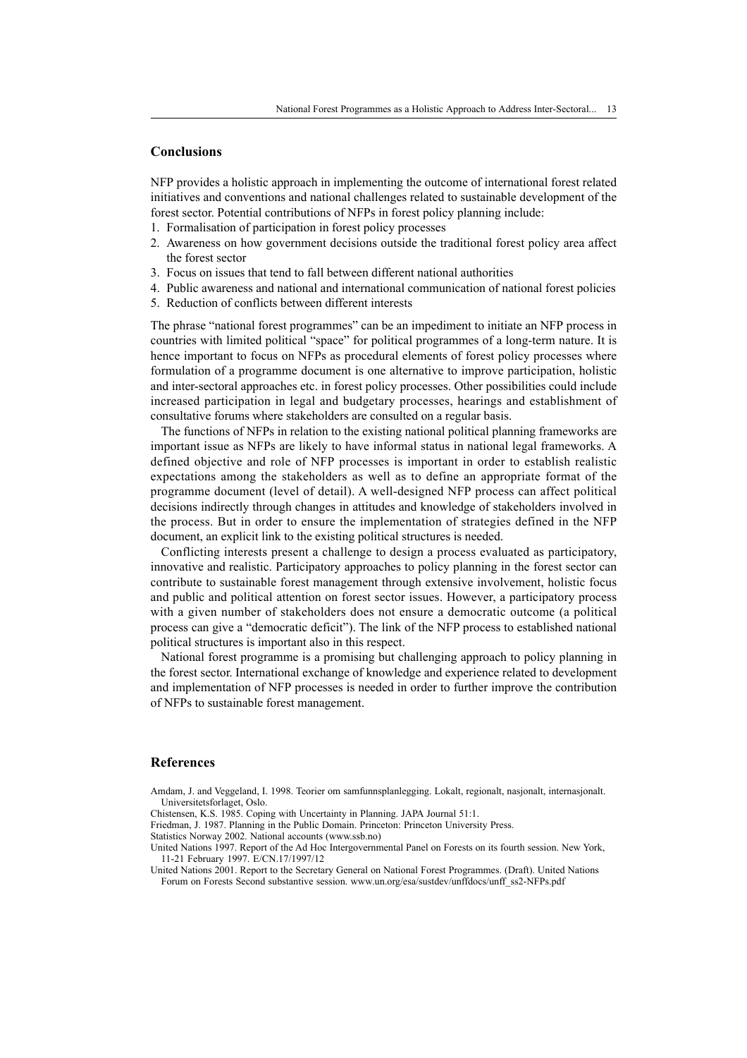## Conclusions

NFP provides a holistic approach in implementing the outcome of international forest related initiatives and conventions and national challenges related to sustainable development of the forest sector. Potential contributions of NFPs in forest policy planning include:

1. Formalisation of participation in forest policy processes
2. Awareness on how government decisions outside the traditional forest policy area affect the forest sector
3. Focus on issues that tend to fall between different national authorities
4. Public awareness and national and international communication of national forest policies
5. Reduction of conflicts between different interests

The phrase "national forest programmes" can be an impediment to initiate an NFP process in countries with limited political "space" for political programmes of a long-term nature. It is hence important to focus on NFPs as procedural elements of forest policy processes where formulation of a programme document is one alternative to improve participation, holistic and inter-sectoral approaches etc. in forest policy processes. Other possibilities could include increased participation in legal and budgetary processes, hearings and establishment of consultative forums where stakeholders are consulted on a regular basis.

The functions of NFPs in relation to the existing national political planning frameworks are important issue as NFPs are likely to have informal status in national legal frameworks. A defined objective and role of NFP processes is important in order to establish realistic expectations among the stakeholders as well as to define an appropriate format of the programme document (level of detail). A well-designed NFP process can affect political decisions indirectly through changes in attitudes and knowledge of stakeholders involved in the process. But in order to ensure the implementation of strategies defined in the NFP document, an explicit link to the existing political structures is needed.

Conflicting interests present a challenge to design a process evaluated as participatory, innovative and realistic. Participatory approaches to policy planning in the forest sector can contribute to sustainable forest management through extensive involvement, holistic focus and public and political attention on forest sector issues. However, a participatory process with a given number of stakeholders does not ensure a democratic outcome (a political process can give a "democratic deficit"). The link of the NFP process to established national political structures is important also in this respect.

National forest programme is a promising but challenging approach to policy planning in the forest sector. International exchange of knowledge and experience related to development and implementation of NFP processes is needed in order to further improve the contribution of NFPs to sustainable forest management.

## References

Amdam, J. and Veggeland, I. 1998. Teorier om samfunnsplanlegging. Lokalt, regionalt, nasjonalt, internasjonalt. Universitetsforlaget, Oslo.

Chistensen, K.S. 1985. Coping with Uncertainty in Planning. JAPA Journal 51:1.

Friedman, J. 1987. Planning in the Public Domain. Princeton: Princeton University Press.

Statistics Norway 2002. National accounts (www.ssb.no)

United Nations 1997. Report of the Ad Hoc Intergovernmental Panel on Forests on its fourth session. New York, 11-21 February 1997. E/CN.17/1997/12

United Nations 2001. Report to the Secretary General on National Forest Programmes. (Draft). United Nations Forum on Forests Second substantive session. www.un.org/esa/sustdev/unffdocs/unff_ss2-NFPs.pdf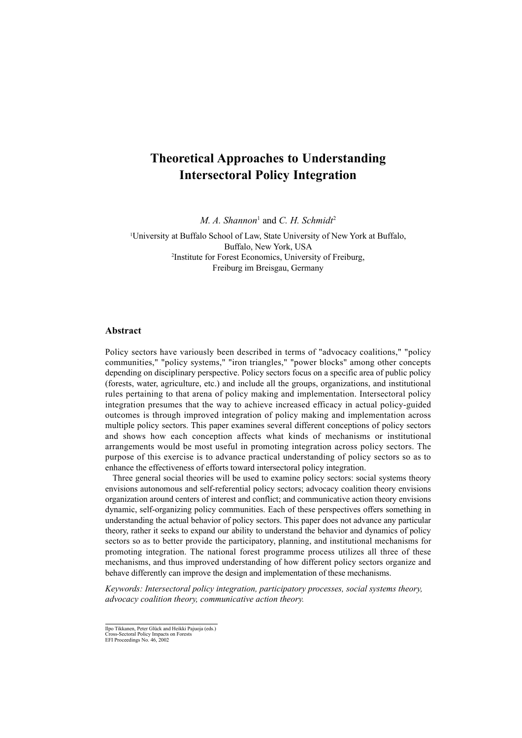# Theoretical Approaches to Understanding Intersectoral Policy Integration

*M. A. Shannon*[1] and *C. H. Schmidt*[2]

[1]University at Buffalo School of Law, State University of New York at Buffalo, Buffalo, New York, USA
[2]Institute for Forest Economics, University of Freiburg, Freiburg im Breisgau, Germany

## Abstract

Policy sectors have variously been described in terms of "advocacy coalitions," "policy communities," "policy systems," "iron triangles," "power blocks" among other concepts depending on disciplinary perspective. Policy sectors focus on a specific area of public policy (forests, water, agriculture, etc.) and include all the groups, organizations, and institutional rules pertaining to that arena of policy making and implementation. Intersectoral policy integration presumes that the way to achieve increased efficacy in actual policy-guided outcomes is through improved integration of policy making and implementation across multiple policy sectors. This paper examines several different conceptions of policy sectors and shows how each conception affects what kinds of mechanisms or institutional arrangements would be most useful in promoting integration across policy sectors. The purpose of this exercise is to advance practical understanding of policy sectors so as to enhance the effectiveness of efforts toward intersectoral policy integration.

Three general social theories will be used to examine policy sectors: social systems theory envisions autonomous and self-referential policy sectors; advocacy coalition theory envisions organization around centers of interest and conflict; and communicative action theory envisions dynamic, self-organizing policy communities. Each of these perspectives offers something in understanding the actual behavior of policy sectors. This paper does not advance any particular theory, rather it seeks to expand our ability to understand the behavior and dynamics of policy sectors so as to better provide the participatory, planning, and institutional mechanisms for promoting integration. The national forest programme process utilizes all three of these mechanisms, and thus improved understanding of how different policy sectors organize and behave differently can improve the design and implementation of these mechanisms.

*Keywords: Intersectoral policy integration, participatory processes, social systems theory, advocacy coalition theory, communicative action theory.*

Ilpo Tikkanen, Peter Glück and Heikki Pajuoja (eds.)
Cross-Sectoral Policy Impacts on Forests
EFI Proceedings No. 46, 2002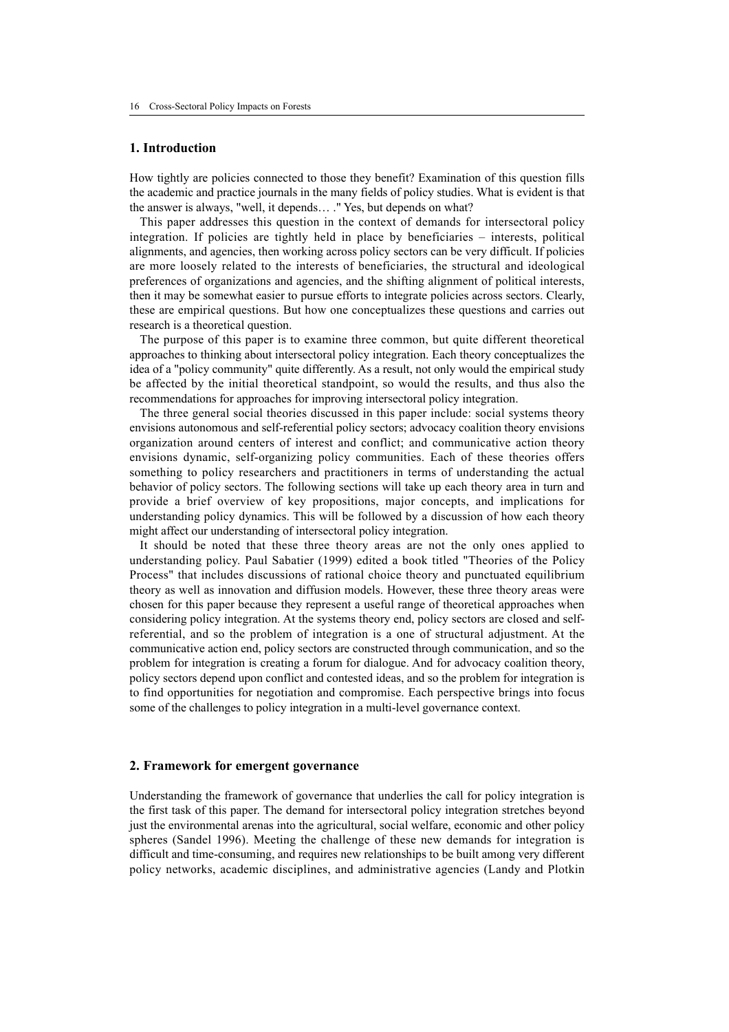## 1. Introduction

How tightly are policies connected to those they benefit? Examination of this question fills the academic and practice journals in the many fields of policy studies. What is evident is that the answer is always, "well, it depends… ." Yes, but depends on what?

This paper addresses this question in the context of demands for intersectoral policy integration. If policies are tightly held in place by beneficiaries – interests, political alignments, and agencies, then working across policy sectors can be very difficult. If policies are more loosely related to the interests of beneficiaries, the structural and ideological preferences of organizations and agencies, and the shifting alignment of political interests, then it may be somewhat easier to pursue efforts to integrate policies across sectors. Clearly, these are empirical questions. But how one conceptualizes these questions and carries out research is a theoretical question.

The purpose of this paper is to examine three common, but quite different theoretical approaches to thinking about intersectoral policy integration. Each theory conceptualizes the idea of a "policy community" quite differently. As a result, not only would the empirical study be affected by the initial theoretical standpoint, so would the results, and thus also the recommendations for approaches for improving intersectoral policy integration.

The three general social theories discussed in this paper include: social systems theory envisions autonomous and self-referential policy sectors; advocacy coalition theory envisions organization around centers of interest and conflict; and communicative action theory envisions dynamic, self-organizing policy communities. Each of these theories offers something to policy researchers and practitioners in terms of understanding the actual behavior of policy sectors. The following sections will take up each theory area in turn and provide a brief overview of key propositions, major concepts, and implications for understanding policy dynamics. This will be followed by a discussion of how each theory might affect our understanding of intersectoral policy integration.

It should be noted that these three theory areas are not the only ones applied to understanding policy. Paul Sabatier (1999) edited a book titled "Theories of the Policy Process" that includes discussions of rational choice theory and punctuated equilibrium theory as well as innovation and diffusion models. However, these three theory areas were chosen for this paper because they represent a useful range of theoretical approaches when considering policy integration. At the systems theory end, policy sectors are closed and self-referential, and so the problem of integration is a one of structural adjustment. At the communicative action end, policy sectors are constructed through communication, and so the problem for integration is creating a forum for dialogue. And for advocacy coalition theory, policy sectors depend upon conflict and contested ideas, and so the problem for integration is to find opportunities for negotiation and compromise. Each perspective brings into focus some of the challenges to policy integration in a multi-level governance context.

## 2. Framework for emergent governance

Understanding the framework of governance that underlies the call for policy integration is the first task of this paper. The demand for intersectoral policy integration stretches beyond just the environmental arenas into the agricultural, social welfare, economic and other policy spheres (Sandel 1996). Meeting the challenge of these new demands for integration is difficult and time-consuming, and requires new relationships to be built among very different policy networks, academic disciplines, and administrative agencies (Landy and Plotkin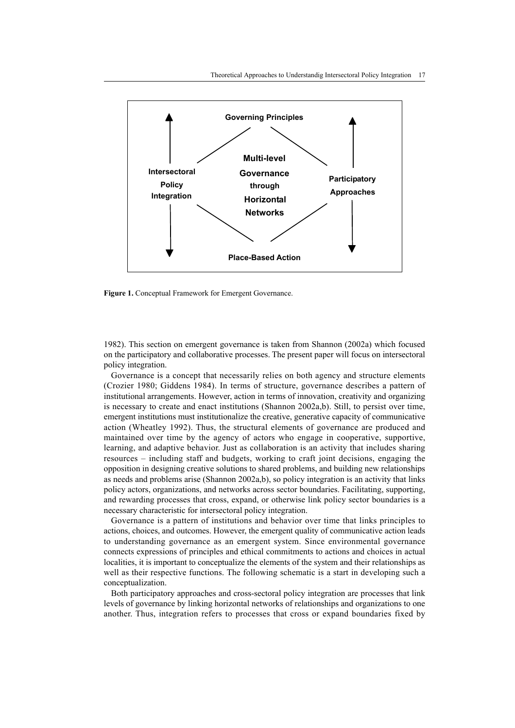Governing Principles

Intersectoral Policy Integration

Multi-level Governance through Horizontal Networks

Participatory Approaches

Place-Based Action

**Figure 1.** Conceptual Framework for Emergent Governance.

1982). This section on emergent governance is taken from Shannon (2002a) which focused on the participatory and collaborative processes. The present paper will focus on intersectoral policy integration.

Governance is a concept that necessarily relies on both agency and structure elements (Crozier 1980; Giddens 1984). In terms of structure, governance describes a pattern of institutional arrangements. However, action in terms of innovation, creativity and organizing is necessary to create and enact institutions (Shannon 2002a,b). Still, to persist over time, emergent institutions must institutionalize the creative, generative capacity of communicative action (Wheatley 1992). Thus, the structural elements of governance are produced and maintained over time by the agency of actors who engage in cooperative, supportive, learning, and adaptive behavior. Just as collaboration is an activity that includes sharing resources – including staff and budgets, working to craft joint decisions, engaging the opposition in designing creative solutions to shared problems, and building new relationships as needs and problems arise (Shannon 2002a,b), so policy integration is an activity that links policy actors, organizations, and networks across sector boundaries. Facilitating, supporting, and rewarding processes that cross, expand, or otherwise link policy sector boundaries is a necessary characteristic for intersectoral policy integration.

Governance is a pattern of institutions and behavior over time that links principles to actions, choices, and outcomes. However, the emergent quality of communicative action leads to understanding governance as an emergent system. Since environmental governance connects expressions of principles and ethical commitments to actions and choices in actual localities, it is important to conceptualize the elements of the system and their relationships as well as their respective functions. The following schematic is a start in developing such a conceptualization.

Both participatory approaches and cross-sectoral policy integration are processes that link levels of governance by linking horizontal networks of relationships and organizations to one another. Thus, integration refers to processes that cross or expand boundaries fixed by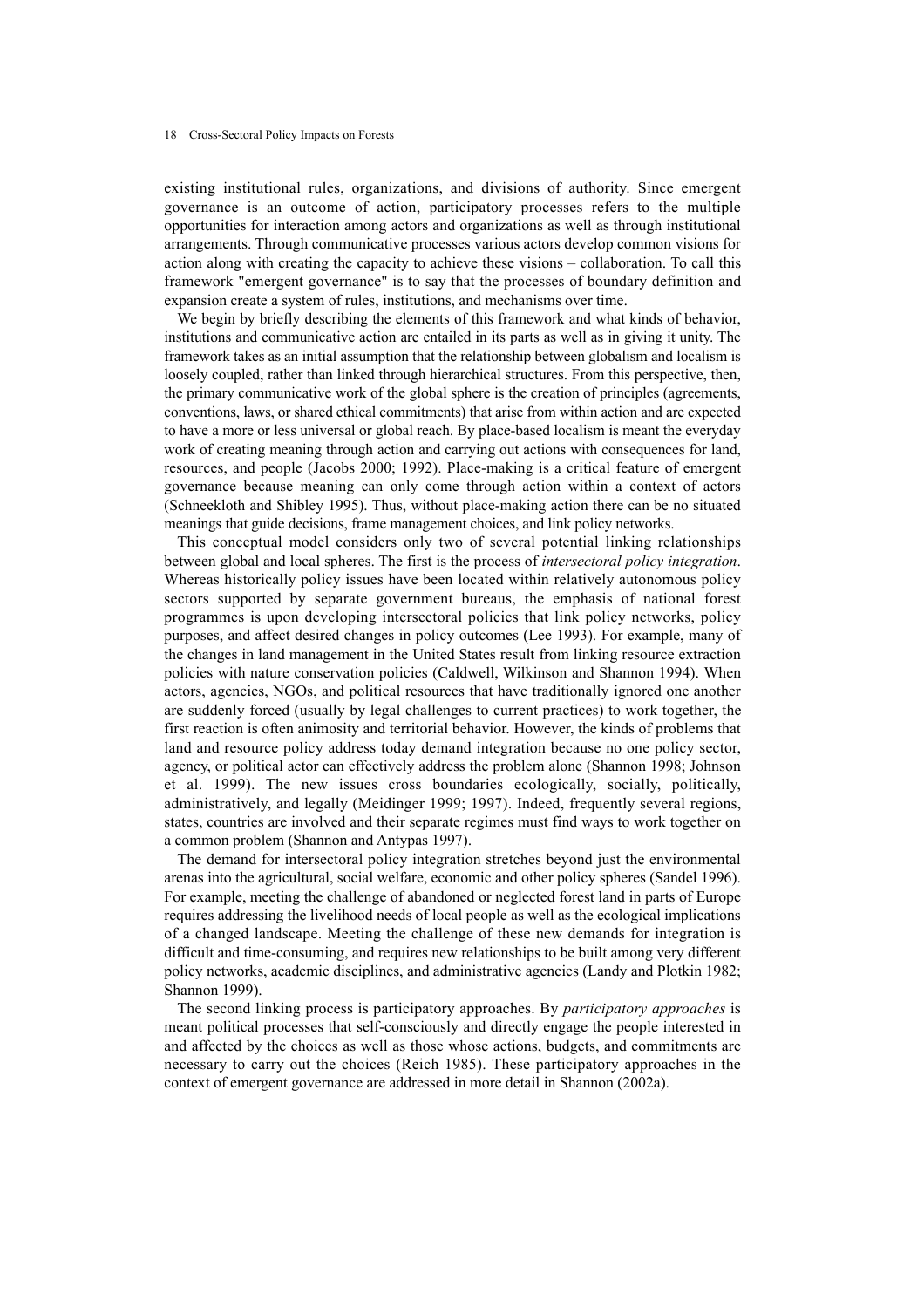existing institutional rules, organizations, and divisions of authority. Since emergent governance is an outcome of action, participatory processes refers to the multiple opportunities for interaction among actors and organizations as well as through institutional arrangements. Through communicative processes various actors develop common visions for action along with creating the capacity to achieve these visions – collaboration. To call this framework "emergent governance" is to say that the processes of boundary definition and expansion create a system of rules, institutions, and mechanisms over time.

We begin by briefly describing the elements of this framework and what kinds of behavior, institutions and communicative action are entailed in its parts as well as in giving it unity. The framework takes as an initial assumption that the relationship between globalism and localism is loosely coupled, rather than linked through hierarchical structures. From this perspective, then, the primary communicative work of the global sphere is the creation of principles (agreements, conventions, laws, or shared ethical commitments) that arise from within action and are expected to have a more or less universal or global reach. By place-based localism is meant the everyday work of creating meaning through action and carrying out actions with consequences for land, resources, and people (Jacobs 2000; 1992). Place-making is a critical feature of emergent governance because meaning can only come through action within a context of actors (Schneekloth and Shibley 1995). Thus, without place-making action there can be no situated meanings that guide decisions, frame management choices, and link policy networks.

This conceptual model considers only two of several potential linking relationships between global and local spheres. The first is the process of *intersectoral policy integration*. Whereas historically policy issues have been located within relatively autonomous policy sectors supported by separate government bureaus, the emphasis of national forest programmes is upon developing intersectoral policies that link policy networks, policy purposes, and affect desired changes in policy outcomes (Lee 1993). For example, many of the changes in land management in the United States result from linking resource extraction policies with nature conservation policies (Caldwell, Wilkinson and Shannon 1994). When actors, agencies, NGOs, and political resources that have traditionally ignored one another are suddenly forced (usually by legal challenges to current practices) to work together, the first reaction is often animosity and territorial behavior. However, the kinds of problems that land and resource policy address today demand integration because no one policy sector, agency, or political actor can effectively address the problem alone (Shannon 1998; Johnson et al. 1999). The new issues cross boundaries ecologically, socially, politically, administratively, and legally (Meidinger 1999; 1997). Indeed, frequently several regions, states, countries are involved and their separate regimes must find ways to work together on a common problem (Shannon and Antypas 1997).

The demand for intersectoral policy integration stretches beyond just the environmental arenas into the agricultural, social welfare, economic and other policy spheres (Sandel 1996). For example, meeting the challenge of abandoned or neglected forest land in parts of Europe requires addressing the livelihood needs of local people as well as the ecological implications of a changed landscape. Meeting the challenge of these new demands for integration is difficult and time-consuming, and requires new relationships to be built among very different policy networks, academic disciplines, and administrative agencies (Landy and Plotkin 1982; Shannon 1999).

The second linking process is participatory approaches. By *participatory approaches* is meant political processes that self-consciously and directly engage the people interested in and affected by the choices as well as those whose actions, budgets, and commitments are necessary to carry out the choices (Reich 1985). These participatory approaches in the context of emergent governance are addressed in more detail in Shannon (2002a).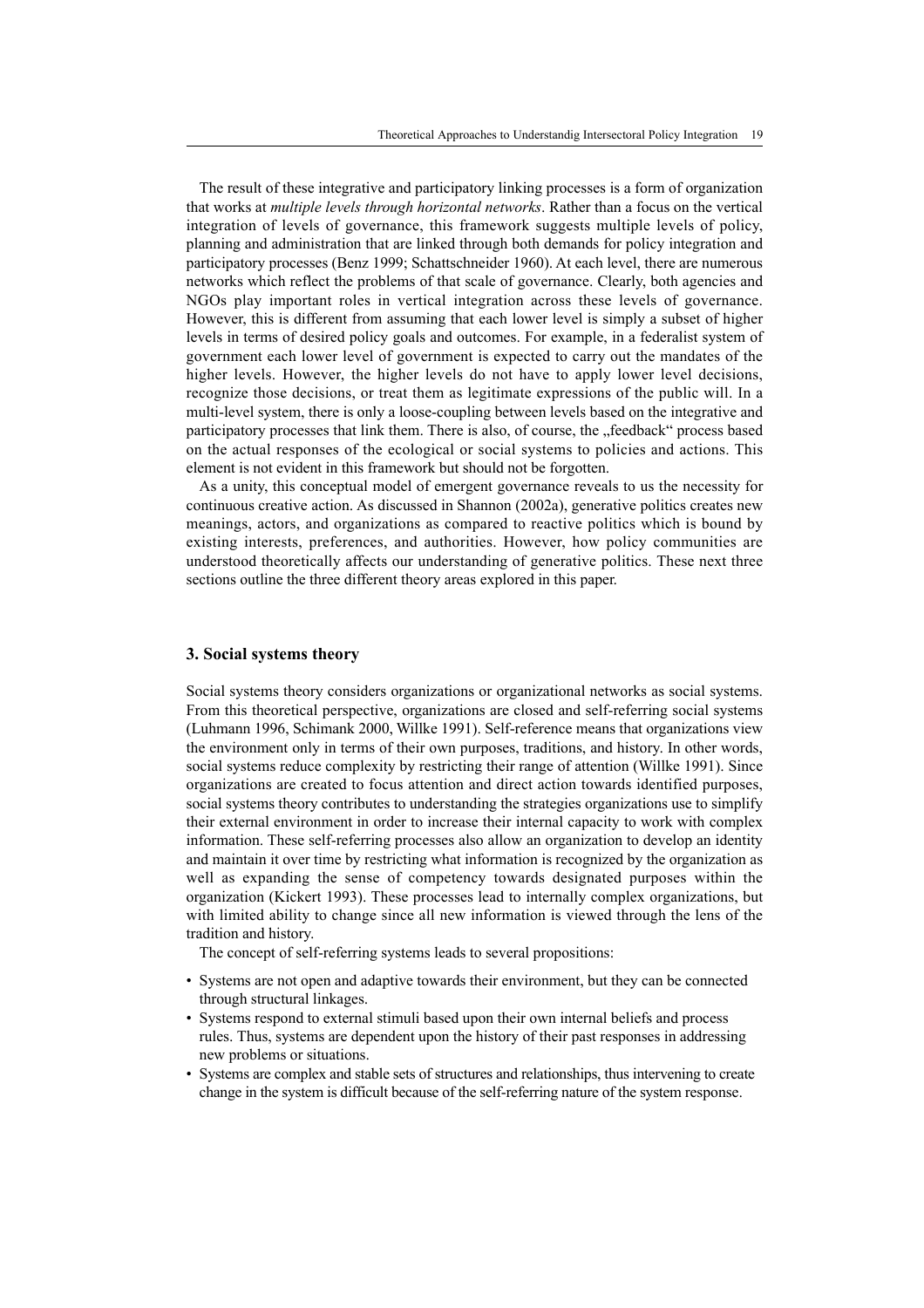The result of these integrative and participatory linking processes is a form of organization that works at *multiple levels through horizontal networks*. Rather than a focus on the vertical integration of levels of governance, this framework suggests multiple levels of policy, planning and administration that are linked through both demands for policy integration and participatory processes (Benz 1999; Schattschneider 1960). At each level, there are numerous networks which reflect the problems of that scale of governance. Clearly, both agencies and NGOs play important roles in vertical integration across these levels of governance. However, this is different from assuming that each lower level is simply a subset of higher levels in terms of desired policy goals and outcomes. For example, in a federalist system of government each lower level of government is expected to carry out the mandates of the higher levels. However, the higher levels do not have to apply lower level decisions, recognize those decisions, or treat them as legitimate expressions of the public will. In a multi-level system, there is only a loose-coupling between levels based on the integrative and participatory processes that link them. There is also, of course, the „feedback" process based on the actual responses of the ecological or social systems to policies and actions. This element is not evident in this framework but should not be forgotten.

As a unity, this conceptual model of emergent governance reveals to us the necessity for continuous creative action. As discussed in Shannon (2002a), generative politics creates new meanings, actors, and organizations as compared to reactive politics which is bound by existing interests, preferences, and authorities. However, how policy communities are understood theoretically affects our understanding of generative politics. These next three sections outline the three different theory areas explored in this paper.

## 3. Social systems theory

Social systems theory considers organizations or organizational networks as social systems. From this theoretical perspective, organizations are closed and self-referring social systems (Luhmann 1996, Schimank 2000, Willke 1991). Self-reference means that organizations view the environment only in terms of their own purposes, traditions, and history. In other words, social systems reduce complexity by restricting their range of attention (Willke 1991). Since organizations are created to focus attention and direct action towards identified purposes, social systems theory contributes to understanding the strategies organizations use to simplify their external environment in order to increase their internal capacity to work with complex information. These self-referring processes also allow an organization to develop an identity and maintain it over time by restricting what information is recognized by the organization as well as expanding the sense of competency towards designated purposes within the organization (Kickert 1993). These processes lead to internally complex organizations, but with limited ability to change since all new information is viewed through the lens of the tradition and history.

The concept of self-referring systems leads to several propositions:

- Systems are not open and adaptive towards their environment, but they can be connected through structural linkages.
- Systems respond to external stimuli based upon their own internal beliefs and process rules. Thus, systems are dependent upon the history of their past responses in addressing new problems or situations.
- Systems are complex and stable sets of structures and relationships, thus intervening to create change in the system is difficult because of the self-referring nature of the system response.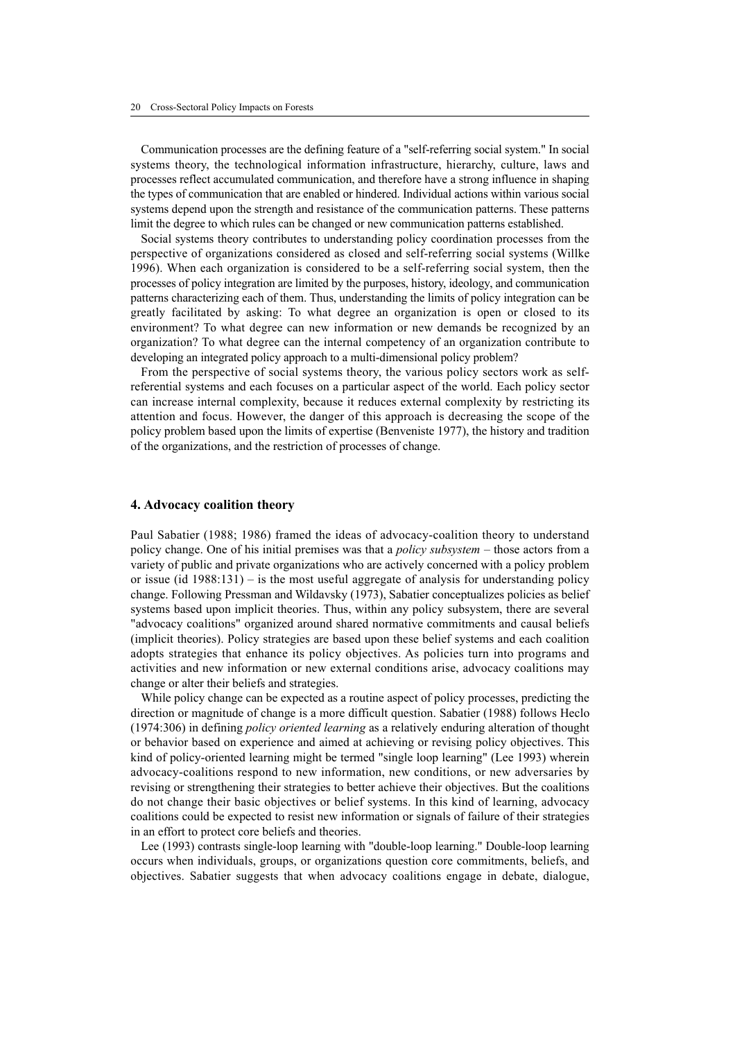Communication processes are the defining feature of a "self-referring social system." In social systems theory, the technological information infrastructure, hierarchy, culture, laws and processes reflect accumulated communication, and therefore have a strong influence in shaping the types of communication that are enabled or hindered. Individual actions within various social systems depend upon the strength and resistance of the communication patterns. These patterns limit the degree to which rules can be changed or new communication patterns established.

Social systems theory contributes to understanding policy coordination processes from the perspective of organizations considered as closed and self-referring social systems (Willke 1996). When each organization is considered to be a self-referring social system, then the processes of policy integration are limited by the purposes, history, ideology, and communication patterns characterizing each of them. Thus, understanding the limits of policy integration can be greatly facilitated by asking: To what degree an organization is open or closed to its environment? To what degree can new information or new demands be recognized by an organization? To what degree can the internal competency of an organization contribute to developing an integrated policy approach to a multi-dimensional policy problem?

From the perspective of social systems theory, the various policy sectors work as self-referential systems and each focuses on a particular aspect of the world. Each policy sector can increase internal complexity, because it reduces external complexity by restricting its attention and focus. However, the danger of this approach is decreasing the scope of the policy problem based upon the limits of expertise (Benveniste 1977), the history and tradition of the organizations, and the restriction of processes of change.

## 4. Advocacy coalition theory

Paul Sabatier (1988; 1986) framed the ideas of advocacy-coalition theory to understand policy change. One of his initial premises was that a *policy subsystem* – those actors from a variety of public and private organizations who are actively concerned with a policy problem or issue (id 1988:131) – is the most useful aggregate of analysis for understanding policy change. Following Pressman and Wildavsky (1973), Sabatier conceptualizes policies as belief systems based upon implicit theories. Thus, within any policy subsystem, there are several "advocacy coalitions" organized around shared normative commitments and causal beliefs (implicit theories). Policy strategies are based upon these belief systems and each coalition adopts strategies that enhance its policy objectives. As policies turn into programs and activities and new information or new external conditions arise, advocacy coalitions may change or alter their beliefs and strategies.

While policy change can be expected as a routine aspect of policy processes, predicting the direction or magnitude of change is a more difficult question. Sabatier (1988) follows Heclo (1974:306) in defining *policy oriented learning* as a relatively enduring alteration of thought or behavior based on experience and aimed at achieving or revising policy objectives. This kind of policy-oriented learning might be termed "single loop learning" (Lee 1993) wherein advocacy-coalitions respond to new information, new conditions, or new adversaries by revising or strengthening their strategies to better achieve their objectives. But the coalitions do not change their basic objectives or belief systems. In this kind of learning, advocacy coalitions could be expected to resist new information or signals of failure of their strategies in an effort to protect core beliefs and theories.

Lee (1993) contrasts single-loop learning with "double-loop learning." Double-loop learning occurs when individuals, groups, or organizations question core commitments, beliefs, and objectives. Sabatier suggests that when advocacy coalitions engage in debate, dialogue,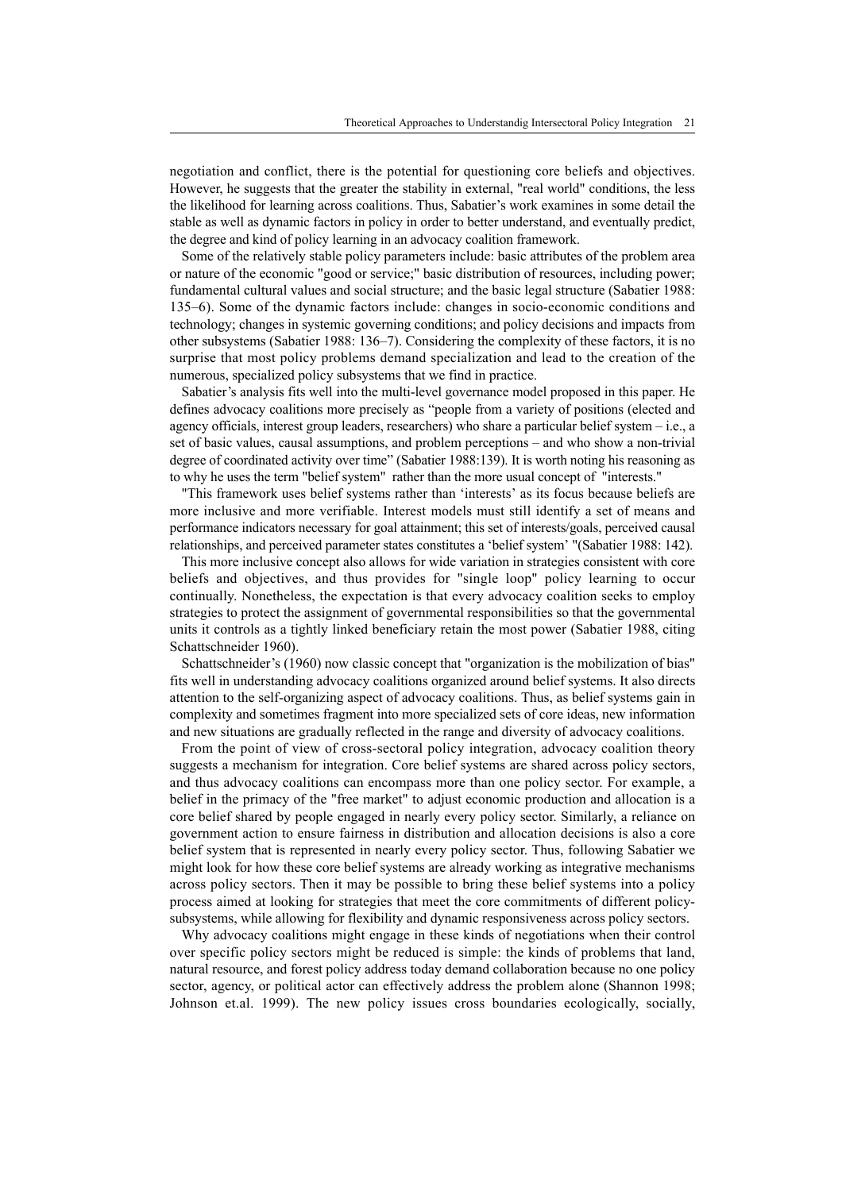negotiation and conflict, there is the potential for questioning core beliefs and objectives. However, he suggests that the greater the stability in external, "real world" conditions, the less the likelihood for learning across coalitions. Thus, Sabatier's work examines in some detail the stable as well as dynamic factors in policy in order to better understand, and eventually predict, the degree and kind of policy learning in an advocacy coalition framework.

Some of the relatively stable policy parameters include: basic attributes of the problem area or nature of the economic "good or service;" basic distribution of resources, including power; fundamental cultural values and social structure; and the basic legal structure (Sabatier 1988: 135–6). Some of the dynamic factors include: changes in socio-economic conditions and technology; changes in systemic governing conditions; and policy decisions and impacts from other subsystems (Sabatier 1988: 136–7). Considering the complexity of these factors, it is no surprise that most policy problems demand specialization and lead to the creation of the numerous, specialized policy subsystems that we find in practice.

Sabatier's analysis fits well into the multi-level governance model proposed in this paper. He defines advocacy coalitions more precisely as "people from a variety of positions (elected and agency officials, interest group leaders, researchers) who share a particular belief system – i.e., a set of basic values, causal assumptions, and problem perceptions – and who show a non-trivial degree of coordinated activity over time" (Sabatier 1988:139). It is worth noting his reasoning as to why he uses the term "belief system" rather than the more usual concept of "interests."

"This framework uses belief systems rather than 'interests' as its focus because beliefs are more inclusive and more verifiable. Interest models must still identify a set of means and performance indicators necessary for goal attainment; this set of interests/goals, perceived causal relationships, and perceived parameter states constitutes a 'belief system' "(Sabatier 1988: 142).

This more inclusive concept also allows for wide variation in strategies consistent with core beliefs and objectives, and thus provides for "single loop" policy learning to occur continually. Nonetheless, the expectation is that every advocacy coalition seeks to employ strategies to protect the assignment of governmental responsibilities so that the governmental units it controls as a tightly linked beneficiary retain the most power (Sabatier 1988, citing Schattschneider 1960).

Schattschneider's (1960) now classic concept that "organization is the mobilization of bias" fits well in understanding advocacy coalitions organized around belief systems. It also directs attention to the self-organizing aspect of advocacy coalitions. Thus, as belief systems gain in complexity and sometimes fragment into more specialized sets of core ideas, new information and new situations are gradually reflected in the range and diversity of advocacy coalitions.

From the point of view of cross-sectoral policy integration, advocacy coalition theory suggests a mechanism for integration. Core belief systems are shared across policy sectors, and thus advocacy coalitions can encompass more than one policy sector. For example, a belief in the primacy of the "free market" to adjust economic production and allocation is a core belief shared by people engaged in nearly every policy sector. Similarly, a reliance on government action to ensure fairness in distribution and allocation decisions is also a core belief system that is represented in nearly every policy sector. Thus, following Sabatier we might look for how these core belief systems are already working as integrative mechanisms across policy sectors. Then it may be possible to bring these belief systems into a policy process aimed at looking for strategies that meet the core commitments of different policy-subsystems, while allowing for flexibility and dynamic responsiveness across policy sectors.

Why advocacy coalitions might engage in these kinds of negotiations when their control over specific policy sectors might be reduced is simple: the kinds of problems that land, natural resource, and forest policy address today demand collaboration because no one policy sector, agency, or political actor can effectively address the problem alone (Shannon 1998; Johnson et.al. 1999). The new policy issues cross boundaries ecologically, socially,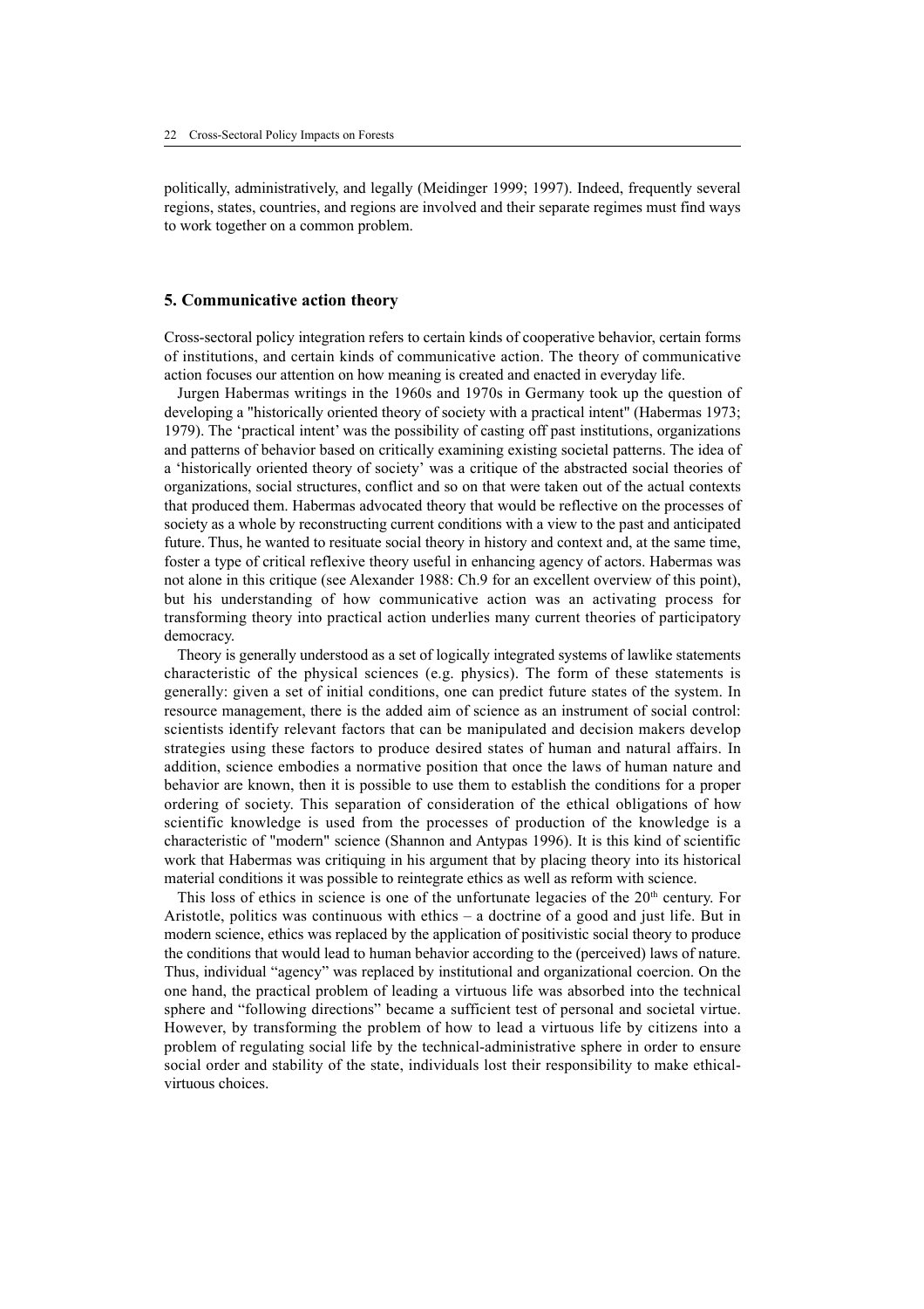politically, administratively, and legally (Meidinger 1999; 1997). Indeed, frequently several regions, states, countries, and regions are involved and their separate regimes must find ways to work together on a common problem.

## 5. Communicative action theory

Cross-sectoral policy integration refers to certain kinds of cooperative behavior, certain forms of institutions, and certain kinds of communicative action. The theory of communicative action focuses our attention on how meaning is created and enacted in everyday life.

Jurgen Habermas writings in the 1960s and 1970s in Germany took up the question of developing a "historically oriented theory of society with a practical intent" (Habermas 1973; 1979). The 'practical intent' was the possibility of casting off past institutions, organizations and patterns of behavior based on critically examining existing societal patterns. The idea of a 'historically oriented theory of society' was a critique of the abstracted social theories of organizations, social structures, conflict and so on that were taken out of the actual contexts that produced them. Habermas advocated theory that would be reflective on the processes of society as a whole by reconstructing current conditions with a view to the past and anticipated future. Thus, he wanted to resituate social theory in history and context and, at the same time, foster a type of critical reflexive theory useful in enhancing agency of actors. Habermas was not alone in this critique (see Alexander 1988: Ch.9 for an excellent overview of this point), but his understanding of how communicative action was an activating process for transforming theory into practical action underlies many current theories of participatory democracy.

Theory is generally understood as a set of logically integrated systems of lawlike statements characteristic of the physical sciences (e.g. physics). The form of these statements is generally: given a set of initial conditions, one can predict future states of the system. In resource management, there is the added aim of science as an instrument of social control: scientists identify relevant factors that can be manipulated and decision makers develop strategies using these factors to produce desired states of human and natural affairs. In addition, science embodies a normative position that once the laws of human nature and behavior are known, then it is possible to use them to establish the conditions for a proper ordering of society. This separation of consideration of the ethical obligations of how scientific knowledge is used from the processes of production of the knowledge is a characteristic of "modern" science (Shannon and Antypas 1996). It is this kind of scientific work that Habermas was critiquing in his argument that by placing theory into its historical material conditions it was possible to reintegrate ethics as well as reform with science.

This loss of ethics in science is one of the unfortunate legacies of the 20[th] century. For Aristotle, politics was continuous with ethics – a doctrine of a good and just life. But in modern science, ethics was replaced by the application of positivistic social theory to produce the conditions that would lead to human behavior according to the (perceived) laws of nature. Thus, individual "agency" was replaced by institutional and organizational coercion. On the one hand, the practical problem of leading a virtuous life was absorbed into the technical sphere and "following directions" became a sufficient test of personal and societal virtue. However, by transforming the problem of how to lead a virtuous life by citizens into a problem of regulating social life by the technical-administrative sphere in order to ensure social order and stability of the state, individuals lost their responsibility to make ethical-virtuous choices.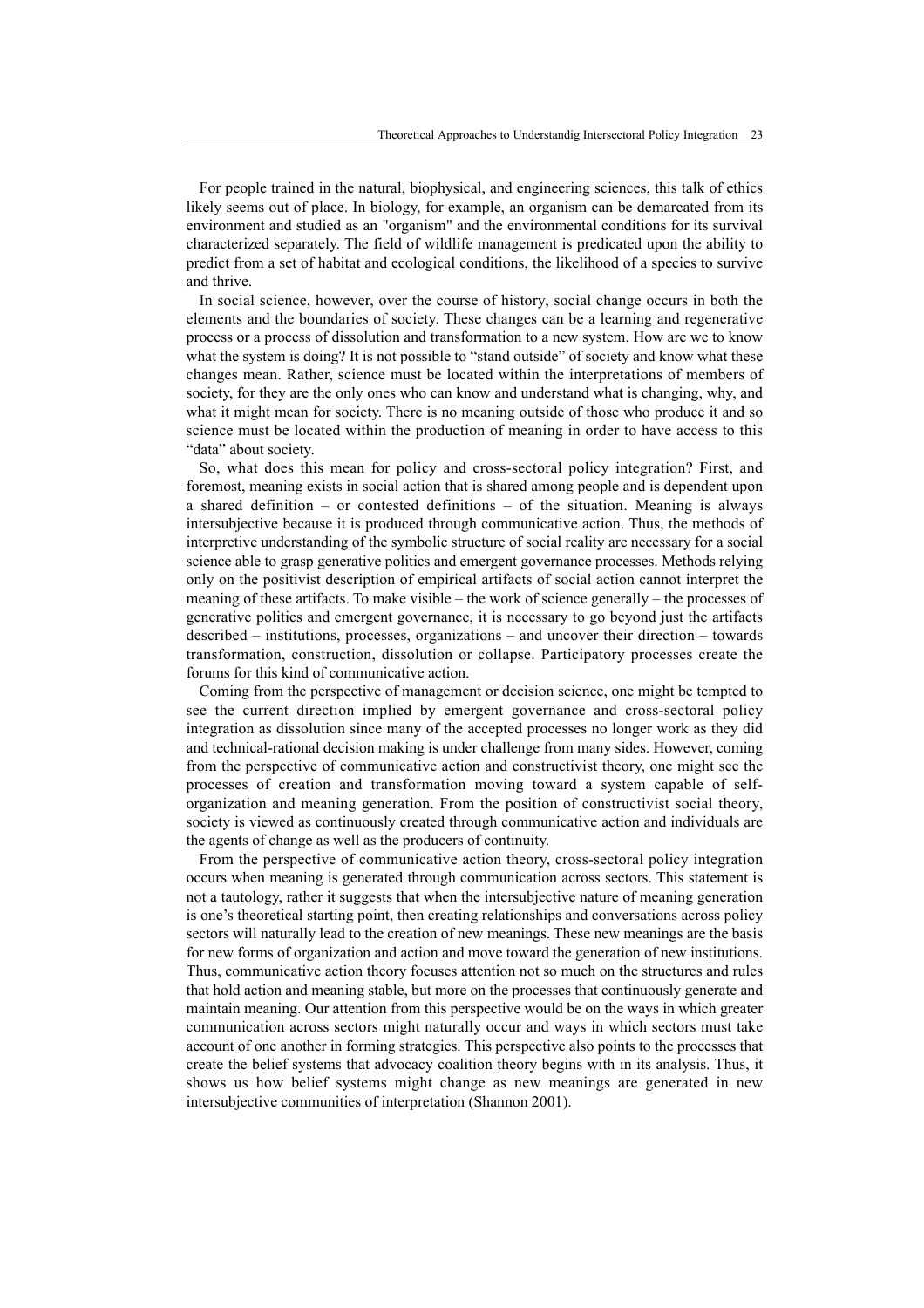For people trained in the natural, biophysical, and engineering sciences, this talk of ethics likely seems out of place. In biology, for example, an organism can be demarcated from its environment and studied as an "organism" and the environmental conditions for its survival characterized separately. The field of wildlife management is predicated upon the ability to predict from a set of habitat and ecological conditions, the likelihood of a species to survive and thrive.

In social science, however, over the course of history, social change occurs in both the elements and the boundaries of society. These changes can be a learning and regenerative process or a process of dissolution and transformation to a new system. How are we to know what the system is doing? It is not possible to "stand outside" of society and know what these changes mean. Rather, science must be located within the interpretations of members of society, for they are the only ones who can know and understand what is changing, why, and what it might mean for society. There is no meaning outside of those who produce it and so science must be located within the production of meaning in order to have access to this "data" about society.

So, what does this mean for policy and cross-sectoral policy integration? First, and foremost, meaning exists in social action that is shared among people and is dependent upon a shared definition – or contested definitions – of the situation. Meaning is always intersubjective because it is produced through communicative action. Thus, the methods of interpretive understanding of the symbolic structure of social reality are necessary for a social science able to grasp generative politics and emergent governance processes. Methods relying only on the positivist description of empirical artifacts of social action cannot interpret the meaning of these artifacts. To make visible – the work of science generally – the processes of generative politics and emergent governance, it is necessary to go beyond just the artifacts described – institutions, processes, organizations – and uncover their direction – towards transformation, construction, dissolution or collapse. Participatory processes create the forums for this kind of communicative action.

Coming from the perspective of management or decision science, one might be tempted to see the current direction implied by emergent governance and cross-sectoral policy integration as dissolution since many of the accepted processes no longer work as they did and technical-rational decision making is under challenge from many sides. However, coming from the perspective of communicative action and constructivist theory, one might see the processes of creation and transformation moving toward a system capable of self-organization and meaning generation. From the position of constructivist social theory, society is viewed as continuously created through communicative action and individuals are the agents of change as well as the producers of continuity.

From the perspective of communicative action theory, cross-sectoral policy integration occurs when meaning is generated through communication across sectors. This statement is not a tautology, rather it suggests that when the intersubjective nature of meaning generation is one's theoretical starting point, then creating relationships and conversations across policy sectors will naturally lead to the creation of new meanings. These new meanings are the basis for new forms of organization and action and move toward the generation of new institutions. Thus, communicative action theory focuses attention not so much on the structures and rules that hold action and meaning stable, but more on the processes that continuously generate and maintain meaning. Our attention from this perspective would be on the ways in which greater communication across sectors might naturally occur and ways in which sectors must take account of one another in forming strategies. This perspective also points to the processes that create the belief systems that advocacy coalition theory begins with in its analysis. Thus, it shows us how belief systems might change as new meanings are generated in new intersubjective communities of interpretation (Shannon 2001).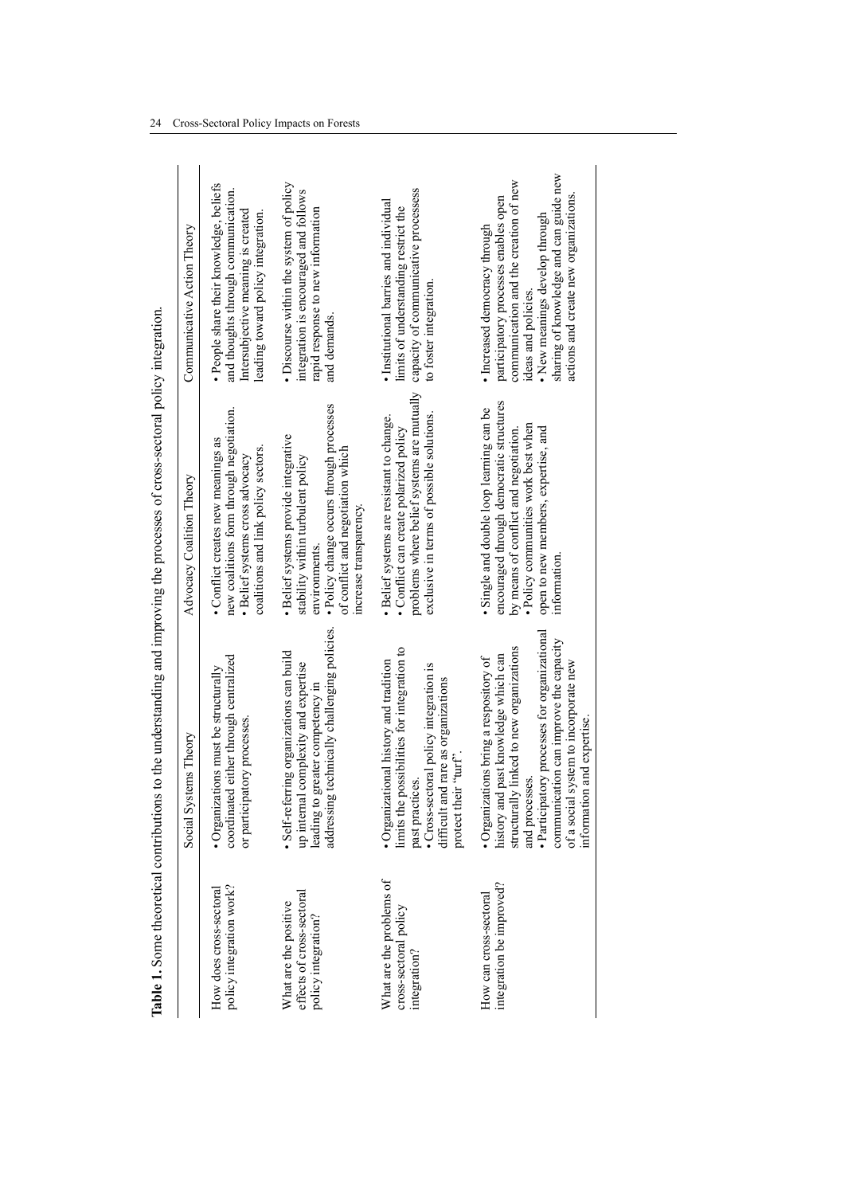**Table 1.** Some theoretical contributions to the understanding and improving the processes of cross-sectoral policy integration.

| | Social Systems Theory | Advocacy Coalition Theory | Communicative Action Theory |
|---|---|---|---|
| How does cross-sectoral policy integration work? | • Organizations must be structurally coordinated either through centralized or participatory processes. | • Conflict creates new meanings as new coalitions form through negotiation. • Belief systems cross advocacy coalitions and link policy sectors. | • People share their knowledge, beliefs and thoughts through communication. Intersubjective meaning is created leading toward policy integration. |
| What are the positive effects of cross-sectoral policy integration? | • Self-referring organizations can build up internal complexity and expertise leading to greater competency in addressing technically challenging policies. | • Belief systems provide integrative stability within turbulent policy environments. • Policy change occurs through processes of conflict and negotiation which increase transparency. | • Discourse within the system of policy integration is encouraged and follows rapid response to new information and demands. |
| What are the problems of cross-sectoral policy integration? | • Organizational history and tradition limits the possibilities for integration to past practices. • Cross-sectoral policy integration is difficult and rare as organizations protect their "turf". | • Belief systems are resistant to change. • Conflict can create polarized policy problems where belief systems are mutually exclusive in terms of possible solutions. | • Institutional barries and individual limits of understanding restrict the capacity of communicative processess to foster integration. |
| How can cross-sectoral integration be improved? | • Organizations bring a respository of history and past knowledge which can structurally linked to new organizations and processes. • Participatory processes for organizational communication can improve the capacity of a social system to incorporate new information and expertise. | • Single and double loop learning can be encouraged through democratic structures by means of conflict and negotiation. • Policy communities work best when open to new members, expertise, and information. | • Increased democracy through participatory processes enables open communication and the creation of new ideas and policies. • New meanings develop through sharing of knowledge and can guide new actions and create new organizations. |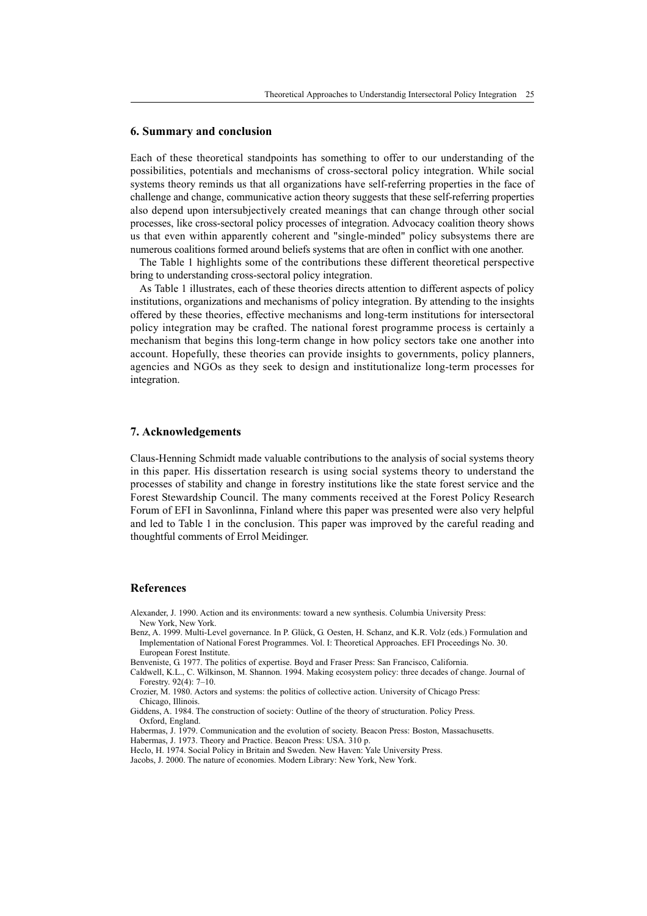## 6. Summary and conclusion

Each of these theoretical standpoints has something to offer to our understanding of the possibilities, potentials and mechanisms of cross-sectoral policy integration. While social systems theory reminds us that all organizations have self-referring properties in the face of challenge and change, communicative action theory suggests that these self-referring properties also depend upon intersubjectively created meanings that can change through other social processes, like cross-sectoral policy processes of integration. Advocacy coalition theory shows us that even within apparently coherent and "single-minded" policy subsystems there are numerous coalitions formed around beliefs systems that are often in conflict with one another.

The Table 1 highlights some of the contributions these different theoretical perspective bring to understanding cross-sectoral policy integration.

As Table 1 illustrates, each of these theories directs attention to different aspects of policy institutions, organizations and mechanisms of policy integration. By attending to the insights offered by these theories, effective mechanisms and long-term institutions for intersectoral policy integration may be crafted. The national forest programme process is certainly a mechanism that begins this long-term change in how policy sectors take one another into account. Hopefully, these theories can provide insights to governments, policy planners, agencies and NGOs as they seek to design and institutionalize long-term processes for integration.

## 7. Acknowledgements

Claus-Henning Schmidt made valuable contributions to the analysis of social systems theory in this paper. His dissertation research is using social systems theory to understand the processes of stability and change in forestry institutions like the state forest service and the Forest Stewardship Council. The many comments received at the Forest Policy Research Forum of EFI in Savonlinna, Finland where this paper was presented were also very helpful and led to Table 1 in the conclusion. This paper was improved by the careful reading and thoughtful comments of Errol Meidinger.

## References

Alexander, J. 1990. Action and its environments: toward a new synthesis. Columbia University Press: New York, New York.

Benz, A. 1999. Multi-Level governance. In P. Glück, G. Oesten, H. Schanz, and K.R. Volz (eds.) Formulation and Implementation of National Forest Programmes. Vol. I: Theoretical Approaches. EFI Proceedings No. 30. European Forest Institute.

Benveniste, G. 1977. The politics of expertise. Boyd and Fraser Press: San Francisco, California.

Caldwell, K.L., C. Wilkinson, M. Shannon. 1994. Making ecosystem policy: three decades of change. Journal of Forestry. 92(4): 7–10.

Crozier, M. 1980. Actors and systems: the politics of collective action. University of Chicago Press: Chicago, Illinois.

Giddens, A. 1984. The construction of society: Outline of the theory of structuration. Policy Press. Oxford, England.

Habermas, J. 1979. Communication and the evolution of society. Beacon Press: Boston, Massachusetts.

Habermas, J. 1973. Theory and Practice. Beacon Press: USA. 310 p.

Heclo, H. 1974. Social Policy in Britain and Sweden. New Haven: Yale University Press.

Jacobs, J. 2000. The nature of economies. Modern Library: New York, New York.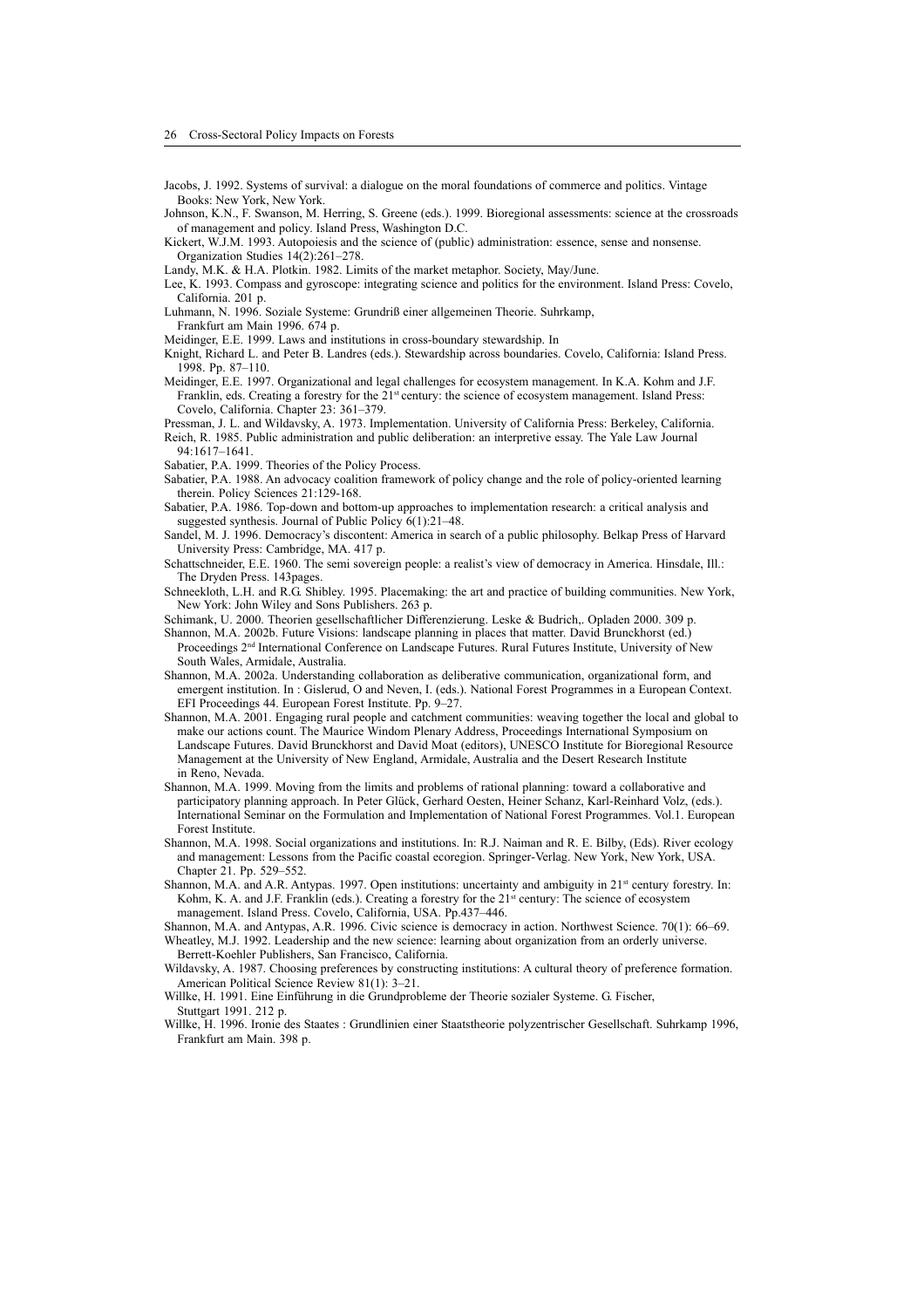Jacobs, J. 1992. Systems of survival: a dialogue on the moral foundations of commerce and politics. Vintage Books: New York, New York.

Johnson, K.N., F. Swanson, M. Herring, S. Greene (eds.). 1999. Bioregional assessments: science at the crossroads of management and policy. Island Press, Washington D.C.

Kickert, W.J.M. 1993. Autopoiesis and the science of (public) administration: essence, sense and nonsense. Organization Studies 14(2):261–278.

Landy, M.K. & H.A. Plotkin. 1982. Limits of the market metaphor. Society, May/June.

Lee, K. 1993. Compass and gyroscope: integrating science and politics for the environment. Island Press: Covelo, California. 201 p.

Luhmann, N. 1996. Soziale Systeme: Grundriß einer allgemeinen Theorie. Suhrkamp, Frankfurt am Main 1996. 674 p.

Meidinger, E.E. 1999. Laws and institutions in cross-boundary stewardship. In

Knight, Richard L. and Peter B. Landres (eds.). Stewardship across boundaries. Covelo, California: Island Press. 1998. Pp. 87–110.

Meidinger, E.E. 1997. Organizational and legal challenges for ecosystem management. In K.A. Kohm and J.F. Franklin, eds. Creating a forestry for the 21st century: the science of ecosystem management. Island Press: Covelo, California. Chapter 23: 361–379.

Pressman, J. L. and Wildavsky, A. 1973. Implementation. University of California Press: Berkeley, California.

Reich, R. 1985. Public administration and public deliberation: an interpretive essay. The Yale Law Journal 94:1617–1641.

Sabatier, P.A. 1999. Theories of the Policy Process.

Sabatier, P.A. 1988. An advocacy coalition framework of policy change and the role of policy-oriented learning therein. Policy Sciences 21:129-168.

Sabatier, P.A. 1986. Top-down and bottom-up approaches to implementation research: a critical analysis and suggested synthesis. Journal of Public Policy 6(1):21–48.

Sandel, M. J. 1996. Democracy's discontent: America in search of a public philosophy. Belkap Press of Harvard University Press: Cambridge, MA. 417 p.

Schattschneider, E.E. 1960. The semi sovereign people: a realist's view of democracy in America. Hinsdale, Ill.: The Dryden Press. 143pages.

Schneekloth, L.H. and R.G. Shibley. 1995. Placemaking: the art and practice of building communities. New York, New York: John Wiley and Sons Publishers. 263 p.

Schimank, U. 2000. Theorien gesellschaftlicher Differenzierung. Leske & Budrich,. Opladen 2000. 309 p.

Shannon, M.A. 2002b. Future Visions: landscape planning in places that matter. David Brunckhorst (ed.) Proceedings 2nd International Conference on Landscape Futures. Rural Futures Institute, University of New South Wales, Armidale, Australia.

Shannon, M.A. 2002a. Understanding collaboration as deliberative communication, organizational form, and emergent institution. In : Gislerud, O and Neven, I. (eds.). National Forest Programmes in a European Context. EFI Proceedings 44. European Forest Institute. Pp. 9–27.

Shannon, M.A. 2001. Engaging rural people and catchment communities: weaving together the local and global to make our actions count. The Maurice Windom Plenary Address, Proceedings International Symposium on Landscape Futures. David Brunckhorst and David Moat (editors), UNESCO Institute for Bioregional Resource Management at the University of New England, Armidale, Australia and the Desert Research Institute in Reno, Nevada.

Shannon, M.A. 1999. Moving from the limits and problems of rational planning: toward a collaborative and participatory planning approach. In Peter Glück, Gerhard Oesten, Heiner Schanz, Karl-Reinhard Volz, (eds.). International Seminar on the Formulation and Implementation of National Forest Programmes. Vol.1. European Forest Institute.

Shannon, M.A. 1998. Social organizations and institutions. In: R.J. Naiman and R. E. Bilby, (Eds). River ecology and management: Lessons from the Pacific coastal ecoregion. Springer-Verlag. New York, New York, USA. Chapter 21. Pp. 529–552.

Shannon, M.A. and A.R. Antypas. 1997. Open institutions: uncertainty and ambiguity in 21st century forestry. In: Kohm, K. A. and J.F. Franklin (eds.). Creating a forestry for the 21st century: The science of ecosystem management. Island Press. Covelo, California, USA. Pp.437–446.

Shannon, M.A. and Antypas, A.R. 1996. Civic science is democracy in action. Northwest Science. 70(1): 66–69.

Wheatley, M.J. 1992. Leadership and the new science: learning about organization from an orderly universe. Berrett-Koehler Publishers, San Francisco, California.

Wildavsky, A. 1987. Choosing preferences by constructing institutions: A cultural theory of preference formation. American Political Science Review 81(1): 3–21.

Willke, H. 1991. Eine Einführung in die Grundprobleme der Theorie sozialer Systeme. G. Fischer, Stuttgart 1991. 212 p.

Willke, H. 1996. Ironie des Staates : Grundlinien einer Staatstheorie polyzentrischer Gesellschaft. Suhrkamp 1996, Frankfurt am Main. 398 p.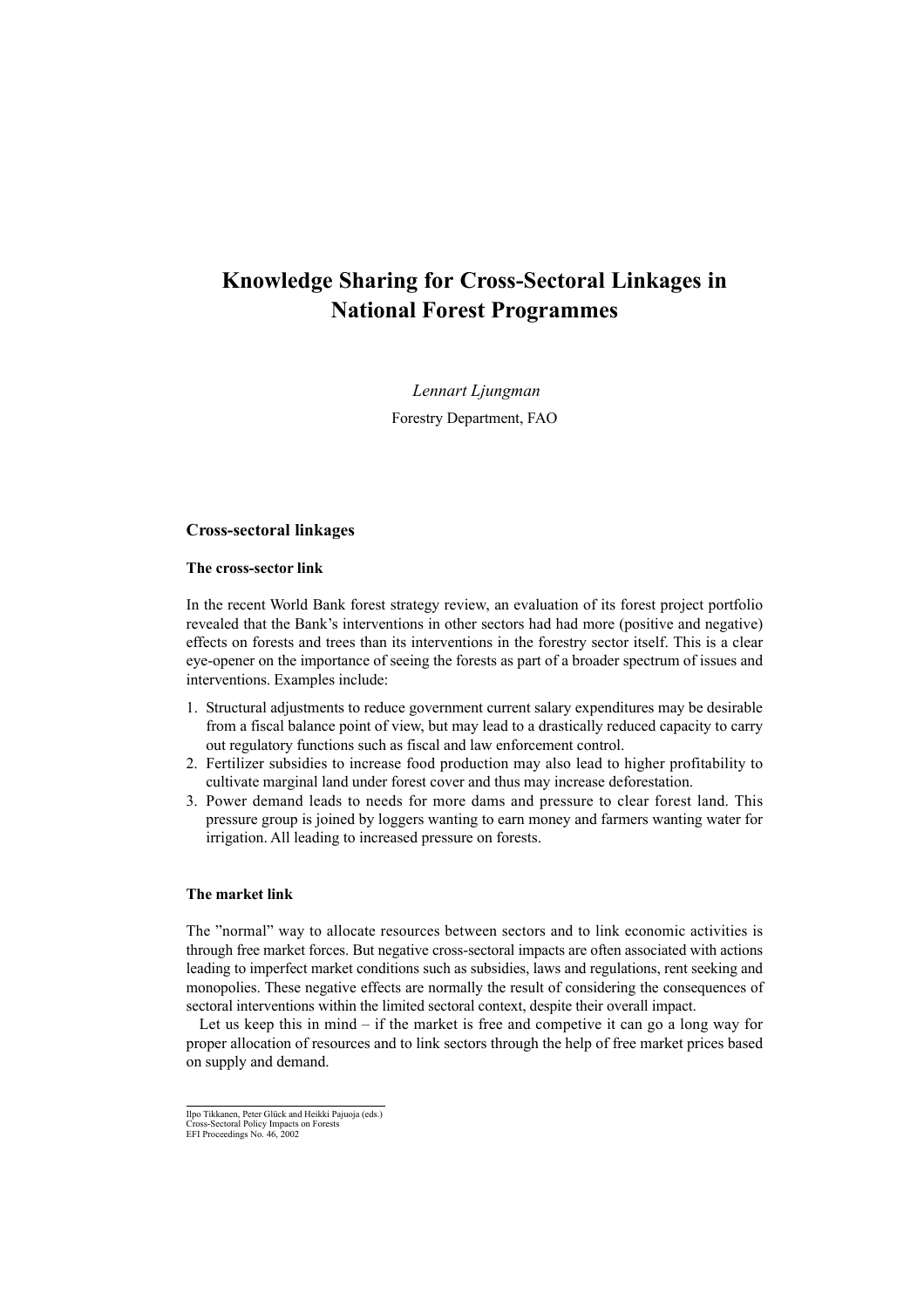# Knowledge Sharing for Cross-Sectoral Linkages in National Forest Programmes

*Lennart Ljungman*

Forestry Department, FAO

## Cross-sectoral linkages

### The cross-sector link

In the recent World Bank forest strategy review, an evaluation of its forest project portfolio revealed that the Bank's interventions in other sectors had had more (positive and negative) effects on forests and trees than its interventions in the forestry sector itself. This is a clear eye-opener on the importance of seeing the forests as part of a broader spectrum of issues and interventions. Examples include:

1. Structural adjustments to reduce government current salary expenditures may be desirable from a fiscal balance point of view, but may lead to a drastically reduced capacity to carry out regulatory functions such as fiscal and law enforcement control.
2. Fertilizer subsidies to increase food production may also lead to higher profitability to cultivate marginal land under forest cover and thus may increase deforestation.
3. Power demand leads to needs for more dams and pressure to clear forest land. This pressure group is joined by loggers wanting to earn money and farmers wanting water for irrigation. All leading to increased pressure on forests.

### The market link

The "normal" way to allocate resources between sectors and to link economic activities is through free market forces. But negative cross-sectoral impacts are often associated with actions leading to imperfect market conditions such as subsidies, laws and regulations, rent seeking and monopolies. These negative effects are normally the result of considering the consequences of sectoral interventions within the limited sectoral context, despite their overall impact.

Let us keep this in mind – if the market is free and competive it can go a long way for proper allocation of resources and to link sectors through the help of free market prices based on supply and demand.

Ilpo Tikkanen, Peter Glück and Heikki Pajuoja (eds.)
Cross-Sectoral Policy Impacts on Forests
EFI Proceedings No. 46, 2002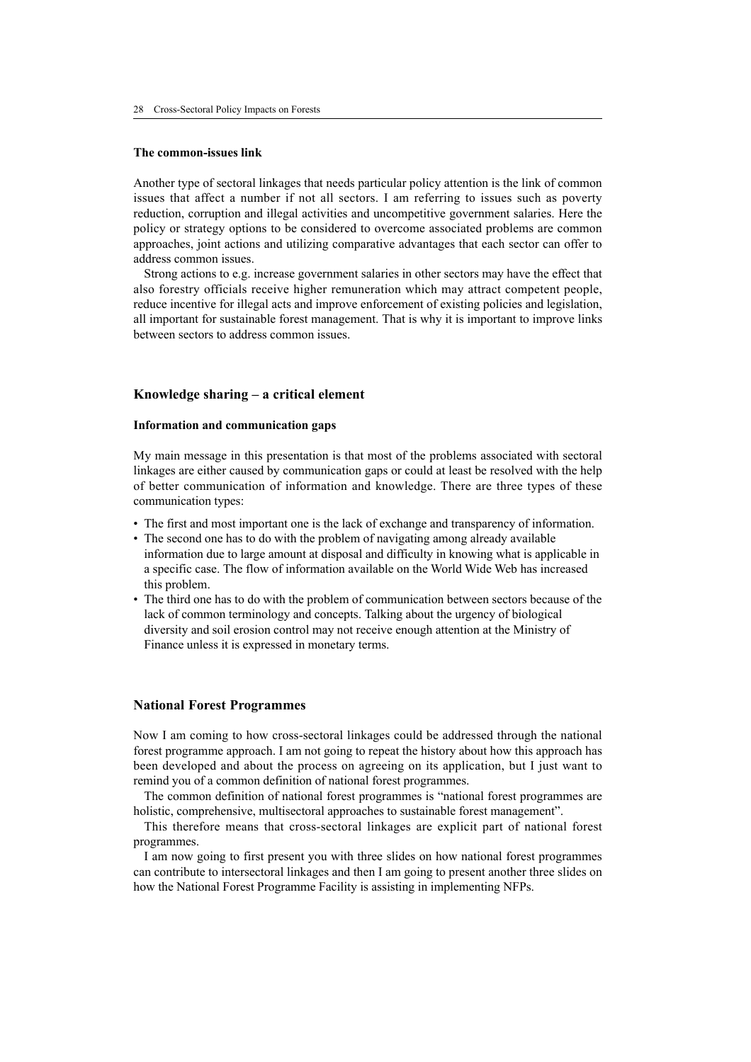### The common-issues link

Another type of sectoral linkages that needs particular policy attention is the link of common issues that affect a number if not all sectors. I am referring to issues such as poverty reduction, corruption and illegal activities and uncompetitive government salaries. Here the policy or strategy options to be considered to overcome associated problems are common approaches, joint actions and utilizing comparative advantages that each sector can offer to address common issues.

Strong actions to e.g. increase government salaries in other sectors may have the effect that also forestry officials receive higher remuneration which may attract competent people, reduce incentive for illegal acts and improve enforcement of existing policies and legislation, all important for sustainable forest management. That is why it is important to improve links between sectors to address common issues.

## Knowledge sharing – a critical element

### Information and communication gaps

My main message in this presentation is that most of the problems associated with sectoral linkages are either caused by communication gaps or could at least be resolved with the help of better communication of information and knowledge. There are three types of these communication types:

- The first and most important one is the lack of exchange and transparency of information.
- The second one has to do with the problem of navigating among already available information due to large amount at disposal and difficulty in knowing what is applicable in a specific case. The flow of information available on the World Wide Web has increased this problem.
- The third one has to do with the problem of communication between sectors because of the lack of common terminology and concepts. Talking about the urgency of biological diversity and soil erosion control may not receive enough attention at the Ministry of Finance unless it is expressed in monetary terms.

## National Forest Programmes

Now I am coming to how cross-sectoral linkages could be addressed through the national forest programme approach. I am not going to repeat the history about how this approach has been developed and about the process on agreeing on its application, but I just want to remind you of a common definition of national forest programmes.

The common definition of national forest programmes is "national forest programmes are holistic, comprehensive, multisectoral approaches to sustainable forest management".

This therefore means that cross-sectoral linkages are explicit part of national forest programmes.

I am now going to first present you with three slides on how national forest programmes can contribute to intersectoral linkages and then I am going to present another three slides on how the National Forest Programme Facility is assisting in implementing NFPs.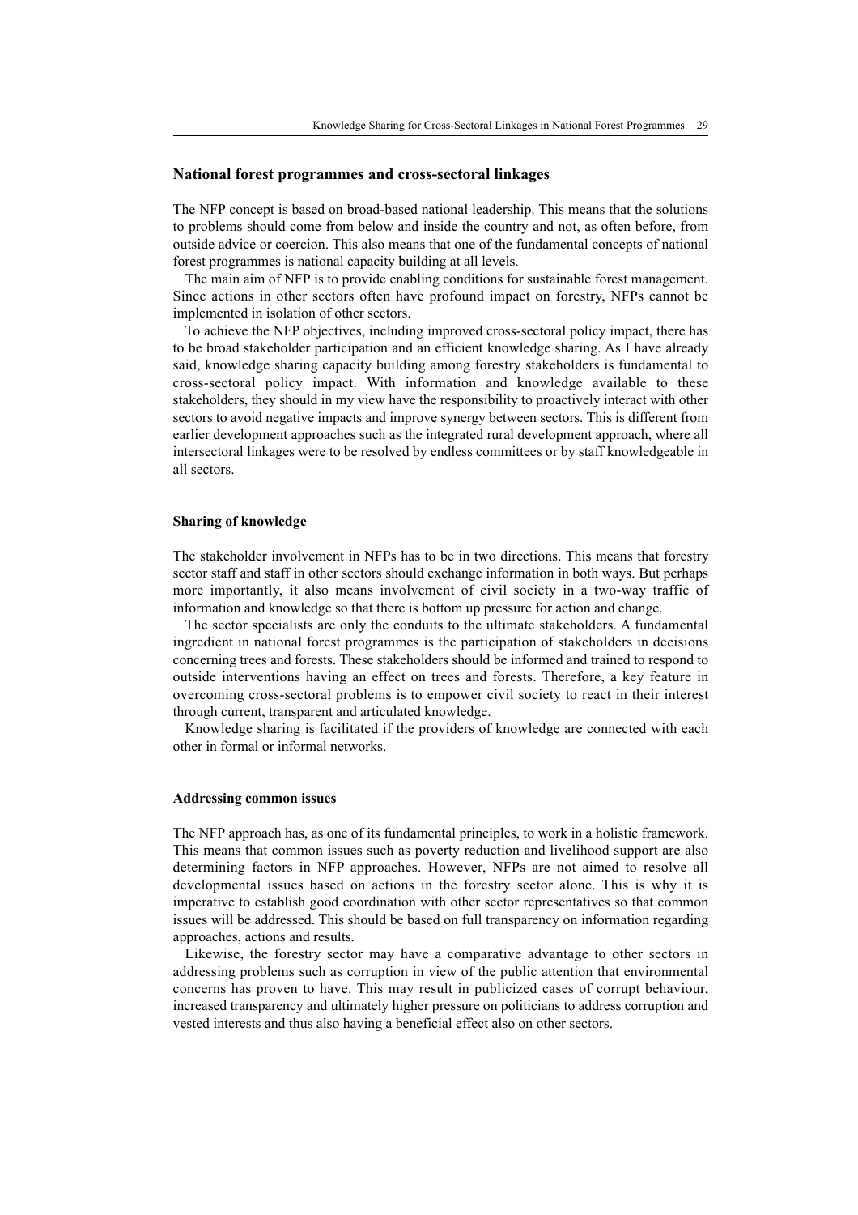## National forest programmes and cross-sectoral linkages

The NFP concept is based on broad-based national leadership. This means that the solutions to problems should come from below and inside the country and not, as often before, from outside advice or coercion. This also means that one of the fundamental concepts of national forest programmes is national capacity building at all levels.

The main aim of NFP is to provide enabling conditions for sustainable forest management. Since actions in other sectors often have profound impact on forestry, NFPs cannot be implemented in isolation of other sectors.

To achieve the NFP objectives, including improved cross-sectoral policy impact, there has to be broad stakeholder participation and an efficient knowledge sharing. As I have already said, knowledge sharing capacity building among forestry stakeholders is fundamental to cross-sectoral policy impact. With information and knowledge available to these stakeholders, they should in my view have the responsibility to proactively interact with other sectors to avoid negative impacts and improve synergy between sectors. This is different from earlier development approaches such as the integrated rural development approach, where all intersectoral linkages were to be resolved by endless committees or by staff knowledgeable in all sectors.

### Sharing of knowledge

The stakeholder involvement in NFPs has to be in two directions. This means that forestry sector staff and staff in other sectors should exchange information in both ways. But perhaps more importantly, it also means involvement of civil society in a two-way traffic of information and knowledge so that there is bottom up pressure for action and change.

The sector specialists are only the conduits to the ultimate stakeholders. A fundamental ingredient in national forest programmes is the participation of stakeholders in decisions concerning trees and forests. These stakeholders should be informed and trained to respond to outside interventions having an effect on trees and forests. Therefore, a key feature in overcoming cross-sectoral problems is to empower civil society to react in their interest through current, transparent and articulated knowledge.

Knowledge sharing is facilitated if the providers of knowledge are connected with each other in formal or informal networks.

### Addressing common issues

The NFP approach has, as one of its fundamental principles, to work in a holistic framework. This means that common issues such as poverty reduction and livelihood support are also determining factors in NFP approaches. However, NFPs are not aimed to resolve all developmental issues based on actions in the forestry sector alone. This is why it is imperative to establish good coordination with other sector representatives so that common issues will be addressed. This should be based on full transparency on information regarding approaches, actions and results.

Likewise, the forestry sector may have a comparative advantage to other sectors in addressing problems such as corruption in view of the public attention that environmental concerns has proven to have. This may result in publicized cases of corrupt behaviour, increased transparency and ultimately higher pressure on politicians to address corruption and vested interests and thus also having a beneficial effect also on other sectors.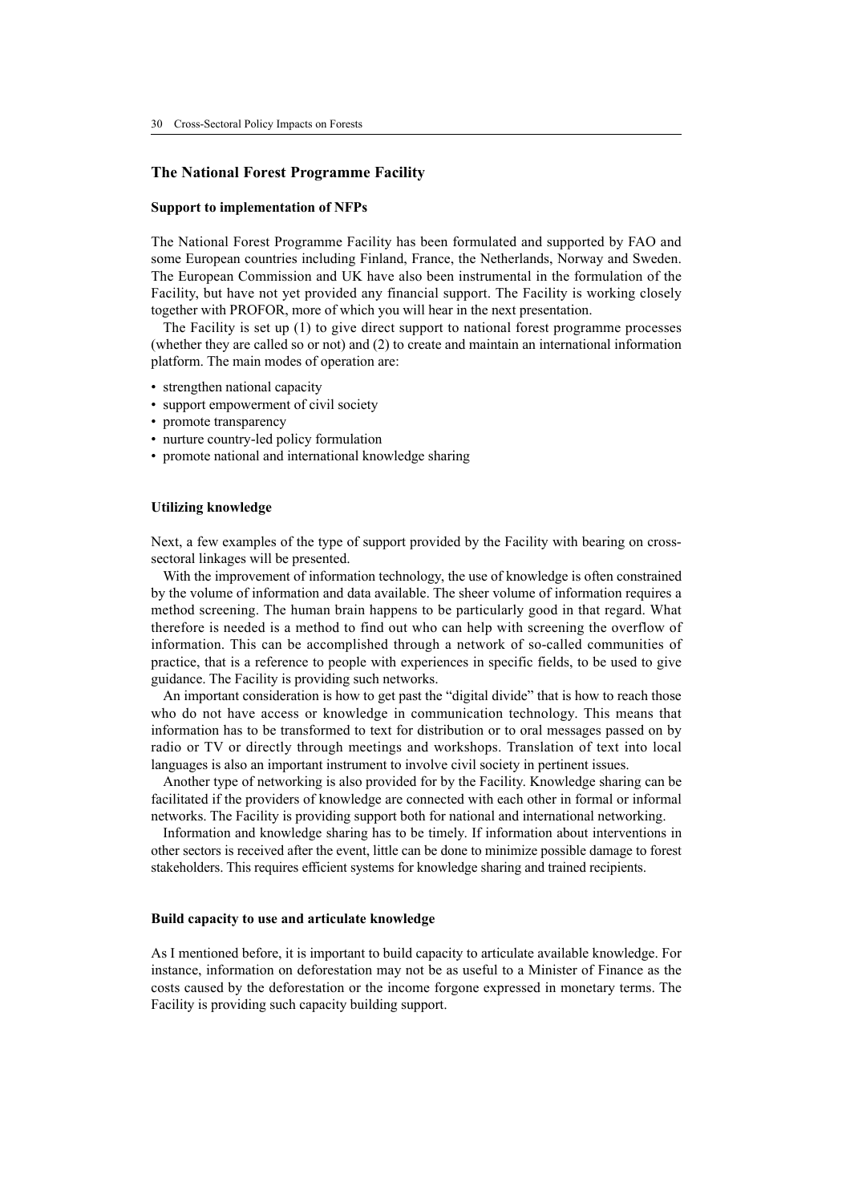## The National Forest Programme Facility

### Support to implementation of NFPs

The National Forest Programme Facility has been formulated and supported by FAO and some European countries including Finland, France, the Netherlands, Norway and Sweden. The European Commission and UK have also been instrumental in the formulation of the Facility, but have not yet provided any financial support. The Facility is working closely together with PROFOR, more of which you will hear in the next presentation.

The Facility is set up (1) to give direct support to national forest programme processes (whether they are called so or not) and (2) to create and maintain an international information platform. The main modes of operation are:

- strengthen national capacity
- support empowerment of civil society
- promote transparency
- nurture country-led policy formulation
- promote national and international knowledge sharing

### Utilizing knowledge

Next, a few examples of the type of support provided by the Facility with bearing on cross-sectoral linkages will be presented.

With the improvement of information technology, the use of knowledge is often constrained by the volume of information and data available. The sheer volume of information requires a method screening. The human brain happens to be particularly good in that regard. What therefore is needed is a method to find out who can help with screening the overflow of information. This can be accomplished through a network of so-called communities of practice, that is a reference to people with experiences in specific fields, to be used to give guidance. The Facility is providing such networks.

An important consideration is how to get past the "digital divide" that is how to reach those who do not have access or knowledge in communication technology. This means that information has to be transformed to text for distribution or to oral messages passed on by radio or TV or directly through meetings and workshops. Translation of text into local languages is also an important instrument to involve civil society in pertinent issues.

Another type of networking is also provided for by the Facility. Knowledge sharing can be facilitated if the providers of knowledge are connected with each other in formal or informal networks. The Facility is providing support both for national and international networking.

Information and knowledge sharing has to be timely. If information about interventions in other sectors is received after the event, little can be done to minimize possible damage to forest stakeholders. This requires efficient systems for knowledge sharing and trained recipients.

### Build capacity to use and articulate knowledge

As I mentioned before, it is important to build capacity to articulate available knowledge. For instance, information on deforestation may not be as useful to a Minister of Finance as the costs caused by the deforestation or the income forgone expressed in monetary terms. The Facility is providing such capacity building support.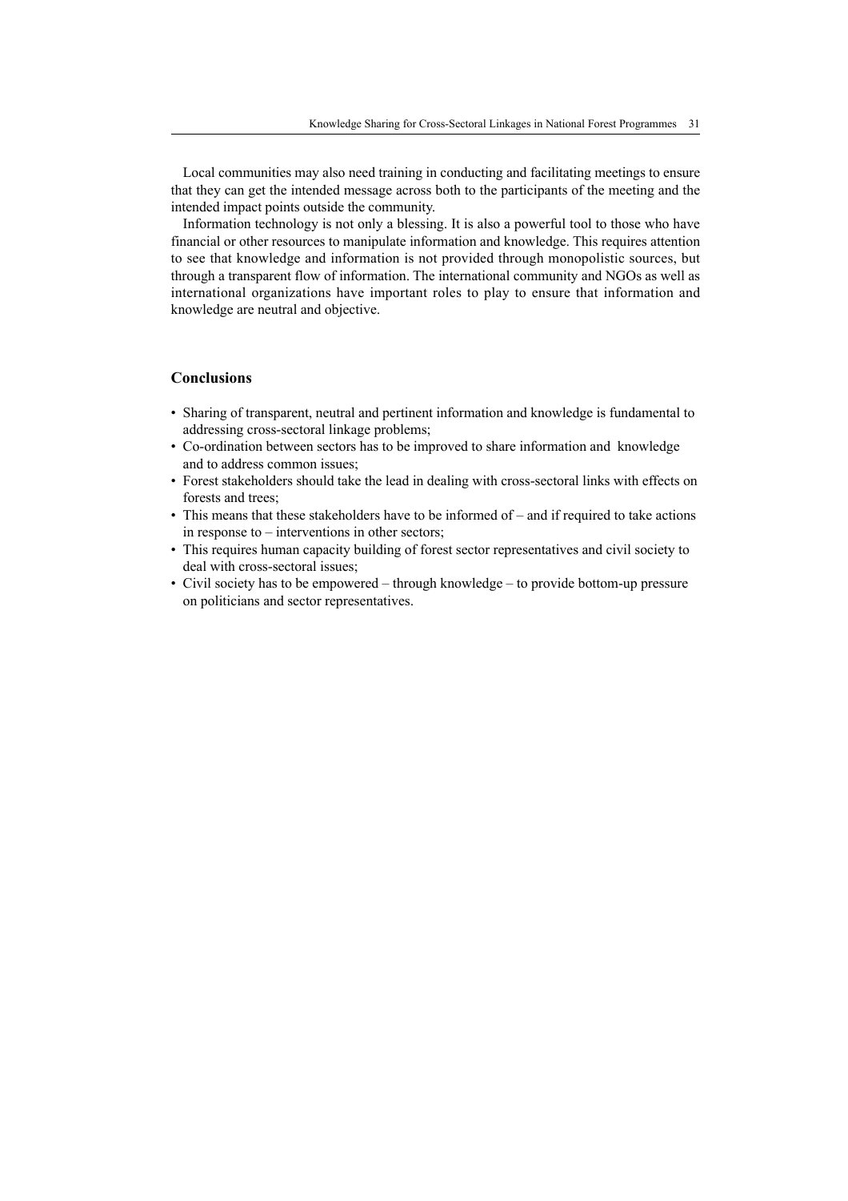Local communities may also need training in conducting and facilitating meetings to ensure that they can get the intended message across both to the participants of the meeting and the intended impact points outside the community.

Information technology is not only a blessing. It is also a powerful tool to those who have financial or other resources to manipulate information and knowledge. This requires attention to see that knowledge and information is not provided through monopolistic sources, but through a transparent flow of information. The international community and NGOs as well as international organizations have important roles to play to ensure that information and knowledge are neutral and objective.

## Conclusions

- Sharing of transparent, neutral and pertinent information and knowledge is fundamental to addressing cross-sectoral linkage problems;
- Co-ordination between sectors has to be improved to share information and knowledge and to address common issues;
- Forest stakeholders should take the lead in dealing with cross-sectoral links with effects on forests and trees;
- This means that these stakeholders have to be informed of – and if required to take actions in response to – interventions in other sectors;
- This requires human capacity building of forest sector representatives and civil society to deal with cross-sectoral issues;
- Civil society has to be empowered – through knowledge – to provide bottom-up pressure on politicians and sector representatives.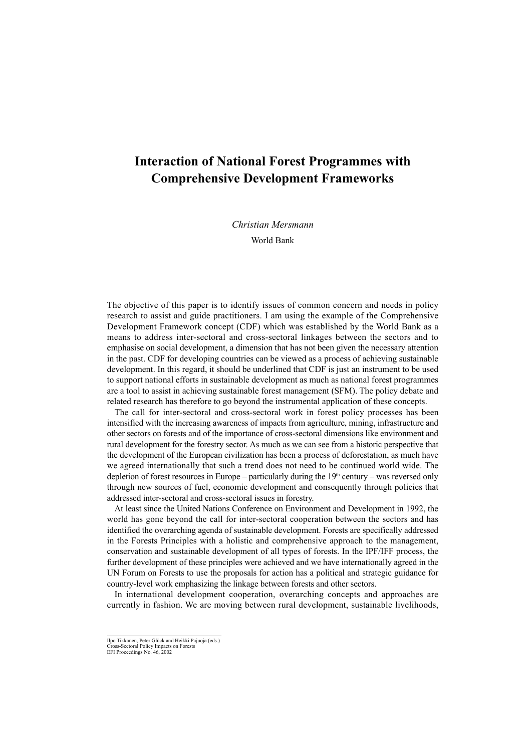# Interaction of National Forest Programmes with Comprehensive Development Frameworks

*Christian Mersmann*

World Bank

The objective of this paper is to identify issues of common concern and needs in policy research to assist and guide practitioners. I am using the example of the Comprehensive Development Framework concept (CDF) which was established by the World Bank as a means to address inter-sectoral and cross-sectoral linkages between the sectors and to emphasise on social development, a dimension that has not been given the necessary attention in the past. CDF for developing countries can be viewed as a process of achieving sustainable development. In this regard, it should be underlined that CDF is just an instrument to be used to support national efforts in sustainable development as much as national forest programmes are a tool to assist in achieving sustainable forest management (SFM). The policy debate and related research has therefore to go beyond the instrumental application of these concepts.

The call for inter-sectoral and cross-sectoral work in forest policy processes has been intensified with the increasing awareness of impacts from agriculture, mining, infrastructure and other sectors on forests and of the importance of cross-sectoral dimensions like environment and rural development for the forestry sector. As much as we can see from a historic perspective that the development of the European civilization has been a process of deforestation, as much have we agreed internationally that such a trend does not need to be continued world wide. The depletion of forest resources in Europe – particularly during the 19th century – was reversed only through new sources of fuel, economic development and consequently through policies that addressed inter-sectoral and cross-sectoral issues in forestry.

At least since the United Nations Conference on Environment and Development in 1992, the world has gone beyond the call for inter-sectoral cooperation between the sectors and has identified the overarching agenda of sustainable development. Forests are specifically addressed in the Forests Principles with a holistic and comprehensive approach to the management, conservation and sustainable development of all types of forests. In the IPF/IFF process, the further development of these principles were achieved and we have internationally agreed in the UN Forum on Forests to use the proposals for action has a political and strategic guidance for country-level work emphasizing the linkage between forests and other sectors.

In international development cooperation, overarching concepts and approaches are currently in fashion. We are moving between rural development, sustainable livelihoods,

Ilpo Tikkanen, Peter Glück and Heikki Pajuoja (eds.)
Cross-Sectoral Policy Impacts on Forests
EFI Proceedings No. 46, 2002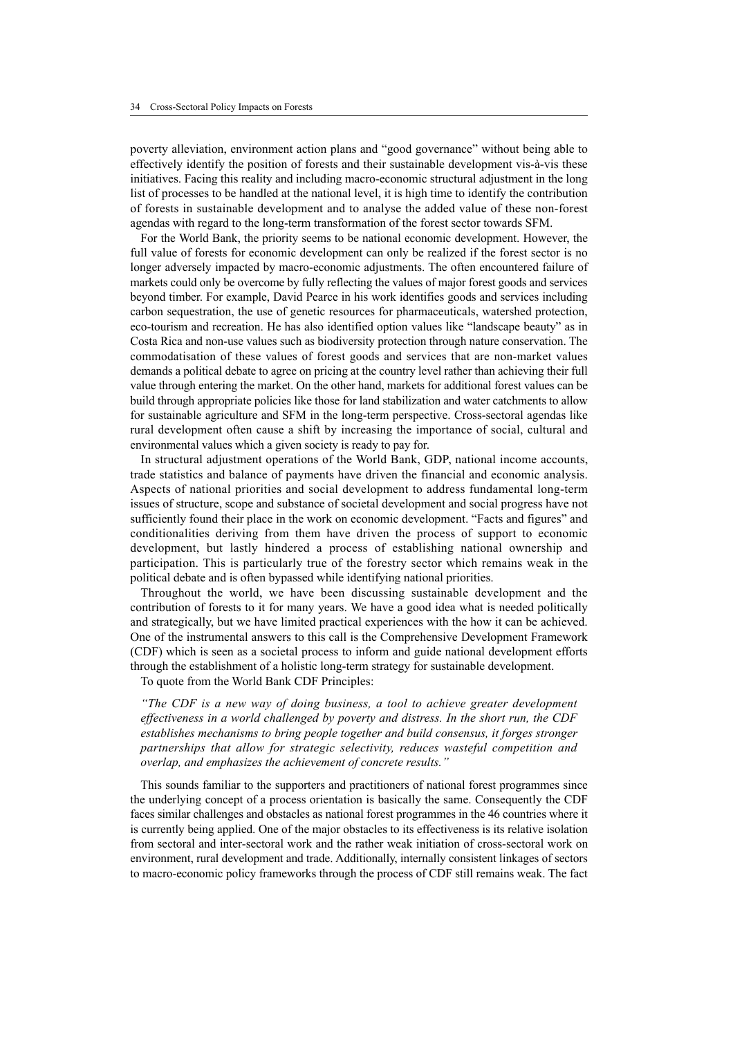poverty alleviation, environment action plans and "good governance" without being able to effectively identify the position of forests and their sustainable development vis-à-vis these initiatives. Facing this reality and including macro-economic structural adjustment in the long list of processes to be handled at the national level, it is high time to identify the contribution of forests in sustainable development and to analyse the added value of these non-forest agendas with regard to the long-term transformation of the forest sector towards SFM.

For the World Bank, the priority seems to be national economic development. However, the full value of forests for economic development can only be realized if the forest sector is no longer adversely impacted by macro-economic adjustments. The often encountered failure of markets could only be overcome by fully reflecting the values of major forest goods and services beyond timber. For example, David Pearce in his work identifies goods and services including carbon sequestration, the use of genetic resources for pharmaceuticals, watershed protection, eco-tourism and recreation. He has also identified option values like "landscape beauty" as in Costa Rica and non-use values such as biodiversity protection through nature conservation. The commodatisation of these values of forest goods and services that are non-market values demands a political debate to agree on pricing at the country level rather than achieving their full value through entering the market. On the other hand, markets for additional forest values can be build through appropriate policies like those for land stabilization and water catchments to allow for sustainable agriculture and SFM in the long-term perspective. Cross-sectoral agendas like rural development often cause a shift by increasing the importance of social, cultural and environmental values which a given society is ready to pay for.

In structural adjustment operations of the World Bank, GDP, national income accounts, trade statistics and balance of payments have driven the financial and economic analysis. Aspects of national priorities and social development to address fundamental long-term issues of structure, scope and substance of societal development and social progress have not sufficiently found their place in the work on economic development. "Facts and figures" and conditionalities deriving from them have driven the process of support to economic development, but lastly hindered a process of establishing national ownership and participation. This is particularly true of the forestry sector which remains weak in the political debate and is often bypassed while identifying national priorities.

Throughout the world, we have been discussing sustainable development and the contribution of forests to it for many years. We have a good idea what is needed politically and strategically, but we have limited practical experiences with the how it can be achieved. One of the instrumental answers to this call is the Comprehensive Development Framework (CDF) which is seen as a societal process to inform and guide national development efforts through the establishment of a holistic long-term strategy for sustainable development.

To quote from the World Bank CDF Principles:

> *"The CDF is a new way of doing business, a tool to achieve greater development effectiveness in a world challenged by poverty and distress. In the short run, the CDF establishes mechanisms to bring people together and build consensus, it forges stronger partnerships that allow for strategic selectivity, reduces wasteful competition and overlap, and emphasizes the achievement of concrete results."*

This sounds familiar to the supporters and practitioners of national forest programmes since the underlying concept of a process orientation is basically the same. Consequently the CDF faces similar challenges and obstacles as national forest programmes in the 46 countries where it is currently being applied. One of the major obstacles to its effectiveness is its relative isolation from sectoral and inter-sectoral work and the rather weak initiation of cross-sectoral work on environment, rural development and trade. Additionally, internally consistent linkages of sectors to macro-economic policy frameworks through the process of CDF still remains weak. The fact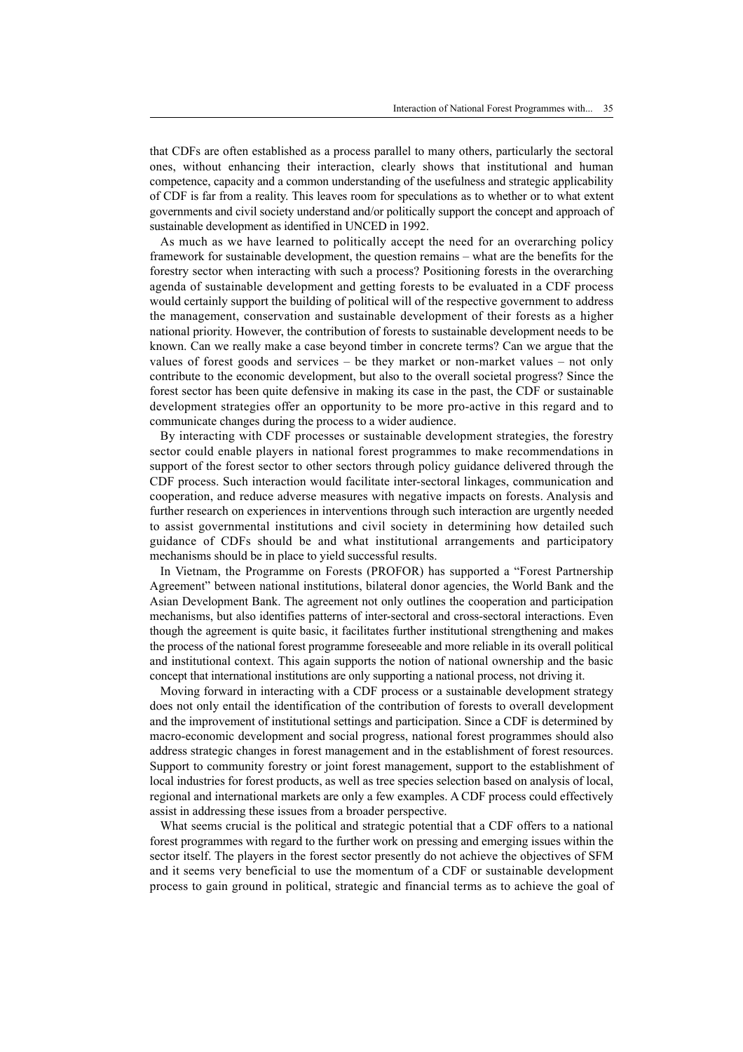that CDFs are often established as a process parallel to many others, particularly the sectoral ones, without enhancing their interaction, clearly shows that institutional and human competence, capacity and a common understanding of the usefulness and strategic applicability of CDF is far from a reality. This leaves room for speculations as to whether or to what extent governments and civil society understand and/or politically support the concept and approach of sustainable development as identified in UNCED in 1992.

As much as we have learned to politically accept the need for an overarching policy framework for sustainable development, the question remains – what are the benefits for the forestry sector when interacting with such a process? Positioning forests in the overarching agenda of sustainable development and getting forests to be evaluated in a CDF process would certainly support the building of political will of the respective government to address the management, conservation and sustainable development of their forests as a higher national priority. However, the contribution of forests to sustainable development needs to be known. Can we really make a case beyond timber in concrete terms? Can we argue that the values of forest goods and services – be they market or non-market values – not only contribute to the economic development, but also to the overall societal progress? Since the forest sector has been quite defensive in making its case in the past, the CDF or sustainable development strategies offer an opportunity to be more pro-active in this regard and to communicate changes during the process to a wider audience.

By interacting with CDF processes or sustainable development strategies, the forestry sector could enable players in national forest programmes to make recommendations in support of the forest sector to other sectors through policy guidance delivered through the CDF process. Such interaction would facilitate inter-sectoral linkages, communication and cooperation, and reduce adverse measures with negative impacts on forests. Analysis and further research on experiences in interventions through such interaction are urgently needed to assist governmental institutions and civil society in determining how detailed such guidance of CDFs should be and what institutional arrangements and participatory mechanisms should be in place to yield successful results.

In Vietnam, the Programme on Forests (PROFOR) has supported a "Forest Partnership Agreement" between national institutions, bilateral donor agencies, the World Bank and the Asian Development Bank. The agreement not only outlines the cooperation and participation mechanisms, but also identifies patterns of inter-sectoral and cross-sectoral interactions. Even though the agreement is quite basic, it facilitates further institutional strengthening and makes the process of the national forest programme foreseeable and more reliable in its overall political and institutional context. This again supports the notion of national ownership and the basic concept that international institutions are only supporting a national process, not driving it.

Moving forward in interacting with a CDF process or a sustainable development strategy does not only entail the identification of the contribution of forests to overall development and the improvement of institutional settings and participation. Since a CDF is determined by macro-economic development and social progress, national forest programmes should also address strategic changes in forest management and in the establishment of forest resources. Support to community forestry or joint forest management, support to the establishment of local industries for forest products, as well as tree species selection based on analysis of local, regional and international markets are only a few examples. A CDF process could effectively assist in addressing these issues from a broader perspective.

What seems crucial is the political and strategic potential that a CDF offers to a national forest programmes with regard to the further work on pressing and emerging issues within the sector itself. The players in the forest sector presently do not achieve the objectives of SFM and it seems very beneficial to use the momentum of a CDF or sustainable development process to gain ground in political, strategic and financial terms as to achieve the goal of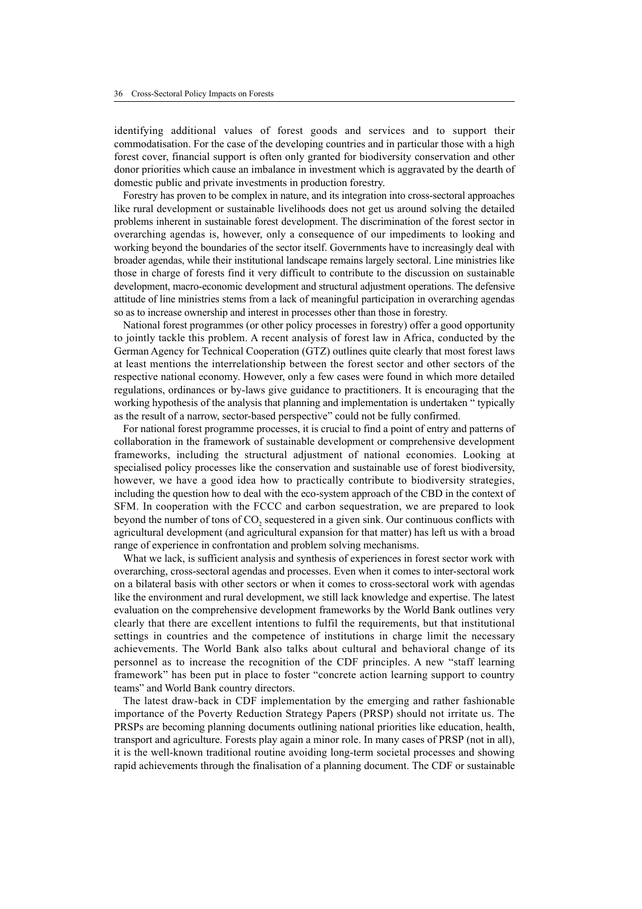identifying additional values of forest goods and services and to support their commodatisation. For the case of the developing countries and in particular those with a high forest cover, financial support is often only granted for biodiversity conservation and other donor priorities which cause an imbalance in investment which is aggravated by the dearth of domestic public and private investments in production forestry.

Forestry has proven to be complex in nature, and its integration into cross-sectoral approaches like rural development or sustainable livelihoods does not get us around solving the detailed problems inherent in sustainable forest development. The discrimination of the forest sector in overarching agendas is, however, only a consequence of our impediments to looking and working beyond the boundaries of the sector itself. Governments have to increasingly deal with broader agendas, while their institutional landscape remains largely sectoral. Line ministries like those in charge of forests find it very difficult to contribute to the discussion on sustainable development, macro-economic development and structural adjustment operations. The defensive attitude of line ministries stems from a lack of meaningful participation in overarching agendas so as to increase ownership and interest in processes other than those in forestry.

National forest programmes (or other policy processes in forestry) offer a good opportunity to jointly tackle this problem. A recent analysis of forest law in Africa, conducted by the German Agency for Technical Cooperation (GTZ) outlines quite clearly that most forest laws at least mentions the interrelationship between the forest sector and other sectors of the respective national economy. However, only a few cases were found in which more detailed regulations, ordinances or by-laws give guidance to practitioners. It is encouraging that the working hypothesis of the analysis that planning and implementation is undertaken " typically as the result of a narrow, sector-based perspective" could not be fully confirmed.

For national forest programme processes, it is crucial to find a point of entry and patterns of collaboration in the framework of sustainable development or comprehensive development frameworks, including the structural adjustment of national economies. Looking at specialised policy processes like the conservation and sustainable use of forest biodiversity, however, we have a good idea how to practically contribute to biodiversity strategies, including the question how to deal with the eco-system approach of the CBD in the context of SFM. In cooperation with the FCCC and carbon sequestration, we are prepared to look beyond the number of tons of $CO_2$ sequestered in a given sink. Our continuous conflicts with agricultural development (and agricultural expansion for that matter) has left us with a broad range of experience in confrontation and problem solving mechanisms.

What we lack, is sufficient analysis and synthesis of experiences in forest sector work with overarching, cross-sectoral agendas and processes. Even when it comes to inter-sectoral work on a bilateral basis with other sectors or when it comes to cross-sectoral work with agendas like the environment and rural development, we still lack knowledge and expertise. The latest evaluation on the comprehensive development frameworks by the World Bank outlines very clearly that there are excellent intentions to fulfil the requirements, but that institutional settings in countries and the competence of institutions in charge limit the necessary achievements. The World Bank also talks about cultural and behavioral change of its personnel as to increase the recognition of the CDF principles. A new "staff learning framework" has been put in place to foster "concrete action learning support to country teams" and World Bank country directors.

The latest draw-back in CDF implementation by the emerging and rather fashionable importance of the Poverty Reduction Strategy Papers (PRSP) should not irritate us. The PRSPs are becoming planning documents outlining national priorities like education, health, transport and agriculture. Forests play again a minor role. In many cases of PRSP (not in all), it is the well-known traditional routine avoiding long-term societal processes and showing rapid achievements through the finalisation of a planning document. The CDF or sustainable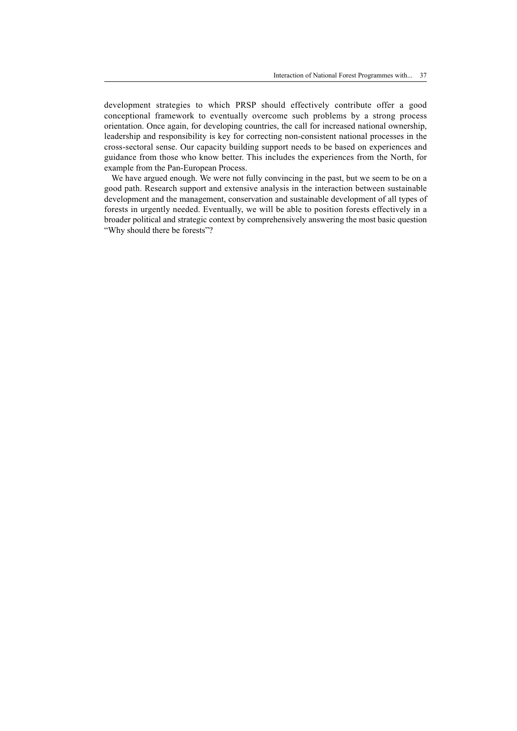development strategies to which PRSP should effectively contribute offer a good conceptional framework to eventually overcome such problems by a strong process orientation. Once again, for developing countries, the call for increased national ownership, leadership and responsibility is key for correcting non-consistent national processes in the cross-sectoral sense. Our capacity building support needs to be based on experiences and guidance from those who know better. This includes the experiences from the North, for example from the Pan-European Process.

We have argued enough. We were not fully convincing in the past, but we seem to be on a good path. Research support and extensive analysis in the interaction between sustainable development and the management, conservation and sustainable development of all types of forests in urgently needed. Eventually, we will be able to position forests effectively in a broader political and strategic context by comprehensively answering the most basic question "Why should there be forests"?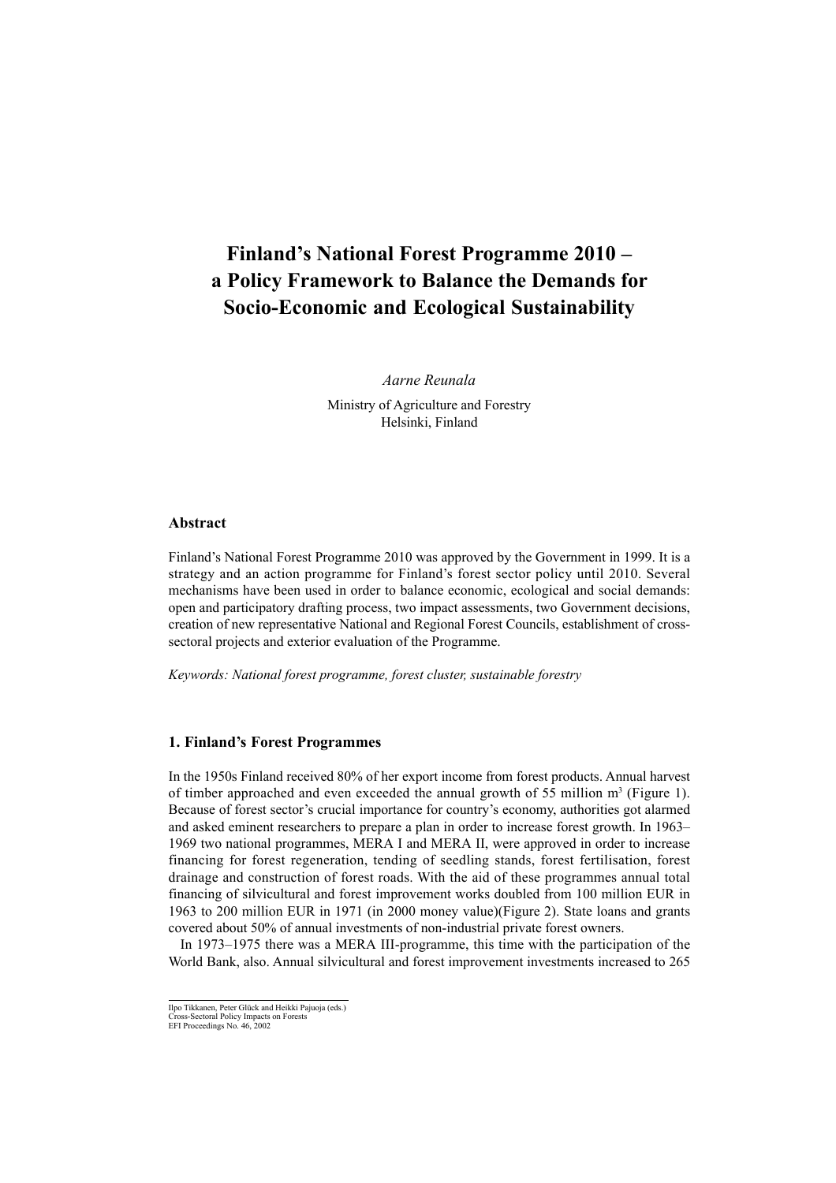# Finland's National Forest Programme 2010 – a Policy Framework to Balance the Demands for Socio-Economic and Ecological Sustainability

*Aarne Reunala*

Ministry of Agriculture and Forestry
Helsinki, Finland

## Abstract

Finland's National Forest Programme 2010 was approved by the Government in 1999. It is a strategy and an action programme for Finland's forest sector policy until 2010. Several mechanisms have been used in order to balance economic, ecological and social demands: open and participatory drafting process, two impact assessments, two Government decisions, creation of new representative National and Regional Forest Councils, establishment of cross-sectoral projects and exterior evaluation of the Programme.

*Keywords: National forest programme, forest cluster, sustainable forestry*

## 1. Finland's Forest Programmes

In the 1950s Finland received 80% of her export income from forest products. Annual harvest of timber approached and even exceeded the annual growth of 55 million $m^3$ (Figure 1). Because of forest sector's crucial importance for country's economy, authorities got alarmed and asked eminent researchers to prepare a plan in order to increase forest growth. In 1963–1969 two national programmes, MERA I and MERA II, were approved in order to increase financing for forest regeneration, tending of seedling stands, forest fertilisation, forest drainage and construction of forest roads. With the aid of these programmes annual total financing of silvicultural and forest improvement works doubled from 100 million EUR in 1963 to 200 million EUR in 1971 (in 2000 money value)(Figure 2). State loans and grants covered about 50% of annual investments of non-industrial private forest owners.

In 1973–1975 there was a MERA III-programme, this time with the participation of the World Bank, also. Annual silvicultural and forest improvement investments increased to 265

Ilpo Tikkanen, Peter Glück and Heikki Pajuoja (eds.)
Cross-Sectoral Policy Impacts on Forests
EFI Proceedings No. 46, 2002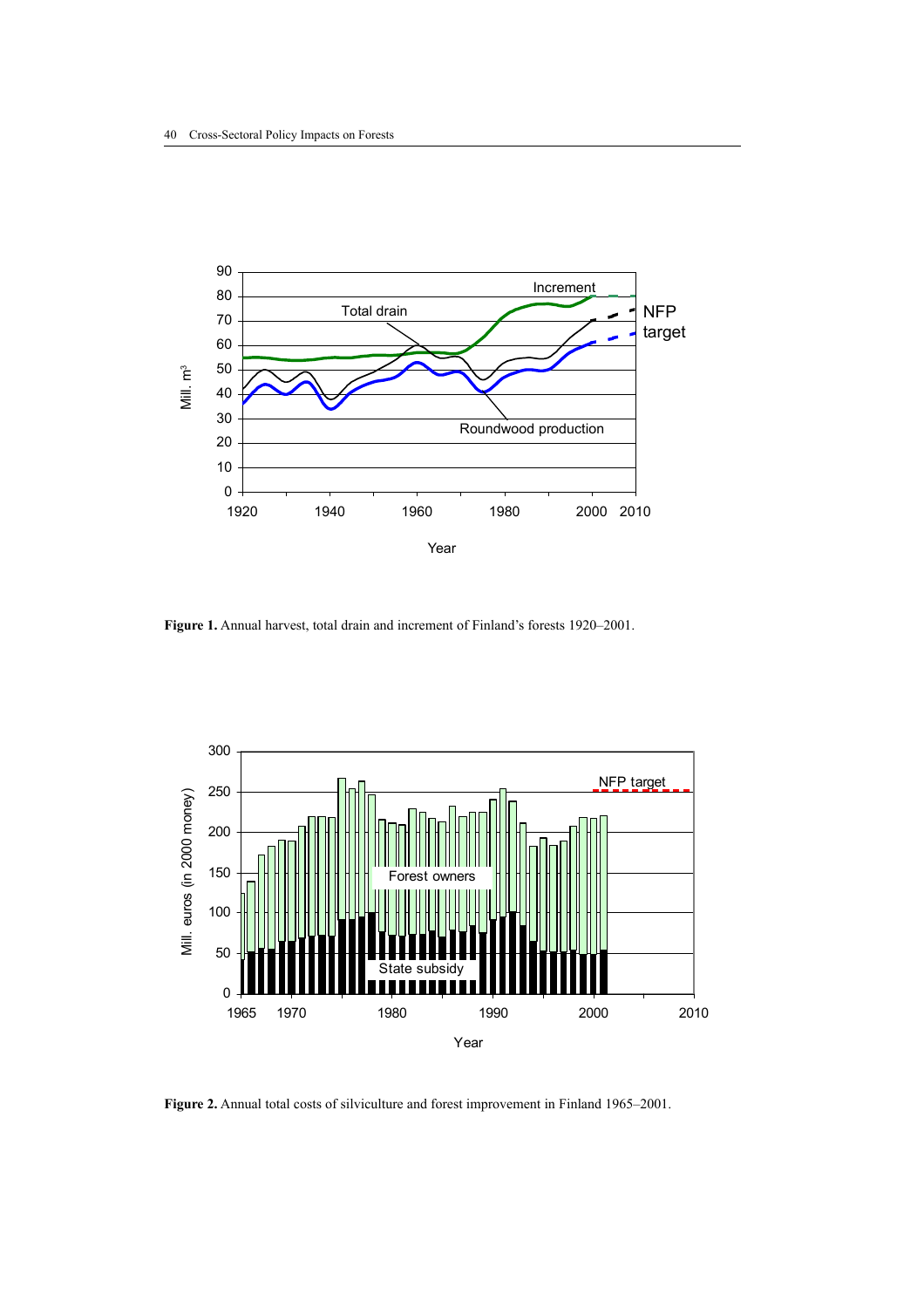90
80
70
60
50
40
30
20
10
0

Mill. m³

1920 1940 1960 1980 2000 2010

Year

Increment

Total drain

NFP target

Roundwood production

**Figure 1.** Annual harvest, total drain and increment of Finland's forests 1920–2001.

300
250
200
150
100
50
0

Mill. euros (in 2000 money)

1965 1970 1980 1990 2000 2010

Year

NFP target

Forest owners

State subsidy

**Figure 2.** Annual total costs of silviculture and forest improvement in Finland 1965–2001.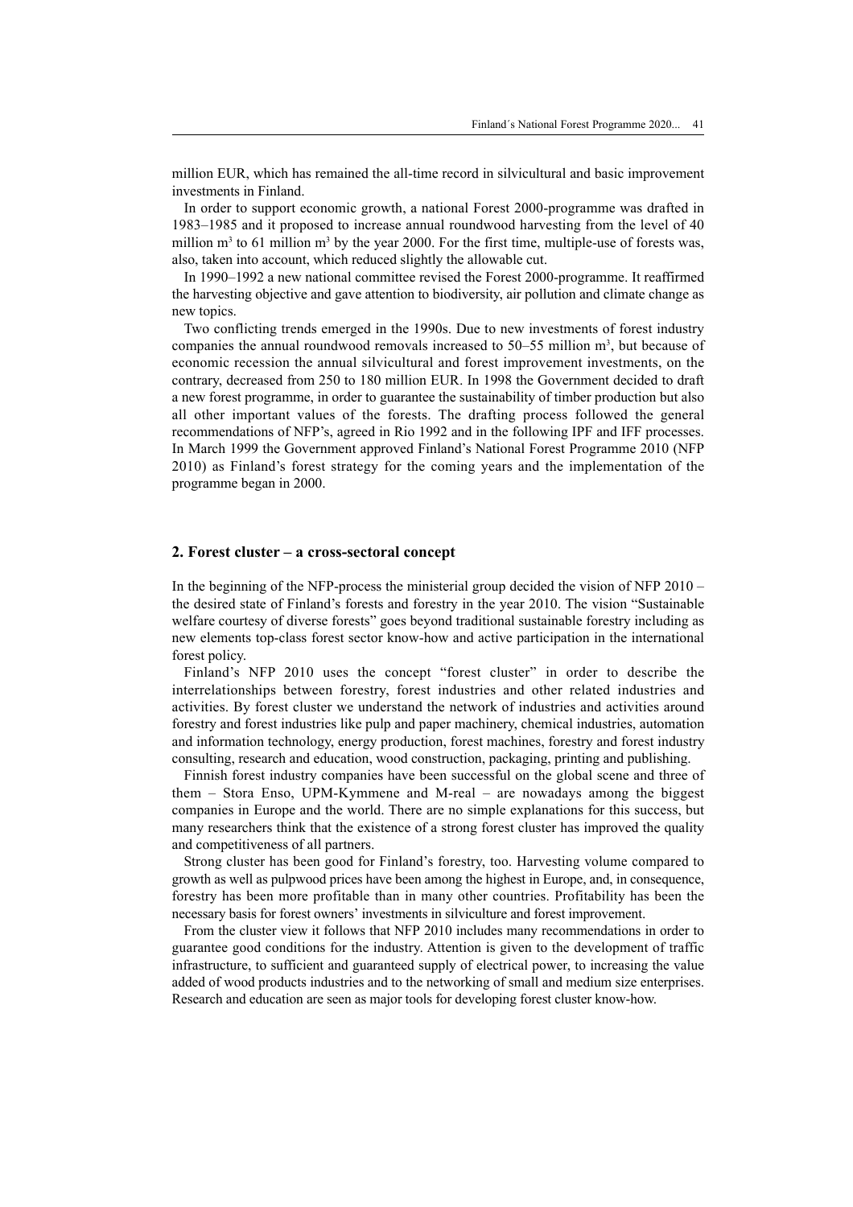million EUR, which has remained the all-time record in silvicultural and basic improvement investments in Finland.

In order to support economic growth, a national Forest 2000-programme was drafted in 1983–1985 and it proposed to increase annual roundwood harvesting from the level of 40 million $m^3$ to 61 million $m^3$ by the year 2000. For the first time, multiple-use of forests was, also, taken into account, which reduced slightly the allowable cut.

In 1990–1992 a new national committee revised the Forest 2000-programme. It reaffirmed the harvesting objective and gave attention to biodiversity, air pollution and climate change as new topics.

Two conflicting trends emerged in the 1990s. Due to new investments of forest industry companies the annual roundwood removals increased to 50–55 million $m^3$, but because of economic recession the annual silvicultural and forest improvement investments, on the contrary, decreased from 250 to 180 million EUR. In 1998 the Government decided to draft a new forest programme, in order to guarantee the sustainability of timber production but also all other important values of the forests. The drafting process followed the general recommendations of NFP's, agreed in Rio 1992 and in the following IPF and IFF processes. In March 1999 the Government approved Finland's National Forest Programme 2010 (NFP 2010) as Finland's forest strategy for the coming years and the implementation of the programme began in 2000.

## 2. Forest cluster – a cross-sectoral concept

In the beginning of the NFP-process the ministerial group decided the vision of NFP 2010 – the desired state of Finland's forests and forestry in the year 2010. The vision "Sustainable welfare courtesy of diverse forests" goes beyond traditional sustainable forestry including as new elements top-class forest sector know-how and active participation in the international forest policy.

Finland's NFP 2010 uses the concept "forest cluster" in order to describe the interrelationships between forestry, forest industries and other related industries and activities. By forest cluster we understand the network of industries and activities around forestry and forest industries like pulp and paper machinery, chemical industries, automation and information technology, energy production, forest machines, forestry and forest industry consulting, research and education, wood construction, packaging, printing and publishing.

Finnish forest industry companies have been successful on the global scene and three of them – Stora Enso, UPM-Kymmene and M-real – are nowadays among the biggest companies in Europe and the world. There are no simple explanations for this success, but many researchers think that the existence of a strong forest cluster has improved the quality and competitiveness of all partners.

Strong cluster has been good for Finland's forestry, too. Harvesting volume compared to growth as well as pulpwood prices have been among the highest in Europe, and, in consequence, forestry has been more profitable than in many other countries. Profitability has been the necessary basis for forest owners' investments in silviculture and forest improvement.

From the cluster view it follows that NFP 2010 includes many recommendations in order to guarantee good conditions for the industry. Attention is given to the development of traffic infrastructure, to sufficient and guaranteed supply of electrical power, to increasing the value added of wood products industries and to the networking of small and medium size enterprises. Research and education are seen as major tools for developing forest cluster know-how.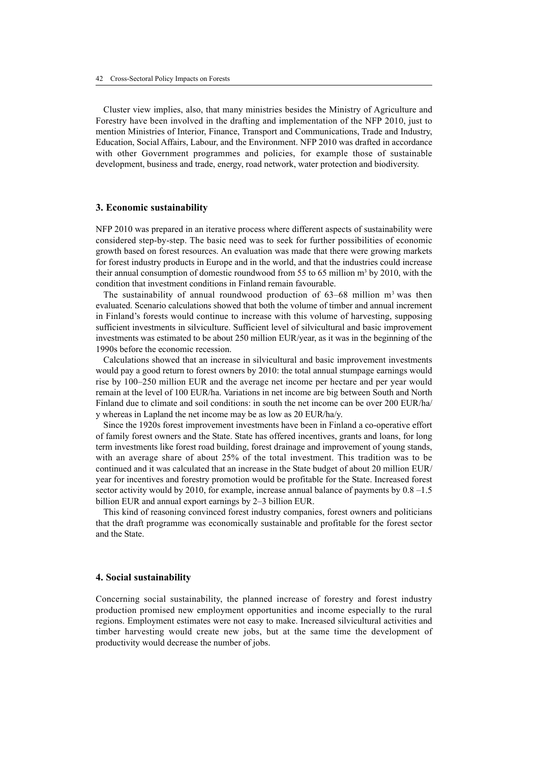Cluster view implies, also, that many ministries besides the Ministry of Agriculture and Forestry have been involved in the drafting and implementation of the NFP 2010, just to mention Ministries of Interior, Finance, Transport and Communications, Trade and Industry, Education, Social Affairs, Labour, and the Environment. NFP 2010 was drafted in accordance with other Government programmes and policies, for example those of sustainable development, business and trade, energy, road network, water protection and biodiversity.

## 3. Economic sustainability

NFP 2010 was prepared in an iterative process where different aspects of sustainability were considered step-by-step. The basic need was to seek for further possibilities of economic growth based on forest resources. An evaluation was made that there were growing markets for forest industry products in Europe and in the world, and that the industries could increase their annual consumption of domestic roundwood from 55 to 65 million m³ by 2010, with the condition that investment conditions in Finland remain favourable.

The sustainability of annual roundwood production of 63–68 million m³ was then evaluated. Scenario calculations showed that both the volume of timber and annual increment in Finland's forests would continue to increase with this volume of harvesting, supposing sufficient investments in silviculture. Sufficient level of silvicultural and basic improvement investments was estimated to be about 250 million EUR/year, as it was in the beginning of the 1990s before the economic recession.

Calculations showed that an increase in silvicultural and basic improvement investments would pay a good return to forest owners by 2010: the total annual stumpage earnings would rise by 100–250 million EUR and the average net income per hectare and per year would remain at the level of 100 EUR/ha. Variations in net income are big between South and North Finland due to climate and soil conditions: in south the net income can be over 200 EUR/ha/y whereas in Lapland the net income may be as low as 20 EUR/ha/y.

Since the 1920s forest improvement investments have been in Finland a co-operative effort of family forest owners and the State. State has offered incentives, grants and loans, for long term investments like forest road building, forest drainage and improvement of young stands, with an average share of about 25% of the total investment. This tradition was to be continued and it was calculated that an increase in the State budget of about 20 million EUR/year for incentives and forestry promotion would be profitable for the State. Increased forest sector activity would by 2010, for example, increase annual balance of payments by 0.8 –1.5 billion EUR and annual export earnings by 2–3 billion EUR.

This kind of reasoning convinced forest industry companies, forest owners and politicians that the draft programme was economically sustainable and profitable for the forest sector and the State.

## 4. Social sustainability

Concerning social sustainability, the planned increase of forestry and forest industry production promised new employment opportunities and income especially to the rural regions. Employment estimates were not easy to make. Increased silvicultural activities and timber harvesting would create new jobs, but at the same time the development of productivity would decrease the number of jobs.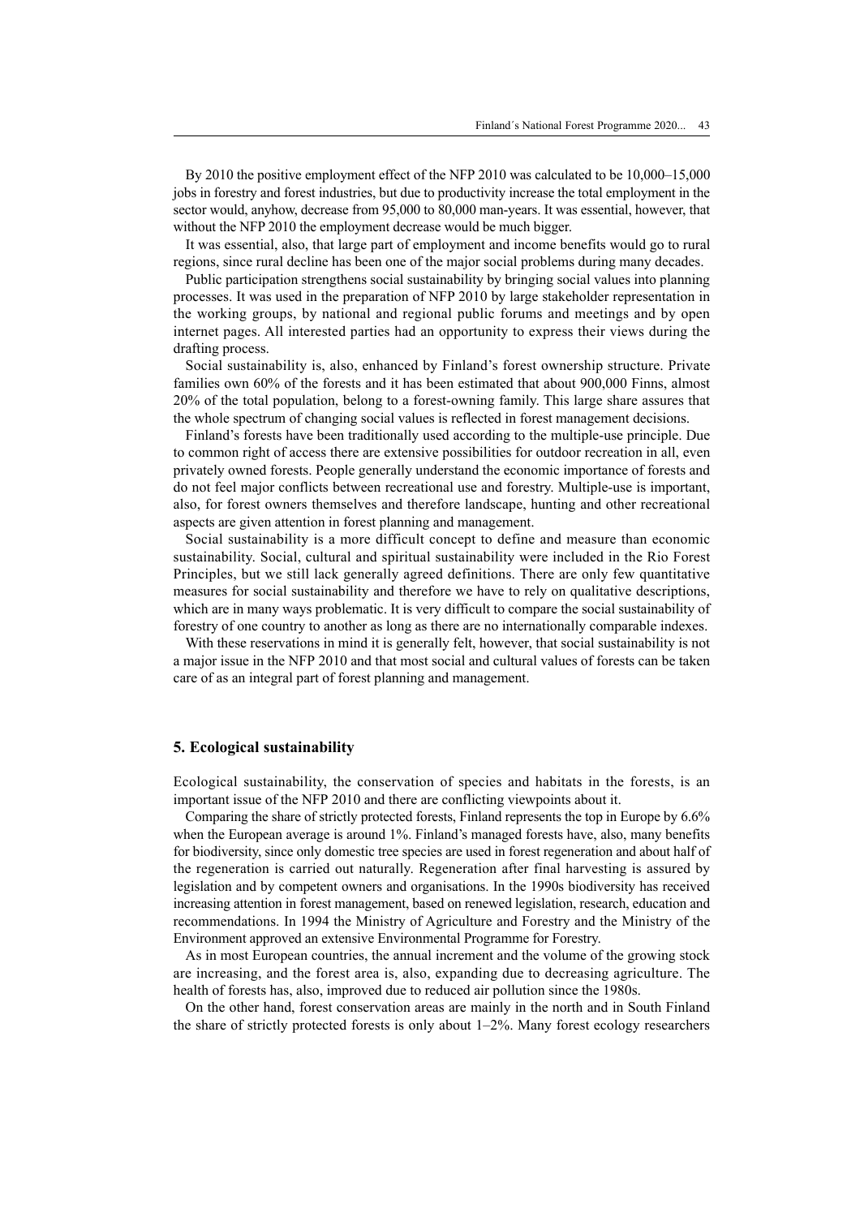By 2010 the positive employment effect of the NFP 2010 was calculated to be 10,000–15,000 jobs in forestry and forest industries, but due to productivity increase the total employment in the sector would, anyhow, decrease from 95,000 to 80,000 man-years. It was essential, however, that without the NFP 2010 the employment decrease would be much bigger.

It was essential, also, that large part of employment and income benefits would go to rural regions, since rural decline has been one of the major social problems during many decades.

Public participation strengthens social sustainability by bringing social values into planning processes. It was used in the preparation of NFP 2010 by large stakeholder representation in the working groups, by national and regional public forums and meetings and by open internet pages. All interested parties had an opportunity to express their views during the drafting process.

Social sustainability is, also, enhanced by Finland's forest ownership structure. Private families own 60% of the forests and it has been estimated that about 900,000 Finns, almost 20% of the total population, belong to a forest-owning family. This large share assures that the whole spectrum of changing social values is reflected in forest management decisions.

Finland's forests have been traditionally used according to the multiple-use principle. Due to common right of access there are extensive possibilities for outdoor recreation in all, even privately owned forests. People generally understand the economic importance of forests and do not feel major conflicts between recreational use and forestry. Multiple-use is important, also, for forest owners themselves and therefore landscape, hunting and other recreational aspects are given attention in forest planning and management.

Social sustainability is a more difficult concept to define and measure than economic sustainability. Social, cultural and spiritual sustainability were included in the Rio Forest Principles, but we still lack generally agreed definitions. There are only few quantitative measures for social sustainability and therefore we have to rely on qualitative descriptions, which are in many ways problematic. It is very difficult to compare the social sustainability of forestry of one country to another as long as there are no internationally comparable indexes.

With these reservations in mind it is generally felt, however, that social sustainability is not a major issue in the NFP 2010 and that most social and cultural values of forests can be taken care of as an integral part of forest planning and management.

## 5. Ecological sustainability

Ecological sustainability, the conservation of species and habitats in the forests, is an important issue of the NFP 2010 and there are conflicting viewpoints about it.

Comparing the share of strictly protected forests, Finland represents the top in Europe by 6.6% when the European average is around 1%. Finland's managed forests have, also, many benefits for biodiversity, since only domestic tree species are used in forest regeneration and about half of the regeneration is carried out naturally. Regeneration after final harvesting is assured by legislation and by competent owners and organisations. In the 1990s biodiversity has received increasing attention in forest management, based on renewed legislation, research, education and recommendations. In 1994 the Ministry of Agriculture and Forestry and the Ministry of the Environment approved an extensive Environmental Programme for Forestry.

As in most European countries, the annual increment and the volume of the growing stock are increasing, and the forest area is, also, expanding due to decreasing agriculture. The health of forests has, also, improved due to reduced air pollution since the 1980s.

On the other hand, forest conservation areas are mainly in the north and in South Finland the share of strictly protected forests is only about 1–2%. Many forest ecology researchers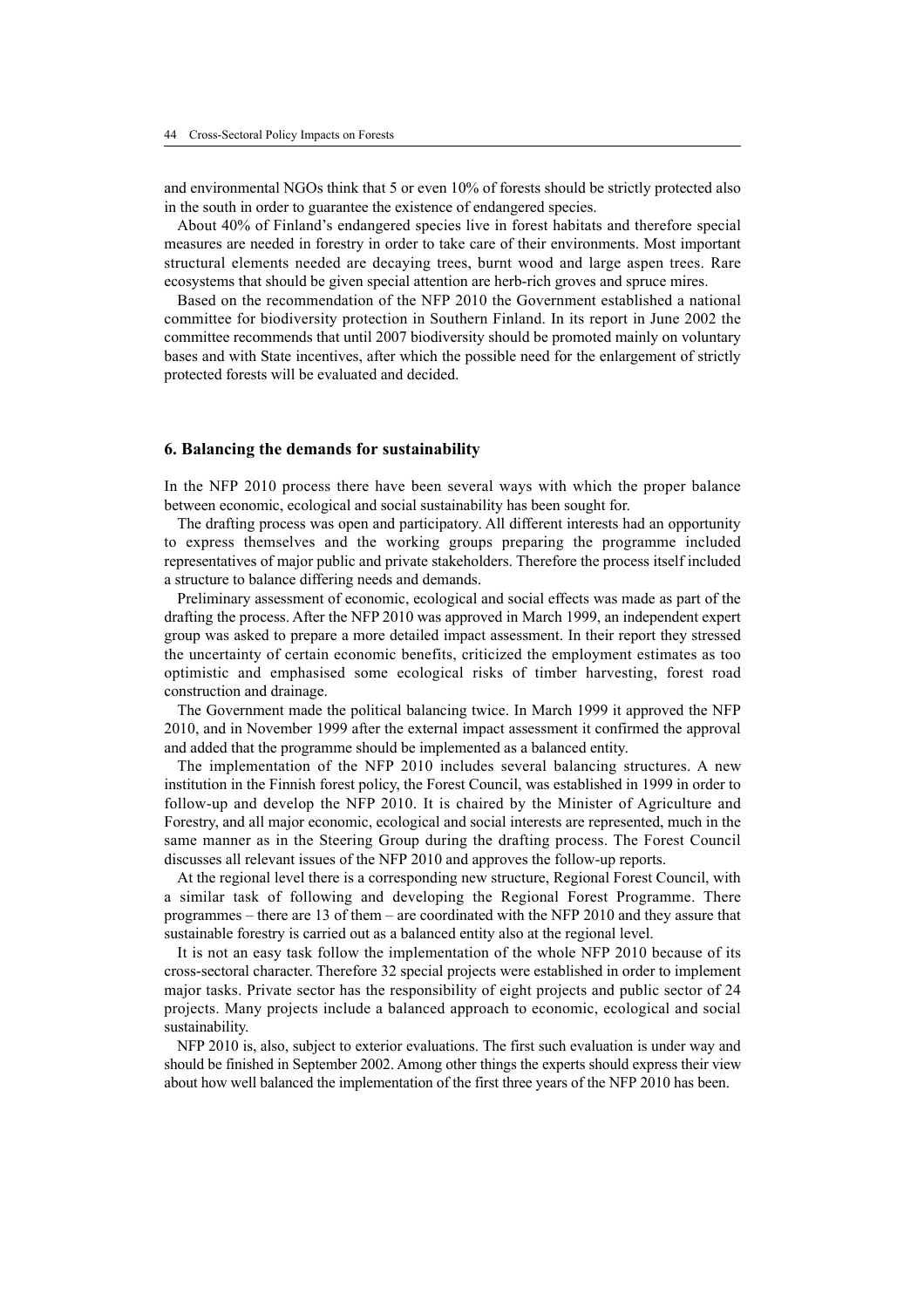and environmental NGOs think that 5 or even 10% of forests should be strictly protected also in the south in order to guarantee the existence of endangered species.

About 40% of Finland's endangered species live in forest habitats and therefore special measures are needed in forestry in order to take care of their environments. Most important structural elements needed are decaying trees, burnt wood and large aspen trees. Rare ecosystems that should be given special attention are herb-rich groves and spruce mires.

Based on the recommendation of the NFP 2010 the Government established a national committee for biodiversity protection in Southern Finland. In its report in June 2002 the committee recommends that until 2007 biodiversity should be promoted mainly on voluntary bases and with State incentives, after which the possible need for the enlargement of strictly protected forests will be evaluated and decided.

## 6. Balancing the demands for sustainability

In the NFP 2010 process there have been several ways with which the proper balance between economic, ecological and social sustainability has been sought for.

The drafting process was open and participatory. All different interests had an opportunity to express themselves and the working groups preparing the programme included representatives of major public and private stakeholders. Therefore the process itself included a structure to balance differing needs and demands.

Preliminary assessment of economic, ecological and social effects was made as part of the drafting the process. After the NFP 2010 was approved in March 1999, an independent expert group was asked to prepare a more detailed impact assessment. In their report they stressed the uncertainty of certain economic benefits, criticized the employment estimates as too optimistic and emphasised some ecological risks of timber harvesting, forest road construction and drainage.

The Government made the political balancing twice. In March 1999 it approved the NFP 2010, and in November 1999 after the external impact assessment it confirmed the approval and added that the programme should be implemented as a balanced entity.

The implementation of the NFP 2010 includes several balancing structures. A new institution in the Finnish forest policy, the Forest Council, was established in 1999 in order to follow-up and develop the NFP 2010. It is chaired by the Minister of Agriculture and Forestry, and all major economic, ecological and social interests are represented, much in the same manner as in the Steering Group during the drafting process. The Forest Council discusses all relevant issues of the NFP 2010 and approves the follow-up reports.

At the regional level there is a corresponding new structure, Regional Forest Council, with a similar task of following and developing the Regional Forest Programme. There programmes – there are 13 of them – are coordinated with the NFP 2010 and they assure that sustainable forestry is carried out as a balanced entity also at the regional level.

It is not an easy task follow the implementation of the whole NFP 2010 because of its cross-sectoral character. Therefore 32 special projects were established in order to implement major tasks. Private sector has the responsibility of eight projects and public sector of 24 projects. Many projects include a balanced approach to economic, ecological and social sustainability.

NFP 2010 is, also, subject to exterior evaluations. The first such evaluation is under way and should be finished in September 2002. Among other things the experts should express their view about how well balanced the implementation of the first three years of the NFP 2010 has been.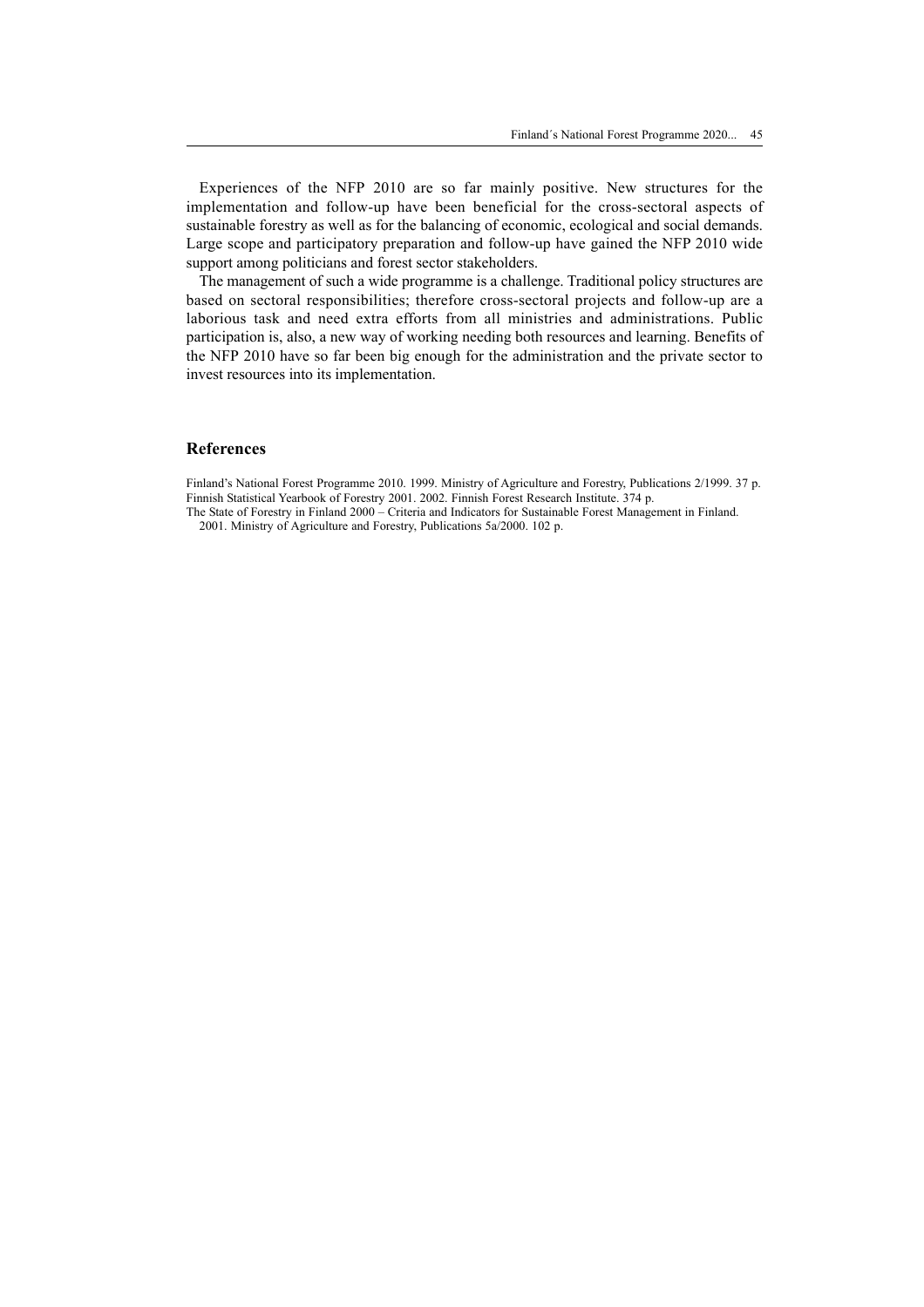Experiences of the NFP 2010 are so far mainly positive. New structures for the implementation and follow-up have been beneficial for the cross-sectoral aspects of sustainable forestry as well as for the balancing of economic, ecological and social demands. Large scope and participatory preparation and follow-up have gained the NFP 2010 wide support among politicians and forest sector stakeholders.

The management of such a wide programme is a challenge. Traditional policy structures are based on sectoral responsibilities; therefore cross-sectoral projects and follow-up are a laborious task and need extra efforts from all ministries and administrations. Public participation is, also, a new way of working needing both resources and learning. Benefits of the NFP 2010 have so far been big enough for the administration and the private sector to invest resources into its implementation.

## References

Finland's National Forest Programme 2010. 1999. Ministry of Agriculture and Forestry, Publications 2/1999. 37 p.

Finnish Statistical Yearbook of Forestry 2001. 2002. Finnish Forest Research Institute. 374 p.

The State of Forestry in Finland 2000 – Criteria and Indicators for Sustainable Forest Management in Finland. 2001. Ministry of Agriculture and Forestry, Publications 5a/2000. 102 p.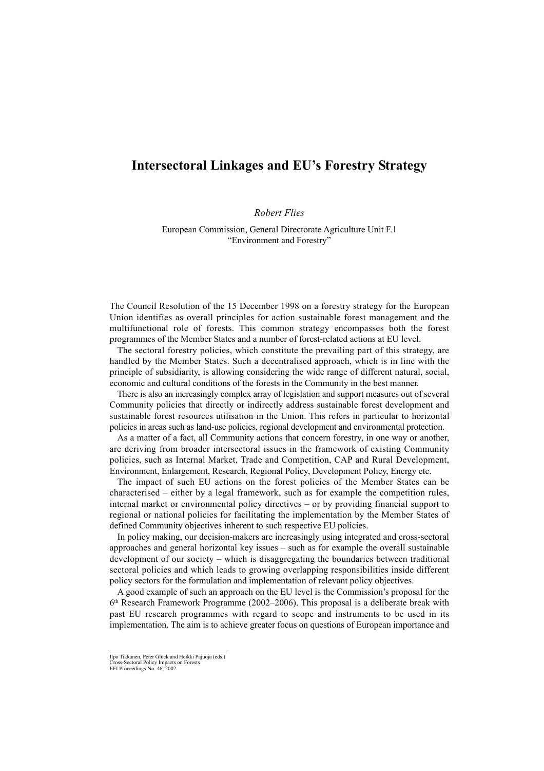# Intersectoral Linkages and EU's Forestry Strategy

*Robert Flies*

European Commission, General Directorate Agriculture Unit F.1
"Environment and Forestry"

The Council Resolution of the 15 December 1998 on a forestry strategy for the European Union identifies as overall principles for action sustainable forest management and the multifunctional role of forests. This common strategy encompasses both the forest programmes of the Member States and a number of forest-related actions at EU level.

The sectoral forestry policies, which constitute the prevailing part of this strategy, are handled by the Member States. Such a decentralised approach, which is in line with the principle of subsidiarity, is allowing considering the wide range of different natural, social, economic and cultural conditions of the forests in the Community in the best manner.

There is also an increasingly complex array of legislation and support measures out of several Community policies that directly or indirectly address sustainable forest development and sustainable forest resources utilisation in the Union. This refers in particular to horizontal policies in areas such as land-use policies, regional development and environmental protection.

As a matter of a fact, all Community actions that concern forestry, in one way or another, are deriving from broader intersectoral issues in the framework of existing Community policies, such as Internal Market, Trade and Competition, CAP and Rural Development, Environment, Enlargement, Research, Regional Policy, Development Policy, Energy etc.

The impact of such EU actions on the forest policies of the Member States can be characterised – either by a legal framework, such as for example the competition rules, internal market or environmental policy directives – or by providing financial support to regional or national policies for facilitating the implementation by the Member States of defined Community objectives inherent to such respective EU policies.

In policy making, our decision-makers are increasingly using integrated and cross-sectoral approaches and general horizontal key issues – such as for example the overall sustainable development of our society – which is disaggregating the boundaries between traditional sectoral policies and which leads to growing overlapping responsibilities inside different policy sectors for the formulation and implementation of relevant policy objectives.

A good example of such an approach on the EU level is the Commission's proposal for the 6th Research Framework Programme (2002–2006). This proposal is a deliberate break with past EU research programmes with regard to scope and instruments to be used in its implementation. The aim is to achieve greater focus on questions of European importance and

Ilpo Tikkanen, Peter Glück and Heikki Pajuoja (eds.)
Cross-Sectoral Policy Impacts on Forests
EFI Proceedings No. 46, 2002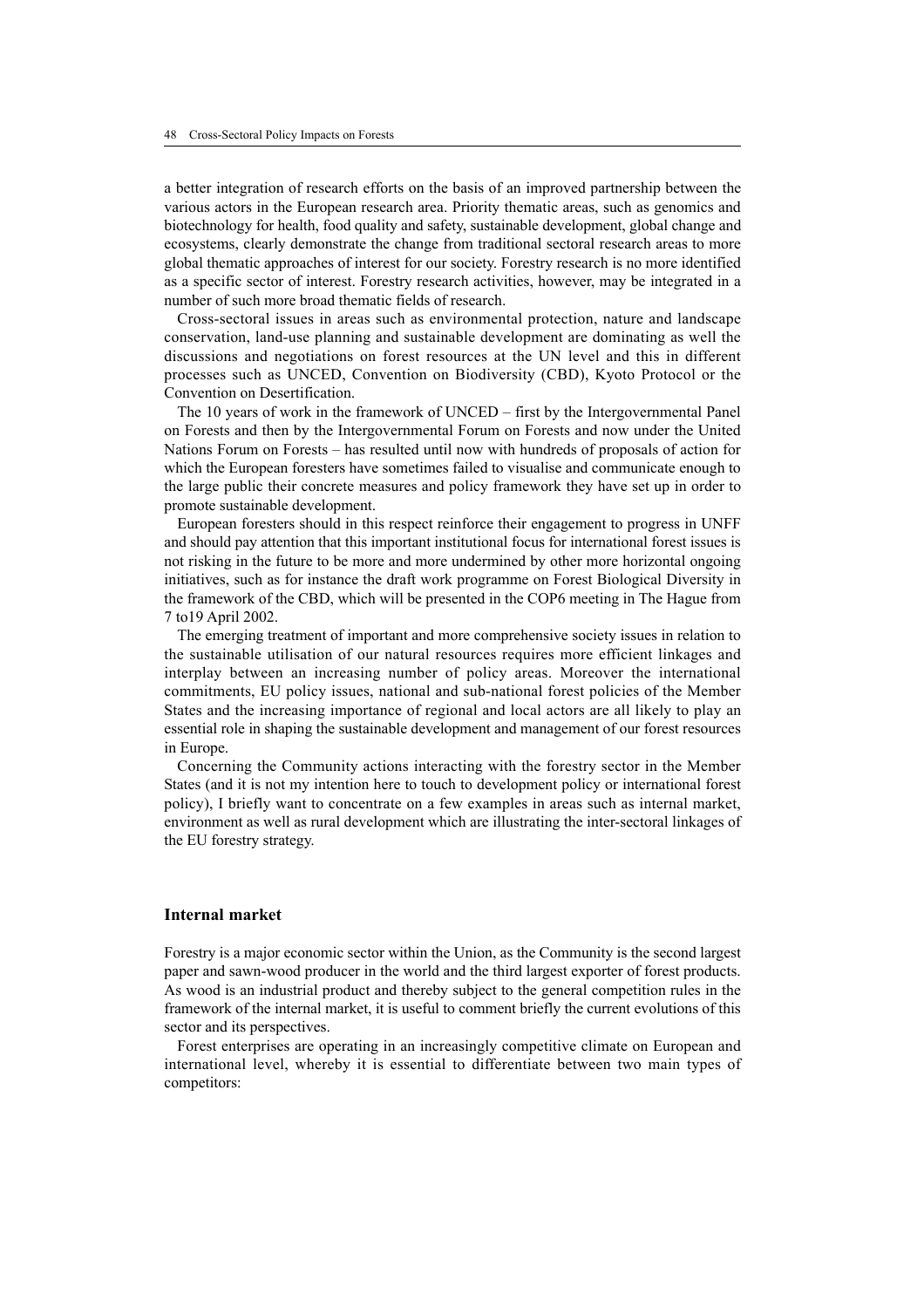a better integration of research efforts on the basis of an improved partnership between the various actors in the European research area. Priority thematic areas, such as genomics and biotechnology for health, food quality and safety, sustainable development, global change and ecosystems, clearly demonstrate the change from traditional sectoral research areas to more global thematic approaches of interest for our society. Forestry research is no more identified as a specific sector of interest. Forestry research activities, however, may be integrated in a number of such more broad thematic fields of research.

Cross-sectoral issues in areas such as environmental protection, nature and landscape conservation, land-use planning and sustainable development are dominating as well the discussions and negotiations on forest resources at the UN level and this in different processes such as UNCED, Convention on Biodiversity (CBD), Kyoto Protocol or the Convention on Desertification.

The 10 years of work in the framework of UNCED – first by the Intergovernmental Panel on Forests and then by the Intergovernmental Forum on Forests and now under the United Nations Forum on Forests – has resulted until now with hundreds of proposals of action for which the European foresters have sometimes failed to visualise and communicate enough to the large public their concrete measures and policy framework they have set up in order to promote sustainable development.

European foresters should in this respect reinforce their engagement to progress in UNFF and should pay attention that this important institutional focus for international forest issues is not risking in the future to be more and more undermined by other more horizontal ongoing initiatives, such as for instance the draft work programme on Forest Biological Diversity in the framework of the CBD, which will be presented in the COP6 meeting in The Hague from 7 to19 April 2002.

The emerging treatment of important and more comprehensive society issues in relation to the sustainable utilisation of our natural resources requires more efficient linkages and interplay between an increasing number of policy areas. Moreover the international commitments, EU policy issues, national and sub-national forest policies of the Member States and the increasing importance of regional and local actors are all likely to play an essential role in shaping the sustainable development and management of our forest resources in Europe.

Concerning the Community actions interacting with the forestry sector in the Member States (and it is not my intention here to touch to development policy or international forest policy), I briefly want to concentrate on a few examples in areas such as internal market, environment as well as rural development which are illustrating the inter-sectoral linkages of the EU forestry strategy.

## Internal market

Forestry is a major economic sector within the Union, as the Community is the second largest paper and sawn-wood producer in the world and the third largest exporter of forest products. As wood is an industrial product and thereby subject to the general competition rules in the framework of the internal market, it is useful to comment briefly the current evolutions of this sector and its perspectives.

Forest enterprises are operating in an increasingly competitive climate on European and international level, whereby it is essential to differentiate between two main types of competitors: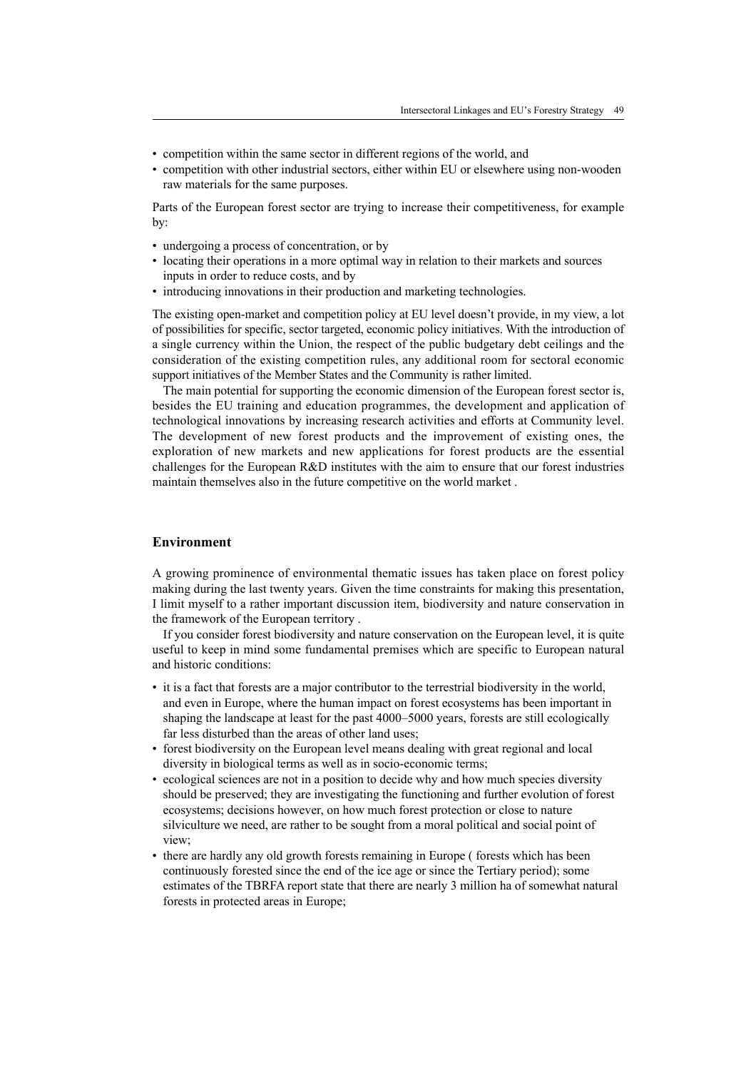- competition within the same sector in different regions of the world, and
- competition with other industrial sectors, either within EU or elsewhere using non-wooden raw materials for the same purposes.

Parts of the European forest sector are trying to increase their competitiveness, for example by:

- undergoing a process of concentration, or by
- locating their operations in a more optimal way in relation to their markets and sources inputs in order to reduce costs, and by
- introducing innovations in their production and marketing technologies.

The existing open-market and competition policy at EU level doesn't provide, in my view, a lot of possibilities for specific, sector targeted, economic policy initiatives. With the introduction of a single currency within the Union, the respect of the public budgetary debt ceilings and the consideration of the existing competition rules, any additional room for sectoral economic support initiatives of the Member States and the Community is rather limited.

The main potential for supporting the economic dimension of the European forest sector is, besides the EU training and education programmes, the development and application of technological innovations by increasing research activities and efforts at Community level. The development of new forest products and the improvement of existing ones, the exploration of new markets and new applications for forest products are the essential challenges for the European R&D institutes with the aim to ensure that our forest industries maintain themselves also in the future competitive on the world market .

## Environment

A growing prominence of environmental thematic issues has taken place on forest policy making during the last twenty years. Given the time constraints for making this presentation, I limit myself to a rather important discussion item, biodiversity and nature conservation in the framework of the European territory .

If you consider forest biodiversity and nature conservation on the European level, it is quite useful to keep in mind some fundamental premises which are specific to European natural and historic conditions:

- it is a fact that forests are a major contributor to the terrestrial biodiversity in the world, and even in Europe, where the human impact on forest ecosystems has been important in shaping the landscape at least for the past 4000–5000 years, forests are still ecologically far less disturbed than the areas of other land uses;
- forest biodiversity on the European level means dealing with great regional and local diversity in biological terms as well as in socio-economic terms;
- ecological sciences are not in a position to decide why and how much species diversity should be preserved; they are investigating the functioning and further evolution of forest ecosystems; decisions however, on how much forest protection or close to nature silviculture we need, are rather to be sought from a moral political and social point of view;
- there are hardly any old growth forests remaining in Europe ( forests which has been continuously forested since the end of the ice age or since the Tertiary period); some estimates of the TBRFA report state that there are nearly 3 million ha of somewhat natural forests in protected areas in Europe;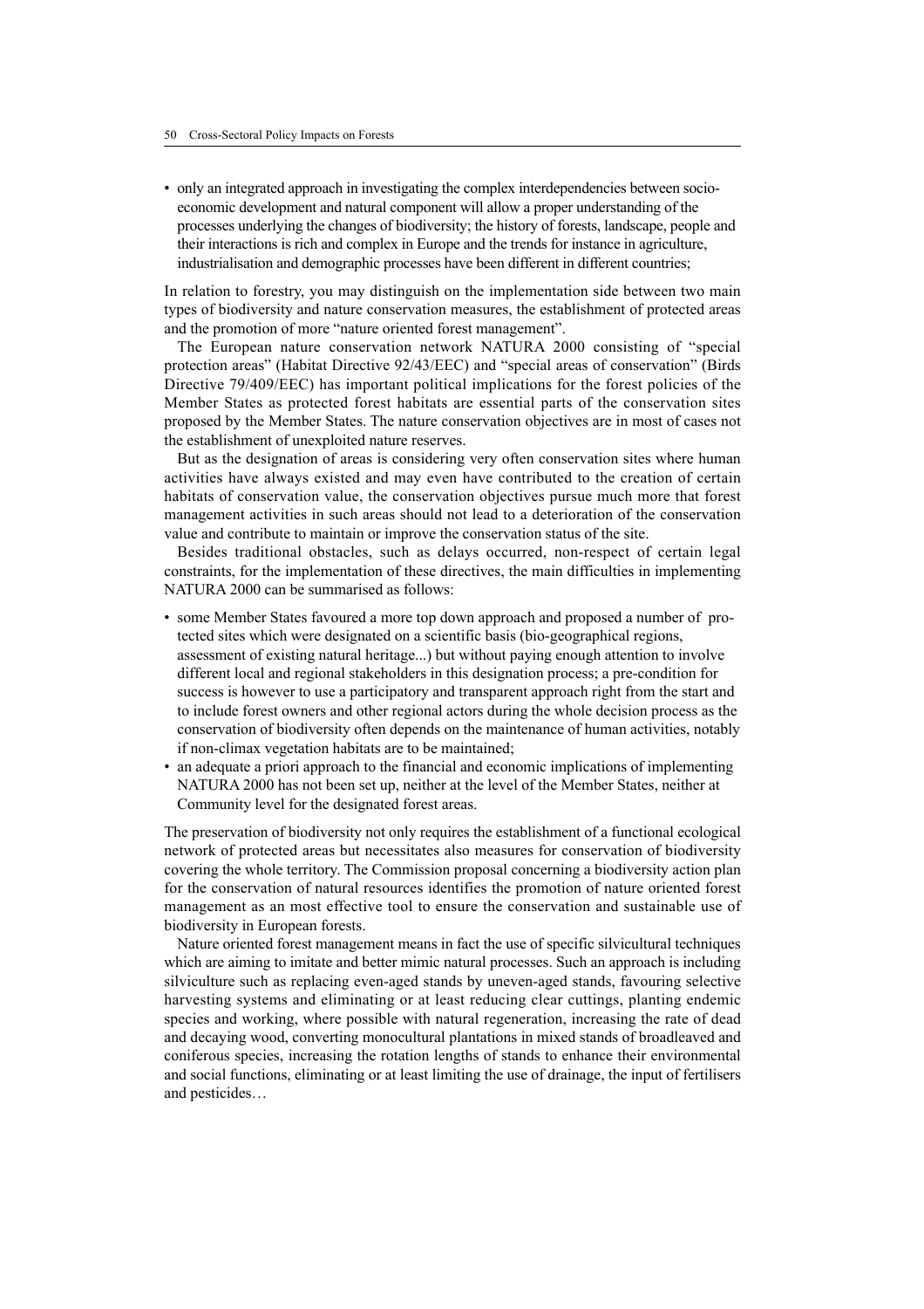- only an integrated approach in investigating the complex interdependencies between socio-economic development and natural component will allow a proper understanding of the processes underlying the changes of biodiversity; the history of forests, landscape, people and their interactions is rich and complex in Europe and the trends for instance in agriculture, industrialisation and demographic processes have been different in different countries;

In relation to forestry, you may distinguish on the implementation side between two main types of biodiversity and nature conservation measures, the establishment of protected areas and the promotion of more "nature oriented forest management".

The European nature conservation network NATURA 2000 consisting of "special protection areas" (Habitat Directive 92/43/EEC) and "special areas of conservation" (Birds Directive 79/409/EEC) has important political implications for the forest policies of the Member States as protected forest habitats are essential parts of the conservation sites proposed by the Member States. The nature conservation objectives are in most of cases not the establishment of unexploited nature reserves.

But as the designation of areas is considering very often conservation sites where human activities have always existed and may even have contributed to the creation of certain habitats of conservation value, the conservation objectives pursue much more that forest management activities in such areas should not lead to a deterioration of the conservation value and contribute to maintain or improve the conservation status of the site.

Besides traditional obstacles, such as delays occurred, non-respect of certain legal constraints, for the implementation of these directives, the main difficulties in implementing NATURA 2000 can be summarised as follows:

- some Member States favoured a more top down approach and proposed a number of protected sites which were designated on a scientific basis (bio-geographical regions, assessment of existing natural heritage...) but without paying enough attention to involve different local and regional stakeholders in this designation process; a pre-condition for success is however to use a participatory and transparent approach right from the start and to include forest owners and other regional actors during the whole decision process as the conservation of biodiversity often depends on the maintenance of human activities, notably if non-climax vegetation habitats are to be maintained;
- an adequate a priori approach to the financial and economic implications of implementing NATURA 2000 has not been set up, neither at the level of the Member States, neither at Community level for the designated forest areas.

The preservation of biodiversity not only requires the establishment of a functional ecological network of protected areas but necessitates also measures for conservation of biodiversity covering the whole territory. The Commission proposal concerning a biodiversity action plan for the conservation of natural resources identifies the promotion of nature oriented forest management as an most effective tool to ensure the conservation and sustainable use of biodiversity in European forests.

Nature oriented forest management means in fact the use of specific silvicultural techniques which are aiming to imitate and better mimic natural processes. Such an approach is including silviculture such as replacing even-aged stands by uneven-aged stands, favouring selective harvesting systems and eliminating or at least reducing clear cuttings, planting endemic species and working, where possible with natural regeneration, increasing the rate of dead and decaying wood, converting monocultural plantations in mixed stands of broadleaved and coniferous species, increasing the rotation lengths of stands to enhance their environmental and social functions, eliminating or at least limiting the use of drainage, the input of fertilisers and pesticides…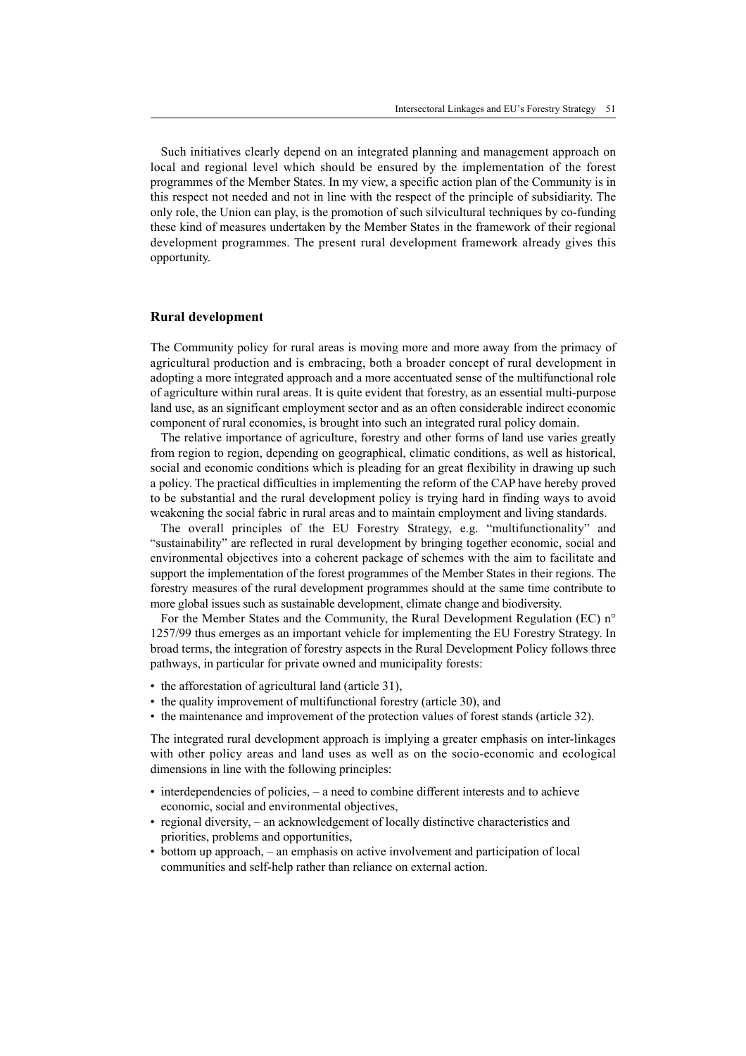Such initiatives clearly depend on an integrated planning and management approach on local and regional level which should be ensured by the implementation of the forest programmes of the Member States. In my view, a specific action plan of the Community is in this respect not needed and not in line with the respect of the principle of subsidiarity. The only role, the Union can play, is the promotion of such silvicultural techniques by co-funding these kind of measures undertaken by the Member States in the framework of their regional development programmes. The present rural development framework already gives this opportunity.

## Rural development

The Community policy for rural areas is moving more and more away from the primacy of agricultural production and is embracing, both a broader concept of rural development in adopting a more integrated approach and a more accentuated sense of the multifunctional role of agriculture within rural areas. It is quite evident that forestry, as an essential multi-purpose land use, as an significant employment sector and as an often considerable indirect economic component of rural economies, is brought into such an integrated rural policy domain.

The relative importance of agriculture, forestry and other forms of land use varies greatly from region to region, depending on geographical, climatic conditions, as well as historical, social and economic conditions which is pleading for an great flexibility in drawing up such a policy. The practical difficulties in implementing the reform of the CAP have hereby proved to be substantial and the rural development policy is trying hard in finding ways to avoid weakening the social fabric in rural areas and to maintain employment and living standards.

The overall principles of the EU Forestry Strategy, e.g. "multifunctionality" and "sustainability" are reflected in rural development by bringing together economic, social and environmental objectives into a coherent package of schemes with the aim to facilitate and support the implementation of the forest programmes of the Member States in their regions. The forestry measures of the rural development programmes should at the same time contribute to more global issues such as sustainable development, climate change and biodiversity.

For the Member States and the Community, the Rural Development Regulation (EC) n° 1257/99 thus emerges as an important vehicle for implementing the EU Forestry Strategy. In broad terms, the integration of forestry aspects in the Rural Development Policy follows three pathways, in particular for private owned and municipality forests:

- the afforestation of agricultural land (article 31),
- the quality improvement of multifunctional forestry (article 30), and
- the maintenance and improvement of the protection values of forest stands (article 32).

The integrated rural development approach is implying a greater emphasis on inter-linkages with other policy areas and land uses as well as on the socio-economic and ecological dimensions in line with the following principles:

- interdependencies of policies, – a need to combine different interests and to achieve economic, social and environmental objectives,
- regional diversity, – an acknowledgement of locally distinctive characteristics and priorities, problems and opportunities,
- bottom up approach, – an emphasis on active involvement and participation of local communities and self-help rather than reliance on external action.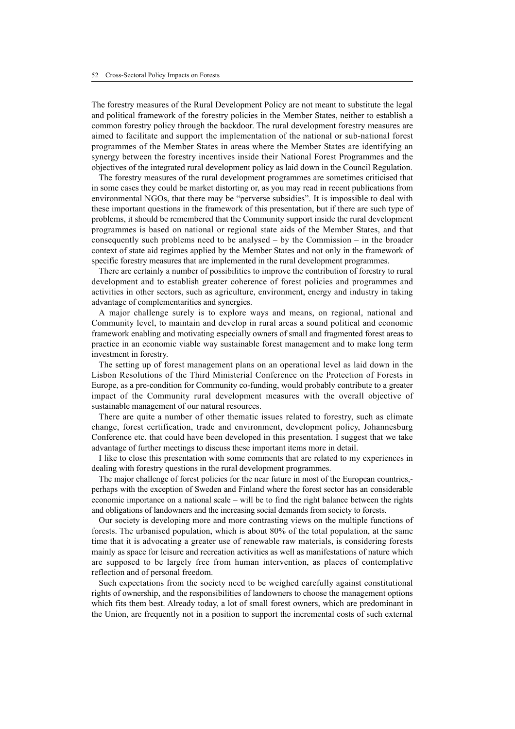The forestry measures of the Rural Development Policy are not meant to substitute the legal and political framework of the forestry policies in the Member States, neither to establish a common forestry policy through the backdoor. The rural development forestry measures are aimed to facilitate and support the implementation of the national or sub-national forest programmes of the Member States in areas where the Member States are identifying an synergy between the forestry incentives inside their National Forest Programmes and the objectives of the integrated rural development policy as laid down in the Council Regulation.

The forestry measures of the rural development programmes are sometimes criticised that in some cases they could be market distorting or, as you may read in recent publications from environmental NGOs, that there may be "perverse subsidies". It is impossible to deal with these important questions in the framework of this presentation, but if there are such type of problems, it should be remembered that the Community support inside the rural development programmes is based on national or regional state aids of the Member States, and that consequently such problems need to be analysed – by the Commission – in the broader context of state aid regimes applied by the Member States and not only in the framework of specific forestry measures that are implemented in the rural development programmes.

There are certainly a number of possibilities to improve the contribution of forestry to rural development and to establish greater coherence of forest policies and programmes and activities in other sectors, such as agriculture, environment, energy and industry in taking advantage of complementarities and synergies.

A major challenge surely is to explore ways and means, on regional, national and Community level, to maintain and develop in rural areas a sound political and economic framework enabling and motivating especially owners of small and fragmented forest areas to practice in an economic viable way sustainable forest management and to make long term investment in forestry.

The setting up of forest management plans on an operational level as laid down in the Lisbon Resolutions of the Third Ministerial Conference on the Protection of Forests in Europe, as a pre-condition for Community co-funding, would probably contribute to a greater impact of the Community rural development measures with the overall objective of sustainable management of our natural resources.

There are quite a number of other thematic issues related to forestry, such as climate change, forest certification, trade and environment, development policy, Johannesburg Conference etc. that could have been developed in this presentation. I suggest that we take advantage of further meetings to discuss these important items more in detail.

I like to close this presentation with some comments that are related to my experiences in dealing with forestry questions in the rural development programmes.

The major challenge of forest policies for the near future in most of the European countries,- perhaps with the exception of Sweden and Finland where the forest sector has an considerable economic importance on a national scale – will be to find the right balance between the rights and obligations of landowners and the increasing social demands from society to forests.

Our society is developing more and more contrasting views on the multiple functions of forests. The urbanised population, which is about 80% of the total population, at the same time that it is advocating a greater use of renewable raw materials, is considering forests mainly as space for leisure and recreation activities as well as manifestations of nature which are supposed to be largely free from human intervention, as places of contemplative reflection and of personal freedom.

Such expectations from the society need to be weighed carefully against constitutional rights of ownership, and the responsibilities of landowners to choose the management options which fits them best. Already today, a lot of small forest owners, which are predominant in the Union, are frequently not in a position to support the incremental costs of such external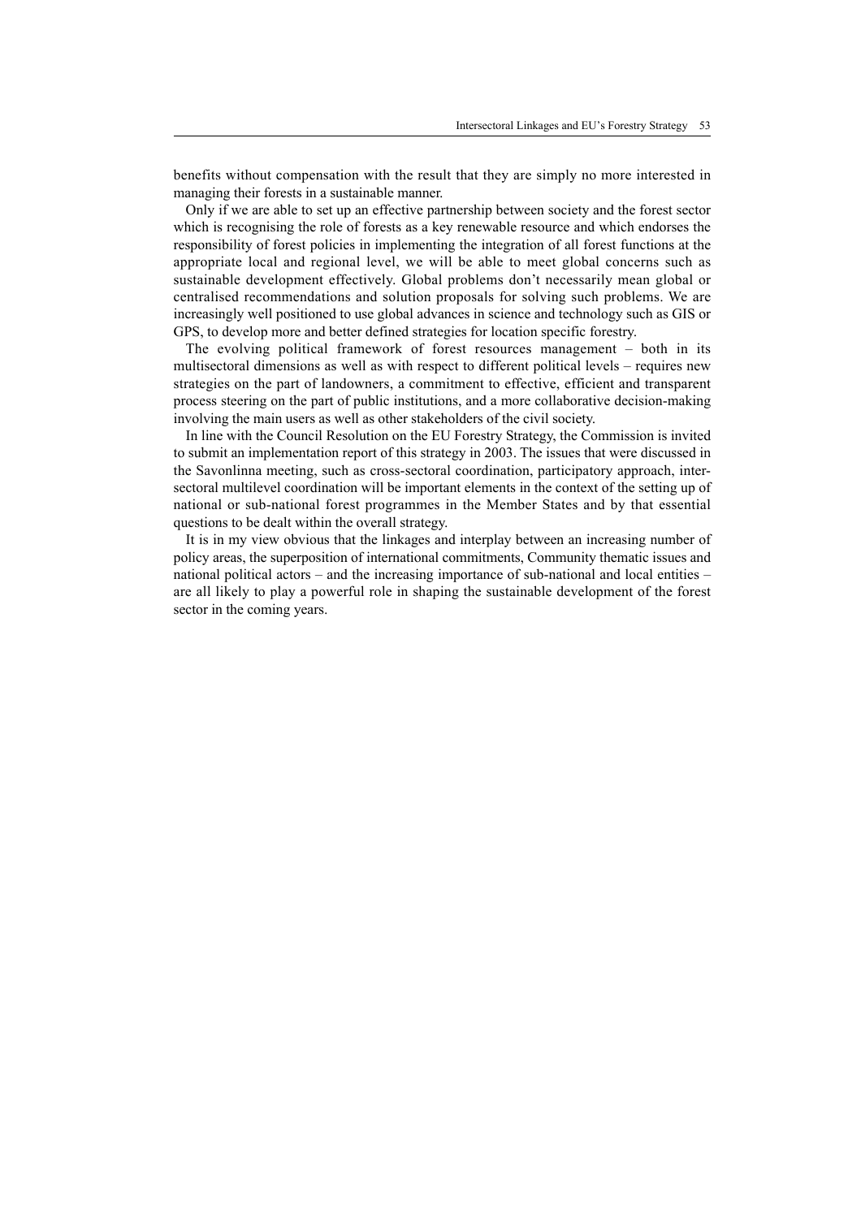benefits without compensation with the result that they are simply no more interested in managing their forests in a sustainable manner.

Only if we are able to set up an effective partnership between society and the forest sector which is recognising the role of forests as a key renewable resource and which endorses the responsibility of forest policies in implementing the integration of all forest functions at the appropriate local and regional level, we will be able to meet global concerns such as sustainable development effectively. Global problems don't necessarily mean global or centralised recommendations and solution proposals for solving such problems. We are increasingly well positioned to use global advances in science and technology such as GIS or GPS, to develop more and better defined strategies for location specific forestry.

The evolving political framework of forest resources management – both in its multisectoral dimensions as well as with respect to different political levels – requires new strategies on the part of landowners, a commitment to effective, efficient and transparent process steering on the part of public institutions, and a more collaborative decision-making involving the main users as well as other stakeholders of the civil society.

In line with the Council Resolution on the EU Forestry Strategy, the Commission is invited to submit an implementation report of this strategy in 2003. The issues that were discussed in the Savonlinna meeting, such as cross-sectoral coordination, participatory approach, inter-sectoral multilevel coordination will be important elements in the context of the setting up of national or sub-national forest programmes in the Member States and by that essential questions to be dealt within the overall strategy.

It is in my view obvious that the linkages and interplay between an increasing number of policy areas, the superposition of international commitments, Community thematic issues and national political actors – and the increasing importance of sub-national and local entities – are all likely to play a powerful role in shaping the sustainable development of the forest sector in the coming years.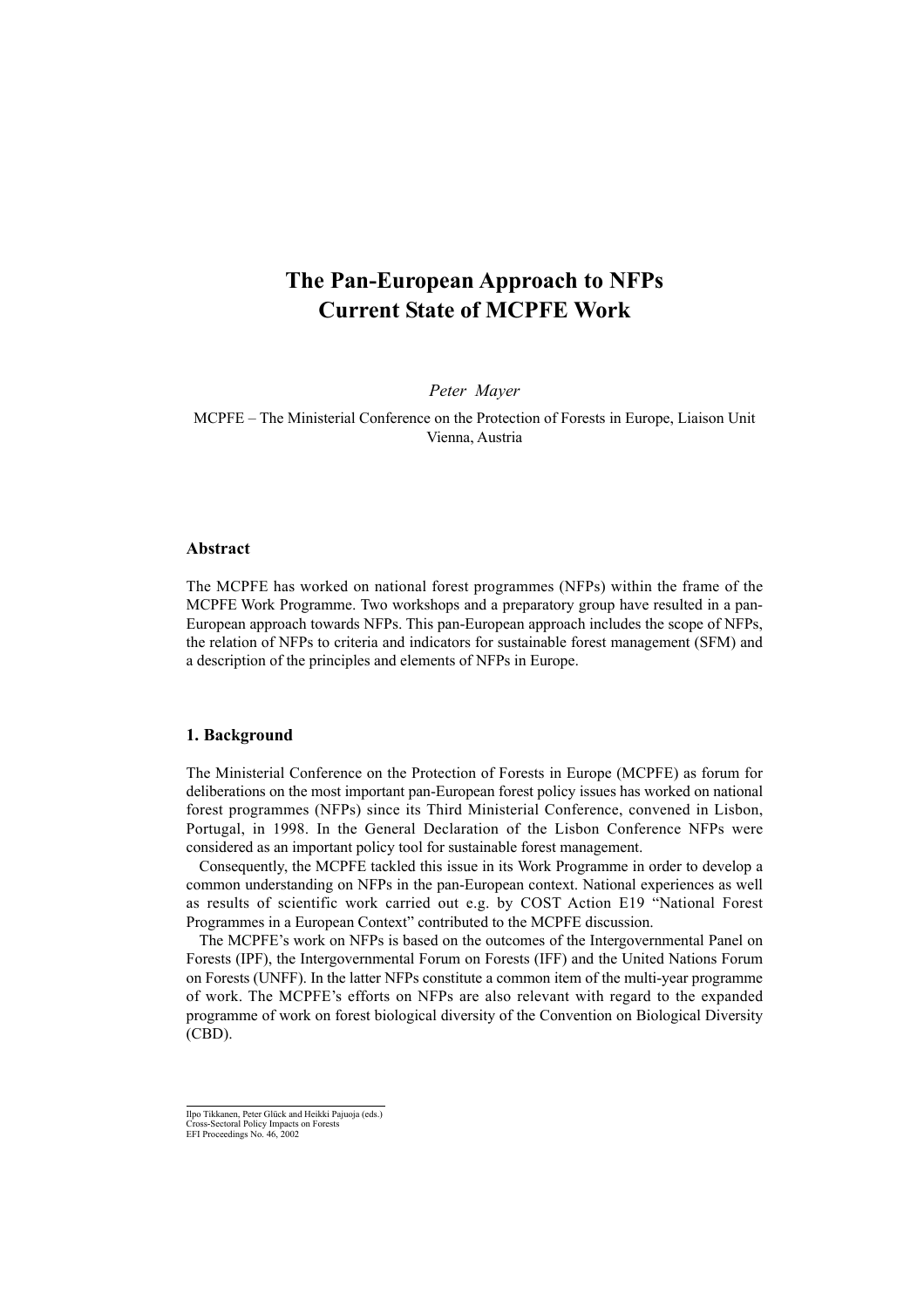# The Pan-European Approach to NFPs
# Current State of MCPFE Work

*Peter Mayer*

MCPFE – The Ministerial Conference on the Protection of Forests in Europe, Liaison Unit
Vienna, Austria

## Abstract

The MCPFE has worked on national forest programmes (NFPs) within the frame of the MCPFE Work Programme. Two workshops and a preparatory group have resulted in a pan-European approach towards NFPs. This pan-European approach includes the scope of NFPs, the relation of NFPs to criteria and indicators for sustainable forest management (SFM) and a description of the principles and elements of NFPs in Europe.

## 1. Background

The Ministerial Conference on the Protection of Forests in Europe (MCPFE) as forum for deliberations on the most important pan-European forest policy issues has worked on national forest programmes (NFPs) since its Third Ministerial Conference, convened in Lisbon, Portugal, in 1998. In the General Declaration of the Lisbon Conference NFPs were considered as an important policy tool for sustainable forest management.

Consequently, the MCPFE tackled this issue in its Work Programme in order to develop a common understanding on NFPs in the pan-European context. National experiences as well as results of scientific work carried out e.g. by COST Action E19 "National Forest Programmes in a European Context" contributed to the MCPFE discussion.

The MCPFE's work on NFPs is based on the outcomes of the Intergovernmental Panel on Forests (IPF), the Intergovernmental Forum on Forests (IFF) and the United Nations Forum on Forests (UNFF). In the latter NFPs constitute a common item of the multi-year programme of work. The MCPFE's efforts on NFPs are also relevant with regard to the expanded programme of work on forest biological diversity of the Convention on Biological Diversity (CBD).

Ilpo Tikkanen, Peter Glück and Heikki Pajuoja (eds.)
Cross-Sectoral Policy Impacts on Forests
EFI Proceedings No. 46, 2002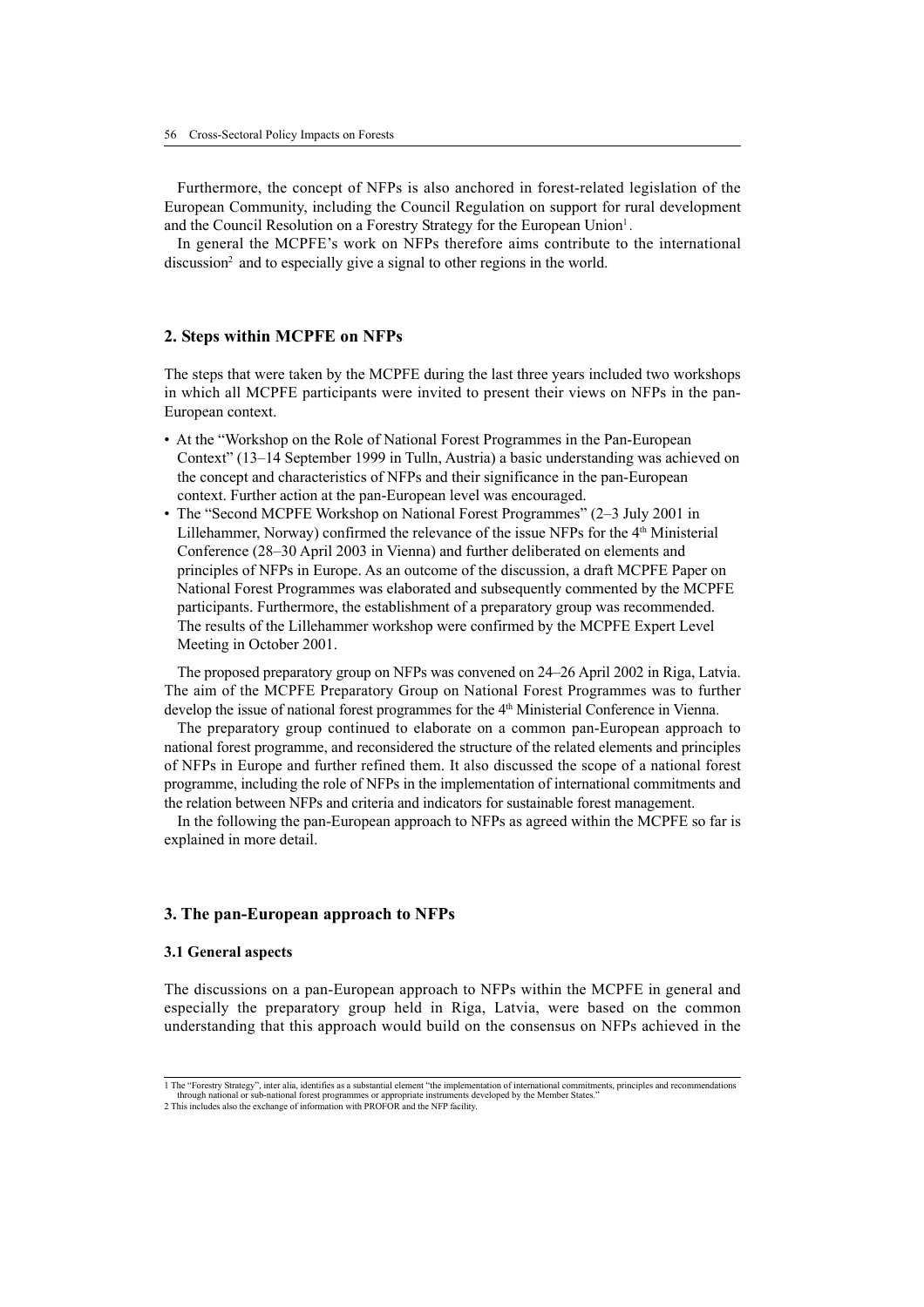Furthermore, the concept of NFPs is also anchored in forest-related legislation of the European Community, including the Council Regulation on support for rural development and the Council Resolution on a Forestry Strategy for the European Union[1].

In general the MCPFE's work on NFPs therefore aims contribute to the international discussion[2] and to especially give a signal to other regions in the world.

## 2. Steps within MCPFE on NFPs

The steps that were taken by the MCPFE during the last three years included two workshops in which all MCPFE participants were invited to present their views on NFPs in the pan-European context.

- At the "Workshop on the Role of National Forest Programmes in the Pan-European Context" (13–14 September 1999 in Tulln, Austria) a basic understanding was achieved on the concept and characteristics of NFPs and their significance in the pan-European context. Further action at the pan-European level was encouraged.
- The "Second MCPFE Workshop on National Forest Programmes" (2–3 July 2001 in Lillehammer, Norway) confirmed the relevance of the issue NFPs for the 4th Ministerial Conference (28–30 April 2003 in Vienna) and further deliberated on elements and principles of NFPs in Europe. As an outcome of the discussion, a draft MCPFE Paper on National Forest Programmes was elaborated and subsequently commented by the MCPFE participants. Furthermore, the establishment of a preparatory group was recommended. The results of the Lillehammer workshop were confirmed by the MCPFE Expert Level Meeting in October 2001.

The proposed preparatory group on NFPs was convened on 24–26 April 2002 in Riga, Latvia. The aim of the MCPFE Preparatory Group on National Forest Programmes was to further develop the issue of national forest programmes for the 4th Ministerial Conference in Vienna.

The preparatory group continued to elaborate on a common pan-European approach to national forest programme, and reconsidered the structure of the related elements and principles of NFPs in Europe and further refined them. It also discussed the scope of a national forest programme, including the role of NFPs in the implementation of international commitments and the relation between NFPs and criteria and indicators for sustainable forest management.

In the following the pan-European approach to NFPs as agreed within the MCPFE so far is explained in more detail.

## 3. The pan-European approach to NFPs

### 3.1 General aspects

The discussions on a pan-European approach to NFPs within the MCPFE in general and especially the preparatory group held in Riga, Latvia, were based on the common understanding that this approach would build on the consensus on NFPs achieved in the

---

1 The "Forestry Strategy", inter alia, identifies as a substantial element "the implementation of international commitments, principles and recommendations through national or sub-national forest programmes or appropriate instruments developed by the Member States."

2 This includes also the exchange of information with PROFOR and the NFP facility.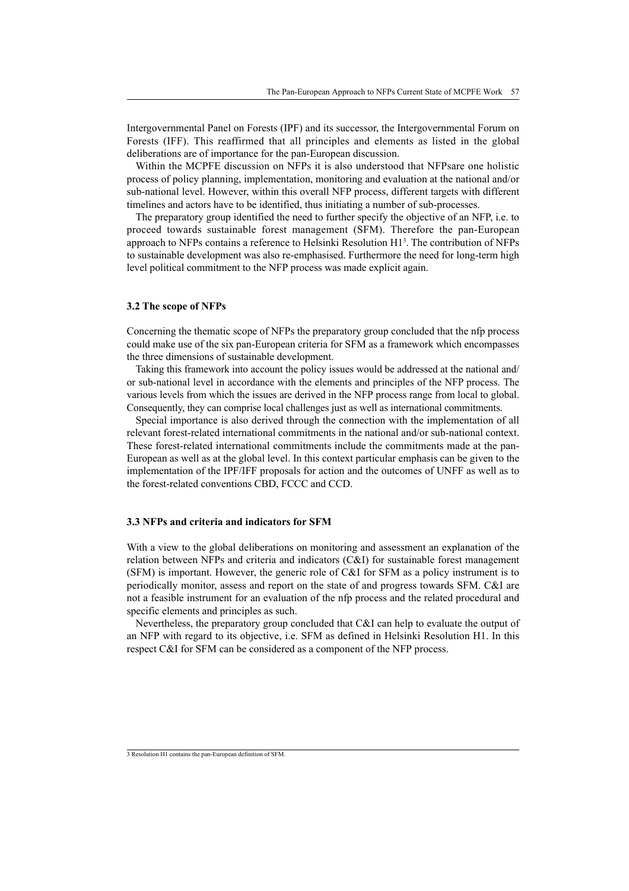Intergovernmental Panel on Forests (IPF) and its successor, the Intergovernmental Forum on Forests (IFF). This reaffirmed that all principles and elements as listed in the global deliberations are of importance for the pan-European discussion.

Within the MCPFE discussion on NFPs it is also understood that NFPsare one holistic process of policy planning, implementation, monitoring and evaluation at the national and/or sub-national level. However, within this overall NFP process, different targets with different timelines and actors have to be identified, thus initiating a number of sub-processes.

The preparatory group identified the need to further specify the objective of an NFP, i.e. to proceed towards sustainable forest management (SFM). Therefore the pan-European approach to NFPs contains a reference to Helsinki Resolution H1[3]. The contribution of NFPs to sustainable development was also re-emphasised. Furthermore the need for long-term high level political commitment to the NFP process was made explicit again.

### 3.2 The scope of NFPs

Concerning the thematic scope of NFPs the preparatory group concluded that the nfp process could make use of the six pan-European criteria for SFM as a framework which encompasses the three dimensions of sustainable development.

Taking this framework into account the policy issues would be addressed at the national and/ or sub-national level in accordance with the elements and principles of the NFP process. The various levels from which the issues are derived in the NFP process range from local to global. Consequently, they can comprise local challenges just as well as international commitments.

Special importance is also derived through the connection with the implementation of all relevant forest-related international commitments in the national and/or sub-national context. These forest-related international commitments include the commitments made at the pan-European as well as at the global level. In this context particular emphasis can be given to the implementation of the IPF/IFF proposals for action and the outcomes of UNFF as well as to the forest-related conventions CBD, FCCC and CCD.

### 3.3 NFPs and criteria and indicators for SFM

With a view to the global deliberations on monitoring and assessment an explanation of the relation between NFPs and criteria and indicators (C&I) for sustainable forest management (SFM) is important. However, the generic role of C&I for SFM as a policy instrument is to periodically monitor, assess and report on the state of and progress towards SFM. C&I are not a feasible instrument for an evaluation of the nfp process and the related procedural and specific elements and principles as such.

Nevertheless, the preparatory group concluded that C&I can help to evaluate the output of an NFP with regard to its objective, i.e. SFM as defined in Helsinki Resolution H1. In this respect C&I for SFM can be considered as a component of the NFP process.

3 Resolution H1 contains the pan-European definition of SFM.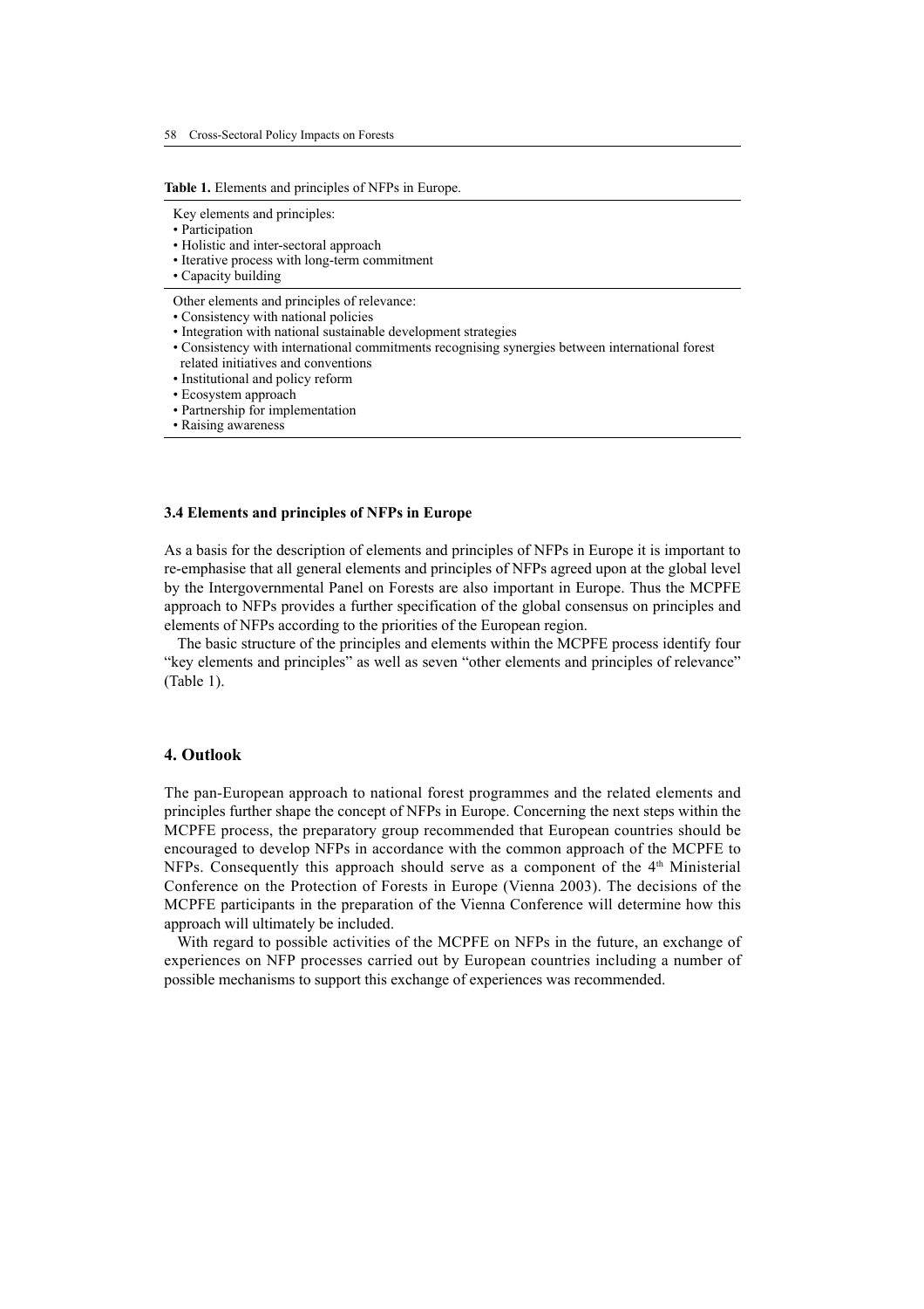**Table 1.** Elements and principles of NFPs in Europe.

| |
|---|
| Key elements and principles:<br>• Participation<br>• Holistic and inter-sectoral approach<br>• Iterative process with long-term commitment<br>• Capacity building |
| Other elements and principles of relevance:<br>• Consistency with national policies<br>• Integration with national sustainable development strategies<br>• Consistency with international commitments recognising synergies between international forest related initiatives and conventions<br>• Institutional and policy reform<br>• Ecosystem approach<br>• Partnership for implementation<br>• Raising awareness |

### 3.4 Elements and principles of NFPs in Europe

As a basis for the description of elements and principles of NFPs in Europe it is important to re-emphasise that all general elements and principles of NFPs agreed upon at the global level by the Intergovernmental Panel on Forests are also important in Europe. Thus the MCPFE approach to NFPs provides a further specification of the global consensus on principles and elements of NFPs according to the priorities of the European region.

The basic structure of the principles and elements within the MCPFE process identify four "key elements and principles" as well as seven "other elements and principles of relevance" (Table 1).

## 4. Outlook

The pan-European approach to national forest programmes and the related elements and principles further shape the concept of NFPs in Europe. Concerning the next steps within the MCPFE process, the preparatory group recommended that European countries should be encouraged to develop NFPs in accordance with the common approach of the MCPFE to NFPs. Consequently this approach should serve as a component of the 4th Ministerial Conference on the Protection of Forests in Europe (Vienna 2003). The decisions of the MCPFE participants in the preparation of the Vienna Conference will determine how this approach will ultimately be included.

With regard to possible activities of the MCPFE on NFPs in the future, an exchange of experiences on NFP processes carried out by European countries including a number of possible mechanisms to support this exchange of experiences was recommended.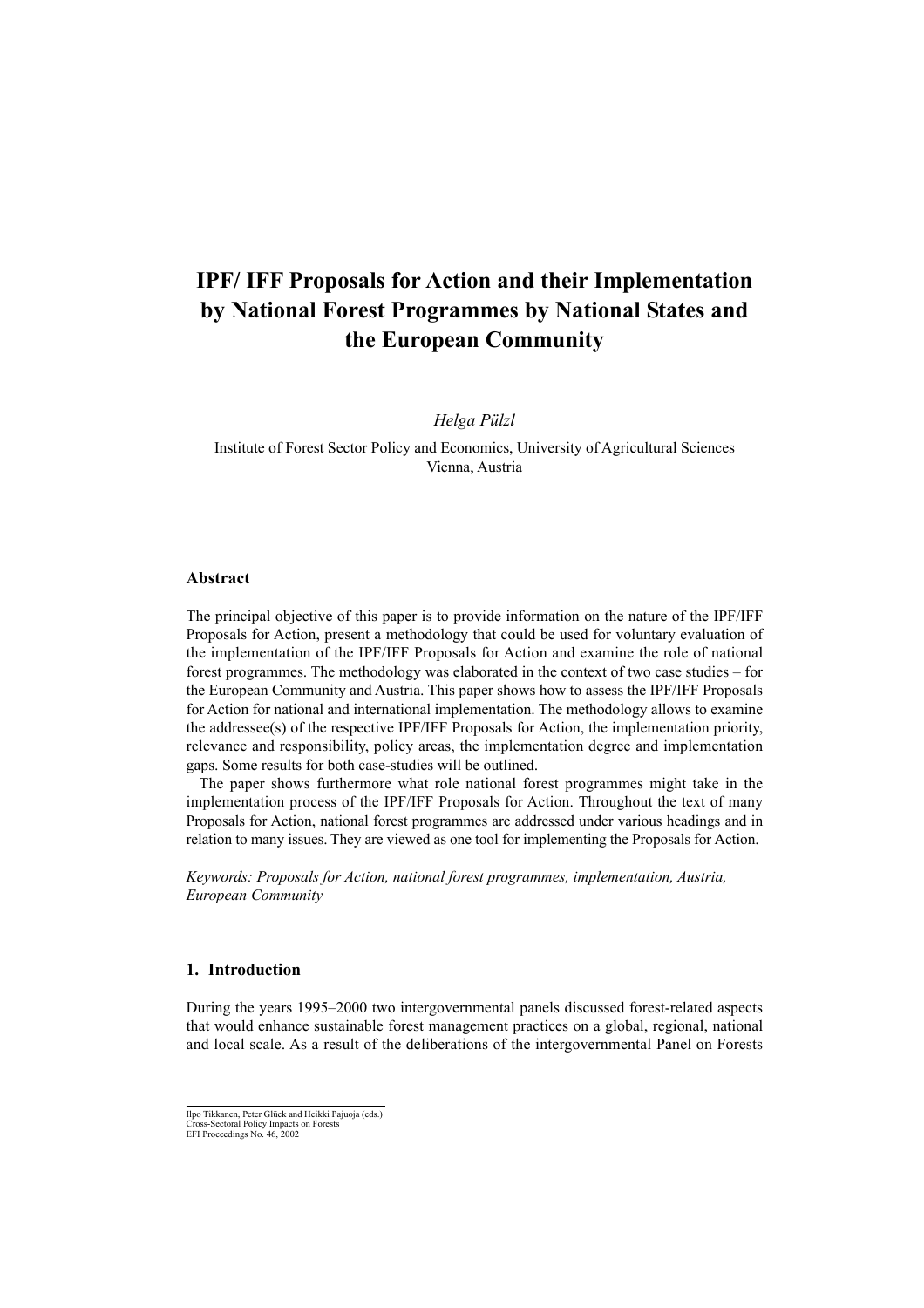# IPF/ IFF Proposals for Action and their Implementation by National Forest Programmes by National States and the European Community

*Helga Pülzl*

Institute of Forest Sector Policy and Economics, University of Agricultural Sciences
Vienna, Austria

## Abstract

The principal objective of this paper is to provide information on the nature of the IPF/IFF Proposals for Action, present a methodology that could be used for voluntary evaluation of the implementation of the IPF/IFF Proposals for Action and examine the role of national forest programmes. The methodology was elaborated in the context of two case studies – for the European Community and Austria. This paper shows how to assess the IPF/IFF Proposals for Action for national and international implementation. The methodology allows to examine the addressee(s) of the respective IPF/IFF Proposals for Action, the implementation priority, relevance and responsibility, policy areas, the implementation degree and implementation gaps. Some results for both case-studies will be outlined.

The paper shows furthermore what role national forest programmes might take in the implementation process of the IPF/IFF Proposals for Action. Throughout the text of many Proposals for Action, national forest programmes are addressed under various headings and in relation to many issues. They are viewed as one tool for implementing the Proposals for Action.

*Keywords: Proposals for Action, national forest programmes, implementation, Austria, European Community*

## 1. Introduction

During the years 1995–2000 two intergovernmental panels discussed forest-related aspects that would enhance sustainable forest management practices on a global, regional, national and local scale. As a result of the deliberations of the intergovernmental Panel on Forests

Ilpo Tikkanen, Peter Glück and Heikki Pajuoja (eds.)
Cross-Sectoral Policy Impacts on Forests
EFI Proceedings No. 46, 2002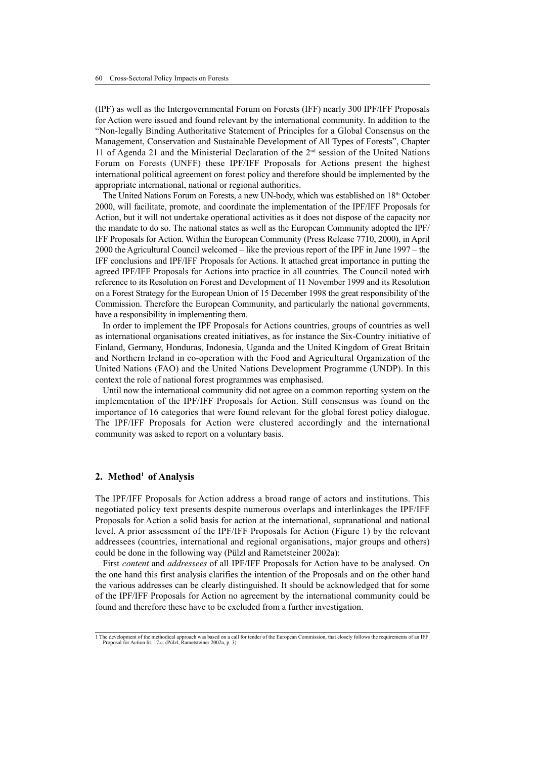(IPF) as well as the Intergovernmental Forum on Forests (IFF) nearly 300 IPF/IFF Proposals for Action were issued and found relevant by the international community. In addition to the "Non-legally Binding Authoritative Statement of Principles for a Global Consensus on the Management, Conservation and Sustainable Development of All Types of Forests", Chapter 11 of Agenda 21 and the Ministerial Declaration of the 2nd session of the United Nations Forum on Forests (UNFF) these IPF/IFF Proposals for Actions present the highest international political agreement on forest policy and therefore should be implemented by the appropriate international, national or regional authorities.

The United Nations Forum on Forests, a new UN-body, which was established on 18th October 2000, will facilitate, promote, and coordinate the implementation of the IPF/IFF Proposals for Action, but it will not undertake operational activities as it does not dispose of the capacity nor the mandate to do so. The national states as well as the European Community adopted the IPF/IFF Proposals for Action. Within the European Community (Press Release 7710, 2000), in April 2000 the Agricultural Council welcomed – like the previous report of the IPF in June 1997 – the IFF conclusions and IPF/IFF Proposals for Actions. It attached great importance in putting the agreed IPF/IFF Proposals for Actions into practice in all countries. The Council noted with reference to its Resolution on Forest and Development of 11 November 1999 and its Resolution on a Forest Strategy for the European Union of 15 December 1998 the great responsibility of the Commission. Therefore the European Community, and particularly the national governments, have a responsibility in implementing them.

In order to implement the IPF Proposals for Actions countries, groups of countries as well as international organisations created initiatives, as for instance the Six-Country initiative of Finland, Germany, Honduras, Indonesia, Uganda and the United Kingdom of Great Britain and Northern Ireland in co-operation with the Food and Agricultural Organization of the United Nations (FAO) and the United Nations Development Programme (UNDP). In this context the role of national forest programmes was emphasised.

Until now the international community did not agree on a common reporting system on the implementation of the IPF/IFF Proposals for Action. Still consensus was found on the importance of 16 categories that were found relevant for the global forest policy dialogue. The IPF/IFF Proposals for Action were clustered accordingly and the international community was asked to report on a voluntary basis.

## 2. Method[1] of Analysis

The IPF/IFF Proposals for Action address a broad range of actors and institutions. This negotiated policy text presents despite numerous overlaps and interlinkages the IPF/IFF Proposals for Action a solid basis for action at the international, supranational and national level. A prior assessment of the IPF/IFF Proposals for Action (Figure 1) by the relevant addressees (countries, international and regional organisations, major groups and others) could be done in the following way (Pülzl and Rametsteiner 2002a):

First *content* and *addressees* of all IPF/IFF Proposals for Action have to be analysed. On the one hand this first analysis clarifies the intention of the Proposals and on the other hand the various addresses can be clearly distinguished. It should be acknowledged that for some of the IPF/IFF Proposals for Action no agreement by the international community could be found and therefore these have to be excluded from a further investigation.

---

1 The development of the methodical approach was based on a call for tender of the European Commission, that closely follows the requirements of an IFF Proposal for Action lit. 17.c. (Pülzl, Rametsteiner 2002a, p. 3)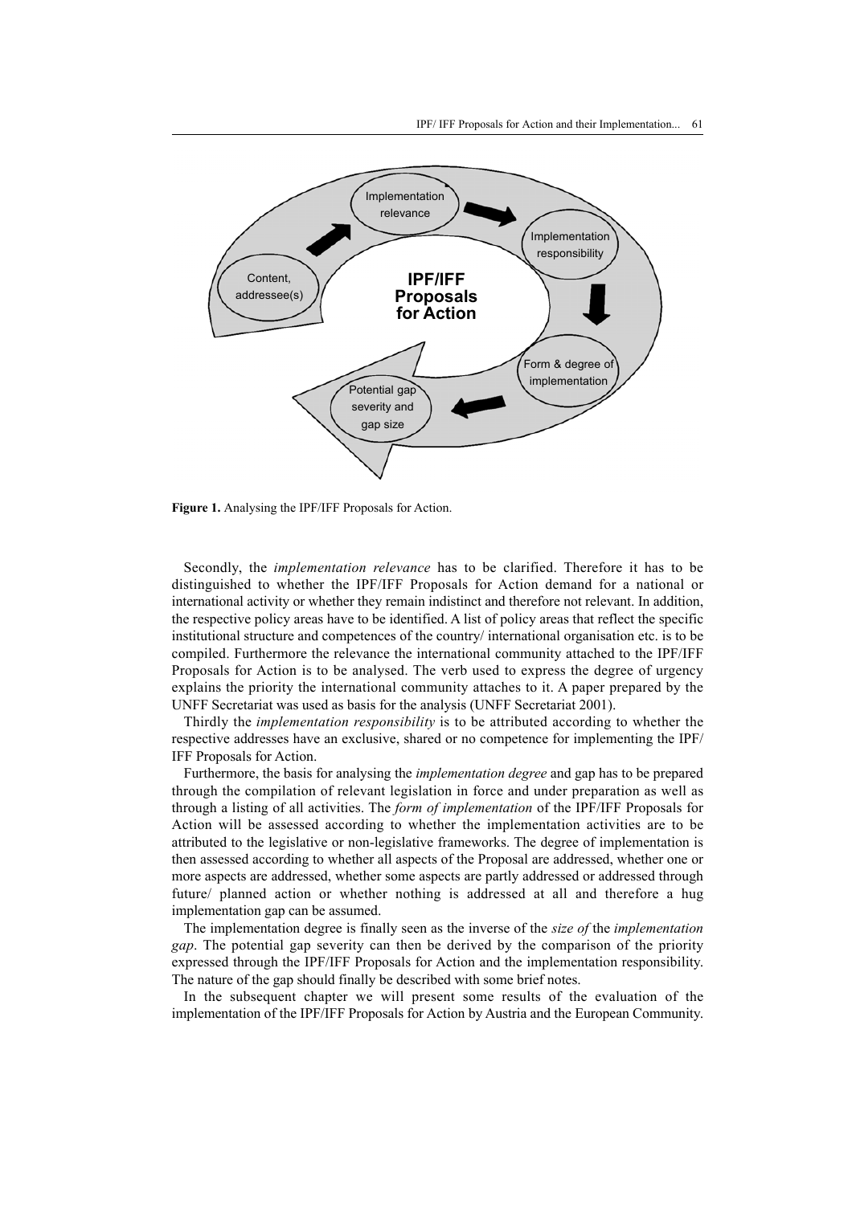IPF/IFF
Proposals
for Action

Content, addressee(s)

Implementation relevance

Implementation responsibility

Form & degree of implementation

Potential gap severity and gap size

**Figure 1.** Analysing the IPF/IFF Proposals for Action.

Secondly, the *implementation relevance* has to be clarified. Therefore it has to be distinguished to whether the IPF/IFF Proposals for Action demand for a national or international activity or whether they remain indistinct and therefore not relevant. In addition, the respective policy areas have to be identified. A list of policy areas that reflect the specific institutional structure and competences of the country/ international organisation etc. is to be compiled. Furthermore the relevance the international community attached to the IPF/IFF Proposals for Action is to be analysed. The verb used to express the degree of urgency explains the priority the international community attaches to it. A paper prepared by the UNFF Secretariat was used as basis for the analysis (UNFF Secretariat 2001).

Thirdly the *implementation responsibility* is to be attributed according to whether the respective addresses have an exclusive, shared or no competence for implementing the IPF/ IFF Proposals for Action.

Furthermore, the basis for analysing the *implementation degree* and gap has to be prepared through the compilation of relevant legislation in force and under preparation as well as through a listing of all activities. The *form of implementation* of the IPF/IFF Proposals for Action will be assessed according to whether the implementation activities are to be attributed to the legislative or non-legislative frameworks. The degree of implementation is then assessed according to whether all aspects of the Proposal are addressed, whether one or more aspects are addressed, whether some aspects are partly addressed or addressed through future/ planned action or whether nothing is addressed at all and therefore a hug implementation gap can be assumed.

The implementation degree is finally seen as the inverse of the *size of* the *implementation gap*. The potential gap severity can then be derived by the comparison of the priority expressed through the IPF/IFF Proposals for Action and the implementation responsibility. The nature of the gap should finally be described with some brief notes.

In the subsequent chapter we will present some results of the evaluation of the implementation of the IPF/IFF Proposals for Action by Austria and the European Community.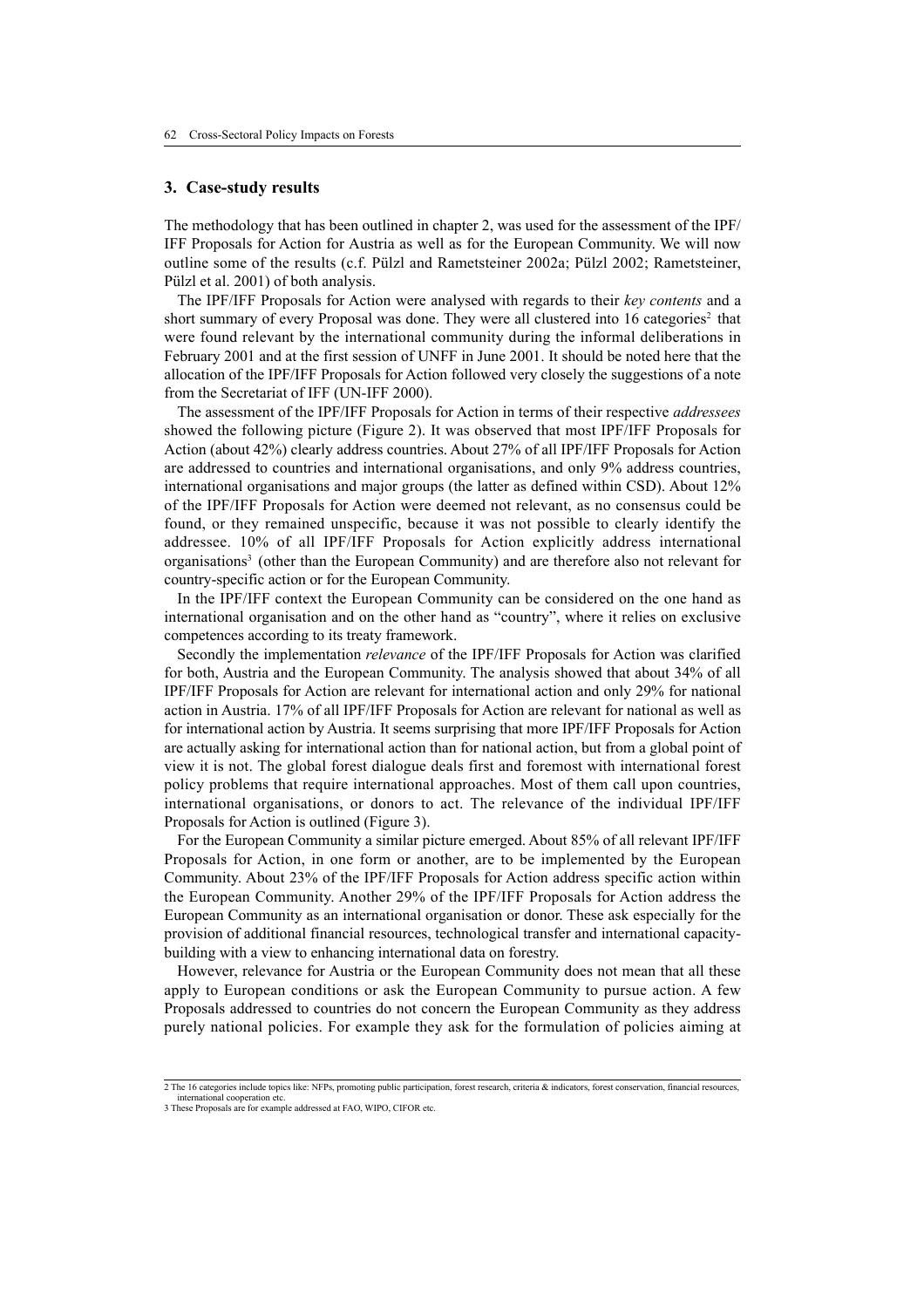## 3. Case-study results

The methodology that has been outlined in chapter 2, was used for the assessment of the IPF/IFF Proposals for Action for Austria as well as for the European Community. We will now outline some of the results (c.f. Pülzl and Rametsteiner 2002a; Pülzl 2002; Rametsteiner, Pülzl et al. 2001) of both analysis.

The IPF/IFF Proposals for Action were analysed with regards to their *key contents* and a short summary of every Proposal was done. They were all clustered into 16 categories[2] that were found relevant by the international community during the informal deliberations in February 2001 and at the first session of UNFF in June 2001. It should be noted here that the allocation of the IPF/IFF Proposals for Action followed very closely the suggestions of a note from the Secretariat of IFF (UN-IFF 2000).

The assessment of the IPF/IFF Proposals for Action in terms of their respective *addressees* showed the following picture (Figure 2). It was observed that most IPF/IFF Proposals for Action (about 42%) clearly address countries. About 27% of all IPF/IFF Proposals for Action are addressed to countries and international organisations, and only 9% address countries, international organisations and major groups (the latter as defined within CSD). About 12% of the IPF/IFF Proposals for Action were deemed not relevant, as no consensus could be found, or they remained unspecific, because it was not possible to clearly identify the addressee. 10% of all IPF/IFF Proposals for Action explicitly address international organisations[3] (other than the European Community) and are therefore also not relevant for country-specific action or for the European Community.

In the IPF/IFF context the European Community can be considered on the one hand as international organisation and on the other hand as "country", where it relies on exclusive competences according to its treaty framework.

Secondly the implementation *relevance* of the IPF/IFF Proposals for Action was clarified for both, Austria and the European Community. The analysis showed that about 34% of all IPF/IFF Proposals for Action are relevant for international action and only 29% for national action in Austria. 17% of all IPF/IFF Proposals for Action are relevant for national as well as for international action by Austria. It seems surprising that more IPF/IFF Proposals for Action are actually asking for international action than for national action, but from a global point of view it is not. The global forest dialogue deals first and foremost with international forest policy problems that require international approaches. Most of them call upon countries, international organisations, or donors to act. The relevance of the individual IPF/IFF Proposals for Action is outlined (Figure 3).

For the European Community a similar picture emerged. About 85% of all relevant IPF/IFF Proposals for Action, in one form or another, are to be implemented by the European Community. About 23% of the IPF/IFF Proposals for Action address specific action within the European Community. Another 29% of the IPF/IFF Proposals for Action address the European Community as an international organisation or donor. These ask especially for the provision of additional financial resources, technological transfer and international capacity-building with a view to enhancing international data on forestry.

However, relevance for Austria or the European Community does not mean that all these apply to European conditions or ask the European Community to pursue action. A few Proposals addressed to countries do not concern the European Community as they address purely national policies. For example they ask for the formulation of policies aiming at

[2] The 16 categories include topics like: NFPs, promoting public participation, forest research, criteria & indicators, forest conservation, financial resources, international cooperation etc.

[3] These Proposals are for example addressed at FAO, WIPO, CIFOR etc.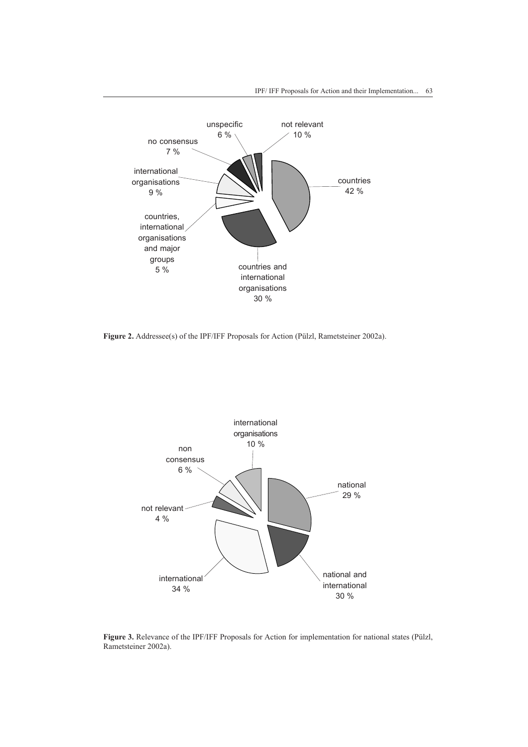unspecific
6 %

not relevant
10 %

no consensus
7 %

international
organisations
9 %

countries
42 %

countries,
international
organisations
and major
groups
5 %

countries and
international
organisations
30 %

**Figure 2.** Addressee(s) of the IPF/IFF Proposals for Action (Pülzl, Rametsteiner 2002a).

international
organisations
10 %

non
consensus
6 %

national
29 %

not relevant
4 %

international
34 %

national and
international
30 %

**Figure 3.** Relevance of the IPF/IFF Proposals for Action for implementation for national states (Pülzl, Rametsteiner 2002a).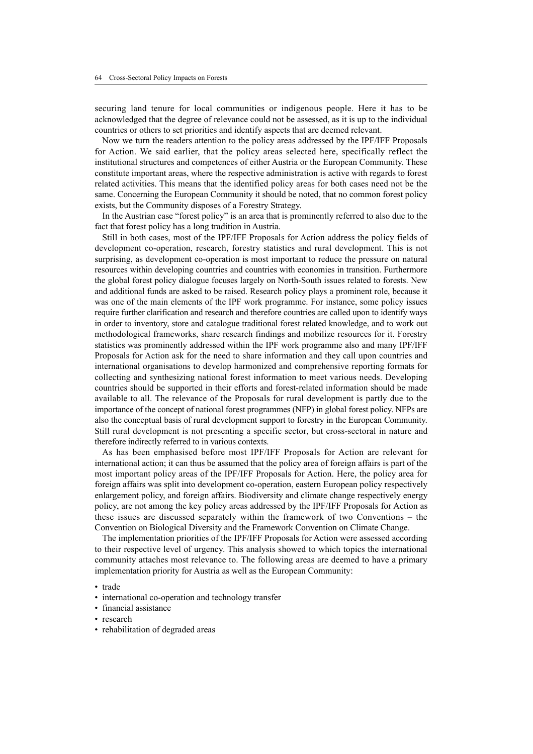securing land tenure for local communities or indigenous people. Here it has to be acknowledged that the degree of relevance could not be assessed, as it is up to the individual countries or others to set priorities and identify aspects that are deemed relevant.

Now we turn the readers attention to the policy areas addressed by the IPF/IFF Proposals for Action. We said earlier, that the policy areas selected here, specifically reflect the institutional structures and competences of either Austria or the European Community. These constitute important areas, where the respective administration is active with regards to forest related activities. This means that the identified policy areas for both cases need not be the same. Concerning the European Community it should be noted, that no common forest policy exists, but the Community disposes of a Forestry Strategy.

In the Austrian case "forest policy" is an area that is prominently referred to also due to the fact that forest policy has a long tradition in Austria.

Still in both cases, most of the IPF/IFF Proposals for Action address the policy fields of development co-operation, research, forestry statistics and rural development. This is not surprising, as development co-operation is most important to reduce the pressure on natural resources within developing countries and countries with economies in transition. Furthermore the global forest policy dialogue focuses largely on North-South issues related to forests. New and additional funds are asked to be raised. Research policy plays a prominent role, because it was one of the main elements of the IPF work programme. For instance, some policy issues require further clarification and research and therefore countries are called upon to identify ways in order to inventory, store and catalogue traditional forest related knowledge, and to work out methodological frameworks, share research findings and mobilize resources for it. Forestry statistics was prominently addressed within the IPF work programme also and many IPF/IFF Proposals for Action ask for the need to share information and they call upon countries and international organisations to develop harmonized and comprehensive reporting formats for collecting and synthesizing national forest information to meet various needs. Developing countries should be supported in their efforts and forest-related information should be made available to all. The relevance of the Proposals for rural development is partly due to the importance of the concept of national forest programmes (NFP) in global forest policy. NFPs are also the conceptual basis of rural development support to forestry in the European Community. Still rural development is not presenting a specific sector, but cross-sectoral in nature and therefore indirectly referred to in various contexts.

As has been emphasised before most IPF/IFF Proposals for Action are relevant for international action; it can thus be assumed that the policy area of foreign affairs is part of the most important policy areas of the IPF/IFF Proposals for Action. Here, the policy area for foreign affairs was split into development co-operation, eastern European policy respectively enlargement policy, and foreign affairs. Biodiversity and climate change respectively energy policy, are not among the key policy areas addressed by the IPF/IFF Proposals for Action as these issues are discussed separately within the framework of two Conventions – the Convention on Biological Diversity and the Framework Convention on Climate Change.

The implementation priorities of the IPF/IFF Proposals for Action were assessed according to their respective level of urgency. This analysis showed to which topics the international community attaches most relevance to. The following areas are deemed to have a primary implementation priority for Austria as well as the European Community:

- trade
- international co-operation and technology transfer
- financial assistance
- research
- rehabilitation of degraded areas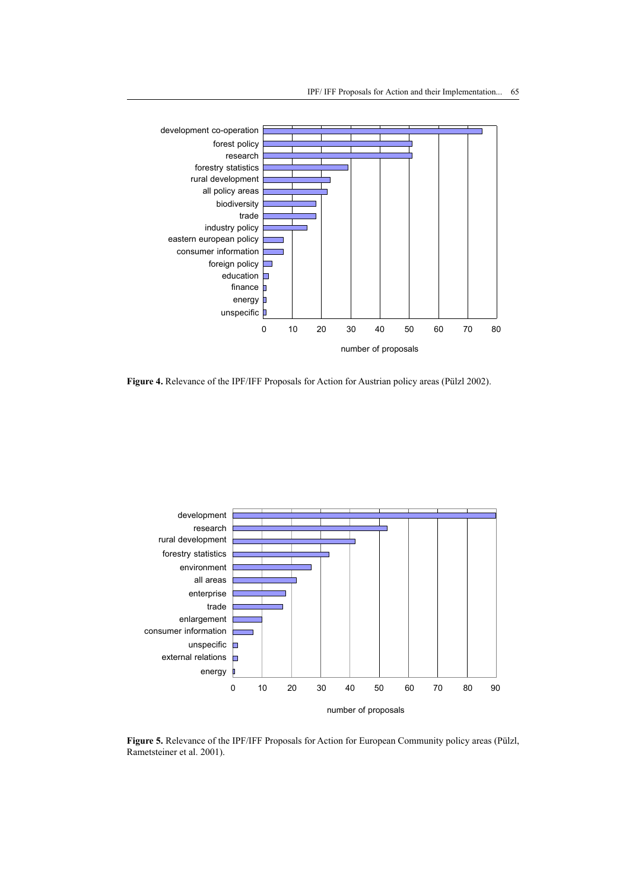development co-operation
forest policy
research
forestry statistics
rural development
all policy areas
biodiversity
trade
industry policy
eastern european policy
consumer information
foreign policy
education
finance
energy
unspecific

0 10 20 30 40 50 60 70 80

number of proposals

**Figure 4.** Relevance of the IPF/IFF Proposals for Action for Austrian policy areas (Pülzl 2002).

development
research
rural development
forestry statistics
environment
all areas
enterprise
trade
enlargement
consumer information
unspecific
external relations
energy

0 10 20 30 40 50 60 70 80 90

number of proposals

**Figure 5.** Relevance of the IPF/IFF Proposals for Action for European Community policy areas (Pülzl, Rametsteiner et al. 2001).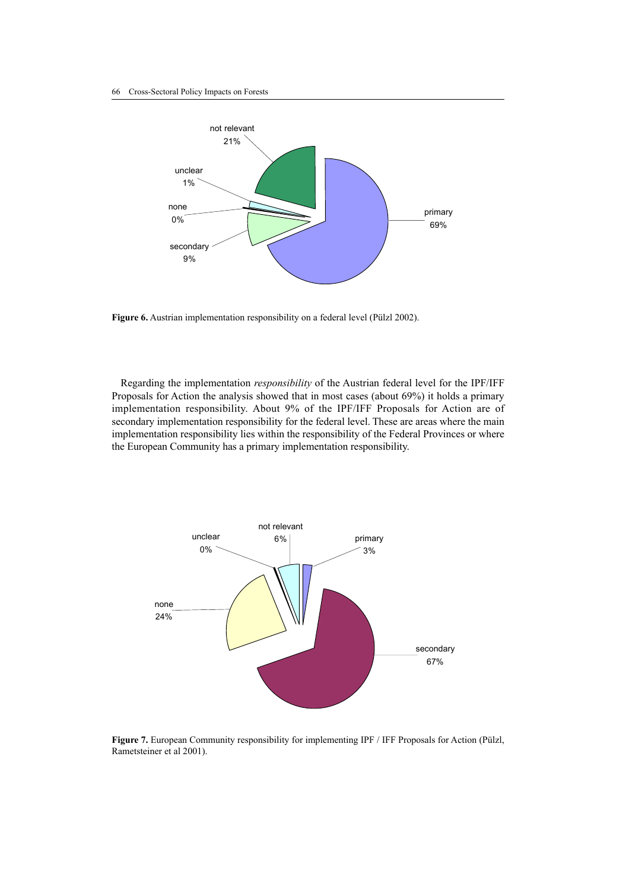Figure 6. Austrian implementation responsibility on a federal level (Pülzl 2002).

Regarding the implementation *responsibility* of the Austrian federal level for the IPF/IFF Proposals for Action the analysis showed that in most cases (about 69%) it holds a primary implementation responsibility. About 9% of the IPF/IFF Proposals for Action are of secondary implementation responsibility for the federal level. These are areas where the main implementation responsibility lies within the responsibility of the Federal Provinces or where the European Community has a primary implementation responsibility.

**Figure 7.** European Community responsibility for implementing IPF / IFF Proposals for Action (Pülzl, Rametsteiner et al 2001).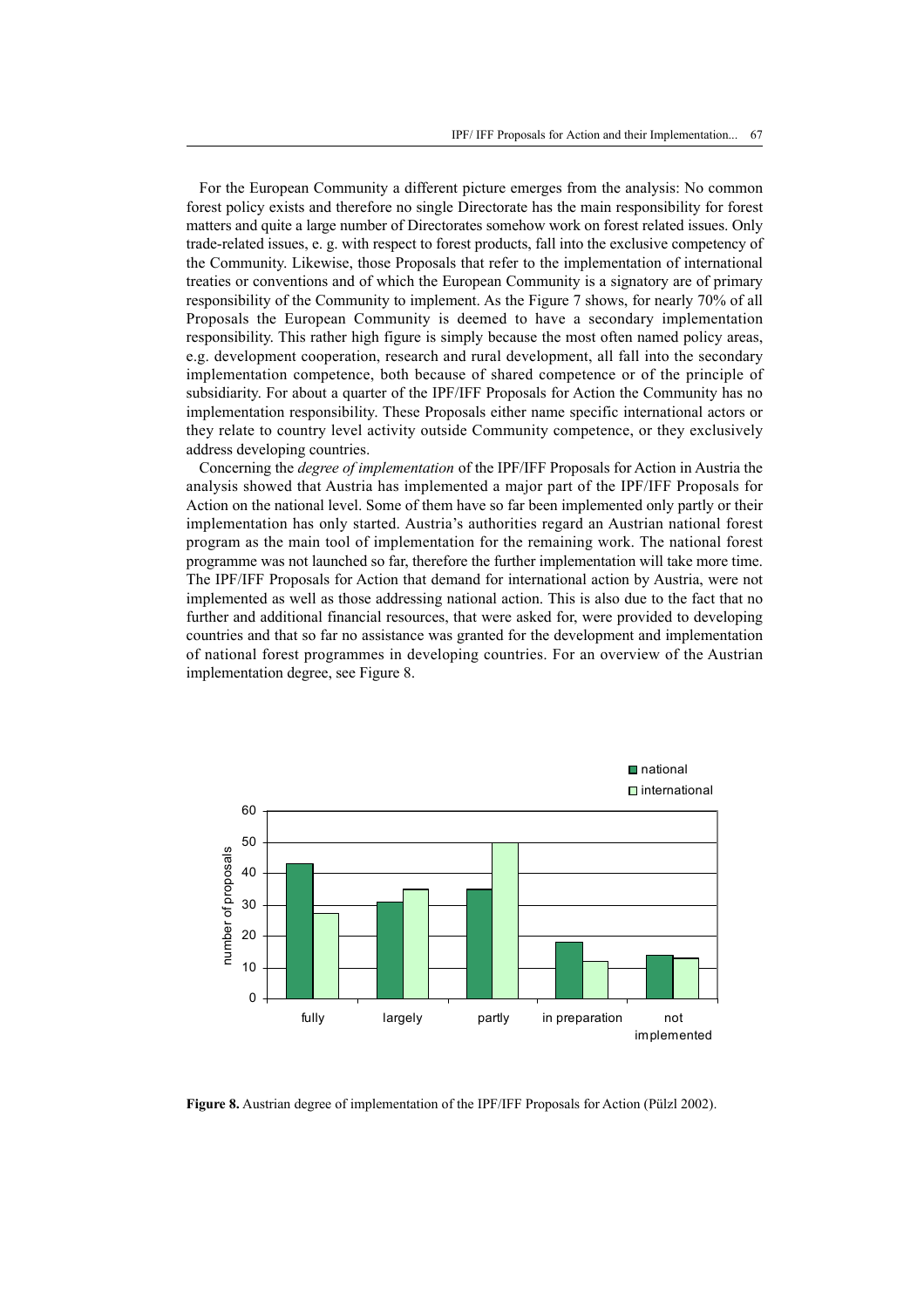For the European Community a different picture emerges from the analysis: No common forest policy exists and therefore no single Directorate has the main responsibility for forest matters and quite a large number of Directorates somehow work on forest related issues. Only trade-related issues, e. g. with respect to forest products, fall into the exclusive competency of the Community. Likewise, those Proposals that refer to the implementation of international treaties or conventions and of which the European Community is a signatory are of primary responsibility of the Community to implement. As the Figure 7 shows, for nearly 70% of all Proposals the European Community is deemed to have a secondary implementation responsibility. This rather high figure is simply because the most often named policy areas, e.g. development cooperation, research and rural development, all fall into the secondary implementation competence, both because of shared competence or of the principle of subsidiarity. For about a quarter of the IPF/IFF Proposals for Action the Community has no implementation responsibility. These Proposals either name specific international actors or they relate to country level activity outside Community competence, or they exclusively address developing countries.

Concerning the *degree of implementation* of the IPF/IFF Proposals for Action in Austria the analysis showed that Austria has implemented a major part of the IPF/IFF Proposals for Action on the national level. Some of them have so far been implemented only partly or their implementation has only started. Austria's authorities regard an Austrian national forest program as the main tool of implementation for the remaining work. The national forest programme was not launched so far, therefore the further implementation will take more time. The IPF/IFF Proposals for Action that demand for international action by Austria, were not implemented as well as those addressing national action. This is also due to the fact that no further and additional financial resources, that were asked for, were provided to developing countries and that so far no assistance was granted for the development and implementation of national forest programmes in developing countries. For an overview of the Austrian implementation degree, see Figure 8.

national
international

60
50
40
30
20
10
0

number of proposals

fully
largely
partly
in preparation
not implemented

**Figure 8.** Austrian degree of implementation of the IPF/IFF Proposals for Action (Pülzl 2002).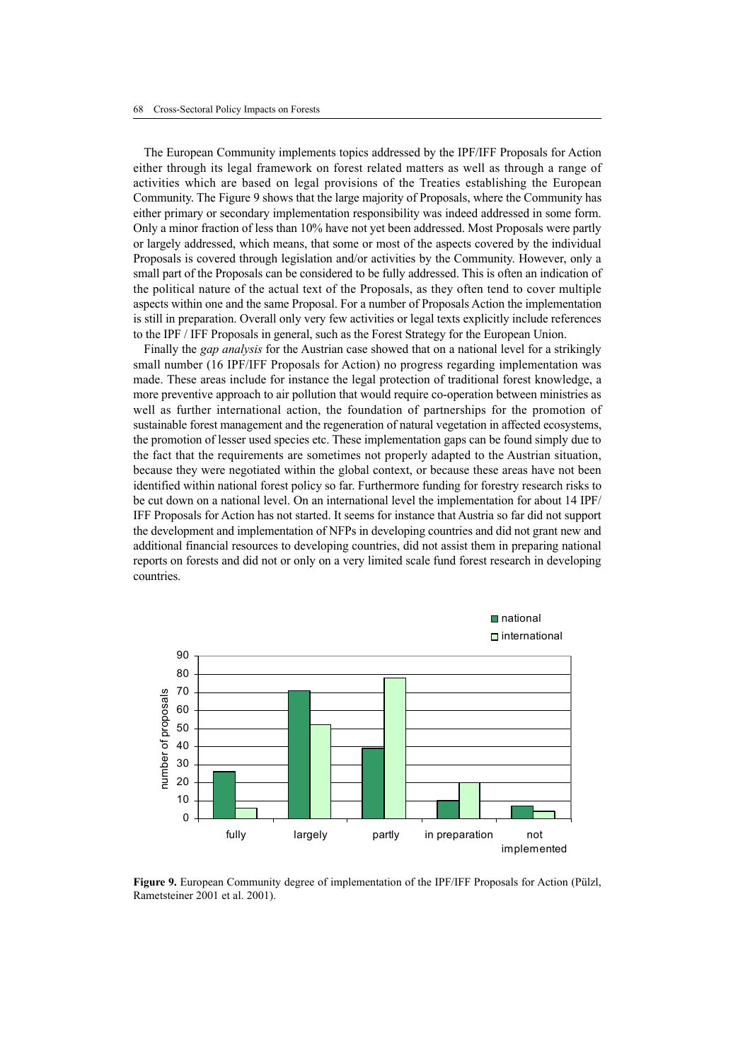The European Community implements topics addressed by the IPF/IFF Proposals for Action either through its legal framework on forest related matters as well as through a range of activities which are based on legal provisions of the Treaties establishing the European Community. The Figure 9 shows that the large majority of Proposals, where the Community has either primary or secondary implementation responsibility was indeed addressed in some form. Only a minor fraction of less than 10% have not yet been addressed. Most Proposals were partly or largely addressed, which means, that some or most of the aspects covered by the individual Proposals is covered through legislation and/or activities by the Community. However, only a small part of the Proposals can be considered to be fully addressed. This is often an indication of the political nature of the actual text of the Proposals, as they often tend to cover multiple aspects within one and the same Proposal. For a number of Proposals Action the implementation is still in preparation. Overall only very few activities or legal texts explicitly include references to the IPF / IFF Proposals in general, such as the Forest Strategy for the European Union.

Finally the *gap analysis* for the Austrian case showed that on a national level for a strikingly small number (16 IPF/IFF Proposals for Action) no progress regarding implementation was made. These areas include for instance the legal protection of traditional forest knowledge, a more preventive approach to air pollution that would require co-operation between ministries as well as further international action, the foundation of partnerships for the promotion of sustainable forest management and the regeneration of natural vegetation in affected ecosystems, the promotion of lesser used species etc. These implementation gaps can be found simply due to the fact that the requirements are sometimes not properly adapted to the Austrian situation, because they were negotiated within the global context, or because these areas have not been identified within national forest policy so far. Furthermore funding for forestry research risks to be cut down on a national level. On an international level the implementation for about 14 IPF/IFF Proposals for Action has not started. It seems for instance that Austria so far did not support the development and implementation of NFPs in developing countries and did not grant new and additional financial resources to developing countries, did not assist them in preparing national reports on forests and did not or only on a very limited scale fund forest research in developing countries.

national
international

number of proposals
90
80
70
60
50
40
30
20
10
0

fully
largely
partly
in preparation
not implemented

**Figure 9.** European Community degree of implementation of the IPF/IFF Proposals for Action (Pülzl, Rametsteiner 2001 et al. 2001).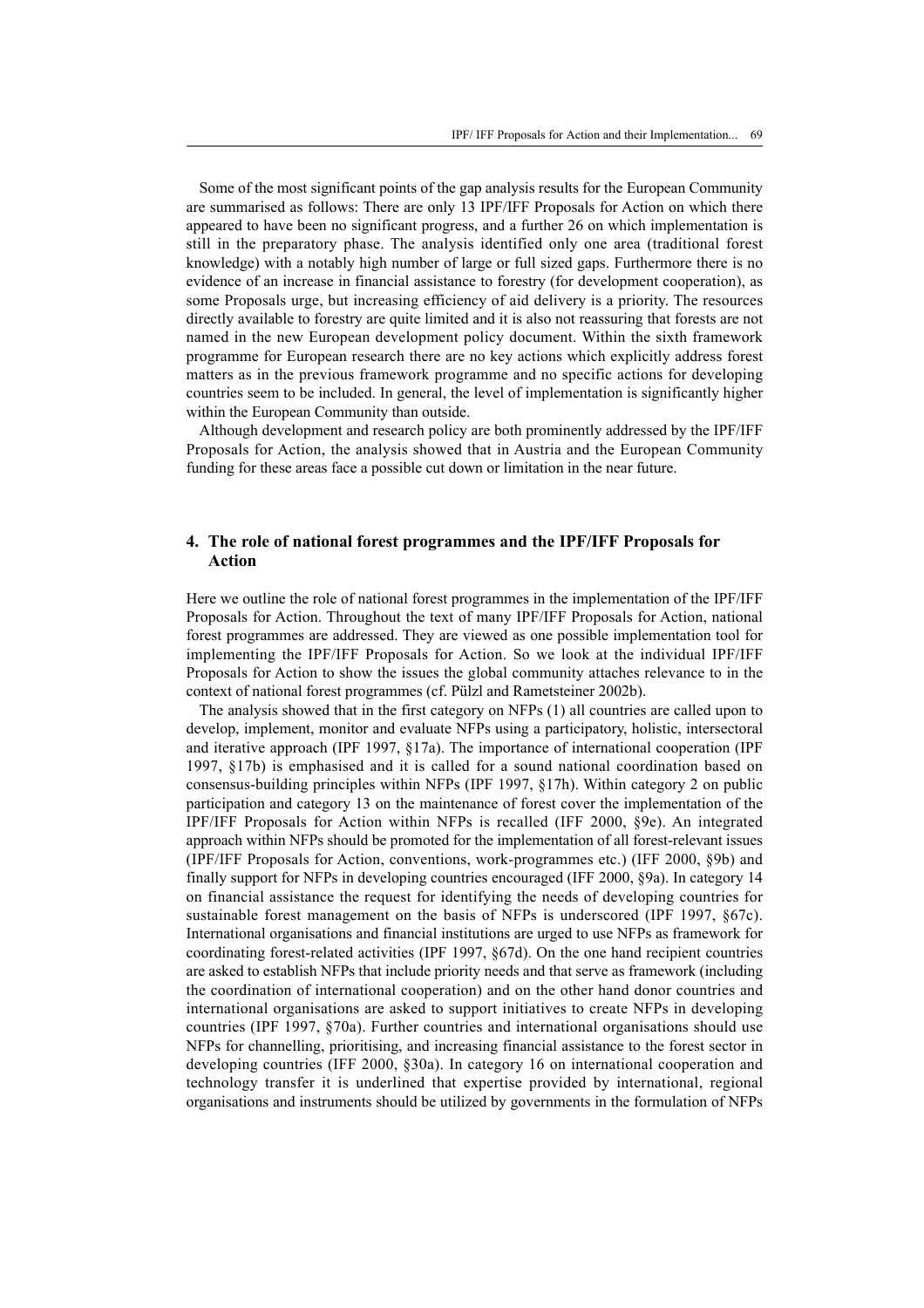Some of the most significant points of the gap analysis results for the European Community are summarised as follows: There are only 13 IPF/IFF Proposals for Action on which there appeared to have been no significant progress, and a further 26 on which implementation is still in the preparatory phase. The analysis identified only one area (traditional forest knowledge) with a notably high number of large or full sized gaps. Furthermore there is no evidence of an increase in financial assistance to forestry (for development cooperation), as some Proposals urge, but increasing efficiency of aid delivery is a priority. The resources directly available to forestry are quite limited and it is also not reassuring that forests are not named in the new European development policy document. Within the sixth framework programme for European research there are no key actions which explicitly address forest matters as in the previous framework programme and no specific actions for developing countries seem to be included. In general, the level of implementation is significantly higher within the European Community than outside.

Although development and research policy are both prominently addressed by the IPF/IFF Proposals for Action, the analysis showed that in Austria and the European Community funding for these areas face a possible cut down or limitation in the near future.

## 4. The role of national forest programmes and the IPF/IFF Proposals for Action

Here we outline the role of national forest programmes in the implementation of the IPF/IFF Proposals for Action. Throughout the text of many IPF/IFF Proposals for Action, national forest programmes are addressed. They are viewed as one possible implementation tool for implementing the IPF/IFF Proposals for Action. So we look at the individual IPF/IFF Proposals for Action to show the issues the global community attaches relevance to in the context of national forest programmes (cf. Pülzl and Rametsteiner 2002b).

The analysis showed that in the first category on NFPs (1) all countries are called upon to develop, implement, monitor and evaluate NFPs using a participatory, holistic, intersectoral and iterative approach (IPF 1997, §17a). The importance of international cooperation (IPF 1997, §17b) is emphasised and it is called for a sound national coordination based on consensus-building principles within NFPs (IPF 1997, §17h). Within category 2 on public participation and category 13 on the maintenance of forest cover the implementation of the IPF/IFF Proposals for Action within NFPs is recalled (IFF 2000, §9e). An integrated approach within NFPs should be promoted for the implementation of all forest-relevant issues (IPF/IFF Proposals for Action, conventions, work-programmes etc.) (IFF 2000, §9b) and finally support for NFPs in developing countries encouraged (IFF 2000, §9a). In category 14 on financial assistance the request for identifying the needs of developing countries for sustainable forest management on the basis of NFPs is underscored (IPF 1997, §67c). International organisations and financial institutions are urged to use NFPs as framework for coordinating forest-related activities (IPF 1997, §67d). On the one hand recipient countries are asked to establish NFPs that include priority needs and that serve as framework (including the coordination of international cooperation) and on the other hand donor countries and international organisations are asked to support initiatives to create NFPs in developing countries (IPF 1997, §70a). Further countries and international organisations should use NFPs for channelling, prioritising, and increasing financial assistance to the forest sector in developing countries (IFF 2000, §30a). In category 16 on international cooperation and technology transfer it is underlined that expertise provided by international, regional organisations and instruments should be utilized by governments in the formulation of NFPs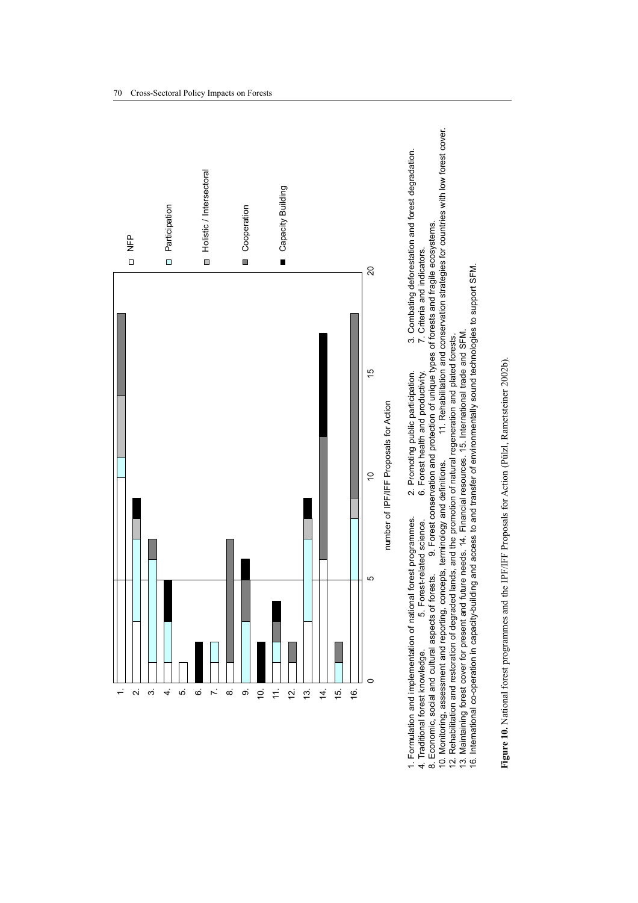1.
2.
3.
4.
5.
6.
7.
8.
9.
10.
11.
12.
13.
14.
15.
16.

0
5
10
15
20

number of IPF/IFF Proposals for Action

NFP
Participation
Holistic / Intersectoral
Cooperation
Capacity Building

1. Formulation and implementation of national forest programmes. 2. Promoting public participation. 3. Combating deforestation and forest degradation. 4. Traditional forest knowledge. 5. Forest-related science. 6. Forest health and productivity. 7. Criteria and indicators. 8. Economic, social and cultural aspects of forests. 9. Forest conservation and protection of unique types of forests and fragile ecosystems. 10. Monitoring, assessment and reporting, concepts, terminology and definitions. 11. Rehabilitation and conservation strategies for countries with low forest cover. 12. Rehabilitation and restoration of degraded lands, and the promotion of natural regeneration and plated forests. 13. Maintaining forest cover for present and future needs. 14. Financial resources. 15. International trade and SFM. 16. International co-operation in capacity-building and access to and transfer of environmentally sound technologies to support SFM.

**Figure 10**. National forest programmes and the IPF/IFF Proposals for Action (Pülzl, Rametsteiner 2002b).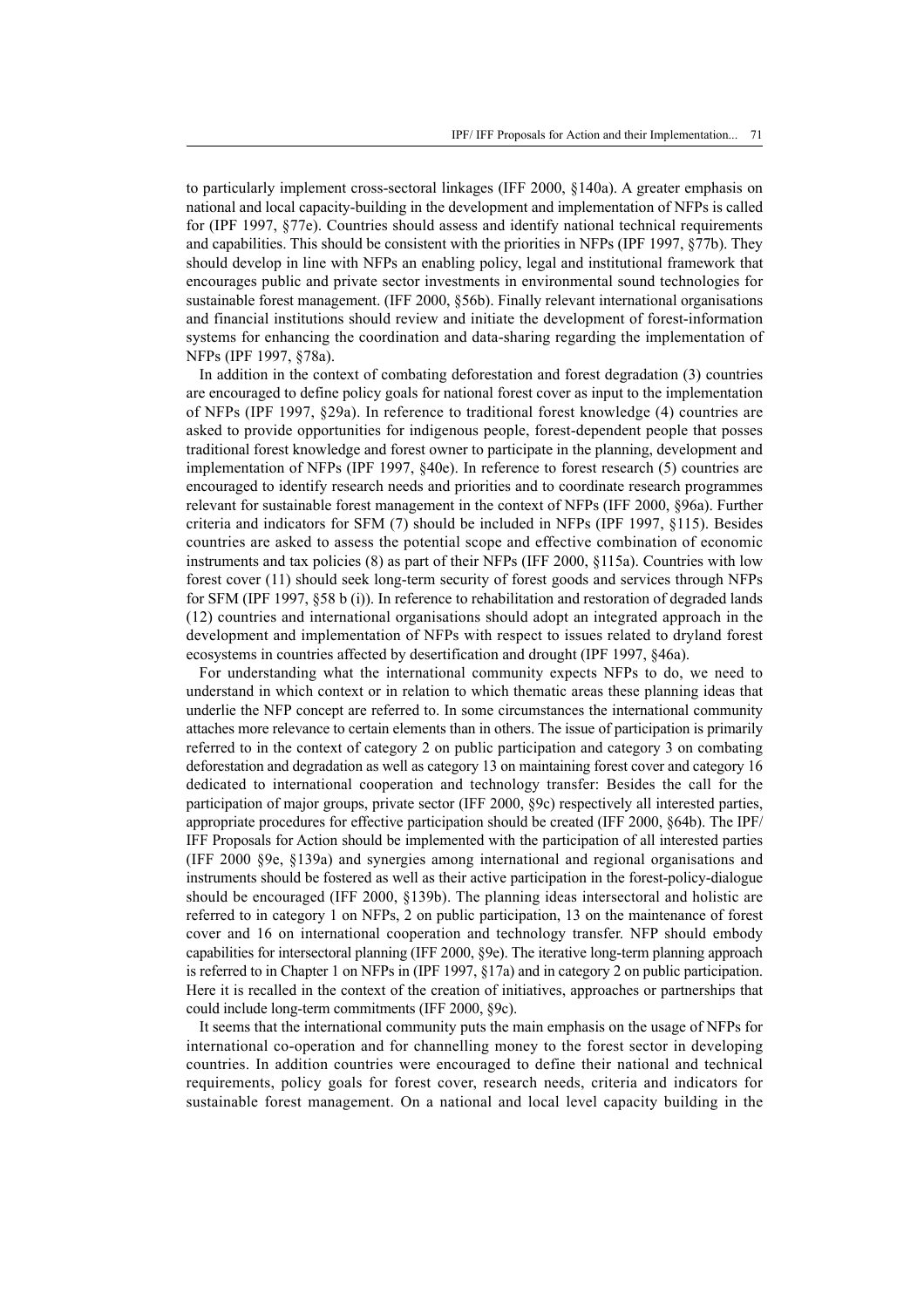to particularly implement cross-sectoral linkages (IFF 2000, §140a). A greater emphasis on national and local capacity-building in the development and implementation of NFPs is called for (IPF 1997, §77e). Countries should assess and identify national technical requirements and capabilities. This should be consistent with the priorities in NFPs (IPF 1997, §77b). They should develop in line with NFPs an enabling policy, legal and institutional framework that encourages public and private sector investments in environmental sound technologies for sustainable forest management. (IFF 2000, §56b). Finally relevant international organisations and financial institutions should review and initiate the development of forest-information systems for enhancing the coordination and data-sharing regarding the implementation of NFPs (IPF 1997, §78a).

In addition in the context of combating deforestation and forest degradation (3) countries are encouraged to define policy goals for national forest cover as input to the implementation of NFPs (IPF 1997, §29a). In reference to traditional forest knowledge (4) countries are asked to provide opportunities for indigenous people, forest-dependent people that posses traditional forest knowledge and forest owner to participate in the planning, development and implementation of NFPs (IPF 1997, §40e). In reference to forest research (5) countries are encouraged to identify research needs and priorities and to coordinate research programmes relevant for sustainable forest management in the context of NFPs (IFF 2000, §96a). Further criteria and indicators for SFM (7) should be included in NFPs (IPF 1997, §115). Besides countries are asked to assess the potential scope and effective combination of economic instruments and tax policies (8) as part of their NFPs (IFF 2000, §115a). Countries with low forest cover (11) should seek long-term security of forest goods and services through NFPs for SFM (IPF 1997, §58 b (i)). In reference to rehabilitation and restoration of degraded lands (12) countries and international organisations should adopt an integrated approach in the development and implementation of NFPs with respect to issues related to dryland forest ecosystems in countries affected by desertification and drought (IPF 1997, §46a).

For understanding what the international community expects NFPs to do, we need to understand in which context or in relation to which thematic areas these planning ideas that underlie the NFP concept are referred to. In some circumstances the international community attaches more relevance to certain elements than in others. The issue of participation is primarily referred to in the context of category 2 on public participation and category 3 on combating deforestation and degradation as well as category 13 on maintaining forest cover and category 16 dedicated to international cooperation and technology transfer: Besides the call for the participation of major groups, private sector (IFF 2000, §9c) respectively all interested parties, appropriate procedures for effective participation should be created (IFF 2000, §64b). The IPF/ IFF Proposals for Action should be implemented with the participation of all interested parties (IFF 2000 §9e, §139a) and synergies among international and regional organisations and instruments should be fostered as well as their active participation in the forest-policy-dialogue should be encouraged (IFF 2000, §139b). The planning ideas intersectoral and holistic are referred to in category 1 on NFPs, 2 on public participation, 13 on the maintenance of forest cover and 16 on international cooperation and technology transfer. NFP should embody capabilities for intersectoral planning (IFF 2000, §9e). The iterative long-term planning approach is referred to in Chapter 1 on NFPs in (IPF 1997, §17a) and in category 2 on public participation. Here it is recalled in the context of the creation of initiatives, approaches or partnerships that could include long-term commitments (IFF 2000, §9c).

It seems that the international community puts the main emphasis on the usage of NFPs for international co-operation and for channelling money to the forest sector in developing countries. In addition countries were encouraged to define their national and technical requirements, policy goals for forest cover, research needs, criteria and indicators for sustainable forest management. On a national and local level capacity building in the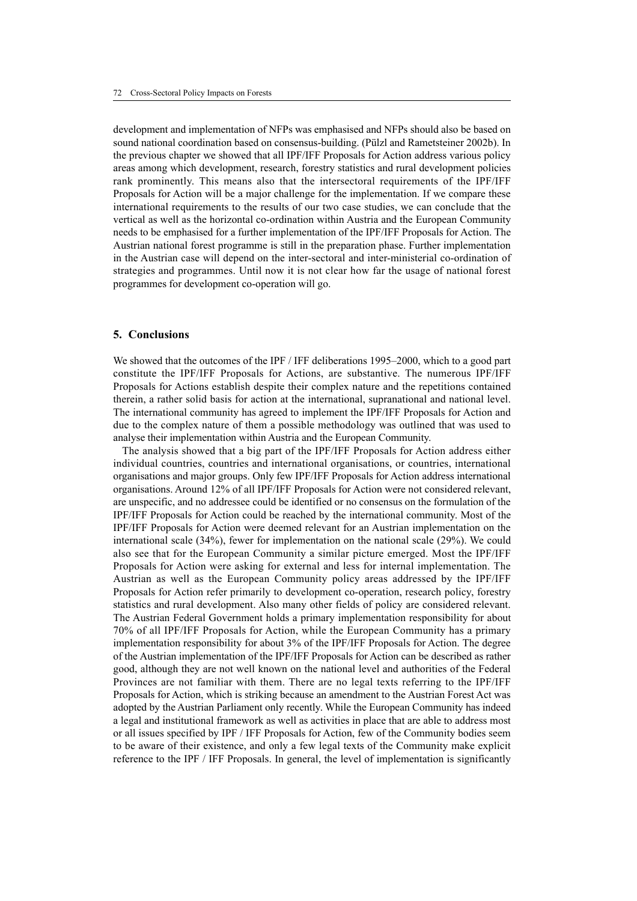development and implementation of NFPs was emphasised and NFPs should also be based on sound national coordination based on consensus-building. (Pülzl and Rametsteiner 2002b). In the previous chapter we showed that all IPF/IFF Proposals for Action address various policy areas among which development, research, forestry statistics and rural development policies rank prominently. This means also that the intersectoral requirements of the IPF/IFF Proposals for Action will be a major challenge for the implementation. If we compare these international requirements to the results of our two case studies, we can conclude that the vertical as well as the horizontal co-ordination within Austria and the European Community needs to be emphasised for a further implementation of the IPF/IFF Proposals for Action. The Austrian national forest programme is still in the preparation phase. Further implementation in the Austrian case will depend on the inter-sectoral and inter-ministerial co-ordination of strategies and programmes. Until now it is not clear how far the usage of national forest programmes for development co-operation will go.

## 5. Conclusions

We showed that the outcomes of the IPF / IFF deliberations 1995–2000, which to a good part constitute the IPF/IFF Proposals for Actions, are substantive. The numerous IPF/IFF Proposals for Actions establish despite their complex nature and the repetitions contained therein, a rather solid basis for action at the international, supranational and national level. The international community has agreed to implement the IPF/IFF Proposals for Action and due to the complex nature of them a possible methodology was outlined that was used to analyse their implementation within Austria and the European Community.

The analysis showed that a big part of the IPF/IFF Proposals for Action address either individual countries, countries and international organisations, or countries, international organisations and major groups. Only few IPF/IFF Proposals for Action address international organisations. Around 12% of all IPF/IFF Proposals for Action were not considered relevant, are unspecific, and no addressee could be identified or no consensus on the formulation of the IPF/IFF Proposals for Action could be reached by the international community. Most of the IPF/IFF Proposals for Action were deemed relevant for an Austrian implementation on the international scale (34%), fewer for implementation on the national scale (29%). We could also see that for the European Community a similar picture emerged. Most the IPF/IFF Proposals for Action were asking for external and less for internal implementation. The Austrian as well as the European Community policy areas addressed by the IPF/IFF Proposals for Action refer primarily to development co-operation, research policy, forestry statistics and rural development. Also many other fields of policy are considered relevant. The Austrian Federal Government holds a primary implementation responsibility for about 70% of all IPF/IFF Proposals for Action, while the European Community has a primary implementation responsibility for about 3% of the IPF/IFF Proposals for Action. The degree of the Austrian implementation of the IPF/IFF Proposals for Action can be described as rather good, although they are not well known on the national level and authorities of the Federal Provinces are not familiar with them. There are no legal texts referring to the IPF/IFF Proposals for Action, which is striking because an amendment to the Austrian Forest Act was adopted by the Austrian Parliament only recently. While the European Community has indeed a legal and institutional framework as well as activities in place that are able to address most or all issues specified by IPF / IFF Proposals for Action, few of the Community bodies seem to be aware of their existence, and only a few legal texts of the Community make explicit reference to the IPF / IFF Proposals. In general, the level of implementation is significantly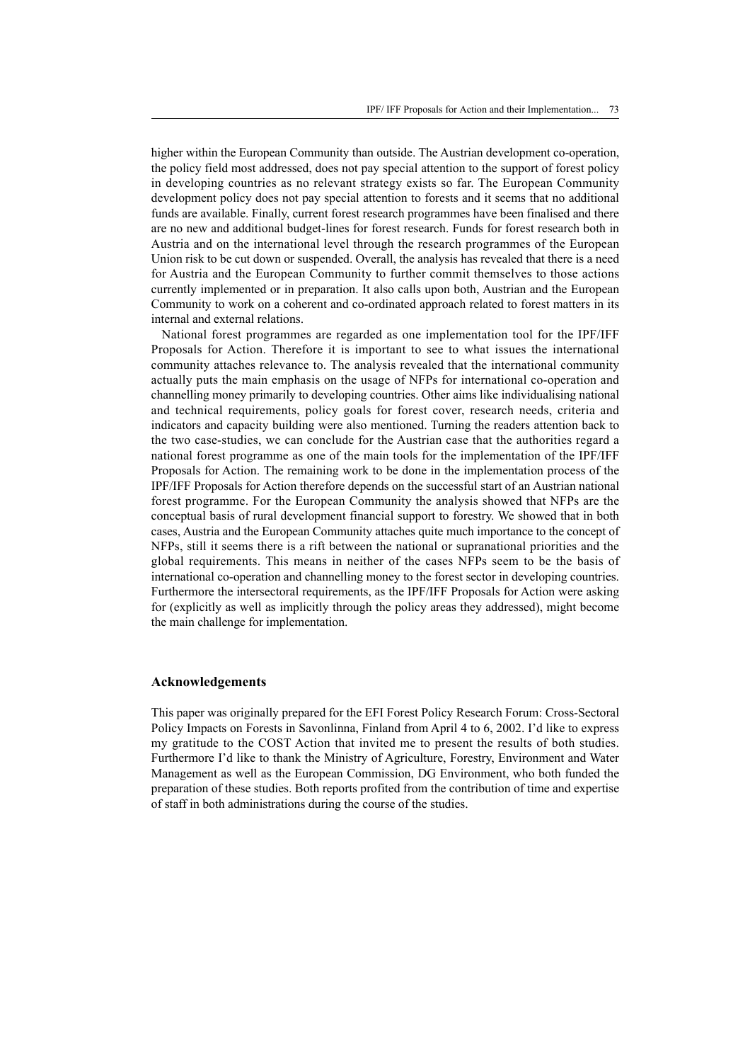higher within the European Community than outside. The Austrian development co-operation, the policy field most addressed, does not pay special attention to the support of forest policy in developing countries as no relevant strategy exists so far. The European Community development policy does not pay special attention to forests and it seems that no additional funds are available. Finally, current forest research programmes have been finalised and there are no new and additional budget-lines for forest research. Funds for forest research both in Austria and on the international level through the research programmes of the European Union risk to be cut down or suspended. Overall, the analysis has revealed that there is a need for Austria and the European Community to further commit themselves to those actions currently implemented or in preparation. It also calls upon both, Austrian and the European Community to work on a coherent and co-ordinated approach related to forest matters in its internal and external relations.

National forest programmes are regarded as one implementation tool for the IPF/IFF Proposals for Action. Therefore it is important to see to what issues the international community attaches relevance to. The analysis revealed that the international community actually puts the main emphasis on the usage of NFPs for international co-operation and channelling money primarily to developing countries. Other aims like individualising national and technical requirements, policy goals for forest cover, research needs, criteria and indicators and capacity building were also mentioned. Turning the readers attention back to the two case-studies, we can conclude for the Austrian case that the authorities regard a national forest programme as one of the main tools for the implementation of the IPF/IFF Proposals for Action. The remaining work to be done in the implementation process of the IPF/IFF Proposals for Action therefore depends on the successful start of an Austrian national forest programme. For the European Community the analysis showed that NFPs are the conceptual basis of rural development financial support to forestry. We showed that in both cases, Austria and the European Community attaches quite much importance to the concept of NFPs, still it seems there is a rift between the national or supranational priorities and the global requirements. This means in neither of the cases NFPs seem to be the basis of international co-operation and channelling money to the forest sector in developing countries. Furthermore the intersectoral requirements, as the IPF/IFF Proposals for Action were asking for (explicitly as well as implicitly through the policy areas they addressed), might become the main challenge for implementation.

## Acknowledgements

This paper was originally prepared for the EFI Forest Policy Research Forum: Cross-Sectoral Policy Impacts on Forests in Savonlinna, Finland from April 4 to 6, 2002. I'd like to express my gratitude to the COST Action that invited me to present the results of both studies. Furthermore I'd like to thank the Ministry of Agriculture, Forestry, Environment and Water Management as well as the European Commission, DG Environment, who both funded the preparation of these studies. Both reports profited from the contribution of time and expertise of staff in both administrations during the course of the studies.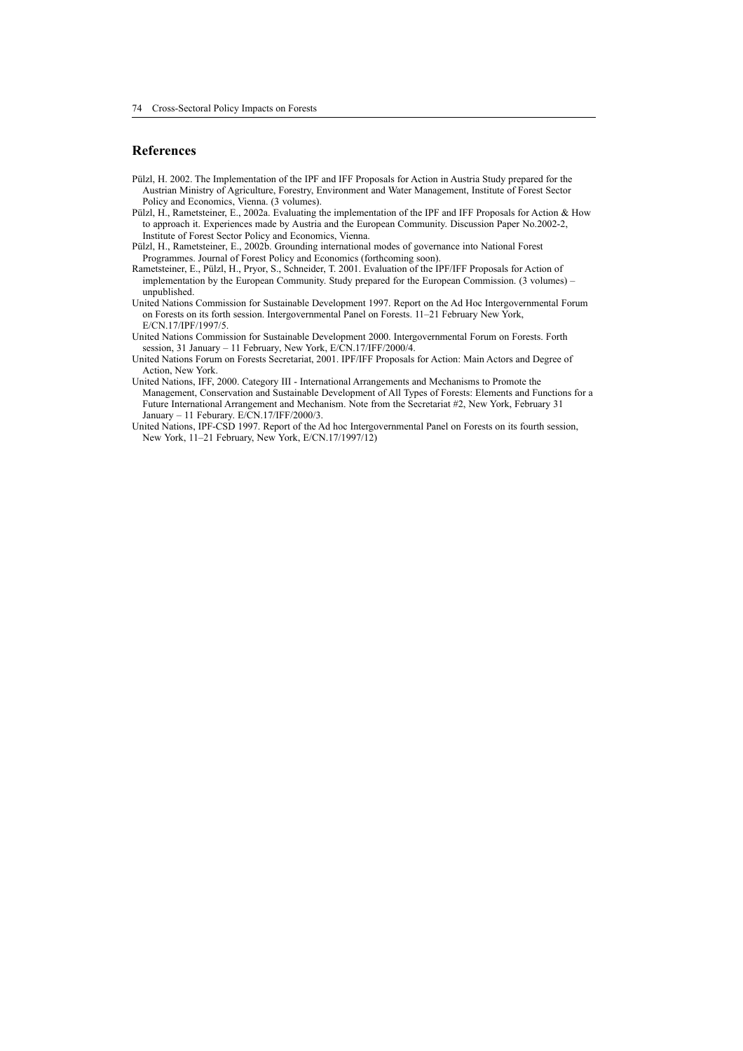## References

Pülzl, H. 2002. The Implementation of the IPF and IFF Proposals for Action in Austria Study prepared for the Austrian Ministry of Agriculture, Forestry, Environment and Water Management, Institute of Forest Sector Policy and Economics, Vienna. (3 volumes).

Pülzl, H., Rametsteiner, E., 2002a. Evaluating the implementation of the IPF and IFF Proposals for Action & How to approach it. Experiences made by Austria and the European Community. Discussion Paper No.2002-2, Institute of Forest Sector Policy and Economics, Vienna.

Pülzl, H., Rametsteiner, E., 2002b. Grounding international modes of governance into National Forest Programmes. Journal of Forest Policy and Economics (forthcoming soon).

Rametsteiner, E., Pülzl, H., Pryor, S., Schneider, T. 2001. Evaluation of the IPF/IFF Proposals for Action of implementation by the European Community. Study prepared for the European Commission. (3 volumes) – unpublished.

United Nations Commission for Sustainable Development 1997. Report on the Ad Hoc Intergovernmental Forum on Forests on its forth session. Intergovernmental Panel on Forests. 11–21 February New York, E/CN.17/IPF/1997/5.

United Nations Commission for Sustainable Development 2000. Intergovernmental Forum on Forests. Forth session, 31 January – 11 February, New York, E/CN.17/IFF/2000/4.

United Nations Forum on Forests Secretariat, 2001. IPF/IFF Proposals for Action: Main Actors and Degree of Action, New York.

United Nations, IFF, 2000. Category III - International Arrangements and Mechanisms to Promote the Management, Conservation and Sustainable Development of All Types of Forests: Elements and Functions for a Future International Arrangement and Mechanism. Note from the Secretariat #2, New York, February 31 January – 11 Feburary. E/CN.17/IFF/2000/3.

United Nations, IPF-CSD 1997. Report of the Ad hoc Intergovernmental Panel on Forests on its fourth session, New York, 11–21 February, New York, E/CN.17/1997/12)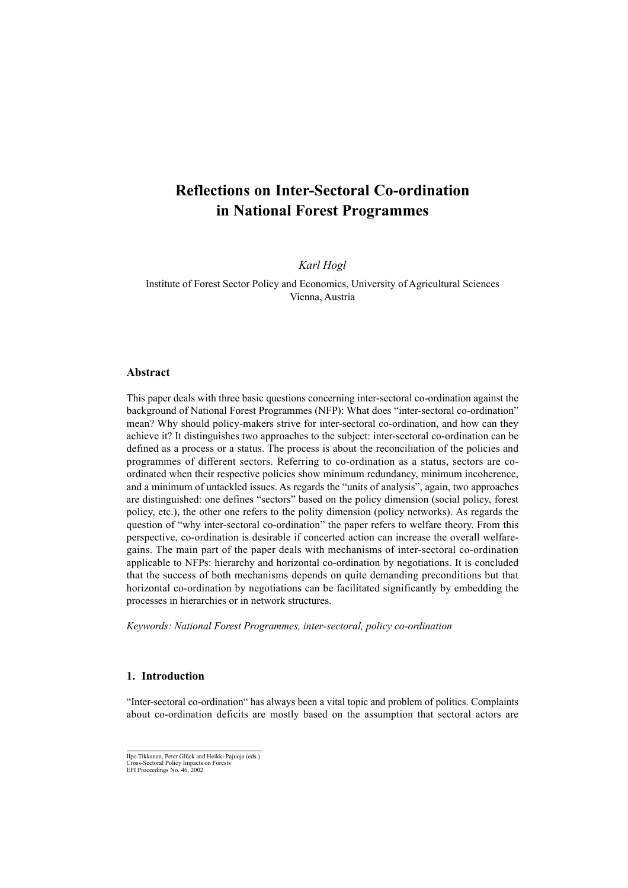# Reflections on Inter-Sectoral Co-ordination in National Forest Programmes

*Karl Hogl*

Institute of Forest Sector Policy and Economics, University of Agricultural Sciences
Vienna, Austria

## Abstract

This paper deals with three basic questions concerning inter-sectoral co-ordination against the background of National Forest Programmes (NFP): What does "inter-sectoral co-ordination" mean? Why should policy-makers strive for inter-sectoral co-ordination, and how can they achieve it? It distinguishes two approaches to the subject: inter-sectoral co-ordination can be defined as a process or a status. The process is about the reconciliation of the policies and programmes of different sectors. Referring to co-ordination as a status, sectors are co-ordinated when their respective policies show minimum redundancy, minimum incoherence, and a minimum of untackled issues. As regards the "units of analysis", again, two approaches are distinguished: one defines "sectors" based on the policy dimension (social policy, forest policy, etc.), the other one refers to the polity dimension (policy networks). As regards the question of "why inter-sectoral co-ordination" the paper refers to welfare theory. From this perspective, co-ordination is desirable if concerted action can increase the overall welfare-gains. The main part of the paper deals with mechanisms of inter-sectoral co-ordination applicable to NFPs: hierarchy and horizontal co-ordination by negotiations. It is concluded that the success of both mechanisms depends on quite demanding preconditions but that horizontal co-ordination by negotiations can be facilitated significantly by embedding the processes in hierarchies or in network structures.

*Keywords: National Forest Programmes, inter-sectoral, policy co-ordination*

## 1. Introduction

"Inter-sectoral co-ordination" has always been a vital topic and problem of politics. Complaints about co-ordination deficits are mostly based on the assumption that sectoral actors are

Ilpo Tikkanen, Peter Glück and Heikki Pajuoja (eds.)
Cross-Sectoral Policy Impacts on Forests
EFI Proceedings No. 46, 2002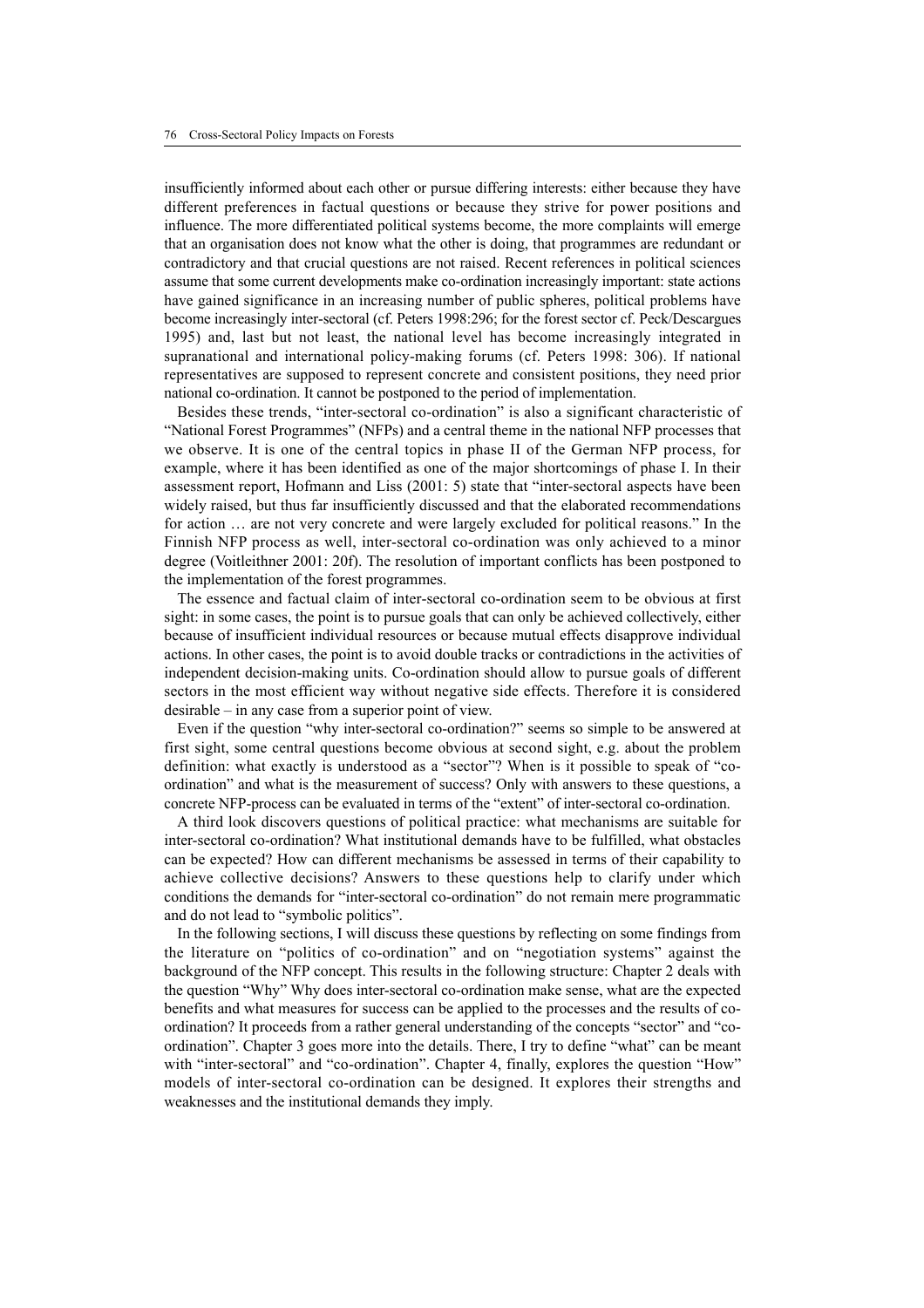insufficiently informed about each other or pursue differing interests: either because they have different preferences in factual questions or because they strive for power positions and influence. The more differentiated political systems become, the more complaints will emerge that an organisation does not know what the other is doing, that programmes are redundant or contradictory and that crucial questions are not raised. Recent references in political sciences assume that some current developments make co-ordination increasingly important: state actions have gained significance in an increasing number of public spheres, political problems have become increasingly inter-sectoral (cf. Peters 1998:296; for the forest sector cf. Peck/Descargues 1995) and, last but not least, the national level has become increasingly integrated in supranational and international policy-making forums (cf. Peters 1998: 306). If national representatives are supposed to represent concrete and consistent positions, they need prior national co-ordination. It cannot be postponed to the period of implementation.

Besides these trends, "inter-sectoral co-ordination" is also a significant characteristic of "National Forest Programmes" (NFPs) and a central theme in the national NFP processes that we observe. It is one of the central topics in phase II of the German NFP process, for example, where it has been identified as one of the major shortcomings of phase I. In their assessment report, Hofmann and Liss (2001: 5) state that "inter-sectoral aspects have been widely raised, but thus far insufficiently discussed and that the elaborated recommendations for action … are not very concrete and were largely excluded for political reasons." In the Finnish NFP process as well, inter-sectoral co-ordination was only achieved to a minor degree (Voitleithner 2001: 20f). The resolution of important conflicts has been postponed to the implementation of the forest programmes.

The essence and factual claim of inter-sectoral co-ordination seem to be obvious at first sight: in some cases, the point is to pursue goals that can only be achieved collectively, either because of insufficient individual resources or because mutual effects disapprove individual actions. In other cases, the point is to avoid double tracks or contradictions in the activities of independent decision-making units. Co-ordination should allow to pursue goals of different sectors in the most efficient way without negative side effects. Therefore it is considered desirable – in any case from a superior point of view.

Even if the question "why inter-sectoral co-ordination?" seems so simple to be answered at first sight, some central questions become obvious at second sight, e.g. about the problem definition: what exactly is understood as a "sector"? When is it possible to speak of "co-ordination" and what is the measurement of success? Only with answers to these questions, a concrete NFP-process can be evaluated in terms of the "extent" of inter-sectoral co-ordination.

A third look discovers questions of political practice: what mechanisms are suitable for inter-sectoral co-ordination? What institutional demands have to be fulfilled, what obstacles can be expected? How can different mechanisms be assessed in terms of their capability to achieve collective decisions? Answers to these questions help to clarify under which conditions the demands for "inter-sectoral co-ordination" do not remain mere programmatic and do not lead to "symbolic politics".

In the following sections, I will discuss these questions by reflecting on some findings from the literature on "politics of co-ordination" and on "negotiation systems" against the background of the NFP concept. This results in the following structure: Chapter 2 deals with the question "Why" Why does inter-sectoral co-ordination make sense, what are the expected benefits and what measures for success can be applied to the processes and the results of co-ordination? It proceeds from a rather general understanding of the concepts "sector" and "co-ordination". Chapter 3 goes more into the details. There, I try to define "what" can be meant with "inter-sectoral" and "co-ordination". Chapter 4, finally, explores the question "How" models of inter-sectoral co-ordination can be designed. It explores their strengths and weaknesses and the institutional demands they imply.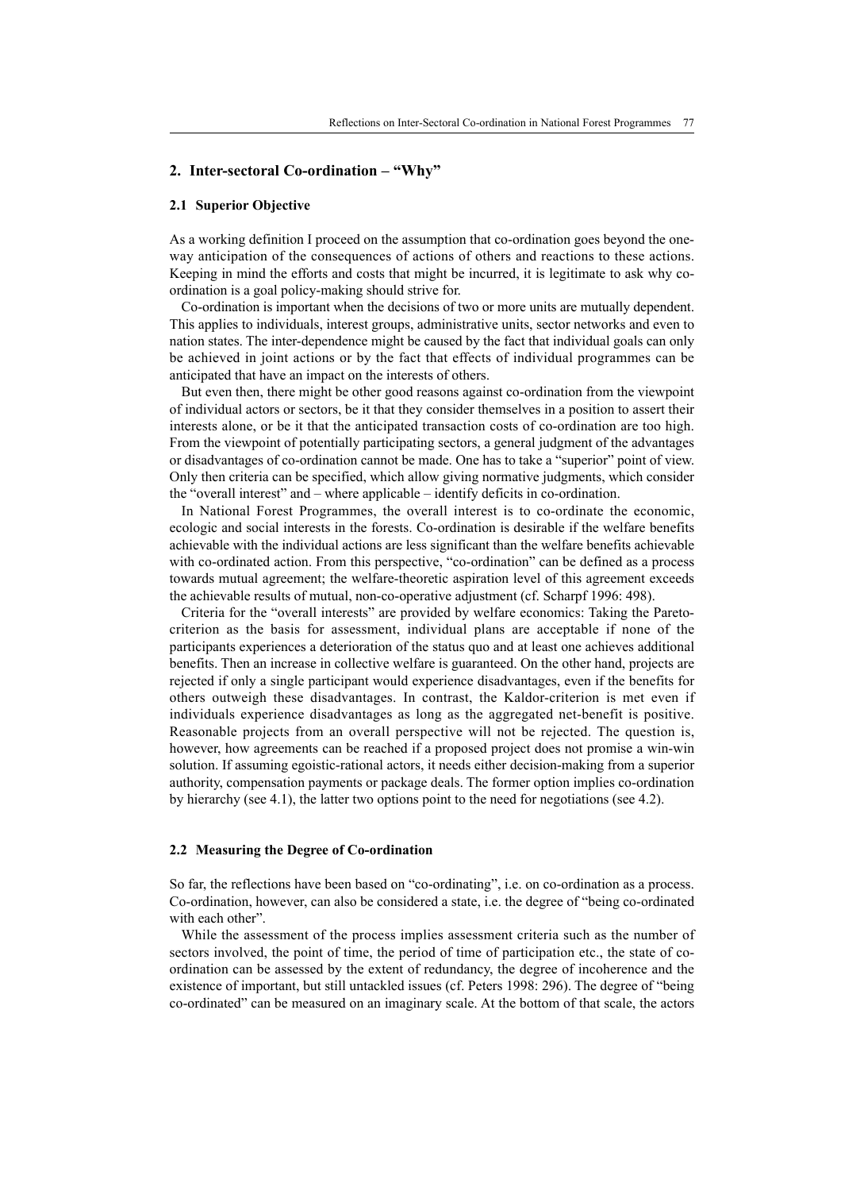## 2. Inter-sectoral Co-ordination – "Why"

### 2.1 Superior Objective

As a working definition I proceed on the assumption that co-ordination goes beyond the one-way anticipation of the consequences of actions of others and reactions to these actions. Keeping in mind the efforts and costs that might be incurred, it is legitimate to ask why co-ordination is a goal policy-making should strive for.

Co-ordination is important when the decisions of two or more units are mutually dependent. This applies to individuals, interest groups, administrative units, sector networks and even to nation states. The inter-dependence might be caused by the fact that individual goals can only be achieved in joint actions or by the fact that effects of individual programmes can be anticipated that have an impact on the interests of others.

But even then, there might be other good reasons against co-ordination from the viewpoint of individual actors or sectors, be it that they consider themselves in a position to assert their interests alone, or be it that the anticipated transaction costs of co-ordination are too high. From the viewpoint of potentially participating sectors, a general judgment of the advantages or disadvantages of co-ordination cannot be made. One has to take a "superior" point of view. Only then criteria can be specified, which allow giving normative judgments, which consider the "overall interest" and – where applicable – identify deficits in co-ordination.

In National Forest Programmes, the overall interest is to co-ordinate the economic, ecologic and social interests in the forests. Co-ordination is desirable if the welfare benefits achievable with the individual actions are less significant than the welfare benefits achievable with co-ordinated action. From this perspective, "co-ordination" can be defined as a process towards mutual agreement; the welfare-theoretic aspiration level of this agreement exceeds the achievable results of mutual, non-co-operative adjustment (cf. Scharpf 1996: 498).

Criteria for the "overall interests" are provided by welfare economics: Taking the Pareto-criterion as the basis for assessment, individual plans are acceptable if none of the participants experiences a deterioration of the status quo and at least one achieves additional benefits. Then an increase in collective welfare is guaranteed. On the other hand, projects are rejected if only a single participant would experience disadvantages, even if the benefits for others outweigh these disadvantages. In contrast, the Kaldor-criterion is met even if individuals experience disadvantages as long as the aggregated net-benefit is positive. Reasonable projects from an overall perspective will not be rejected. The question is, however, how agreements can be reached if a proposed project does not promise a win-win solution. If assuming egoistic-rational actors, it needs either decision-making from a superior authority, compensation payments or package deals. The former option implies co-ordination by hierarchy (see 4.1), the latter two options point to the need for negotiations (see 4.2).

### 2.2 Measuring the Degree of Co-ordination

So far, the reflections have been based on "co-ordinating", i.e. on co-ordination as a process. Co-ordination, however, can also be considered a state, i.e. the degree of "being co-ordinated with each other".

While the assessment of the process implies assessment criteria such as the number of sectors involved, the point of time, the period of time of participation etc., the state of co-ordination can be assessed by the extent of redundancy, the degree of incoherence and the existence of important, but still untackled issues (cf. Peters 1998: 296). The degree of "being co-ordinated" can be measured on an imaginary scale. At the bottom of that scale, the actors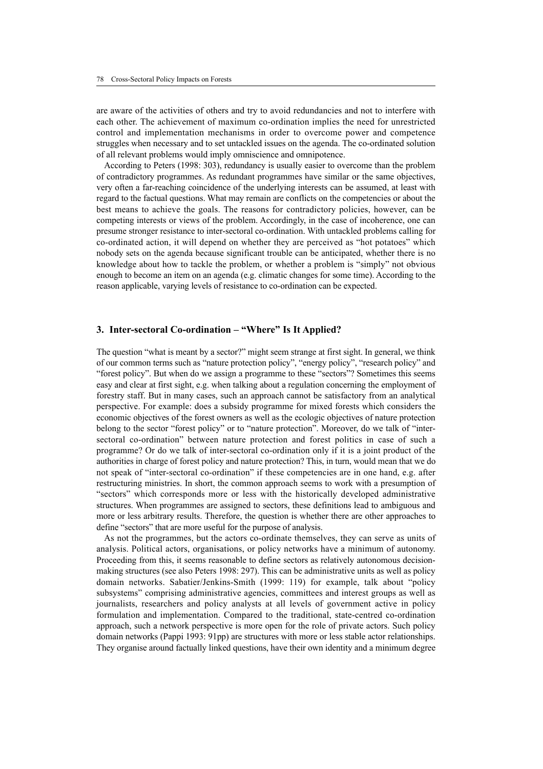are aware of the activities of others and try to avoid redundancies and not to interfere with each other. The achievement of maximum co-ordination implies the need for unrestricted control and implementation mechanisms in order to overcome power and competence struggles when necessary and to set untackled issues on the agenda. The co-ordinated solution of all relevant problems would imply omniscience and omnipotence.

According to Peters (1998: 303), redundancy is usually easier to overcome than the problem of contradictory programmes. As redundant programmes have similar or the same objectives, very often a far-reaching coincidence of the underlying interests can be assumed, at least with regard to the factual questions. What may remain are conflicts on the competencies or about the best means to achieve the goals. The reasons for contradictory policies, however, can be competing interests or views of the problem. Accordingly, in the case of incoherence, one can presume stronger resistance to inter-sectoral co-ordination. With untackled problems calling for co-ordinated action, it will depend on whether they are perceived as "hot potatoes" which nobody sets on the agenda because significant trouble can be anticipated, whether there is no knowledge about how to tackle the problem, or whether a problem is "simply" not obvious enough to become an item on an agenda (e.g. climatic changes for some time). According to the reason applicable, varying levels of resistance to co-ordination can be expected.

## 3. Inter-sectoral Co-ordination – "Where" Is It Applied?

The question "what is meant by a sector?" might seem strange at first sight. In general, we think of our common terms such as "nature protection policy", "energy policy", "research policy" and "forest policy". But when do we assign a programme to these "sectors"? Sometimes this seems easy and clear at first sight, e.g. when talking about a regulation concerning the employment of forestry staff. But in many cases, such an approach cannot be satisfactory from an analytical perspective. For example: does a subsidy programme for mixed forests which considers the economic objectives of the forest owners as well as the ecologic objectives of nature protection belong to the sector "forest policy" or to "nature protection". Moreover, do we talk of "inter-sectoral co-ordination" between nature protection and forest politics in case of such a programme? Or do we talk of inter-sectoral co-ordination only if it is a joint product of the authorities in charge of forest policy and nature protection? This, in turn, would mean that we do not speak of "inter-sectoral co-ordination" if these competencies are in one hand, e.g. after restructuring ministries. In short, the common approach seems to work with a presumption of "sectors" which corresponds more or less with the historically developed administrative structures. When programmes are assigned to sectors, these definitions lead to ambiguous and more or less arbitrary results. Therefore, the question is whether there are other approaches to define "sectors" that are more useful for the purpose of analysis.

As not the programmes, but the actors co-ordinate themselves, they can serve as units of analysis. Political actors, organisations, or policy networks have a minimum of autonomy. Proceeding from this, it seems reasonable to define sectors as relatively autonomous decision-making structures (see also Peters 1998: 297). This can be administrative units as well as policy domain networks. Sabatier/Jenkins-Smith (1999: 119) for example, talk about "policy subsystems" comprising administrative agencies, committees and interest groups as well as journalists, researchers and policy analysts at all levels of government active in policy formulation and implementation. Compared to the traditional, state-centred co-ordination approach, such a network perspective is more open for the role of private actors. Such policy domain networks (Pappi 1993: 91pp) are structures with more or less stable actor relationships. They organise around factually linked questions, have their own identity and a minimum degree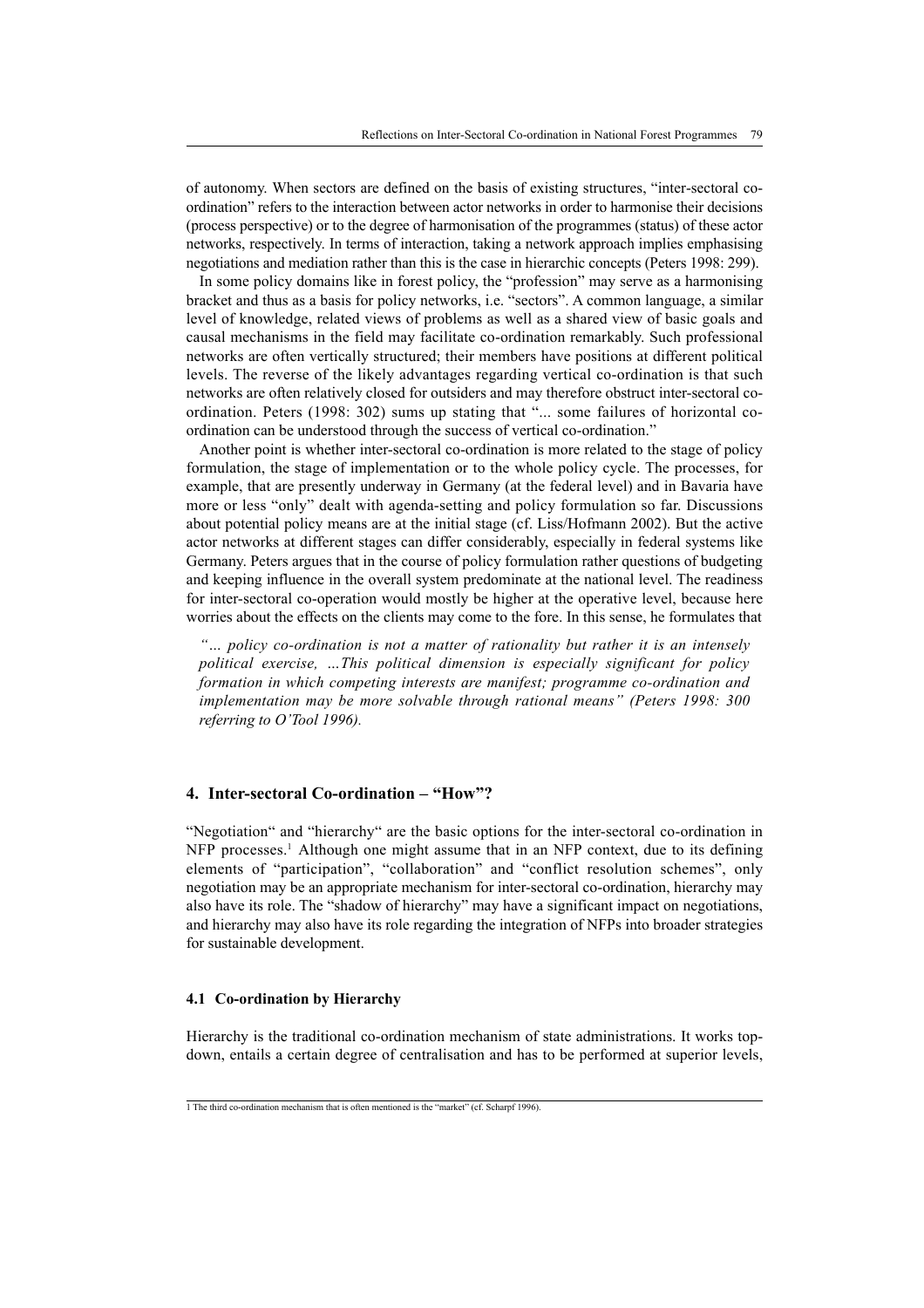of autonomy. When sectors are defined on the basis of existing structures, "inter-sectoral co-ordination" refers to the interaction between actor networks in order to harmonise their decisions (process perspective) or to the degree of harmonisation of the programmes (status) of these actor networks, respectively. In terms of interaction, taking a network approach implies emphasising negotiations and mediation rather than this is the case in hierarchic concepts (Peters 1998: 299).

In some policy domains like in forest policy, the "profession" may serve as a harmonising bracket and thus as a basis for policy networks, i.e. "sectors". A common language, a similar level of knowledge, related views of problems as well as a shared view of basic goals and causal mechanisms in the field may facilitate co-ordination remarkably. Such professional networks are often vertically structured; their members have positions at different political levels. The reverse of the likely advantages regarding vertical co-ordination is that such networks are often relatively closed for outsiders and may therefore obstruct inter-sectoral co-ordination. Peters (1998: 302) sums up stating that "... some failures of horizontal co-ordination can be understood through the success of vertical co-ordination."

Another point is whether inter-sectoral co-ordination is more related to the stage of policy formulation, the stage of implementation or to the whole policy cycle. The processes, for example, that are presently underway in Germany (at the federal level) and in Bavaria have more or less "only" dealt with agenda-setting and policy formulation so far. Discussions about potential policy means are at the initial stage (cf. Liss/Hofmann 2002). But the active actor networks at different stages can differ considerably, especially in federal systems like Germany. Peters argues that in the course of policy formulation rather questions of budgeting and keeping influence in the overall system predominate at the national level. The readiness for inter-sectoral co-operation would mostly be higher at the operative level, because here worries about the effects on the clients may come to the fore. In this sense, he formulates that

> *"... policy co-ordination is not a matter of rationality but rather it is an intensely political exercise, ...This political dimension is especially significant for policy formation in which competing interests are manifest; programme co-ordination and implementation may be more solvable through rational means" (Peters 1998: 300 referring to O'Tool 1996).*

## 4. Inter-sectoral Co-ordination – "How"?

"Negotiation" and "hierarchy" are the basic options for the inter-sectoral co-ordination in NFP processes.[1] Although one might assume that in an NFP context, due to its defining elements of "participation", "collaboration" and "conflict resolution schemes", only negotiation may be an appropriate mechanism for inter-sectoral co-ordination, hierarchy may also have its role. The "shadow of hierarchy" may have a significant impact on negotiations, and hierarchy may also have its role regarding the integration of NFPs into broader strategies for sustainable development.

### 4.1 Co-ordination by Hierarchy

Hierarchy is the traditional co-ordination mechanism of state administrations. It works top-down, entails a certain degree of centralisation and has to be performed at superior levels,

---

[1] The third co-ordination mechanism that is often mentioned is the "market" (cf. Scharpf 1996).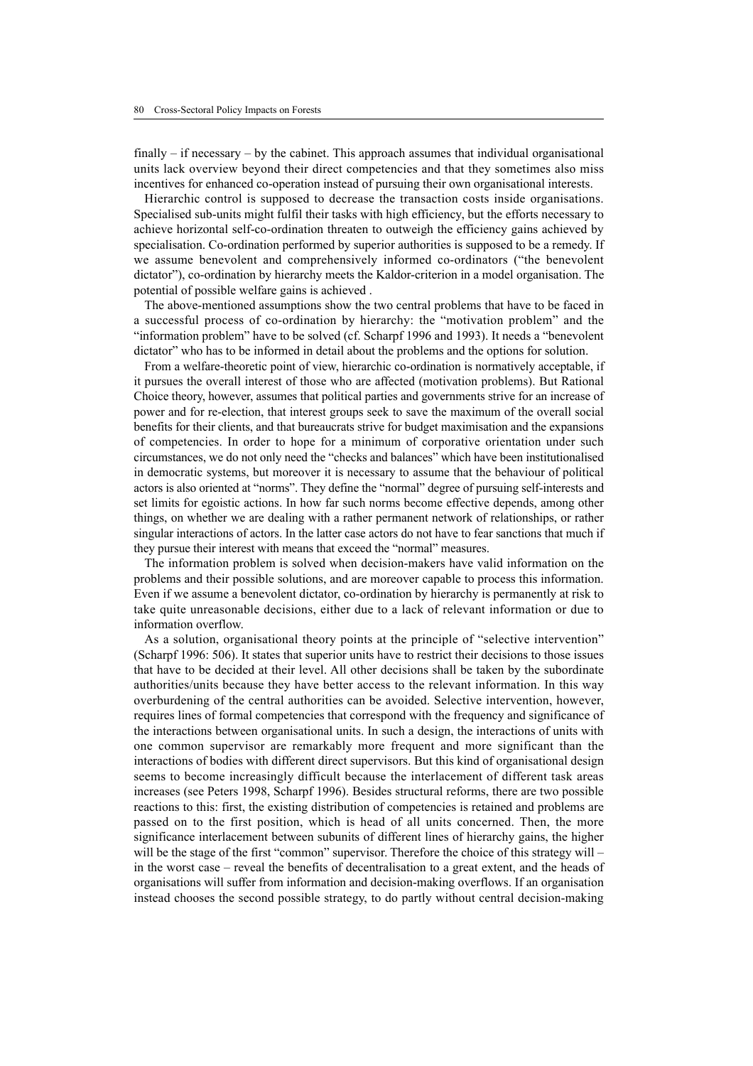finally – if necessary – by the cabinet. This approach assumes that individual organisational units lack overview beyond their direct competencies and that they sometimes also miss incentives for enhanced co-operation instead of pursuing their own organisational interests.

Hierarchic control is supposed to decrease the transaction costs inside organisations. Specialised sub-units might fulfil their tasks with high efficiency, but the efforts necessary to achieve horizontal self-co-ordination threaten to outweigh the efficiency gains achieved by specialisation. Co-ordination performed by superior authorities is supposed to be a remedy. If we assume benevolent and comprehensively informed co-ordinators ("the benevolent dictator"), co-ordination by hierarchy meets the Kaldor-criterion in a model organisation. The potential of possible welfare gains is achieved .

The above-mentioned assumptions show the two central problems that have to be faced in a successful process of co-ordination by hierarchy: the "motivation problem" and the "information problem" have to be solved (cf. Scharpf 1996 and 1993). It needs a "benevolent dictator" who has to be informed in detail about the problems and the options for solution.

From a welfare-theoretic point of view, hierarchic co-ordination is normatively acceptable, if it pursues the overall interest of those who are affected (motivation problems). But Rational Choice theory, however, assumes that political parties and governments strive for an increase of power and for re-election, that interest groups seek to save the maximum of the overall social benefits for their clients, and that bureaucrats strive for budget maximisation and the expansions of competencies. In order to hope for a minimum of corporative orientation under such circumstances, we do not only need the "checks and balances" which have been institutionalised in democratic systems, but moreover it is necessary to assume that the behaviour of political actors is also oriented at "norms". They define the "normal" degree of pursuing self-interests and set limits for egoistic actions. In how far such norms become effective depends, among other things, on whether we are dealing with a rather permanent network of relationships, or rather singular interactions of actors. In the latter case actors do not have to fear sanctions that much if they pursue their interest with means that exceed the "normal" measures.

The information problem is solved when decision-makers have valid information on the problems and their possible solutions, and are moreover capable to process this information. Even if we assume a benevolent dictator, co-ordination by hierarchy is permanently at risk to take quite unreasonable decisions, either due to a lack of relevant information or due to information overflow.

As a solution, organisational theory points at the principle of "selective intervention" (Scharpf 1996: 506). It states that superior units have to restrict their decisions to those issues that have to be decided at their level. All other decisions shall be taken by the subordinate authorities/units because they have better access to the relevant information. In this way overburdening of the central authorities can be avoided. Selective intervention, however, requires lines of formal competencies that correspond with the frequency and significance of the interactions between organisational units. In such a design, the interactions of units with one common supervisor are remarkably more frequent and more significant than the interactions of bodies with different direct supervisors. But this kind of organisational design seems to become increasingly difficult because the interlacement of different task areas increases (see Peters 1998, Scharpf 1996). Besides structural reforms, there are two possible reactions to this: first, the existing distribution of competencies is retained and problems are passed on to the first position, which is head of all units concerned. Then, the more significance interlacement between subunits of different lines of hierarchy gains, the higher will be the stage of the first "common" supervisor. Therefore the choice of this strategy will – in the worst case – reveal the benefits of decentralisation to a great extent, and the heads of organisations will suffer from information and decision-making overflows. If an organisation instead chooses the second possible strategy, to do partly without central decision-making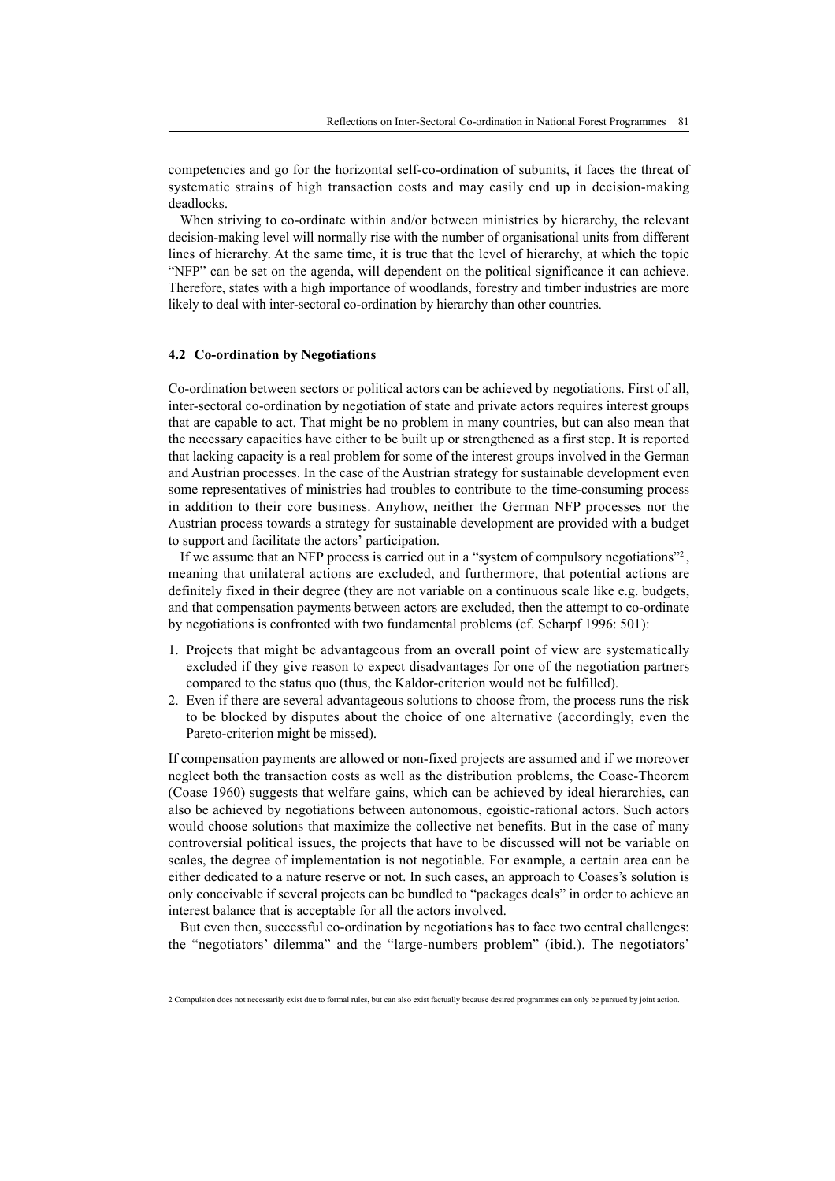competencies and go for the horizontal self-co-ordination of subunits, it faces the threat of systematic strains of high transaction costs and may easily end up in decision-making deadlocks.

When striving to co-ordinate within and/or between ministries by hierarchy, the relevant decision-making level will normally rise with the number of organisational units from different lines of hierarchy. At the same time, it is true that the level of hierarchy, at which the topic "NFP" can be set on the agenda, will dependent on the political significance it can achieve. Therefore, states with a high importance of woodlands, forestry and timber industries are more likely to deal with inter-sectoral co-ordination by hierarchy than other countries.

### 4.2 Co-ordination by Negotiations

Co-ordination between sectors or political actors can be achieved by negotiations. First of all, inter-sectoral co-ordination by negotiation of state and private actors requires interest groups that are capable to act. That might be no problem in many countries, but can also mean that the necessary capacities have either to be built up or strengthened as a first step. It is reported that lacking capacity is a real problem for some of the interest groups involved in the German and Austrian processes. In the case of the Austrian strategy for sustainable development even some representatives of ministries had troubles to contribute to the time-consuming process in addition to their core business. Anyhow, neither the German NFP processes nor the Austrian process towards a strategy for sustainable development are provided with a budget to support and facilitate the actors' participation.

If we assume that an NFP process is carried out in a "system of compulsory negotiations"[2], meaning that unilateral actions are excluded, and furthermore, that potential actions are definitely fixed in their degree (they are not variable on a continuous scale like e.g. budgets, and that compensation payments between actors are excluded, then the attempt to co-ordinate by negotiations is confronted with two fundamental problems (cf. Scharpf 1996: 501):

1. Projects that might be advantageous from an overall point of view are systematically excluded if they give reason to expect disadvantages for one of the negotiation partners compared to the status quo (thus, the Kaldor-criterion would not be fulfilled).
2. Even if there are several advantageous solutions to choose from, the process runs the risk to be blocked by disputes about the choice of one alternative (accordingly, even the Pareto-criterion might be missed).

If compensation payments are allowed or non-fixed projects are assumed and if we moreover neglect both the transaction costs as well as the distribution problems, the Coase-Theorem (Coase 1960) suggests that welfare gains, which can be achieved by ideal hierarchies, can also be achieved by negotiations between autonomous, egoistic-rational actors. Such actors would choose solutions that maximize the collective net benefits. But in the case of many controversial political issues, the projects that have to be discussed will not be variable on scales, the degree of implementation is not negotiable. For example, a certain area can be either dedicated to a nature reserve or not. In such cases, an approach to Coases's solution is only conceivable if several projects can be bundled to "packages deals" in order to achieve an interest balance that is acceptable for all the actors involved.

But even then, successful co-ordination by negotiations has to face two central challenges: the "negotiators' dilemma" and the "large-numbers problem" (ibid.). The negotiators'

---

2 Compulsion does not necessarily exist due to formal rules, but can also exist factually because desired programmes can only be pursued by joint action.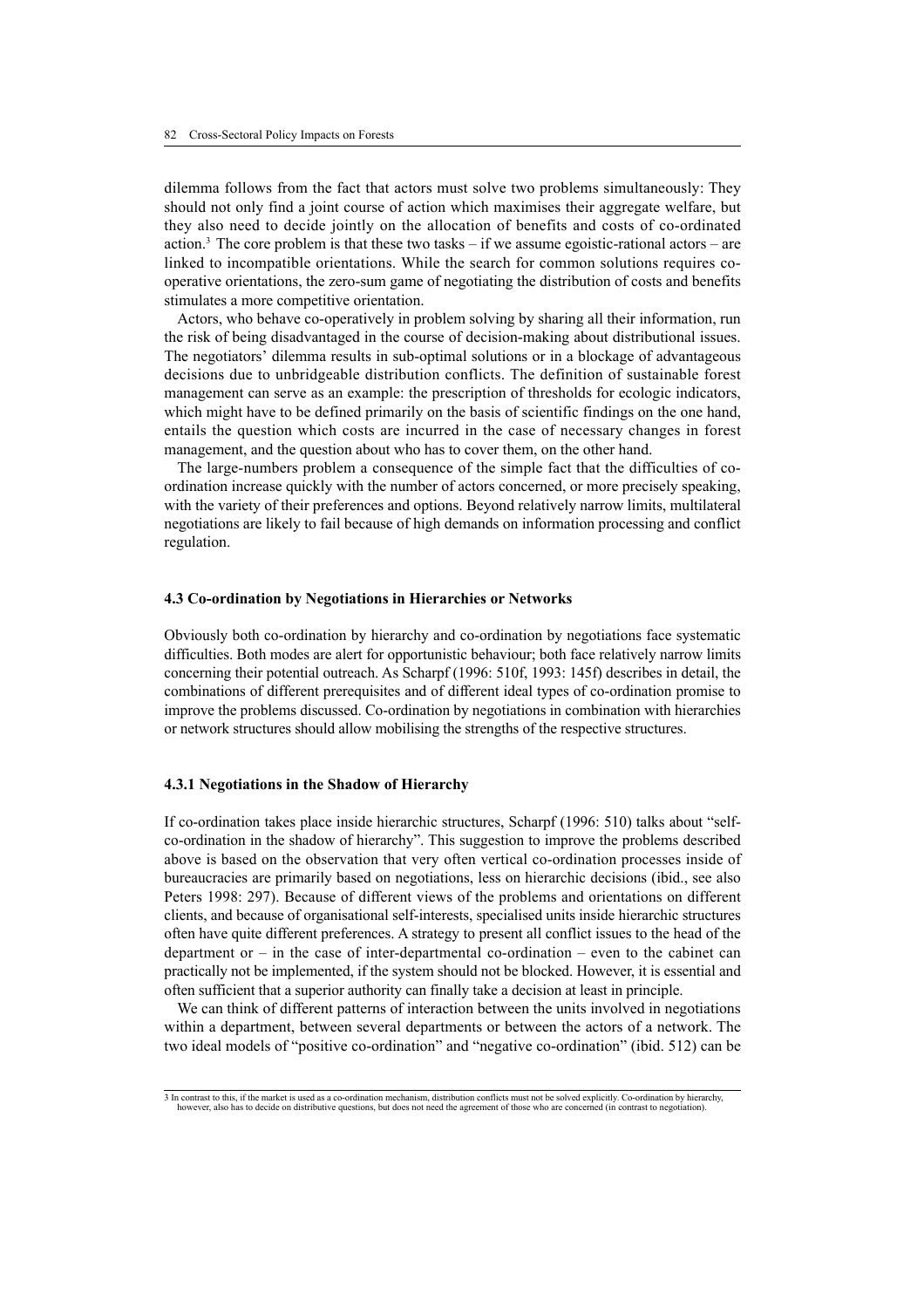dilemma follows from the fact that actors must solve two problems simultaneously: They should not only find a joint course of action which maximises their aggregate welfare, but they also need to decide jointly on the allocation of benefits and costs of co-ordinated action.[3] The core problem is that these two tasks – if we assume egoistic-rational actors – are linked to incompatible orientations. While the search for common solutions requires co-operative orientations, the zero-sum game of negotiating the distribution of costs and benefits stimulates a more competitive orientation.

Actors, who behave co-operatively in problem solving by sharing all their information, run the risk of being disadvantaged in the course of decision-making about distributional issues. The negotiators' dilemma results in sub-optimal solutions or in a blockage of advantageous decisions due to unbridgeable distribution conflicts. The definition of sustainable forest management can serve as an example: the prescription of thresholds for ecologic indicators, which might have to be defined primarily on the basis of scientific findings on the one hand, entails the question which costs are incurred in the case of necessary changes in forest management, and the question about who has to cover them, on the other hand.

The large-numbers problem a consequence of the simple fact that the difficulties of co-ordination increase quickly with the number of actors concerned, or more precisely speaking, with the variety of their preferences and options. Beyond relatively narrow limits, multilateral negotiations are likely to fail because of high demands on information processing and conflict regulation.

### 4.3 Co-ordination by Negotiations in Hierarchies or Networks

Obviously both co-ordination by hierarchy and co-ordination by negotiations face systematic difficulties. Both modes are alert for opportunistic behaviour; both face relatively narrow limits concerning their potential outreach. As Scharpf (1996: 510f, 1993: 145f) describes in detail, the combinations of different prerequisites and of different ideal types of co-ordination promise to improve the problems discussed. Co-ordination by negotiations in combination with hierarchies or network structures should allow mobilising the strengths of the respective structures.

#### 4.3.1 Negotiations in the Shadow of Hierarchy

If co-ordination takes place inside hierarchic structures, Scharpf (1996: 510) talks about "self-co-ordination in the shadow of hierarchy". This suggestion to improve the problems described above is based on the observation that very often vertical co-ordination processes inside of bureaucracies are primarily based on negotiations, less on hierarchic decisions (ibid., see also Peters 1998: 297). Because of different views of the problems and orientations on different clients, and because of organisational self-interests, specialised units inside hierarchic structures often have quite different preferences. A strategy to present all conflict issues to the head of the department or – in the case of inter-departmental co-ordination – even to the cabinet can practically not be implemented, if the system should not be blocked. However, it is essential and often sufficient that a superior authority can finally take a decision at least in principle.

We can think of different patterns of interaction between the units involved in negotiations within a department, between several departments or between the actors of a network. The two ideal models of "positive co-ordination" and "negative co-ordination" (ibid. 512) can be

---

3 In contrast to this, if the market is used as a co-ordination mechanism, distribution conflicts must not be solved explicitly. Co-ordination by hierarchy, however, also has to decide on distributive questions, but does not need the agreement of those who are concerned (in contrast to negotiation).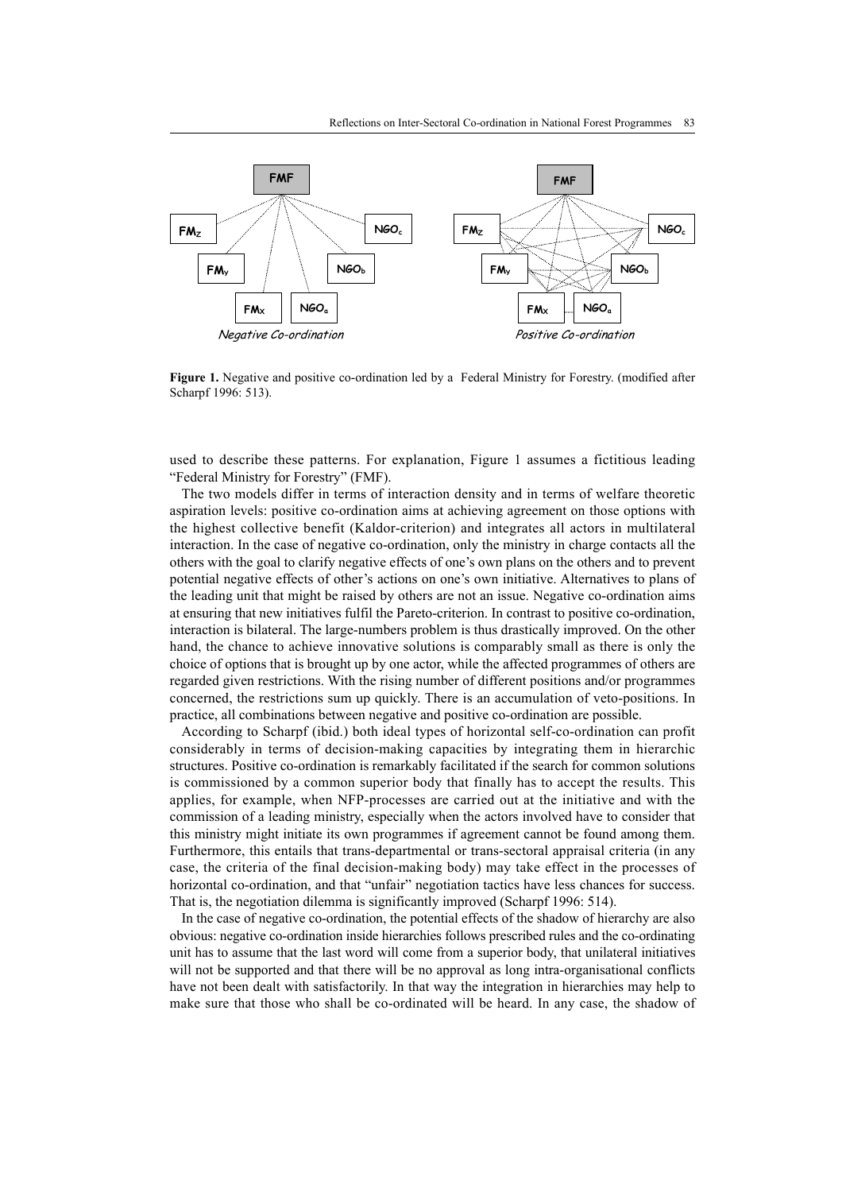FMF

$FM_Z$

$NGO_c$

$FM_Y$

$NGO_b$

$FM_X$

$NGO_a$

*Negative Co-ordination*

FMF

$FM_Z$

$NGO_c$

$FM_Y$

$NGO_b$

$FM_X$

$NGO_a$

*Positive Co-ordination*

**Figure 1.** Negative and positive co-ordination led by a Federal Ministry for Forestry. (modified after Scharpf 1996: 513).

used to describe these patterns. For explanation, Figure 1 assumes a fictitious leading "Federal Ministry for Forestry" (FMF).

The two models differ in terms of interaction density and in terms of welfare theoretic aspiration levels: positive co-ordination aims at achieving agreement on those options with the highest collective benefit (Kaldor-criterion) and integrates all actors in multilateral interaction. In the case of negative co-ordination, only the ministry in charge contacts all the others with the goal to clarify negative effects of one's own plans on the others and to prevent potential negative effects of other's actions on one's own initiative. Alternatives to plans of the leading unit that might be raised by others are not an issue. Negative co-ordination aims at ensuring that new initiatives fulfil the Pareto-criterion. In contrast to positive co-ordination, interaction is bilateral. The large-numbers problem is thus drastically improved. On the other hand, the chance to achieve innovative solutions is comparably small as there is only the choice of options that is brought up by one actor, while the affected programmes of others are regarded given restrictions. With the rising number of different positions and/or programmes concerned, the restrictions sum up quickly. There is an accumulation of veto-positions. In practice, all combinations between negative and positive co-ordination are possible.

According to Scharpf (ibid.) both ideal types of horizontal self-co-ordination can profit considerably in terms of decision-making capacities by integrating them in hierarchic structures. Positive co-ordination is remarkably facilitated if the search for common solutions is commissioned by a common superior body that finally has to accept the results. This applies, for example, when NFP-processes are carried out at the initiative and with the commission of a leading ministry, especially when the actors involved have to consider that this ministry might initiate its own programmes if agreement cannot be found among them. Furthermore, this entails that trans-departmental or trans-sectoral appraisal criteria (in any case, the criteria of the final decision-making body) may take effect in the processes of horizontal co-ordination, and that "unfair" negotiation tactics have less chances for success. That is, the negotiation dilemma is significantly improved (Scharpf 1996: 514).

In the case of negative co-ordination, the potential effects of the shadow of hierarchy are also obvious: negative co-ordination inside hierarchies follows prescribed rules and the co-ordinating unit has to assume that the last word will come from a superior body, that unilateral initiatives will not be supported and that there will be no approval as long intra-organisational conflicts have not been dealt with satisfactorily. In that way the integration in hierarchies may help to make sure that those who shall be co-ordinated will be heard. In any case, the shadow of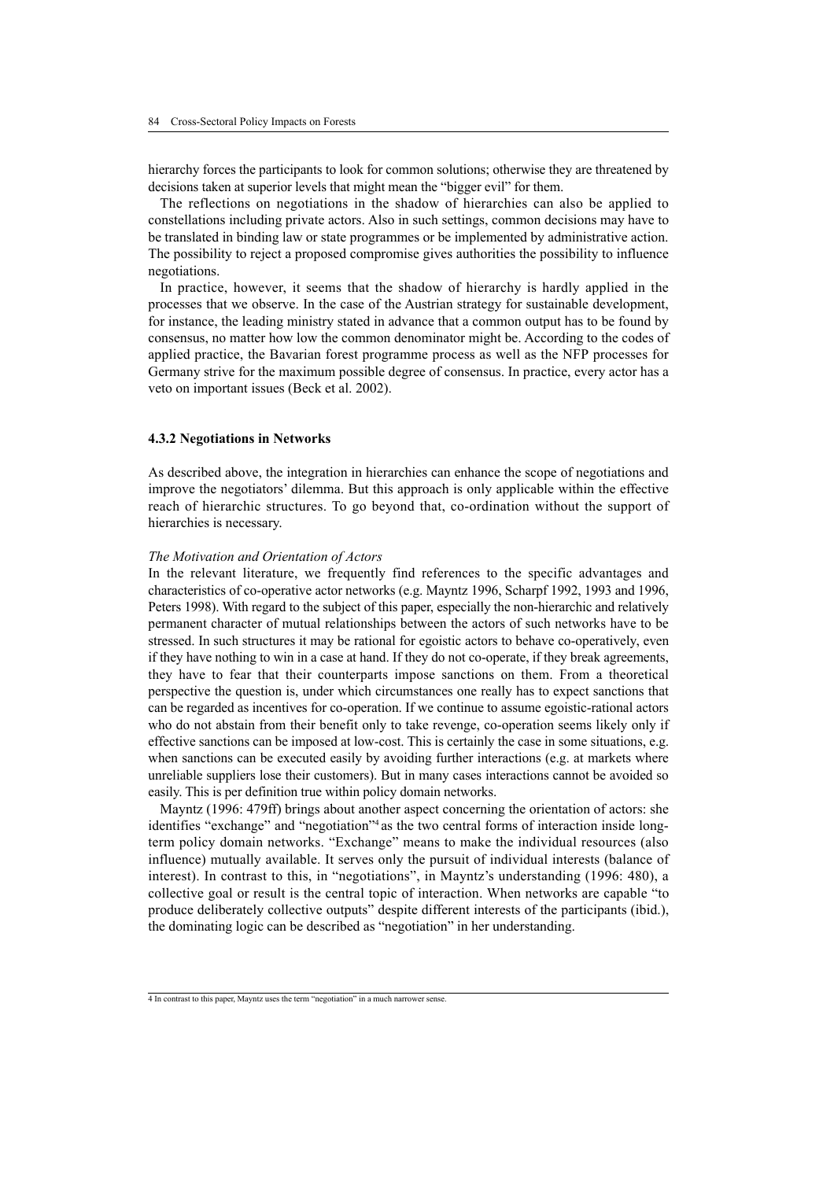hierarchy forces the participants to look for common solutions; otherwise they are threatened by decisions taken at superior levels that might mean the "bigger evil" for them.

The reflections on negotiations in the shadow of hierarchies can also be applied to constellations including private actors. Also in such settings, common decisions may have to be translated in binding law or state programmes or be implemented by administrative action. The possibility to reject a proposed compromise gives authorities the possibility to influence negotiations.

In practice, however, it seems that the shadow of hierarchy is hardly applied in the processes that we observe. In the case of the Austrian strategy for sustainable development, for instance, the leading ministry stated in advance that a common output has to be found by consensus, no matter how low the common denominator might be. According to the codes of applied practice, the Bavarian forest programme process as well as the NFP processes for Germany strive for the maximum possible degree of consensus. In practice, every actor has a veto on important issues (Beck et al. 2002).

### 4.3.2 Negotiations in Networks

As described above, the integration in hierarchies can enhance the scope of negotiations and improve the negotiators' dilemma. But this approach is only applicable within the effective reach of hierarchic structures. To go beyond that, co-ordination without the support of hierarchies is necessary.

*The Motivation and Orientation of Actors*

In the relevant literature, we frequently find references to the specific advantages and characteristics of co-operative actor networks (e.g. Mayntz 1996, Scharpf 1992, 1993 and 1996, Peters 1998). With regard to the subject of this paper, especially the non-hierarchic and relatively permanent character of mutual relationships between the actors of such networks have to be stressed. In such structures it may be rational for egoistic actors to behave co-operatively, even if they have nothing to win in a case at hand. If they do not co-operate, if they break agreements, they have to fear that their counterparts impose sanctions on them. From a theoretical perspective the question is, under which circumstances one really has to expect sanctions that can be regarded as incentives for co-operation. If we continue to assume egoistic-rational actors who do not abstain from their benefit only to take revenge, co-operation seems likely only if effective sanctions can be imposed at low-cost. This is certainly the case in some situations, e.g. when sanctions can be executed easily by avoiding further interactions (e.g. at markets where unreliable suppliers lose their customers). But in many cases interactions cannot be avoided so easily. This is per definition true within policy domain networks.

Mayntz (1996: 479ff) brings about another aspect concerning the orientation of actors: she identifies "exchange" and "negotiation"[4] as the two central forms of interaction inside long-term policy domain networks. "Exchange" means to make the individual resources (also influence) mutually available. It serves only the pursuit of individual interests (balance of interest). In contrast to this, in "negotiations", in Mayntz's understanding (1996: 480), a collective goal or result is the central topic of interaction. When networks are capable "to produce deliberately collective outputs" despite different interests of the participants (ibid.), the dominating logic can be described as "negotiation" in her understanding.

---

4 In contrast to this paper, Mayntz uses the term "negotiation" in a much narrower sense.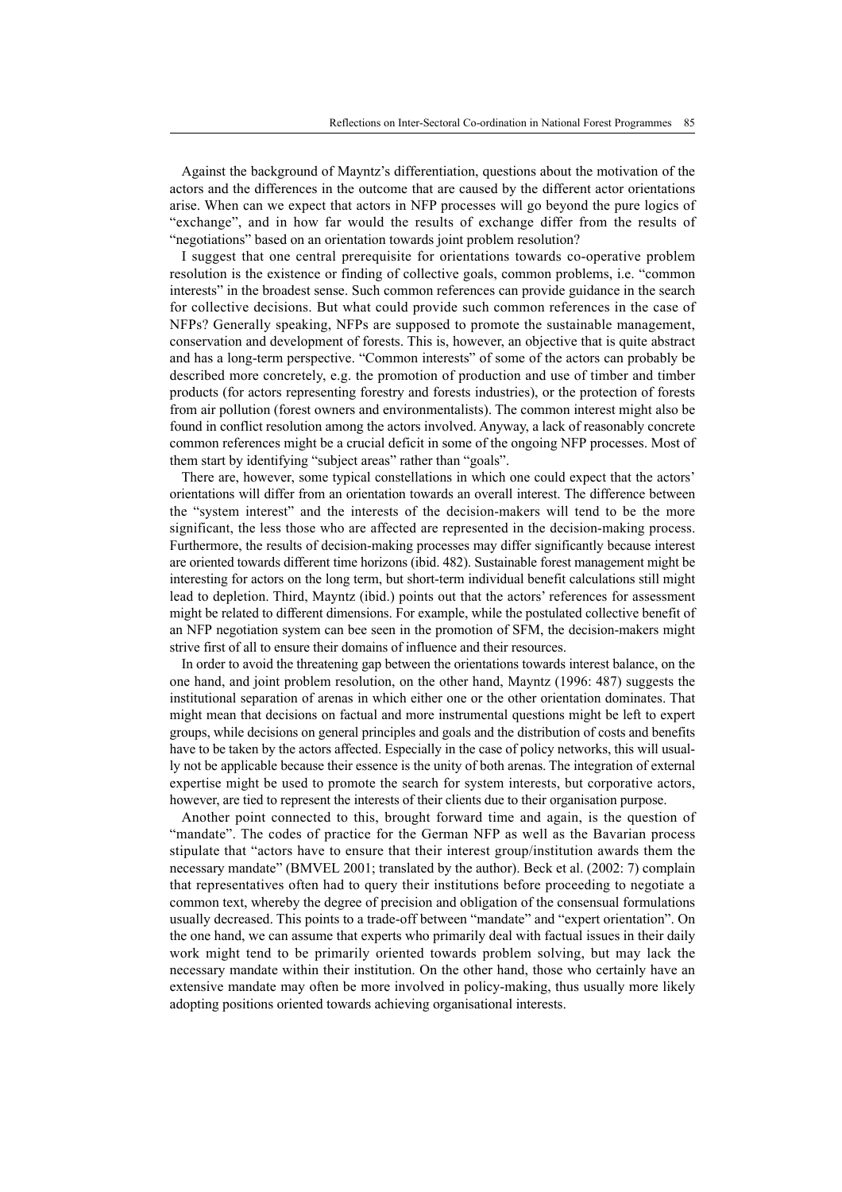Against the background of Mayntz's differentiation, questions about the motivation of the actors and the differences in the outcome that are caused by the different actor orientations arise. When can we expect that actors in NFP processes will go beyond the pure logics of "exchange", and in how far would the results of exchange differ from the results of "negotiations" based on an orientation towards joint problem resolution?

I suggest that one central prerequisite for orientations towards co-operative problem resolution is the existence or finding of collective goals, common problems, i.e. "common interests" in the broadest sense. Such common references can provide guidance in the search for collective decisions. But what could provide such common references in the case of NFPs? Generally speaking, NFPs are supposed to promote the sustainable management, conservation and development of forests. This is, however, an objective that is quite abstract and has a long-term perspective. "Common interests" of some of the actors can probably be described more concretely, e.g. the promotion of production and use of timber and timber products (for actors representing forestry and forests industries), or the protection of forests from air pollution (forest owners and environmentalists). The common interest might also be found in conflict resolution among the actors involved. Anyway, a lack of reasonably concrete common references might be a crucial deficit in some of the ongoing NFP processes. Most of them start by identifying "subject areas" rather than "goals".

There are, however, some typical constellations in which one could expect that the actors' orientations will differ from an orientation towards an overall interest. The difference between the "system interest" and the interests of the decision-makers will tend to be the more significant, the less those who are affected are represented in the decision-making process. Furthermore, the results of decision-making processes may differ significantly because interest are oriented towards different time horizons (ibid. 482). Sustainable forest management might be interesting for actors on the long term, but short-term individual benefit calculations still might lead to depletion. Third, Mayntz (ibid.) points out that the actors' references for assessment might be related to different dimensions. For example, while the postulated collective benefit of an NFP negotiation system can bee seen in the promotion of SFM, the decision-makers might strive first of all to ensure their domains of influence and their resources.

In order to avoid the threatening gap between the orientations towards interest balance, on the one hand, and joint problem resolution, on the other hand, Mayntz (1996: 487) suggests the institutional separation of arenas in which either one or the other orientation dominates. That might mean that decisions on factual and more instrumental questions might be left to expert groups, while decisions on general principles and goals and the distribution of costs and benefits have to be taken by the actors affected. Especially in the case of policy networks, this will usually not be applicable because their essence is the unity of both arenas. The integration of external expertise might be used to promote the search for system interests, but corporative actors, however, are tied to represent the interests of their clients due to their organisation purpose.

Another point connected to this, brought forward time and again, is the question of "mandate". The codes of practice for the German NFP as well as the Bavarian process stipulate that "actors have to ensure that their interest group/institution awards them the necessary mandate" (BMVEL 2001; translated by the author). Beck et al. (2002: 7) complain that representatives often had to query their institutions before proceeding to negotiate a common text, whereby the degree of precision and obligation of the consensual formulations usually decreased. This points to a trade-off between "mandate" and "expert orientation". On the one hand, we can assume that experts who primarily deal with factual issues in their daily work might tend to be primarily oriented towards problem solving, but may lack the necessary mandate within their institution. On the other hand, those who certainly have an extensive mandate may often be more involved in policy-making, thus usually more likely adopting positions oriented towards achieving organisational interests.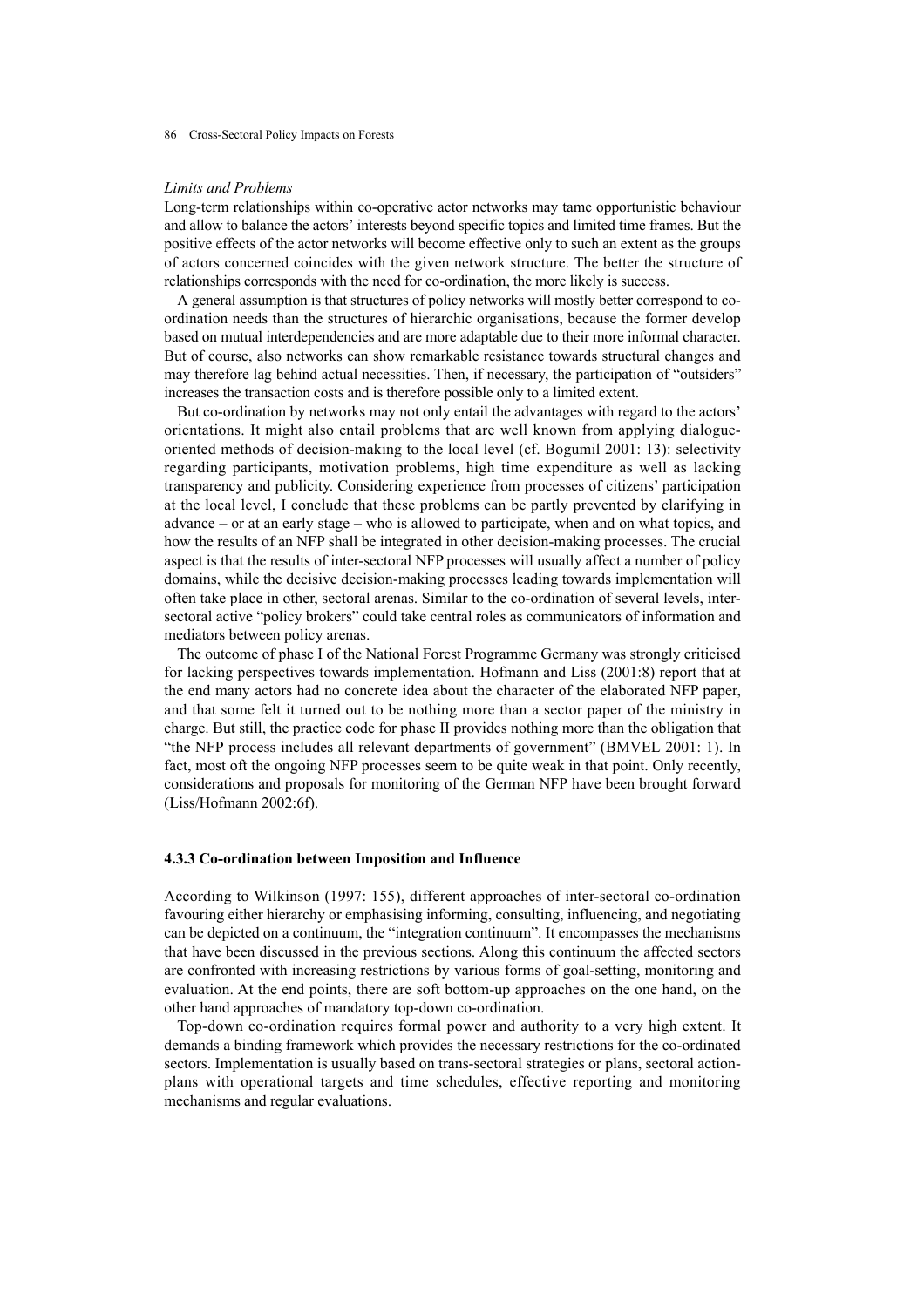*Limits and Problems*

Long-term relationships within co-operative actor networks may tame opportunistic behaviour and allow to balance the actors' interests beyond specific topics and limited time frames. But the positive effects of the actor networks will become effective only to such an extent as the groups of actors concerned coincides with the given network structure. The better the structure of relationships corresponds with the need for co-ordination, the more likely is success.

A general assumption is that structures of policy networks will mostly better correspond to co-ordination needs than the structures of hierarchic organisations, because the former develop based on mutual interdependencies and are more adaptable due to their more informal character. But of course, also networks can show remarkable resistance towards structural changes and may therefore lag behind actual necessities. Then, if necessary, the participation of "outsiders" increases the transaction costs and is therefore possible only to a limited extent.

But co-ordination by networks may not only entail the advantages with regard to the actors' orientations. It might also entail problems that are well known from applying dialogue-oriented methods of decision-making to the local level (cf. Bogumil 2001: 13): selectivity regarding participants, motivation problems, high time expenditure as well as lacking transparency and publicity. Considering experience from processes of citizens' participation at the local level, I conclude that these problems can be partly prevented by clarifying in advance – or at an early stage – who is allowed to participate, when and on what topics, and how the results of an NFP shall be integrated in other decision-making processes. The crucial aspect is that the results of inter-sectoral NFP processes will usually affect a number of policy domains, while the decisive decision-making processes leading towards implementation will often take place in other, sectoral arenas. Similar to the co-ordination of several levels, inter-sectoral active "policy brokers" could take central roles as communicators of information and mediators between policy arenas.

The outcome of phase I of the National Forest Programme Germany was strongly criticised for lacking perspectives towards implementation. Hofmann and Liss (2001:8) report that at the end many actors had no concrete idea about the character of the elaborated NFP paper, and that some felt it turned out to be nothing more than a sector paper of the ministry in charge. But still, the practice code for phase II provides nothing more than the obligation that "the NFP process includes all relevant departments of government" (BMVEL 2001: 1). In fact, most oft the ongoing NFP processes seem to be quite weak in that point. Only recently, considerations and proposals for monitoring of the German NFP have been brought forward (Liss/Hofmann 2002:6f).

### 4.3.3 Co-ordination between Imposition and Influence

According to Wilkinson (1997: 155), different approaches of inter-sectoral co-ordination favouring either hierarchy or emphasising informing, consulting, influencing, and negotiating can be depicted on a continuum, the "integration continuum". It encompasses the mechanisms that have been discussed in the previous sections. Along this continuum the affected sectors are confronted with increasing restrictions by various forms of goal-setting, monitoring and evaluation. At the end points, there are soft bottom-up approaches on the one hand, on the other hand approaches of mandatory top-down co-ordination.

Top-down co-ordination requires formal power and authority to a very high extent. It demands a binding framework which provides the necessary restrictions for the co-ordinated sectors. Implementation is usually based on trans-sectoral strategies or plans, sectoral action-plans with operational targets and time schedules, effective reporting and monitoring mechanisms and regular evaluations.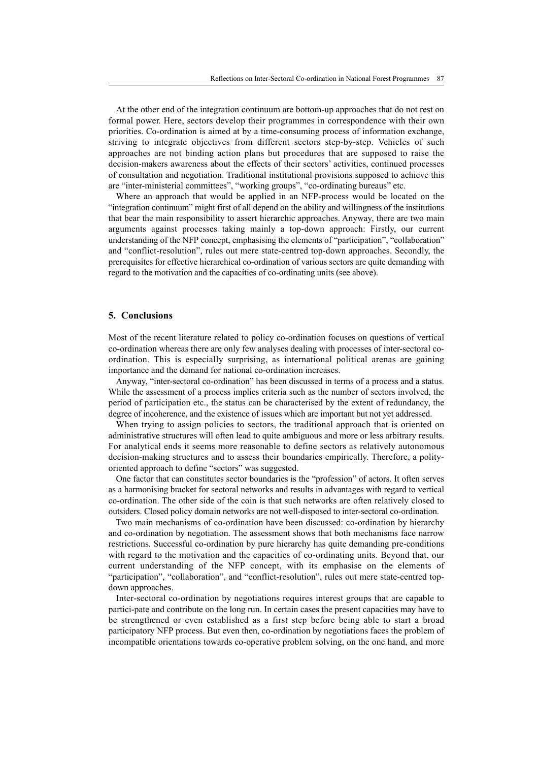At the other end of the integration continuum are bottom-up approaches that do not rest on formal power. Here, sectors develop their programmes in correspondence with their own priorities. Co-ordination is aimed at by a time-consuming process of information exchange, striving to integrate objectives from different sectors step-by-step. Vehicles of such approaches are not binding action plans but procedures that are supposed to raise the decision-makers awareness about the effects of their sectors' activities, continued processes of consultation and negotiation. Traditional institutional provisions supposed to achieve this are "inter-ministerial committees", "working groups", "co-ordinating bureaus" etc.

Where an approach that would be applied in an NFP-process would be located on the "integration continuum" might first of all depend on the ability and willingness of the institutions that bear the main responsibility to assert hierarchic approaches. Anyway, there are two main arguments against processes taking mainly a top-down approach: Firstly, our current understanding of the NFP concept, emphasising the elements of "participation", "collaboration" and "conflict-resolution", rules out mere state-centred top-down approaches. Secondly, the prerequisites for effective hierarchical co-ordination of various sectors are quite demanding with regard to the motivation and the capacities of co-ordinating units (see above).

## 5. Conclusions

Most of the recent literature related to policy co-ordination focuses on questions of vertical co-ordination whereas there are only few analyses dealing with processes of inter-sectoral co-ordination. This is especially surprising, as international political arenas are gaining importance and the demand for national co-ordination increases.

Anyway, "inter-sectoral co-ordination" has been discussed in terms of a process and a status. While the assessment of a process implies criteria such as the number of sectors involved, the period of participation etc., the status can be characterised by the extent of redundancy, the degree of incoherence, and the existence of issues which are important but not yet addressed.

When trying to assign policies to sectors, the traditional approach that is oriented on administrative structures will often lead to quite ambiguous and more or less arbitrary results. For analytical ends it seems more reasonable to define sectors as relatively autonomous decision-making structures and to assess their boundaries empirically. Therefore, a polity-oriented approach to define "sectors" was suggested.

One factor that can constitutes sector boundaries is the "profession" of actors. It often serves as a harmonising bracket for sectoral networks and results in advantages with regard to vertical co-ordination. The other side of the coin is that such networks are often relatively closed to outsiders. Closed policy domain networks are not well-disposed to inter-sectoral co-ordination.

Two main mechanisms of co-ordination have been discussed: co-ordination by hierarchy and co-ordination by negotiation. The assessment shows that both mechanisms face narrow restrictions. Successful co-ordination by pure hierarchy has quite demanding pre-conditions with regard to the motivation and the capacities of co-ordinating units. Beyond that, our current understanding of the NFP concept, with its emphasise on the elements of "participation", "collaboration", and "conflict-resolution", rules out mere state-centred top-down approaches.

Inter-sectoral co-ordination by negotiations requires interest groups that are capable to partici-pate and contribute on the long run. In certain cases the present capacities may have to be strengthened or even established as a first step before being able to start a broad participatory NFP process. But even then, co-ordination by negotiations faces the problem of incompatible orientations towards co-operative problem solving, on the one hand, and more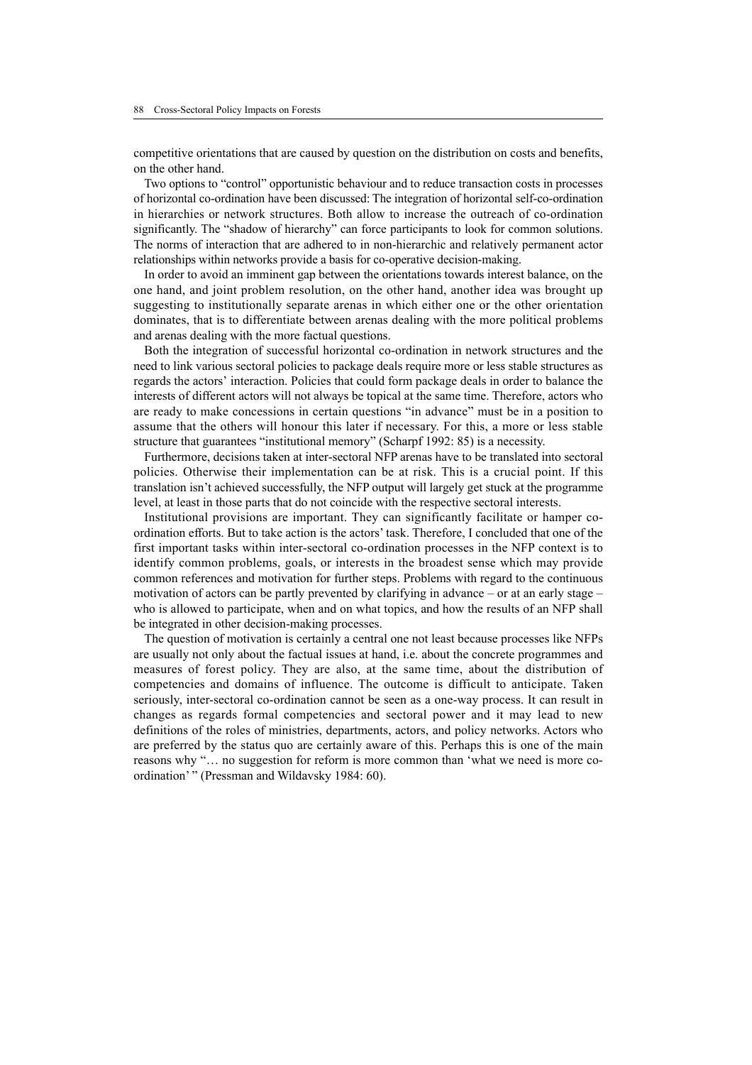competitive orientations that are caused by question on the distribution on costs and benefits, on the other hand.

Two options to "control" opportunistic behaviour and to reduce transaction costs in processes of horizontal co-ordination have been discussed: The integration of horizontal self-co-ordination in hierarchies or network structures. Both allow to increase the outreach of co-ordination significantly. The "shadow of hierarchy" can force participants to look for common solutions. The norms of interaction that are adhered to in non-hierarchic and relatively permanent actor relationships within networks provide a basis for co-operative decision-making.

In order to avoid an imminent gap between the orientations towards interest balance, on the one hand, and joint problem resolution, on the other hand, another idea was brought up suggesting to institutionally separate arenas in which either one or the other orientation dominates, that is to differentiate between arenas dealing with the more political problems and arenas dealing with the more factual questions.

Both the integration of successful horizontal co-ordination in network structures and the need to link various sectoral policies to package deals require more or less stable structures as regards the actors' interaction. Policies that could form package deals in order to balance the interests of different actors will not always be topical at the same time. Therefore, actors who are ready to make concessions in certain questions "in advance" must be in a position to assume that the others will honour this later if necessary. For this, a more or less stable structure that guarantees "institutional memory" (Scharpf 1992: 85) is a necessity.

Furthermore, decisions taken at inter-sectoral NFP arenas have to be translated into sectoral policies. Otherwise their implementation can be at risk. This is a crucial point. If this translation isn't achieved successfully, the NFP output will largely get stuck at the programme level, at least in those parts that do not coincide with the respective sectoral interests.

Institutional provisions are important. They can significantly facilitate or hamper co-ordination efforts. But to take action is the actors' task. Therefore, I concluded that one of the first important tasks within inter-sectoral co-ordination processes in the NFP context is to identify common problems, goals, or interests in the broadest sense which may provide common references and motivation for further steps. Problems with regard to the continuous motivation of actors can be partly prevented by clarifying in advance – or at an early stage – who is allowed to participate, when and on what topics, and how the results of an NFP shall be integrated in other decision-making processes.

The question of motivation is certainly a central one not least because processes like NFPs are usually not only about the factual issues at hand, i.e. about the concrete programmes and measures of forest policy. They are also, at the same time, about the distribution of competencies and domains of influence. The outcome is difficult to anticipate. Taken seriously, inter-sectoral co-ordination cannot be seen as a one-way process. It can result in changes as regards formal competencies and sectoral power and it may lead to new definitions of the roles of ministries, departments, actors, and policy networks. Actors who are preferred by the status quo are certainly aware of this. Perhaps this is one of the main reasons why "… no suggestion for reform is more common than 'what we need is more co-ordination' " (Pressman and Wildavsky 1984: 60).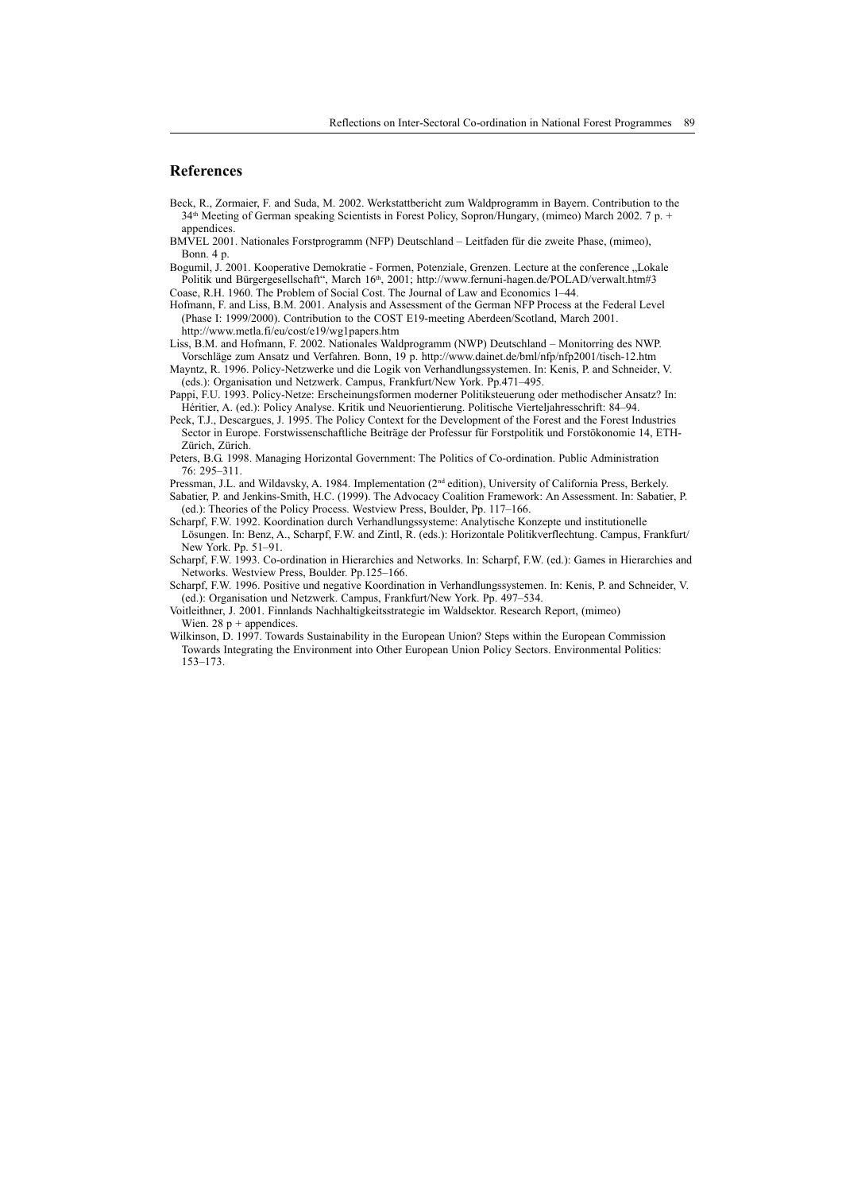## References

Beck, R., Zormaier, F. and Suda, M. 2002. Werkstattbericht zum Waldprogramm in Bayern. Contribution to the 34th Meeting of German speaking Scientists in Forest Policy, Sopron/Hungary, (mimeo) March 2002. 7 p. + appendices.

BMVEL 2001. Nationales Forstprogramm (NFP) Deutschland – Leitfaden für die zweite Phase, (mimeo), Bonn. 4 p.

Bogumil, J. 2001. Kooperative Demokratie - Formen, Potenziale, Grenzen. Lecture at the conference „Lokale Politik und Bürgergesellschaft", March 16th, 2001; http://www.fernuni-hagen.de/POLAD/verwalt.htm#3

Coase, R.H. 1960. The Problem of Social Cost. The Journal of Law and Economics 1–44.

Hofmann, F. and Liss, B.M. 2001. Analysis and Assessment of the German NFP Process at the Federal Level (Phase I: 1999/2000). Contribution to the COST E19-meeting Aberdeen/Scotland, March 2001. http://www.metla.fi/eu/cost/e19/wg1papers.htm

Liss, B.M. and Hofmann, F. 2002. Nationales Waldprogramm (NWP) Deutschland – Monitorring des NWP. Vorschläge zum Ansatz und Verfahren. Bonn, 19 p. http://www.dainet.de/bml/nfp/nfp2001/tisch-12.htm

Mayntz, R. 1996. Policy-Netzwerke und die Logik von Verhandlungssystemen. In: Kenis, P. and Schneider, V. (eds.): Organisation und Netzwerk. Campus, Frankfurt/New York. Pp.471–495.

Pappi, F.U. 1993. Policy-Netze: Erscheinungsformen moderner Politiksteuerung oder methodischer Ansatz? In: Héritier, A. (ed.): Policy Analyse. Kritik und Neuorientierung. Politische Vierteljahresschrift: 84–94.

Peck, T.J., Descargues, J. 1995. The Policy Context for the Development of the Forest and the Forest Industries Sector in Europe. Forstwissenschaftliche Beiträge der Professur für Forstpolitik und Forstökonomie 14, ETH-Zürich, Zürich.

Peters, B.G. 1998. Managing Horizontal Government: The Politics of Co-ordination. Public Administration 76: 295–311.

Pressman, J.L. and Wildavsky, A. 1984. Implementation (2nd edition), University of California Press, Berkely.

Sabatier, P. and Jenkins-Smith, H.C. (1999). The Advocacy Coalition Framework: An Assessment. In: Sabatier, P. (ed.): Theories of the Policy Process. Westview Press, Boulder, Pp. 117–166.

Scharpf, F.W. 1992. Koordination durch Verhandlungssysteme: Analytische Konzepte und institutionelle Lösungen. In: Benz, A., Scharpf, F.W. and Zintl, R. (eds.): Horizontale Politikverflechtung. Campus, Frankfurt/New York. Pp. 51–91.

Scharpf, F.W. 1993. Co-ordination in Hierarchies and Networks. In: Scharpf, F.W. (ed.): Games in Hierarchies and Networks. Westview Press, Boulder. Pp.125–166.

Scharpf, F.W. 1996. Positive und negative Koordination in Verhandlungssystemen. In: Kenis, P. and Schneider, V. (ed.): Organisation und Netzwerk. Campus, Frankfurt/New York. Pp. 497–534.

Voitleithner, J. 2001. Finnlands Nachhaltigkeitsstrategie im Waldsektor. Research Report, (mimeo) Wien. 28 p + appendices.

Wilkinson, D. 1997. Towards Sustainability in the European Union? Steps within the European Commission Towards Integrating the Environment into Other European Union Policy Sectors. Environmental Politics: 153–173.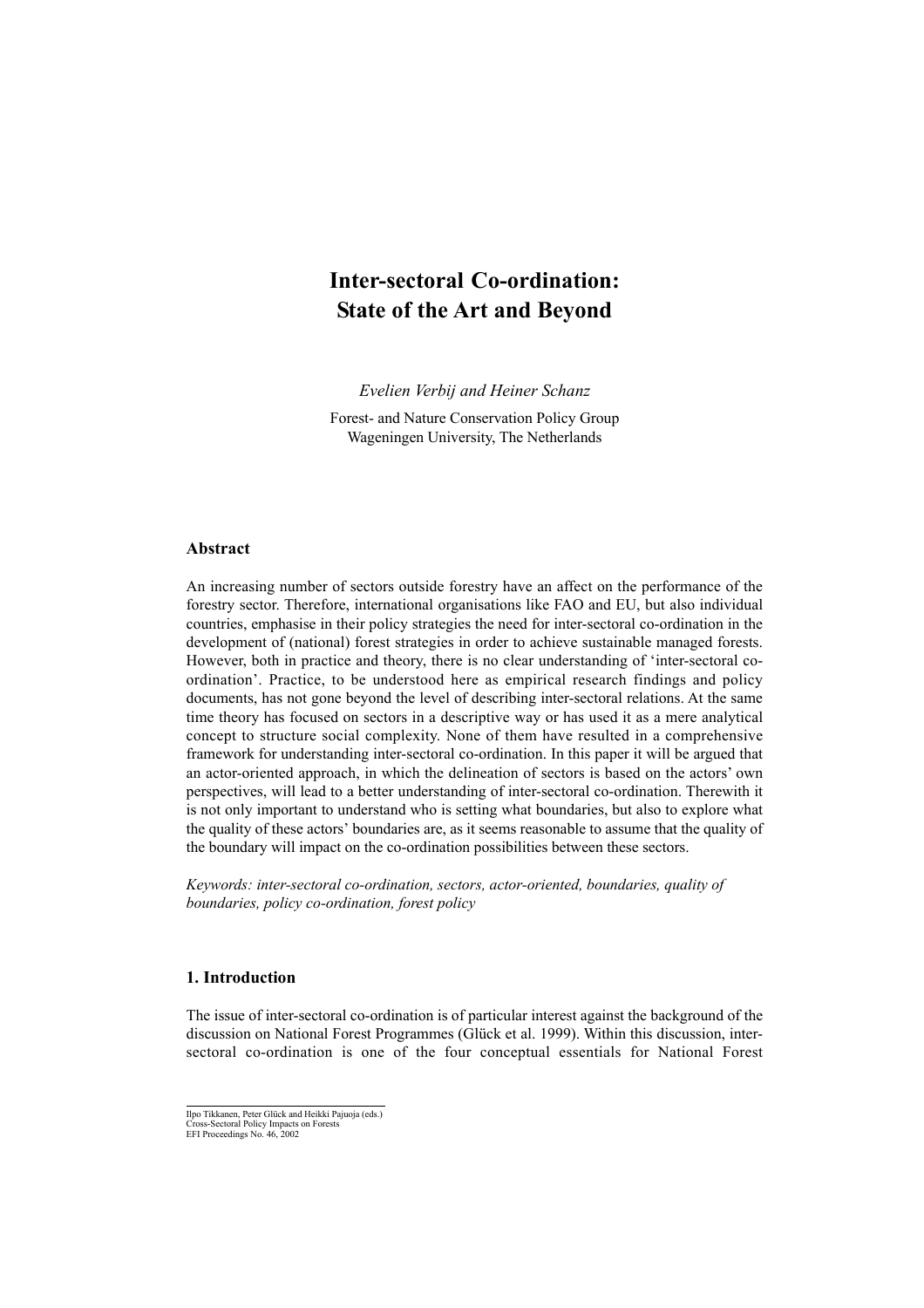# Inter-sectoral Co-ordination: State of the Art and Beyond

*Evelien Verbij and Heiner Schanz*

Forest- and Nature Conservation Policy Group
Wageningen University, The Netherlands

## Abstract

An increasing number of sectors outside forestry have an affect on the performance of the forestry sector. Therefore, international organisations like FAO and EU, but also individual countries, emphasise in their policy strategies the need for inter-sectoral co-ordination in the development of (national) forest strategies in order to achieve sustainable managed forests. However, both in practice and theory, there is no clear understanding of 'inter-sectoral co-ordination'. Practice, to be understood here as empirical research findings and policy documents, has not gone beyond the level of describing inter-sectoral relations. At the same time theory has focused on sectors in a descriptive way or has used it as a mere analytical concept to structure social complexity. None of them have resulted in a comprehensive framework for understanding inter-sectoral co-ordination. In this paper it will be argued that an actor-oriented approach, in which the delineation of sectors is based on the actors' own perspectives, will lead to a better understanding of inter-sectoral co-ordination. Therewith it is not only important to understand who is setting what boundaries, but also to explore what the quality of these actors' boundaries are, as it seems reasonable to assume that the quality of the boundary will impact on the co-ordination possibilities between these sectors.

*Keywords: inter-sectoral co-ordination, sectors, actor-oriented, boundaries, quality of boundaries, policy co-ordination, forest policy*

## 1. Introduction

The issue of inter-sectoral co-ordination is of particular interest against the background of the discussion on National Forest Programmes (Glück et al. 1999). Within this discussion, inter-sectoral co-ordination is one of the four conceptual essentials for National Forest

Ilpo Tikkanen, Peter Glück and Heikki Pajuoja (eds.)
Cross-Sectoral Policy Impacts on Forests
EFI Proceedings No. 46, 2002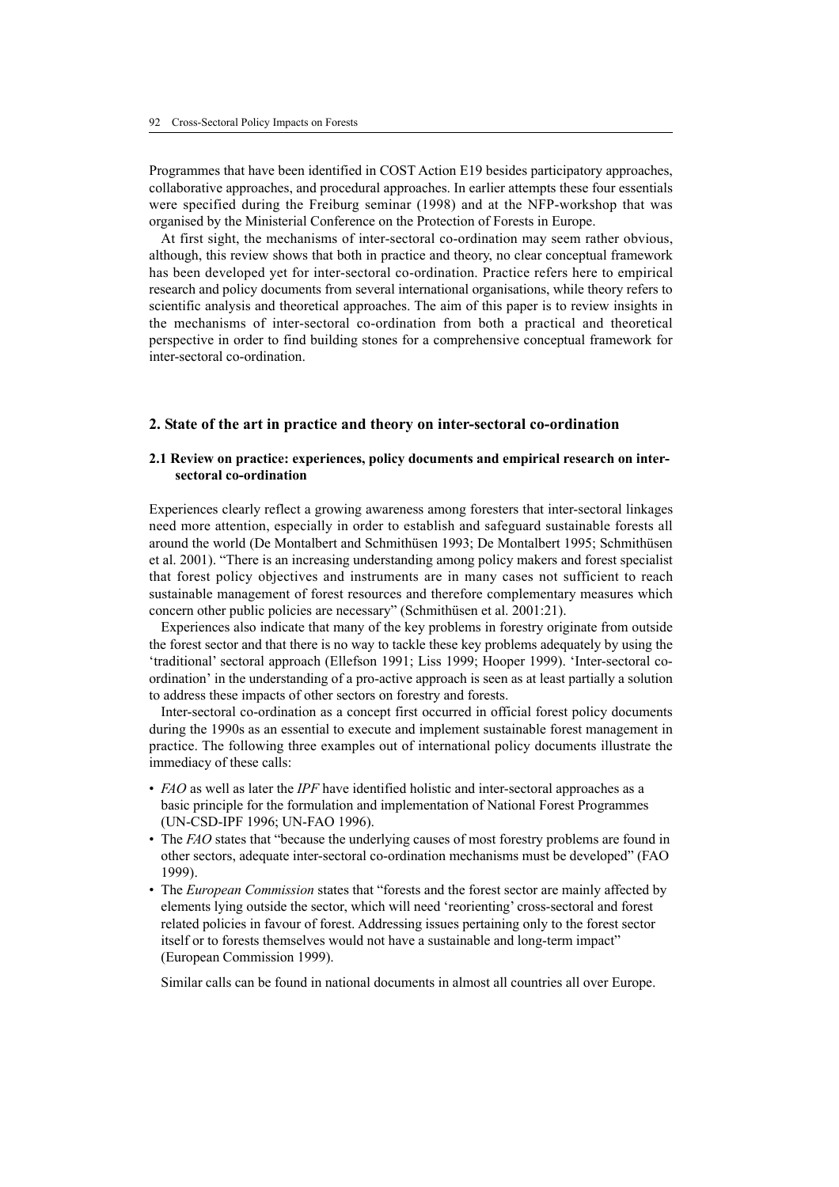Programmes that have been identified in COST Action E19 besides participatory approaches, collaborative approaches, and procedural approaches. In earlier attempts these four essentials were specified during the Freiburg seminar (1998) and at the NFP-workshop that was organised by the Ministerial Conference on the Protection of Forests in Europe.

At first sight, the mechanisms of inter-sectoral co-ordination may seem rather obvious, although, this review shows that both in practice and theory, no clear conceptual framework has been developed yet for inter-sectoral co-ordination. Practice refers here to empirical research and policy documents from several international organisations, while theory refers to scientific analysis and theoretical approaches. The aim of this paper is to review insights in the mechanisms of inter-sectoral co-ordination from both a practical and theoretical perspective in order to find building stones for a comprehensive conceptual framework for inter-sectoral co-ordination.

## 2. State of the art in practice and theory on inter-sectoral co-ordination

### 2.1 Review on practice: experiences, policy documents and empirical research on inter-sectoral co-ordination

Experiences clearly reflect a growing awareness among foresters that inter-sectoral linkages need more attention, especially in order to establish and safeguard sustainable forests all around the world (De Montalbert and Schmithüsen 1993; De Montalbert 1995; Schmithüsen et al. 2001). "There is an increasing understanding among policy makers and forest specialist that forest policy objectives and instruments are in many cases not sufficient to reach sustainable management of forest resources and therefore complementary measures which concern other public policies are necessary" (Schmithüsen et al. 2001:21).

Experiences also indicate that many of the key problems in forestry originate from outside the forest sector and that there is no way to tackle these key problems adequately by using the 'traditional' sectoral approach (Ellefson 1991; Liss 1999; Hooper 1999). 'Inter-sectoral co-ordination' in the understanding of a pro-active approach is seen as at least partially a solution to address these impacts of other sectors on forestry and forests.

Inter-sectoral co-ordination as a concept first occurred in official forest policy documents during the 1990s as an essential to execute and implement sustainable forest management in practice. The following three examples out of international policy documents illustrate the immediacy of these calls:

- *FAO* as well as later the *IPF* have identified holistic and inter-sectoral approaches as a basic principle for the formulation and implementation of National Forest Programmes (UN-CSD-IPF 1996; UN-FAO 1996).
- The *FAO* states that "because the underlying causes of most forestry problems are found in other sectors, adequate inter-sectoral co-ordination mechanisms must be developed" (FAO 1999).
- The *European Commission* states that "forests and the forest sector are mainly affected by elements lying outside the sector, which will need 'reorienting' cross-sectoral and forest related policies in favour of forest. Addressing issues pertaining only to the forest sector itself or to forests themselves would not have a sustainable and long-term impact" (European Commission 1999).

Similar calls can be found in national documents in almost all countries all over Europe.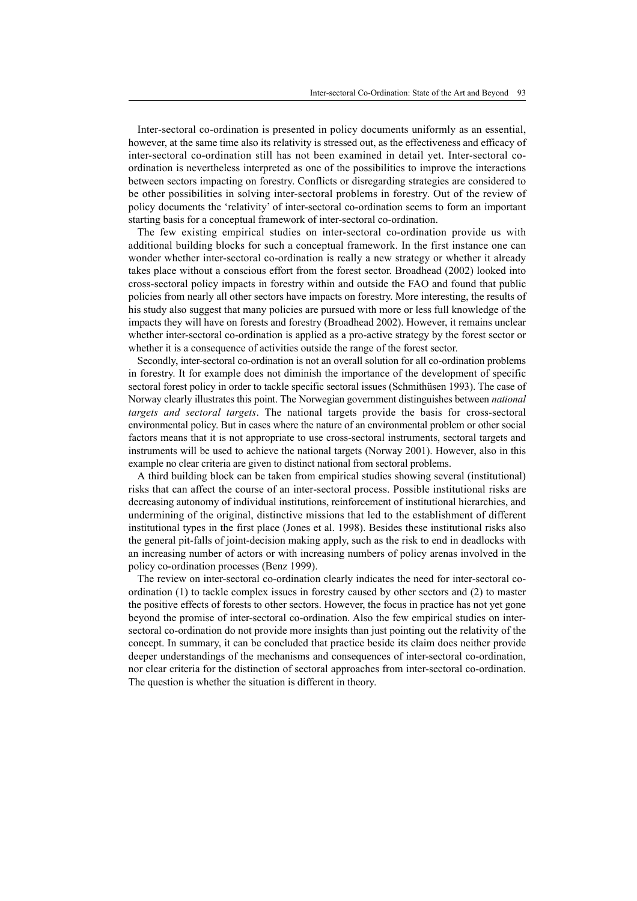Inter-sectoral co-ordination is presented in policy documents uniformly as an essential, however, at the same time also its relativity is stressed out, as the effectiveness and efficacy of inter-sectoral co-ordination still has not been examined in detail yet. Inter-sectoral co-ordination is nevertheless interpreted as one of the possibilities to improve the interactions between sectors impacting on forestry. Conflicts or disregarding strategies are considered to be other possibilities in solving inter-sectoral problems in forestry. Out of the review of policy documents the 'relativity' of inter-sectoral co-ordination seems to form an important starting basis for a conceptual framework of inter-sectoral co-ordination.

The few existing empirical studies on inter-sectoral co-ordination provide us with additional building blocks for such a conceptual framework. In the first instance one can wonder whether inter-sectoral co-ordination is really a new strategy or whether it already takes place without a conscious effort from the forest sector. Broadhead (2002) looked into cross-sectoral policy impacts in forestry within and outside the FAO and found that public policies from nearly all other sectors have impacts on forestry. More interesting, the results of his study also suggest that many policies are pursued with more or less full knowledge of the impacts they will have on forests and forestry (Broadhead 2002). However, it remains unclear whether inter-sectoral co-ordination is applied as a pro-active strategy by the forest sector or whether it is a consequence of activities outside the range of the forest sector.

Secondly, inter-sectoral co-ordination is not an overall solution for all co-ordination problems in forestry. It for example does not diminish the importance of the development of specific sectoral forest policy in order to tackle specific sectoral issues (Schmithüsen 1993). The case of Norway clearly illustrates this point. The Norwegian government distinguishes between *national targets and sectoral targets*. The national targets provide the basis for cross-sectoral environmental policy. But in cases where the nature of an environmental problem or other social factors means that it is not appropriate to use cross-sectoral instruments, sectoral targets and instruments will be used to achieve the national targets (Norway 2001). However, also in this example no clear criteria are given to distinct national from sectoral problems.

A third building block can be taken from empirical studies showing several (institutional) risks that can affect the course of an inter-sectoral process. Possible institutional risks are decreasing autonomy of individual institutions, reinforcement of institutional hierarchies, and undermining of the original, distinctive missions that led to the establishment of different institutional types in the first place (Jones et al. 1998). Besides these institutional risks also the general pit-falls of joint-decision making apply, such as the risk to end in deadlocks with an increasing number of actors or with increasing numbers of policy arenas involved in the policy co-ordination processes (Benz 1999).

The review on inter-sectoral co-ordination clearly indicates the need for inter-sectoral co-ordination (1) to tackle complex issues in forestry caused by other sectors and (2) to master the positive effects of forests to other sectors. However, the focus in practice has not yet gone beyond the promise of inter-sectoral co-ordination. Also the few empirical studies on inter-sectoral co-ordination do not provide more insights than just pointing out the relativity of the concept. In summary, it can be concluded that practice beside its claim does neither provide deeper understandings of the mechanisms and consequences of inter-sectoral co-ordination, nor clear criteria for the distinction of sectoral approaches from inter-sectoral co-ordination. The question is whether the situation is different in theory.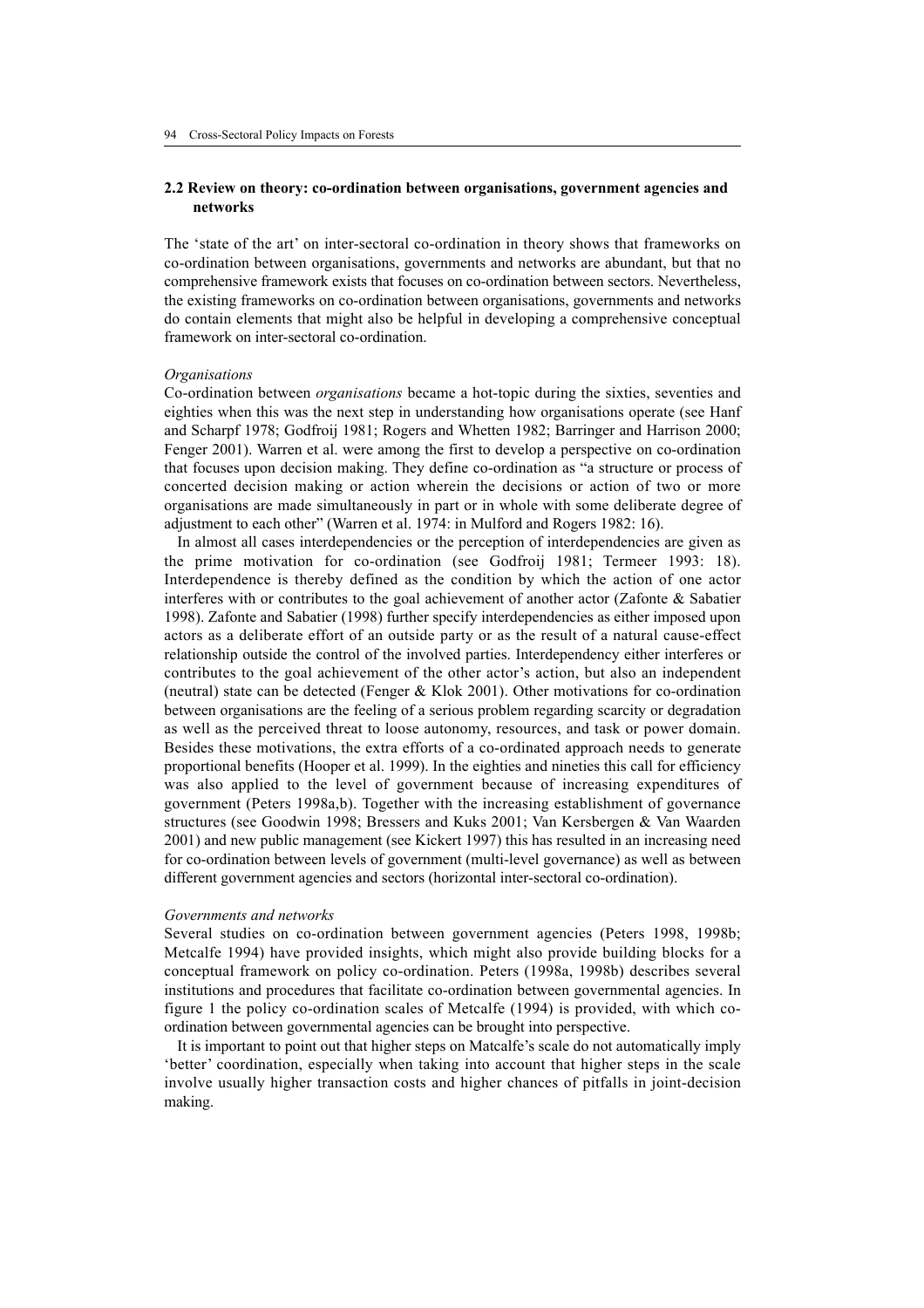## 2.2 Review on theory: co-ordination between organisations, government agencies and networks

The 'state of the art' on inter-sectoral co-ordination in theory shows that frameworks on co-ordination between organisations, governments and networks are abundant, but that no comprehensive framework exists that focuses on co-ordination between sectors. Nevertheless, the existing frameworks on co-ordination between organisations, governments and networks do contain elements that might also be helpful in developing a comprehensive conceptual framework on inter-sectoral co-ordination.

*Organisations*

Co-ordination between *organisations* became a hot-topic during the sixties, seventies and eighties when this was the next step in understanding how organisations operate (see Hanf and Scharpf 1978; Godfroij 1981; Rogers and Whetten 1982; Barringer and Harrison 2000; Fenger 2001). Warren et al. were among the first to develop a perspective on co-ordination that focuses upon decision making. They define co-ordination as "a structure or process of concerted decision making or action wherein the decisions or action of two or more organisations are made simultaneously in part or in whole with some deliberate degree of adjustment to each other" (Warren et al. 1974: in Mulford and Rogers 1982: 16).

In almost all cases interdependencies or the perception of interdependencies are given as the prime motivation for co-ordination (see Godfroij 1981; Termeer 1993: 18). Interdependence is thereby defined as the condition by which the action of one actor interferes with or contributes to the goal achievement of another actor (Zafonte & Sabatier 1998). Zafonte and Sabatier (1998) further specify interdependencies as either imposed upon actors as a deliberate effort of an outside party or as the result of a natural cause-effect relationship outside the control of the involved parties. Interdependency either interferes or contributes to the goal achievement of the other actor's action, but also an independent (neutral) state can be detected (Fenger & Klok 2001). Other motivations for co-ordination between organisations are the feeling of a serious problem regarding scarcity or degradation as well as the perceived threat to loose autonomy, resources, and task or power domain. Besides these motivations, the extra efforts of a co-ordinated approach needs to generate proportional benefits (Hooper et al. 1999). In the eighties and nineties this call for efficiency was also applied to the level of government because of increasing expenditures of government (Peters 1998a,b). Together with the increasing establishment of governance structures (see Goodwin 1998; Bressers and Kuks 2001; Van Kersbergen & Van Waarden 2001) and new public management (see Kickert 1997) this has resulted in an increasing need for co-ordination between levels of government (multi-level governance) as well as between different government agencies and sectors (horizontal inter-sectoral co-ordination).

*Governments and networks*

Several studies on co-ordination between government agencies (Peters 1998, 1998b; Metcalfe 1994) have provided insights, which might also provide building blocks for a conceptual framework on policy co-ordination. Peters (1998a, 1998b) describes several institutions and procedures that facilitate co-ordination between governmental agencies. In figure 1 the policy co-ordination scales of Metcalfe (1994) is provided, with which co-ordination between governmental agencies can be brought into perspective.

It is important to point out that higher steps on Matcalfe's scale do not automatically imply 'better' coordination, especially when taking into account that higher steps in the scale involve usually higher transaction costs and higher chances of pitfalls in joint-decision making.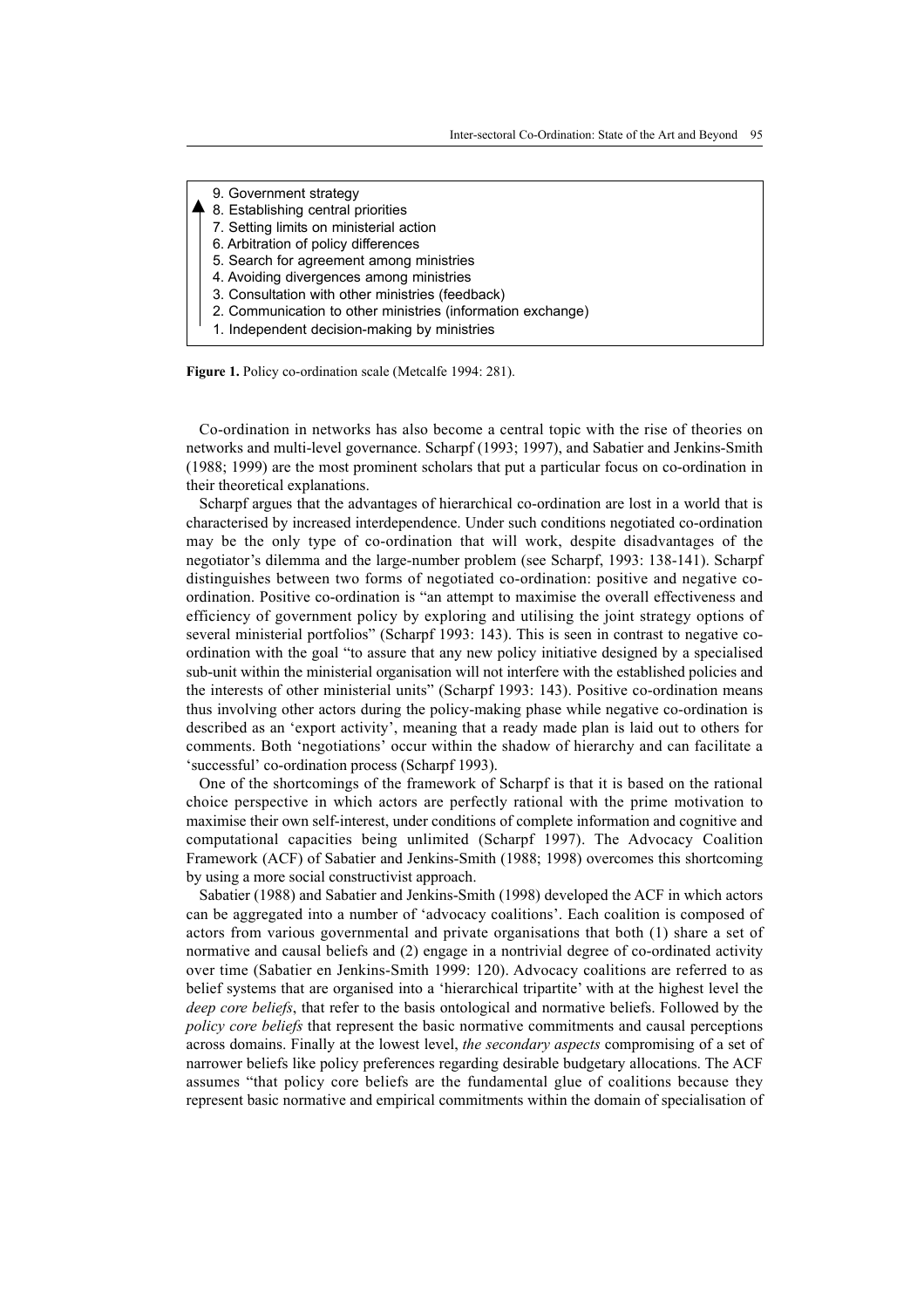9. Government strategy
8. Establishing central priorities
7. Setting limits on ministerial action
6. Arbitration of policy differences
5. Search for agreement among ministries
4. Avoiding divergences among ministries
3. Consultation with other ministries (feedback)
2. Communication to other ministries (information exchange)
1. Independent decision-making by ministries

**Figure 1.** Policy co-ordination scale (Metcalfe 1994: 281).

Co-ordination in networks has also become a central topic with the rise of theories on networks and multi-level governance. Scharpf (1993; 1997), and Sabatier and Jenkins-Smith (1988; 1999) are the most prominent scholars that put a particular focus on co-ordination in their theoretical explanations.

Scharpf argues that the advantages of hierarchical co-ordination are lost in a world that is characterised by increased interdependence. Under such conditions negotiated co-ordination may be the only type of co-ordination that will work, despite disadvantages of the negotiator's dilemma and the large-number problem (see Scharpf, 1993: 138-141). Scharpf distinguishes between two forms of negotiated co-ordination: positive and negative co-ordination. Positive co-ordination is "an attempt to maximise the overall effectiveness and efficiency of government policy by exploring and utilising the joint strategy options of several ministerial portfolios" (Scharpf 1993: 143). This is seen in contrast to negative co-ordination with the goal "to assure that any new policy initiative designed by a specialised sub-unit within the ministerial organisation will not interfere with the established policies and the interests of other ministerial units" (Scharpf 1993: 143). Positive co-ordination means thus involving other actors during the policy-making phase while negative co-ordination is described as an 'export activity', meaning that a ready made plan is laid out to others for comments. Both 'negotiations' occur within the shadow of hierarchy and can facilitate a 'successful' co-ordination process (Scharpf 1993).

One of the shortcomings of the framework of Scharpf is that it is based on the rational choice perspective in which actors are perfectly rational with the prime motivation to maximise their own self-interest, under conditions of complete information and cognitive and computational capacities being unlimited (Scharpf 1997). The Advocacy Coalition Framework (ACF) of Sabatier and Jenkins-Smith (1988; 1998) overcomes this shortcoming by using a more social constructivist approach.

Sabatier (1988) and Sabatier and Jenkins-Smith (1998) developed the ACF in which actors can be aggregated into a number of 'advocacy coalitions'. Each coalition is composed of actors from various governmental and private organisations that both (1) share a set of normative and causal beliefs and (2) engage in a nontrivial degree of co-ordinated activity over time (Sabatier en Jenkins-Smith 1999: 120). Advocacy coalitions are referred to as belief systems that are organised into a 'hierarchical tripartite' with at the highest level the *deep core beliefs*, that refer to the basis ontological and normative beliefs. Followed by the *policy core beliefs* that represent the basic normative commitments and causal perceptions across domains. Finally at the lowest level, *the secondary aspects* compromising of a set of narrower beliefs like policy preferences regarding desirable budgetary allocations. The ACF assumes "that policy core beliefs are the fundamental glue of coalitions because they represent basic normative and empirical commitments within the domain of specialisation of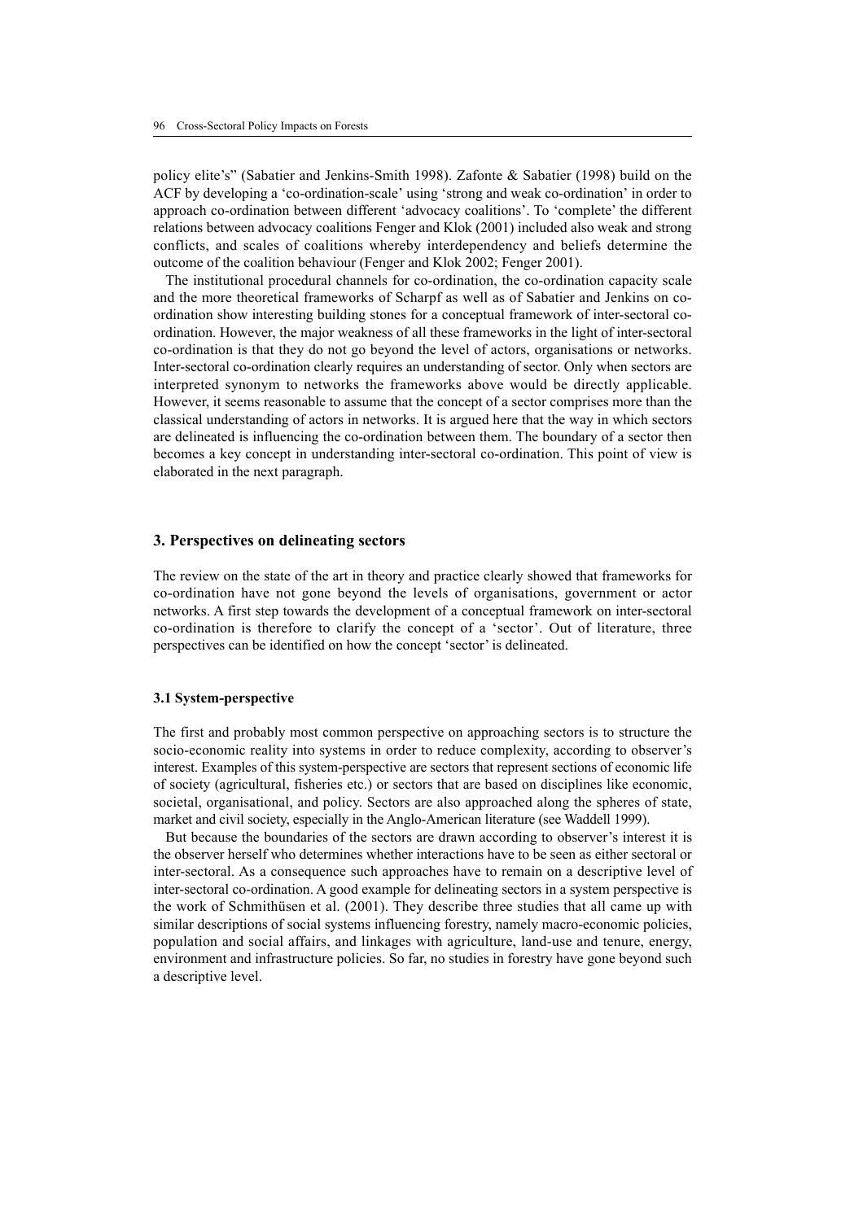policy elite's" (Sabatier and Jenkins-Smith 1998). Zafonte & Sabatier (1998) build on the ACF by developing a 'co-ordination-scale' using 'strong and weak co-ordination' in order to approach co-ordination between different 'advocacy coalitions'. To 'complete' the different relations between advocacy coalitions Fenger and Klok (2001) included also weak and strong conflicts, and scales of coalitions whereby interdependency and beliefs determine the outcome of the coalition behaviour (Fenger and Klok 2002; Fenger 2001).

The institutional procedural channels for co-ordination, the co-ordination capacity scale and the more theoretical frameworks of Scharpf as well as of Sabatier and Jenkins on co-ordination show interesting building stones for a conceptual framework of inter-sectoral co-ordination. However, the major weakness of all these frameworks in the light of inter-sectoral co-ordination is that they do not go beyond the level of actors, organisations or networks. Inter-sectoral co-ordination clearly requires an understanding of sector. Only when sectors are interpreted synonym to networks the frameworks above would be directly applicable. However, it seems reasonable to assume that the concept of a sector comprises more than the classical understanding of actors in networks. It is argued here that the way in which sectors are delineated is influencing the co-ordination between them. The boundary of a sector then becomes a key concept in understanding inter-sectoral co-ordination. This point of view is elaborated in the next paragraph.

## 3. Perspectives on delineating sectors

The review on the state of the art in theory and practice clearly showed that frameworks for co-ordination have not gone beyond the levels of organisations, government or actor networks. A first step towards the development of a conceptual framework on inter-sectoral co-ordination is therefore to clarify the concept of a 'sector'. Out of literature, three perspectives can be identified on how the concept 'sector' is delineated.

### 3.1 System-perspective

The first and probably most common perspective on approaching sectors is to structure the socio-economic reality into systems in order to reduce complexity, according to observer's interest. Examples of this system-perspective are sectors that represent sections of economic life of society (agricultural, fisheries etc.) or sectors that are based on disciplines like economic, societal, organisational, and policy. Sectors are also approached along the spheres of state, market and civil society, especially in the Anglo-American literature (see Waddell 1999).

But because the boundaries of the sectors are drawn according to observer's interest it is the observer herself who determines whether interactions have to be seen as either sectoral or inter-sectoral. As a consequence such approaches have to remain on a descriptive level of inter-sectoral co-ordination. A good example for delineating sectors in a system perspective is the work of Schmithüsen et al. (2001). They describe three studies that all came up with similar descriptions of social systems influencing forestry, namely macro-economic policies, population and social affairs, and linkages with agriculture, land-use and tenure, energy, environment and infrastructure policies. So far, no studies in forestry have gone beyond such a descriptive level.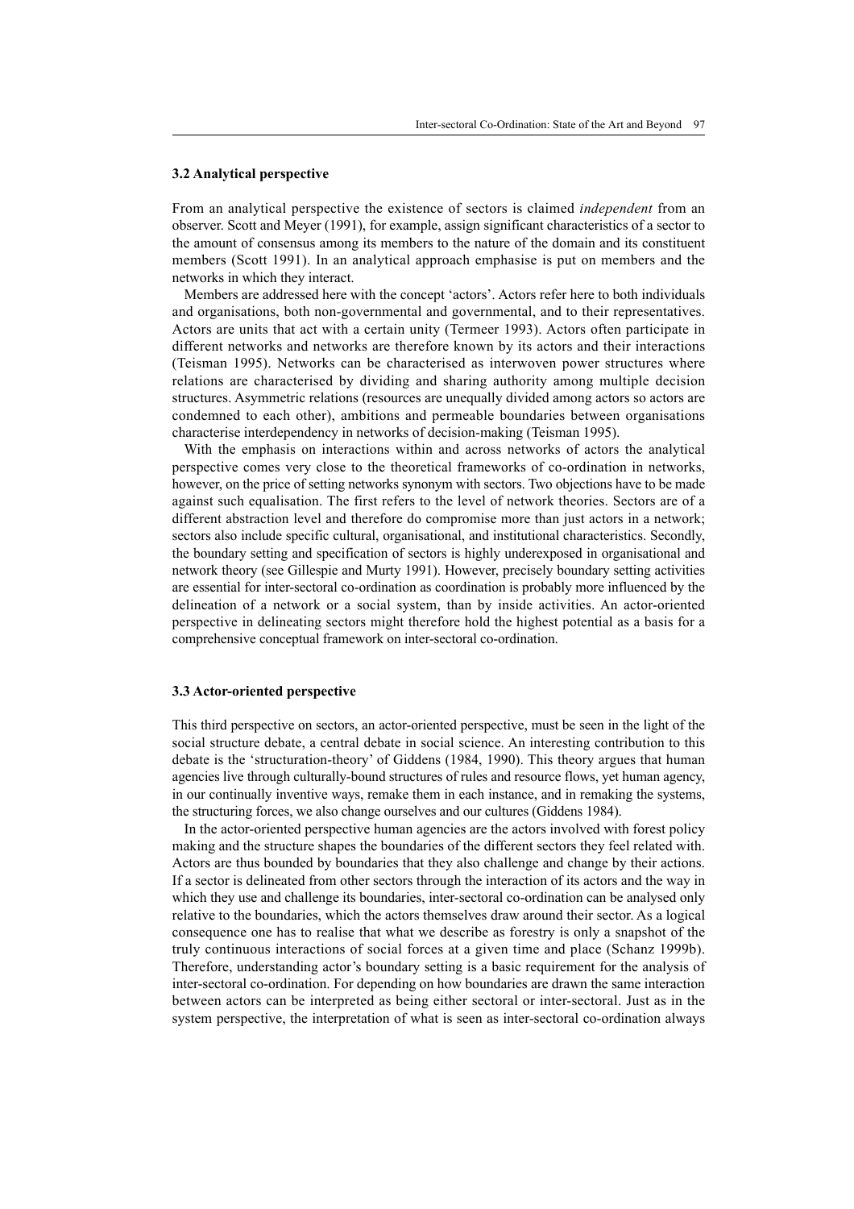### 3.2 Analytical perspective

From an analytical perspective the existence of sectors is claimed *independent* from an observer. Scott and Meyer (1991), for example, assign significant characteristics of a sector to the amount of consensus among its members to the nature of the domain and its constituent members (Scott 1991). In an analytical approach emphasise is put on members and the networks in which they interact.

Members are addressed here with the concept 'actors'. Actors refer here to both individuals and organisations, both non-governmental and governmental, and to their representatives. Actors are units that act with a certain unity (Termeer 1993). Actors often participate in different networks and networks are therefore known by its actors and their interactions (Teisman 1995). Networks can be characterised as interwoven power structures where relations are characterised by dividing and sharing authority among multiple decision structures. Asymmetric relations (resources are unequally divided among actors so actors are condemned to each other), ambitions and permeable boundaries between organisations characterise interdependency in networks of decision-making (Teisman 1995).

With the emphasis on interactions within and across networks of actors the analytical perspective comes very close to the theoretical frameworks of co-ordination in networks, however, on the price of setting networks synonym with sectors. Two objections have to be made against such equalisation. The first refers to the level of network theories. Sectors are of a different abstraction level and therefore do compromise more than just actors in a network; sectors also include specific cultural, organisational, and institutional characteristics. Secondly, the boundary setting and specification of sectors is highly underexposed in organisational and network theory (see Gillespie and Murty 1991). However, precisely boundary setting activities are essential for inter-sectoral co-ordination as coordination is probably more influenced by the delineation of a network or a social system, than by inside activities. An actor-oriented perspective in delineating sectors might therefore hold the highest potential as a basis for a comprehensive conceptual framework on inter-sectoral co-ordination.

### 3.3 Actor-oriented perspective

This third perspective on sectors, an actor-oriented perspective, must be seen in the light of the social structure debate, a central debate in social science. An interesting contribution to this debate is the 'structuration-theory' of Giddens (1984, 1990). This theory argues that human agencies live through culturally-bound structures of rules and resource flows, yet human agency, in our continually inventive ways, remake them in each instance, and in remaking the systems, the structuring forces, we also change ourselves and our cultures (Giddens 1984).

In the actor-oriented perspective human agencies are the actors involved with forest policy making and the structure shapes the boundaries of the different sectors they feel related with. Actors are thus bounded by boundaries that they also challenge and change by their actions. If a sector is delineated from other sectors through the interaction of its actors and the way in which they use and challenge its boundaries, inter-sectoral co-ordination can be analysed only relative to the boundaries, which the actors themselves draw around their sector. As a logical consequence one has to realise that what we describe as forestry is only a snapshot of the truly continuous interactions of social forces at a given time and place (Schanz 1999b). Therefore, understanding actor's boundary setting is a basic requirement for the analysis of inter-sectoral co-ordination. For depending on how boundaries are drawn the same interaction between actors can be interpreted as being either sectoral or inter-sectoral. Just as in the system perspective, the interpretation of what is seen as inter-sectoral co-ordination always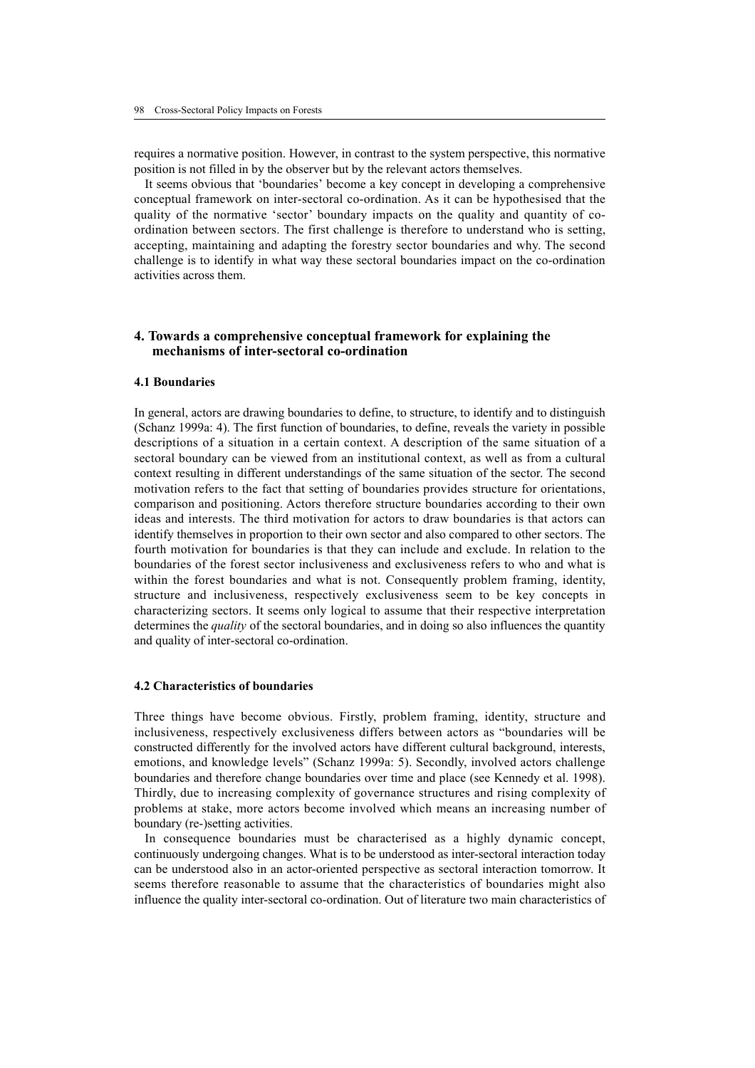requires a normative position. However, in contrast to the system perspective, this normative position is not filled in by the observer but by the relevant actors themselves.

It seems obvious that 'boundaries' become a key concept in developing a comprehensive conceptual framework on inter-sectoral co-ordination. As it can be hypothesised that the quality of the normative 'sector' boundary impacts on the quality and quantity of co-ordination between sectors. The first challenge is therefore to understand who is setting, accepting, maintaining and adapting the forestry sector boundaries and why. The second challenge is to identify in what way these sectoral boundaries impact on the co-ordination activities across them.

## 4. Towards a comprehensive conceptual framework for explaining the mechanisms of inter-sectoral co-ordination

### 4.1 Boundaries

In general, actors are drawing boundaries to define, to structure, to identify and to distinguish (Schanz 1999a: 4). The first function of boundaries, to define, reveals the variety in possible descriptions of a situation in a certain context. A description of the same situation of a sectoral boundary can be viewed from an institutional context, as well as from a cultural context resulting in different understandings of the same situation of the sector. The second motivation refers to the fact that setting of boundaries provides structure for orientations, comparison and positioning. Actors therefore structure boundaries according to their own ideas and interests. The third motivation for actors to draw boundaries is that actors can identify themselves in proportion to their own sector and also compared to other sectors. The fourth motivation for boundaries is that they can include and exclude. In relation to the boundaries of the forest sector inclusiveness and exclusiveness refers to who and what is within the forest boundaries and what is not. Consequently problem framing, identity, structure and inclusiveness, respectively exclusiveness seem to be key concepts in characterizing sectors. It seems only logical to assume that their respective interpretation determines the *quality* of the sectoral boundaries, and in doing so also influences the quantity and quality of inter-sectoral co-ordination.

### 4.2 Characteristics of boundaries

Three things have become obvious. Firstly, problem framing, identity, structure and inclusiveness, respectively exclusiveness differs between actors as "boundaries will be constructed differently for the involved actors have different cultural background, interests, emotions, and knowledge levels" (Schanz 1999a: 5). Secondly, involved actors challenge boundaries and therefore change boundaries over time and place (see Kennedy et al. 1998). Thirdly, due to increasing complexity of governance structures and rising complexity of problems at stake, more actors become involved which means an increasing number of boundary (re-)setting activities.

In consequence boundaries must be characterised as a highly dynamic concept, continuously undergoing changes. What is to be understood as inter-sectoral interaction today can be understood also in an actor-oriented perspective as sectoral interaction tomorrow. It seems therefore reasonable to assume that the characteristics of boundaries might also influence the quality inter-sectoral co-ordination. Out of literature two main characteristics of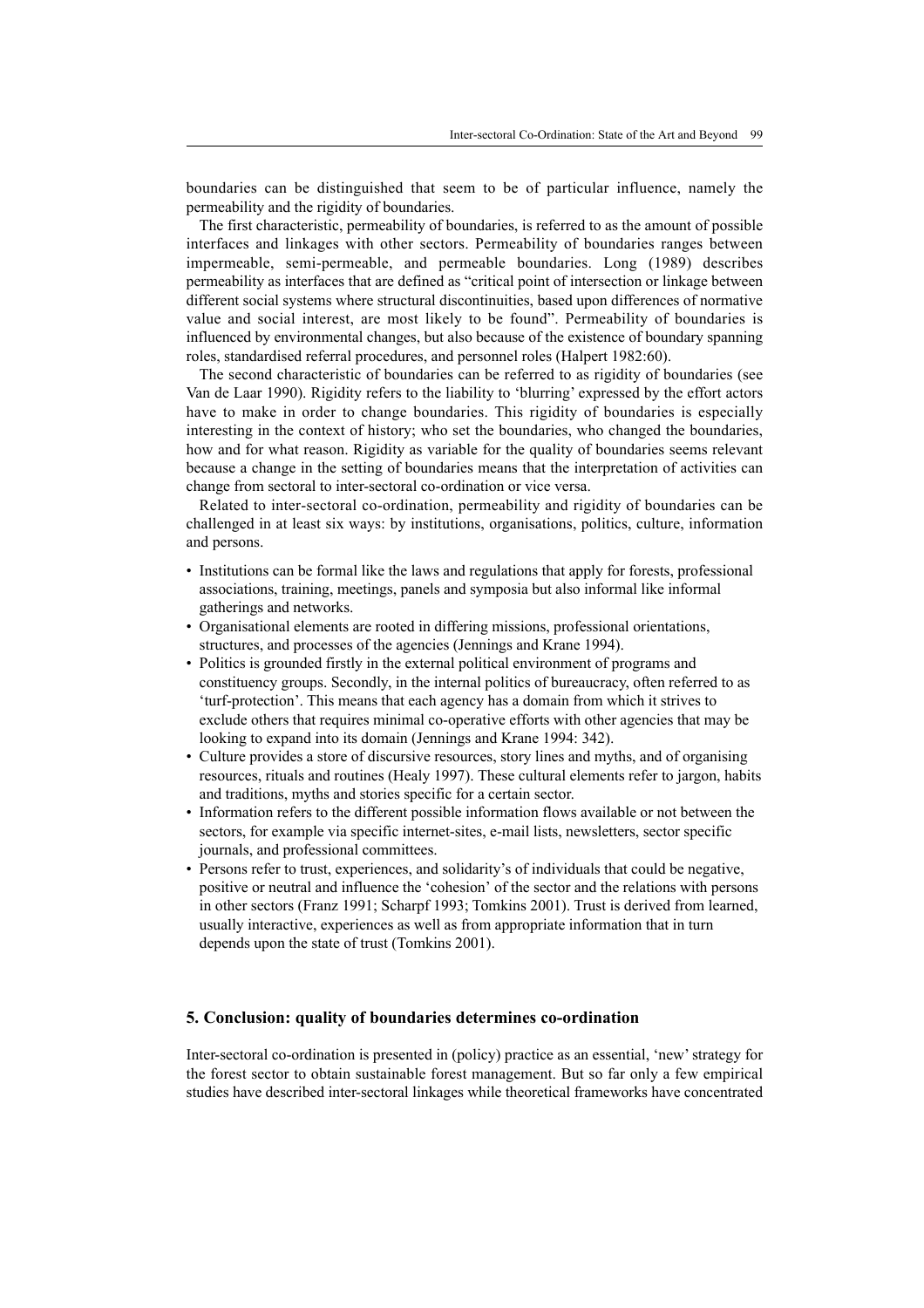boundaries can be distinguished that seem to be of particular influence, namely the permeability and the rigidity of boundaries.

The first characteristic, permeability of boundaries, is referred to as the amount of possible interfaces and linkages with other sectors. Permeability of boundaries ranges between impermeable, semi-permeable, and permeable boundaries. Long (1989) describes permeability as interfaces that are defined as "critical point of intersection or linkage between different social systems where structural discontinuities, based upon differences of normative value and social interest, are most likely to be found". Permeability of boundaries is influenced by environmental changes, but also because of the existence of boundary spanning roles, standardised referral procedures, and personnel roles (Halpert 1982:60).

The second characteristic of boundaries can be referred to as rigidity of boundaries (see Van de Laar 1990). Rigidity refers to the liability to 'blurring' expressed by the effort actors have to make in order to change boundaries. This rigidity of boundaries is especially interesting in the context of history; who set the boundaries, who changed the boundaries, how and for what reason. Rigidity as variable for the quality of boundaries seems relevant because a change in the setting of boundaries means that the interpretation of activities can change from sectoral to inter-sectoral co-ordination or vice versa.

Related to inter-sectoral co-ordination, permeability and rigidity of boundaries can be challenged in at least six ways: by institutions, organisations, politics, culture, information and persons.

- Institutions can be formal like the laws and regulations that apply for forests, professional associations, training, meetings, panels and symposia but also informal like informal gatherings and networks.
- Organisational elements are rooted in differing missions, professional orientations, structures, and processes of the agencies (Jennings and Krane 1994).
- Politics is grounded firstly in the external political environment of programs and constituency groups. Secondly, in the internal politics of bureaucracy, often referred to as 'turf-protection'. This means that each agency has a domain from which it strives to exclude others that requires minimal co-operative efforts with other agencies that may be looking to expand into its domain (Jennings and Krane 1994: 342).
- Culture provides a store of discursive resources, story lines and myths, and of organising resources, rituals and routines (Healy 1997). These cultural elements refer to jargon, habits and traditions, myths and stories specific for a certain sector.
- Information refers to the different possible information flows available or not between the sectors, for example via specific internet-sites, e-mail lists, newsletters, sector specific journals, and professional committees.
- Persons refer to trust, experiences, and solidarity's of individuals that could be negative, positive or neutral and influence the 'cohesion' of the sector and the relations with persons in other sectors (Franz 1991; Scharpf 1993; Tomkins 2001). Trust is derived from learned, usually interactive, experiences as well as from appropriate information that in turn depends upon the state of trust (Tomkins 2001).

## 5. Conclusion: quality of boundaries determines co-ordination

Inter-sectoral co-ordination is presented in (policy) practice as an essential, 'new' strategy for the forest sector to obtain sustainable forest management. But so far only a few empirical studies have described inter-sectoral linkages while theoretical frameworks have concentrated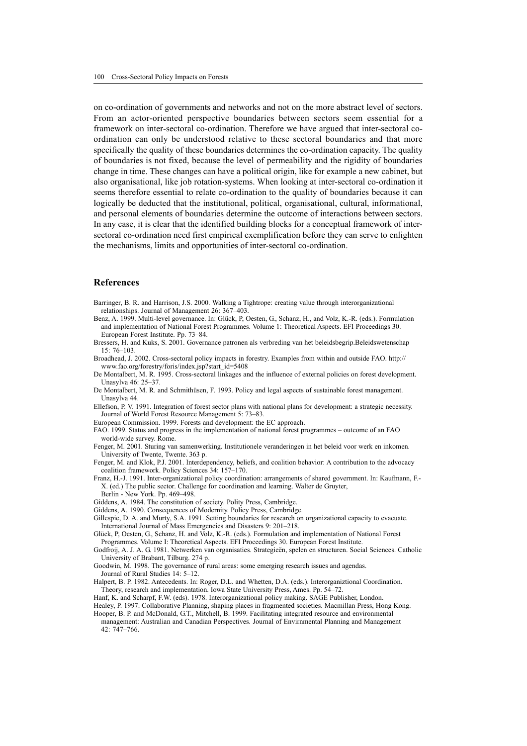on co-ordination of governments and networks and not on the more abstract level of sectors. From an actor-oriented perspective boundaries between sectors seem essential for a framework on inter-sectoral co-ordination. Therefore we have argued that inter-sectoral co-ordination can only be understood relative to these sectoral boundaries and that more specifically the quality of these boundaries determines the co-ordination capacity. The quality of boundaries is not fixed, because the level of permeability and the rigidity of boundaries change in time. These changes can have a political origin, like for example a new cabinet, but also organisational, like job rotation-systems. When looking at inter-sectoral co-ordination it seems therefore essential to relate co-ordination to the quality of boundaries because it can logically be deducted that the institutional, political, organisational, cultural, informational, and personal elements of boundaries determine the outcome of interactions between sectors. In any case, it is clear that the identified building blocks for a conceptual framework of inter-sectoral co-ordination need first empirical exemplification before they can serve to enlighten the mechanisms, limits and opportunities of inter-sectoral co-ordination.

## References

Barringer, B. R. and Harrison, J.S. 2000. Walking a Tightrope: creating value through interorganizational relationships. Journal of Management 26: 367–403.

Benz, A. 1999. Multi-level governance. In: Glück, P, Oesten, G., Schanz, H., and Volz, K.-R. (eds.). Formulation and implementation of National Forest Programmes. Volume 1: Theoretical Aspects. EFI Proceedings 30. European Forest Institute. Pp. 73–84.

Bressers, H. and Kuks, S. 2001. Governance patronen als verbreding van het beleidsbegrip.Beleidswetenschap 15: 76–103.

Broadhead, J. 2002. Cross-sectoral policy impacts in forestry. Examples from within and outside FAO. http://www.fao.org/forestry/foris/index.jsp?start_id=5408

De Montalbert, M. R. 1995. Cross-sectoral linkages and the influence of external policies on forest development. Unasylva 46: 25–37.

De Montalbert, M. R. and Schmithüsen, F. 1993. Policy and legal aspects of sustainable forest management. Unasylva 44.

Ellefson, P. V. 1991. Integration of forest sector plans with national plans for development: a strategic necessity. Journal of World Forest Resource Management 5: 73–83.

European Commission. 1999. Forests and development: the EC approach.

FAO. 1999. Status and progress in the implementation of national forest programmes – outcome of an FAO world-wide survey. Rome.

Fenger, M. 2001. Sturing van samenwerking. Institutionele veranderingen in het beleid voor werk en inkomen. University of Twente, Twente. 363 p.

Fenger, M. and Klok, P.J. 2001. Interdependency, beliefs, and coalition behavior: A contribution to the advocacy coalition framework. Policy Sciences 34: 157–170.

Franz, H.-J. 1991. Inter-organizational policy coordination: arrangements of shared government. In: Kaufmann, F.-X. (ed.) The public sector. Challenge for coordination and learning. Walter de Gruyter, Berlin - New York. Pp. 469–498.

Giddens, A. 1984. The constitution of society. Polity Press, Cambridge.

Giddens, A. 1990. Consequences of Modernity. Policy Press, Cambridge.

Gillespie, D. A. and Murty, S.A. 1991. Setting boundaries for research on organizational capacity to evacuate. International Journal of Mass Emergencies and Disasters 9: 201–218.

Glück, P, Oesten, G., Schanz, H. and Volz, K.-R. (eds.). Formulation and implementation of National Forest Programmes. Volume I: Theoretical Aspects. EFI Proceedings 30. European Forest Institute.

Godfroij, A. J. A. G. 1981. Netwerken van organisaties. Strategieën, spelen en structuren. Social Sciences. Catholic University of Brabant, Tilburg. 274 p.

Goodwin, M. 1998. The governance of rural areas: some emerging research issues and agendas. Journal of Rural Studies 14: 5–12.

Halpert, B. P. 1982. Antecedents. In: Roger, D.L. and Whetten, D.A. (eds.). Interorganiztional Coordination. Theory, research and implementation. Iowa State University Press, Ames. Pp. 54–72.

Hanf, K. and Scharpf, F.W. (eds). 1978. Interorganizational policy making. SAGE Publisher, London.

Healey, P. 1997. Collaborative Planning, shaping places in fragmented societies. Macmillan Press, Hong Kong.

Hooper, B. P. and McDonald, G.T., Mitchell, B. 1999. Facilitating integrated resource and environmental management: Australian and Canadian Perspectives. Journal of Envirnmental Planning and Management 42: 747–766.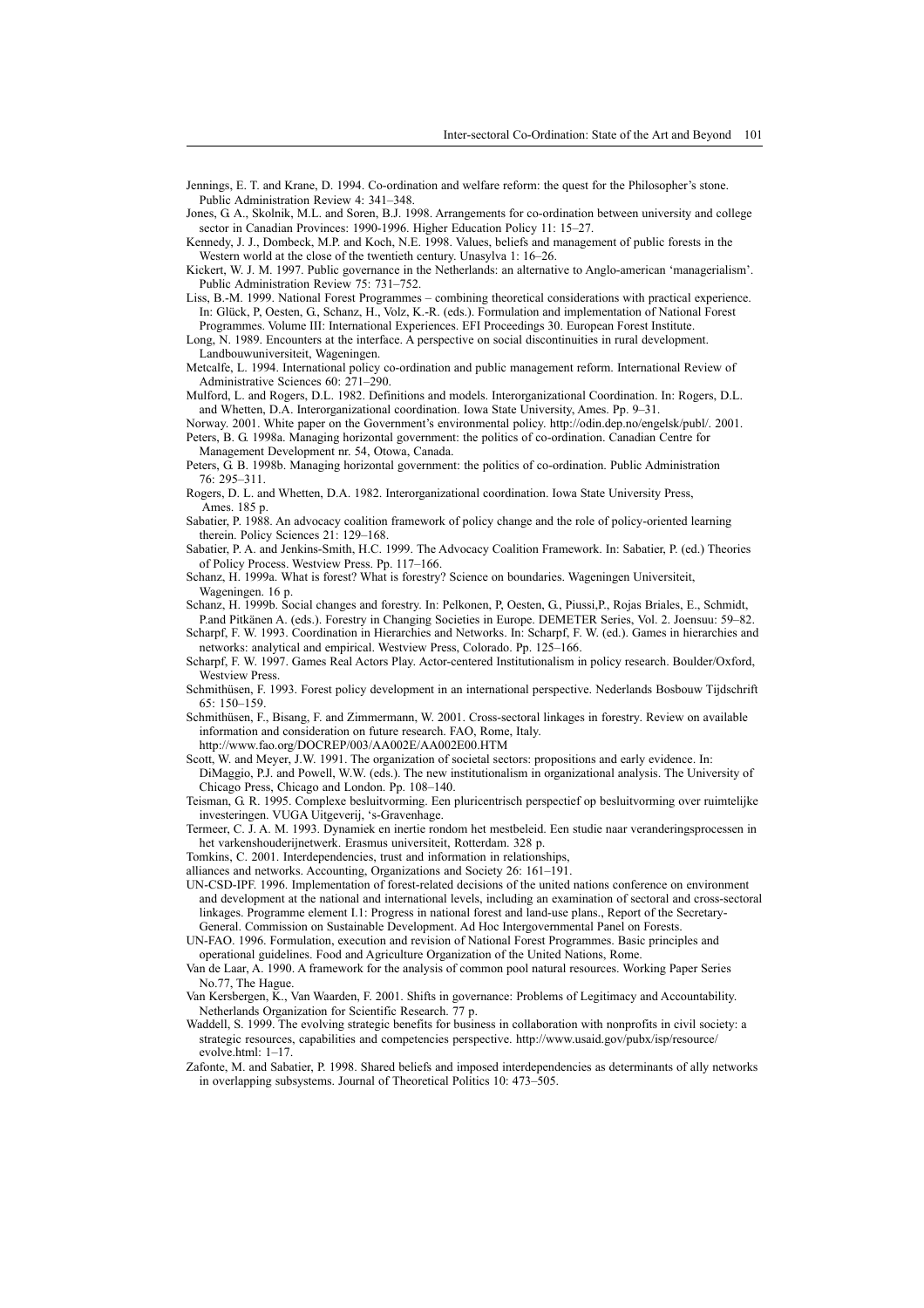Jennings, E. T. and Krane, D. 1994. Co-ordination and welfare reform: the quest for the Philosopher's stone. Public Administration Review 4: 341–348.

Jones, G. A., Skolnik, M.L. and Soren, B.J. 1998. Arrangements for co-ordination between university and college sector in Canadian Provinces: 1990-1996. Higher Education Policy 11: 15–27.

Kennedy, J. J., Dombeck, M.P. and Koch, N.E. 1998. Values, beliefs and management of public forests in the Western world at the close of the twentieth century. Unasylva 1: 16–26.

Kickert, W. J. M. 1997. Public governance in the Netherlands: an alternative to Anglo-american 'managerialism'. Public Administration Review 75: 731–752.

Liss, B.-M. 1999. National Forest Programmes – combining theoretical considerations with practical experience. In: Glück, P, Oesten, G., Schanz, H., Volz, K.-R. (eds.). Formulation and implementation of National Forest Programmes. Volume III: International Experiences. EFI Proceedings 30. European Forest Institute.

Long, N. 1989. Encounters at the interface. A perspective on social discontinuities in rural development. Landbouwuniversiteit, Wageningen.

Metcalfe, L. 1994. International policy co-ordination and public management reform. International Review of Administrative Sciences 60: 271–290.

Mulford, L. and Rogers, D.L. 1982. Definitions and models. Interorganizational Coordination. In: Rogers, D.L. and Whetten, D.A. Interorganizational coordination. Iowa State University, Ames. Pp. 9–31.

Norway. 2001. White paper on the Government's environmental policy. http://odin.dep.no/engelsk/publ/. 2001.

Peters, B. G. 1998a. Managing horizontal government: the politics of co-ordination. Canadian Centre for Management Development nr. 54, Otowa, Canada.

Peters, G. B. 1998b. Managing horizontal government: the politics of co-ordination. Public Administration 76: 295–311.

Rogers, D. L. and Whetten, D.A. 1982. Interorganizational coordination. Iowa State University Press, Ames. 185 p.

Sabatier, P. 1988. An advocacy coalition framework of policy change and the role of policy-oriented learning therein. Policy Sciences 21: 129–168.

Sabatier, P. A. and Jenkins-Smith, H.C. 1999. The Advocacy Coalition Framework. In: Sabatier, P. (ed.) Theories of Policy Process. Westview Press. Pp. 117–166.

Schanz, H. 1999a. What is forest? What is forestry? Science on boundaries. Wageningen Universiteit, Wageningen. 16 p.

Schanz, H. 1999b. Social changes and forestry. In: Pelkonen, P, Oesten, G., Piussi,P., Rojas Briales, E., Schmidt, P.and Pitkänen A. (eds.). Forestry in Changing Societies in Europe. DEMETER Series, Vol. 2. Joensuu: 59–82.

Scharpf, F. W. 1993. Coordination in Hierarchies and Networks. In: Scharpf, F. W. (ed.). Games in hierarchies and networks: analytical and empirical. Westview Press, Colorado. Pp. 125–166.

Scharpf, F. W. 1997. Games Real Actors Play. Actor-centered Institutionalism in policy research. Boulder/Oxford, Westview Press.

Schmithüsen, F. 1993. Forest policy development in an international perspective. Nederlands Bosbouw Tijdschrift 65: 150–159.

Schmithüsen, F., Bisang, F. and Zimmermann, W. 2001. Cross-sectoral linkages in forestry. Review on available information and consideration on future research. FAO, Rome, Italy. http://www.fao.org/DOCREP/003/AA002E/AA002E00.HTM

Scott, W. and Meyer, J.W. 1991. The organization of societal sectors: propositions and early evidence. In: DiMaggio, P.J. and Powell, W.W. (eds.). The new institutionalism in organizational analysis. The University of Chicago Press, Chicago and London. Pp. 108–140.

Teisman, G. R. 1995. Complexe besluitvorming. Een pluricentrisch perspectief op besluitvorming over ruimtelijke investeringen. VUGA Uitgeverij, 's-Gravenhage.

Termeer, C. J. A. M. 1993. Dynamiek en inertie rondom het mestbeleid. Een studie naar veranderingsprocessen in het varkenshouderijnetwerk. Erasmus universiteit, Rotterdam. 328 p.

Tomkins, C. 2001. Interdependencies, trust and information in relationships, alliances and networks. Accounting, Organizations and Society 26: 161–191.

UN-CSD-IPF. 1996. Implementation of forest-related decisions of the united nations conference on environment and development at the national and international levels, including an examination of sectoral and cross-sectoral linkages. Programme element I.1: Progress in national forest and land-use plans., Report of the Secretary-General. Commission on Sustainable Development. Ad Hoc Intergovernmental Panel on Forests.

UN-FAO. 1996. Formulation, execution and revision of National Forest Programmes. Basic principles and operational guidelines. Food and Agriculture Organization of the United Nations, Rome.

Van de Laar, A. 1990. A framework for the analysis of common pool natural resources. Working Paper Series No.77, The Hague.

Van Kersbergen, K., Van Waarden, F. 2001. Shifts in governance: Problems of Legitimacy and Accountability. Netherlands Organization for Scientific Research. 77 p.

Waddell, S. 1999. The evolving strategic benefits for business in collaboration with nonprofits in civil society: a strategic resources, capabilities and competencies perspective. http://www.usaid.gov/pubx/isp/resource/evolve.html: 1–17.

Zafonte, M. and Sabatier, P. 1998. Shared beliefs and imposed interdependencies as determinants of ally networks in overlapping subsystems. Journal of Theoretical Politics 10: 473–505.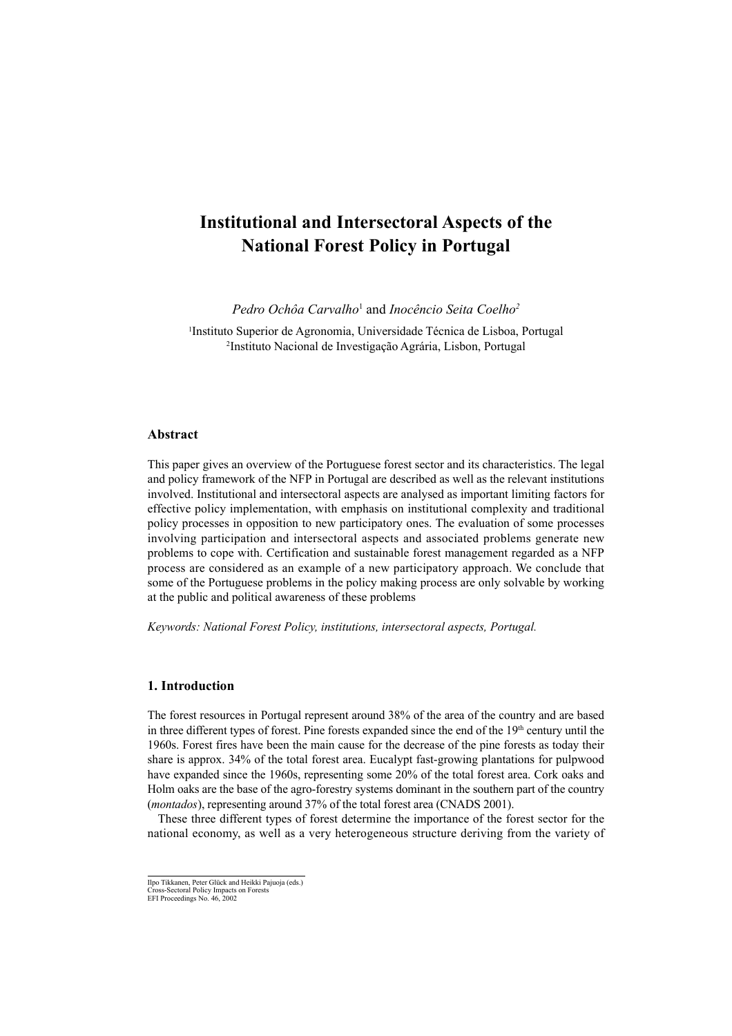# Institutional and Intersectoral Aspects of the National Forest Policy in Portugal

*Pedro Ochôa Carvalho*[1] and *Inocêncio Seita Coelho*[2]

[1]Instituto Superior de Agronomia, Universidade Técnica de Lisboa, Portugal
[2]Instituto Nacional de Investigação Agrária, Lisbon, Portugal

## Abstract

This paper gives an overview of the Portuguese forest sector and its characteristics. The legal and policy framework of the NFP in Portugal are described as well as the relevant institutions involved. Institutional and intersectoral aspects are analysed as important limiting factors for effective policy implementation, with emphasis on institutional complexity and traditional policy processes in opposition to new participatory ones. The evaluation of some processes involving participation and intersectoral aspects and associated problems generate new problems to cope with. Certification and sustainable forest management regarded as a NFP process are considered as an example of a new participatory approach. We conclude that some of the Portuguese problems in the policy making process are only solvable by working at the public and political awareness of these problems

*Keywords: National Forest Policy, institutions, intersectoral aspects, Portugal.*

## 1. Introduction

The forest resources in Portugal represent around 38% of the area of the country and are based in three different types of forest. Pine forests expanded since the end of the 19th century until the 1960s. Forest fires have been the main cause for the decrease of the pine forests as today their share is approx. 34% of the total forest area. Eucalypt fast-growing plantations for pulpwood have expanded since the 1960s, representing some 20% of the total forest area. Cork oaks and Holm oaks are the base of the agro-forestry systems dominant in the southern part of the country (*montados*), representing around 37% of the total forest area (CNADS 2001).

These three different types of forest determine the importance of the forest sector for the national economy, as well as a very heterogeneous structure deriving from the variety of

Ilpo Tikkanen, Peter Glück and Heikki Pajuoja (eds.)
Cross-Sectoral Policy Impacts on Forests
EFI Proceedings No. 46, 2002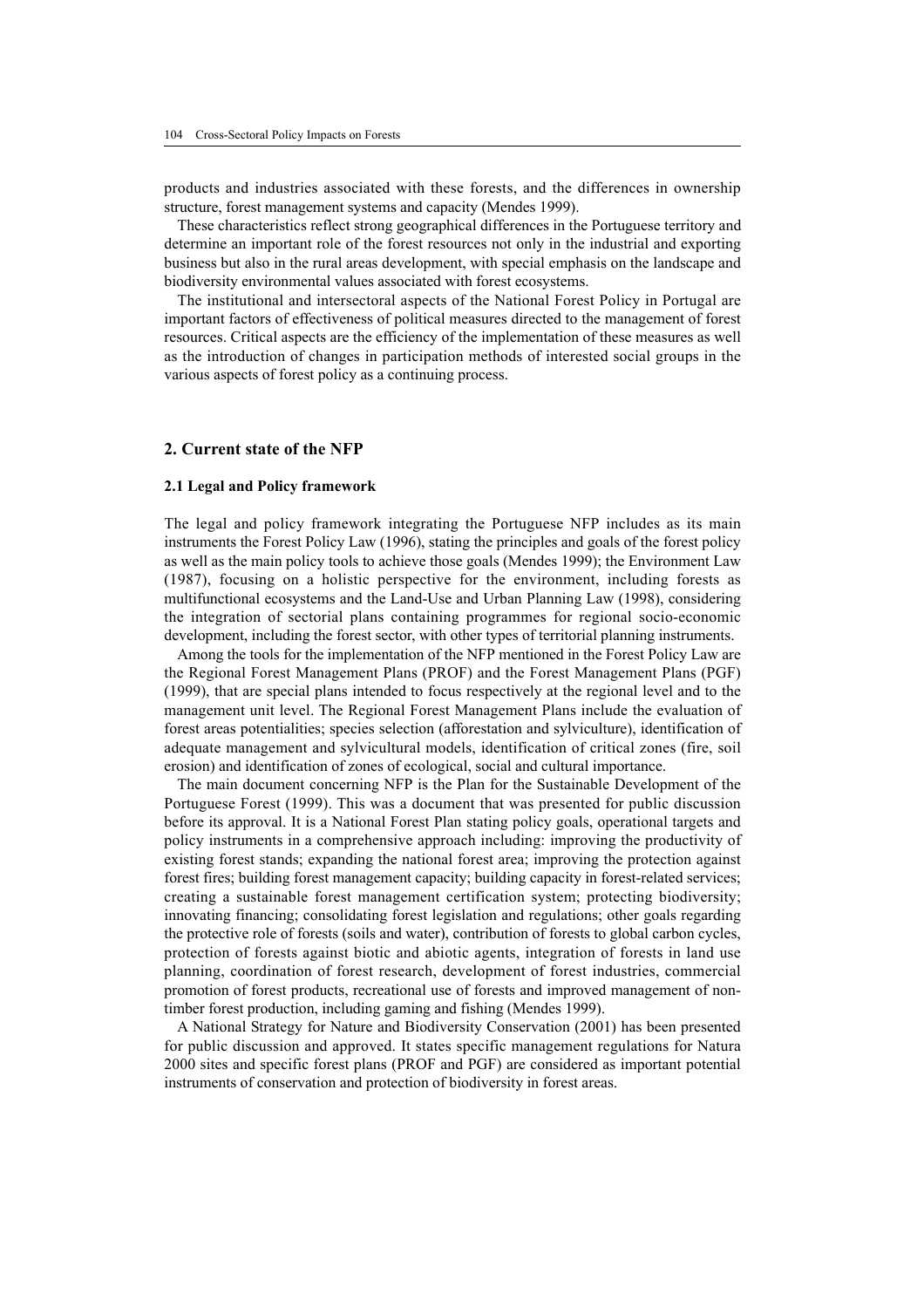products and industries associated with these forests, and the differences in ownership structure, forest management systems and capacity (Mendes 1999).

These characteristics reflect strong geographical differences in the Portuguese territory and determine an important role of the forest resources not only in the industrial and exporting business but also in the rural areas development, with special emphasis on the landscape and biodiversity environmental values associated with forest ecosystems.

The institutional and intersectoral aspects of the National Forest Policy in Portugal are important factors of effectiveness of political measures directed to the management of forest resources. Critical aspects are the efficiency of the implementation of these measures as well as the introduction of changes in participation methods of interested social groups in the various aspects of forest policy as a continuing process.

## 2. Current state of the NFP

### 2.1 Legal and Policy framework

The legal and policy framework integrating the Portuguese NFP includes as its main instruments the Forest Policy Law (1996), stating the principles and goals of the forest policy as well as the main policy tools to achieve those goals (Mendes 1999); the Environment Law (1987), focusing on a holistic perspective for the environment, including forests as multifunctional ecosystems and the Land-Use and Urban Planning Law (1998), considering the integration of sectorial plans containing programmes for regional socio-economic development, including the forest sector, with other types of territorial planning instruments.

Among the tools for the implementation of the NFP mentioned in the Forest Policy Law are the Regional Forest Management Plans (PROF) and the Forest Management Plans (PGF) (1999), that are special plans intended to focus respectively at the regional level and to the management unit level. The Regional Forest Management Plans include the evaluation of forest areas potentialities; species selection (afforestation and sylviculture), identification of adequate management and sylvicultural models, identification of critical zones (fire, soil erosion) and identification of zones of ecological, social and cultural importance.

The main document concerning NFP is the Plan for the Sustainable Development of the Portuguese Forest (1999). This was a document that was presented for public discussion before its approval. It is a National Forest Plan stating policy goals, operational targets and policy instruments in a comprehensive approach including: improving the productivity of existing forest stands; expanding the national forest area; improving the protection against forest fires; building forest management capacity; building capacity in forest-related services; creating a sustainable forest management certification system; protecting biodiversity; innovating financing; consolidating forest legislation and regulations; other goals regarding the protective role of forests (soils and water), contribution of forests to global carbon cycles, protection of forests against biotic and abiotic agents, integration of forests in land use planning, coordination of forest research, development of forest industries, commercial promotion of forest products, recreational use of forests and improved management of non-timber forest production, including gaming and fishing (Mendes 1999).

A National Strategy for Nature and Biodiversity Conservation (2001) has been presented for public discussion and approved. It states specific management regulations for Natura 2000 sites and specific forest plans (PROF and PGF) are considered as important potential instruments of conservation and protection of biodiversity in forest areas.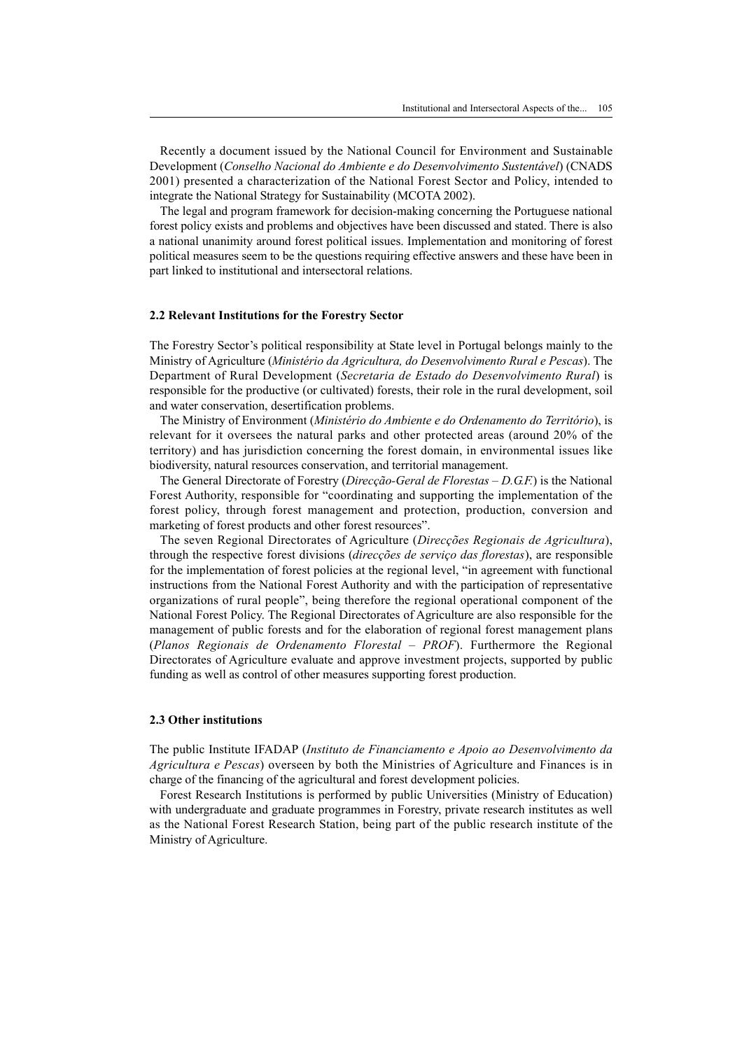Recently a document issued by the National Council for Environment and Sustainable Development (*Conselho Nacional do Ambiente e do Desenvolvimento Sustentável*) (CNADS 2001) presented a characterization of the National Forest Sector and Policy, intended to integrate the National Strategy for Sustainability (MCOTA 2002).

The legal and program framework for decision-making concerning the Portuguese national forest policy exists and problems and objectives have been discussed and stated. There is also a national unanimity around forest political issues. Implementation and monitoring of forest political measures seem to be the questions requiring effective answers and these have been in part linked to institutional and intersectoral relations.

### 2.2 Relevant Institutions for the Forestry Sector

The Forestry Sector's political responsibility at State level in Portugal belongs mainly to the Ministry of Agriculture (*Ministério da Agricultura, do Desenvolvimento Rural e Pescas*). The Department of Rural Development (*Secretaria de Estado do Desenvolvimento Rural*) is responsible for the productive (or cultivated) forests, their role in the rural development, soil and water conservation, desertification problems.

The Ministry of Environment (*Ministério do Ambiente e do Ordenamento do Território*), is relevant for it oversees the natural parks and other protected areas (around 20% of the territory) and has jurisdiction concerning the forest domain, in environmental issues like biodiversity, natural resources conservation, and territorial management.

The General Directorate of Forestry (*Direcção-Geral de Florestas – D.G.F.*) is the National Forest Authority, responsible for "coordinating and supporting the implementation of the forest policy, through forest management and protection, production, conversion and marketing of forest products and other forest resources".

The seven Regional Directorates of Agriculture (*Direcções Regionais de Agricultura*), through the respective forest divisions (*direcções de serviço das florestas*), are responsible for the implementation of forest policies at the regional level, "in agreement with functional instructions from the National Forest Authority and with the participation of representative organizations of rural people", being therefore the regional operational component of the National Forest Policy. The Regional Directorates of Agriculture are also responsible for the management of public forests and for the elaboration of regional forest management plans (*Planos Regionais de Ordenamento Florestal – PROF*). Furthermore the Regional Directorates of Agriculture evaluate and approve investment projects, supported by public funding as well as control of other measures supporting forest production.

### 2.3 Other institutions

The public Institute IFADAP (*Instituto de Financiamento e Apoio ao Desenvolvimento da Agricultura e Pescas*) overseen by both the Ministries of Agriculture and Finances is in charge of the financing of the agricultural and forest development policies.

Forest Research Institutions is performed by public Universities (Ministry of Education) with undergraduate and graduate programmes in Forestry, private research institutes as well as the National Forest Research Station, being part of the public research institute of the Ministry of Agriculture.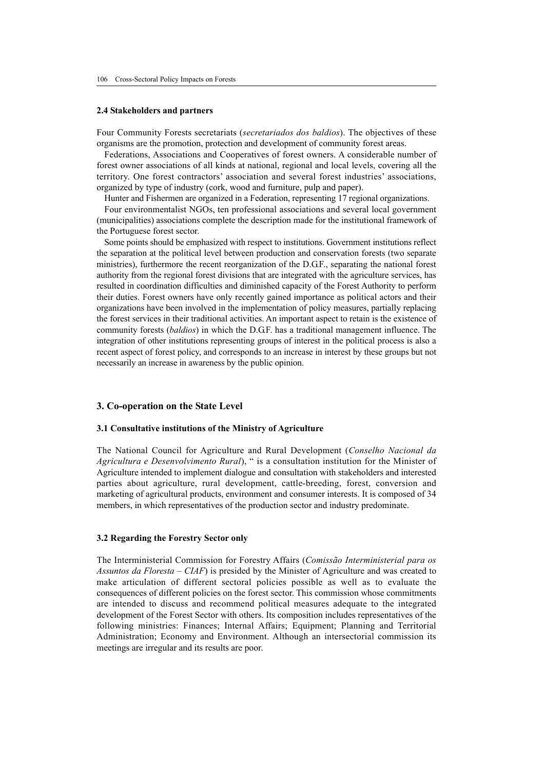### 2.4 Stakeholders and partners

Four Community Forests secretariats (*secretariados dos baldios*). The objectives of these organisms are the promotion, protection and development of community forest areas.

Federations, Associations and Cooperatives of forest owners. A considerable number of forest owner associations of all kinds at national, regional and local levels, covering all the territory. One forest contractors' association and several forest industries' associations, organized by type of industry (cork, wood and furniture, pulp and paper).

Hunter and Fishermen are organized in a Federation, representing 17 regional organizations.

Four environmentalist NGOs, ten professional associations and several local government (municipalities) associations complete the description made for the institutional framework of the Portuguese forest sector.

Some points should be emphasized with respect to institutions. Government institutions reflect the separation at the political level between production and conservation forests (two separate ministries), furthermore the recent reorganization of the D.G.F., separating the national forest authority from the regional forest divisions that are integrated with the agriculture services, has resulted in coordination difficulties and diminished capacity of the Forest Authority to perform their duties. Forest owners have only recently gained importance as political actors and their organizations have been involved in the implementation of policy measures, partially replacing the forest services in their traditional activities. An important aspect to retain is the existence of community forests (*baldios*) in which the D.G.F. has a traditional management influence. The integration of other institutions representing groups of interest in the political process is also a recent aspect of forest policy, and corresponds to an increase in interest by these groups but not necessarily an increase in awareness by the public opinion.

## 3. Co-operation on the State Level

### 3.1 Consultative institutions of the Ministry of Agriculture

The National Council for Agriculture and Rural Development (*Conselho Nacional da Agricultura e Desenvolvimento Rural*), " is a consultation institution for the Minister of Agriculture intended to implement dialogue and consultation with stakeholders and interested parties about agriculture, rural development, cattle-breeding, forest, conversion and marketing of agricultural products, environment and consumer interests. It is composed of 34 members, in which representatives of the production sector and industry predominate.

### 3.2 Regarding the Forestry Sector only

The Interministerial Commission for Forestry Affairs (*Comissão Interministerial para os Assuntos da Floresta – CIAF*) is presided by the Minister of Agriculture and was created to make articulation of different sectoral policies possible as well as to evaluate the consequences of different policies on the forest sector. This commission whose commitments are intended to discuss and recommend political measures adequate to the integrated development of the Forest Sector with others. Its composition includes representatives of the following ministries: Finances; Internal Affairs; Equipment; Planning and Territorial Administration; Economy and Environment. Although an intersectorial commission its meetings are irregular and its results are poor.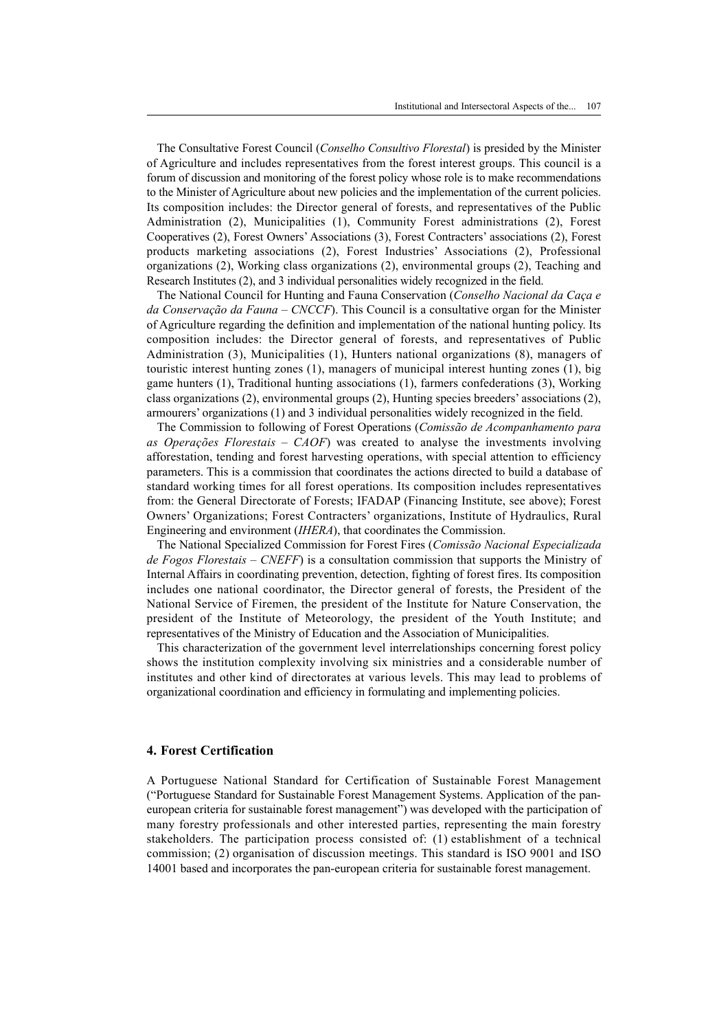The Consultative Forest Council (*Conselho Consultivo Florestal*) is presided by the Minister of Agriculture and includes representatives from the forest interest groups. This council is a forum of discussion and monitoring of the forest policy whose role is to make recommendations to the Minister of Agriculture about new policies and the implementation of the current policies. Its composition includes: the Director general of forests, and representatives of the Public Administration (2), Municipalities (1), Community Forest administrations (2), Forest Cooperatives (2), Forest Owners' Associations (3), Forest Contracters' associations (2), Forest products marketing associations (2), Forest Industries' Associations (2), Professional organizations (2), Working class organizations (2), environmental groups (2), Teaching and Research Institutes (2), and 3 individual personalities widely recognized in the field.

The National Council for Hunting and Fauna Conservation (*Conselho Nacional da Caça e da Conservação da Fauna – CNCCF*). This Council is a consultative organ for the Minister of Agriculture regarding the definition and implementation of the national hunting policy. Its composition includes: the Director general of forests, and representatives of Public Administration (3), Municipalities (1), Hunters national organizations (8), managers of touristic interest hunting zones (1), managers of municipal interest hunting zones (1), big game hunters (1), Traditional hunting associations (1), farmers confederations (3), Working class organizations (2), environmental groups (2), Hunting species breeders' associations (2), armourers' organizations (1) and 3 individual personalities widely recognized in the field.

The Commission to following of Forest Operations (*Comissão de Acompanhamento para as Operações Florestais – CAOF*) was created to analyse the investments involving afforestation, tending and forest harvesting operations, with special attention to efficiency parameters. This is a commission that coordinates the actions directed to build a database of standard working times for all forest operations. Its composition includes representatives from: the General Directorate of Forests; IFADAP (Financing Institute, see above); Forest Owners' Organizations; Forest Contracters' organizations, Institute of Hydraulics, Rural Engineering and environment (*IHERA*), that coordinates the Commission.

The National Specialized Commission for Forest Fires (*Comissão Nacional Especializada de Fogos Florestais – CNEFF*) is a consultation commission that supports the Ministry of Internal Affairs in coordinating prevention, detection, fighting of forest fires. Its composition includes one national coordinator, the Director general of forests, the President of the National Service of Firemen, the president of the Institute for Nature Conservation, the president of the Institute of Meteorology, the president of the Youth Institute; and representatives of the Ministry of Education and the Association of Municipalities.

This characterization of the government level interrelationships concerning forest policy shows the institution complexity involving six ministries and a considerable number of institutes and other kind of directorates at various levels. This may lead to problems of organizational coordination and efficiency in formulating and implementing policies.

## 4. Forest Certification

A Portuguese National Standard for Certification of Sustainable Forest Management ("Portuguese Standard for Sustainable Forest Management Systems. Application of the pan-european criteria for sustainable forest management") was developed with the participation of many forestry professionals and other interested parties, representing the main forestry stakeholders. The participation process consisted of: (1) establishment of a technical commission; (2) organisation of discussion meetings. This standard is ISO 9001 and ISO 14001 based and incorporates the pan-european criteria for sustainable forest management.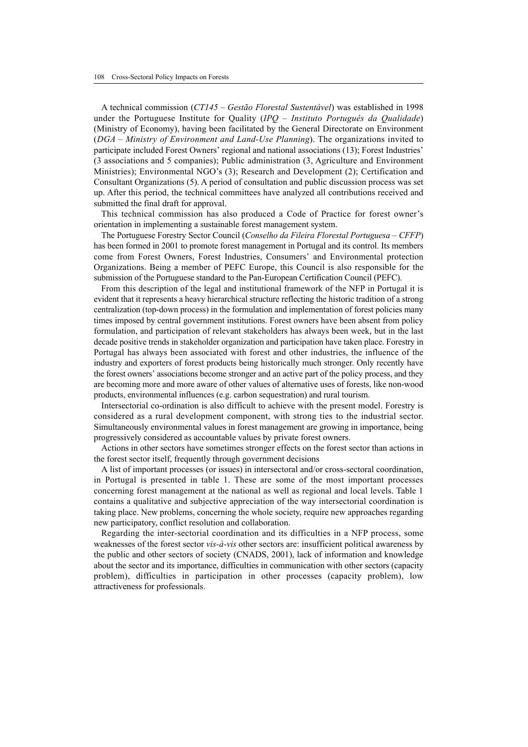A technical commission (*CT145 – Gestão Florestal Sustentável*) was established in 1998 under the Portuguese Institute for Quality (*IPQ – Instituto Português da Qualidade*) (Ministry of Economy), having been facilitated by the General Directorate on Environment (*DGA – Ministry of Environment and Land-Use Planning*). The organizations invited to participate included Forest Owners' regional and national associations (13); Forest Industries' (3 associations and 5 companies); Public administration (3, Agriculture and Environment Ministries); Environmental NGO's (3); Research and Development (2); Certification and Consultant Organizations (5). A period of consultation and public discussion process was set up. After this period, the technical committees have analyzed all contributions received and submitted the final draft for approval.

This technical commission has also produced a Code of Practice for forest owner's orientation in implementing a sustainable forest management system.

The Portuguese Forestry Sector Council (*Conselho da Fileira Florestal Portuguesa – CFFP*) has been formed in 2001 to promote forest management in Portugal and its control. Its members come from Forest Owners, Forest Industries, Consumers' and Environmental protection Organizations. Being a member of PEFC Europe, this Council is also responsible for the submission of the Portuguese standard to the Pan-European Certification Council (PEFC).

From this description of the legal and institutional framework of the NFP in Portugal it is evident that it represents a heavy hierarchical structure reflecting the historic tradition of a strong centralization (top-down process) in the formulation and implementation of forest policies many times imposed by central government institutions. Forest owners have been absent from policy formulation, and participation of relevant stakeholders has always been week, but in the last decade positive trends in stakeholder organization and participation have taken place. Forestry in Portugal has always been associated with forest and other industries, the influence of the industry and exporters of forest products being historically much stronger. Only recently have the forest owners' associations become stronger and an active part of the policy process, and they are becoming more and more aware of other values of alternative uses of forests, like non-wood products, environmental influences (e.g. carbon sequestration) and rural tourism.

Intersectorial co-ordination is also difficult to achieve with the present model. Forestry is considered as a rural development component, with strong ties to the industrial sector. Simultaneously environmental values in forest management are growing in importance, being progressively considered as accountable values by private forest owners.

Actions in other sectors have sometimes stronger effects on the forest sector than actions in the forest sector itself, frequently through government decisions

A list of important processes (or issues) in intersectoral and/or cross-sectoral coordination, in Portugal is presented in table 1. These are some of the most important processes concerning forest management at the national as well as regional and local levels. Table 1 contains a qualitative and subjective appreciation of the way intersectorial coordination is taking place. New problems, concerning the whole society, require new approaches regarding new participatory, conflict resolution and collaboration.

Regarding the inter-sectorial coordination and its difficulties in a NFP process, some weaknesses of the forest sector *vis-à-vis* other sectors are: insufficient political awareness by the public and other sectors of society (CNADS, 2001), lack of information and knowledge about the sector and its importance, difficulties in communication with other sectors (capacity problem), difficulties in participation in other processes (capacity problem), low attractiveness for professionals.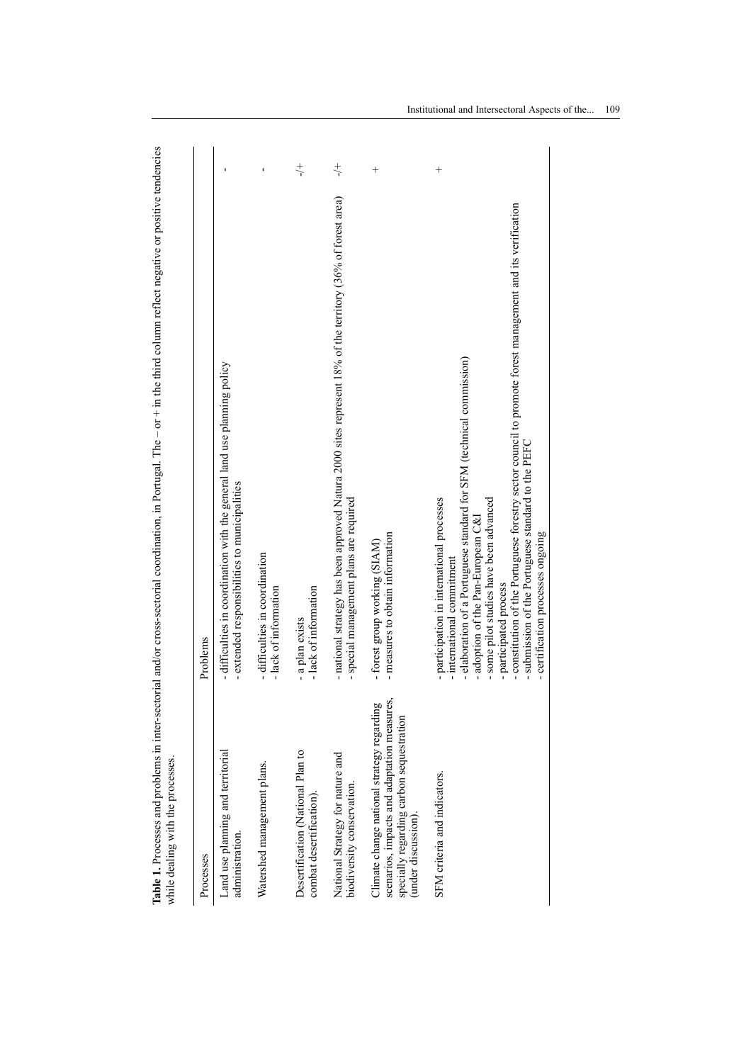**Table 1.** Processes and problems in inter-sectorial and/or cross-sectorial coordination, in Portugal. The – or + in the third column reflect negative or positive tendencies while dealing with the processes.

| Processes | Problems | |
|---|---|---|
| Land use planning and territorial administration. | - difficulties in coordination with the general land use planning policy<br>- extended responsibilities to municipalities | - |
| Watershed management plans. | - difficulties in coordination<br>- lack of information | - |
| Desertification (National Plan to combat desertification). | - a plan exists<br>- lack of information | -/+ |
| National Strategy for nature and biodiversity conservation. | - national strategy has been approved Natura 2000 sites represent 18% of the territory (36% of forest area)<br>- special management plans are required | -/+ |
| Climate change national strategy regarding scenarios, impacts and adaptation measures, specially regarding carbon sequestration (under discussion). | - forest group working (SIAM)<br>- measures to obtain information | + |
| SFM criteria and indicators. | - participation in international processes<br>- international commitment<br>- elaboration of a Portuguese standard for SFM (technical commission)<br>- adoption of the Pan-European C&I<br>- some pilot studies have been advanced<br>- participated process<br>- constitution of the Portuguese forestry sector council to promote forest management and its verification<br>- submission of the Portuguese standard to the PEFC<br>- certification processes ongoing | + |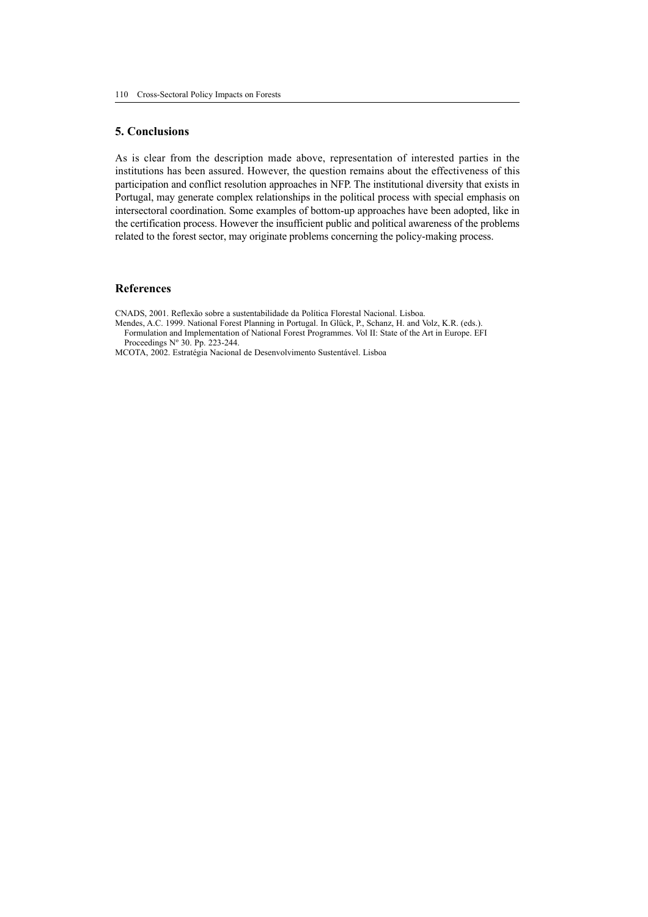## 5. Conclusions

As is clear from the description made above, representation of interested parties in the institutions has been assured. However, the question remains about the effectiveness of this participation and conflict resolution approaches in NFP. The institutional diversity that exists in Portugal, may generate complex relationships in the political process with special emphasis on intersectoral coordination. Some examples of bottom-up approaches have been adopted, like in the certification process. However the insufficient public and political awareness of the problems related to the forest sector, may originate problems concerning the policy-making process.

## References

CNADS, 2001. Reflexão sobre a sustentabilidade da Política Florestal Nacional. Lisboa.

Mendes, A.C. 1999. National Forest Planning in Portugal. In Glück, P., Schanz, H. and Volz, K.R. (eds.). Formulation and Implementation of National Forest Programmes. Vol II: State of the Art in Europe. EFI Proceedings Nº 30. Pp. 223-244.

MCOTA, 2002. Estratégia Nacional de Desenvolvimento Sustentável. Lisboa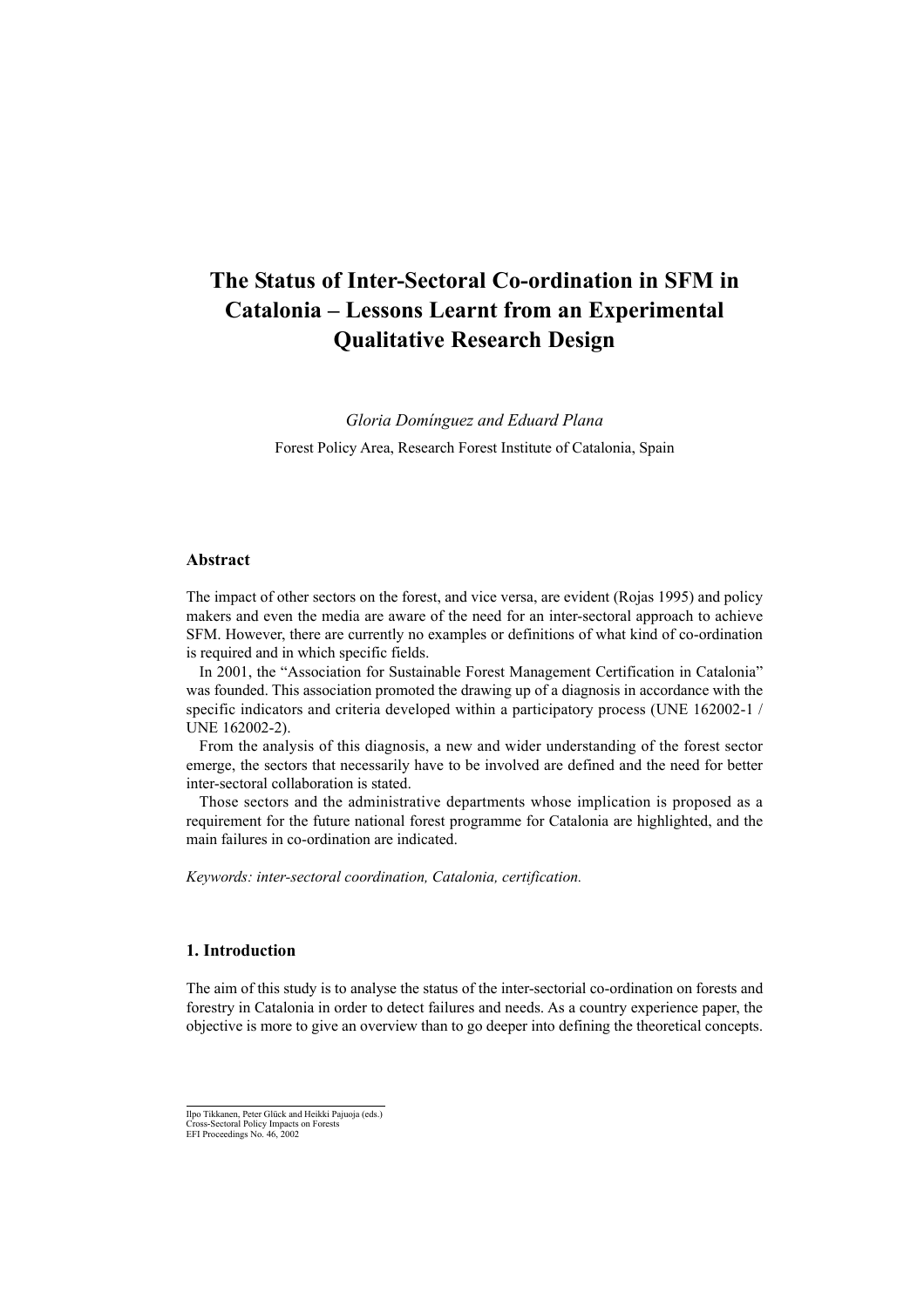# The Status of Inter-Sectoral Co-ordination in SFM in Catalonia – Lessons Learnt from an Experimental Qualitative Research Design

*Gloria Domínguez and Eduard Plana*

Forest Policy Area, Research Forest Institute of Catalonia, Spain

## Abstract

The impact of other sectors on the forest, and vice versa, are evident (Rojas 1995) and policy makers and even the media are aware of the need for an inter-sectoral approach to achieve SFM. However, there are currently no examples or definitions of what kind of co-ordination is required and in which specific fields.

In 2001, the "Association for Sustainable Forest Management Certification in Catalonia" was founded. This association promoted the drawing up of a diagnosis in accordance with the specific indicators and criteria developed within a participatory process (UNE 162002-1 / UNE 162002-2).

From the analysis of this diagnosis, a new and wider understanding of the forest sector emerge, the sectors that necessarily have to be involved are defined and the need for better inter-sectoral collaboration is stated.

Those sectors and the administrative departments whose implication is proposed as a requirement for the future national forest programme for Catalonia are highlighted, and the main failures in co-ordination are indicated.

*Keywords: inter-sectoral coordination, Catalonia, certification.*

## 1. Introduction

The aim of this study is to analyse the status of the inter-sectorial co-ordination on forests and forestry in Catalonia in order to detect failures and needs. As a country experience paper, the objective is more to give an overview than to go deeper into defining the theoretical concepts.

Ilpo Tikkanen, Peter Glück and Heikki Pajuoja (eds.)
Cross-Sectoral Policy Impacts on Forests
EFI Proceedings No. 46, 2002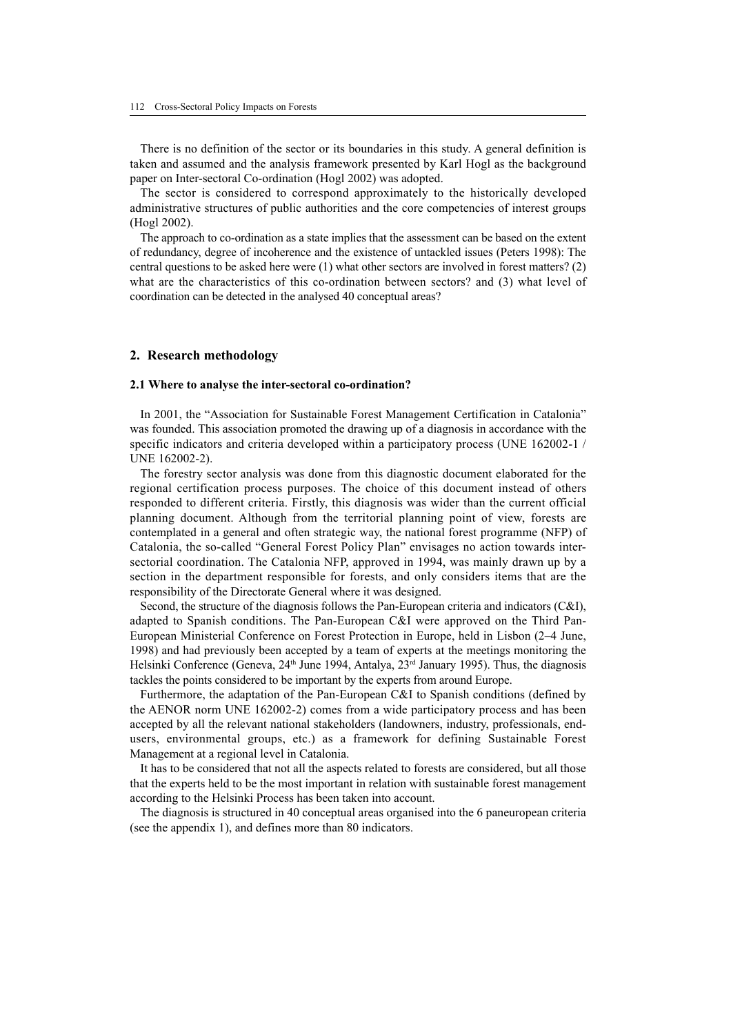There is no definition of the sector or its boundaries in this study. A general definition is taken and assumed and the analysis framework presented by Karl Hogl as the background paper on Inter-sectoral Co-ordination (Hogl 2002) was adopted.

The sector is considered to correspond approximately to the historically developed administrative structures of public authorities and the core competencies of interest groups (Hogl 2002).

The approach to co-ordination as a state implies that the assessment can be based on the extent of redundancy, degree of incoherence and the existence of untackled issues (Peters 1998): The central questions to be asked here were (1) what other sectors are involved in forest matters? (2) what are the characteristics of this co-ordination between sectors? and (3) what level of coordination can be detected in the analysed 40 conceptual areas?

## 2. Research methodology

### 2.1 Where to analyse the inter-sectoral co-ordination?

In 2001, the "Association for Sustainable Forest Management Certification in Catalonia" was founded. This association promoted the drawing up of a diagnosis in accordance with the specific indicators and criteria developed within a participatory process (UNE 162002-1 / UNE 162002-2).

The forestry sector analysis was done from this diagnostic document elaborated for the regional certification process purposes. The choice of this document instead of others responded to different criteria. Firstly, this diagnosis was wider than the current official planning document. Although from the territorial planning point of view, forests are contemplated in a general and often strategic way, the national forest programme (NFP) of Catalonia, the so-called "General Forest Policy Plan" envisages no action towards inter-sectorial coordination. The Catalonia NFP, approved in 1994, was mainly drawn up by a section in the department responsible for forests, and only considers items that are the responsibility of the Directorate General where it was designed.

Second, the structure of the diagnosis follows the Pan-European criteria and indicators (C&I), adapted to Spanish conditions. The Pan-European C&I were approved on the Third Pan-European Ministerial Conference on Forest Protection in Europe, held in Lisbon (2–4 June, 1998) and had previously been accepted by a team of experts at the meetings monitoring the Helsinki Conference (Geneva, 24th June 1994, Antalya, 23rd January 1995). Thus, the diagnosis tackles the points considered to be important by the experts from around Europe.

Furthermore, the adaptation of the Pan-European C&I to Spanish conditions (defined by the AENOR norm UNE 162002-2) comes from a wide participatory process and has been accepted by all the relevant national stakeholders (landowners, industry, professionals, end-users, environmental groups, etc.) as a framework for defining Sustainable Forest Management at a regional level in Catalonia.

It has to be considered that not all the aspects related to forests are considered, but all those that the experts held to be the most important in relation with sustainable forest management according to the Helsinki Process has been taken into account.

The diagnosis is structured in 40 conceptual areas organised into the 6 paneuropean criteria (see the appendix 1), and defines more than 80 indicators.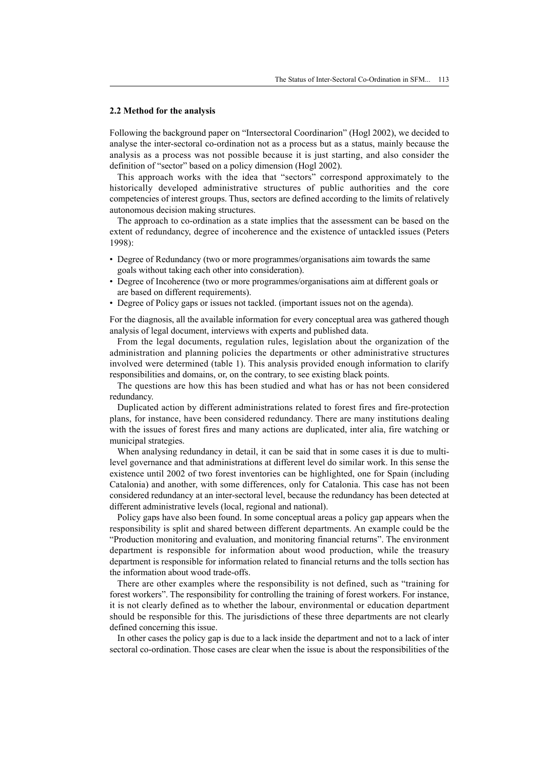### 2.2 Method for the analysis

Following the background paper on "Intersectoral Coordinarion" (Hogl 2002), we decided to analyse the inter-sectoral co-ordination not as a process but as a status, mainly because the analysis as a process was not possible because it is just starting, and also consider the definition of "sector" based on a policy dimension (Hogl 2002).

This approach works with the idea that "sectors" correspond approximately to the historically developed administrative structures of public authorities and the core competencies of interest groups. Thus, sectors are defined according to the limits of relatively autonomous decision making structures.

The approach to co-ordination as a state implies that the assessment can be based on the extent of redundancy, degree of incoherence and the existence of untackled issues (Peters 1998):

- Degree of Redundancy (two or more programmes/organisations aim towards the same goals without taking each other into consideration).
- Degree of Incoherence (two or more programmes/organisations aim at different goals or are based on different requirements).
- Degree of Policy gaps or issues not tackled. (important issues not on the agenda).

For the diagnosis, all the available information for every conceptual area was gathered though analysis of legal document, interviews with experts and published data.

From the legal documents, regulation rules, legislation about the organization of the administration and planning policies the departments or other administrative structures involved were determined (table 1). This analysis provided enough information to clarify responsibilities and domains, or, on the contrary, to see existing black points.

The questions are how this has been studied and what has or has not been considered redundancy.

Duplicated action by different administrations related to forest fires and fire-protection plans, for instance, have been considered redundancy. There are many institutions dealing with the issues of forest fires and many actions are duplicated, inter alia, fire watching or municipal strategies.

When analysing redundancy in detail, it can be said that in some cases it is due to multi-level governance and that administrations at different level do similar work. In this sense the existence until 2002 of two forest inventories can be highlighted, one for Spain (including Catalonia) and another, with some differences, only for Catalonia. This case has not been considered redundancy at an inter-sectoral level, because the redundancy has been detected at different administrative levels (local, regional and national).

Policy gaps have also been found. In some conceptual areas a policy gap appears when the responsibility is split and shared between different departments. An example could be the "Production monitoring and evaluation, and monitoring financial returns". The environment department is responsible for information about wood production, while the treasury department is responsible for information related to financial returns and the tolls section has the information about wood trade-offs.

There are other examples where the responsibility is not defined, such as "training for forest workers". The responsibility for controlling the training of forest workers. For instance, it is not clearly defined as to whether the labour, environmental or education department should be responsible for this. The jurisdictions of these three departments are not clearly defined concerning this issue.

In other cases the policy gap is due to a lack inside the department and not to a lack of inter sectoral co-ordination. Those cases are clear when the issue is about the responsibilities of the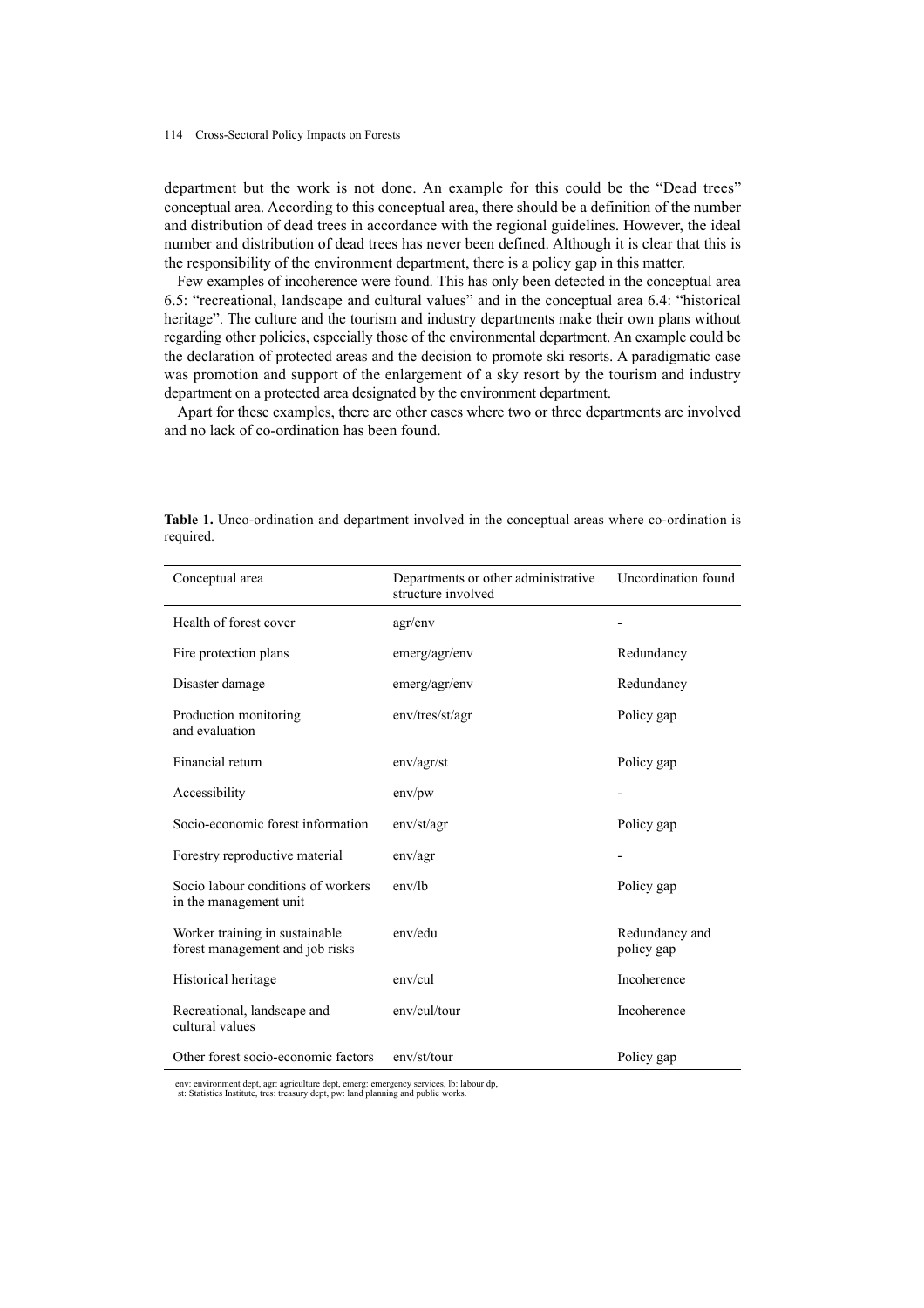department but the work is not done. An example for this could be the "Dead trees" conceptual area. According to this conceptual area, there should be a definition of the number and distribution of dead trees in accordance with the regional guidelines. However, the ideal number and distribution of dead trees has never been defined. Although it is clear that this is the responsibility of the environment department, there is a policy gap in this matter.

Few examples of incoherence were found. This has only been detected in the conceptual area 6.5: "recreational, landscape and cultural values" and in the conceptual area 6.4: "historical heritage". The culture and the tourism and industry departments make their own plans without regarding other policies, especially those of the environmental department. An example could be the declaration of protected areas and the decision to promote ski resorts. A paradigmatic case was promotion and support of the enlargement of a sky resort by the tourism and industry department on a protected area designated by the environment department.

Apart for these examples, there are other cases where two or three departments are involved and no lack of co-ordination has been found.

**Table 1.** Unco-ordination and department involved in the conceptual areas where co-ordination is required.

| Conceptual area | Departments or other administrative structure involved | Uncordination found |
|---|---|---|
| Health of forest cover | agr/env | - |
| Fire protection plans | emerg/agr/env | Redundancy |
| Disaster damage | emerg/agr/env | Redundancy |
| Production monitoring and evaluation | env/tres/st/agr | Policy gap |
| Financial return | env/agr/st | Policy gap |
| Accessibility | env/pw | - |
| Socio-economic forest information | env/st/agr | Policy gap |
| Forestry reproductive material | env/agr | - |
| Socio labour conditions of workers in the management unit | env/lb | Policy gap |
| Worker training in sustainable forest management and job risks | env/edu | Redundancy and policy gap |
| Historical heritage | env/cul | Incoherence |
| Recreational, landscape and cultural values | env/cul/tour | Incoherence |
| Other forest socio-economic factors | env/st/tour | Policy gap |

env: environment dept, agr: agriculture dept, emerg: emergency services, lb: labour dp, st: Statistics Institute, tres: treasury dept, pw: land planning and public works.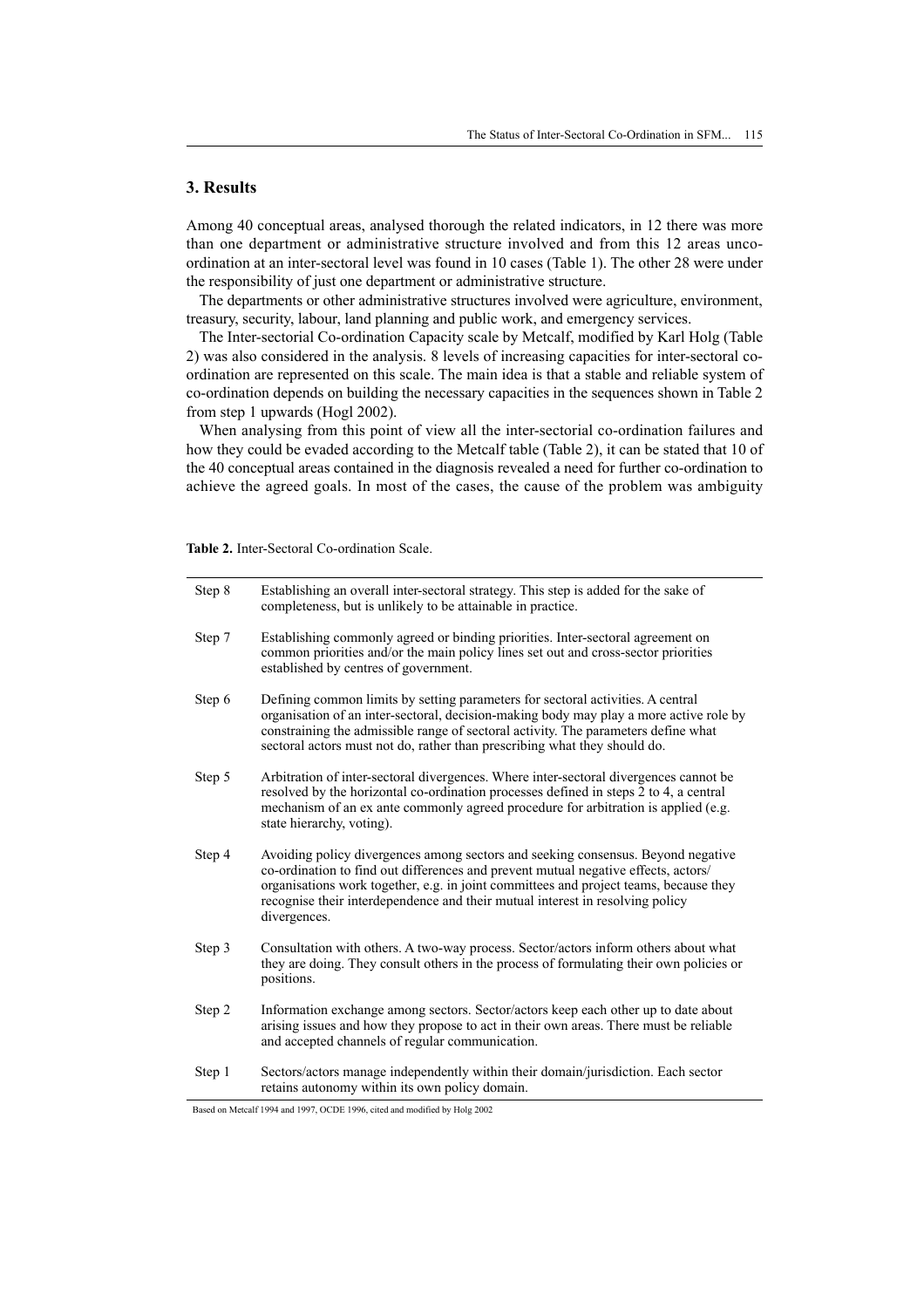## 3. Results

Among 40 conceptual areas, analysed thorough the related indicators, in 12 there was more than one department or administrative structure involved and from this 12 areas uncoordination at an inter-sectoral level was found in 10 cases (Table 1). The other 28 were under the responsibility of just one department or administrative structure.

The departments or other administrative structures involved were agriculture, environment, treasury, security, labour, land planning and public work, and emergency services.

The Inter-sectorial Co-ordination Capacity scale by Metcalf, modified by Karl Holg (Table 2) was also considered in the analysis. 8 levels of increasing capacities for inter-sectoral coordination are represented on this scale. The main idea is that a stable and reliable system of co-ordination depends on building the necessary capacities in the sequences shown in Table 2 from step 1 upwards (Hogl 2002).

When analysing from this point of view all the inter-sectorial co-ordination failures and how they could be evaded according to the Metcalf table (Table 2), it can be stated that 10 of the 40 conceptual areas contained in the diagnosis revealed a need for further co-ordination to achieve the agreed goals. In most of the cases, the cause of the problem was ambiguity

**Table 2.** Inter-Sectoral Co-ordination Scale.

| | |
|---|---|
| Step 8 | Establishing an overall inter-sectoral strategy. This step is added for the sake of completeness, but is unlikely to be attainable in practice. |
| Step 7 | Establishing commonly agreed or binding priorities. Inter-sectoral agreement on common priorities and/or the main policy lines set out and cross-sector priorities established by centres of government. |
| Step 6 | Defining common limits by setting parameters for sectoral activities. A central organisation of an inter-sectoral, decision-making body may play a more active role by constraining the admissible range of sectoral activity. The parameters define what sectoral actors must not do, rather than prescribing what they should do. |
| Step 5 | Arbitration of inter-sectoral divergences. Where inter-sectoral divergences cannot be resolved by the horizontal co-ordination processes defined in steps 2 to 4, a central mechanism of an ex ante commonly agreed procedure for arbitration is applied (e.g. state hierarchy, voting). |
| Step 4 | Avoiding policy divergences among sectors and seeking consensus. Beyond negative co-ordination to find out differences and prevent mutual negative effects, actors/organisations work together, e.g. in joint committees and project teams, because they recognise their interdependence and their mutual interest in resolving policy divergences. |
| Step 3 | Consultation with others. A two-way process. Sector/actors inform others about what they are doing. They consult others in the process of formulating their own policies or positions. |
| Step 2 | Information exchange among sectors. Sector/actors keep each other up to date about arising issues and how they propose to act in their own areas. There must be reliable and accepted channels of regular communication. |
| Step 1 | Sectors/actors manage independently within their domain/jurisdiction. Each sector retains autonomy within its own policy domain. |

Based on Metcalf 1994 and 1997, OCDE 1996, cited and modified by Holg 2002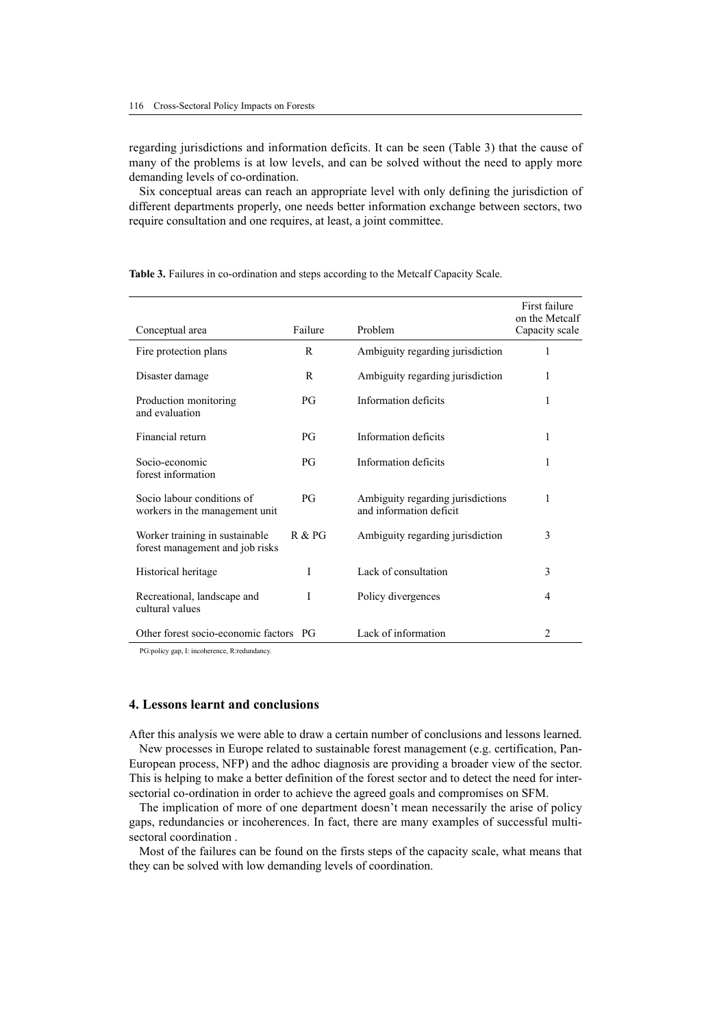regarding jurisdictions and information deficits. It can be seen (Table 3) that the cause of many of the problems is at low levels, and can be solved without the need to apply more demanding levels of co-ordination.

Six conceptual areas can reach an appropriate level with only defining the jurisdiction of different departments properly, one needs better information exchange between sectors, two require consultation and one requires, at least, a joint committee.

**Table 3.** Failures in co-ordination and steps according to the Metcalf Capacity Scale.

| Conceptual area | Failure | Problem | First failure on the Metcalf Capacity scale |
|---|---|---|---|
| Fire protection plans | R | Ambiguity regarding jurisdiction | 1 |
| Disaster damage | R | Ambiguity regarding jurisdiction | 1 |
| Production monitoring and evaluation | PG | Information deficits | 1 |
| Financial return | PG | Information deficits | 1 |
| Socio-economic forest information | PG | Information deficits | 1 |
| Socio labour conditions of workers in the management unit | PG | Ambiguity regarding jurisdictions and information deficit | 1 |
| Worker training in sustainable forest management and job risks | R & PG | Ambiguity regarding jurisdiction | 3 |
| Historical heritage | I | Lack of consultation | 3 |
| Recreational, landscape and cultural values | I | Policy divergences | 4 |
| Other forest socio-economic factors | PG | Lack of information | 2 |

PG:policy gap, I: incoherence, R:redundancy.

## 4. Lessons learnt and conclusions

After this analysis we were able to draw a certain number of conclusions and lessons learned.

New processes in Europe related to sustainable forest management (e.g. certification, Pan-European process, NFP) and the adhoc diagnosis are providing a broader view of the sector. This is helping to make a better definition of the forest sector and to detect the need for inter-sectorial co-ordination in order to achieve the agreed goals and compromises on SFM.

The implication of more of one department doesn't mean necessarily the arise of policy gaps, redundancies or incoherences. In fact, there are many examples of successful multi-sectoral coordination .

Most of the failures can be found on the firsts steps of the capacity scale, what means that they can be solved with low demanding levels of coordination.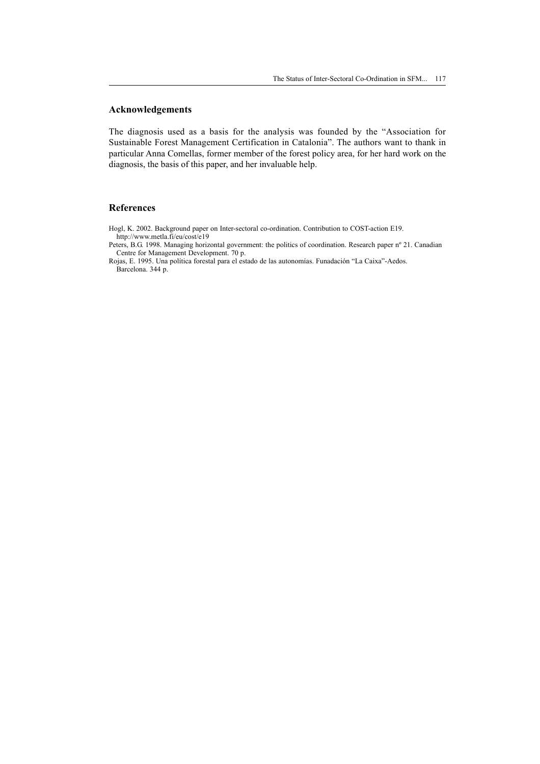## Acknowledgements

The diagnosis used as a basis for the analysis was founded by the "Association for Sustainable Forest Management Certification in Catalonia". The authors want to thank in particular Anna Comellas, former member of the forest policy area, for her hard work on the diagnosis, the basis of this paper, and her invaluable help.

## References

Hogl, K. 2002. Background paper on Inter-sectoral co-ordination. Contribution to COST-action E19. http://www.metla.fi/eu/cost/e19

Peters, B.G. 1998. Managing horizontal government: the politics of coordination. Research paper nº 21. Canadian Centre for Management Development. 70 p.

Rojas, E. 1995. Una política forestal para el estado de las autonomías. Funadación "La Caixa"-Aedos. Barcelona. 344 p.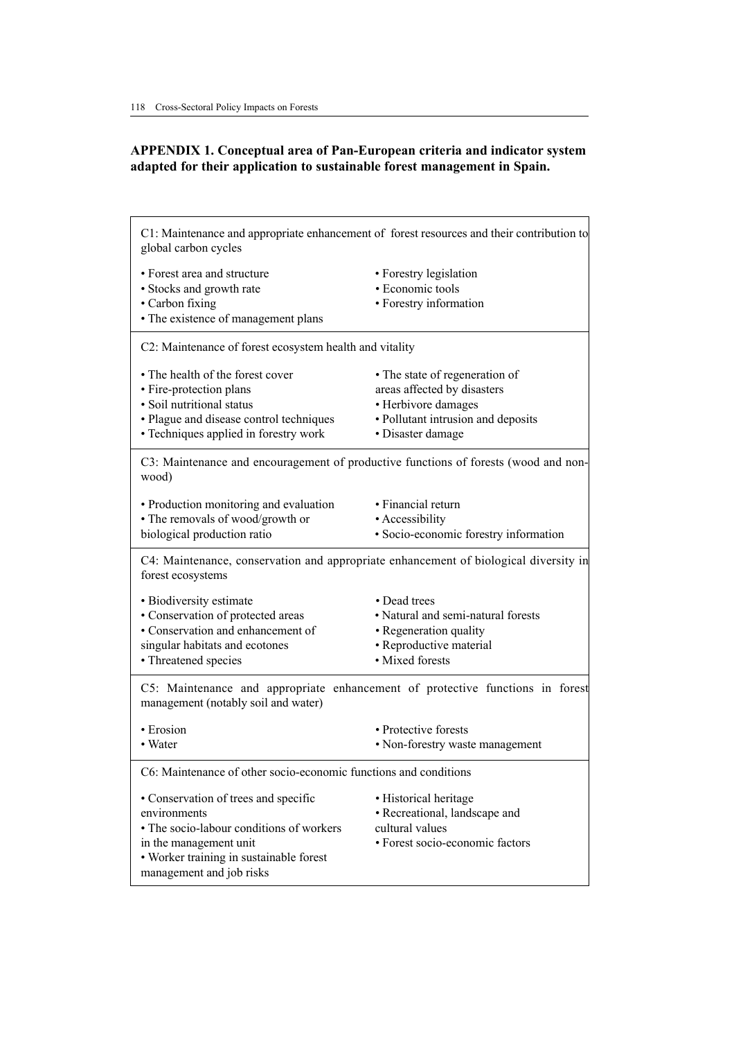**APPENDIX 1. Conceptual area of Pan-European criteria and indicator system adapted for their application to sustainable forest management in Spain.**

C1: Maintenance and appropriate enhancement of forest resources and their contribution to global carbon cycles

- Forest area and structure
- Stocks and growth rate
- Carbon fixing
- The existence of management plans
- Forestry legislation
- Economic tools
- Forestry information

C2: Maintenance of forest ecosystem health and vitality

- The health of the forest cover
- Fire-protection plans
- Soil nutritional status
- Plague and disease control techniques
- Techniques applied in forestry work
- The state of regeneration of areas affected by disasters
- Herbivore damages
- Pollutant intrusion and deposits
- Disaster damage

C3: Maintenance and encouragement of productive functions of forests (wood and non-wood)

- Production monitoring and evaluation
- The removals of wood/growth or biological production ratio
- Financial return
- Accessibility
- Socio-economic forestry information

C4: Maintenance, conservation and appropriate enhancement of biological diversity in forest ecosystems

- Biodiversity estimate
- Conservation of protected areas
- Conservation and enhancement of singular habitats and ecotones
- Threatened species
- Dead trees
- Natural and semi-natural forests
- Regeneration quality
- Reproductive material
- Mixed forests

C5: Maintenance and appropriate enhancement of protective functions in forest management (notably soil and water)

- Erosion
- Water
- Protective forests
- Non-forestry waste management

C6: Maintenance of other socio-economic functions and conditions

- Conservation of trees and specific environments
- The socio-labour conditions of workers in the management unit
- Worker training in sustainable forest management and job risks
- Historical heritage
- Recreational, landscape and cultural values
- Forest socio-economic factors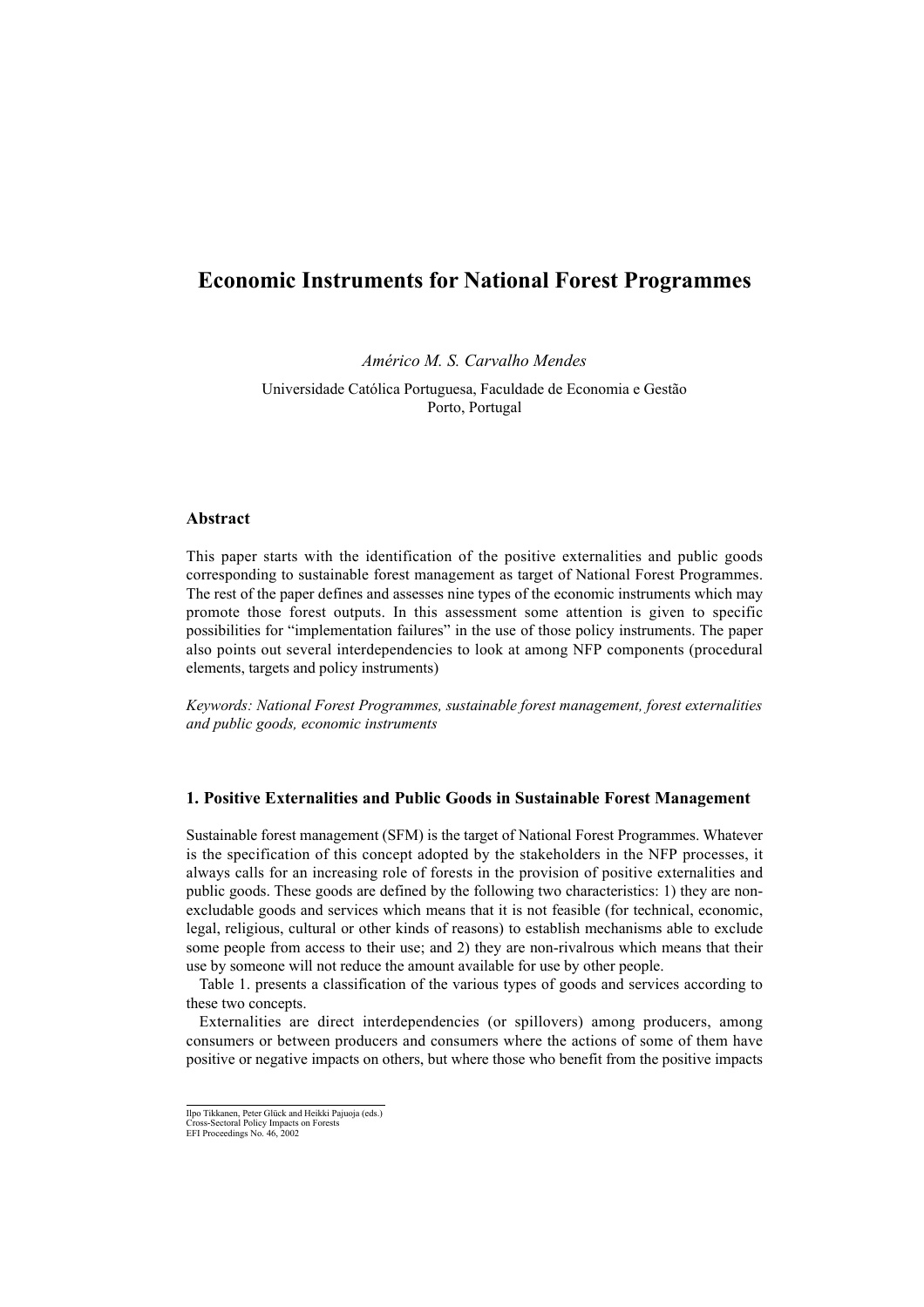# Economic Instruments for National Forest Programmes

*Américo M. S. Carvalho Mendes*

Universidade Católica Portuguesa, Faculdade de Economia e Gestão
Porto, Portugal

## Abstract

This paper starts with the identification of the positive externalities and public goods corresponding to sustainable forest management as target of National Forest Programmes. The rest of the paper defines and assesses nine types of the economic instruments which may promote those forest outputs. In this assessment some attention is given to specific possibilities for "implementation failures" in the use of those policy instruments. The paper also points out several interdependencies to look at among NFP components (procedural elements, targets and policy instruments)

*Keywords: National Forest Programmes, sustainable forest management, forest externalities and public goods, economic instruments*

## 1. Positive Externalities and Public Goods in Sustainable Forest Management

Sustainable forest management (SFM) is the target of National Forest Programmes. Whatever is the specification of this concept adopted by the stakeholders in the NFP processes, it always calls for an increasing role of forests in the provision of positive externalities and public goods. These goods are defined by the following two characteristics: 1) they are non-excludable goods and services which means that it is not feasible (for technical, economic, legal, religious, cultural or other kinds of reasons) to establish mechanisms able to exclude some people from access to their use; and 2) they are non-rivalrous which means that their use by someone will not reduce the amount available for use by other people.

Table 1. presents a classification of the various types of goods and services according to these two concepts.

Externalities are direct interdependencies (or spillovers) among producers, among consumers or between producers and consumers where the actions of some of them have positive or negative impacts on others, but where those who benefit from the positive impacts

Ilpo Tikkanen, Peter Glück and Heikki Pajuoja (eds.)
Cross-Sectoral Policy Impacts on Forests
EFI Proceedings No. 46, 2002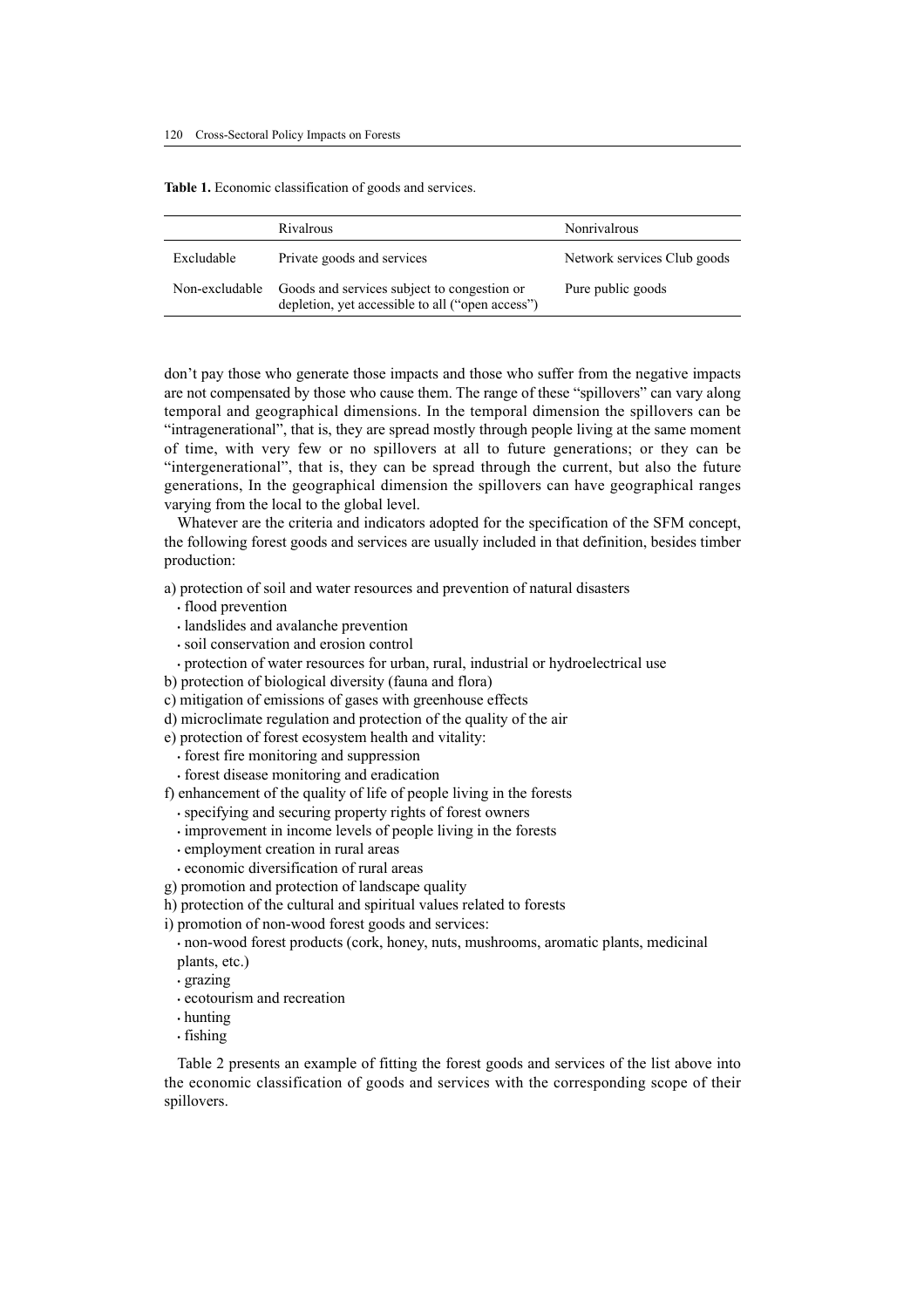**Table 1.** Economic classification of goods and services.

| | Rivalrous | Nonrivalrous |
|---|---|---|
| Excludable | Private goods and services | Network services Club goods |
| Non-excludable | Goods and services subject to congestion or depletion, yet accessible to all ("open access") | Pure public goods |

don't pay those who generate those impacts and those who suffer from the negative impacts are not compensated by those who cause them. The range of these "spillovers" can vary along temporal and geographical dimensions. In the temporal dimension the spillovers can be "intragenerational", that is, they are spread mostly through people living at the same moment of time, with very few or no spillovers at all to future generations; or they can be "intergenerational", that is, they can be spread through the current, but also the future generations, In the geographical dimension the spillovers can have geographical ranges varying from the local to the global level.

Whatever are the criteria and indicators adopted for the specification of the SFM concept, the following forest goods and services are usually included in that definition, besides timber production:

a) protection of soil and water resources and prevention of natural disasters
- flood prevention
- landslides and avalanche prevention
- soil conservation and erosion control
- protection of water resources for urban, rural, industrial or hydroelectrical use

b) protection of biological diversity (fauna and flora)

c) mitigation of emissions of gases with greenhouse effects

d) microclimate regulation and protection of the quality of the air

e) protection of forest ecosystem health and vitality:
- forest fire monitoring and suppression
- forest disease monitoring and eradication

f) enhancement of the quality of life of people living in the forests
- specifying and securing property rights of forest owners
- improvement in income levels of people living in the forests
- employment creation in rural areas
- economic diversification of rural areas

g) promotion and protection of landscape quality

h) protection of the cultural and spiritual values related to forests

i) promotion of non-wood forest goods and services:
- non-wood forest products (cork, honey, nuts, mushrooms, aromatic plants, medicinal plants, etc.)
- grazing
- ecotourism and recreation
- hunting
- fishing

Table 2 presents an example of fitting the forest goods and services of the list above into the economic classification of goods and services with the corresponding scope of their spillovers.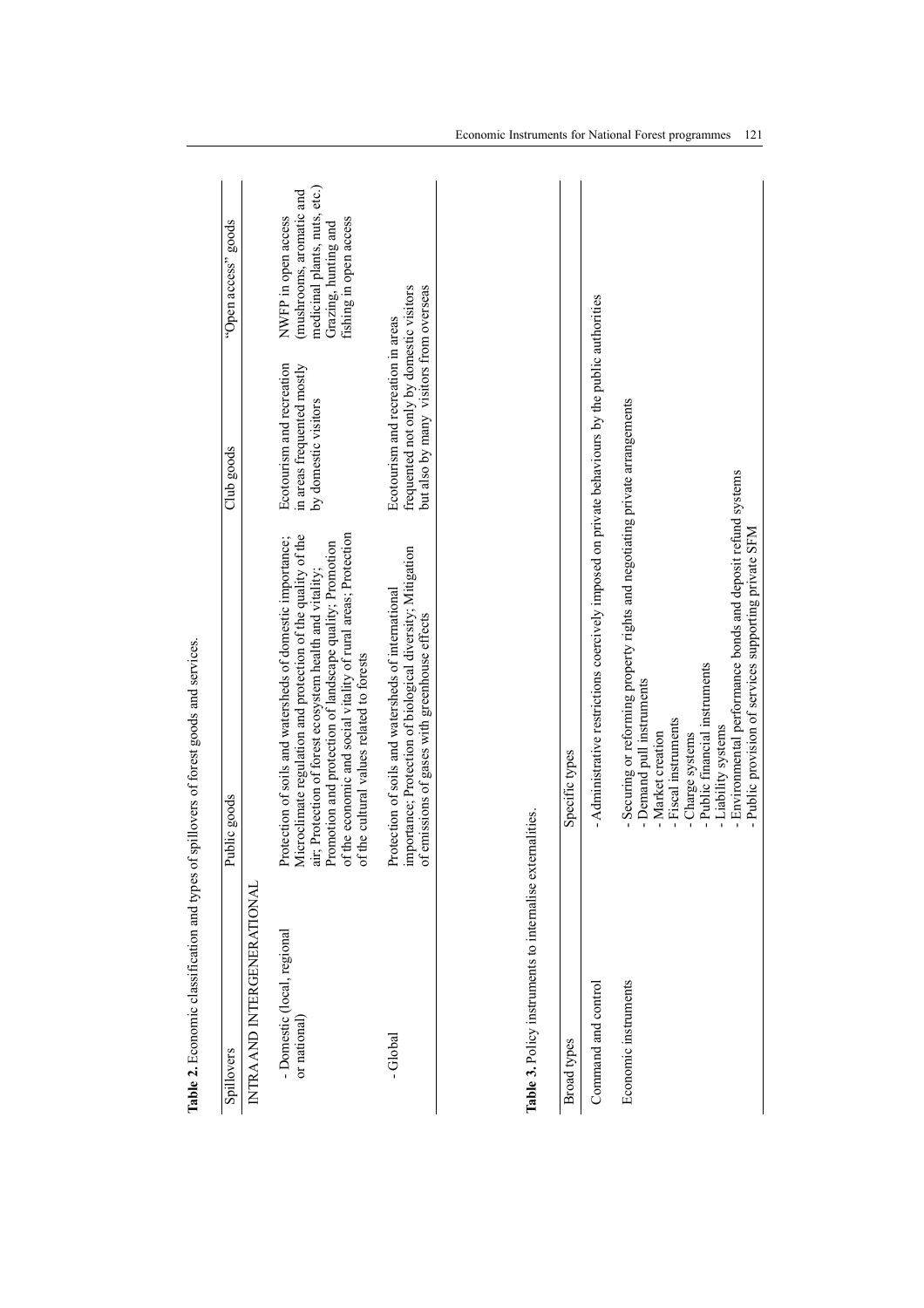**Table 2.** Economic classification and types of spillovers of forest goods and services.

| Spillovers | Public goods | Club goods | "Open access" goods |
|---|---|---|---|
| INTRA AND INTERGENERATIONAL | | | |
| - Domestic (local, regional or national) | Protection of soils and watersheds of domestic importance; Microclimate regulation and protection of the quality of the air; Protection of forest ecosystem health and vitality; Promotion and protection of landscape quality; Promotion of the economic and social vitality of rural areas; Protection of the cultural values related to forests | Ecotourism and recreation in areas frequented mostly by domestic visitors | NWFP in open access (mushrooms, aromatic and medicinal plants, nuts, etc.) Grazing, hunting and fishing in open access |
| - Global | Protection of soils and watersheds of international importance; Protection of biological diversity; Mitigation of emissions of gases with greenhouse effects | Ecotourism and recreation in areas frequented not only by domestic visitors but also by many visitors from overseas | |

**Table 3.** Policy instruments to internalise externalities.

| Broad types | Specific types |
|---|---|
| Command and control | - Administrative restrictions coercively imposed on private behaviours by the public authorities |
| Economic instruments | - Securing or reforming property rights and negotiating private arrangements<br>- Demand pull instruments<br>- Market creation<br>- Fiscal instruments<br>- Charge systems<br>- Public financial instruments<br>- Liability systems<br>- Environmental performance bonds and deposit refund systems<br>- Public provision of services supporting private SFM |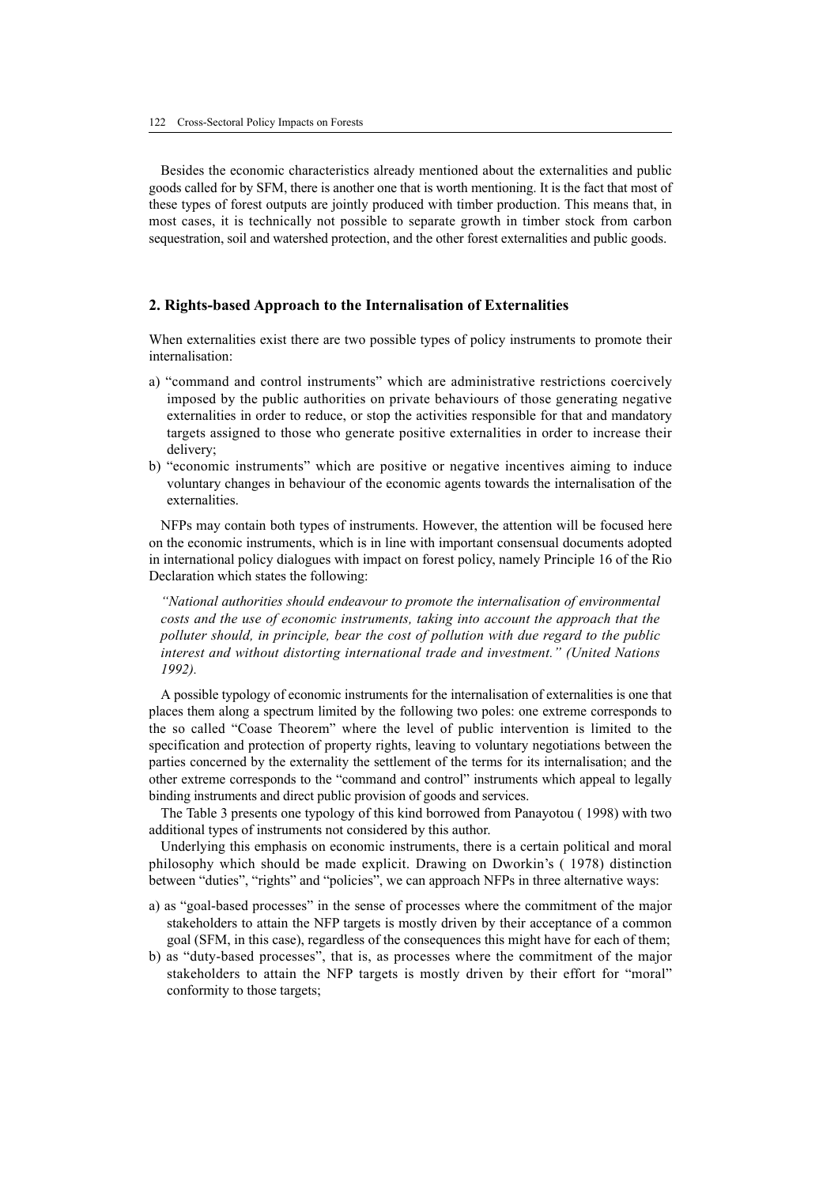Besides the economic characteristics already mentioned about the externalities and public goods called for by SFM, there is another one that is worth mentioning. It is the fact that most of these types of forest outputs are jointly produced with timber production. This means that, in most cases, it is technically not possible to separate growth in timber stock from carbon sequestration, soil and watershed protection, and the other forest externalities and public goods.

## 2. Rights-based Approach to the Internalisation of Externalities

When externalities exist there are two possible types of policy instruments to promote their internalisation:

a) "command and control instruments" which are administrative restrictions coercively imposed by the public authorities on private behaviours of those generating negative externalities in order to reduce, or stop the activities responsible for that and mandatory targets assigned to those who generate positive externalities in order to increase their delivery;
b) "economic instruments" which are positive or negative incentives aiming to induce voluntary changes in behaviour of the economic agents towards the internalisation of the externalities.

NFPs may contain both types of instruments. However, the attention will be focused here on the economic instruments, which is in line with important consensual documents adopted in international policy dialogues with impact on forest policy, namely Principle 16 of the Rio Declaration which states the following:

> *"National authorities should endeavour to promote the internalisation of environmental costs and the use of economic instruments, taking into account the approach that the polluter should, in principle, bear the cost of pollution with due regard to the public interest and without distorting international trade and investment." (United Nations 1992).*

A possible typology of economic instruments for the internalisation of externalities is one that places them along a spectrum limited by the following two poles: one extreme corresponds to the so called "Coase Theorem" where the level of public intervention is limited to the specification and protection of property rights, leaving to voluntary negotiations between the parties concerned by the externality the settlement of the terms for its internalisation; and the other extreme corresponds to the "command and control" instruments which appeal to legally binding instruments and direct public provision of goods and services.

The Table 3 presents one typology of this kind borrowed from Panayotou ( 1998) with two additional types of instruments not considered by this author.

Underlying this emphasis on economic instruments, there is a certain political and moral philosophy which should be made explicit. Drawing on Dworkin's ( 1978) distinction between "duties", "rights" and "policies", we can approach NFPs in three alternative ways:

a) as "goal-based processes" in the sense of processes where the commitment of the major stakeholders to attain the NFP targets is mostly driven by their acceptance of a common goal (SFM, in this case), regardless of the consequences this might have for each of them;
b) as "duty-based processes", that is, as processes where the commitment of the major stakeholders to attain the NFP targets is mostly driven by their effort for "moral" conformity to those targets;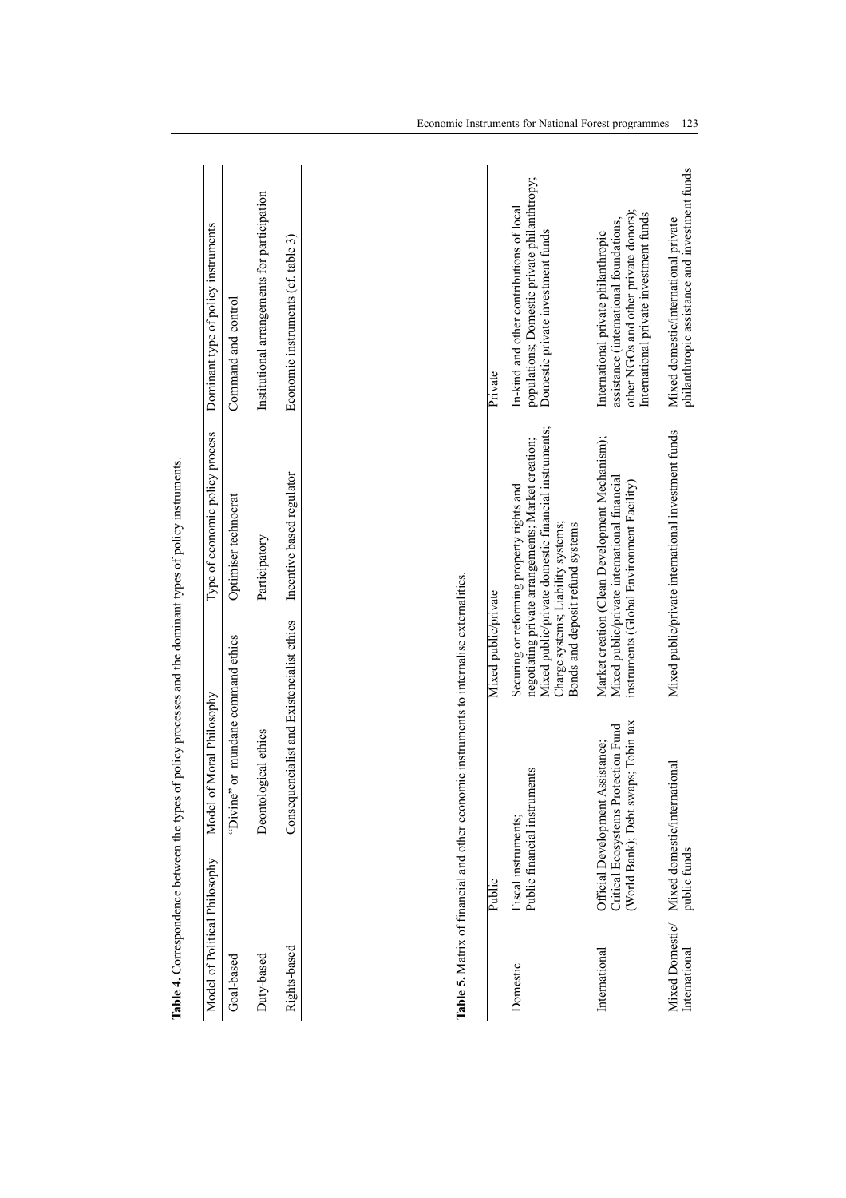**Table 4.** Correspondence between the types of policy processes and the dominant types of policy instruments.

| Model of Political Philosophy | Model of Moral Philosophy | Type of economic policy process | Dominant type of policy instruments |
|---|---|---|---|
| Goal-based | "Divine" or mundane command ethics | Optimiser technocrat | Command and control |
| Duty-based | Deontological ethics | Participatory | Institutional arrangements for participation |
| Rights-based | Consequencialist and Existencialist ethics | Incentive based regulator | Economic instruments (cf. table 3) |

**Table 5.** Matrix of financial and other economic instruments to internalise externalities.

| | Public | Mixed public/private | Private |
|---|---|---|---|
| Domestic | Fiscal instruments; Public financial instruments | Securing or reforming property rights and negotiating private arrangements; Market creation; Mixed public/private domestic financial instruments; Charge systems; Liability systems; Bonds and deposit refund systems | In-kind and other contributions of local populations; Domestic private philanthtropy; Domestic private investment funds |
| International | Official Development Assistance; Critical Ecosystems Protection Fund (World Bank); Debt swaps; Tobin tax | Market creation (Clean Development Mechanism); Mixed public/private international financial instruments (Global Environment Facility) | International private philanthropic assistance (international foundations, other NGOs and other private donors); International private investment funds |
| Mixed Domestic/ International | Mixed domestic/international public funds | Mixed public/private international investment funds | Mixed domestic/international private philanthropic assistance and investment funds |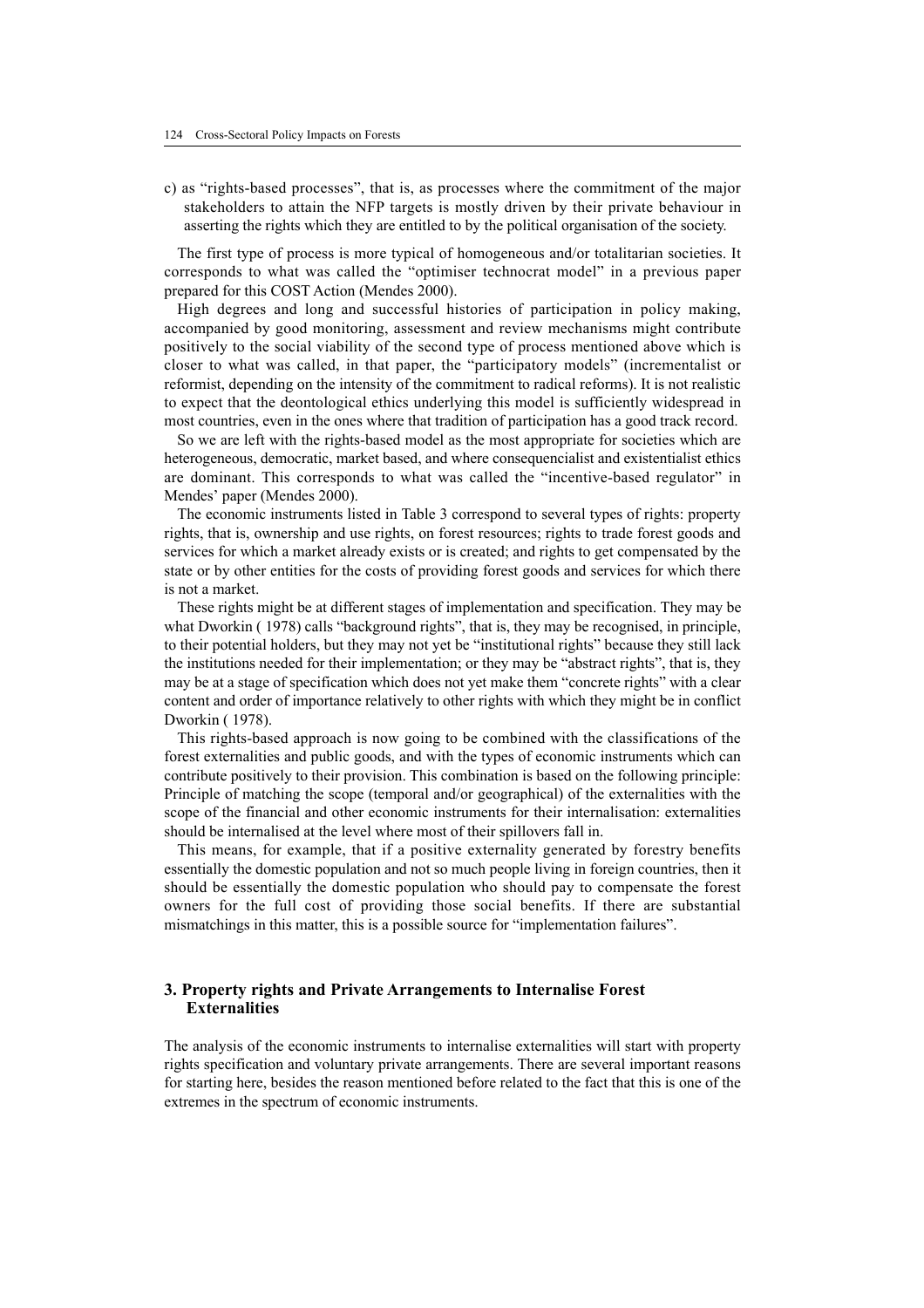c) as "rights-based processes", that is, as processes where the commitment of the major stakeholders to attain the NFP targets is mostly driven by their private behaviour in asserting the rights which they are entitled to by the political organisation of the society.

The first type of process is more typical of homogeneous and/or totalitarian societies. It corresponds to what was called the "optimiser technocrat model" in a previous paper prepared for this COST Action (Mendes 2000).

High degrees and long and successful histories of participation in policy making, accompanied by good monitoring, assessment and review mechanisms might contribute positively to the social viability of the second type of process mentioned above which is closer to what was called, in that paper, the "participatory models" (incrementalist or reformist, depending on the intensity of the commitment to radical reforms). It is not realistic to expect that the deontological ethics underlying this model is sufficiently widespread in most countries, even in the ones where that tradition of participation has a good track record.

So we are left with the rights-based model as the most appropriate for societies which are heterogeneous, democratic, market based, and where consequencialist and existentialist ethics are dominant. This corresponds to what was called the "incentive-based regulator" in Mendes' paper (Mendes 2000).

The economic instruments listed in Table 3 correspond to several types of rights: property rights, that is, ownership and use rights, on forest resources; rights to trade forest goods and services for which a market already exists or is created; and rights to get compensated by the state or by other entities for the costs of providing forest goods and services for which there is not a market.

These rights might be at different stages of implementation and specification. They may be what Dworkin ( 1978) calls "background rights", that is, they may be recognised, in principle, to their potential holders, but they may not yet be "institutional rights" because they still lack the institutions needed for their implementation; or they may be "abstract rights", that is, they may be at a stage of specification which does not yet make them "concrete rights" with a clear content and order of importance relatively to other rights with which they might be in conflict Dworkin ( 1978).

This rights-based approach is now going to be combined with the classifications of the forest externalities and public goods, and with the types of economic instruments which can contribute positively to their provision. This combination is based on the following principle: Principle of matching the scope (temporal and/or geographical) of the externalities with the scope of the financial and other economic instruments for their internalisation: externalities should be internalised at the level where most of their spillovers fall in.

This means, for example, that if a positive externality generated by forestry benefits essentially the domestic population and not so much people living in foreign countries, then it should be essentially the domestic population who should pay to compensate the forest owners for the full cost of providing those social benefits. If there are substantial mismatchings in this matter, this is a possible source for "implementation failures".

## 3. Property rights and Private Arrangements to Internalise Forest Externalities

The analysis of the economic instruments to internalise externalities will start with property rights specification and voluntary private arrangements. There are several important reasons for starting here, besides the reason mentioned before related to the fact that this is one of the extremes in the spectrum of economic instruments.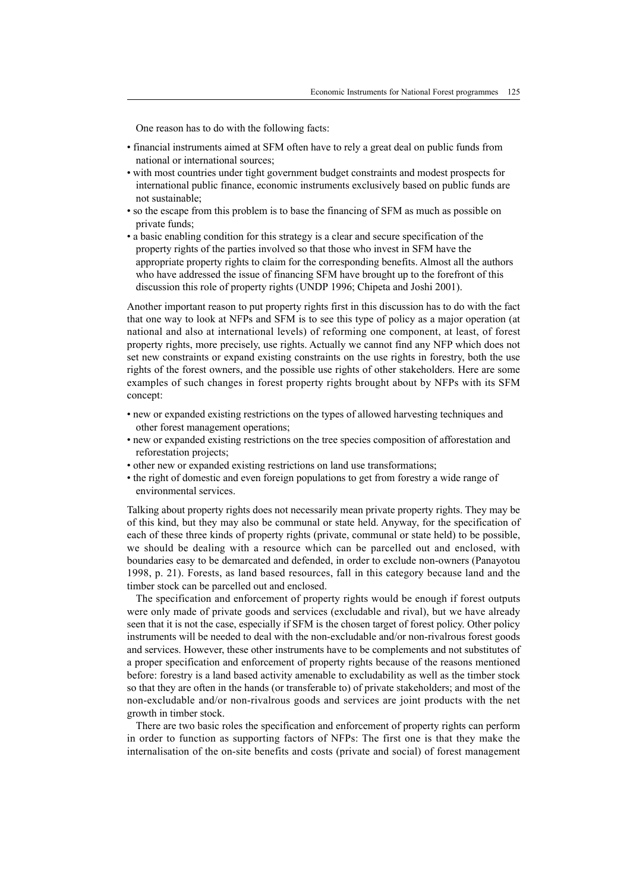One reason has to do with the following facts:

- financial instruments aimed at SFM often have to rely a great deal on public funds from national or international sources;
- with most countries under tight government budget constraints and modest prospects for international public finance, economic instruments exclusively based on public funds are not sustainable;
- so the escape from this problem is to base the financing of SFM as much as possible on private funds;
- a basic enabling condition for this strategy is a clear and secure specification of the property rights of the parties involved so that those who invest in SFM have the appropriate property rights to claim for the corresponding benefits. Almost all the authors who have addressed the issue of financing SFM have brought up to the forefront of this discussion this role of property rights (UNDP 1996; Chipeta and Joshi 2001).

Another important reason to put property rights first in this discussion has to do with the fact that one way to look at NFPs and SFM is to see this type of policy as a major operation (at national and also at international levels) of reforming one component, at least, of forest property rights, more precisely, use rights. Actually we cannot find any NFP which does not set new constraints or expand existing constraints on the use rights in forestry, both the use rights of the forest owners, and the possible use rights of other stakeholders. Here are some examples of such changes in forest property rights brought about by NFPs with its SFM concept:

- new or expanded existing restrictions on the types of allowed harvesting techniques and other forest management operations;
- new or expanded existing restrictions on the tree species composition of afforestation and reforestation projects;
- other new or expanded existing restrictions on land use transformations;
- the right of domestic and even foreign populations to get from forestry a wide range of environmental services.

Talking about property rights does not necessarily mean private property rights. They may be of this kind, but they may also be communal or state held. Anyway, for the specification of each of these three kinds of property rights (private, communal or state held) to be possible, we should be dealing with a resource which can be parcelled out and enclosed, with boundaries easy to be demarcated and defended, in order to exclude non-owners (Panayotou 1998, p. 21). Forests, as land based resources, fall in this category because land and the timber stock can be parcelled out and enclosed.

The specification and enforcement of property rights would be enough if forest outputs were only made of private goods and services (excludable and rival), but we have already seen that it is not the case, especially if SFM is the chosen target of forest policy. Other policy instruments will be needed to deal with the non-excludable and/or non-rivalrous forest goods and services. However, these other instruments have to be complements and not substitutes of a proper specification and enforcement of property rights because of the reasons mentioned before: forestry is a land based activity amenable to excludability as well as the timber stock so that they are often in the hands (or transferable to) of private stakeholders; and most of the non-excludable and/or non-rivalrous goods and services are joint products with the net growth in timber stock.

There are two basic roles the specification and enforcement of property rights can perform in order to function as supporting factors of NFPs: The first one is that they make the internalisation of the on-site benefits and costs (private and social) of forest management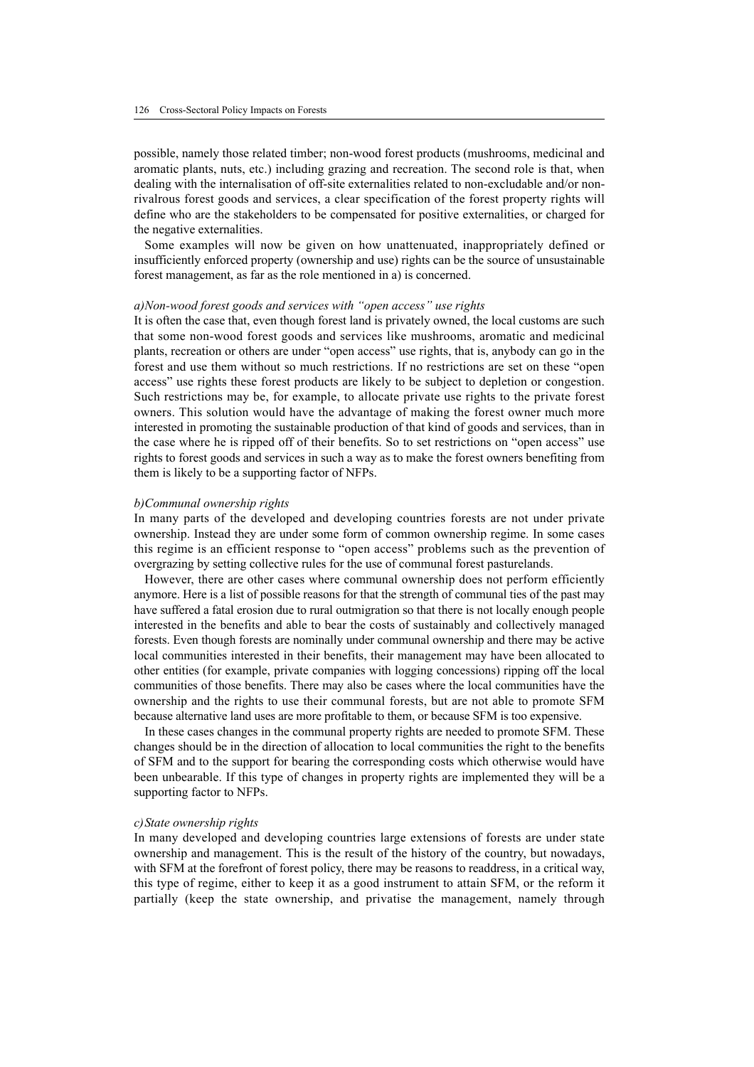possible, namely those related timber; non-wood forest products (mushrooms, medicinal and aromatic plants, nuts, etc.) including grazing and recreation. The second role is that, when dealing with the internalisation of off-site externalities related to non-excludable and/or non-rivalrous forest goods and services, a clear specification of the forest property rights will define who are the stakeholders to be compensated for positive externalities, or charged for the negative externalities.

Some examples will now be given on how unattenuated, inappropriately defined or insufficiently enforced property (ownership and use) rights can be the source of unsustainable forest management, as far as the role mentioned in a) is concerned.

*a)Non-wood forest goods and services with "open access" use rights*

It is often the case that, even though forest land is privately owned, the local customs are such that some non-wood forest goods and services like mushrooms, aromatic and medicinal plants, recreation or others are under "open access" use rights, that is, anybody can go in the forest and use them without so much restrictions. If no restrictions are set on these "open access" use rights these forest products are likely to be subject to depletion or congestion. Such restrictions may be, for example, to allocate private use rights to the private forest owners. This solution would have the advantage of making the forest owner much more interested in promoting the sustainable production of that kind of goods and services, than in the case where he is ripped off of their benefits. So to set restrictions on "open access" use rights to forest goods and services in such a way as to make the forest owners benefiting from them is likely to be a supporting factor of NFPs.

*b)Communal ownership rights*

In many parts of the developed and developing countries forests are not under private ownership. Instead they are under some form of common ownership regime. In some cases this regime is an efficient response to "open access" problems such as the prevention of overgrazing by setting collective rules for the use of communal forest pasturelands.

However, there are other cases where communal ownership does not perform efficiently anymore. Here is a list of possible reasons for that the strength of communal ties of the past may have suffered a fatal erosion due to rural outmigration so that there is not locally enough people interested in the benefits and able to bear the costs of sustainably and collectively managed forests. Even though forests are nominally under communal ownership and there may be active local communities interested in their benefits, their management may have been allocated to other entities (for example, private companies with logging concessions) ripping off the local communities of those benefits. There may also be cases where the local communities have the ownership and the rights to use their communal forests, but are not able to promote SFM because alternative land uses are more profitable to them, or because SFM is too expensive.

In these cases changes in the communal property rights are needed to promote SFM. These changes should be in the direction of allocation to local communities the right to the benefits of SFM and to the support for bearing the corresponding costs which otherwise would have been unbearable. If this type of changes in property rights are implemented they will be a supporting factor to NFPs.

*c)State ownership rights*

In many developed and developing countries large extensions of forests are under state ownership and management. This is the result of the history of the country, but nowadays, with SFM at the forefront of forest policy, there may be reasons to readdress, in a critical way, this type of regime, either to keep it as a good instrument to attain SFM, or the reform it partially (keep the state ownership, and privatise the management, namely through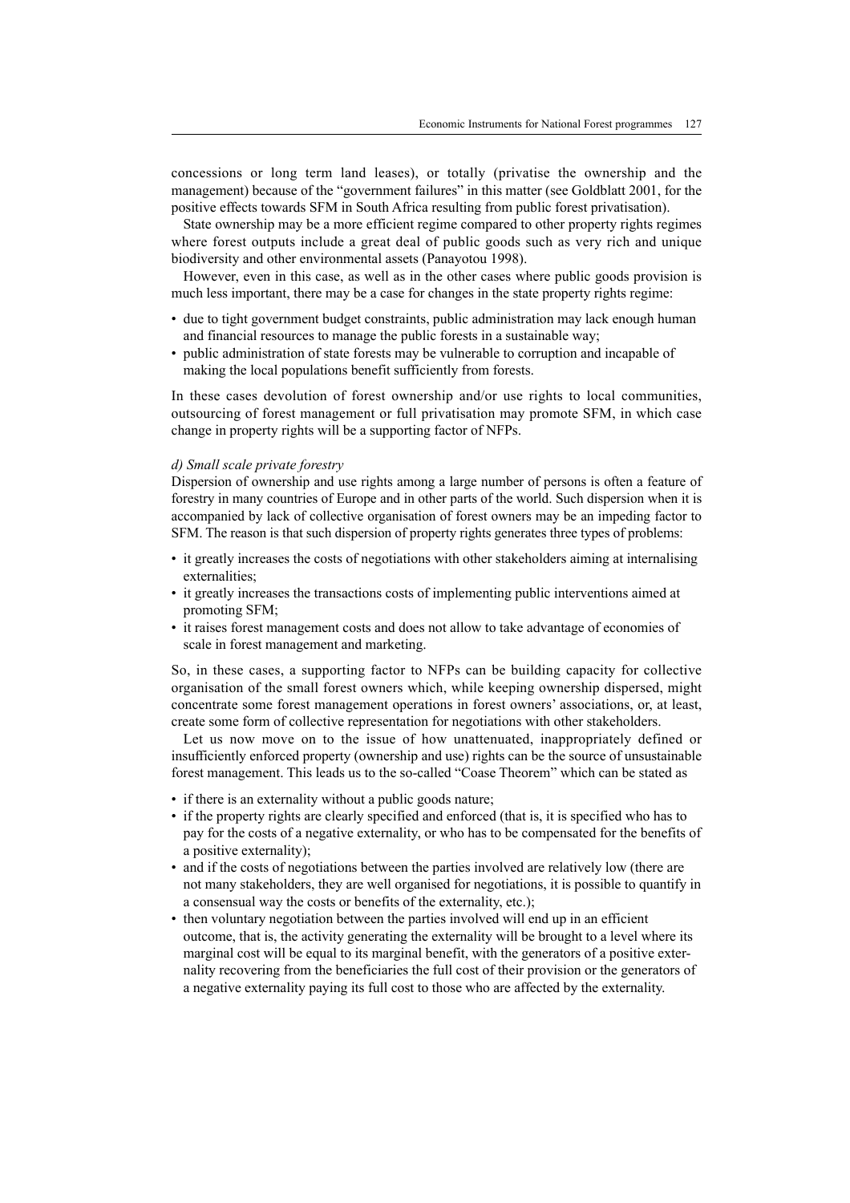concessions or long term land leases), or totally (privatise the ownership and the management) because of the "government failures" in this matter (see Goldblatt 2001, for the positive effects towards SFM in South Africa resulting from public forest privatisation).

State ownership may be a more efficient regime compared to other property rights regimes where forest outputs include a great deal of public goods such as very rich and unique biodiversity and other environmental assets (Panayotou 1998).

However, even in this case, as well as in the other cases where public goods provision is much less important, there may be a case for changes in the state property rights regime:

- due to tight government budget constraints, public administration may lack enough human and financial resources to manage the public forests in a sustainable way;
- public administration of state forests may be vulnerable to corruption and incapable of making the local populations benefit sufficiently from forests.

In these cases devolution of forest ownership and/or use rights to local communities, outsourcing of forest management or full privatisation may promote SFM, in which case change in property rights will be a supporting factor of NFPs.

*d) Small scale private forestry*

Dispersion of ownership and use rights among a large number of persons is often a feature of forestry in many countries of Europe and in other parts of the world. Such dispersion when it is accompanied by lack of collective organisation of forest owners may be an impeding factor to SFM. The reason is that such dispersion of property rights generates three types of problems:

- it greatly increases the costs of negotiations with other stakeholders aiming at internalising externalities;
- it greatly increases the transactions costs of implementing public interventions aimed at promoting SFM;
- it raises forest management costs and does not allow to take advantage of economies of scale in forest management and marketing.

So, in these cases, a supporting factor to NFPs can be building capacity for collective organisation of the small forest owners which, while keeping ownership dispersed, might concentrate some forest management operations in forest owners' associations, or, at least, create some form of collective representation for negotiations with other stakeholders.

Let us now move on to the issue of how unattenuated, inappropriately defined or insufficiently enforced property (ownership and use) rights can be the source of unsustainable forest management. This leads us to the so-called "Coase Theorem" which can be stated as

- if there is an externality without a public goods nature;
- if the property rights are clearly specified and enforced (that is, it is specified who has to pay for the costs of a negative externality, or who has to be compensated for the benefits of a positive externality);
- and if the costs of negotiations between the parties involved are relatively low (there are not many stakeholders, they are well organised for negotiations, it is possible to quantify in a consensual way the costs or benefits of the externality, etc.);
- then voluntary negotiation between the parties involved will end up in an efficient outcome, that is, the activity generating the externality will be brought to a level where its marginal cost will be equal to its marginal benefit, with the generators of a positive externality recovering from the beneficiaries the full cost of their provision or the generators of a negative externality paying its full cost to those who are affected by the externality.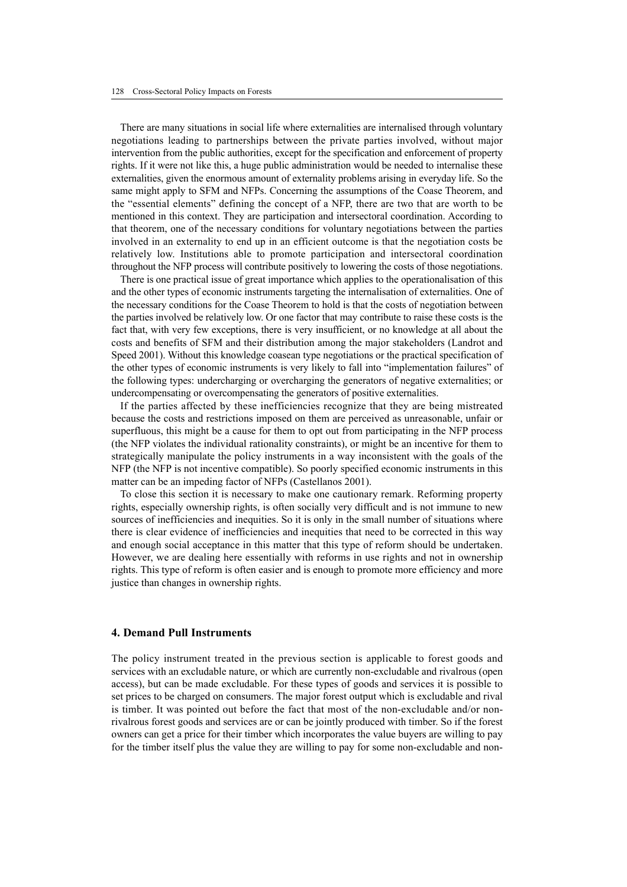There are many situations in social life where externalities are internalised through voluntary negotiations leading to partnerships between the private parties involved, without major intervention from the public authorities, except for the specification and enforcement of property rights. If it were not like this, a huge public administration would be needed to internalise these externalities, given the enormous amount of externality problems arising in everyday life. So the same might apply to SFM and NFPs. Concerning the assumptions of the Coase Theorem, and the "essential elements" defining the concept of a NFP, there are two that are worth to be mentioned in this context. They are participation and intersectoral coordination. According to that theorem, one of the necessary conditions for voluntary negotiations between the parties involved in an externality to end up in an efficient outcome is that the negotiation costs be relatively low. Institutions able to promote participation and intersectoral coordination throughout the NFP process will contribute positively to lowering the costs of those negotiations.

There is one practical issue of great importance which applies to the operationalisation of this and the other types of economic instruments targeting the internalisation of externalities. One of the necessary conditions for the Coase Theorem to hold is that the costs of negotiation between the parties involved be relatively low. Or one factor that may contribute to raise these costs is the fact that, with very few exceptions, there is very insufficient, or no knowledge at all about the costs and benefits of SFM and their distribution among the major stakeholders (Landrot and Speed 2001). Without this knowledge coasean type negotiations or the practical specification of the other types of economic instruments is very likely to fall into "implementation failures" of the following types: undercharging or overcharging the generators of negative externalities; or undercompensating or overcompensating the generators of positive externalities.

If the parties affected by these inefficiencies recognize that they are being mistreated because the costs and restrictions imposed on them are perceived as unreasonable, unfair or superfluous, this might be a cause for them to opt out from participating in the NFP process (the NFP violates the individual rationality constraints), or might be an incentive for them to strategically manipulate the policy instruments in a way inconsistent with the goals of the NFP (the NFP is not incentive compatible). So poorly specified economic instruments in this matter can be an impeding factor of NFPs (Castellanos 2001).

To close this section it is necessary to make one cautionary remark. Reforming property rights, especially ownership rights, is often socially very difficult and is not immune to new sources of inefficiencies and inequities. So it is only in the small number of situations where there is clear evidence of inefficiencies and inequities that need to be corrected in this way and enough social acceptance in this matter that this type of reform should be undertaken. However, we are dealing here essentially with reforms in use rights and not in ownership rights. This type of reform is often easier and is enough to promote more efficiency and more justice than changes in ownership rights.

## 4. Demand Pull Instruments

The policy instrument treated in the previous section is applicable to forest goods and services with an excludable nature, or which are currently non-excludable and rivalrous (open access), but can be made excludable. For these types of goods and services it is possible to set prices to be charged on consumers. The major forest output which is excludable and rival is timber. It was pointed out before the fact that most of the non-excludable and/or non-rivalrous forest goods and services are or can be jointly produced with timber. So if the forest owners can get a price for their timber which incorporates the value buyers are willing to pay for the timber itself plus the value they are willing to pay for some non-excludable and non-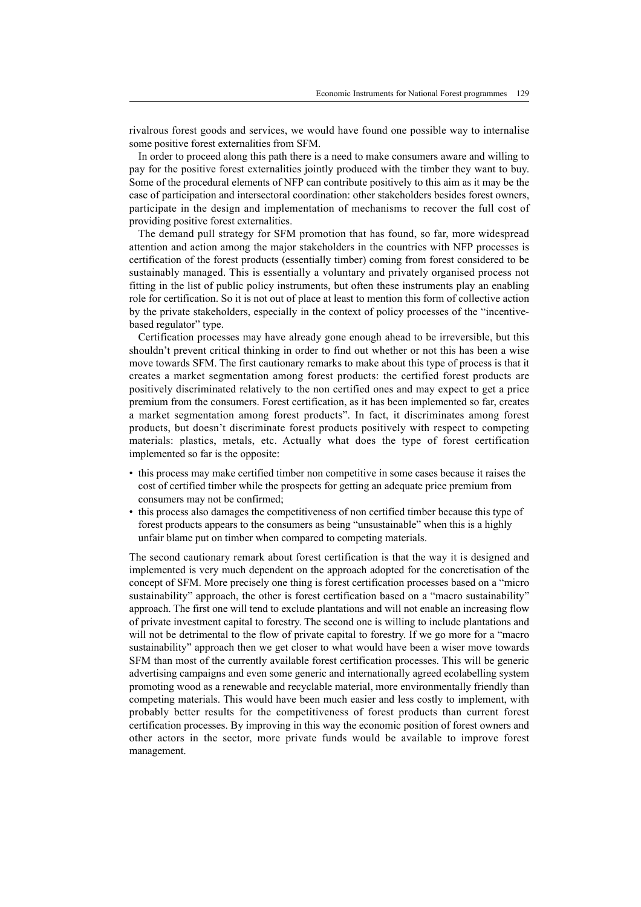rivalrous forest goods and services, we would have found one possible way to internalise some positive forest externalities from SFM.

In order to proceed along this path there is a need to make consumers aware and willing to pay for the positive forest externalities jointly produced with the timber they want to buy. Some of the procedural elements of NFP can contribute positively to this aim as it may be the case of participation and intersectoral coordination: other stakeholders besides forest owners, participate in the design and implementation of mechanisms to recover the full cost of providing positive forest externalities.

The demand pull strategy for SFM promotion that has found, so far, more widespread attention and action among the major stakeholders in the countries with NFP processes is certification of the forest products (essentially timber) coming from forest considered to be sustainably managed. This is essentially a voluntary and privately organised process not fitting in the list of public policy instruments, but often these instruments play an enabling role for certification. So it is not out of place at least to mention this form of collective action by the private stakeholders, especially in the context of policy processes of the "incentive-based regulator" type.

Certification processes may have already gone enough ahead to be irreversible, but this shouldn't prevent critical thinking in order to find out whether or not this has been a wise move towards SFM. The first cautionary remarks to make about this type of process is that it creates a market segmentation among forest products: the certified forest products are positively discriminated relatively to the non certified ones and may expect to get a price premium from the consumers. Forest certification, as it has been implemented so far, creates a market segmentation among forest products". In fact, it discriminates among forest products, but doesn't discriminate forest products positively with respect to competing materials: plastics, metals, etc. Actually what does the type of forest certification implemented so far is the opposite:

- this process may make certified timber non competitive in some cases because it raises the cost of certified timber while the prospects for getting an adequate price premium from consumers may not be confirmed;
- this process also damages the competitiveness of non certified timber because this type of forest products appears to the consumers as being "unsustainable" when this is a highly unfair blame put on timber when compared to competing materials.

The second cautionary remark about forest certification is that the way it is designed and implemented is very much dependent on the approach adopted for the concretisation of the concept of SFM. More precisely one thing is forest certification processes based on a "micro sustainability" approach, the other is forest certification based on a "macro sustainability" approach. The first one will tend to exclude plantations and will not enable an increasing flow of private investment capital to forestry. The second one is willing to include plantations and will not be detrimental to the flow of private capital to forestry. If we go more for a "macro sustainability" approach then we get closer to what would have been a wiser move towards SFM than most of the currently available forest certification processes. This will be generic advertising campaigns and even some generic and internationally agreed ecolabelling system promoting wood as a renewable and recyclable material, more environmentally friendly than competing materials. This would have been much easier and less costly to implement, with probably better results for the competitiveness of forest products than current forest certification processes. By improving in this way the economic position of forest owners and other actors in the sector, more private funds would be available to improve forest management.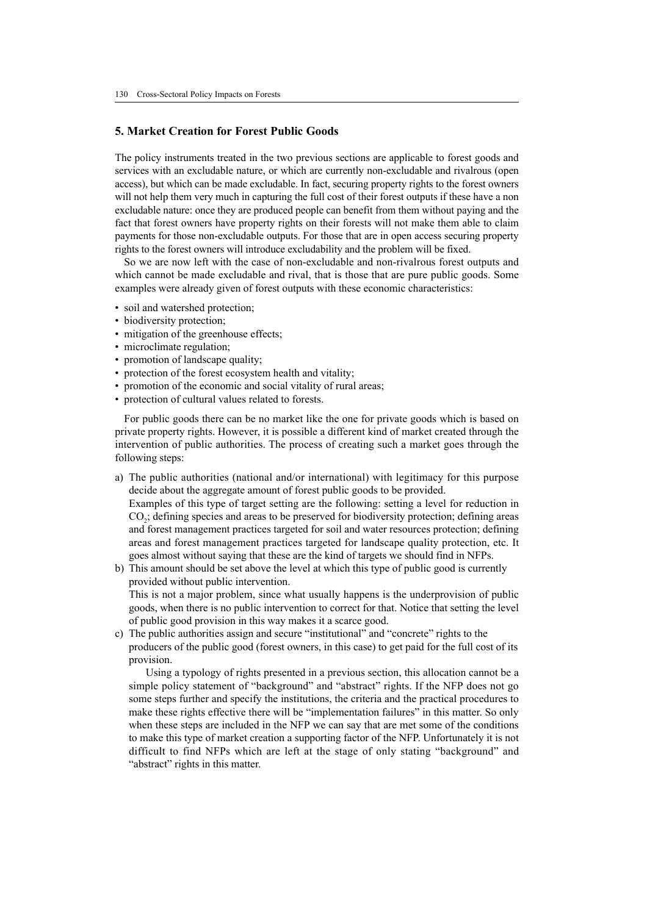## 5. Market Creation for Forest Public Goods

The policy instruments treated in the two previous sections are applicable to forest goods and services with an excludable nature, or which are currently non-excludable and rivalrous (open access), but which can be made excludable. In fact, securing property rights to the forest owners will not help them very much in capturing the full cost of their forest outputs if these have a non excludable nature: once they are produced people can benefit from them without paying and the fact that forest owners have property rights on their forests will not make them able to claim payments for those non-excludable outputs. For those that are in open access securing property rights to the forest owners will introduce excludability and the problem will be fixed.

So we are now left with the case of non-excludable and non-rivalrous forest outputs and which cannot be made excludable and rival, that is those that are pure public goods. Some examples were already given of forest outputs with these economic characteristics:

- soil and watershed protection;
- biodiversity protection;
- mitigation of the greenhouse effects;
- microclimate regulation;
- promotion of landscape quality;
- protection of the forest ecosystem health and vitality;
- promotion of the economic and social vitality of rural areas;
- protection of cultural values related to forests.

For public goods there can be no market like the one for private goods which is based on private property rights. However, it is possible a different kind of market created through the intervention of public authorities. The process of creating such a market goes through the following steps:

a) The public authorities (national and/or international) with legitimacy for this purpose decide about the aggregate amount of forest public goods to be provided.
   Examples of this type of target setting are the following: setting a level for reduction in $CO_2$; defining species and areas to be preserved for biodiversity protection; defining areas and forest management practices targeted for soil and water resources protection; defining areas and forest management practices targeted for landscape quality protection, etc. It goes almost without saying that these are the kind of targets we should find in NFPs.
b) This amount should be set above the level at which this type of public good is currently provided without public intervention.
   This is not a major problem, since what usually happens is the underprovision of public goods, when there is no public intervention to correct for that. Notice that setting the level of public good provision in this way makes it a scarce good.
c) The public authorities assign and secure "institutional" and "concrete" rights to the producers of the public good (forest owners, in this case) to get paid for the full cost of its provision.
   Using a typology of rights presented in a previous section, this allocation cannot be a simple policy statement of "background" and "abstract" rights. If the NFP does not go some steps further and specify the institutions, the criteria and the practical procedures to make these rights effective there will be "implementation failures" in this matter. So only when these steps are included in the NFP we can say that are met some of the conditions to make this type of market creation a supporting factor of the NFP. Unfortunately it is not difficult to find NFPs which are left at the stage of only stating "background" and "abstract" rights in this matter.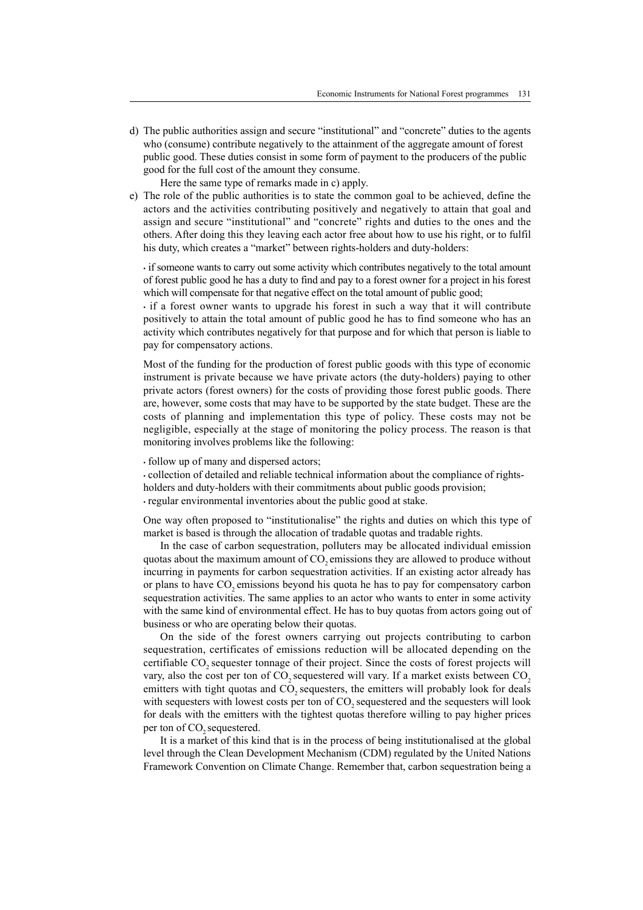d) The public authorities assign and secure "institutional" and "concrete" duties to the agents who (consume) contribute negatively to the attainment of the aggregate amount of forest public good. These duties consist in some form of payment to the producers of the public good for the full cost of the amount they consume.

   Here the same type of remarks made in c) apply.

e) The role of the public authorities is to state the common goal to be achieved, define the actors and the activities contributing positively and negatively to attain that goal and assign and secure "institutional" and "concrete" rights and duties to the ones and the others. After doing this they leaving each actor free about how to use his right, or to fulfil his duty, which creates a "market" between rights-holders and duty-holders:

   - if someone wants to carry out some activity which contributes negatively to the total amount of forest public good he has a duty to find and pay to a forest owner for a project in his forest which will compensate for that negative effect on the total amount of public good;
   - if a forest owner wants to upgrade his forest in such a way that it will contribute positively to attain the total amount of public good he has to find someone who has an activity which contributes negatively for that purpose and for which that person is liable to pay for compensatory actions.

   Most of the funding for the production of forest public goods with this type of economic instrument is private because we have private actors (the duty-holders) paying to other private actors (forest owners) for the costs of providing those forest public goods. There are, however, some costs that may have to be supported by the state budget. These are the costs of planning and implementation this type of policy. These costs may not be negligible, especially at the stage of monitoring the policy process. The reason is that monitoring involves problems like the following:

   - follow up of many and dispersed actors;
   - collection of detailed and reliable technical information about the compliance of rights-holders and duty-holders with their commitments about public goods provision;
   - regular environmental inventories about the public good at stake.

   One way often proposed to "institutionalise" the rights and duties on which this type of market is based is through the allocation of tradable quotas and tradable rights.

   In the case of carbon sequestration, polluters may be allocated individual emission quotas about the maximum amount of $CO_2$ emissions they are allowed to produce without incurring in payments for carbon sequestration activities. If an existing actor already has or plans to have $CO_2$ emissions beyond his quota he has to pay for compensatory carbon sequestration activities. The same applies to an actor who wants to enter in some activity with the same kind of environmental effect. He has to buy quotas from actors going out of business or who are operating below their quotas.

   On the side of the forest owners carrying out projects contributing to carbon sequestration, certificates of emissions reduction will be allocated depending on the certifiable $CO_2$ sequester tonnage of their project. Since the costs of forest projects will vary, also the cost per ton of $CO_2$ sequestered will vary. If a market exists between $CO_2$ emitters with tight quotas and $CO_2$ sequesters, the emitters will probably look for deals with sequesters with lowest costs per ton of $CO_2$ sequestered and the sequesters will look for deals with the emitters with the tightest quotas therefore willing to pay higher prices per ton of $CO_2$ sequestered.

   It is a market of this kind that is in the process of being institutionalised at the global level through the Clean Development Mechanism (CDM) regulated by the United Nations Framework Convention on Climate Change. Remember that, carbon sequestration being a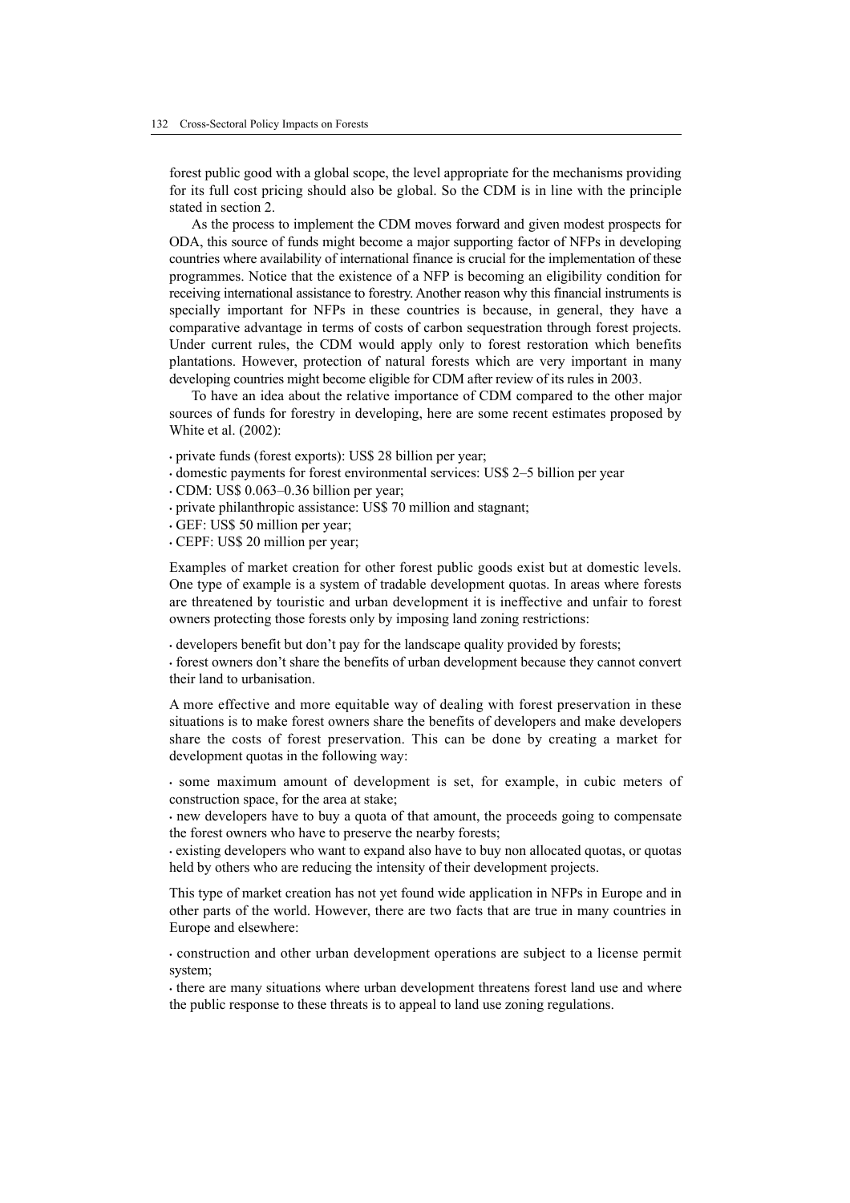forest public good with a global scope, the level appropriate for the mechanisms providing for its full cost pricing should also be global. So the CDM is in line with the principle stated in section 2.

As the process to implement the CDM moves forward and given modest prospects for ODA, this source of funds might become a major supporting factor of NFPs in developing countries where availability of international finance is crucial for the implementation of these programmes. Notice that the existence of a NFP is becoming an eligibility condition for receiving international assistance to forestry. Another reason why this financial instruments is specially important for NFPs in these countries is because, in general, they have a comparative advantage in terms of costs of carbon sequestration through forest projects. Under current rules, the CDM would apply only to forest restoration which benefits plantations. However, protection of natural forests which are very important in many developing countries might become eligible for CDM after review of its rules in 2003.

To have an idea about the relative importance of CDM compared to the other major sources of funds for forestry in developing, here are some recent estimates proposed by White et al. (2002):

- private funds (forest exports): US$ 28 billion per year;
- domestic payments for forest environmental services: US$ 2–5 billion per year
- CDM: US$ 0.063–0.36 billion per year;
- private philanthropic assistance: US$ 70 million and stagnant;
- GEF: US$ 50 million per year;
- CEPF: US$ 20 million per year;

Examples of market creation for other forest public goods exist but at domestic levels. One type of example is a system of tradable development quotas. In areas where forests are threatened by touristic and urban development it is ineffective and unfair to forest owners protecting those forests only by imposing land zoning restrictions:

- developers benefit but don't pay for the landscape quality provided by forests;
- forest owners don't share the benefits of urban development because they cannot convert their land to urbanisation.

A more effective and more equitable way of dealing with forest preservation in these situations is to make forest owners share the benefits of developers and make developers share the costs of forest preservation. This can be done by creating a market for development quotas in the following way:

- some maximum amount of development is set, for example, in cubic meters of construction space, for the area at stake;
- new developers have to buy a quota of that amount, the proceeds going to compensate the forest owners who have to preserve the nearby forests;
- existing developers who want to expand also have to buy non allocated quotas, or quotas held by others who are reducing the intensity of their development projects.

This type of market creation has not yet found wide application in NFPs in Europe and in other parts of the world. However, there are two facts that are true in many countries in Europe and elsewhere:

- construction and other urban development operations are subject to a license permit system;
- there are many situations where urban development threatens forest land use and where the public response to these threats is to appeal to land use zoning regulations.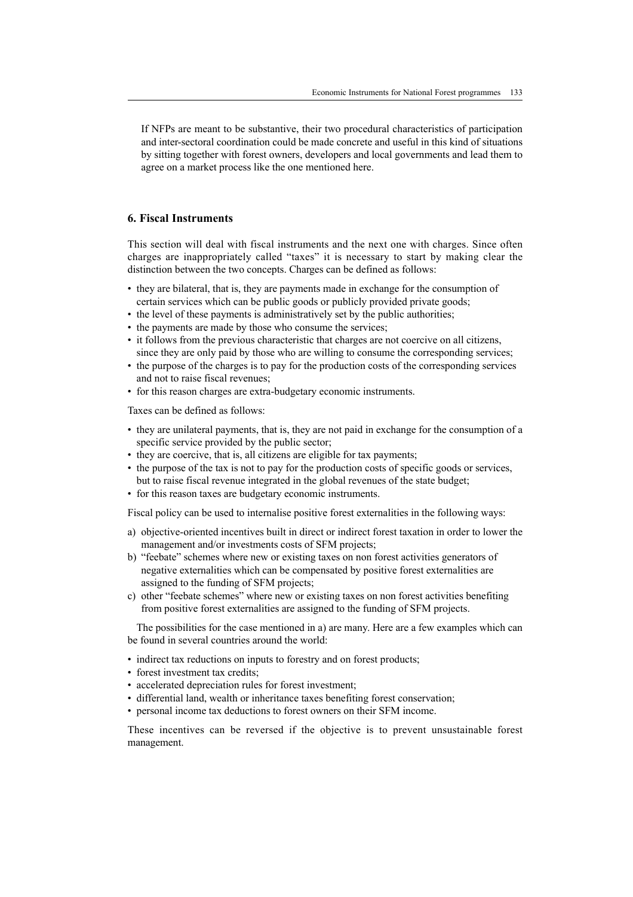If NFPs are meant to be substantive, their two procedural characteristics of participation and inter-sectoral coordination could be made concrete and useful in this kind of situations by sitting together with forest owners, developers and local governments and lead them to agree on a market process like the one mentioned here.

## 6. Fiscal Instruments

This section will deal with fiscal instruments and the next one with charges. Since often charges are inappropriately called "taxes" it is necessary to start by making clear the distinction between the two concepts. Charges can be defined as follows:

- they are bilateral, that is, they are payments made in exchange for the consumption of certain services which can be public goods or publicly provided private goods;
- the level of these payments is administratively set by the public authorities;
- the payments are made by those who consume the services;
- it follows from the previous characteristic that charges are not coercive on all citizens, since they are only paid by those who are willing to consume the corresponding services;
- the purpose of the charges is to pay for the production costs of the corresponding services and not to raise fiscal revenues;
- for this reason charges are extra-budgetary economic instruments.

Taxes can be defined as follows:

- they are unilateral payments, that is, they are not paid in exchange for the consumption of a specific service provided by the public sector;
- they are coercive, that is, all citizens are eligible for tax payments;
- the purpose of the tax is not to pay for the production costs of specific goods or services, but to raise fiscal revenue integrated in the global revenues of the state budget;
- for this reason taxes are budgetary economic instruments.

Fiscal policy can be used to internalise positive forest externalities in the following ways:

a) objective-oriented incentives built in direct or indirect forest taxation in order to lower the management and/or investments costs of SFM projects;
b) "feebate" schemes where new or existing taxes on non forest activities generators of negative externalities which can be compensated by positive forest externalities are assigned to the funding of SFM projects;
c) other "feebate schemes" where new or existing taxes on non forest activities benefiting from positive forest externalities are assigned to the funding of SFM projects.

The possibilities for the case mentioned in a) are many. Here are a few examples which can be found in several countries around the world:

- indirect tax reductions on inputs to forestry and on forest products;
- forest investment tax credits;
- accelerated depreciation rules for forest investment;
- differential land, wealth or inheritance taxes benefiting forest conservation;
- personal income tax deductions to forest owners on their SFM income.

These incentives can be reversed if the objective is to prevent unsustainable forest management.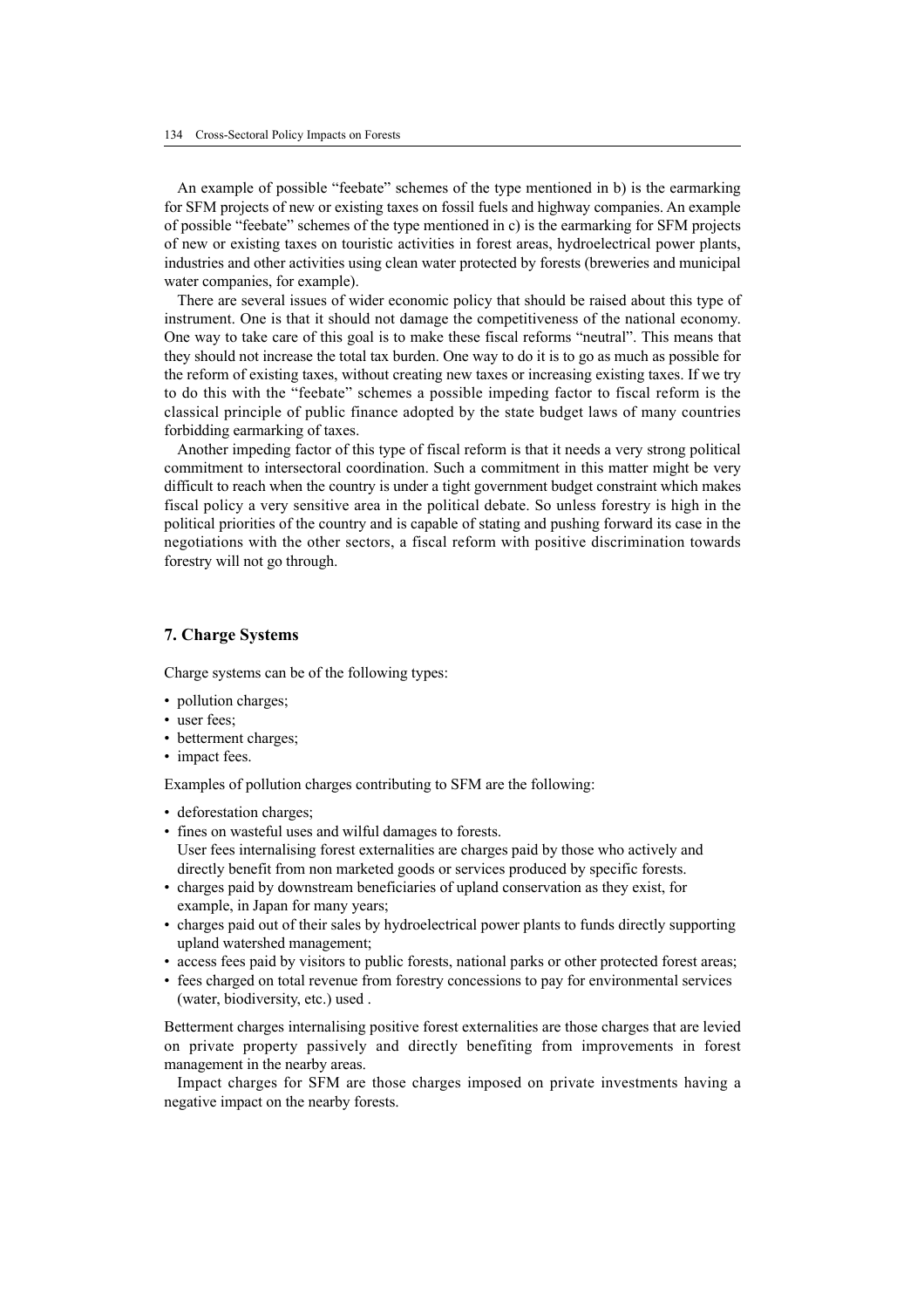An example of possible "feebate" schemes of the type mentioned in b) is the earmarking for SFM projects of new or existing taxes on fossil fuels and highway companies. An example of possible "feebate" schemes of the type mentioned in c) is the earmarking for SFM projects of new or existing taxes on touristic activities in forest areas, hydroelectrical power plants, industries and other activities using clean water protected by forests (breweries and municipal water companies, for example).

There are several issues of wider economic policy that should be raised about this type of instrument. One is that it should not damage the competitiveness of the national economy. One way to take care of this goal is to make these fiscal reforms "neutral". This means that they should not increase the total tax burden. One way to do it is to go as much as possible for the reform of existing taxes, without creating new taxes or increasing existing taxes. If we try to do this with the "feebate" schemes a possible impeding factor to fiscal reform is the classical principle of public finance adopted by the state budget laws of many countries forbidding earmarking of taxes.

Another impeding factor of this type of fiscal reform is that it needs a very strong political commitment to intersectoral coordination. Such a commitment in this matter might be very difficult to reach when the country is under a tight government budget constraint which makes fiscal policy a very sensitive area in the political debate. So unless forestry is high in the political priorities of the country and is capable of stating and pushing forward its case in the negotiations with the other sectors, a fiscal reform with positive discrimination towards forestry will not go through.

## 7. Charge Systems

Charge systems can be of the following types:

- pollution charges;
- user fees;
- betterment charges;
- impact fees.

Examples of pollution charges contributing to SFM are the following:

- deforestation charges;
- fines on wasteful uses and wilful damages to forests.
  User fees internalising forest externalities are charges paid by those who actively and directly benefit from non marketed goods or services produced by specific forests.
- charges paid by downstream beneficiaries of upland conservation as they exist, for example, in Japan for many years;
- charges paid out of their sales by hydroelectrical power plants to funds directly supporting upland watershed management;
- access fees paid by visitors to public forests, national parks or other protected forest areas;
- fees charged on total revenue from forestry concessions to pay for environmental services (water, biodiversity, etc.) used .

Betterment charges internalising positive forest externalities are those charges that are levied on private property passively and directly benefiting from improvements in forest management in the nearby areas.

Impact charges for SFM are those charges imposed on private investments having a negative impact on the nearby forests.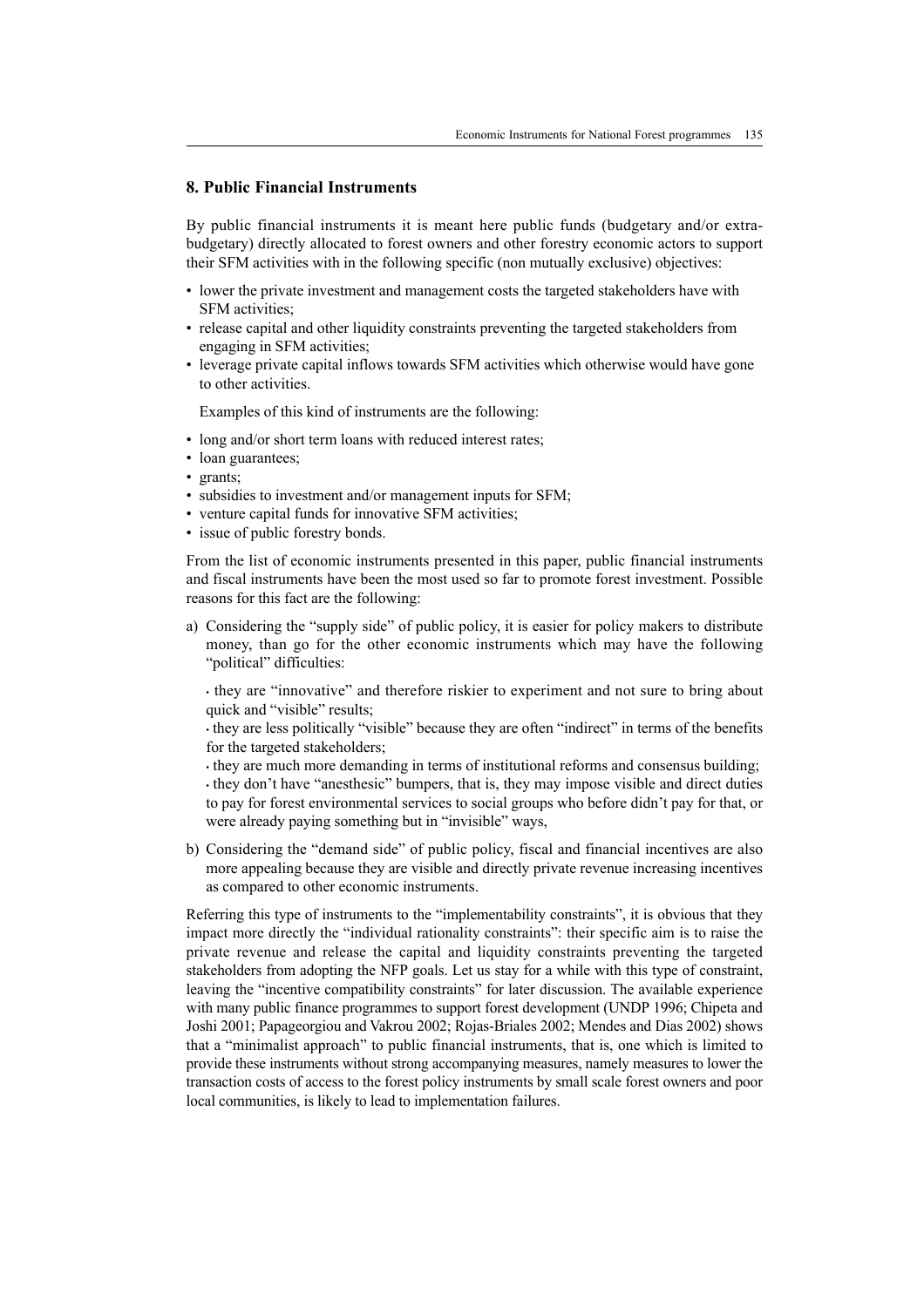## 8. Public Financial Instruments

By public financial instruments it is meant here public funds (budgetary and/or extra-budgetary) directly allocated to forest owners and other forestry economic actors to support their SFM activities with in the following specific (non mutually exclusive) objectives:

- lower the private investment and management costs the targeted stakeholders have with SFM activities;
- release capital and other liquidity constraints preventing the targeted stakeholders from engaging in SFM activities;
- leverage private capital inflows towards SFM activities which otherwise would have gone to other activities.

Examples of this kind of instruments are the following:

- long and/or short term loans with reduced interest rates;
- loan guarantees;
- grants;
- subsidies to investment and/or management inputs for SFM;
- venture capital funds for innovative SFM activities;
- issue of public forestry bonds.

From the list of economic instruments presented in this paper, public financial instruments and fiscal instruments have been the most used so far to promote forest investment. Possible reasons for this fact are the following:

a) Considering the "supply side" of public policy, it is easier for policy makers to distribute money, than go for the other economic instruments which may have the following "political" difficulties:

   - they are "innovative" and therefore riskier to experiment and not sure to bring about quick and "visible" results;
   - they are less politically "visible" because they are often "indirect" in terms of the benefits for the targeted stakeholders;
   - they are much more demanding in terms of institutional reforms and consensus building;
   - they don't have "anesthesic" bumpers, that is, they may impose visible and direct duties to pay for forest environmental services to social groups who before didn't pay for that, or were already paying something but in "invisible" ways,

b) Considering the "demand side" of public policy, fiscal and financial incentives are also more appealing because they are visible and directly private revenue increasing incentives as compared to other economic instruments.

Referring this type of instruments to the "implementability constraints", it is obvious that they impact more directly the "individual rationality constraints": their specific aim is to raise the private revenue and release the capital and liquidity constraints preventing the targeted stakeholders from adopting the NFP goals. Let us stay for a while with this type of constraint, leaving the "incentive compatibility constraints" for later discussion. The available experience with many public finance programmes to support forest development (UNDP 1996; Chipeta and Joshi 2001; Papageorgiou and Vakrou 2002; Rojas-Briales 2002; Mendes and Dias 2002) shows that a "minimalist approach" to public financial instruments, that is, one which is limited to provide these instruments without strong accompanying measures, namely measures to lower the transaction costs of access to the forest policy instruments by small scale forest owners and poor local communities, is likely to lead to implementation failures.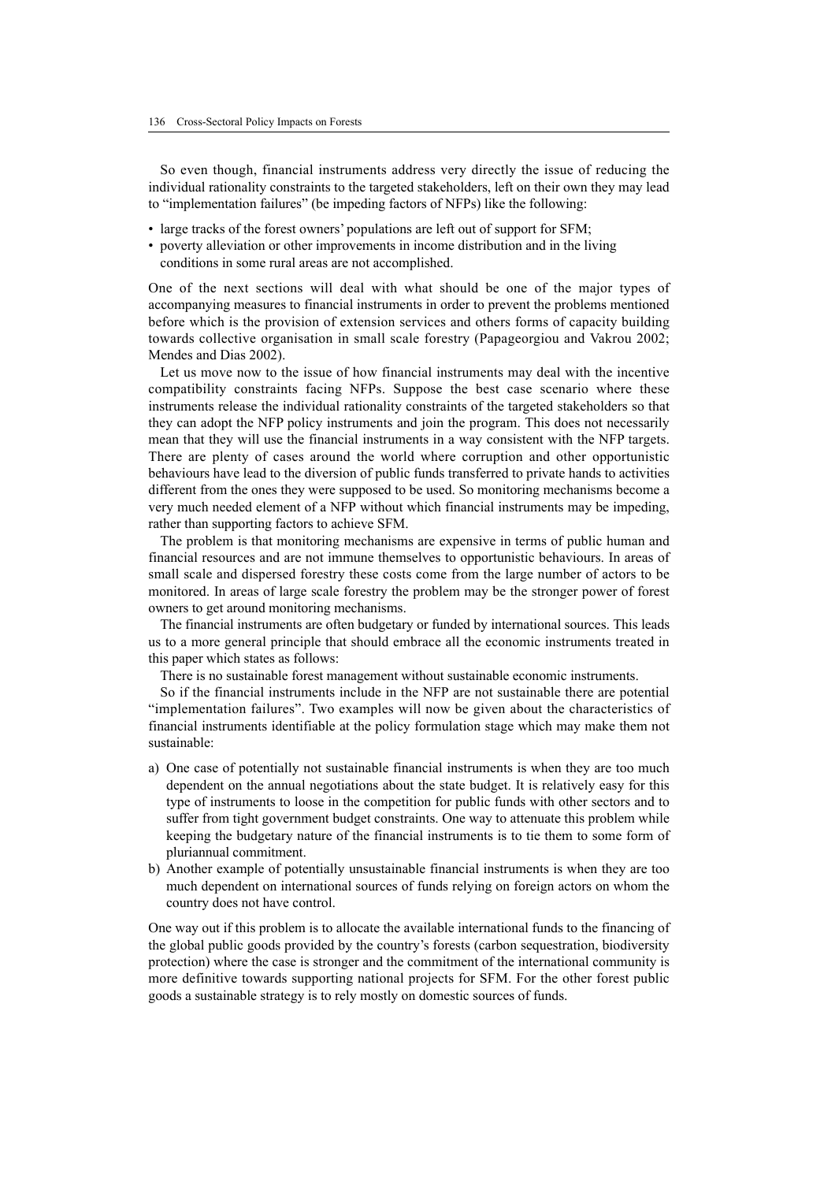So even though, financial instruments address very directly the issue of reducing the individual rationality constraints to the targeted stakeholders, left on their own they may lead to "implementation failures" (be impeding factors of NFPs) like the following:

- large tracks of the forest owners' populations are left out of support for SFM;
- poverty alleviation or other improvements in income distribution and in the living conditions in some rural areas are not accomplished.

One of the next sections will deal with what should be one of the major types of accompanying measures to financial instruments in order to prevent the problems mentioned before which is the provision of extension services and others forms of capacity building towards collective organisation in small scale forestry (Papageorgiou and Vakrou 2002; Mendes and Dias 2002).

Let us move now to the issue of how financial instruments may deal with the incentive compatibility constraints facing NFPs. Suppose the best case scenario where these instruments release the individual rationality constraints of the targeted stakeholders so that they can adopt the NFP policy instruments and join the program. This does not necessarily mean that they will use the financial instruments in a way consistent with the NFP targets. There are plenty of cases around the world where corruption and other opportunistic behaviours have lead to the diversion of public funds transferred to private hands to activities different from the ones they were supposed to be used. So monitoring mechanisms become a very much needed element of a NFP without which financial instruments may be impeding, rather than supporting factors to achieve SFM.

The problem is that monitoring mechanisms are expensive in terms of public human and financial resources and are not immune themselves to opportunistic behaviours. In areas of small scale and dispersed forestry these costs come from the large number of actors to be monitored. In areas of large scale forestry the problem may be the stronger power of forest owners to get around monitoring mechanisms.

The financial instruments are often budgetary or funded by international sources. This leads us to a more general principle that should embrace all the economic instruments treated in this paper which states as follows:

There is no sustainable forest management without sustainable economic instruments.

So if the financial instruments include in the NFP are not sustainable there are potential "implementation failures". Two examples will now be given about the characteristics of financial instruments identifiable at the policy formulation stage which may make them not sustainable:

a) One case of potentially not sustainable financial instruments is when they are too much dependent on the annual negotiations about the state budget. It is relatively easy for this type of instruments to loose in the competition for public funds with other sectors and to suffer from tight government budget constraints. One way to attenuate this problem while keeping the budgetary nature of the financial instruments is to tie them to some form of pluriannual commitment.
b) Another example of potentially unsustainable financial instruments is when they are too much dependent on international sources of funds relying on foreign actors on whom the country does not have control.

One way out if this problem is to allocate the available international funds to the financing of the global public goods provided by the country's forests (carbon sequestration, biodiversity protection) where the case is stronger and the commitment of the international community is more definitive towards supporting national projects for SFM. For the other forest public goods a sustainable strategy is to rely mostly on domestic sources of funds.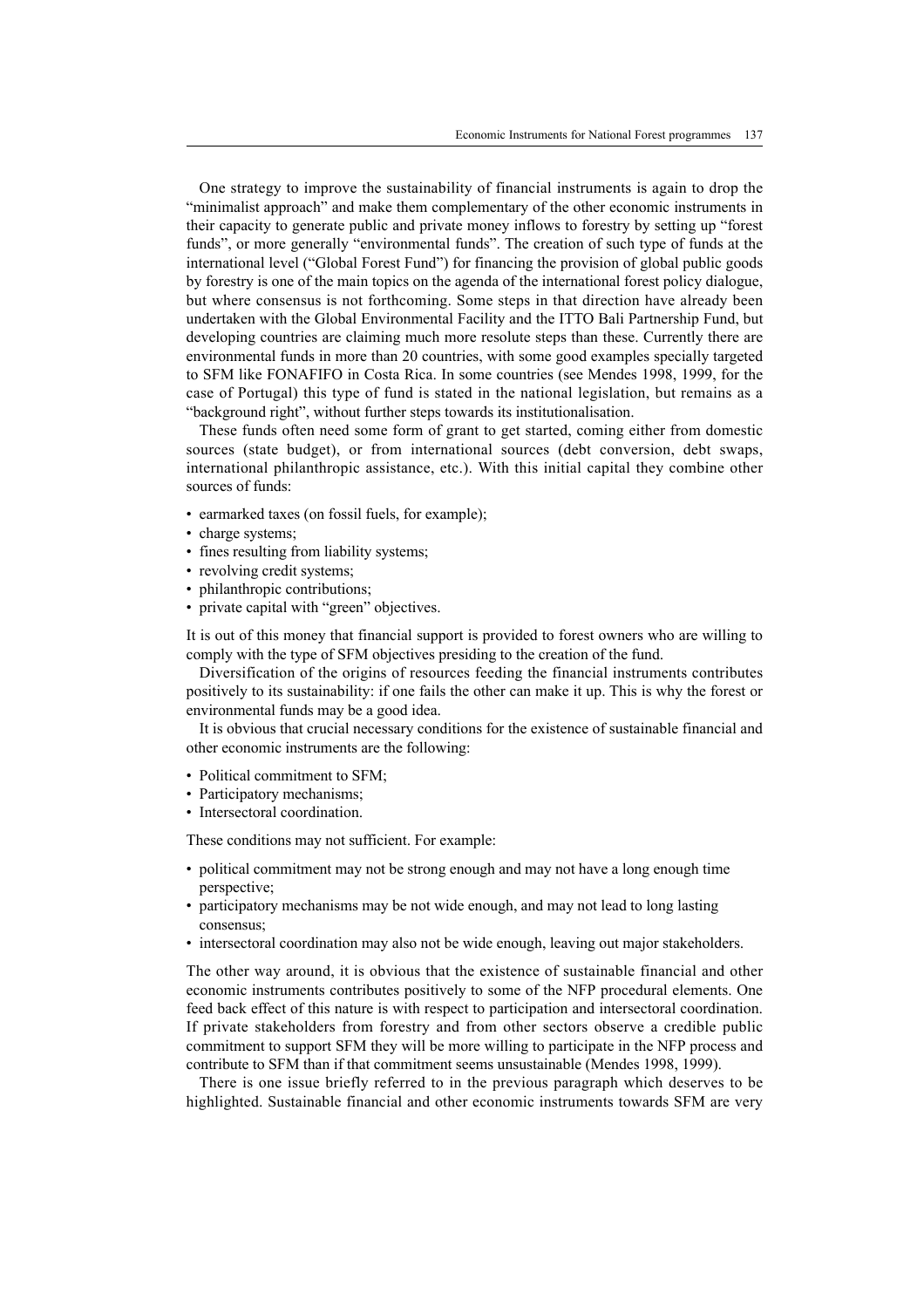One strategy to improve the sustainability of financial instruments is again to drop the "minimalist approach" and make them complementary of the other economic instruments in their capacity to generate public and private money inflows to forestry by setting up "forest funds", or more generally "environmental funds". The creation of such type of funds at the international level ("Global Forest Fund") for financing the provision of global public goods by forestry is one of the main topics on the agenda of the international forest policy dialogue, but where consensus is not forthcoming. Some steps in that direction have already been undertaken with the Global Environmental Facility and the ITTO Bali Partnership Fund, but developing countries are claiming much more resolute steps than these. Currently there are environmental funds in more than 20 countries, with some good examples specially targeted to SFM like FONAFIFO in Costa Rica. In some countries (see Mendes 1998, 1999, for the case of Portugal) this type of fund is stated in the national legislation, but remains as a "background right", without further steps towards its institutionalisation.

These funds often need some form of grant to get started, coming either from domestic sources (state budget), or from international sources (debt conversion, debt swaps, international philanthropic assistance, etc.). With this initial capital they combine other sources of funds:

- earmarked taxes (on fossil fuels, for example);
- charge systems;
- fines resulting from liability systems;
- revolving credit systems;
- philanthropic contributions;
- private capital with "green" objectives.

It is out of this money that financial support is provided to forest owners who are willing to comply with the type of SFM objectives presiding to the creation of the fund.

Diversification of the origins of resources feeding the financial instruments contributes positively to its sustainability: if one fails the other can make it up. This is why the forest or environmental funds may be a good idea.

It is obvious that crucial necessary conditions for the existence of sustainable financial and other economic instruments are the following:

- Political commitment to SFM;
- Participatory mechanisms;
- Intersectoral coordination.

These conditions may not sufficient. For example:

- political commitment may not be strong enough and may not have a long enough time perspective;
- participatory mechanisms may be not wide enough, and may not lead to long lasting consensus;
- intersectoral coordination may also not be wide enough, leaving out major stakeholders.

The other way around, it is obvious that the existence of sustainable financial and other economic instruments contributes positively to some of the NFP procedural elements. One feed back effect of this nature is with respect to participation and intersectoral coordination. If private stakeholders from forestry and from other sectors observe a credible public commitment to support SFM they will be more willing to participate in the NFP process and contribute to SFM than if that commitment seems unsustainable (Mendes 1998, 1999).

There is one issue briefly referred to in the previous paragraph which deserves to be highlighted. Sustainable financial and other economic instruments towards SFM are very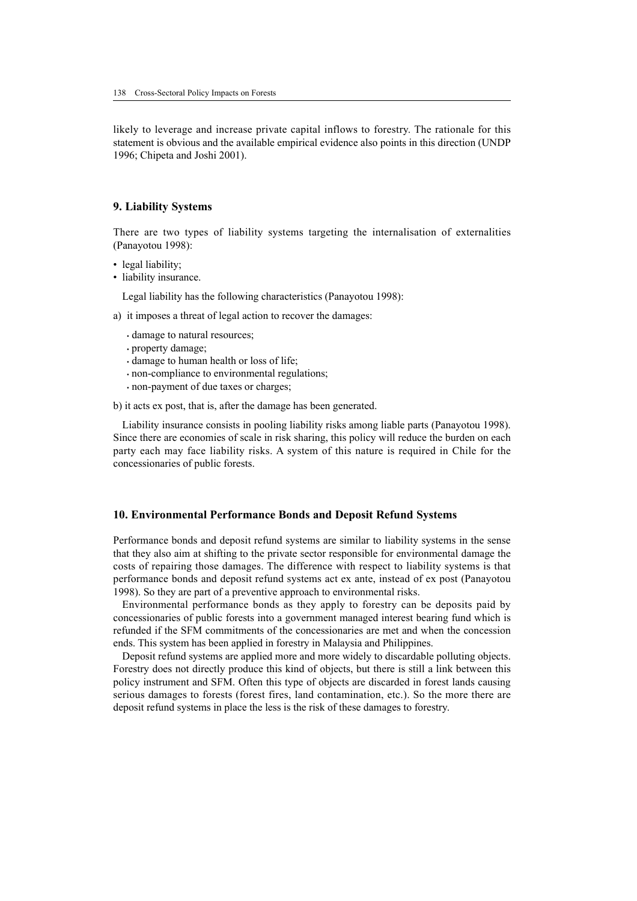likely to leverage and increase private capital inflows to forestry. The rationale for this statement is obvious and the available empirical evidence also points in this direction (UNDP 1996; Chipeta and Joshi 2001).

## 9. Liability Systems

There are two types of liability systems targeting the internalisation of externalities (Panayotou 1998):

- legal liability;
- liability insurance.

Legal liability has the following characteristics (Panayotou 1998):

a) it imposes a threat of legal action to recover the damages:

  - damage to natural resources;
  - property damage;
  - damage to human health or loss of life;
  - non-compliance to environmental regulations;
  - non-payment of due taxes or charges;

b) it acts ex post, that is, after the damage has been generated.

Liability insurance consists in pooling liability risks among liable parts (Panayotou 1998). Since there are economies of scale in risk sharing, this policy will reduce the burden on each party each may face liability risks. A system of this nature is required in Chile for the concessionaries of public forests.

## 10. Environmental Performance Bonds and Deposit Refund Systems

Performance bonds and deposit refund systems are similar to liability systems in the sense that they also aim at shifting to the private sector responsible for environmental damage the costs of repairing those damages. The difference with respect to liability systems is that performance bonds and deposit refund systems act ex ante, instead of ex post (Panayotou 1998). So they are part of a preventive approach to environmental risks.

Environmental performance bonds as they apply to forestry can be deposits paid by concessionaries of public forests into a government managed interest bearing fund which is refunded if the SFM commitments of the concessionaries are met and when the concession ends. This system has been applied in forestry in Malaysia and Philippines.

Deposit refund systems are applied more and more widely to discardable polluting objects. Forestry does not directly produce this kind of objects, but there is still a link between this policy instrument and SFM. Often this type of objects are discarded in forest lands causing serious damages to forests (forest fires, land contamination, etc.). So the more there are deposit refund systems in place the less is the risk of these damages to forestry.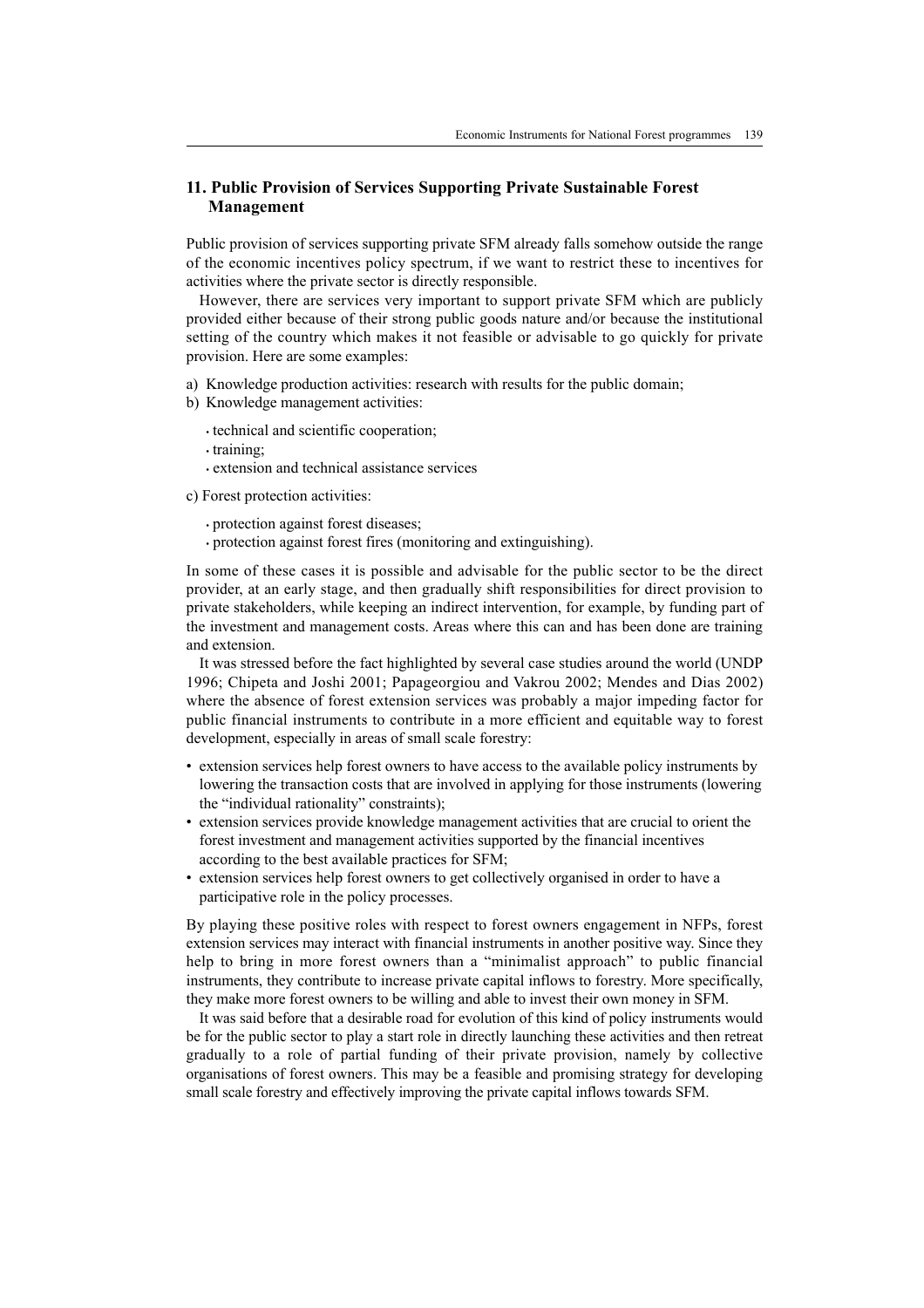## 11. Public Provision of Services Supporting Private Sustainable Forest Management

Public provision of services supporting private SFM already falls somehow outside the range of the economic incentives policy spectrum, if we want to restrict these to incentives for activities where the private sector is directly responsible.

However, there are services very important to support private SFM which are publicly provided either because of their strong public goods nature and/or because the institutional setting of the country which makes it not feasible or advisable to go quickly for private provision. Here are some examples:

a) Knowledge production activities: research with results for the public domain;

b) Knowledge management activities:

- technical and scientific cooperation;
- training;
- extension and technical assistance services

c) Forest protection activities:

- protection against forest diseases;
- protection against forest fires (monitoring and extinguishing).

In some of these cases it is possible and advisable for the public sector to be the direct provider, at an early stage, and then gradually shift responsibilities for direct provision to private stakeholders, while keeping an indirect intervention, for example, by funding part of the investment and management costs. Areas where this can and has been done are training and extension.

It was stressed before the fact highlighted by several case studies around the world (UNDP 1996; Chipeta and Joshi 2001; Papageorgiou and Vakrou 2002; Mendes and Dias 2002) where the absence of forest extension services was probably a major impeding factor for public financial instruments to contribute in a more efficient and equitable way to forest development, especially in areas of small scale forestry:

- extension services help forest owners to have access to the available policy instruments by lowering the transaction costs that are involved in applying for those instruments (lowering the "individual rationality" constraints);
- extension services provide knowledge management activities that are crucial to orient the forest investment and management activities supported by the financial incentives according to the best available practices for SFM;
- extension services help forest owners to get collectively organised in order to have a participative role in the policy processes.

By playing these positive roles with respect to forest owners engagement in NFPs, forest extension services may interact with financial instruments in another positive way. Since they help to bring in more forest owners than a "minimalist approach" to public financial instruments, they contribute to increase private capital inflows to forestry. More specifically, they make more forest owners to be willing and able to invest their own money in SFM.

It was said before that a desirable road for evolution of this kind of policy instruments would be for the public sector to play a start role in directly launching these activities and then retreat gradually to a role of partial funding of their private provision, namely by collective organisations of forest owners. This may be a feasible and promising strategy for developing small scale forestry and effectively improving the private capital inflows towards SFM.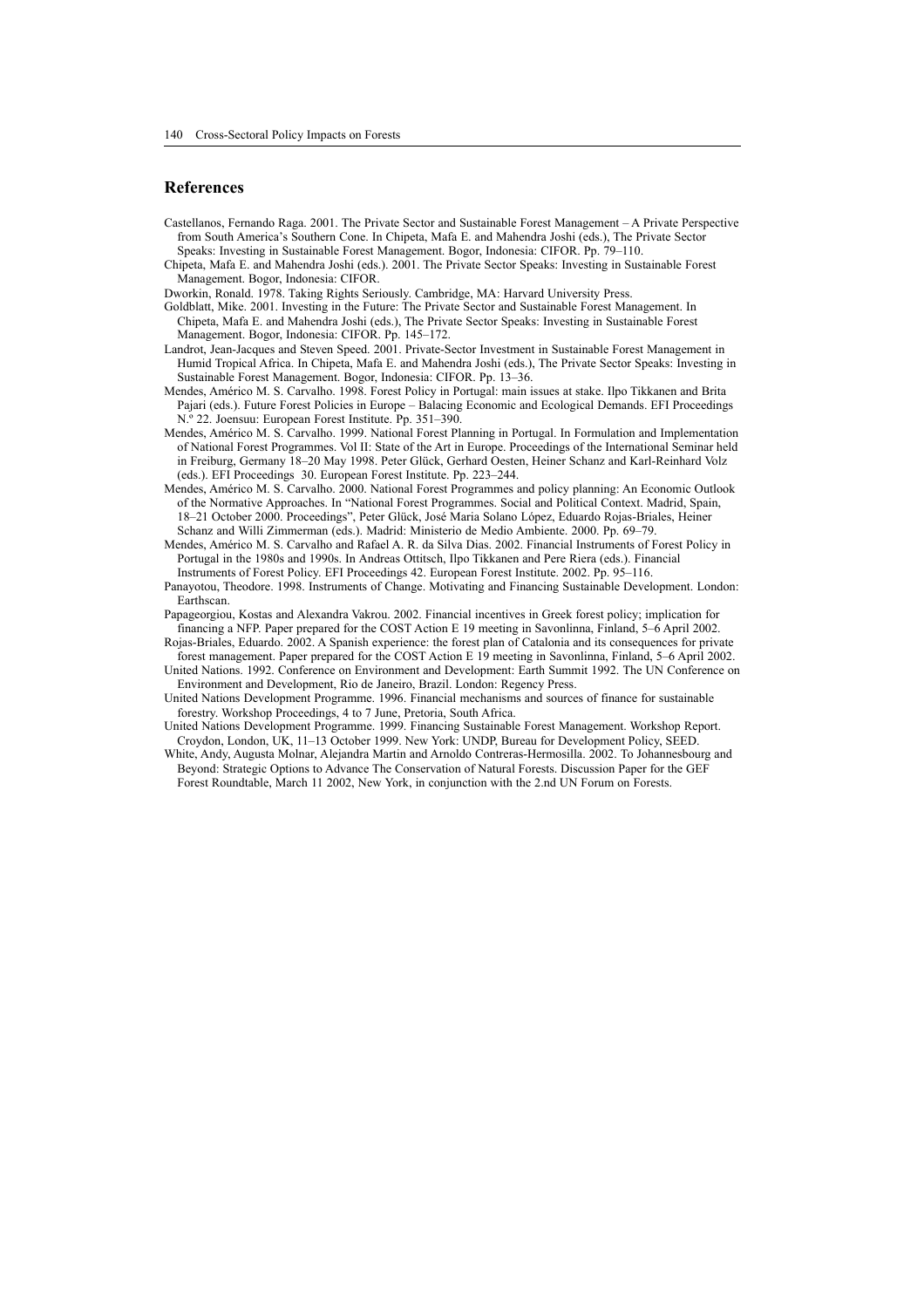## References

Castellanos, Fernando Raga. 2001. The Private Sector and Sustainable Forest Management – A Private Perspective from South America's Southern Cone. In Chipeta, Mafa E. and Mahendra Joshi (eds.), The Private Sector Speaks: Investing in Sustainable Forest Management. Bogor, Indonesia: CIFOR. Pp. 79–110.

Chipeta, Mafa E. and Mahendra Joshi (eds.). 2001. The Private Sector Speaks: Investing in Sustainable Forest Management. Bogor, Indonesia: CIFOR.

Dworkin, Ronald. 1978. Taking Rights Seriously. Cambridge, MA: Harvard University Press.

Goldblatt, Mike. 2001. Investing in the Future: The Private Sector and Sustainable Forest Management. In Chipeta, Mafa E. and Mahendra Joshi (eds.), The Private Sector Speaks: Investing in Sustainable Forest Management. Bogor, Indonesia: CIFOR. Pp. 145–172.

Landrot, Jean-Jacques and Steven Speed. 2001. Private-Sector Investment in Sustainable Forest Management in Humid Tropical Africa. In Chipeta, Mafa E. and Mahendra Joshi (eds.), The Private Sector Speaks: Investing in Sustainable Forest Management. Bogor, Indonesia: CIFOR. Pp. 13–36.

Mendes, Américo M. S. Carvalho. 1998. Forest Policy in Portugal: main issues at stake. Ilpo Tikkanen and Brita Pajari (eds.). Future Forest Policies in Europe – Balacing Economic and Ecological Demands. EFI Proceedings N.º 22. Joensuu: European Forest Institute. Pp. 351–390.

Mendes, Américo M. S. Carvalho. 1999. National Forest Planning in Portugal. In Formulation and Implementation of National Forest Programmes. Vol II: State of the Art in Europe. Proceedings of the International Seminar held in Freiburg, Germany 18–20 May 1998. Peter Glück, Gerhard Oesten, Heiner Schanz and Karl-Reinhard Volz (eds.). EFI Proceedings 30. European Forest Institute. Pp. 223–244.

Mendes, Américo M. S. Carvalho. 2000. National Forest Programmes and policy planning: An Economic Outlook of the Normative Approaches. In "National Forest Programmes. Social and Political Context. Madrid, Spain, 18–21 October 2000. Proceedings", Peter Glück, José Maria Solano López, Eduardo Rojas-Briales, Heiner Schanz and Willi Zimmerman (eds.). Madrid: Ministerio de Medio Ambiente. 2000. Pp. 69–79.

Mendes, Américo M. S. Carvalho and Rafael A. R. da Silva Dias. 2002. Financial Instruments of Forest Policy in Portugal in the 1980s and 1990s. In Andreas Ottitsch, Ilpo Tikkanen and Pere Riera (eds.). Financial Instruments of Forest Policy. EFI Proceedings 42. European Forest Institute. 2002. Pp. 95–116.

Panayotou, Theodore. 1998. Instruments of Change. Motivating and Financing Sustainable Development. London: Earthscan.

Papageorgiou, Kostas and Alexandra Vakrou. 2002. Financial incentives in Greek forest policy; implication for financing a NFP. Paper prepared for the COST Action E 19 meeting in Savonlinna, Finland, 5–6 April 2002.

Rojas-Briales, Eduardo. 2002. A Spanish experience: the forest plan of Catalonia and its consequences for private forest management. Paper prepared for the COST Action E 19 meeting in Savonlinna, Finland, 5–6 April 2002.

United Nations. 1992. Conference on Environment and Development: Earth Summit 1992. The UN Conference on Environment and Development, Rio de Janeiro, Brazil. London: Regency Press.

United Nations Development Programme. 1996. Financial mechanisms and sources of finance for sustainable forestry. Workshop Proceedings, 4 to 7 June, Pretoria, South Africa.

United Nations Development Programme. 1999. Financing Sustainable Forest Management. Workshop Report. Croydon, London, UK, 11–13 October 1999. New York: UNDP, Bureau for Development Policy, SEED.

White, Andy, Augusta Molnar, Alejandra Martin and Arnoldo Contreras-Hermosilla. 2002. To Johannesbourg and Beyond: Strategic Options to Advance The Conservation of Natural Forests. Discussion Paper for the GEF Forest Roundtable, March 11 2002, New York, in conjunction with the 2.nd UN Forum on Forests.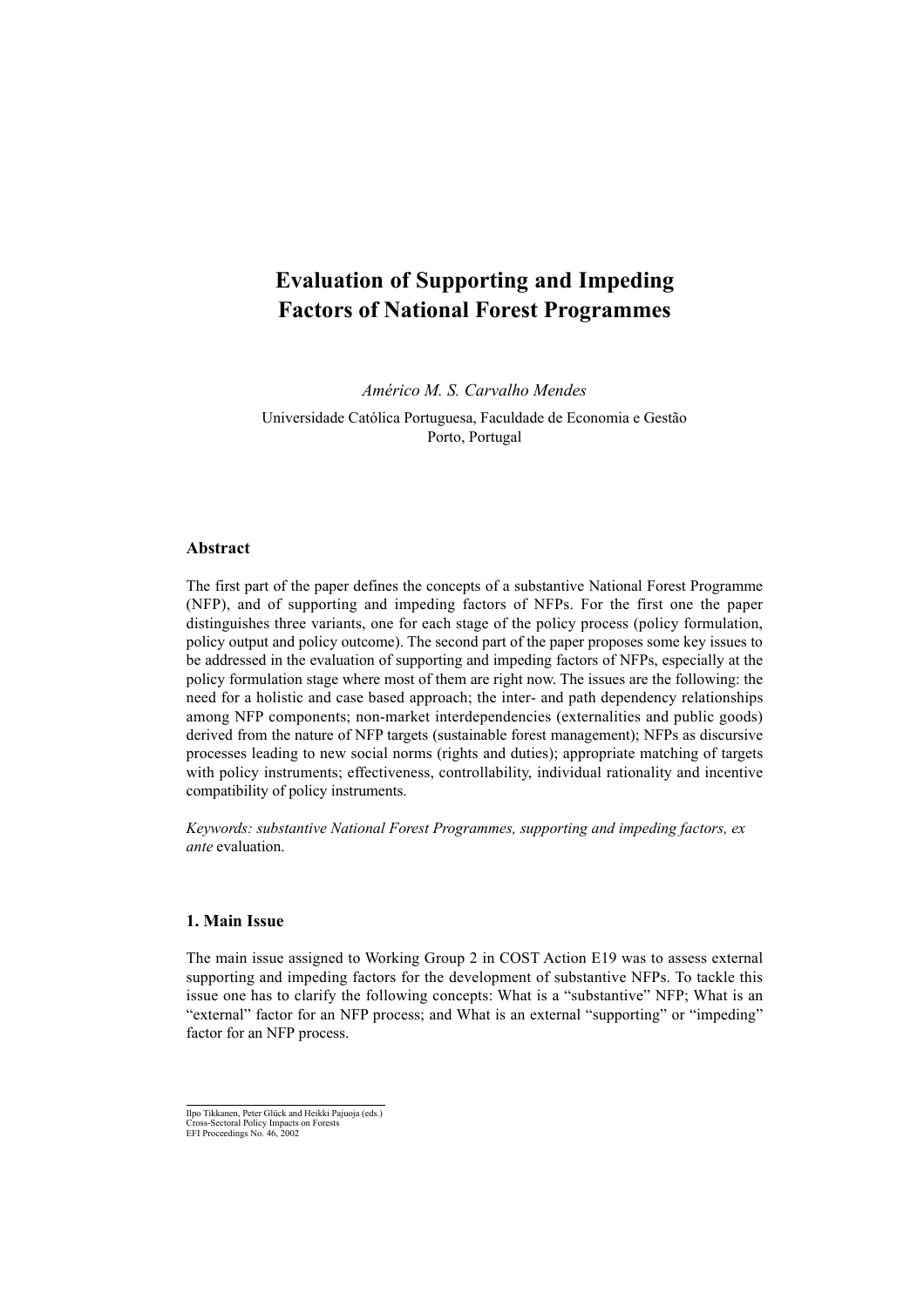# Evaluation of Supporting and Impeding Factors of National Forest Programmes

*Américo M. S. Carvalho Mendes*

Universidade Católica Portuguesa, Faculdade de Economia e Gestão
Porto, Portugal

## Abstract

The first part of the paper defines the concepts of a substantive National Forest Programme (NFP), and of supporting and impeding factors of NFPs. For the first one the paper distinguishes three variants, one for each stage of the policy process (policy formulation, policy output and policy outcome). The second part of the paper proposes some key issues to be addressed in the evaluation of supporting and impeding factors of NFPs, especially at the policy formulation stage where most of them are right now. The issues are the following: the need for a holistic and case based approach; the inter- and path dependency relationships among NFP components; non-market interdependencies (externalities and public goods) derived from the nature of NFP targets (sustainable forest management); NFPs as discursive processes leading to new social norms (rights and duties); appropriate matching of targets with policy instruments; effectiveness, controllability, individual rationality and incentive compatibility of policy instruments.

*Keywords: substantive National Forest Programmes, supporting and impeding factors, ex ante* evaluation.

## 1. Main Issue

The main issue assigned to Working Group 2 in COST Action E19 was to assess external supporting and impeding factors for the development of substantive NFPs. To tackle this issue one has to clarify the following concepts: What is a "substantive" NFP; What is an "external" factor for an NFP process; and What is an external "supporting" or "impeding" factor for an NFP process.

Ilpo Tikkanen, Peter Glück and Heikki Pajuoja (eds.)
Cross-Sectoral Policy Impacts on Forests
EFI Proceedings No. 46, 2002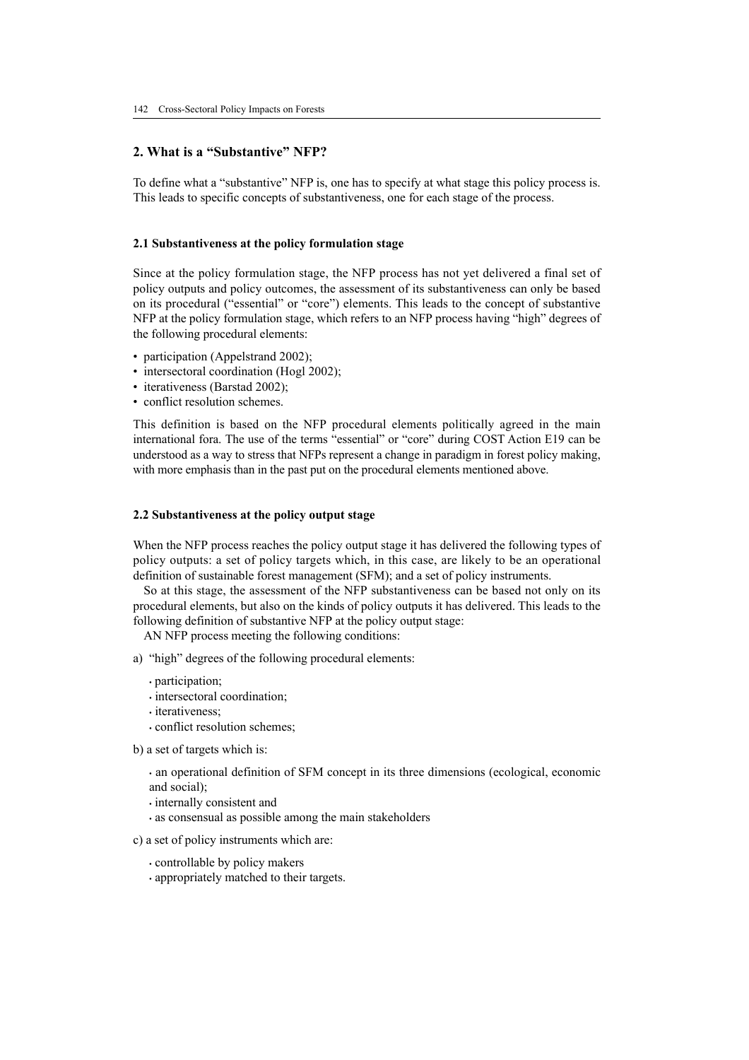## 2. What is a "Substantive" NFP?

To define what a "substantive" NFP is, one has to specify at what stage this policy process is. This leads to specific concepts of substantiveness, one for each stage of the process.

### 2.1 Substantiveness at the policy formulation stage

Since at the policy formulation stage, the NFP process has not yet delivered a final set of policy outputs and policy outcomes, the assessment of its substantiveness can only be based on its procedural ("essential" or "core") elements. This leads to the concept of substantive NFP at the policy formulation stage, which refers to an NFP process having "high" degrees of the following procedural elements:

- participation (Appelstrand 2002);
- intersectoral coordination (Hogl 2002);
- iterativeness (Barstad 2002);
- conflict resolution schemes.

This definition is based on the NFP procedural elements politically agreed in the main international fora. The use of the terms "essential" or "core" during COST Action E19 can be understood as a way to stress that NFPs represent a change in paradigm in forest policy making, with more emphasis than in the past put on the procedural elements mentioned above.

### 2.2 Substantiveness at the policy output stage

When the NFP process reaches the policy output stage it has delivered the following types of policy outputs: a set of policy targets which, in this case, are likely to be an operational definition of sustainable forest management (SFM); and a set of policy instruments.

So at this stage, the assessment of the NFP substantiveness can be based not only on its procedural elements, but also on the kinds of policy outputs it has delivered. This leads to the following definition of substantive NFP at the policy output stage:

AN NFP process meeting the following conditions:

a) "high" degrees of the following procedural elements:

- participation;
- intersectoral coordination;
- iterativeness;
- conflict resolution schemes;

b) a set of targets which is:

- an operational definition of SFM concept in its three dimensions (ecological, economic and social);
- internally consistent and
- as consensual as possible among the main stakeholders

c) a set of policy instruments which are:

- controllable by policy makers
- appropriately matched to their targets.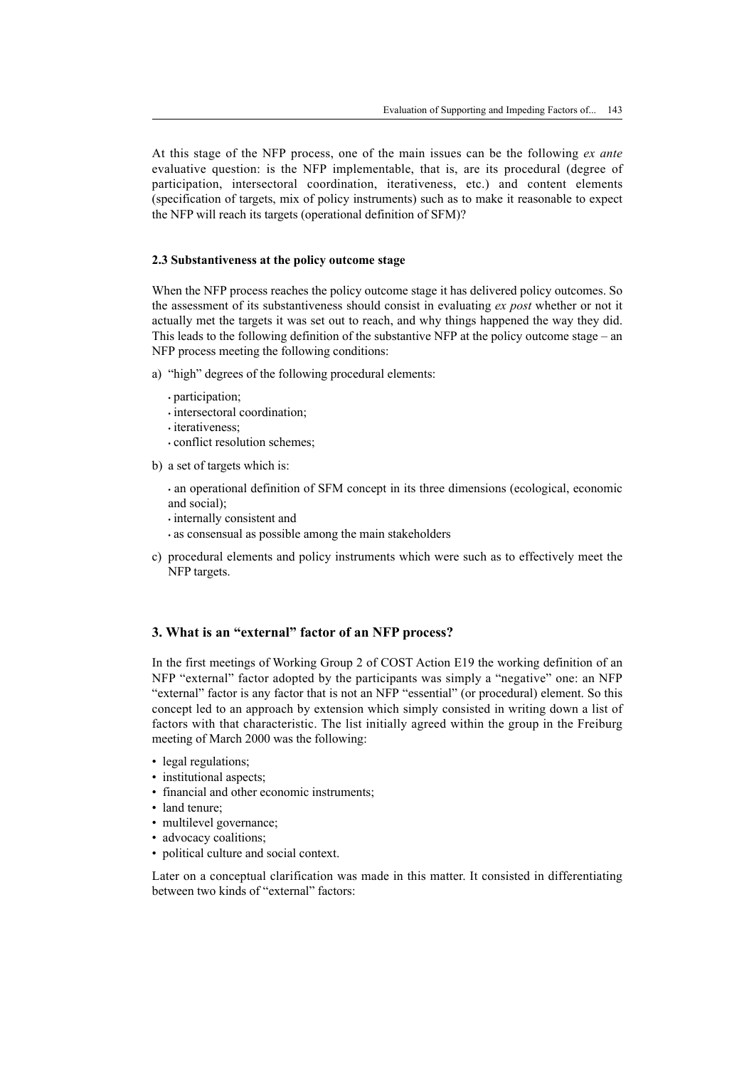At this stage of the NFP process, one of the main issues can be the following *ex ante* evaluative question: is the NFP implementable, that is, are its procedural (degree of participation, intersectoral coordination, iterativeness, etc.) and content elements (specification of targets, mix of policy instruments) such as to make it reasonable to expect the NFP will reach its targets (operational definition of SFM)?

### 2.3 Substantiveness at the policy outcome stage

When the NFP process reaches the policy outcome stage it has delivered policy outcomes. So the assessment of its substantiveness should consist in evaluating *ex post* whether or not it actually met the targets it was set out to reach, and why things happened the way they did. This leads to the following definition of the substantive NFP at the policy outcome stage – an NFP process meeting the following conditions:

a) "high" degrees of the following procedural elements:

   - participation;
   - intersectoral coordination;
   - iterativeness;
   - conflict resolution schemes;

b) a set of targets which is:

   - an operational definition of SFM concept in its three dimensions (ecological, economic and social);
   - internally consistent and
   - as consensual as possible among the main stakeholders

c) procedural elements and policy instruments which were such as to effectively meet the NFP targets.

## 3. What is an "external" factor of an NFP process?

In the first meetings of Working Group 2 of COST Action E19 the working definition of an NFP "external" factor adopted by the participants was simply a "negative" one: an NFP "external" factor is any factor that is not an NFP "essential" (or procedural) element. So this concept led to an approach by extension which simply consisted in writing down a list of factors with that characteristic. The list initially agreed within the group in the Freiburg meeting of March 2000 was the following:

- legal regulations;
- institutional aspects;
- financial and other economic instruments;
- land tenure;
- multilevel governance;
- advocacy coalitions;
- political culture and social context.

Later on a conceptual clarification was made in this matter. It consisted in differentiating between two kinds of "external" factors: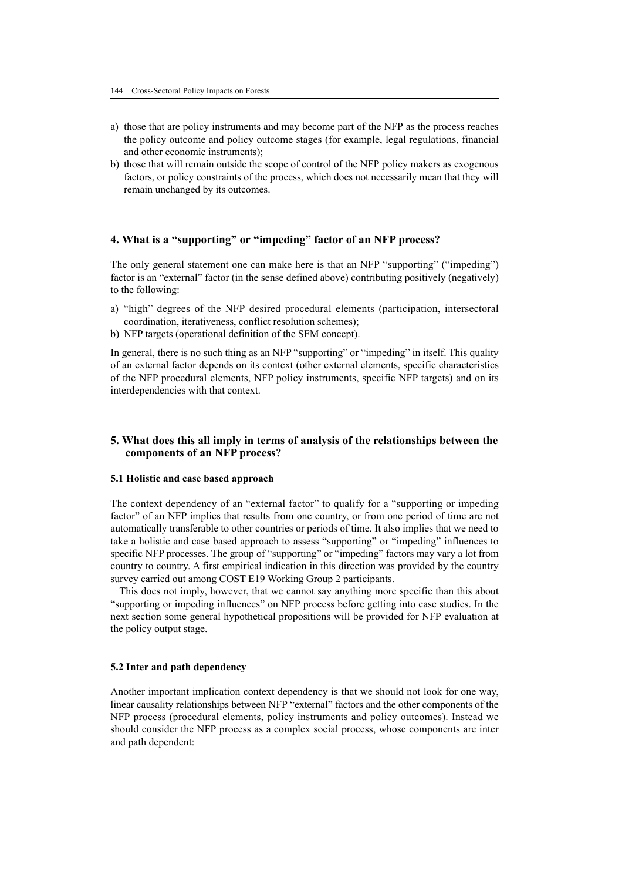a) those that are policy instruments and may become part of the NFP as the process reaches the policy outcome and policy outcome stages (for example, legal regulations, financial and other economic instruments);
b) those that will remain outside the scope of control of the NFP policy makers as exogenous factors, or policy constraints of the process, which does not necessarily mean that they will remain unchanged by its outcomes.

## 4. What is a "supporting" or "impeding" factor of an NFP process?

The only general statement one can make here is that an NFP "supporting" ("impeding") factor is an "external" factor (in the sense defined above) contributing positively (negatively) to the following:

a) "high" degrees of the NFP desired procedural elements (participation, intersectoral coordination, iterativeness, conflict resolution schemes);
b) NFP targets (operational definition of the SFM concept).

In general, there is no such thing as an NFP "supporting" or "impeding" in itself. This quality of an external factor depends on its context (other external elements, specific characteristics of the NFP procedural elements, NFP policy instruments, specific NFP targets) and on its interdependencies with that context.

## 5. What does this all imply in terms of analysis of the relationships between the components of an NFP process?

### 5.1 Holistic and case based approach

The context dependency of an "external factor" to qualify for a "supporting or impeding factor" of an NFP implies that results from one country, or from one period of time are not automatically transferable to other countries or periods of time. It also implies that we need to take a holistic and case based approach to assess "supporting" or "impeding" influences to specific NFP processes. The group of "supporting" or "impeding" factors may vary a lot from country to country. A first empirical indication in this direction was provided by the country survey carried out among COST E19 Working Group 2 participants.

This does not imply, however, that we cannot say anything more specific than this about "supporting or impeding influences" on NFP process before getting into case studies. In the next section some general hypothetical propositions will be provided for NFP evaluation at the policy output stage.

### 5.2 Inter and path dependency

Another important implication context dependency is that we should not look for one way, linear causality relationships between NFP "external" factors and the other components of the NFP process (procedural elements, policy instruments and policy outcomes). Instead we should consider the NFP process as a complex social process, whose components are inter and path dependent: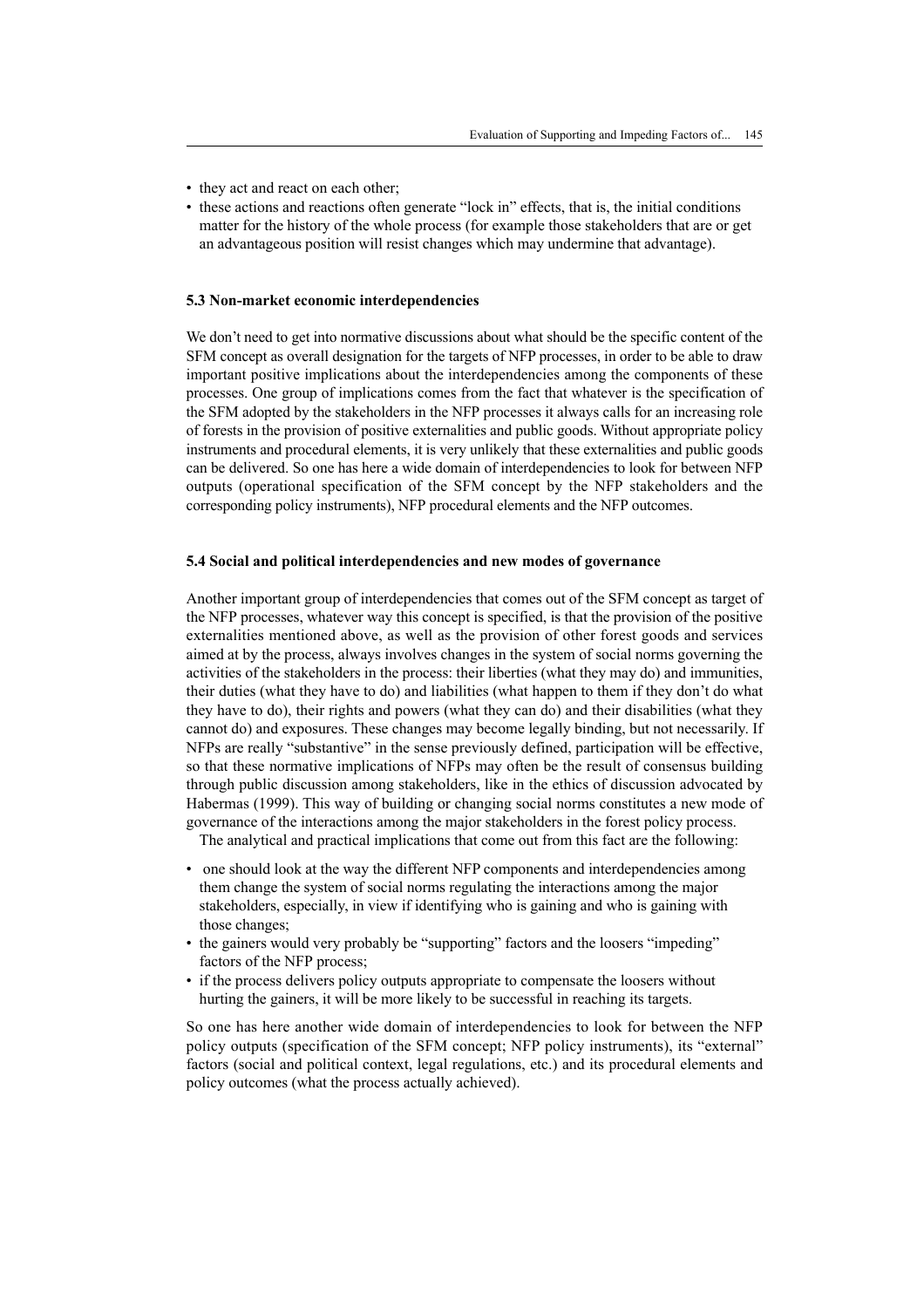- they act and react on each other;
- these actions and reactions often generate "lock in" effects, that is, the initial conditions matter for the history of the whole process (for example those stakeholders that are or get an advantageous position will resist changes which may undermine that advantage).

**5.3 Non-market economic interdependencies**

We don't need to get into normative discussions about what should be the specific content of the SFM concept as overall designation for the targets of NFP processes, in order to be able to draw important positive implications about the interdependencies among the components of these processes. One group of implications comes from the fact that whatever is the specification of the SFM adopted by the stakeholders in the NFP processes it always calls for an increasing role of forests in the provision of positive externalities and public goods. Without appropriate policy instruments and procedural elements, it is very unlikely that these externalities and public goods can be delivered. So one has here a wide domain of interdependencies to look for between NFP outputs (operational specification of the SFM concept by the NFP stakeholders and the corresponding policy instruments), NFP procedural elements and the NFP outcomes.

**5.4 Social and political interdependencies and new modes of governance**

Another important group of interdependencies that comes out of the SFM concept as target of the NFP processes, whatever way this concept is specified, is that the provision of the positive externalities mentioned above, as well as the provision of other forest goods and services aimed at by the process, always involves changes in the system of social norms governing the activities of the stakeholders in the process: their liberties (what they may do) and immunities, their duties (what they have to do) and liabilities (what happen to them if they don't do what they have to do), their rights and powers (what they can do) and their disabilities (what they cannot do) and exposures. These changes may become legally binding, but not necessarily. If NFPs are really "substantive" in the sense previously defined, participation will be effective, so that these normative implications of NFPs may often be the result of consensus building through public discussion among stakeholders, like in the ethics of discussion advocated by Habermas (1999). This way of building or changing social norms constitutes a new mode of governance of the interactions among the major stakeholders in the forest policy process.

The analytical and practical implications that come out from this fact are the following:

- one should look at the way the different NFP components and interdependencies among them change the system of social norms regulating the interactions among the major stakeholders, especially, in view if identifying who is gaining and who is gaining with those changes;
- the gainers would very probably be "supporting" factors and the loosers "impeding" factors of the NFP process;
- if the process delivers policy outputs appropriate to compensate the loosers without hurting the gainers, it will be more likely to be successful in reaching its targets.

So one has here another wide domain of interdependencies to look for between the NFP policy outputs (specification of the SFM concept; NFP policy instruments), its "external" factors (social and political context, legal regulations, etc.) and its procedural elements and policy outcomes (what the process actually achieved).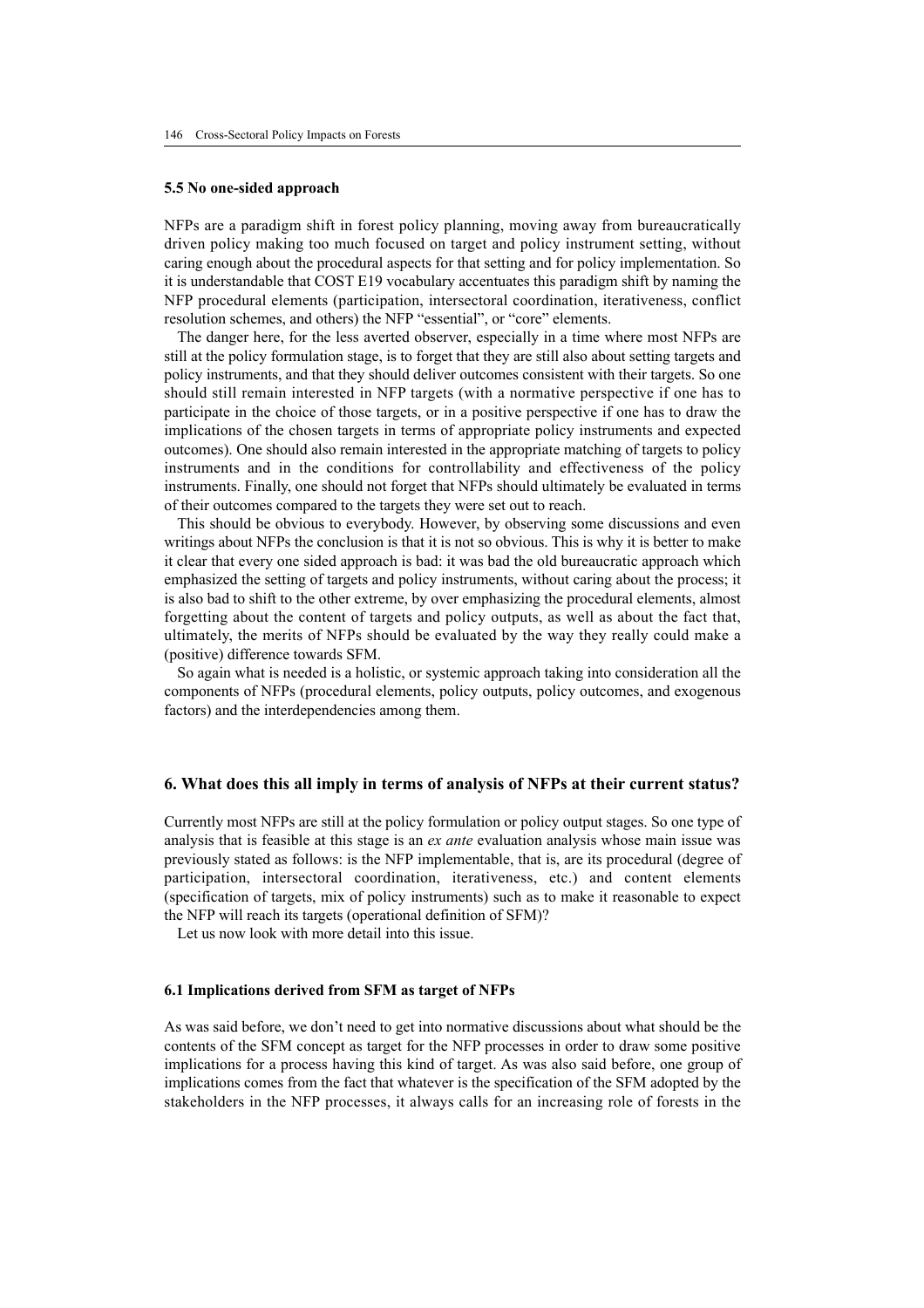### 5.5 No one-sided approach

NFPs are a paradigm shift in forest policy planning, moving away from bureaucratically driven policy making too much focused on target and policy instrument setting, without caring enough about the procedural aspects for that setting and for policy implementation. So it is understandable that COST E19 vocabulary accentuates this paradigm shift by naming the NFP procedural elements (participation, intersectoral coordination, iterativeness, conflict resolution schemes, and others) the NFP "essential", or "core" elements.

The danger here, for the less averted observer, especially in a time where most NFPs are still at the policy formulation stage, is to forget that they are still also about setting targets and policy instruments, and that they should deliver outcomes consistent with their targets. So one should still remain interested in NFP targets (with a normative perspective if one has to participate in the choice of those targets, or in a positive perspective if one has to draw the implications of the chosen targets in terms of appropriate policy instruments and expected outcomes). One should also remain interested in the appropriate matching of targets to policy instruments and in the conditions for controllability and effectiveness of the policy instruments. Finally, one should not forget that NFPs should ultimately be evaluated in terms of their outcomes compared to the targets they were set out to reach.

This should be obvious to everybody. However, by observing some discussions and even writings about NFPs the conclusion is that it is not so obvious. This is why it is better to make it clear that every one sided approach is bad: it was bad the old bureaucratic approach which emphasized the setting of targets and policy instruments, without caring about the process; it is also bad to shift to the other extreme, by over emphasizing the procedural elements, almost forgetting about the content of targets and policy outputs, as well as about the fact that, ultimately, the merits of NFPs should be evaluated by the way they really could make a (positive) difference towards SFM.

So again what is needed is a holistic, or systemic approach taking into consideration all the components of NFPs (procedural elements, policy outputs, policy outcomes, and exogenous factors) and the interdependencies among them.

## 6. What does this all imply in terms of analysis of NFPs at their current status?

Currently most NFPs are still at the policy formulation or policy output stages. So one type of analysis that is feasible at this stage is an *ex ante* evaluation analysis whose main issue was previously stated as follows: is the NFP implementable, that is, are its procedural (degree of participation, intersectoral coordination, iterativeness, etc.) and content elements (specification of targets, mix of policy instruments) such as to make it reasonable to expect the NFP will reach its targets (operational definition of SFM)?

Let us now look with more detail into this issue.

### 6.1 Implications derived from SFM as target of NFPs

As was said before, we don't need to get into normative discussions about what should be the contents of the SFM concept as target for the NFP processes in order to draw some positive implications for a process having this kind of target. As was also said before, one group of implications comes from the fact that whatever is the specification of the SFM adopted by the stakeholders in the NFP processes, it always calls for an increasing role of forests in the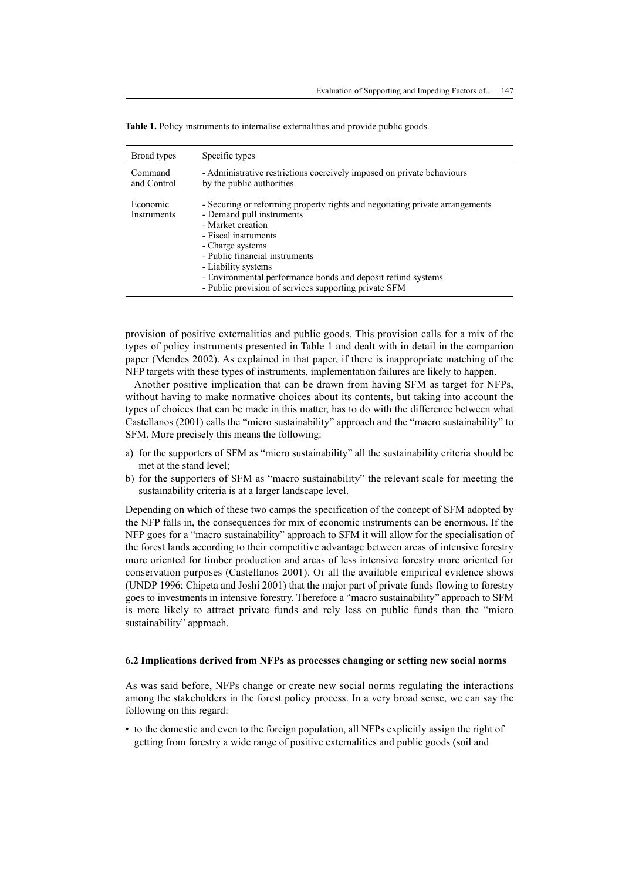**Table 1.** Policy instruments to internalise externalities and provide public goods.

| Broad types | Specific types |
|---|---|
| Command and Control | - Administrative restrictions coercively imposed on private behaviours by the public authorities |
| Economic Instruments | - Securing or reforming property rights and negotiating private arrangements<br>- Demand pull instruments<br>- Market creation<br>- Fiscal instruments<br>- Charge systems<br>- Public financial instruments<br>- Liability systems<br>- Environmental performance bonds and deposit refund systems<br>- Public provision of services supporting private SFM |

provision of positive externalities and public goods. This provision calls for a mix of the types of policy instruments presented in Table 1 and dealt with in detail in the companion paper (Mendes 2002). As explained in that paper, if there is inappropriate matching of the NFP targets with these types of instruments, implementation failures are likely to happen.

Another positive implication that can be drawn from having SFM as target for NFPs, without having to make normative choices about its contents, but taking into account the types of choices that can be made in this matter, has to do with the difference between what Castellanos (2001) calls the "micro sustainability" approach and the "macro sustainability" to SFM. More precisely this means the following:

a) for the supporters of SFM as "micro sustainability" all the sustainability criteria should be met at the stand level;
b) for the supporters of SFM as "macro sustainability" the relevant scale for meeting the sustainability criteria is at a larger landscape level.

Depending on which of these two camps the specification of the concept of SFM adopted by the NFP falls in, the consequences for mix of economic instruments can be enormous. If the NFP goes for a "macro sustainability" approach to SFM it will allow for the specialisation of the forest lands according to their competitive advantage between areas of intensive forestry more oriented for timber production and areas of less intensive forestry more oriented for conservation purposes (Castellanos 2001). Or all the available empirical evidence shows (UNDP 1996; Chipeta and Joshi 2001) that the major part of private funds flowing to forestry goes to investments in intensive forestry. Therefore a "macro sustainability" approach to SFM is more likely to attract private funds and rely less on public funds than the "micro sustainability" approach.

### 6.2 Implications derived from NFPs as processes changing or setting new social norms

As was said before, NFPs change or create new social norms regulating the interactions among the stakeholders in the forest policy process. In a very broad sense, we can say the following on this regard:

- to the domestic and even to the foreign population, all NFPs explicitly assign the right of getting from forestry a wide range of positive externalities and public goods (soil and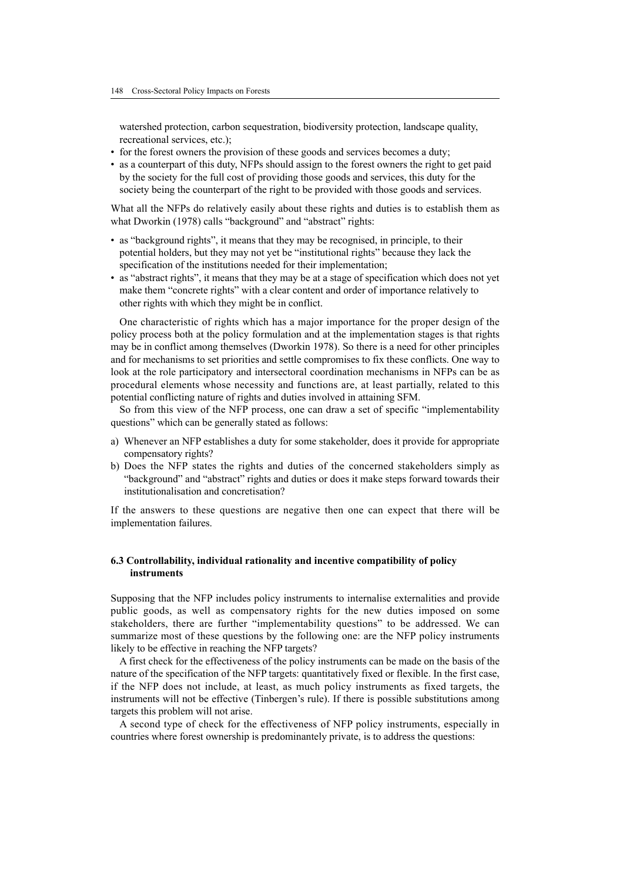watershed protection, carbon sequestration, biodiversity protection, landscape quality, recreational services, etc.);

- for the forest owners the provision of these goods and services becomes a duty;
- as a counterpart of this duty, NFPs should assign to the forest owners the right to get paid by the society for the full cost of providing those goods and services, this duty for the society being the counterpart of the right to be provided with those goods and services.

What all the NFPs do relatively easily about these rights and duties is to establish them as what Dworkin (1978) calls "background" and "abstract" rights:

- as "background rights", it means that they may be recognised, in principle, to their potential holders, but they may not yet be "institutional rights" because they lack the specification of the institutions needed for their implementation;
- as "abstract rights", it means that they may be at a stage of specification which does not yet make them "concrete rights" with a clear content and order of importance relatively to other rights with which they might be in conflict.

One characteristic of rights which has a major importance for the proper design of the policy process both at the policy formulation and at the implementation stages is that rights may be in conflict among themselves (Dworkin 1978). So there is a need for other principles and for mechanisms to set priorities and settle compromises to fix these conflicts. One way to look at the role participatory and intersectoral coordination mechanisms in NFPs can be as procedural elements whose necessity and functions are, at least partially, related to this potential conflicting nature of rights and duties involved in attaining SFM.

So from this view of the NFP process, one can draw a set of specific "implementability questions" which can be generally stated as follows:

a) Whenever an NFP establishes a duty for some stakeholder, does it provide for appropriate compensatory rights?
b) Does the NFP states the rights and duties of the concerned stakeholders simply as "background" and "abstract" rights and duties or does it make steps forward towards their institutionalisation and concretisation?

If the answers to these questions are negative then one can expect that there will be implementation failures.

### 6.3 Controllability, individual rationality and incentive compatibility of policy instruments

Supposing that the NFP includes policy instruments to internalise externalities and provide public goods, as well as compensatory rights for the new duties imposed on some stakeholders, there are further "implementability questions" to be addressed. We can summarize most of these questions by the following one: are the NFP policy instruments likely to be effective in reaching the NFP targets?

A first check for the effectiveness of the policy instruments can be made on the basis of the nature of the specification of the NFP targets: quantitatively fixed or flexible. In the first case, if the NFP does not include, at least, as much policy instruments as fixed targets, the instruments will not be effective (Tinbergen's rule). If there is possible substitutions among targets this problem will not arise.

A second type of check for the effectiveness of NFP policy instruments, especially in countries where forest ownership is predominantely private, is to address the questions: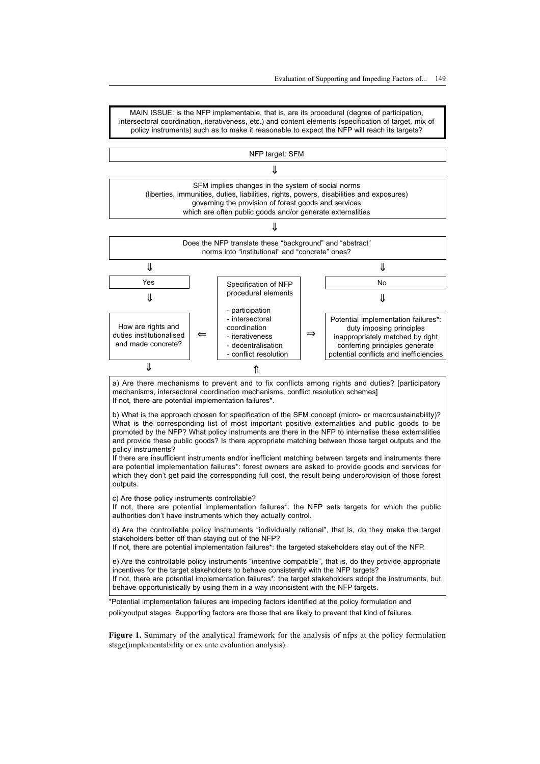MAIN ISSUE: is the NFP implementable, that is, are its procedural (degree of participation, intersectoral coordination, iterativeness, etc.) and content elements (specification of target, mix of policy instruments) such as to make it reasonable to expect the NFP will reach its targets?

NFP target: SFM

⇓

SFM implies changes in the system of social norms
(liberties, immunities, duties, liabilities, rights, powers, disabilities and exposures)
governing the provision of forest goods and services
which are often public goods and/or generate externalities

⇓

Does the NFP translate these "background" and "abstract" norms into "institutional" and "concrete" ones?

⇓ Yes ⇓ How are rights and duties institutionalised and made concrete?

⇓ No ⇓ Potential implementation failures*: duty imposing principles inappropriately matched by right conferring principles generate potential conflicts and inefficiencies

Specification of NFP procedural elements

- participation
- intersectoral coordination
- iterativeness
- decentralisation
- conflict resolution

a) Are there mechanisms to prevent and to fix conflicts among rights and duties? [participatory mechanisms, intersectoral coordination mechanisms, conflict resolution schemes]
If not, there are potential implementation failures*.

b) What is the approach chosen for specification of the SFM concept (micro- or macrosustainability)? What is the corresponding list of most important positive externalities and public goods to be promoted by the NFP? What policy instruments are there in the NFP to internalise these externalities and provide these public goods? Is there appropriate matching between those target outputs and the policy instruments?
If there are insufficient instruments and/or inefficient matching between targets and instruments there are potential implementation failures*: forest owners are asked to provide goods and services for which they don't get paid the corresponding full cost, the result being underprovision of those forest outputs.

c) Are those policy instruments controllable?
If not, there are potential implementation failures*: the NFP sets targets for which the public authorities don't have instruments which they actually control.

d) Are the controllable policy instruments "individually rational", that is, do they make the target stakeholders better off than staying out of the NFP?
If not, there are potential implementation failures*: the targeted stakeholders stay out of the NFP.

e) Are the controllable policy instruments "incentive compatible", that is, do they provide appropriate incentives for the target stakeholders to behave consistently with the NFP targets?
If not, there are potential implementation failures*: the target stakeholders adopt the instruments, but behave opportunistically by using them in a way inconsistent with the NFP targets.

*Potential implementation failures are impeding factors identified at the policy formulation and policyoutput stages. Supporting factors are those that are likely to prevent that kind of failures.

**Figure 1.** Summary of the analytical framework for the analysis of nfps at the policy formulation stage(implementability or ex ante evaluation analysis).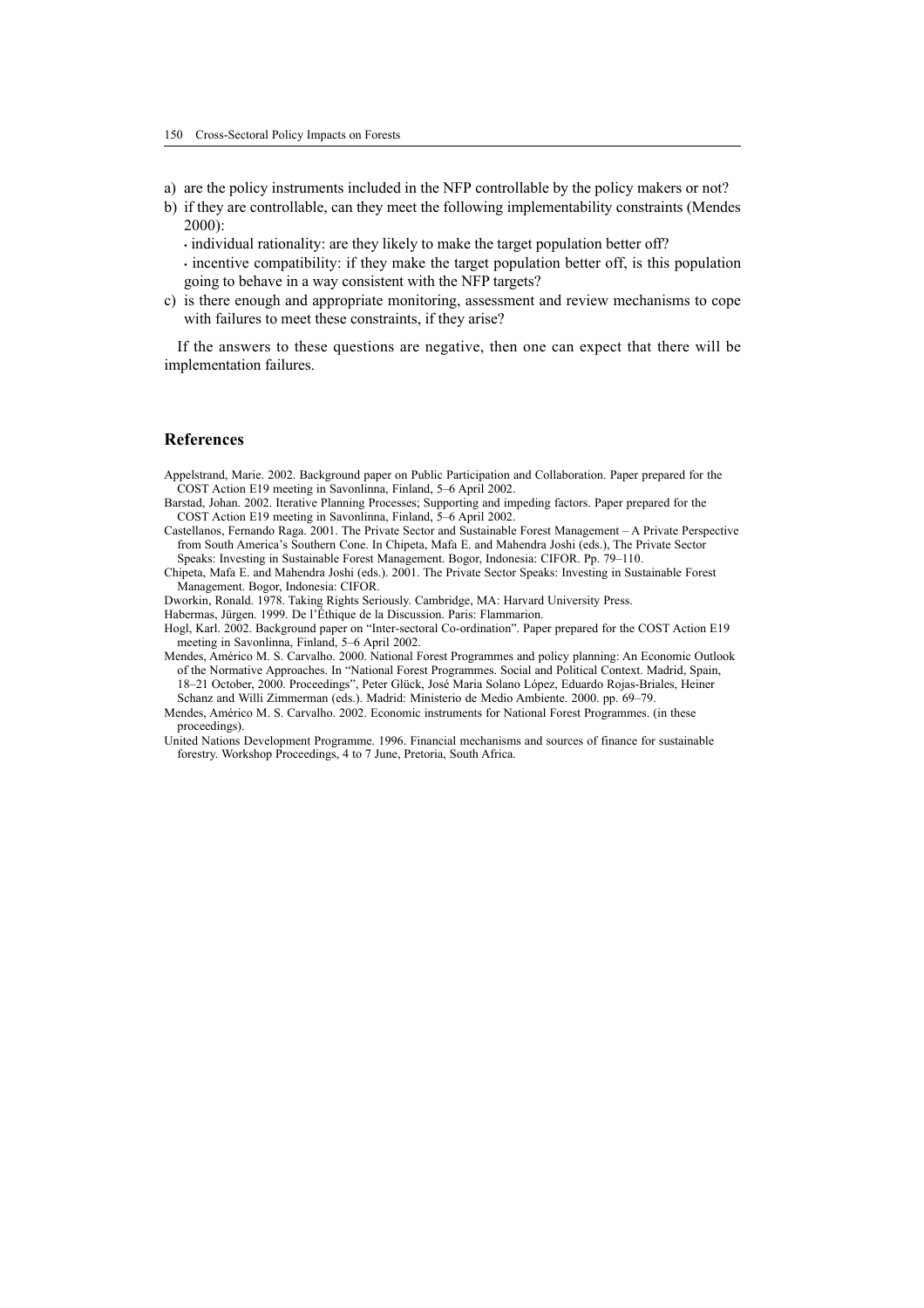a) are the policy instruments included in the NFP controllable by the policy makers or not?
b) if they are controllable, can they meet the following implementability constraints (Mendes 2000):
   - individual rationality: are they likely to make the target population better off?
   - incentive compatibility: if they make the target population better off, is this population going to behave in a way consistent with the NFP targets?
c) is there enough and appropriate monitoring, assessment and review mechanisms to cope with failures to meet these constraints, if they arise?

If the answers to these questions are negative, then one can expect that there will be implementation failures.

## References

Appelstrand, Marie. 2002. Background paper on Public Participation and Collaboration. Paper prepared for the COST Action E19 meeting in Savonlinna, Finland, 5–6 April 2002.

Barstad, Johan. 2002. Iterative Planning Processes; Supporting and impeding factors. Paper prepared for the COST Action E19 meeting in Savonlinna, Finland, 5–6 April 2002.

Castellanos, Fernando Raga. 2001. The Private Sector and Sustainable Forest Management – A Private Perspective from South America's Southern Cone. In Chipeta, Mafa E. and Mahendra Joshi (eds.), The Private Sector Speaks: Investing in Sustainable Forest Management. Bogor, Indonesia: CIFOR. Pp. 79–110.

Chipeta, Mafa E. and Mahendra Joshi (eds.). 2001. The Private Sector Speaks: Investing in Sustainable Forest Management. Bogor, Indonesia: CIFOR.

Dworkin, Ronald. 1978. Taking Rights Seriously. Cambridge, MA: Harvard University Press.

Habermas, Jürgen. 1999. De l'Éthique de la Discussion. Paris: Flammarion.

Hogl, Karl. 2002. Background paper on "Inter-sectoral Co-ordination". Paper prepared for the COST Action E19 meeting in Savonlinna, Finland, 5–6 April 2002.

Mendes, Américo M. S. Carvalho. 2000. National Forest Programmes and policy planning: An Economic Outlook of the Normative Approaches. In "National Forest Programmes. Social and Political Context. Madrid, Spain, 18–21 October, 2000. Proceedings", Peter Glück, José Maria Solano López, Eduardo Rojas-Briales, Heiner Schanz and Willi Zimmerman (eds.). Madrid: Ministerio de Medio Ambiente. 2000. pp. 69–79.

Mendes, Américo M. S. Carvalho. 2002. Economic instruments for National Forest Programmes. (in these proceedings).

United Nations Development Programme. 1996. Financial mechanisms and sources of finance for sustainable forestry. Workshop Proceedings, 4 to 7 June, Pretoria, South Africa.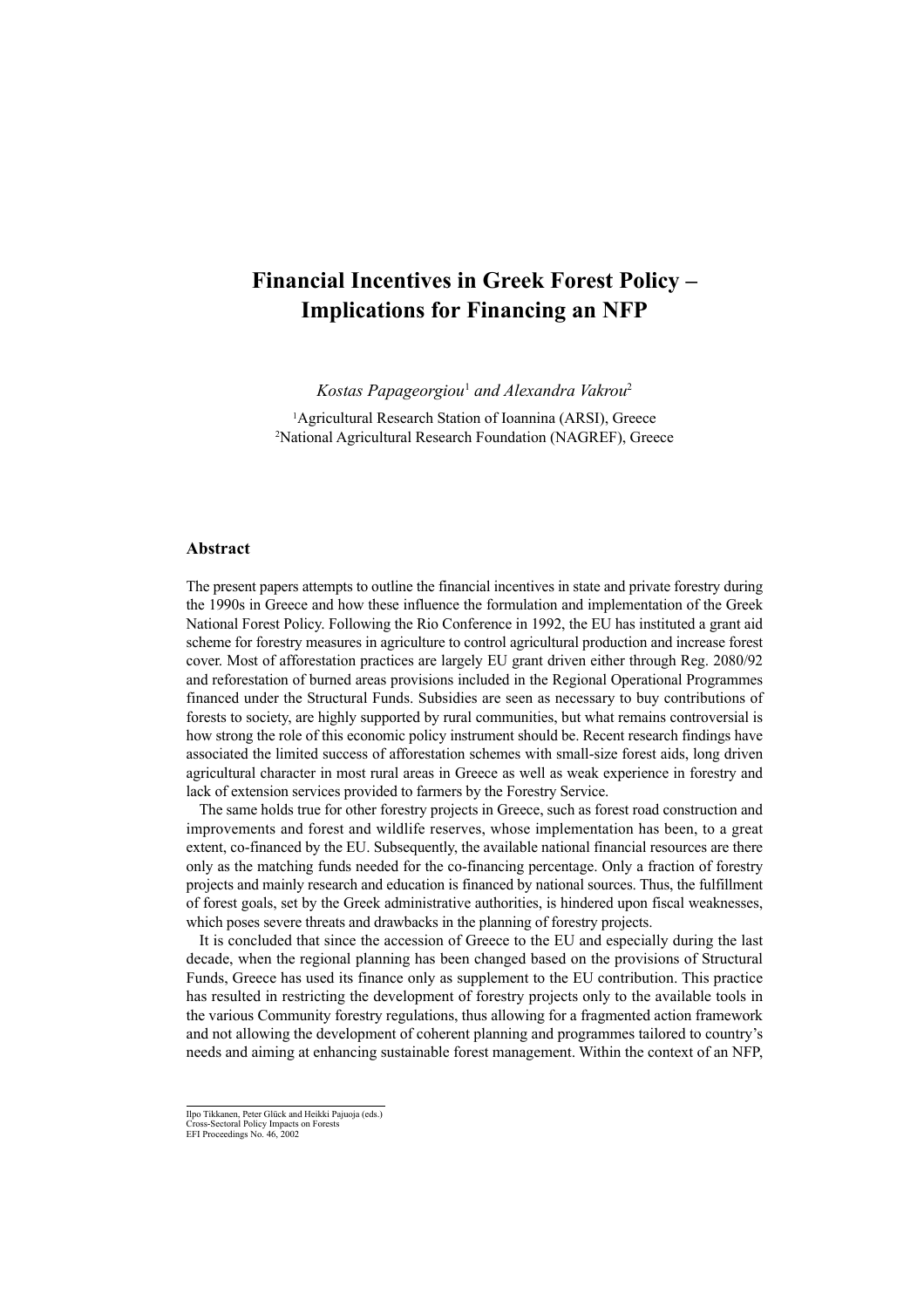# Financial Incentives in Greek Forest Policy – Implications for Financing an NFP

*Kostas Papageorgiou*[1] *and Alexandra Vakrou*[2]

[1]Agricultural Research Station of Ioannina (ARSI), Greece
[2]National Agricultural Research Foundation (NAGREF), Greece

## Abstract

The present papers attempts to outline the financial incentives in state and private forestry during the 1990s in Greece and how these influence the formulation and implementation of the Greek National Forest Policy. Following the Rio Conference in 1992, the EU has instituted a grant aid scheme for forestry measures in agriculture to control agricultural production and increase forest cover. Most of afforestation practices are largely EU grant driven either through Reg. 2080/92 and reforestation of burned areas provisions included in the Regional Operational Programmes financed under the Structural Funds. Subsidies are seen as necessary to buy contributions of forests to society, are highly supported by rural communities, but what remains controversial is how strong the role of this economic policy instrument should be. Recent research findings have associated the limited success of afforestation schemes with small-size forest aids, long driven agricultural character in most rural areas in Greece as well as weak experience in forestry and lack of extension services provided to farmers by the Forestry Service.

The same holds true for other forestry projects in Greece, such as forest road construction and improvements and forest and wildlife reserves, whose implementation has been, to a great extent, co-financed by the EU. Subsequently, the available national financial resources are there only as the matching funds needed for the co-financing percentage. Only a fraction of forestry projects and mainly research and education is financed by national sources. Thus, the fulfillment of forest goals, set by the Greek administrative authorities, is hindered upon fiscal weaknesses, which poses severe threats and drawbacks in the planning of forestry projects.

It is concluded that since the accession of Greece to the EU and especially during the last decade, when the regional planning has been changed based on the provisions of Structural Funds, Greece has used its finance only as supplement to the EU contribution. This practice has resulted in restricting the development of forestry projects only to the available tools in the various Community forestry regulations, thus allowing for a fragmented action framework and not allowing the development of coherent planning and programmes tailored to country's needs and aiming at enhancing sustainable forest management. Within the context of an NFP,

Ilpo Tikkanen, Peter Glück and Heikki Pajuoja (eds.)
Cross-Sectoral Policy Impacts on Forests
EFI Proceedings No. 46, 2002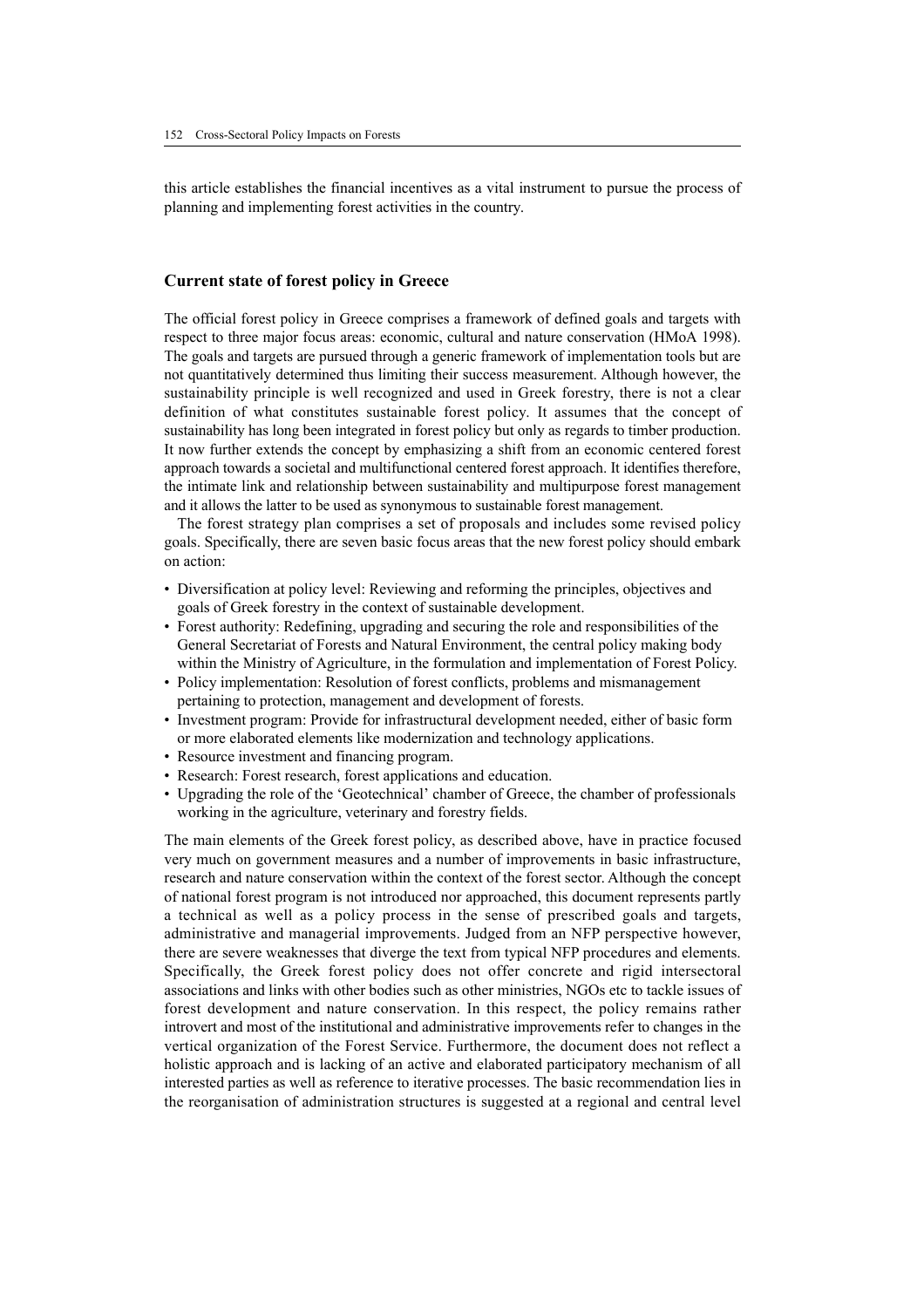this article establishes the financial incentives as a vital instrument to pursue the process of planning and implementing forest activities in the country.

## Current state of forest policy in Greece

The official forest policy in Greece comprises a framework of defined goals and targets with respect to three major focus areas: economic, cultural and nature conservation (HMoA 1998). The goals and targets are pursued through a generic framework of implementation tools but are not quantitatively determined thus limiting their success measurement. Although however, the sustainability principle is well recognized and used in Greek forestry, there is not a clear definition of what constitutes sustainable forest policy. It assumes that the concept of sustainability has long been integrated in forest policy but only as regards to timber production. It now further extends the concept by emphasizing a shift from an economic centered forest approach towards a societal and multifunctional centered forest approach. It identifies therefore, the intimate link and relationship between sustainability and multipurpose forest management and it allows the latter to be used as synonymous to sustainable forest management.

The forest strategy plan comprises a set of proposals and includes some revised policy goals. Specifically, there are seven basic focus areas that the new forest policy should embark on action:

- Diversification at policy level: Reviewing and reforming the principles, objectives and goals of Greek forestry in the context of sustainable development.
- Forest authority: Redefining, upgrading and securing the role and responsibilities of the General Secretariat of Forests and Natural Environment, the central policy making body within the Ministry of Agriculture, in the formulation and implementation of Forest Policy.
- Policy implementation: Resolution of forest conflicts, problems and mismanagement pertaining to protection, management and development of forests.
- Investment program: Provide for infrastructural development needed, either of basic form or more elaborated elements like modernization and technology applications.
- Resource investment and financing program.
- Research: Forest research, forest applications and education.
- Upgrading the role of the 'Geotechnical' chamber of Greece, the chamber of professionals working in the agriculture, veterinary and forestry fields.

The main elements of the Greek forest policy, as described above, have in practice focused very much on government measures and a number of improvements in basic infrastructure, research and nature conservation within the context of the forest sector. Although the concept of national forest program is not introduced nor approached, this document represents partly a technical as well as a policy process in the sense of prescribed goals and targets, administrative and managerial improvements. Judged from an NFP perspective however, there are severe weaknesses that diverge the text from typical NFP procedures and elements. Specifically, the Greek forest policy does not offer concrete and rigid intersectoral associations and links with other bodies such as other ministries, NGOs etc to tackle issues of forest development and nature conservation. In this respect, the policy remains rather introvert and most of the institutional and administrative improvements refer to changes in the vertical organization of the Forest Service. Furthermore, the document does not reflect a holistic approach and is lacking of an active and elaborated participatory mechanism of all interested parties as well as reference to iterative processes. The basic recommendation lies in the reorganisation of administration structures is suggested at a regional and central level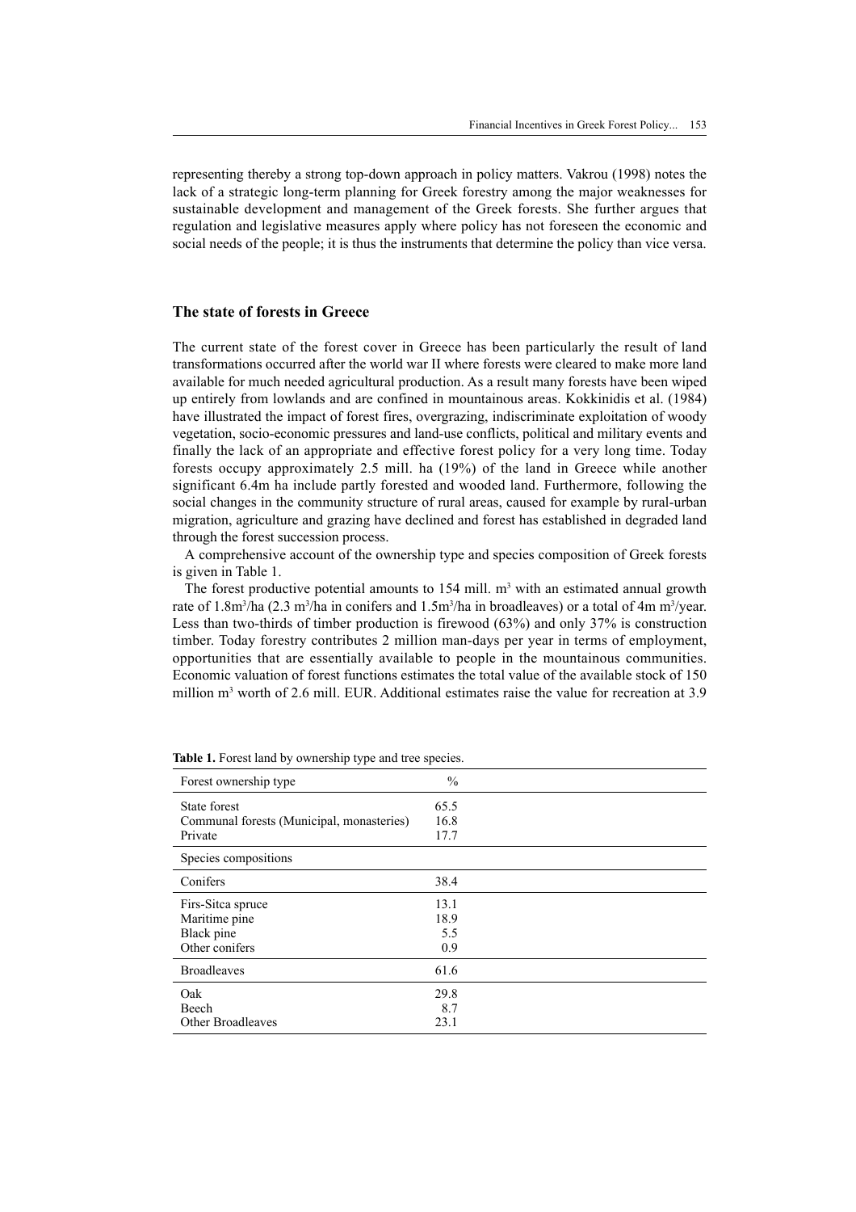representing thereby a strong top-down approach in policy matters. Vakrou (1998) notes the lack of a strategic long-term planning for Greek forestry among the major weaknesses for sustainable development and management of the Greek forests. She further argues that regulation and legislative measures apply where policy has not foreseen the economic and social needs of the people; it is thus the instruments that determine the policy than vice versa.

## The state of forests in Greece

The current state of the forest cover in Greece has been particularly the result of land transformations occurred after the world war II where forests were cleared to make more land available for much needed agricultural production. As a result many forests have been wiped up entirely from lowlands and are confined in mountainous areas. Kokkinidis et al. (1984) have illustrated the impact of forest fires, overgrazing, indiscriminate exploitation of woody vegetation, socio-economic pressures and land-use conflicts, political and military events and finally the lack of an appropriate and effective forest policy for a very long time. Today forests occupy approximately 2.5 mill. ha (19%) of the land in Greece while another significant 6.4m ha include partly forested and wooded land. Furthermore, following the social changes in the community structure of rural areas, caused for example by rural-urban migration, agriculture and grazing have declined and forest has established in degraded land through the forest succession process.

A comprehensive account of the ownership type and species composition of Greek forests is given in Table 1.

The forest productive potential amounts to 154 mill. m$^3$ with an estimated annual growth rate of 1.8m$^3$/ha (2.3 m$^3$/ha in conifers and 1.5m$^3$/ha in broadleaves) or a total of 4m m$^3$/year. Less than two-thirds of timber production is firewood (63%) and only 37% is construction timber. Today forestry contributes 2 million man-days per year in terms of employment, opportunities that are essentially available to people in the mountainous communities. Economic valuation of forest functions estimates the total value of the available stock of 150 million m$^3$ worth of 2.6 mill. EUR. Additional estimates raise the value for recreation at 3.9

**Table 1.** Forest land by ownership type and tree species.

| Forest ownership type | % |
|---|---|
| State forest | 65.5 |
| Communal forests (Municipal, monasteries) | 16.8 |
| Private | 17.7 |
| Species compositions | |
| Conifers | 38.4 |
| Firs-Sitca spruce | 13.1 |
| Maritime pine | 18.9 |
| Black pine | 5.5 |
| Other conifers | 0.9 |
| Broadleaves | 61.6 |
| Oak | 29.8 |
| Beech | 8.7 |
| Other Broadleaves | 23.1 |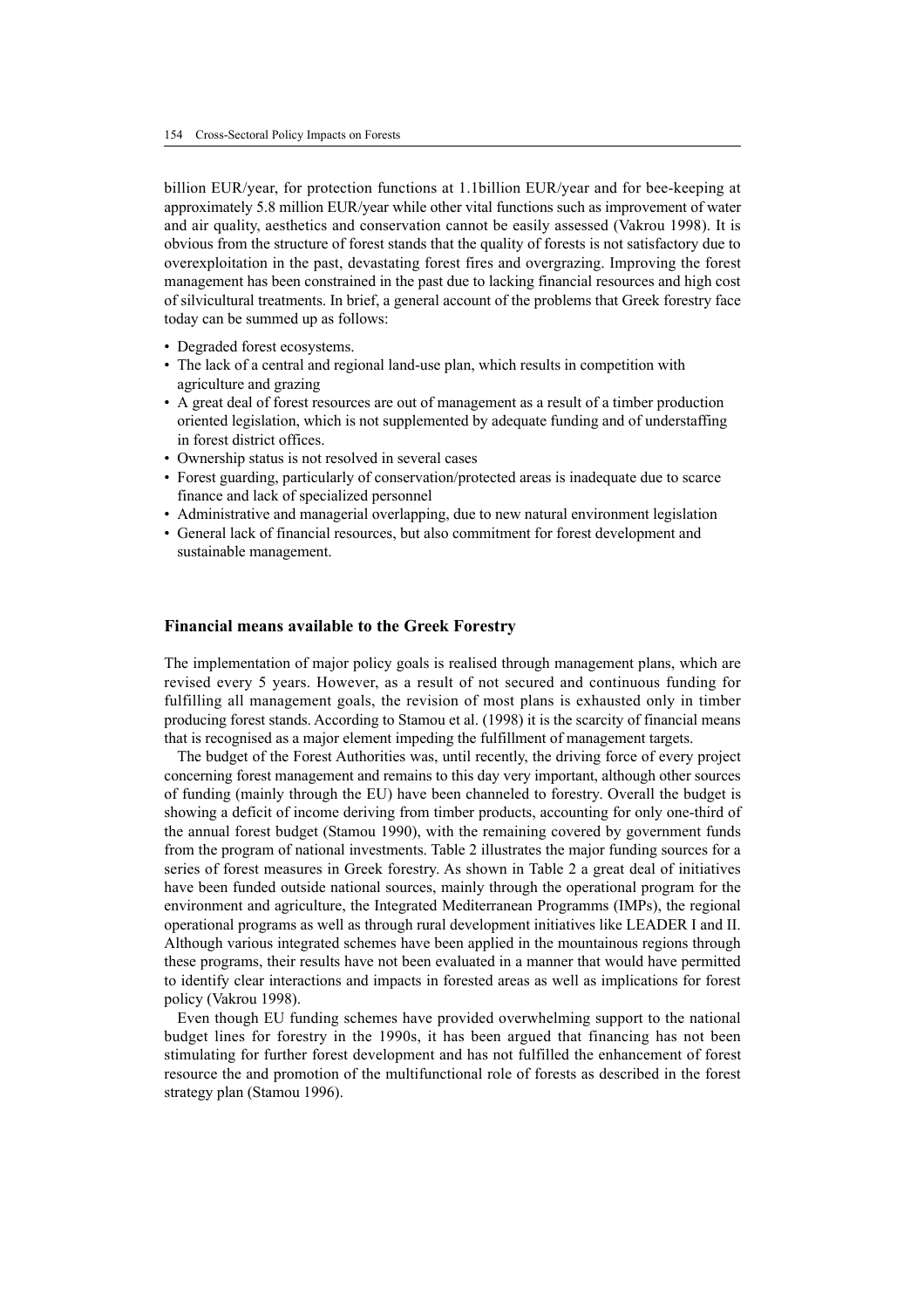billion EUR/year, for protection functions at 1.1billion EUR/year and for bee-keeping at approximately 5.8 million EUR/year while other vital functions such as improvement of water and air quality, aesthetics and conservation cannot be easily assessed (Vakrou 1998). It is obvious from the structure of forest stands that the quality of forests is not satisfactory due to overexploitation in the past, devastating forest fires and overgrazing. Improving the forest management has been constrained in the past due to lacking financial resources and high cost of silvicultural treatments. In brief, a general account of the problems that Greek forestry face today can be summed up as follows:

- Degraded forest ecosystems.
- The lack of a central and regional land-use plan, which results in competition with agriculture and grazing
- A great deal of forest resources are out of management as a result of a timber production oriented legislation, which is not supplemented by adequate funding and of understaffing in forest district offices.
- Ownership status is not resolved in several cases
- Forest guarding, particularly of conservation/protected areas is inadequate due to scarce finance and lack of specialized personnel
- Administrative and managerial overlapping, due to new natural environment legislation
- General lack of financial resources, but also commitment for forest development and sustainable management.

### Financial means available to the Greek Forestry

The implementation of major policy goals is realised through management plans, which are revised every 5 years. However, as a result of not secured and continuous funding for fulfilling all management goals, the revision of most plans is exhausted only in timber producing forest stands. According to Stamou et al. (1998) it is the scarcity of financial means that is recognised as a major element impeding the fulfillment of management targets.

The budget of the Forest Authorities was, until recently, the driving force of every project concerning forest management and remains to this day very important, although other sources of funding (mainly through the EU) have been channeled to forestry. Overall the budget is showing a deficit of income deriving from timber products, accounting for only one-third of the annual forest budget (Stamou 1990), with the remaining covered by government funds from the program of national investments. Table 2 illustrates the major funding sources for a series of forest measures in Greek forestry. As shown in Table 2 a great deal of initiatives have been funded outside national sources, mainly through the operational program for the environment and agriculture, the Integrated Mediterranean Programms (IMPs), the regional operational programs as well as through rural development initiatives like LEADER I and II. Although various integrated schemes have been applied in the mountainous regions through these programs, their results have not been evaluated in a manner that would have permitted to identify clear interactions and impacts in forested areas as well as implications for forest policy (Vakrou 1998).

Even though EU funding schemes have provided overwhelming support to the national budget lines for forestry in the 1990s, it has been argued that financing has not been stimulating for further forest development and has not fulfilled the enhancement of forest resource the and promotion of the multifunctional role of forests as described in the forest strategy plan (Stamou 1996).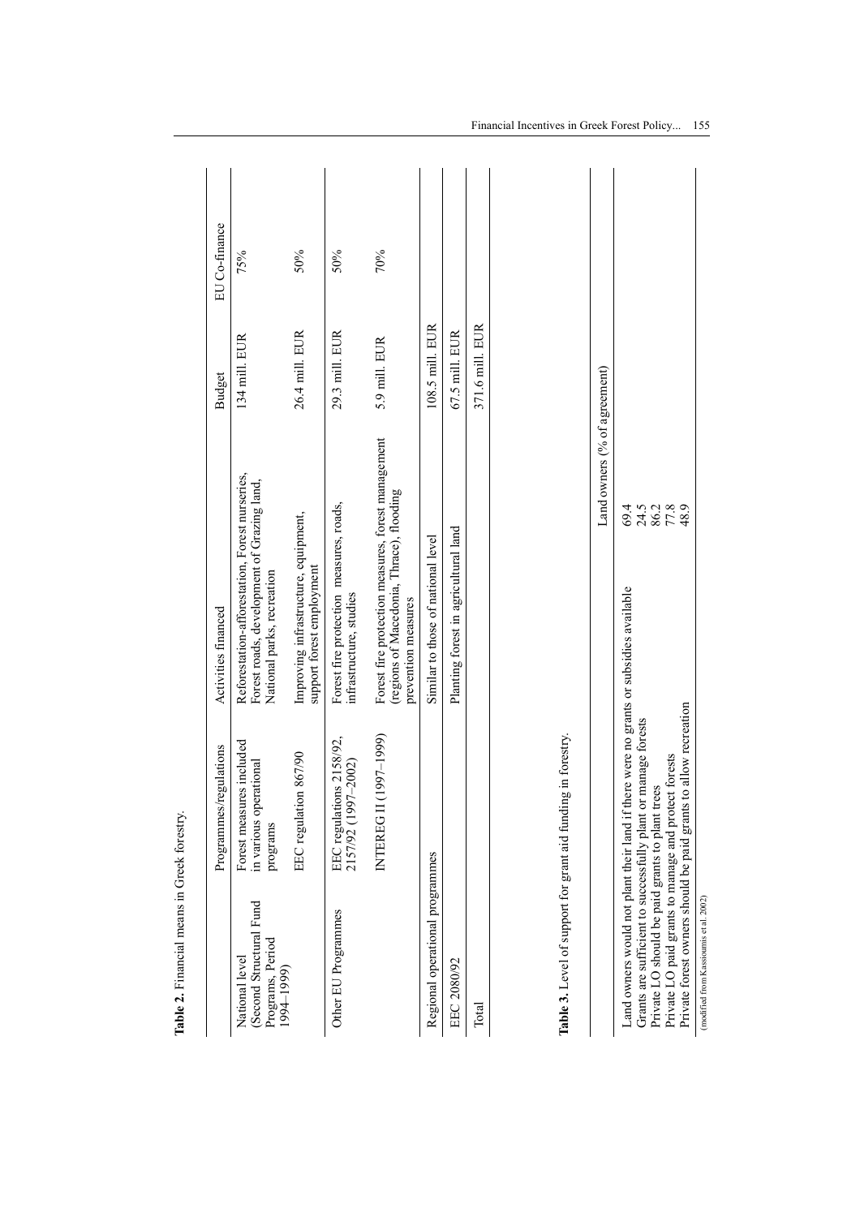**Table 2.** Financial means in Greek forestry.

| | Programmes/regulations | Activities financed | Budget | EU Co-finance |
|---|---|---|---|---|
| National level (Second Structural Fund Programs, Period 1994–1999) | Forest measures included in various operational programs | Reforestation-afforestation, Forest nurseries, Forest roads, development of Grazing land, National parks, recreation | 134 mill. EUR | 75% |
| | EEC regulation 867/90 | Improving infrastructure, equipment, support forest employment | 26.4 mill. EUR | 50% |
| Other EU Programmes | EEC regulations 2158/92, 2157/92 (1997–2002) | Forest fire protection measures, roads, infrastructure, studies | 29.3 mill. EUR | 50% |
| | INTEREG II (1997–1999) | Forest fire protection measures, forest management (regions of Macedonia, Thrace), flooding prevention measures | 5.9 mill. EUR | 70% |
| Regional operational programmes | | Similar to those of national level | 108.5 mill. EUR | |
| EEC 2080/92 | | Planting forest in agricultural land | 67.5 mill. EUR | |
| Total | | | 371.6 mill. EUR | |

**Table 3.** Level of support for grant aid funding in forestry.

| | Land owners (% of agreement) |
|---|---|
| Land owners would not plant their land if there were no grants or subsidies available | 69.4 |
| Grants are sufficient to successfully plant or manage forests | 24.5 |
| Private LO should be paid grants to plant trees | 86.2 |
| Private LO paid grants to manage and protect forests | 77.8 |
| Private forest owners should be paid grants to allow recreation | 48.9 |

(modified from Kassioumis et al. 2002)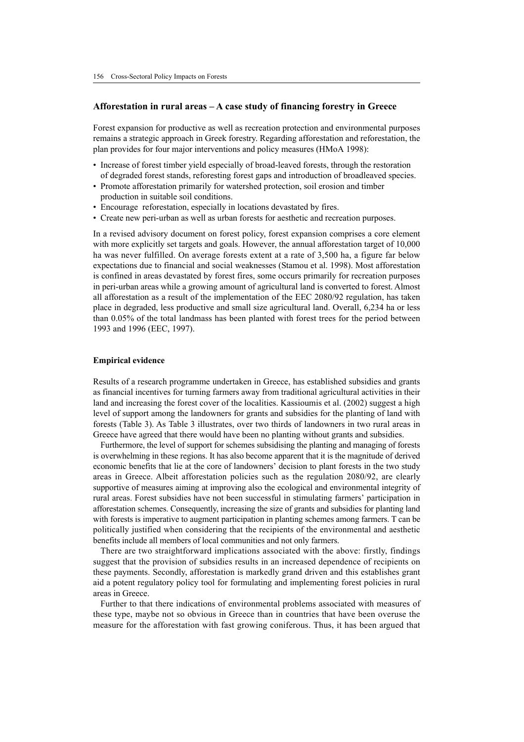## Afforestation in rural areas – A case study of financing forestry in Greece

Forest expansion for productive as well as recreation protection and environmental purposes remains a strategic approach in Greek forestry. Regarding afforestation and reforestation, the plan provides for four major interventions and policy measures (HMoA 1998):

- Increase of forest timber yield especially of broad-leaved forests, through the restoration of degraded forest stands, reforesting forest gaps and introduction of broadleaved species.
- Promote afforestation primarily for watershed protection, soil erosion and timber production in suitable soil conditions.
- Encourage reforestation, especially in locations devastated by fires.
- Create new peri-urban as well as urban forests for aesthetic and recreation purposes.

In a revised advisory document on forest policy, forest expansion comprises a core element with more explicitly set targets and goals. However, the annual afforestation target of 10,000 ha was never fulfilled. On average forests extent at a rate of 3,500 ha, a figure far below expectations due to financial and social weaknesses (Stamou et al. 1998). Most afforestation is confined in areas devastated by forest fires, some occurs primarily for recreation purposes in peri-urban areas while a growing amount of agricultural land is converted to forest. Almost all afforestation as a result of the implementation of the EEC 2080/92 regulation, has taken place in degraded, less productive and small size agricultural land. Overall, 6,234 ha or less than 0.05% of the total landmass has been planted with forest trees for the period between 1993 and 1996 (EEC, 1997).

### Empirical evidence

Results of a research programme undertaken in Greece, has established subsidies and grants as financial incentives for turning farmers away from traditional agricultural activities in their land and increasing the forest cover of the localities. Kassioumis et al. (2002) suggest a high level of support among the landowners for grants and subsidies for the planting of land with forests (Table 3). As Table 3 illustrates, over two thirds of landowners in two rural areas in Greece have agreed that there would have been no planting without grants and subsidies.

Furthermore, the level of support for schemes subsidising the planting and managing of forests is overwhelming in these regions. It has also become apparent that it is the magnitude of derived economic benefits that lie at the core of landowners' decision to plant forests in the two study areas in Greece. Albeit afforestation policies such as the regulation 2080/92, are clearly supportive of measures aiming at improving also the ecological and environmental integrity of rural areas. Forest subsidies have not been successful in stimulating farmers' participation in afforestation schemes. Consequently, increasing the size of grants and subsidies for planting land with forests is imperative to augment participation in planting schemes among farmers. T can be politically justified when considering that the recipients of the environmental and aesthetic benefits include all members of local communities and not only farmers.

There are two straightforward implications associated with the above: firstly, findings suggest that the provision of subsidies results in an increased dependence of recipients on these payments. Secondly, afforestation is markedly grand driven and this establishes grant aid a potent regulatory policy tool for formulating and implementing forest policies in rural areas in Greece.

Further to that there indications of environmental problems associated with measures of these type, maybe not so obvious in Greece than in countries that have been overuse the measure for the afforestation with fast growing coniferous. Thus, it has been argued that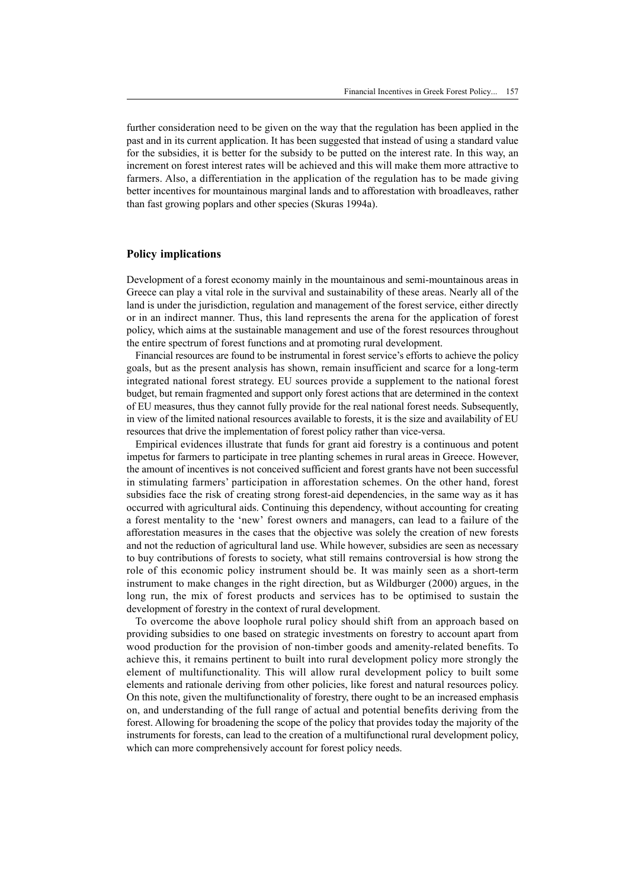further consideration need to be given on the way that the regulation has been applied in the past and in its current application. It has been suggested that instead of using a standard value for the subsidies, it is better for the subsidy to be putted on the interest rate. In this way, an increment on forest interest rates will be achieved and this will make them more attractive to farmers. Also, a differentiation in the application of the regulation has to be made giving better incentives for mountainous marginal lands and to afforestation with broadleaves, rather than fast growing poplars and other species (Skuras 1994a).

## Policy implications

Development of a forest economy mainly in the mountainous and semi-mountainous areas in Greece can play a vital role in the survival and sustainability of these areas. Nearly all of the land is under the jurisdiction, regulation and management of the forest service, either directly or in an indirect manner. Thus, this land represents the arena for the application of forest policy, which aims at the sustainable management and use of the forest resources throughout the entire spectrum of forest functions and at promoting rural development.

Financial resources are found to be instrumental in forest service's efforts to achieve the policy goals, but as the present analysis has shown, remain insufficient and scarce for a long-term integrated national forest strategy. EU sources provide a supplement to the national forest budget, but remain fragmented and support only forest actions that are determined in the context of EU measures, thus they cannot fully provide for the real national forest needs. Subsequently, in view of the limited national resources available to forests, it is the size and availability of EU resources that drive the implementation of forest policy rather than vice-versa.

Empirical evidences illustrate that funds for grant aid forestry is a continuous and potent impetus for farmers to participate in tree planting schemes in rural areas in Greece. However, the amount of incentives is not conceived sufficient and forest grants have not been successful in stimulating farmers' participation in afforestation schemes. On the other hand, forest subsidies face the risk of creating strong forest-aid dependencies, in the same way as it has occurred with agricultural aids. Continuing this dependency, without accounting for creating a forest mentality to the 'new' forest owners and managers, can lead to a failure of the afforestation measures in the cases that the objective was solely the creation of new forests and not the reduction of agricultural land use. While however, subsidies are seen as necessary to buy contributions of forests to society, what still remains controversial is how strong the role of this economic policy instrument should be. It was mainly seen as a short-term instrument to make changes in the right direction, but as Wildburger (2000) argues, in the long run, the mix of forest products and services has to be optimised to sustain the development of forestry in the context of rural development.

To overcome the above loophole rural policy should shift from an approach based on providing subsidies to one based on strategic investments on forestry to account apart from wood production for the provision of non-timber goods and amenity-related benefits. To achieve this, it remains pertinent to built into rural development policy more strongly the element of multifunctionality. This will allow rural development policy to built some elements and rationale deriving from other policies, like forest and natural resources policy. On this note, given the multifunctionality of forestry, there ought to be an increased emphasis on, and understanding of the full range of actual and potential benefits deriving from the forest. Allowing for broadening the scope of the policy that provides today the majority of the instruments for forests, can lead to the creation of a multifunctional rural development policy, which can more comprehensively account for forest policy needs.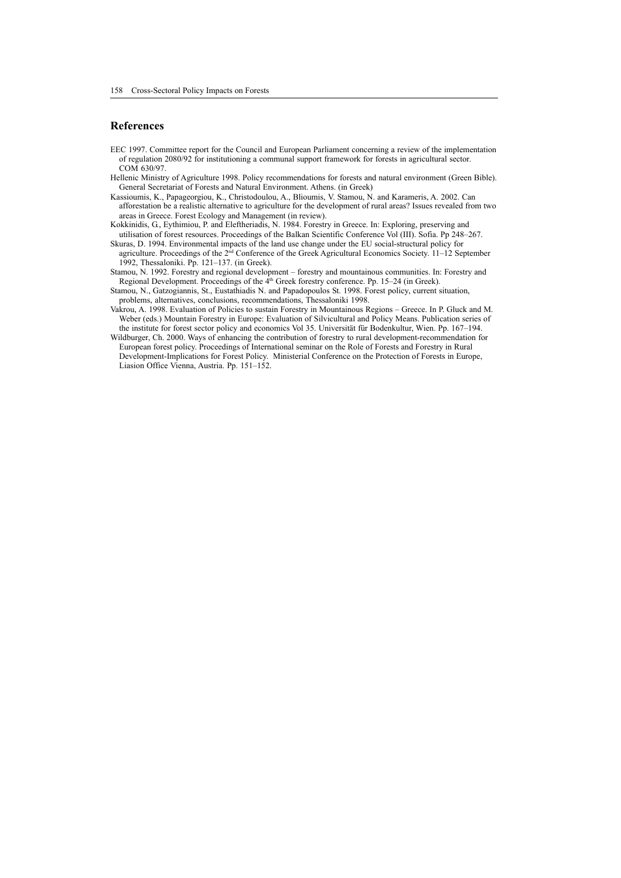## References

EEC 1997. Committee report for the Council and European Parliament concerning a review of the implementation of regulation 2080/92 for institutioning a communal support framework for forests in agricultural sector. COM 630/97.

Hellenic Ministry of Agriculture 1998. Policy recommendations for forests and natural environment (Green Bible). General Secretariat of Forests and Natural Environment. Athens. (in Greek)

Kassioumis, K., Papageorgiou, K., Christodoulou, A., Blioumis, V. Stamou, N. and Karameris, A. 2002. Can afforestation be a realistic alternative to agriculture for the development of rural areas? Issues revealed from two areas in Greece. Forest Ecology and Management (in review).

Kokkinidis, G., Eythimiou, P. and Eleftheriadis, N. 1984. Forestry in Greece. In: Exploring, preserving and utilisation of forest resources. Proceedings of the Balkan Scientific Conference Vol (III). Sofia. Pp 248–267.

Skuras, D. 1994. Environmental impacts of the land use change under the EU social-structural policy for agriculture. Proceedings of the 2nd Conference of the Greek Agricultural Economics Society. 11–12 September 1992, Thessaloniki. Pp. 121–137. (in Greek).

Stamou, N. 1992. Forestry and regional development – forestry and mountainous communities. In: Forestry and Regional Development. Proceedings of the 4th Greek forestry conference. Pp. 15–24 (in Greek).

Stamou, N., Gatzogiannis, St., Eustathiadis N. and Papadopoulos St. 1998. Forest policy, current situation, problems, alternatives, conclusions, recommendations, Thessaloniki 1998.

Vakrou, A. 1998. Evaluation of Policies to sustain Forestry in Mountainous Regions – Greece. In P. Gluck and M. Weber (eds.) Mountain Forestry in Europe: Evaluation of Silvicultural and Policy Means. Publication series of the institute for forest sector policy and economics Vol 35. Universität für Bodenkultur, Wien. Pp. 167–194.

Wildburger, Ch. 2000. Ways of enhancing the contribution of forestry to rural development-recommendation for European forest policy. Proceedings of International seminar on the Role of Forests and Forestry in Rural Development-Implications for Forest Policy. Ministerial Conference on the Protection of Forests in Europe, Liasion Office Vienna, Austria. Pp. 151–152.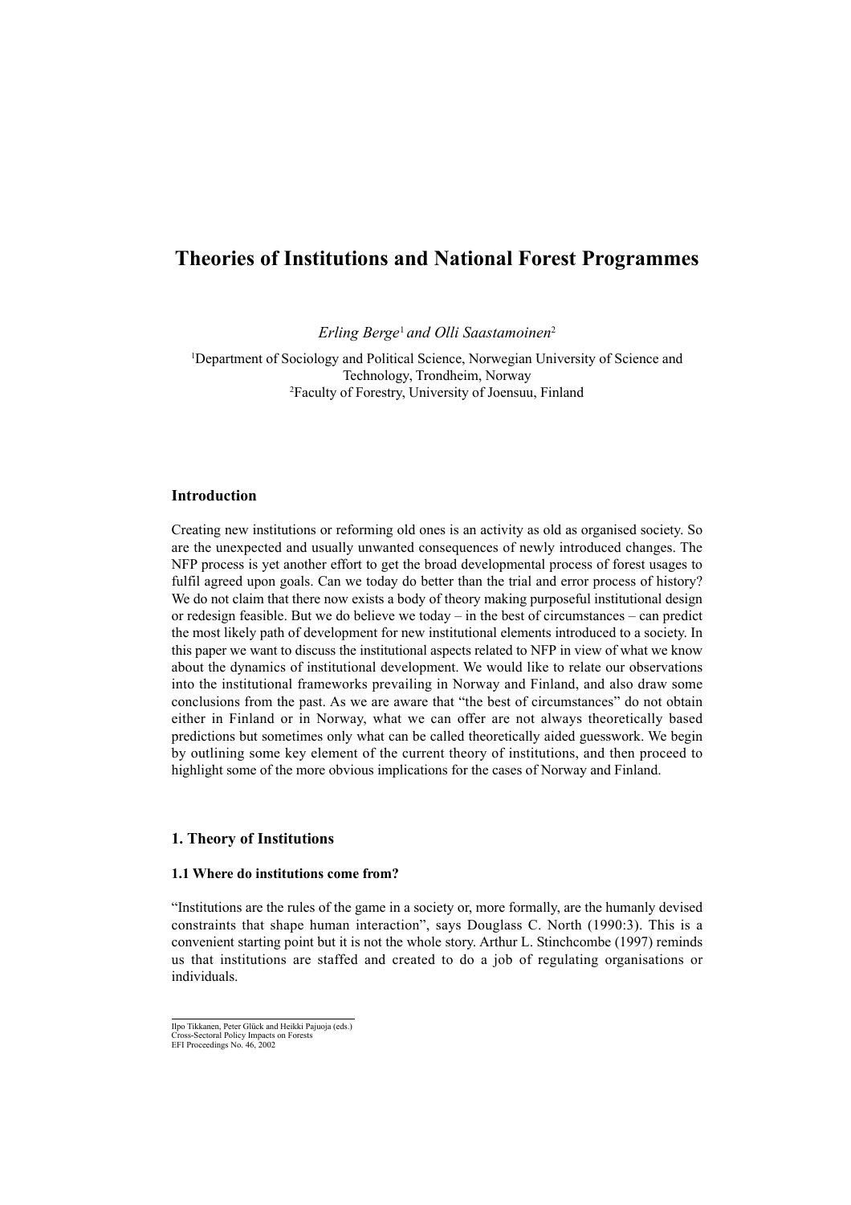# Theories of Institutions and National Forest Programmes

*Erling Berge*[1] *and Olli Saastamoinen*[2]

[1]Department of Sociology and Political Science, Norwegian University of Science and Technology, Trondheim, Norway
[2]Faculty of Forestry, University of Joensuu, Finland

## Introduction

Creating new institutions or reforming old ones is an activity as old as organised society. So are the unexpected and usually unwanted consequences of newly introduced changes. The NFP process is yet another effort to get the broad developmental process of forest usages to fulfil agreed upon goals. Can we today do better than the trial and error process of history? We do not claim that there now exists a body of theory making purposeful institutional design or redesign feasible. But we do believe we today – in the best of circumstances – can predict the most likely path of development for new institutional elements introduced to a society. In this paper we want to discuss the institutional aspects related to NFP in view of what we know about the dynamics of institutional development. We would like to relate our observations into the institutional frameworks prevailing in Norway and Finland, and also draw some conclusions from the past. As we are aware that "the best of circumstances" do not obtain either in Finland or in Norway, what we can offer are not always theoretically based predictions but sometimes only what can be called theoretically aided guesswork. We begin by outlining some key element of the current theory of institutions, and then proceed to highlight some of the more obvious implications for the cases of Norway and Finland.

## 1. Theory of Institutions

### 1.1 Where do institutions come from?

"Institutions are the rules of the game in a society or, more formally, are the humanly devised constraints that shape human interaction", says Douglass C. North (1990:3). This is a convenient starting point but it is not the whole story. Arthur L. Stinchcombe (1997) reminds us that institutions are staffed and created to do a job of regulating organisations or individuals.

Ilpo Tikkanen, Peter Glück and Heikki Pajuoja (eds.)
Cross-Sectoral Policy Impacts on Forests
EFI Proceedings No. 46, 2002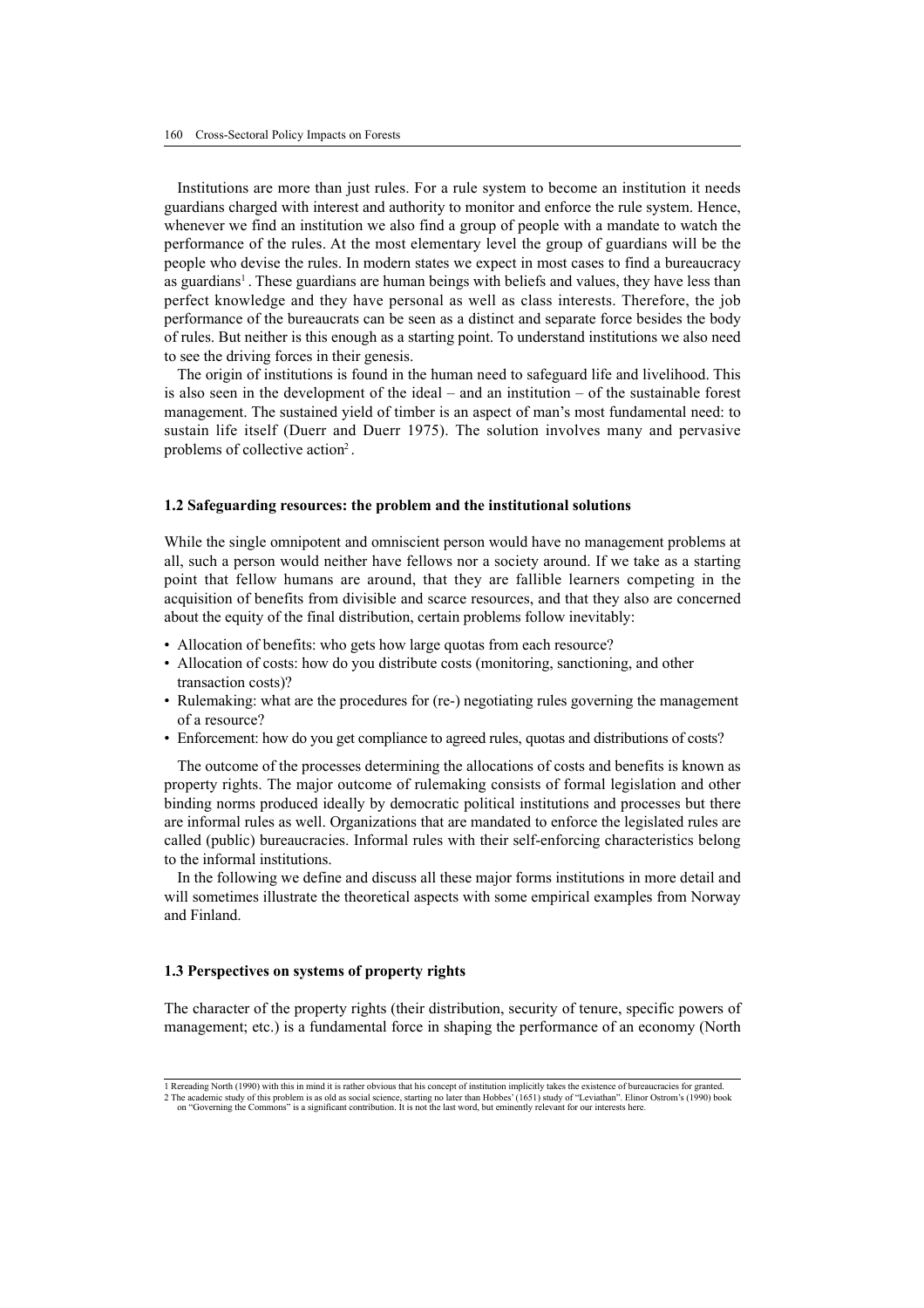Institutions are more than just rules. For a rule system to become an institution it needs guardians charged with interest and authority to monitor and enforce the rule system. Hence, whenever we find an institution we also find a group of people with a mandate to watch the performance of the rules. At the most elementary level the group of guardians will be the people who devise the rules. In modern states we expect in most cases to find a bureaucracy as guardians[1]. These guardians are human beings with beliefs and values, they have less than perfect knowledge and they have personal as well as class interests. Therefore, the job performance of the bureaucrats can be seen as a distinct and separate force besides the body of rules. But neither is this enough as a starting point. To understand institutions we also need to see the driving forces in their genesis.

The origin of institutions is found in the human need to safeguard life and livelihood. This is also seen in the development of the ideal – and an institution – of the sustainable forest management. The sustained yield of timber is an aspect of man's most fundamental need: to sustain life itself (Duerr and Duerr 1975). The solution involves many and pervasive problems of collective action[2].

### 1.2 Safeguarding resources: the problem and the institutional solutions

While the single omnipotent and omniscient person would have no management problems at all, such a person would neither have fellows nor a society around. If we take as a starting point that fellow humans are around, that they are fallible learners competing in the acquisition of benefits from divisible and scarce resources, and that they also are concerned about the equity of the final distribution, certain problems follow inevitably:

- Allocation of benefits: who gets how large quotas from each resource?
- Allocation of costs: how do you distribute costs (monitoring, sanctioning, and other transaction costs)?
- Rulemaking: what are the procedures for (re-) negotiating rules governing the management of a resource?
- Enforcement: how do you get compliance to agreed rules, quotas and distributions of costs?

The outcome of the processes determining the allocations of costs and benefits is known as property rights. The major outcome of rulemaking consists of formal legislation and other binding norms produced ideally by democratic political institutions and processes but there are informal rules as well. Organizations that are mandated to enforce the legislated rules are called (public) bureaucracies. Informal rules with their self-enforcing characteristics belong to the informal institutions.

In the following we define and discuss all these major forms institutions in more detail and will sometimes illustrate the theoretical aspects with some empirical examples from Norway and Finland.

### 1.3 Perspectives on systems of property rights

The character of the property rights (their distribution, security of tenure, specific powers of management; etc.) is a fundamental force in shaping the performance of an economy (North

---

1 Rereading North (1990) with this in mind it is rather obvious that his concept of institution implicitly takes the existence of bureaucracies for granted.

2 The academic study of this problem is as old as social science, starting no later than Hobbes' (1651) study of "Leviathan". Elinor Ostrom's (1990) book on "Governing the Commons" is a significant contribution. It is not the last word, but eminently relevant for our interests here.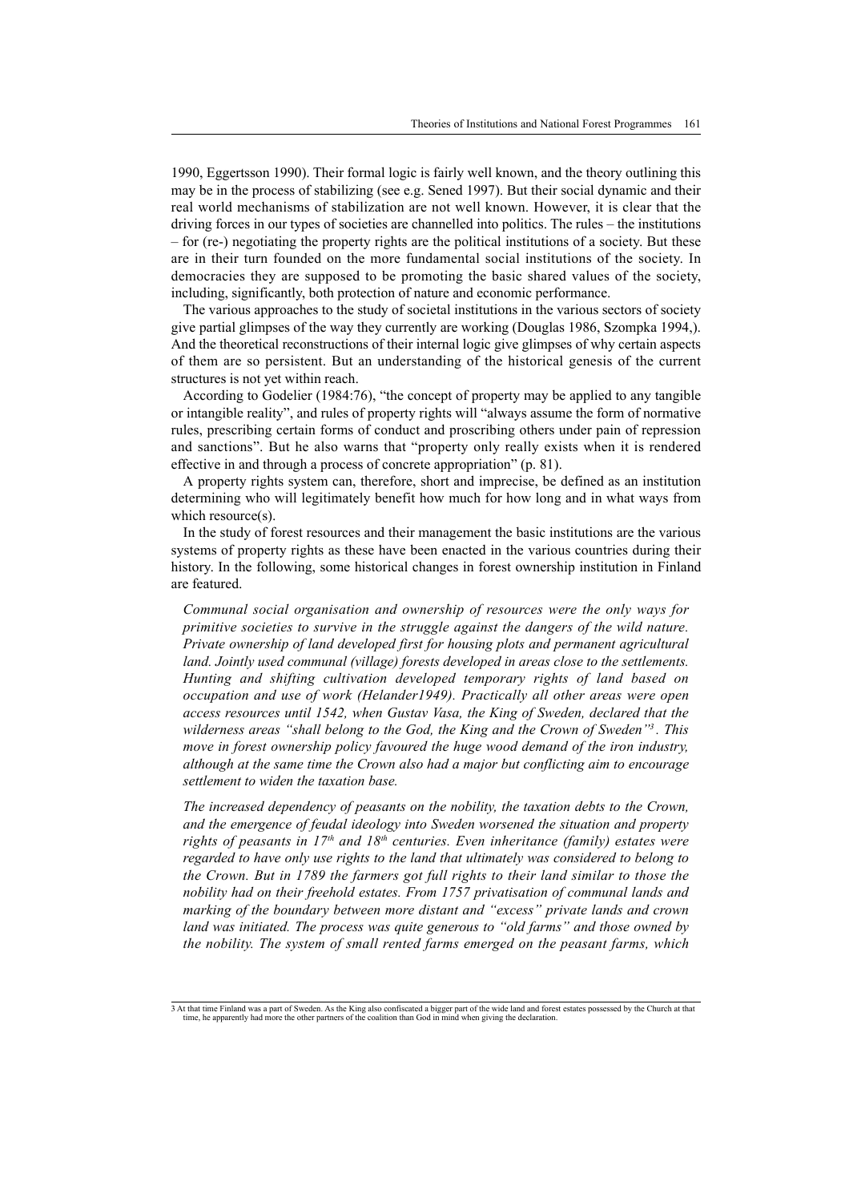1990, Eggertsson 1990). Their formal logic is fairly well known, and the theory outlining this may be in the process of stabilizing (see e.g. Sened 1997). But their social dynamic and their real world mechanisms of stabilization are not well known. However, it is clear that the driving forces in our types of societies are channelled into politics. The rules – the institutions – for (re-) negotiating the property rights are the political institutions of a society. But these are in their turn founded on the more fundamental social institutions of the society. In democracies they are supposed to be promoting the basic shared values of the society, including, significantly, both protection of nature and economic performance.

The various approaches to the study of societal institutions in the various sectors of society give partial glimpses of the way they currently are working (Douglas 1986, Szompka 1994,). And the theoretical reconstructions of their internal logic give glimpses of why certain aspects of them are so persistent. But an understanding of the historical genesis of the current structures is not yet within reach.

According to Godelier (1984:76), "the concept of property may be applied to any tangible or intangible reality", and rules of property rights will "always assume the form of normative rules, prescribing certain forms of conduct and proscribing others under pain of repression and sanctions". But he also warns that "property only really exists when it is rendered effective in and through a process of concrete appropriation" (p. 81).

A property rights system can, therefore, short and imprecise, be defined as an institution determining who will legitimately benefit how much for how long and in what ways from which resource(s).

In the study of forest resources and their management the basic institutions are the various systems of property rights as these have been enacted in the various countries during their history. In the following, some historical changes in forest ownership institution in Finland are featured.

*Communal social organisation and ownership of resources were the only ways for primitive societies to survive in the struggle against the dangers of the wild nature. Private ownership of land developed first for housing plots and permanent agricultural land. Jointly used communal (village) forests developed in areas close to the settlements. Hunting and shifting cultivation developed temporary rights of land based on occupation and use of work (Helander1949). Practically all other areas were open access resources until 1542, when Gustav Vasa, the King of Sweden, declared that the wilderness areas "shall belong to the God, the King and the Crown of Sweden"[3]. This move in forest ownership policy favoured the huge wood demand of the iron industry, although at the same time the Crown also had a major but conflicting aim to encourage settlement to widen the taxation base.*

*The increased dependency of peasants on the nobility, the taxation debts to the Crown, and the emergence of feudal ideology into Sweden worsened the situation and property rights of peasants in 17th and 18th centuries. Even inheritance (family) estates were regarded to have only use rights to the land that ultimately was considered to belong to the Crown. But in 1789 the farmers got full rights to their land similar to those the nobility had on their freehold estates. From 1757 privatisation of communal lands and marking of the boundary between more distant and "excess" private lands and crown land was initiated. The process was quite generous to "old farms" and those owned by the nobility. The system of small rented farms emerged on the peasant farms, which*

3 At that time Finland was a part of Sweden. As the King also confiscated a bigger part of the wide land and forest estates possessed by the Church at that time, he apparently had more the other partners of the coalition than God in mind when giving the declaration.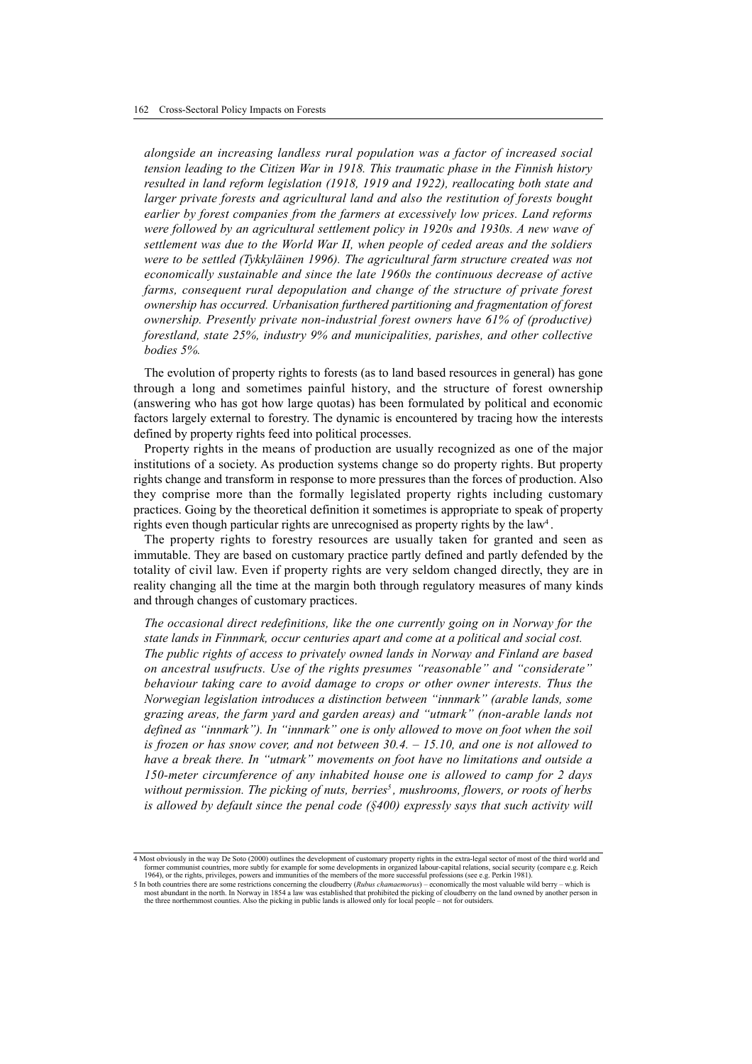*alongside an increasing landless rural population was a factor of increased social tension leading to the Citizen War in 1918. This traumatic phase in the Finnish history resulted in land reform legislation (1918, 1919 and 1922), reallocating both state and larger private forests and agricultural land and also the restitution of forests bought earlier by forest companies from the farmers at excessively low prices. Land reforms were followed by an agricultural settlement policy in 1920s and 1930s. A new wave of settlement was due to the World War II, when people of ceded areas and the soldiers were to be settled (Tykkyläinen 1996). The agricultural farm structure created was not economically sustainable and since the late 1960s the continuous decrease of active farms, consequent rural depopulation and change of the structure of private forest ownership has occurred. Urbanisation furthered partitioning and fragmentation of forest ownership. Presently private non-industrial forest owners have 61% of (productive) forestland, state 25%, industry 9% and municipalities, parishes, and other collective bodies 5%.*

The evolution of property rights to forests (as to land based resources in general) has gone through a long and sometimes painful history, and the structure of forest ownership (answering who has got how large quotas) has been formulated by political and economic factors largely external to forestry. The dynamic is encountered by tracing how the interests defined by property rights feed into political processes.

Property rights in the means of production are usually recognized as one of the major institutions of a society. As production systems change so do property rights. But property rights change and transform in response to more pressures than the forces of production. Also they comprise more than the formally legislated property rights including customary practices. Going by the theoretical definition it sometimes is appropriate to speak of property rights even though particular rights are unrecognised as property rights by the law[4].

The property rights to forestry resources are usually taken for granted and seen as immutable. They are based on customary practice partly defined and partly defended by the totality of civil law. Even if property rights are very seldom changed directly, they are in reality changing all the time at the margin both through regulatory measures of many kinds and through changes of customary practices.

*The occasional direct redefinitions, like the one currently going on in Norway for the state lands in Finnmark, occur centuries apart and come at a political and social cost. The public rights of access to privately owned lands in Norway and Finland are based on ancestral usufructs. Use of the rights presumes "reasonable" and "considerate" behaviour taking care to avoid damage to crops or other owner interests. Thus the Norwegian legislation introduces a distinction between "innmark" (arable lands, some grazing areas, the farm yard and garden areas) and "utmark" (non-arable lands not defined as "innmark"). In "innmark" one is only allowed to move on foot when the soil is frozen or has snow cover, and not between 30.4. – 15.10, and one is not allowed to have a break there. In "utmark" movements on foot have no limitations and outside a 150-meter circumference of any inhabited house one is allowed to camp for 2 days without permission. The picking of nuts, berries[5], mushrooms, flowers, or roots of herbs is allowed by default since the penal code (§400) expressly says that such activity will*

4 Most obviously in the way De Soto (2000) outlines the development of customary property rights in the extra-legal sector of most of the third world and former communist countries, more subtly for example for some developments in organized labour-capital relations, social security (compare e.g. Reich 1964), or the rights, privileges, powers and immunities of the members of the more successful professions (see e.g. Perkin 1981).

5 In both countries there are some restrictions concerning the cloudberry (*Rubus chamaemorus*) – economically the most valuable wild berry – which is most abundant in the north. In Norway in 1854 a law was established that prohibited the picking of cloudberry on the land owned by another person in the three northernmost counties. Also the picking in public lands is allowed only for local people – not for outsiders.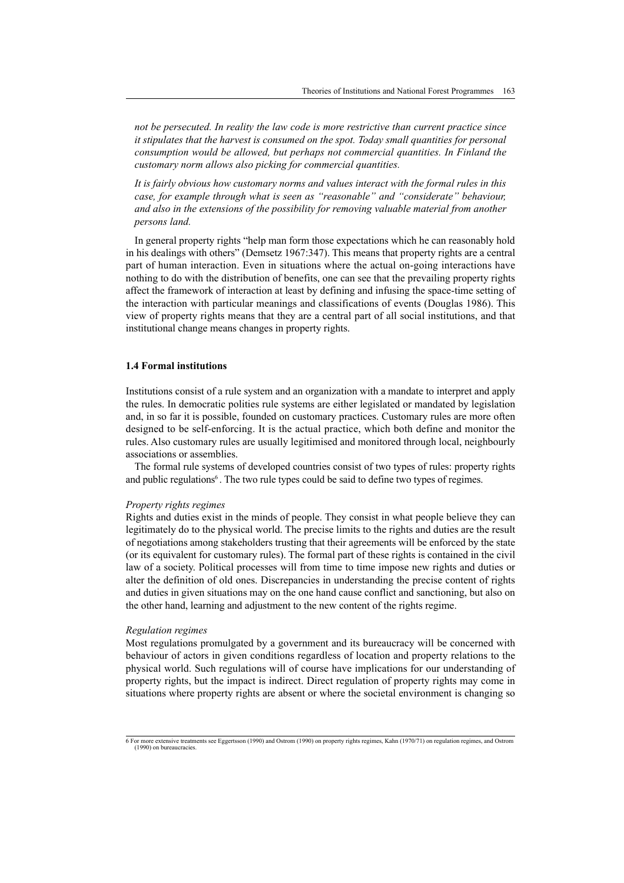*not be persecuted. In reality the law code is more restrictive than current practice since it stipulates that the harvest is consumed on the spot. Today small quantities for personal consumption would be allowed, but perhaps not commercial quantities. In Finland the customary norm allows also picking for commercial quantities.*

*It is fairly obvious how customary norms and values interact with the formal rules in this case, for example through what is seen as "reasonable" and "considerate" behaviour, and also in the extensions of the possibility for removing valuable material from another persons land.*

In general property rights "help man form those expectations which he can reasonably hold in his dealings with others" (Demsetz 1967:347). This means that property rights are a central part of human interaction. Even in situations where the actual on-going interactions have nothing to do with the distribution of benefits, one can see that the prevailing property rights affect the framework of interaction at least by defining and infusing the space-time setting of the interaction with particular meanings and classifications of events (Douglas 1986). This view of property rights means that they are a central part of all social institutions, and that institutional change means changes in property rights.

### 1.4 Formal institutions

Institutions consist of a rule system and an organization with a mandate to interpret and apply the rules. In democratic polities rule systems are either legislated or mandated by legislation and, in so far it is possible, founded on customary practices. Customary rules are more often designed to be self-enforcing. It is the actual practice, which both define and monitor the rules. Also customary rules are usually legitimised and monitored through local, neighbourly associations or assemblies.

The formal rule systems of developed countries consist of two types of rules: property rights and public regulations[6]. The two rule types could be said to define two types of regimes.

*Property rights regimes*

Rights and duties exist in the minds of people. They consist in what people believe they can legitimately do to the physical world. The precise limits to the rights and duties are the result of negotiations among stakeholders trusting that their agreements will be enforced by the state (or its equivalent for customary rules). The formal part of these rights is contained in the civil law of a society. Political processes will from time to time impose new rights and duties or alter the definition of old ones. Discrepancies in understanding the precise content of rights and duties in given situations may on the one hand cause conflict and sanctioning, but also on the other hand, learning and adjustment to the new content of the rights regime.

*Regulation regimes*

Most regulations promulgated by a government and its bureaucracy will be concerned with behaviour of actors in given conditions regardless of location and property relations to the physical world. Such regulations will of course have implications for our understanding of property rights, but the impact is indirect. Direct regulation of property rights may come in situations where property rights are absent or where the societal environment is changing so

---

6 For more extensive treatments see Eggertsson (1990) and Ostrom (1990) on property rights regimes, Kahn (1970/71) on regulation regimes, and Ostrom (1990) on bureaucracies.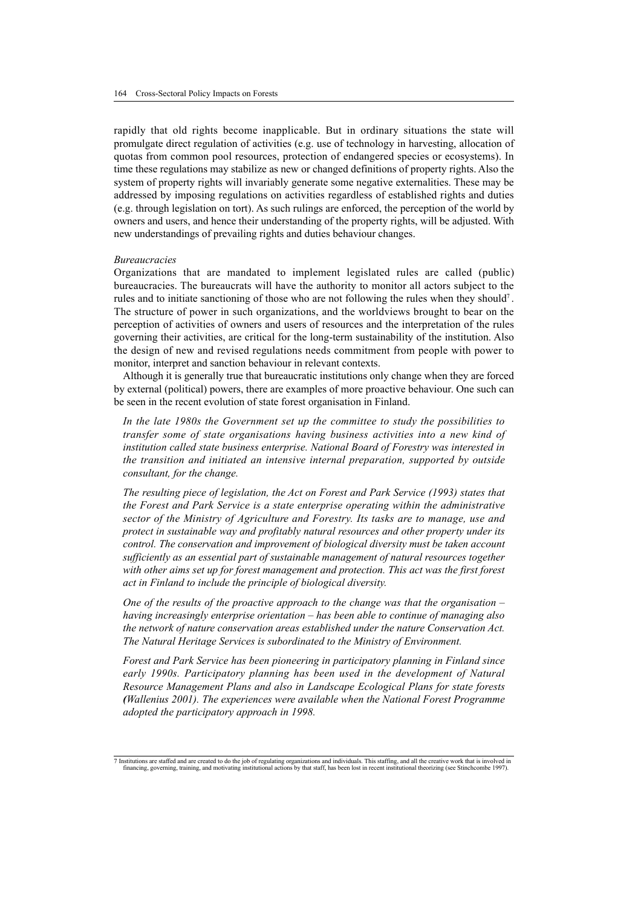rapidly that old rights become inapplicable. But in ordinary situations the state will promulgate direct regulation of activities (e.g. use of technology in harvesting, allocation of quotas from common pool resources, protection of endangered species or ecosystems). In time these regulations may stabilize as new or changed definitions of property rights. Also the system of property rights will invariably generate some negative externalities. These may be addressed by imposing regulations on activities regardless of established rights and duties (e.g. through legislation on tort). As such rulings are enforced, the perception of the world by owners and users, and hence their understanding of the property rights, will be adjusted. With new understandings of prevailing rights and duties behaviour changes.

*Bureaucracies*

Organizations that are mandated to implement legislated rules are called (public) bureaucracies. The bureaucrats will have the authority to monitor all actors subject to the rules and to initiate sanctioning of those who are not following the rules when they should[7]. The structure of power in such organizations, and the worldviews brought to bear on the perception of activities of owners and users of resources and the interpretation of the rules governing their activities, are critical for the long-term sustainability of the institution. Also the design of new and revised regulations needs commitment from people with power to monitor, interpret and sanction behaviour in relevant contexts.

Although it is generally true that bureaucratic institutions only change when they are forced by external (political) powers, there are examples of more proactive behaviour. One such can be seen in the recent evolution of state forest organisation in Finland.

*In the late 1980s the Government set up the committee to study the possibilities to transfer some of state organisations having business activities into a new kind of institution called state business enterprise. National Board of Forestry was interested in the transition and initiated an intensive internal preparation, supported by outside consultant, for the change.*

*The resulting piece of legislation, the Act on Forest and Park Service (1993) states that the Forest and Park Service is a state enterprise operating within the administrative sector of the Ministry of Agriculture and Forestry. Its tasks are to manage, use and protect in sustainable way and profitably natural resources and other property under its control. The conservation and improvement of biological diversity must be taken account sufficiently as an essential part of sustainable management of natural resources together with other aims set up for forest management and protection. This act was the first forest act in Finland to include the principle of biological diversity.*

*One of the results of the proactive approach to the change was that the organisation – having increasingly enterprise orientation – has been able to continue of managing also the network of nature conservation areas established under the nature Conservation Act. The Natural Heritage Services is subordinated to the Ministry of Environment.*

*Forest and Park Service has been pioneering in participatory planning in Finland since early 1990s. Participatory planning has been used in the development of Natural Resource Management Plans and also in Landscape Ecological Plans for state forests (Wallenius 2001). The experiences were available when the National Forest Programme adopted the participatory approach in 1998.*

---

7 Institutions are staffed and are created to do the job of regulating organizations and individuals. This staffing, and all the creative work that is involved in financing, governing, training, and motivating institutional actions by that staff, has been lost in recent institutional theorizing (see Stinchcombe 1997).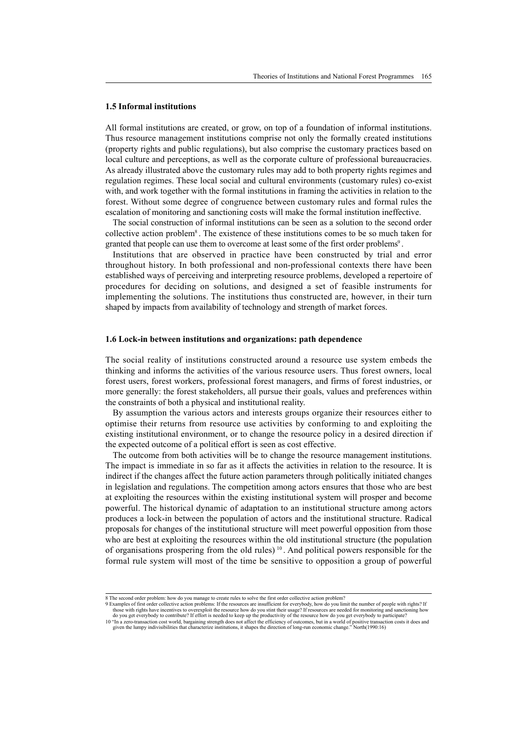## 1.5 Informal institutions

All formal institutions are created, or grow, on top of a foundation of informal institutions. Thus resource management institutions comprise not only the formally created institutions (property rights and public regulations), but also comprise the customary practices based on local culture and perceptions, as well as the corporate culture of professional bureaucracies. As already illustrated above the customary rules may add to both property rights regimes and regulation regimes. These local social and cultural environments (customary rules) co-exist with, and work together with the formal institutions in framing the activities in relation to the forest. Without some degree of congruence between customary rules and formal rules the escalation of monitoring and sanctioning costs will make the formal institution ineffective.

The social construction of informal institutions can be seen as a solution to the second order collective action problem[8]. The existence of these institutions comes to be so much taken for granted that people can use them to overcome at least some of the first order problems[9].

Institutions that are observed in practice have been constructed by trial and error throughout history. In both professional and non-professional contexts there have been established ways of perceiving and interpreting resource problems, developed a repertoire of procedures for deciding on solutions, and designed a set of feasible instruments for implementing the solutions. The institutions thus constructed are, however, in their turn shaped by impacts from availability of technology and strength of market forces.

## 1.6 Lock-in between institutions and organizations: path dependence

The social reality of institutions constructed around a resource use system embeds the thinking and informs the activities of the various resource users. Thus forest owners, local forest users, forest workers, professional forest managers, and firms of forest industries, or more generally: the forest stakeholders, all pursue their goals, values and preferences within the constraints of both a physical and institutional reality.

By assumption the various actors and interests groups organize their resources either to optimise their returns from resource use activities by conforming to and exploiting the existing institutional environment, or to change the resource policy in a desired direction if the expected outcome of a political effort is seen as cost effective.

The outcome from both activities will be to change the resource management institutions. The impact is immediate in so far as it affects the activities in relation to the resource. It is indirect if the changes affect the future action parameters through politically initiated changes in legislation and regulations. The competition among actors ensures that those who are best at exploiting the resources within the existing institutional system will prosper and become powerful. The historical dynamic of adaptation to an institutional structure among actors produces a lock-in between the population of actors and the institutional structure. Radical proposals for changes of the institutional structure will meet powerful opposition from those who are best at exploiting the resources within the old institutional structure (the population of organisations prospering from the old rules)[10]. And political powers responsible for the formal rule system will most of the time be sensitive to opposition a group of powerful

---

8 The second order problem: how do you manage to create rules to solve the first order collective action problem?

9 Examples of first order collective action problems: If the resources are insufficient for everybody, how do you limit the number of people with rights? If those with rights have incentives to overexploit the resource how do you stint their usage? If resources are needed for monitoring and sanctioning how do you get everybody to contribute? If effort is needed to keep up the productivity of the resource how do you get everybody to participate?

10 "In a zero-transaction cost world, bargaining strength does not affect the efficiency of outcomes, but in a world of positive transaction costs it does and given the lumpy indivisibilities that characterize institutions, it shapes the direction of long-run economic change." North(1990:16)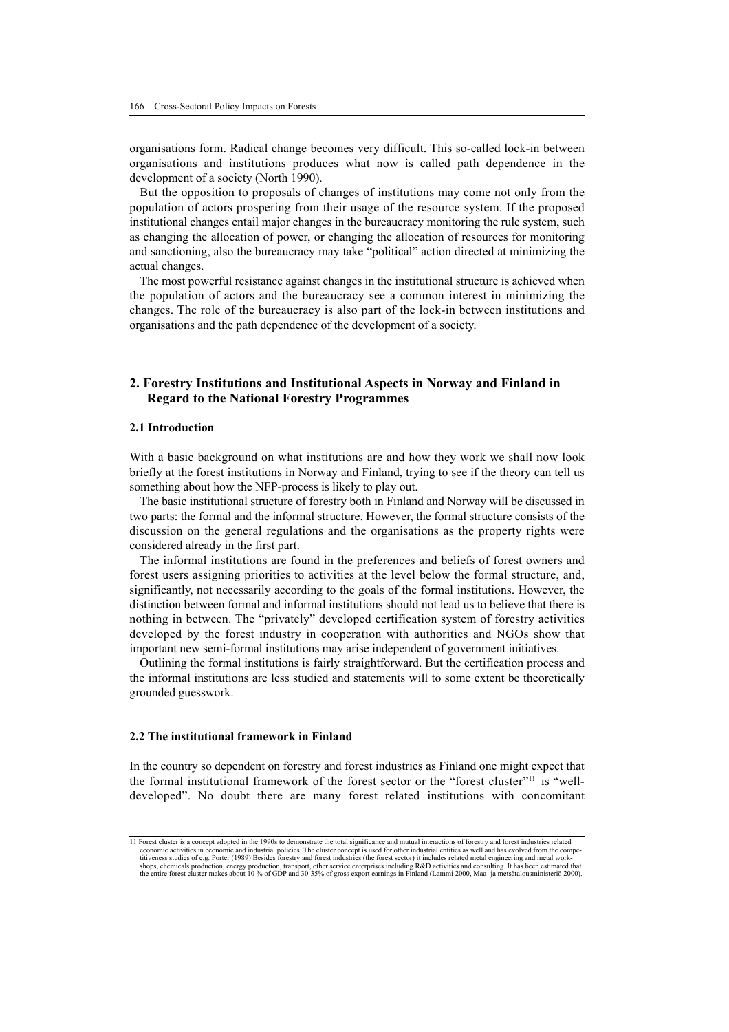organisations form. Radical change becomes very difficult. This so-called lock-in between organisations and institutions produces what now is called path dependence in the development of a society (North 1990).

But the opposition to proposals of changes of institutions may come not only from the population of actors prospering from their usage of the resource system. If the proposed institutional changes entail major changes in the bureaucracy monitoring the rule system, such as changing the allocation of power, or changing the allocation of resources for monitoring and sanctioning, also the bureaucracy may take "political" action directed at minimizing the actual changes.

The most powerful resistance against changes in the institutional structure is achieved when the population of actors and the bureaucracy see a common interest in minimizing the changes. The role of the bureaucracy is also part of the lock-in between institutions and organisations and the path dependence of the development of a society.

## 2. Forestry Institutions and Institutional Aspects in Norway and Finland in Regard to the National Forestry Programmes

### 2.1 Introduction

With a basic background on what institutions are and how they work we shall now look briefly at the forest institutions in Norway and Finland, trying to see if the theory can tell us something about how the NFP-process is likely to play out.

The basic institutional structure of forestry both in Finland and Norway will be discussed in two parts: the formal and the informal structure. However, the formal structure consists of the discussion on the general regulations and the organisations as the property rights were considered already in the first part.

The informal institutions are found in the preferences and beliefs of forest owners and forest users assigning priorities to activities at the level below the formal structure, and, significantly, not necessarily according to the goals of the formal institutions. However, the distinction between formal and informal institutions should not lead us to believe that there is nothing in between. The "privately" developed certification system of forestry activities developed by the forest industry in cooperation with authorities and NGOs show that important new semi-formal institutions may arise independent of government initiatives.

Outlining the formal institutions is fairly straightforward. But the certification process and the informal institutions are less studied and statements will to some extent be theoretically grounded guesswork.

### 2.2 The institutional framework in Finland

In the country so dependent on forestry and forest industries as Finland one might expect that the formal institutional framework of the forest sector or the "forest cluster"[11] is "well-developed". No doubt there are many forest related institutions with concomitant

---

11 Forest cluster is a concept adopted in the 1990s to demonstrate the total significance and mutual interactions of forestry and forest industries related economic activities in economic and industrial policies. The cluster concept is used for other industrial entities as well and has evolved from the competitiveness studies of e.g. Porter (1989) Besides forestry and forest industries (the forest sector) it includes related metal engineering and metal workshops, chemicals production, energy production, transport, other service enterprises including R&D activities and consulting. It has been estimated that the entire forest cluster makes about 10 % of GDP and 30-35% of gross export earnings in Finland (Lammi 2000, Maa- ja metsätalousministeriö 2000).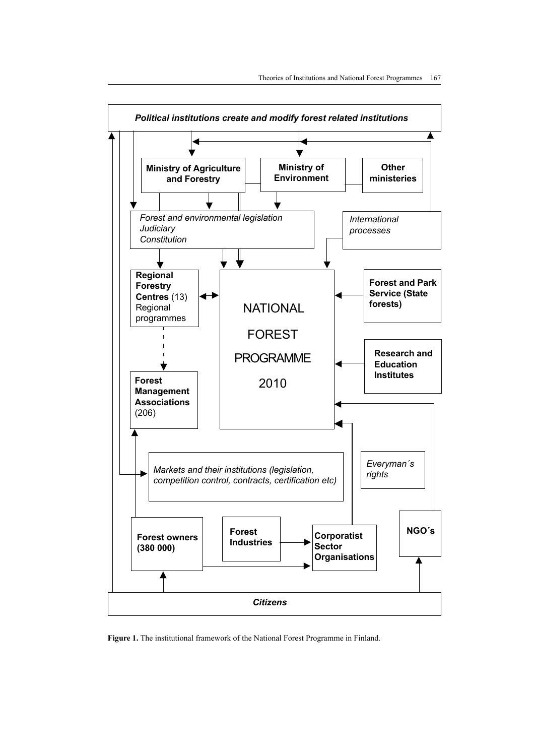Political institutions create and modify forest related institutions

Ministry of Agriculture and Forestry

Ministry of Environment

Other ministeries

Forest and environmental legislation
Judiciary
Constitution

International processes

Regional Forestry Centres (13)
Regional programmes

NATIONAL FOREST PROGRAMME 2010

Forest and Park Service (State forests)

Research and Education Institutes

Forest Management Associations (206)

Markets and their institutions (legislation, competition control, contracts, certification etc)

Everyman´s rights

Forest owners (380 000)

Forest Industries

Corporatist Sector Organisations

NGO´s

Citizens

**Figure 1.** The institutional framework of the National Forest Programme in Finland.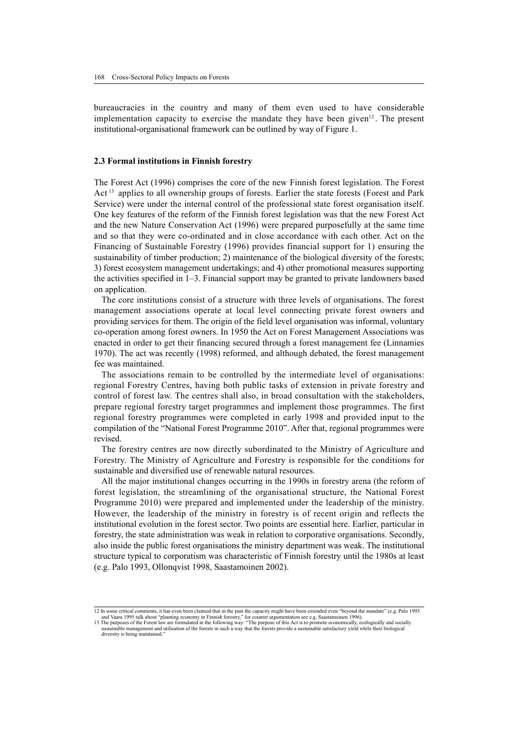bureaucracies in the country and many of them even used to have considerable implementation capacity to exercise the mandate they have been given[12]. The present institutional-organisational framework can be outlined by way of Figure 1.

### 2.3 Formal institutions in Finnish forestry

The Forest Act (1996) comprises the core of the new Finnish forest legislation. The Forest Act [13] applies to all ownership groups of forests. Earlier the state forests (Forest and Park Service) were under the internal control of the professional state forest organisation itself. One key features of the reform of the Finnish forest legislation was that the new Forest Act and the new Nature Conservation Act (1996) were prepared purposefully at the same time and so that they were co-ordinated and in close accordance with each other. Act on the Financing of Sustainable Forestry (1996) provides financial support for 1) ensuring the sustainability of timber production; 2) maintenance of the biological diversity of the forests; 3) forest ecosystem management undertakings; and 4) other promotional measures supporting the activities specified in 1–3. Financial support may be granted to private landowners based on application.

The core institutions consist of a structure with three levels of organisations. The forest management associations operate at local level connecting private forest owners and providing services for them. The origin of the field level organisation was informal, voluntary co-operation among forest owners. In 1950 the Act on Forest Management Associations was enacted in order to get their financing secured through a forest management fee (Linnamies 1970). The act was recently (1998) reformed, and although debated, the forest management fee was maintained.

The associations remain to be controlled by the intermediate level of organisations: regional Forestry Centres, having both public tasks of extension in private forestry and control of forest law. The centres shall also, in broad consultation with the stakeholders, prepare regional forestry target programmes and implement those programmes. The first regional forestry programmes were completed in early 1998 and provided input to the compilation of the "National Forest Programme 2010". After that, regional programmes were revised.

The forestry centres are now directly subordinated to the Ministry of Agriculture and Forestry. The Ministry of Agriculture and Forestry is responsible for the conditions for sustainable and diversified use of renewable natural resources.

All the major institutional changes occurring in the 1990s in forestry arena (the reform of forest legislation, the streamlining of the organisational structure, the National Forest Programme 2010) were prepared and implemented under the leadership of the ministry. However, the leadership of the ministry in forestry is of recent origin and reflects the institutional evolution in the forest sector. Two points are essential here. Earlier, particular in forestry, the state administration was weak in relation to corporative organisations. Secondly, also inside the public forest organisations the ministry department was weak. The institutional structure typical to corporatism was characteristic of Finnish forestry until the 1980s at least (e.g. Palo 1993, Ollonqvist 1998, Saastamoinen 2002).

---

12 In some critical comments, it has even been claimed that in the past the capacity might have been extended even "beyond the mandate" (e.g. Palo 1993 and Vaara 1995 talk about "planning economy in Finnish forestry," for counter argumentation see e.g. Saastamoinen 1996).

13 The purposes of the Forest law are formulated in the following way: "The purpose of this Act is to promote economically, ecologically and socially sustainable management and utilisation of the forests in such a way that the forests provide a sustainable satisfactory yield while their biological diversity is being maintained."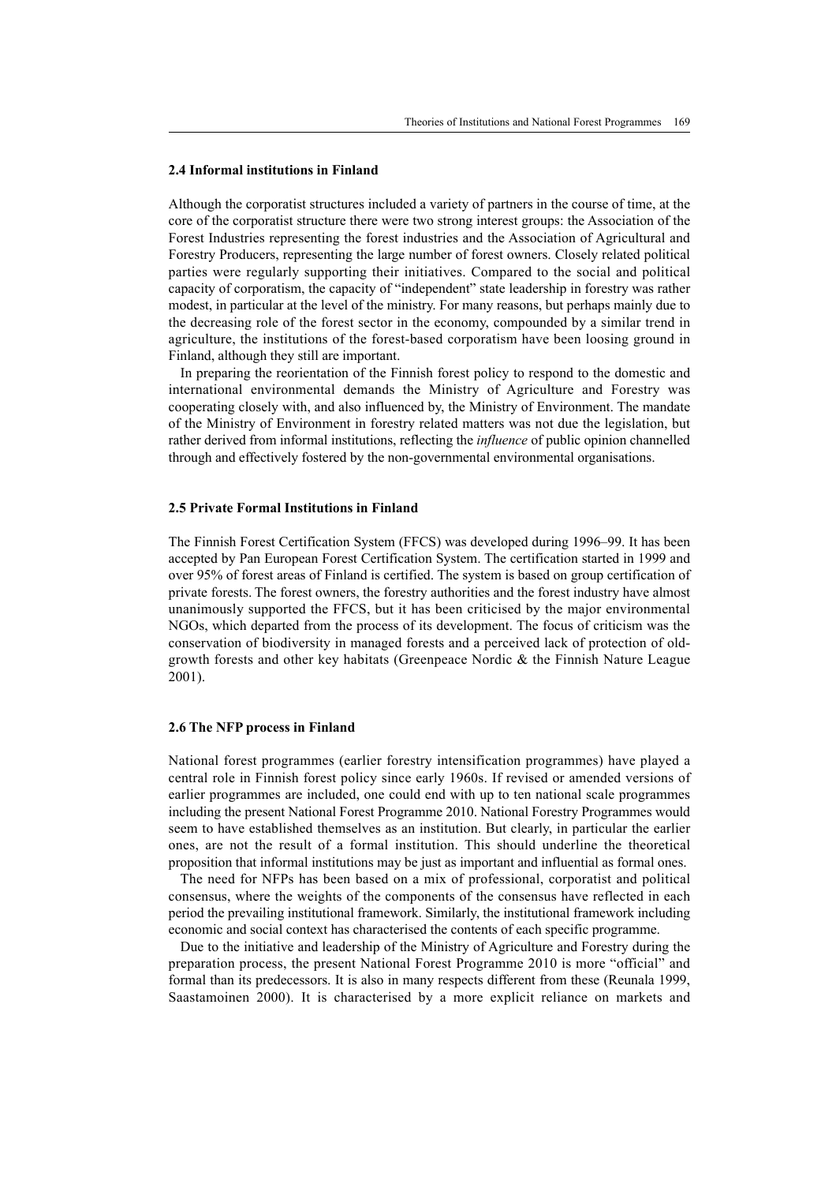### 2.4 Informal institutions in Finland

Although the corporatist structures included a variety of partners in the course of time, at the core of the corporatist structure there were two strong interest groups: the Association of the Forest Industries representing the forest industries and the Association of Agricultural and Forestry Producers, representing the large number of forest owners. Closely related political parties were regularly supporting their initiatives. Compared to the social and political capacity of corporatism, the capacity of "independent" state leadership in forestry was rather modest, in particular at the level of the ministry. For many reasons, but perhaps mainly due to the decreasing role of the forest sector in the economy, compounded by a similar trend in agriculture, the institutions of the forest-based corporatism have been loosing ground in Finland, although they still are important.

In preparing the reorientation of the Finnish forest policy to respond to the domestic and international environmental demands the Ministry of Agriculture and Forestry was cooperating closely with, and also influenced by, the Ministry of Environment. The mandate of the Ministry of Environment in forestry related matters was not due the legislation, but rather derived from informal institutions, reflecting the *influence* of public opinion channelled through and effectively fostered by the non-governmental environmental organisations.

### 2.5 Private Formal Institutions in Finland

The Finnish Forest Certification System (FFCS) was developed during 1996–99. It has been accepted by Pan European Forest Certification System. The certification started in 1999 and over 95% of forest areas of Finland is certified. The system is based on group certification of private forests. The forest owners, the forestry authorities and the forest industry have almost unanimously supported the FFCS, but it has been criticised by the major environmental NGOs, which departed from the process of its development. The focus of criticism was the conservation of biodiversity in managed forests and a perceived lack of protection of old-growth forests and other key habitats (Greenpeace Nordic & the Finnish Nature League 2001).

### 2.6 The NFP process in Finland

National forest programmes (earlier forestry intensification programmes) have played a central role in Finnish forest policy since early 1960s. If revised or amended versions of earlier programmes are included, one could end with up to ten national scale programmes including the present National Forest Programme 2010. National Forestry Programmes would seem to have established themselves as an institution. But clearly, in particular the earlier ones, are not the result of a formal institution. This should underline the theoretical proposition that informal institutions may be just as important and influential as formal ones.

The need for NFPs has been based on a mix of professional, corporatist and political consensus, where the weights of the components of the consensus have reflected in each period the prevailing institutional framework. Similarly, the institutional framework including economic and social context has characterised the contents of each specific programme.

Due to the initiative and leadership of the Ministry of Agriculture and Forestry during the preparation process, the present National Forest Programme 2010 is more "official" and formal than its predecessors. It is also in many respects different from these (Reunala 1999, Saastamoinen 2000). It is characterised by a more explicit reliance on markets and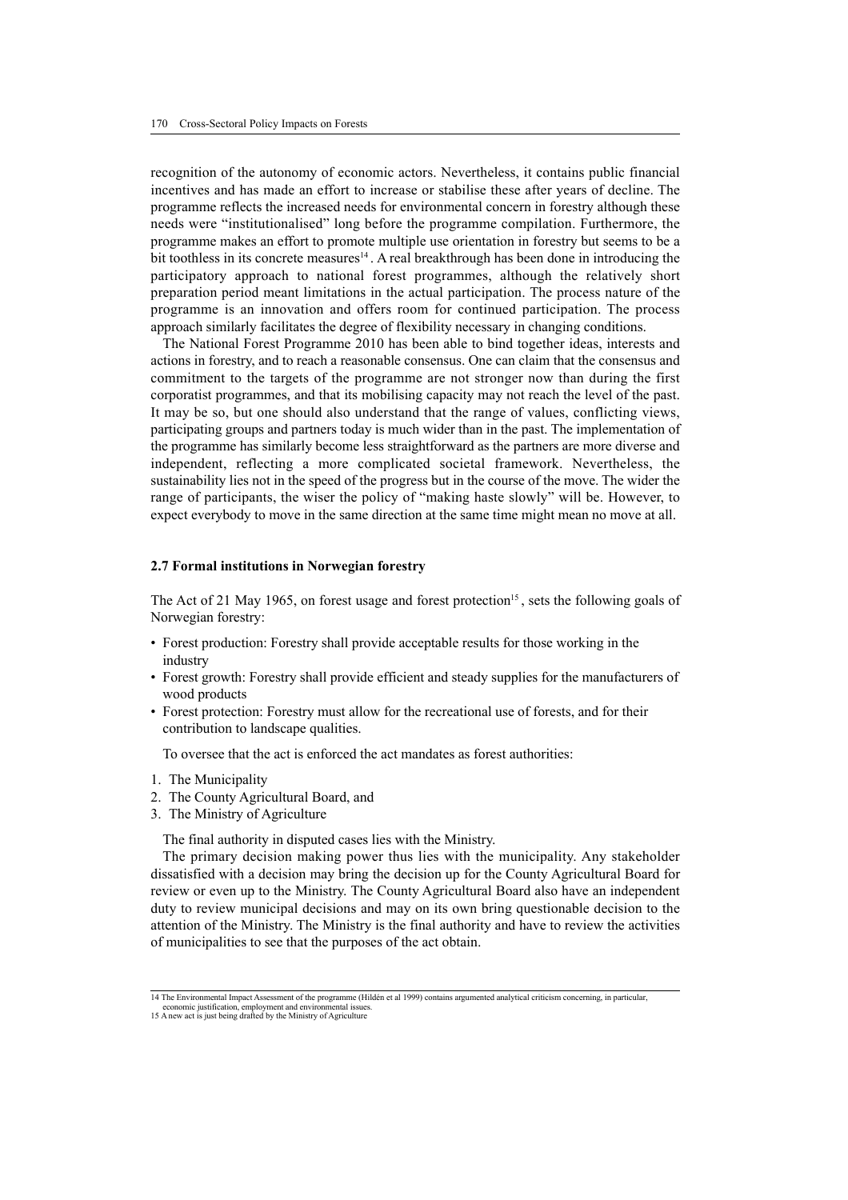recognition of the autonomy of economic actors. Nevertheless, it contains public financial incentives and has made an effort to increase or stabilise these after years of decline. The programme reflects the increased needs for environmental concern in forestry although these needs were "institutionalised" long before the programme compilation. Furthermore, the programme makes an effort to promote multiple use orientation in forestry but seems to be a bit toothless in its concrete measures[14]. A real breakthrough has been done in introducing the participatory approach to national forest programmes, although the relatively short preparation period meant limitations in the actual participation. The process nature of the programme is an innovation and offers room for continued participation. The process approach similarly facilitates the degree of flexibility necessary in changing conditions.

The National Forest Programme 2010 has been able to bind together ideas, interests and actions in forestry, and to reach a reasonable consensus. One can claim that the consensus and commitment to the targets of the programme are not stronger now than during the first corporatist programmes, and that its mobilising capacity may not reach the level of the past. It may be so, but one should also understand that the range of values, conflicting views, participating groups and partners today is much wider than in the past. The implementation of the programme has similarly become less straightforward as the partners are more diverse and independent, reflecting a more complicated societal framework. Nevertheless, the sustainability lies not in the speed of the progress but in the course of the move. The wider the range of participants, the wiser the policy of "making haste slowly" will be. However, to expect everybody to move in the same direction at the same time might mean no move at all.

### 2.7 Formal institutions in Norwegian forestry

The Act of 21 May 1965, on forest usage and forest protection[15], sets the following goals of Norwegian forestry:

- Forest production: Forestry shall provide acceptable results for those working in the industry
- Forest growth: Forestry shall provide efficient and steady supplies for the manufacturers of wood products
- Forest protection: Forestry must allow for the recreational use of forests, and for their contribution to landscape qualities.

To oversee that the act is enforced the act mandates as forest authorities:

1. The Municipality
2. The County Agricultural Board, and
3. The Ministry of Agriculture

The final authority in disputed cases lies with the Ministry.

The primary decision making power thus lies with the municipality. Any stakeholder dissatisfied with a decision may bring the decision up for the County Agricultural Board for review or even up to the Ministry. The County Agricultural Board also have an independent duty to review municipal decisions and may on its own bring questionable decision to the attention of the Ministry. The Ministry is the final authority and have to review the activities of municipalities to see that the purposes of the act obtain.

---

14 The Environmental Impact Assessment of the programme (Hildén et al 1999) contains argumented analytical criticism concerning, in particular, economic justification, employment and environmental issues.

15 A new act is just being drafted by the Ministry of Agriculture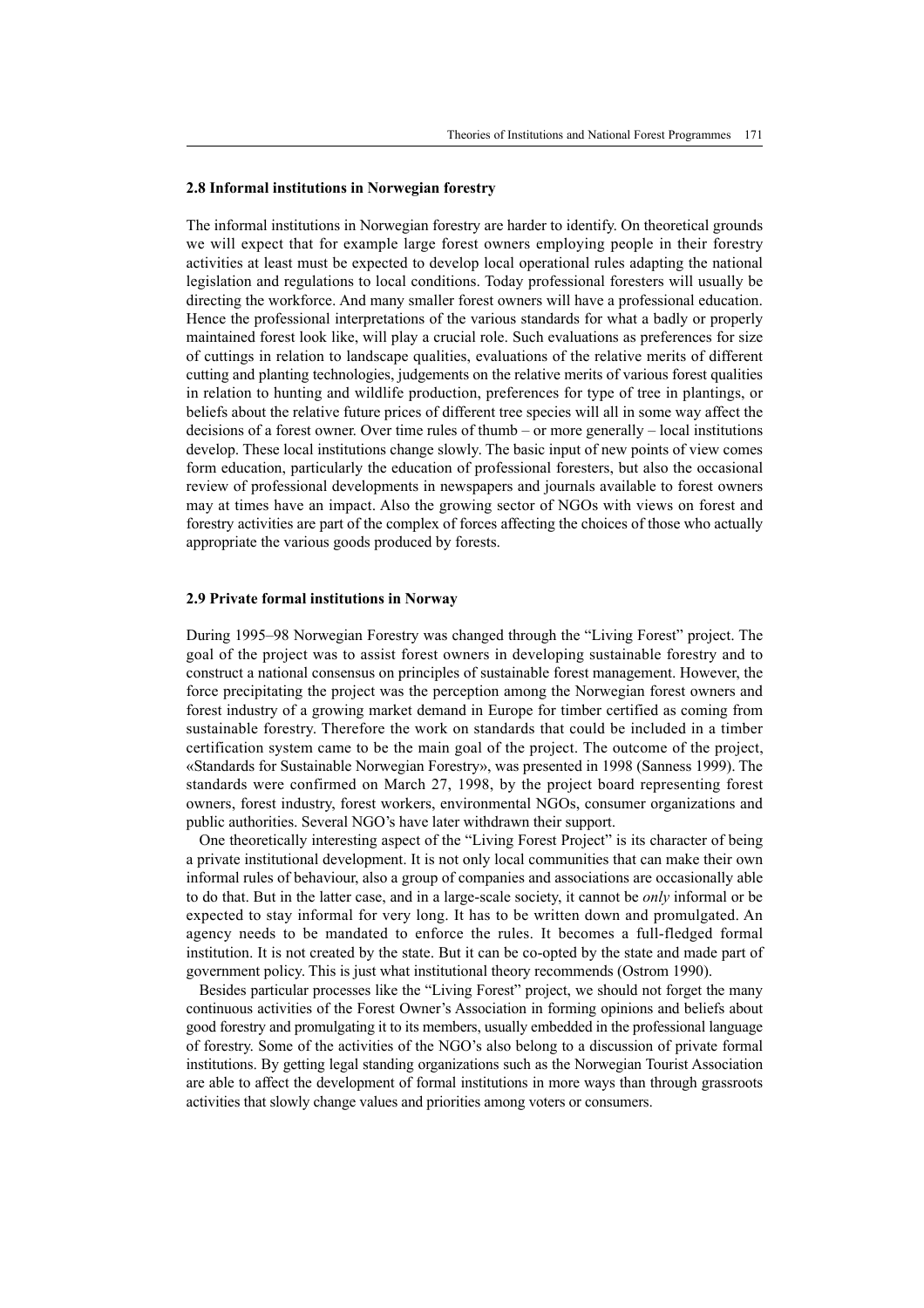### 2.8 Informal institutions in Norwegian forestry

The informal institutions in Norwegian forestry are harder to identify. On theoretical grounds we will expect that for example large forest owners employing people in their forestry activities at least must be expected to develop local operational rules adapting the national legislation and regulations to local conditions. Today professional foresters will usually be directing the workforce. And many smaller forest owners will have a professional education. Hence the professional interpretations of the various standards for what a badly or properly maintained forest look like, will play a crucial role. Such evaluations as preferences for size of cuttings in relation to landscape qualities, evaluations of the relative merits of different cutting and planting technologies, judgements on the relative merits of various forest qualities in relation to hunting and wildlife production, preferences for type of tree in plantings, or beliefs about the relative future prices of different tree species will all in some way affect the decisions of a forest owner. Over time rules of thumb – or more generally – local institutions develop. These local institutions change slowly. The basic input of new points of view comes form education, particularly the education of professional foresters, but also the occasional review of professional developments in newspapers and journals available to forest owners may at times have an impact. Also the growing sector of NGOs with views on forest and forestry activities are part of the complex of forces affecting the choices of those who actually appropriate the various goods produced by forests.

### 2.9 Private formal institutions in Norway

During 1995–98 Norwegian Forestry was changed through the "Living Forest" project. The goal of the project was to assist forest owners in developing sustainable forestry and to construct a national consensus on principles of sustainable forest management. However, the force precipitating the project was the perception among the Norwegian forest owners and forest industry of a growing market demand in Europe for timber certified as coming from sustainable forestry. Therefore the work on standards that could be included in a timber certification system came to be the main goal of the project. The outcome of the project, «Standards for Sustainable Norwegian Forestry», was presented in 1998 (Sanness 1999). The standards were confirmed on March 27, 1998, by the project board representing forest owners, forest industry, forest workers, environmental NGOs, consumer organizations and public authorities. Several NGO's have later withdrawn their support.

One theoretically interesting aspect of the "Living Forest Project" is its character of being a private institutional development. It is not only local communities that can make their own informal rules of behaviour, also a group of companies and associations are occasionally able to do that. But in the latter case, and in a large-scale society, it cannot be *only* informal or be expected to stay informal for very long. It has to be written down and promulgated. An agency needs to be mandated to enforce the rules. It becomes a full-fledged formal institution. It is not created by the state. But it can be co-opted by the state and made part of government policy. This is just what institutional theory recommends (Ostrom 1990).

Besides particular processes like the "Living Forest" project, we should not forget the many continuous activities of the Forest Owner's Association in forming opinions and beliefs about good forestry and promulgating it to its members, usually embedded in the professional language of forestry. Some of the activities of the NGO's also belong to a discussion of private formal institutions. By getting legal standing organizations such as the Norwegian Tourist Association are able to affect the development of formal institutions in more ways than through grassroots activities that slowly change values and priorities among voters or consumers.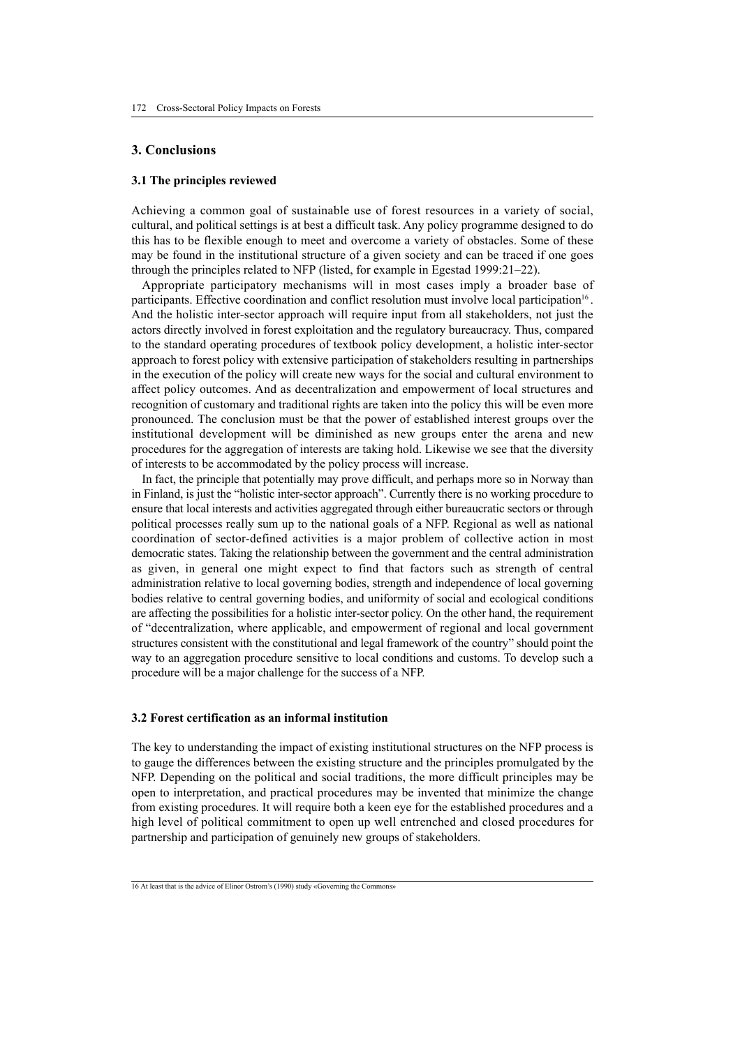## 3. Conclusions

### 3.1 The principles reviewed

Achieving a common goal of sustainable use of forest resources in a variety of social, cultural, and political settings is at best a difficult task. Any policy programme designed to do this has to be flexible enough to meet and overcome a variety of obstacles. Some of these may be found in the institutional structure of a given society and can be traced if one goes through the principles related to NFP (listed, for example in Egestad 1999:21–22).

Appropriate participatory mechanisms will in most cases imply a broader base of participants. Effective coordination and conflict resolution must involve local participation[16]. And the holistic inter-sector approach will require input from all stakeholders, not just the actors directly involved in forest exploitation and the regulatory bureaucracy. Thus, compared to the standard operating procedures of textbook policy development, a holistic inter-sector approach to forest policy with extensive participation of stakeholders resulting in partnerships in the execution of the policy will create new ways for the social and cultural environment to affect policy outcomes. And as decentralization and empowerment of local structures and recognition of customary and traditional rights are taken into the policy this will be even more pronounced. The conclusion must be that the power of established interest groups over the institutional development will be diminished as new groups enter the arena and new procedures for the aggregation of interests are taking hold. Likewise we see that the diversity of interests to be accommodated by the policy process will increase.

In fact, the principle that potentially may prove difficult, and perhaps more so in Norway than in Finland, is just the "holistic inter-sector approach". Currently there is no working procedure to ensure that local interests and activities aggregated through either bureaucratic sectors or through political processes really sum up to the national goals of a NFP. Regional as well as national coordination of sector-defined activities is a major problem of collective action in most democratic states. Taking the relationship between the government and the central administration as given, in general one might expect to find that factors such as strength of central administration relative to local governing bodies, strength and independence of local governing bodies relative to central governing bodies, and uniformity of social and ecological conditions are affecting the possibilities for a holistic inter-sector policy. On the other hand, the requirement of "decentralization, where applicable, and empowerment of regional and local government structures consistent with the constitutional and legal framework of the country" should point the way to an aggregation procedure sensitive to local conditions and customs. To develop such a procedure will be a major challenge for the success of a NFP.

### 3.2 Forest certification as an informal institution

The key to understanding the impact of existing institutional structures on the NFP process is to gauge the differences between the existing structure and the principles promulgated by the NFP. Depending on the political and social traditions, the more difficult principles may be open to interpretation, and practical procedures may be invented that minimize the change from existing procedures. It will require both a keen eye for the established procedures and a high level of political commitment to open up well entrenched and closed procedures for partnership and participation of genuinely new groups of stakeholders.

---

16 At least that is the advice of Elinor Ostrom's (1990) study «Governing the Commons»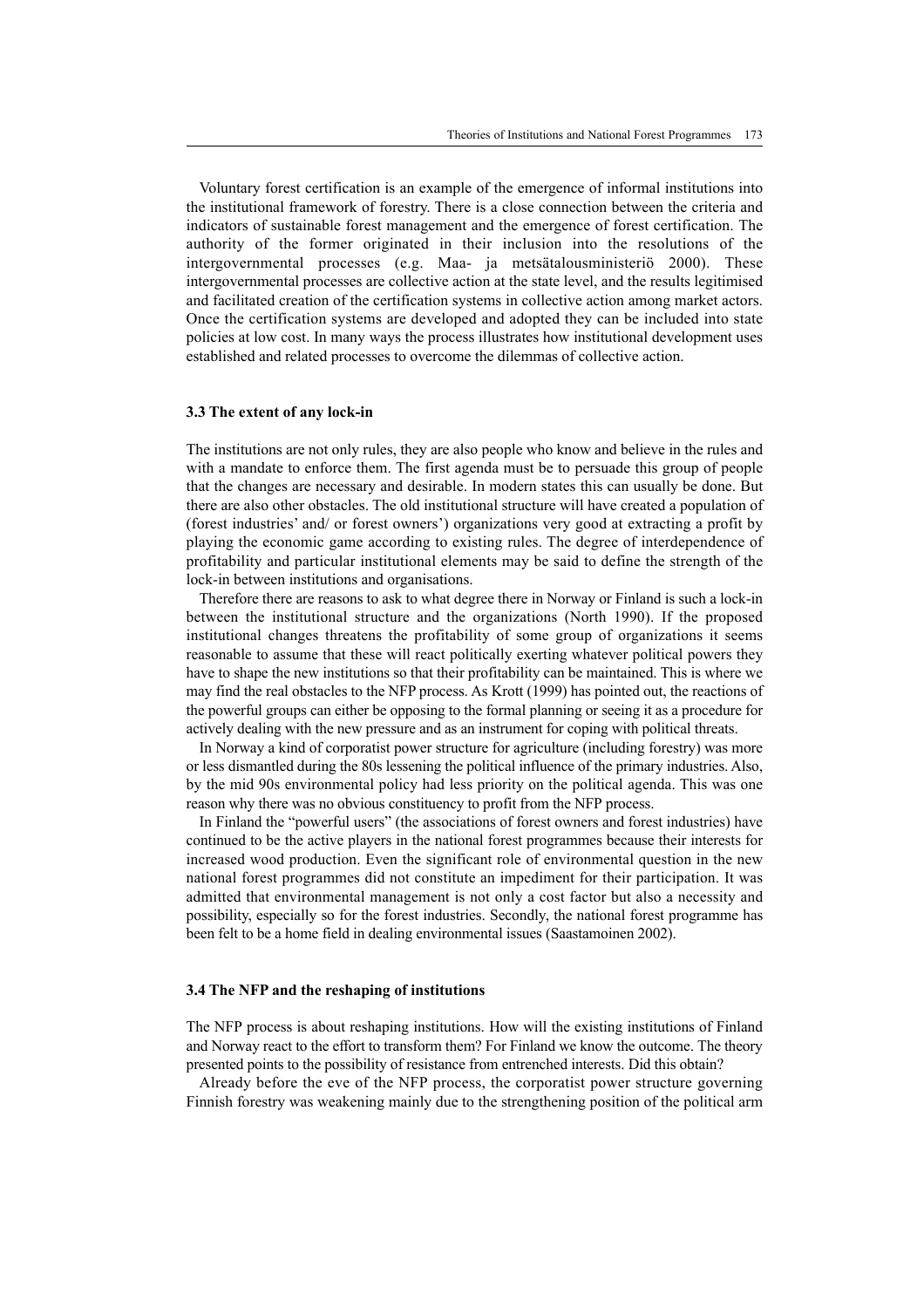Voluntary forest certification is an example of the emergence of informal institutions into the institutional framework of forestry. There is a close connection between the criteria and indicators of sustainable forest management and the emergence of forest certification. The authority of the former originated in their inclusion into the resolutions of the intergovernmental processes (e.g. Maa- ja metsätalousministeriö 2000). These intergovernmental processes are collective action at the state level, and the results legitimised and facilitated creation of the certification systems in collective action among market actors. Once the certification systems are developed and adopted they can be included into state policies at low cost. In many ways the process illustrates how institutional development uses established and related processes to overcome the dilemmas of collective action.

### 3.3 The extent of any lock-in

The institutions are not only rules, they are also people who know and believe in the rules and with a mandate to enforce them. The first agenda must be to persuade this group of people that the changes are necessary and desirable. In modern states this can usually be done. But there are also other obstacles. The old institutional structure will have created a population of (forest industries' and/ or forest owners') organizations very good at extracting a profit by playing the economic game according to existing rules. The degree of interdependence of profitability and particular institutional elements may be said to define the strength of the lock-in between institutions and organisations.

Therefore there are reasons to ask to what degree there in Norway or Finland is such a lock-in between the institutional structure and the organizations (North 1990). If the proposed institutional changes threatens the profitability of some group of organizations it seems reasonable to assume that these will react politically exerting whatever political powers they have to shape the new institutions so that their profitability can be maintained. This is where we may find the real obstacles to the NFP process. As Krott (1999) has pointed out, the reactions of the powerful groups can either be opposing to the formal planning or seeing it as a procedure for actively dealing with the new pressure and as an instrument for coping with political threats.

In Norway a kind of corporatist power structure for agriculture (including forestry) was more or less dismantled during the 80s lessening the political influence of the primary industries. Also, by the mid 90s environmental policy had less priority on the political agenda. This was one reason why there was no obvious constituency to profit from the NFP process.

In Finland the "powerful users" (the associations of forest owners and forest industries) have continued to be the active players in the national forest programmes because their interests for increased wood production. Even the significant role of environmental question in the new national forest programmes did not constitute an impediment for their participation. It was admitted that environmental management is not only a cost factor but also a necessity and possibility, especially so for the forest industries. Secondly, the national forest programme has been felt to be a home field in dealing environmental issues (Saastamoinen 2002).

### 3.4 The NFP and the reshaping of institutions

The NFP process is about reshaping institutions. How will the existing institutions of Finland and Norway react to the effort to transform them? For Finland we know the outcome. The theory presented points to the possibility of resistance from entrenched interests. Did this obtain?

Already before the eve of the NFP process, the corporatist power structure governing Finnish forestry was weakening mainly due to the strengthening position of the political arm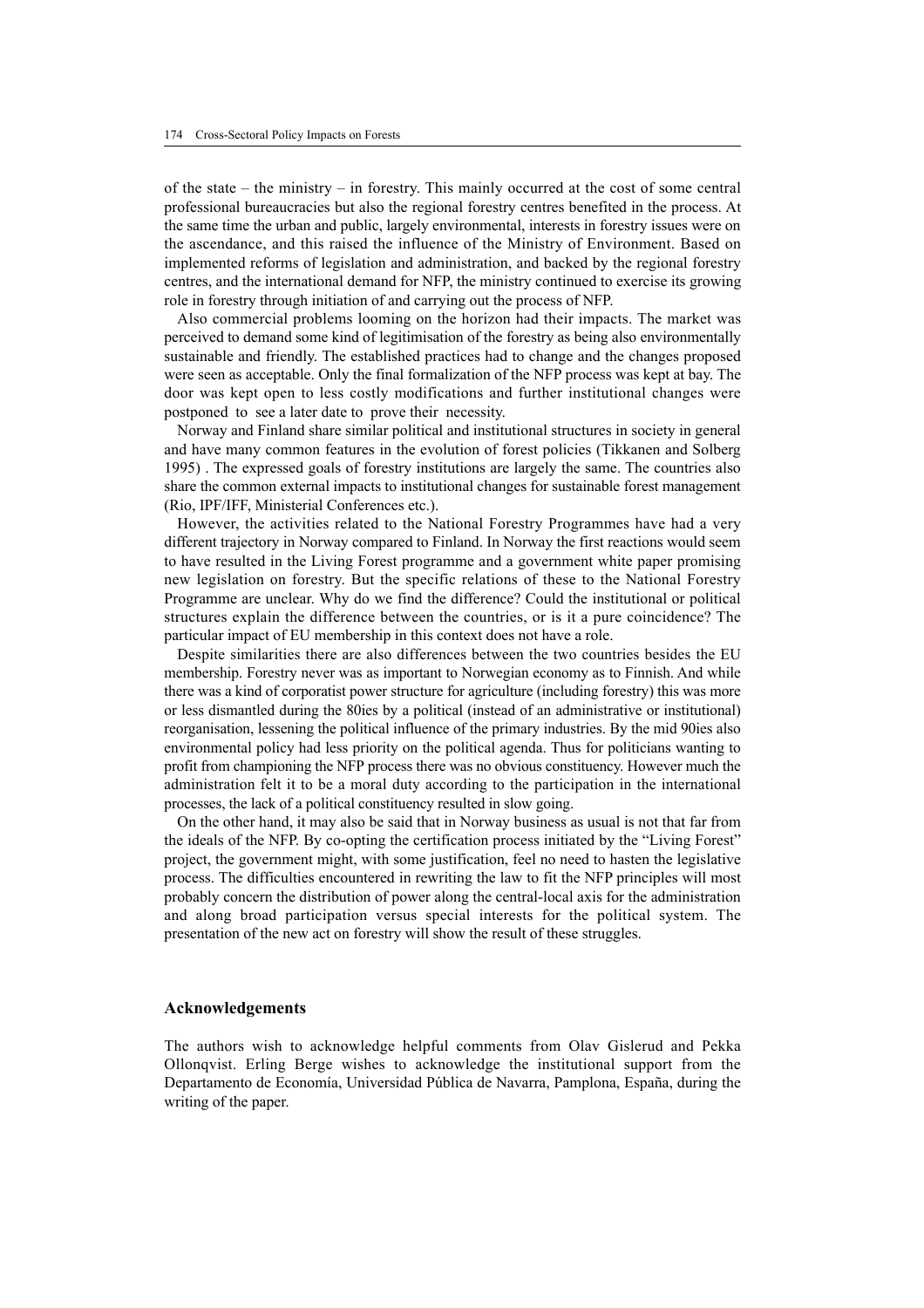of the state – the ministry – in forestry. This mainly occurred at the cost of some central professional bureaucracies but also the regional forestry centres benefited in the process. At the same time the urban and public, largely environmental, interests in forestry issues were on the ascendance, and this raised the influence of the Ministry of Environment. Based on implemented reforms of legislation and administration, and backed by the regional forestry centres, and the international demand for NFP, the ministry continued to exercise its growing role in forestry through initiation of and carrying out the process of NFP.

Also commercial problems looming on the horizon had their impacts. The market was perceived to demand some kind of legitimisation of the forestry as being also environmentally sustainable and friendly. The established practices had to change and the changes proposed were seen as acceptable. Only the final formalization of the NFP process was kept at bay. The door was kept open to less costly modifications and further institutional changes were postponed to see a later date to prove their necessity.

Norway and Finland share similar political and institutional structures in society in general and have many common features in the evolution of forest policies (Tikkanen and Solberg 1995) . The expressed goals of forestry institutions are largely the same. The countries also share the common external impacts to institutional changes for sustainable forest management (Rio, IPF/IFF, Ministerial Conferences etc.).

However, the activities related to the National Forestry Programmes have had a very different trajectory in Norway compared to Finland. In Norway the first reactions would seem to have resulted in the Living Forest programme and a government white paper promising new legislation on forestry. But the specific relations of these to the National Forestry Programme are unclear. Why do we find the difference? Could the institutional or political structures explain the difference between the countries, or is it a pure coincidence? The particular impact of EU membership in this context does not have a role.

Despite similarities there are also differences between the two countries besides the EU membership. Forestry never was as important to Norwegian economy as to Finnish. And while there was a kind of corporatist power structure for agriculture (including forestry) this was more or less dismantled during the 80ies by a political (instead of an administrative or institutional) reorganisation, lessening the political influence of the primary industries. By the mid 90ies also environmental policy had less priority on the political agenda. Thus for politicians wanting to profit from championing the NFP process there was no obvious constituency. However much the administration felt it to be a moral duty according to the participation in the international processes, the lack of a political constituency resulted in slow going.

On the other hand, it may also be said that in Norway business as usual is not that far from the ideals of the NFP. By co-opting the certification process initiated by the "Living Forest" project, the government might, with some justification, feel no need to hasten the legislative process. The difficulties encountered in rewriting the law to fit the NFP principles will most probably concern the distribution of power along the central-local axis for the administration and along broad participation versus special interests for the political system. The presentation of the new act on forestry will show the result of these struggles.

## Acknowledgements

The authors wish to acknowledge helpful comments from Olav Gislerud and Pekka Ollonqvist. Erling Berge wishes to acknowledge the institutional support from the Departamento de Economía, Universidad Pública de Navarra, Pamplona, España, during the writing of the paper.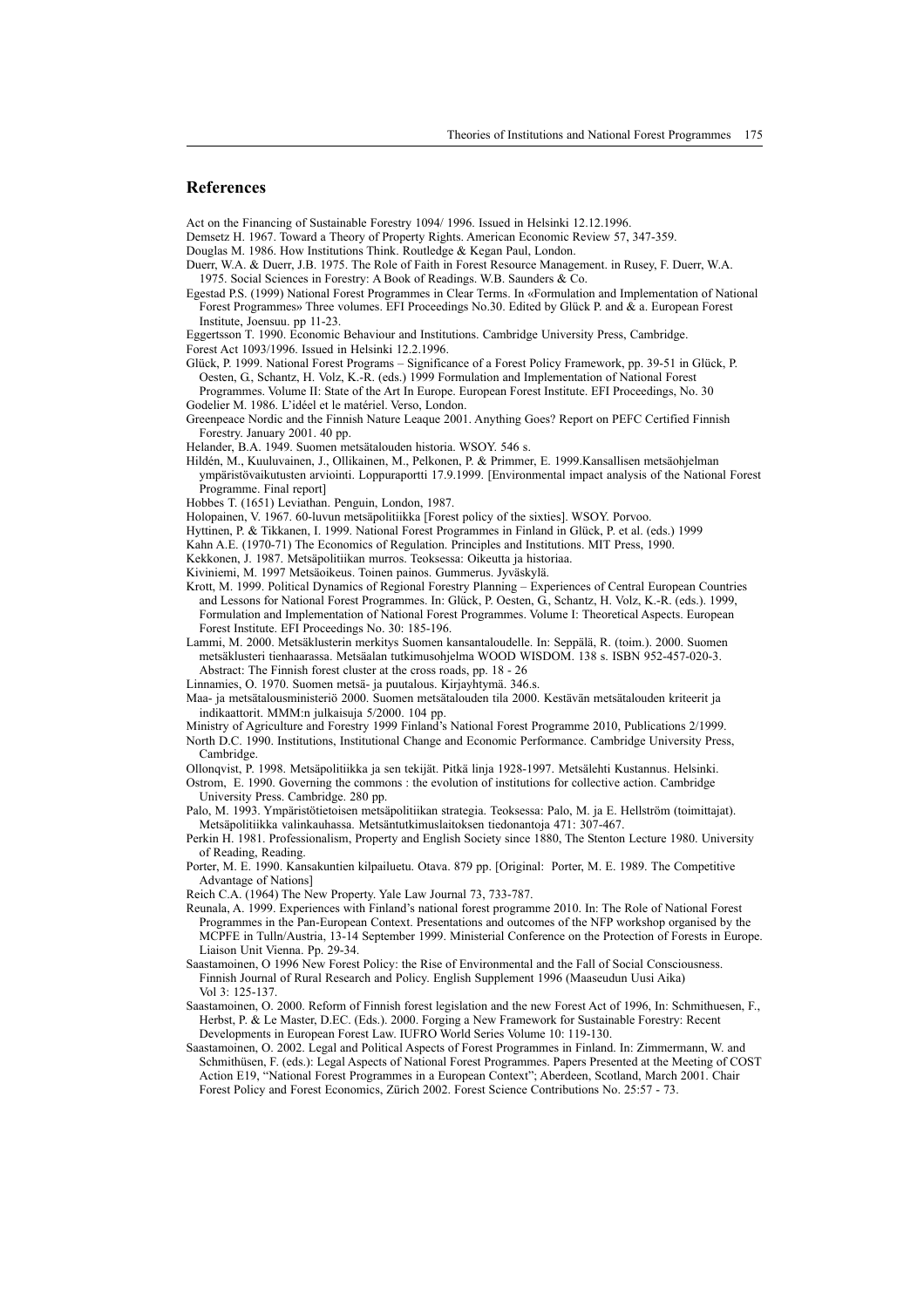## References

Act on the Financing of Sustainable Forestry 1094/ 1996. Issued in Helsinki 12.12.1996.

Demsetz H. 1967. Toward a Theory of Property Rights. American Economic Review 57, 347-359.

Douglas M. 1986. How Institutions Think. Routledge & Kegan Paul, London.

Duerr, W.A. & Duerr, J.B. 1975. The Role of Faith in Forest Resource Management. in Rusey, F. Duerr, W.A. 1975. Social Sciences in Forestry: A Book of Readings. W.B. Saunders & Co.

Egestad P.S. (1999) National Forest Programmes in Clear Terms. In «Formulation and Implementation of National Forest Programmes» Three volumes. EFI Proceedings No.30. Edited by Glück P. and & a. European Forest Institute, Joensuu. pp 11-23.

Eggertsson T. 1990. Economic Behaviour and Institutions. Cambridge University Press, Cambridge.

Forest Act 1093/1996. Issued in Helsinki 12.2.1996.

Glück, P. 1999. National Forest Programs – Significance of a Forest Policy Framework, pp. 39-51 in Glück, P. Oesten, G., Schantz, H. Volz, K.-R. (eds.) 1999 Formulation and Implementation of National Forest Programmes. Volume II: State of the Art In Europe. European Forest Institute. EFI Proceedings, No. 30

Godelier M. 1986. L'idéel et le matériel. Verso, London.

Greenpeace Nordic and the Finnish Nature Leaque 2001. Anything Goes? Report on PEFC Certified Finnish Forestry. January 2001. 40 pp.

Helander, B.A. 1949. Suomen metsätalouden historia. WSOY. 546 s.

Hildén, M., Kuuluvainen, J., Ollikainen, M., Pelkonen, P. & Primmer, E. 1999.Kansallisen metsäohjelman ympäristövaikutusten arviointi. Loppuraportti 17.9.1999. [Environmental impact analysis of the National Forest Programme. Final report]

Hobbes T. (1651) Leviathan. Penguin, London, 1987.

Holopainen, V. 1967. 60-luvun metsäpolitiikka [Forest policy of the sixties]. WSOY. Porvoo.

Hyttinen, P. & Tikkanen, I. 1999. National Forest Programmes in Finland in Glück, P. et al. (eds.) 1999

Kahn A.E. (1970-71) The Economics of Regulation. Principles and Institutions. MIT Press, 1990.

Kekkonen, J. 1987. Metsäpolitiikan murros. Teoksessa: Oikeutta ja historiaa.

Kiviniemi, M. 1997 Metsäoikeus. Toinen painos. Gummerus. Jyväskylä.

Krott, M. 1999. Political Dynamics of Regional Forestry Planning – Experiences of Central European Countries and Lessons for National Forest Programmes. In: Glück, P. Oesten, G., Schantz, H. Volz, K.-R. (eds.). 1999, Formulation and Implementation of National Forest Programmes. Volume I: Theoretical Aspects. European Forest Institute. EFI Proceedings No. 30: 185-196.

Lammi, M. 2000. Metsäklusterin merkitys Suomen kansantaloudelle. In: Seppälä, R. (toim.). 2000. Suomen metsäklusteri tienhaarassa. Metsäalan tutkimusohjelma WOOD WISDOM. 138 s. ISBN 952-457-020-3. Abstract: The Finnish forest cluster at the cross roads, pp. 18 - 26

Linnamies, O. 1970. Suomen metsä- ja puutalous. Kirjayhtymä. 346.s.

Maa- ja metsätalousministeriö 2000. Suomen metsätalouden tila 2000. Kestävän metsätalouden kriteerit ja indikaattorit. MMM:n julkaisuja 5/2000. 104 pp.

Ministry of Agriculture and Forestry 1999 Finland's National Forest Programme 2010, Publications 2/1999.

North D.C. 1990. Institutions, Institutional Change and Economic Performance. Cambridge University Press, Cambridge.

Ollonqvist, P. 1998. Metsäpolitiikka ja sen tekijät. Pitkä linja 1928-1997. Metsälehti Kustannus. Helsinki.

Ostrom, E. 1990. Governing the commons : the evolution of institutions for collective action. Cambridge University Press. Cambridge. 280 pp.

Palo, M. 1993. Ympäristötietoisen metsäpolitiikan strategia. Teoksessa: Palo, M. ja E. Hellström (toimittajat). Metsäpolitiikka valinkauhassa. Metsäntutkimuslaitoksen tiedonantoja 471: 307-467.

Perkin H. 1981. Professionalism, Property and English Society since 1880, The Stenton Lecture 1980. University of Reading, Reading.

Porter, M. E. 1990. Kansakuntien kilpailuetu. Otava. 879 pp. [Original: Porter, M. E. 1989. The Competitive Advantage of Nations]

Reich C.A. (1964) The New Property. Yale Law Journal 73, 733-787.

Reunala, A. 1999. Experiences with Finland's national forest programme 2010. In: The Role of National Forest Programmes in the Pan-European Context. Presentations and outcomes of the NFP workshop organised by the MCPFE in Tulln/Austria, 13-14 September 1999. Ministerial Conference on the Protection of Forests in Europe. Liaison Unit Vienna. Pp. 29-34.

Saastamoinen, O 1996 New Forest Policy: the Rise of Environmental and the Fall of Social Consciousness. Finnish Journal of Rural Research and Policy. English Supplement 1996 (Maaseudun Uusi Aika) Vol 3: 125-137.

Saastamoinen, O. 2000. Reform of Finnish forest legislation and the new Forest Act of 1996, In: Schmithuesen, F., Herbst, P. & Le Master, D.EC. (Eds.). 2000. Forging a New Framework for Sustainable Forestry: Recent Developments in European Forest Law. IUFRO World Series Volume 10: 119-130.

Saastamoinen, O. 2002. Legal and Political Aspects of Forest Programmes in Finland. In: Zimmermann, W. and Schmithüsen, F. (eds.): Legal Aspects of National Forest Programmes. Papers Presented at the Meeting of COST Action E19, "National Forest Programmes in a European Context"; Aberdeen, Scotland, March 2001. Chair Forest Policy and Forest Economics, Zürich 2002. Forest Science Contributions No. 25:57 - 73.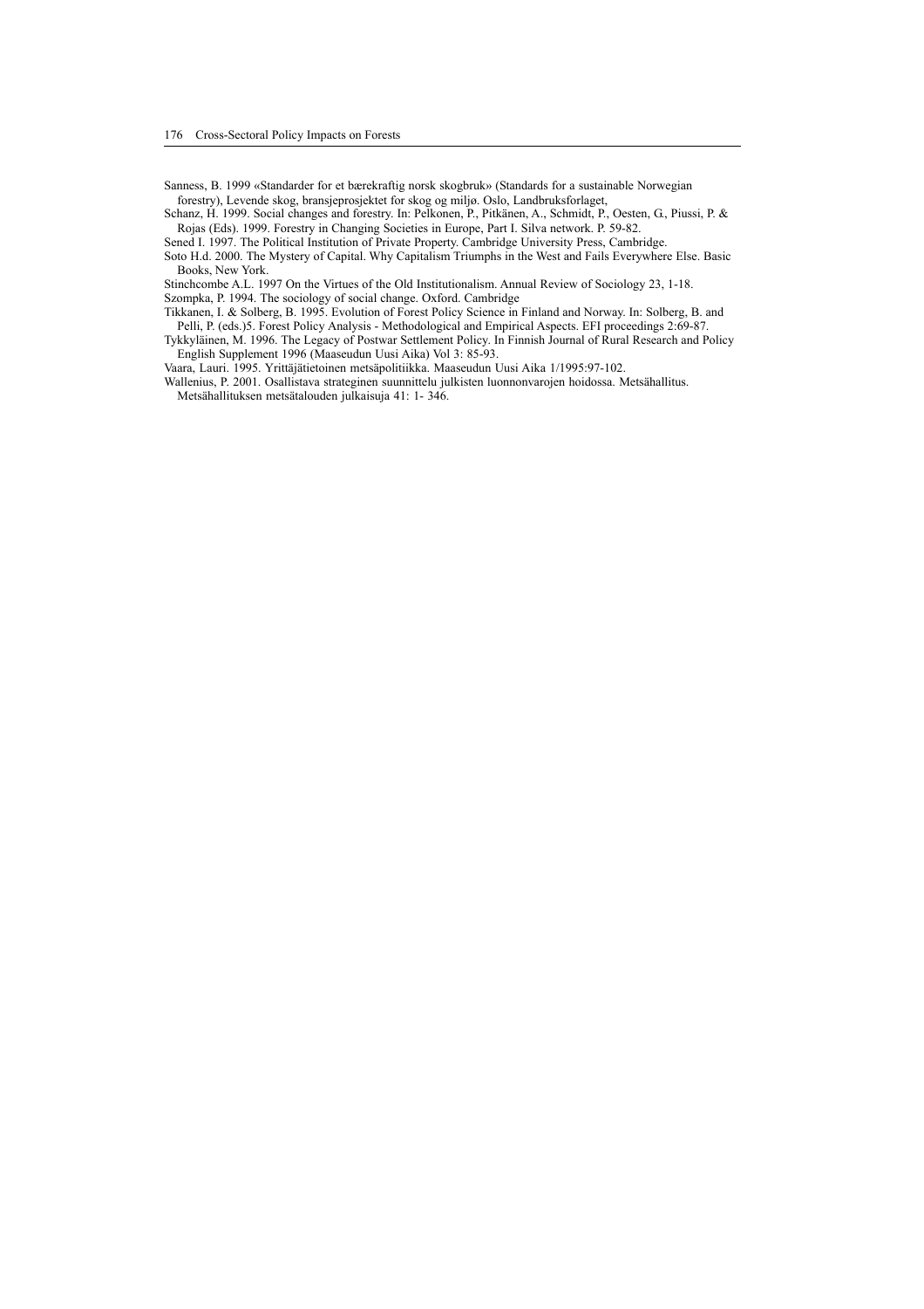Sanness, B. 1999 «Standarder for et bærekraftig norsk skogbruk» (Standards for a sustainable Norwegian forestry), Levende skog, bransjeprosjektet for skog og miljø. Oslo, Landbruksforlaget,

Schanz, H. 1999. Social changes and forestry. In: Pelkonen, P., Pitkänen, A., Schmidt, P., Oesten, G., Piussi, P. & Rojas (Eds). 1999. Forestry in Changing Societies in Europe, Part I. Silva network. P. 59-82.

Sened I. 1997. The Political Institution of Private Property. Cambridge University Press, Cambridge.

Soto H.d. 2000. The Mystery of Capital. Why Capitalism Triumphs in the West and Fails Everywhere Else. Basic Books, New York.

Stinchcombe A.L. 1997 On the Virtues of the Old Institutionalism. Annual Review of Sociology 23, 1-18.

Szompka, P. 1994. The sociology of social change. Oxford. Cambridge

Tikkanen, I. & Solberg, B. 1995. Evolution of Forest Policy Science in Finland and Norway. In: Solberg, B. and Pelli, P. (eds.)5. Forest Policy Analysis - Methodological and Empirical Aspects. EFI proceedings 2:69-87.

Tykkyläinen, M. 1996. The Legacy of Postwar Settlement Policy. In Finnish Journal of Rural Research and Policy English Supplement 1996 (Maaseudun Uusi Aika) Vol 3: 85-93.

Vaara, Lauri. 1995. Yrittäjätietoinen metsäpolitiikka. Maaseudun Uusi Aika 1/1995:97-102.

Wallenius, P. 2001. Osallistava strateginen suunnittelu julkisten luonnonvarojen hoidossa. Metsähallitus. Metsähallituksen metsätalouden julkaisuja 41: 1- 346.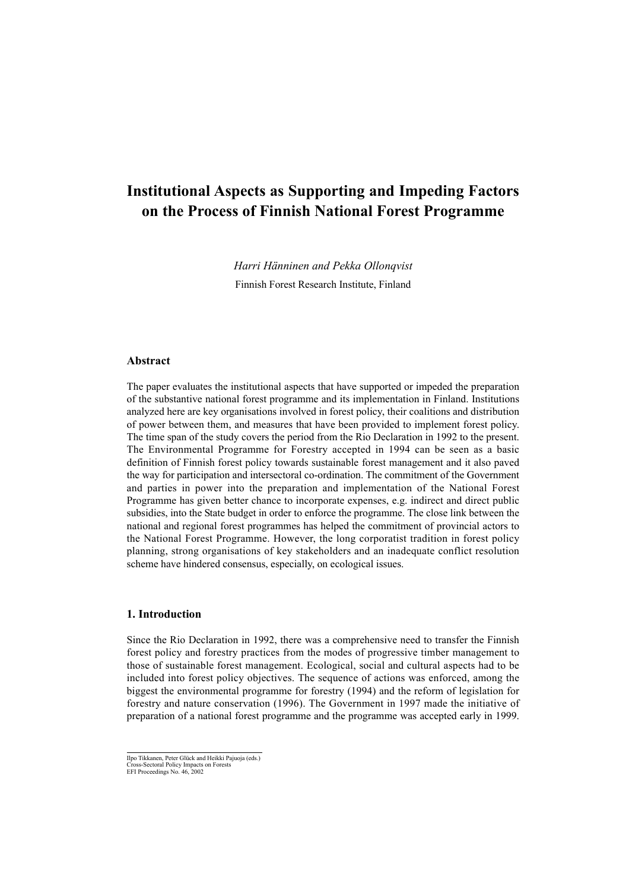# Institutional Aspects as Supporting and Impeding Factors on the Process of Finnish National Forest Programme

*Harri Hänninen and Pekka Ollonqvist*

Finnish Forest Research Institute, Finland

## Abstract

The paper evaluates the institutional aspects that have supported or impeded the preparation of the substantive national forest programme and its implementation in Finland. Institutions analyzed here are key organisations involved in forest policy, their coalitions and distribution of power between them, and measures that have been provided to implement forest policy. The time span of the study covers the period from the Rio Declaration in 1992 to the present. The Environmental Programme for Forestry accepted in 1994 can be seen as a basic definition of Finnish forest policy towards sustainable forest management and it also paved the way for participation and intersectoral co-ordination. The commitment of the Government and parties in power into the preparation and implementation of the National Forest Programme has given better chance to incorporate expenses, e.g. indirect and direct public subsidies, into the State budget in order to enforce the programme. The close link between the national and regional forest programmes has helped the commitment of provincial actors to the National Forest Programme. However, the long corporatist tradition in forest policy planning, strong organisations of key stakeholders and an inadequate conflict resolution scheme have hindered consensus, especially, on ecological issues.

## 1. Introduction

Since the Rio Declaration in 1992, there was a comprehensive need to transfer the Finnish forest policy and forestry practices from the modes of progressive timber management to those of sustainable forest management. Ecological, social and cultural aspects had to be included into forest policy objectives. The sequence of actions was enforced, among the biggest the environmental programme for forestry (1994) and the reform of legislation for forestry and nature conservation (1996). The Government in 1997 made the initiative of preparation of a national forest programme and the programme was accepted early in 1999.

Ilpo Tikkanen, Peter Glück and Heikki Pajuoja (eds.)
Cross-Sectoral Policy Impacts on Forests
EFI Proceedings No. 46, 2002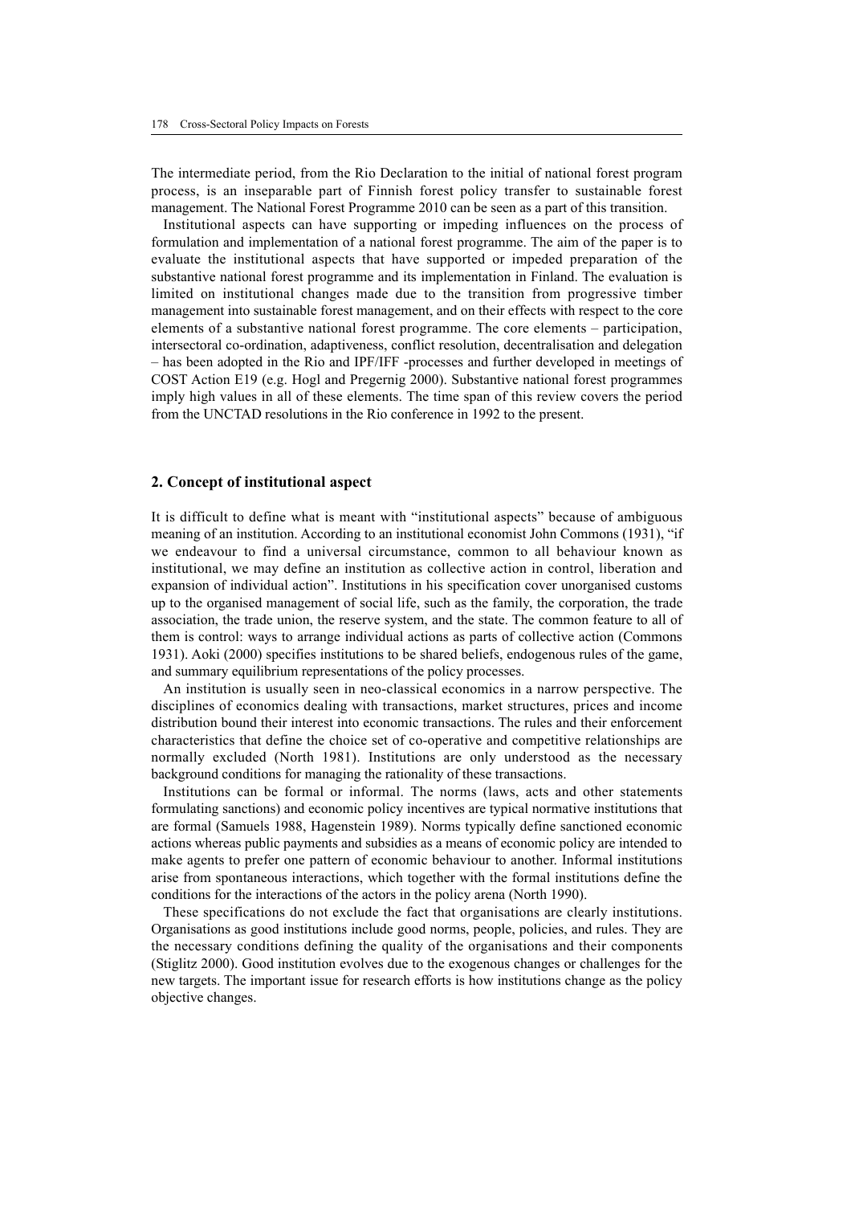The intermediate period, from the Rio Declaration to the initial of national forest program process, is an inseparable part of Finnish forest policy transfer to sustainable forest management. The National Forest Programme 2010 can be seen as a part of this transition.

Institutional aspects can have supporting or impeding influences on the process of formulation and implementation of a national forest programme. The aim of the paper is to evaluate the institutional aspects that have supported or impeded preparation of the substantive national forest programme and its implementation in Finland. The evaluation is limited on institutional changes made due to the transition from progressive timber management into sustainable forest management, and on their effects with respect to the core elements of a substantive national forest programme. The core elements – participation, intersectoral co-ordination, adaptiveness, conflict resolution, decentralisation and delegation – has been adopted in the Rio and IPF/IFF -processes and further developed in meetings of COST Action E19 (e.g. Hogl and Pregernig 2000). Substantive national forest programmes imply high values in all of these elements. The time span of this review covers the period from the UNCTAD resolutions in the Rio conference in 1992 to the present.

## 2. Concept of institutional aspect

It is difficult to define what is meant with "institutional aspects" because of ambiguous meaning of an institution. According to an institutional economist John Commons (1931), "if we endeavour to find a universal circumstance, common to all behaviour known as institutional, we may define an institution as collective action in control, liberation and expansion of individual action". Institutions in his specification cover unorganised customs up to the organised management of social life, such as the family, the corporation, the trade association, the trade union, the reserve system, and the state. The common feature to all of them is control: ways to arrange individual actions as parts of collective action (Commons 1931). Aoki (2000) specifies institutions to be shared beliefs, endogenous rules of the game, and summary equilibrium representations of the policy processes.

An institution is usually seen in neo-classical economics in a narrow perspective. The disciplines of economics dealing with transactions, market structures, prices and income distribution bound their interest into economic transactions. The rules and their enforcement characteristics that define the choice set of co-operative and competitive relationships are normally excluded (North 1981). Institutions are only understood as the necessary background conditions for managing the rationality of these transactions.

Institutions can be formal or informal. The norms (laws, acts and other statements formulating sanctions) and economic policy incentives are typical normative institutions that are formal (Samuels 1988, Hagenstein 1989). Norms typically define sanctioned economic actions whereas public payments and subsidies as a means of economic policy are intended to make agents to prefer one pattern of economic behaviour to another. Informal institutions arise from spontaneous interactions, which together with the formal institutions define the conditions for the interactions of the actors in the policy arena (North 1990).

These specifications do not exclude the fact that organisations are clearly institutions. Organisations as good institutions include good norms, people, policies, and rules. They are the necessary conditions defining the quality of the organisations and their components (Stiglitz 2000). Good institution evolves due to the exogenous changes or challenges for the new targets. The important issue for research efforts is how institutions change as the policy objective changes.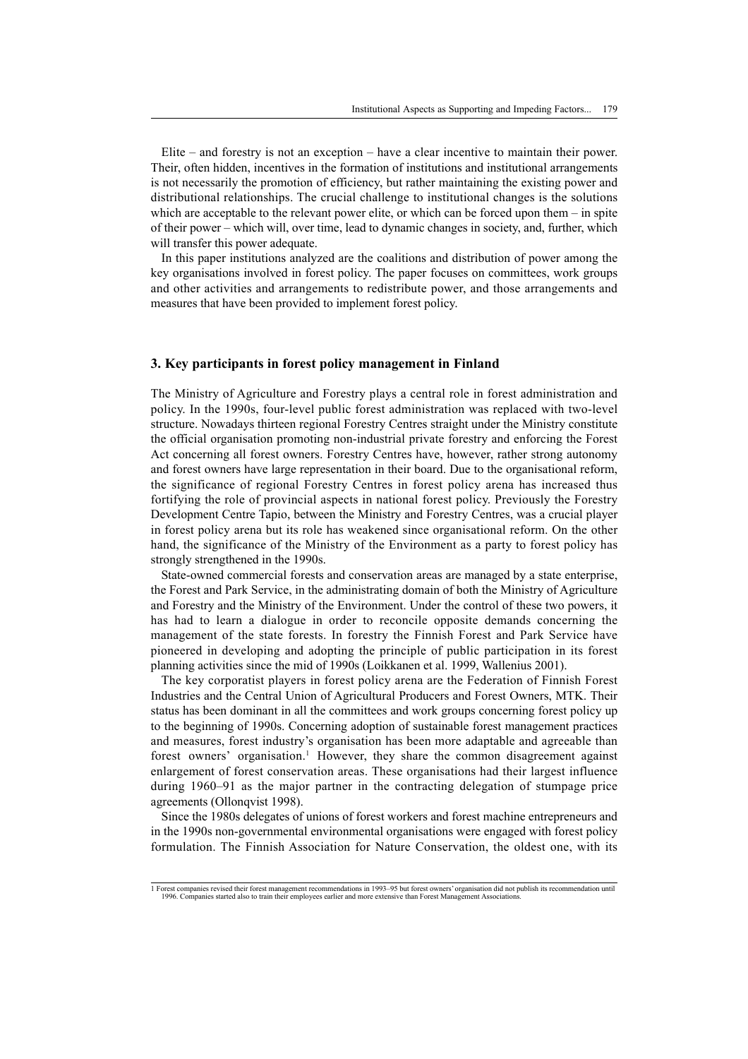Elite – and forestry is not an exception – have a clear incentive to maintain their power. Their, often hidden, incentives in the formation of institutions and institutional arrangements is not necessarily the promotion of efficiency, but rather maintaining the existing power and distributional relationships. The crucial challenge to institutional changes is the solutions which are acceptable to the relevant power elite, or which can be forced upon them – in spite of their power – which will, over time, lead to dynamic changes in society, and, further, which will transfer this power adequate.

In this paper institutions analyzed are the coalitions and distribution of power among the key organisations involved in forest policy. The paper focuses on committees, work groups and other activities and arrangements to redistribute power, and those arrangements and measures that have been provided to implement forest policy.

### 3. Key participants in forest policy management in Finland

The Ministry of Agriculture and Forestry plays a central role in forest administration and policy. In the 1990s, four-level public forest administration was replaced with two-level structure. Nowadays thirteen regional Forestry Centres straight under the Ministry constitute the official organisation promoting non-industrial private forestry and enforcing the Forest Act concerning all forest owners. Forestry Centres have, however, rather strong autonomy and forest owners have large representation in their board. Due to the organisational reform, the significance of regional Forestry Centres in forest policy arena has increased thus fortifying the role of provincial aspects in national forest policy. Previously the Forestry Development Centre Tapio, between the Ministry and Forestry Centres, was a crucial player in forest policy arena but its role has weakened since organisational reform. On the other hand, the significance of the Ministry of the Environment as a party to forest policy has strongly strengthened in the 1990s.

State-owned commercial forests and conservation areas are managed by a state enterprise, the Forest and Park Service, in the administrating domain of both the Ministry of Agriculture and Forestry and the Ministry of the Environment. Under the control of these two powers, it has had to learn a dialogue in order to reconcile opposite demands concerning the management of the state forests. In forestry the Finnish Forest and Park Service have pioneered in developing and adopting the principle of public participation in its forest planning activities since the mid of 1990s (Loikkanen et al. 1999, Wallenius 2001).

The key corporatist players in forest policy arena are the Federation of Finnish Forest Industries and the Central Union of Agricultural Producers and Forest Owners, MTK. Their status has been dominant in all the committees and work groups concerning forest policy up to the beginning of 1990s. Concerning adoption of sustainable forest management practices and measures, forest industry's organisation has been more adaptable and agreeable than forest owners' organisation.[1] However, they share the common disagreement against enlargement of forest conservation areas. These organisations had their largest influence during 1960–91 as the major partner in the contracting delegation of stumpage price agreements (Ollonqvist 1998).

Since the 1980s delegates of unions of forest workers and forest machine entrepreneurs and in the 1990s non-governmental environmental organisations were engaged with forest policy formulation. The Finnish Association for Nature Conservation, the oldest one, with its

1 Forest companies revised their forest management recommendations in 1993–95 but forest owners' organisation did not publish its recommendation until 1996. Companies started also to train their employees earlier and more extensive than Forest Management Associations.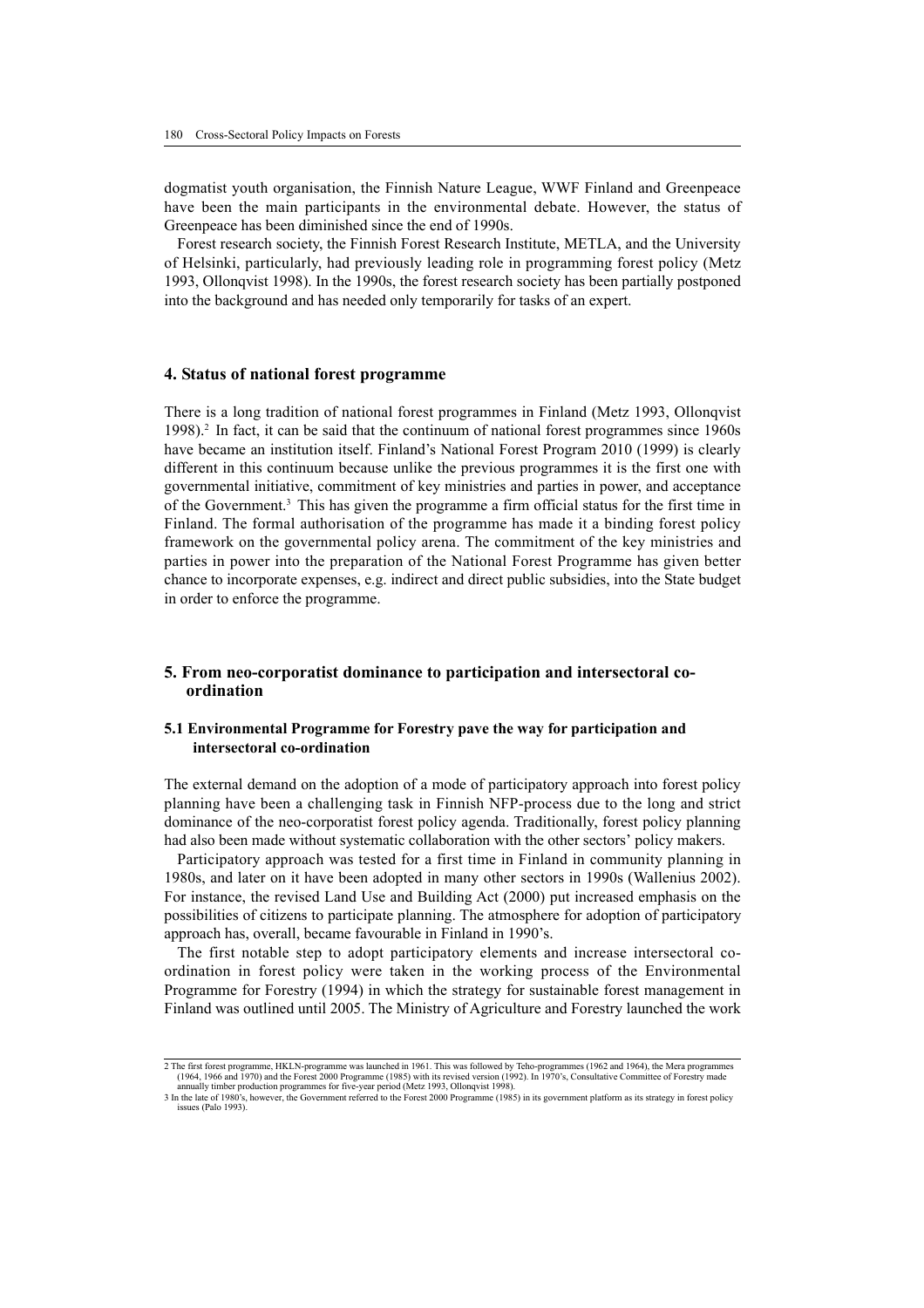dogmatist youth organisation, the Finnish Nature League, WWF Finland and Greenpeace have been the main participants in the environmental debate. However, the status of Greenpeace has been diminished since the end of 1990s.

Forest research society, the Finnish Forest Research Institute, METLA, and the University of Helsinki, particularly, had previously leading role in programming forest policy (Metz 1993, Ollonqvist 1998). In the 1990s, the forest research society has been partially postponed into the background and has needed only temporarily for tasks of an expert.

## 4. Status of national forest programme

There is a long tradition of national forest programmes in Finland (Metz 1993, Ollonqvist 1998).[2] In fact, it can be said that the continuum of national forest programmes since 1960s have became an institution itself. Finland's National Forest Program 2010 (1999) is clearly different in this continuum because unlike the previous programmes it is the first one with governmental initiative, commitment of key ministries and parties in power, and acceptance of the Government.[3] This has given the programme a firm official status for the first time in Finland. The formal authorisation of the programme has made it a binding forest policy framework on the governmental policy arena. The commitment of the key ministries and parties in power into the preparation of the National Forest Programme has given better chance to incorporate expenses, e.g. indirect and direct public subsidies, into the State budget in order to enforce the programme.

## 5. From neo-corporatist dominance to participation and intersectoral co-ordination

### 5.1 Environmental Programme for Forestry pave the way for participation and intersectoral co-ordination

The external demand on the adoption of a mode of participatory approach into forest policy planning have been a challenging task in Finnish NFP-process due to the long and strict dominance of the neo-corporatist forest policy agenda. Traditionally, forest policy planning had also been made without systematic collaboration with the other sectors' policy makers.

Participatory approach was tested for a first time in Finland in community planning in 1980s, and later on it have been adopted in many other sectors in 1990s (Wallenius 2002). For instance, the revised Land Use and Building Act (2000) put increased emphasis on the possibilities of citizens to participate planning. The atmosphere for adoption of participatory approach has, overall, became favourable in Finland in 1990's.

The first notable step to adopt participatory elements and increase intersectoral co-ordination in forest policy were taken in the working process of the Environmental Programme for Forestry (1994) in which the strategy for sustainable forest management in Finland was outlined until 2005. The Ministry of Agriculture and Forestry launched the work

---

2 The first forest programme, HKLN-programme was launched in 1961. This was followed by Teho-programmes (1962 and 1964), the Mera programmes (1964, 1966 and 1970) and the Forest 2000 Programme (1985) with its revised version (1992). In 1970's, Consultative Committee of Forestry made annually timber production programmes for five-year period (Metz 1993, Ollonqvist 1998).

3 In the late of 1980's, however, the Government referred to the Forest 2000 Programme (1985) in its government platform as its strategy in forest policy issues (Palo 1993).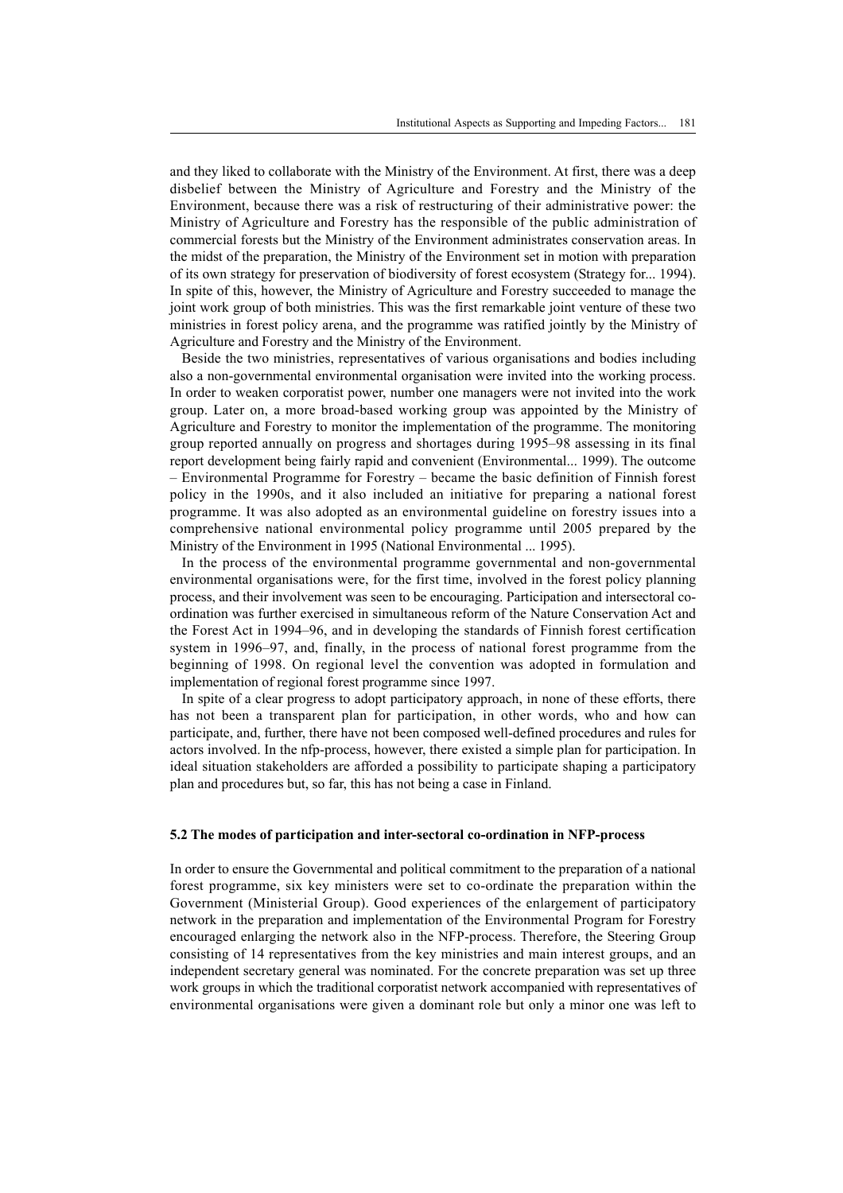and they liked to collaborate with the Ministry of the Environment. At first, there was a deep disbelief between the Ministry of Agriculture and Forestry and the Ministry of the Environment, because there was a risk of restructuring of their administrative power: the Ministry of Agriculture and Forestry has the responsible of the public administration of commercial forests but the Ministry of the Environment administrates conservation areas. In the midst of the preparation, the Ministry of the Environment set in motion with preparation of its own strategy for preservation of biodiversity of forest ecosystem (Strategy for... 1994). In spite of this, however, the Ministry of Agriculture and Forestry succeeded to manage the joint work group of both ministries. This was the first remarkable joint venture of these two ministries in forest policy arena, and the programme was ratified jointly by the Ministry of Agriculture and Forestry and the Ministry of the Environment.

Beside the two ministries, representatives of various organisations and bodies including also a non-governmental environmental organisation were invited into the working process. In order to weaken corporatist power, number one managers were not invited into the work group. Later on, a more broad-based working group was appointed by the Ministry of Agriculture and Forestry to monitor the implementation of the programme. The monitoring group reported annually on progress and shortages during 1995–98 assessing in its final report development being fairly rapid and convenient (Environmental... 1999). The outcome – Environmental Programme for Forestry – became the basic definition of Finnish forest policy in the 1990s, and it also included an initiative for preparing a national forest programme. It was also adopted as an environmental guideline on forestry issues into a comprehensive national environmental policy programme until 2005 prepared by the Ministry of the Environment in 1995 (National Environmental ... 1995).

In the process of the environmental programme governmental and non-governmental environmental organisations were, for the first time, involved in the forest policy planning process, and their involvement was seen to be encouraging. Participation and intersectoral co-ordination was further exercised in simultaneous reform of the Nature Conservation Act and the Forest Act in 1994–96, and in developing the standards of Finnish forest certification system in 1996–97, and, finally, in the process of national forest programme from the beginning of 1998. On regional level the convention was adopted in formulation and implementation of regional forest programme since 1997.

In spite of a clear progress to adopt participatory approach, in none of these efforts, there has not been a transparent plan for participation, in other words, who and how can participate, and, further, there have not been composed well-defined procedures and rules for actors involved. In the nfp-process, however, there existed a simple plan for participation. In ideal situation stakeholders are afforded a possibility to participate shaping a participatory plan and procedures but, so far, this has not being a case in Finland.

### 5.2 The modes of participation and inter-sectoral co-ordination in NFP-process

In order to ensure the Governmental and political commitment to the preparation of a national forest programme, six key ministers were set to co-ordinate the preparation within the Government (Ministerial Group). Good experiences of the enlargement of participatory network in the preparation and implementation of the Environmental Program for Forestry encouraged enlarging the network also in the NFP-process. Therefore, the Steering Group consisting of 14 representatives from the key ministries and main interest groups, and an independent secretary general was nominated. For the concrete preparation was set up three work groups in which the traditional corporatist network accompanied with representatives of environmental organisations were given a dominant role but only a minor one was left to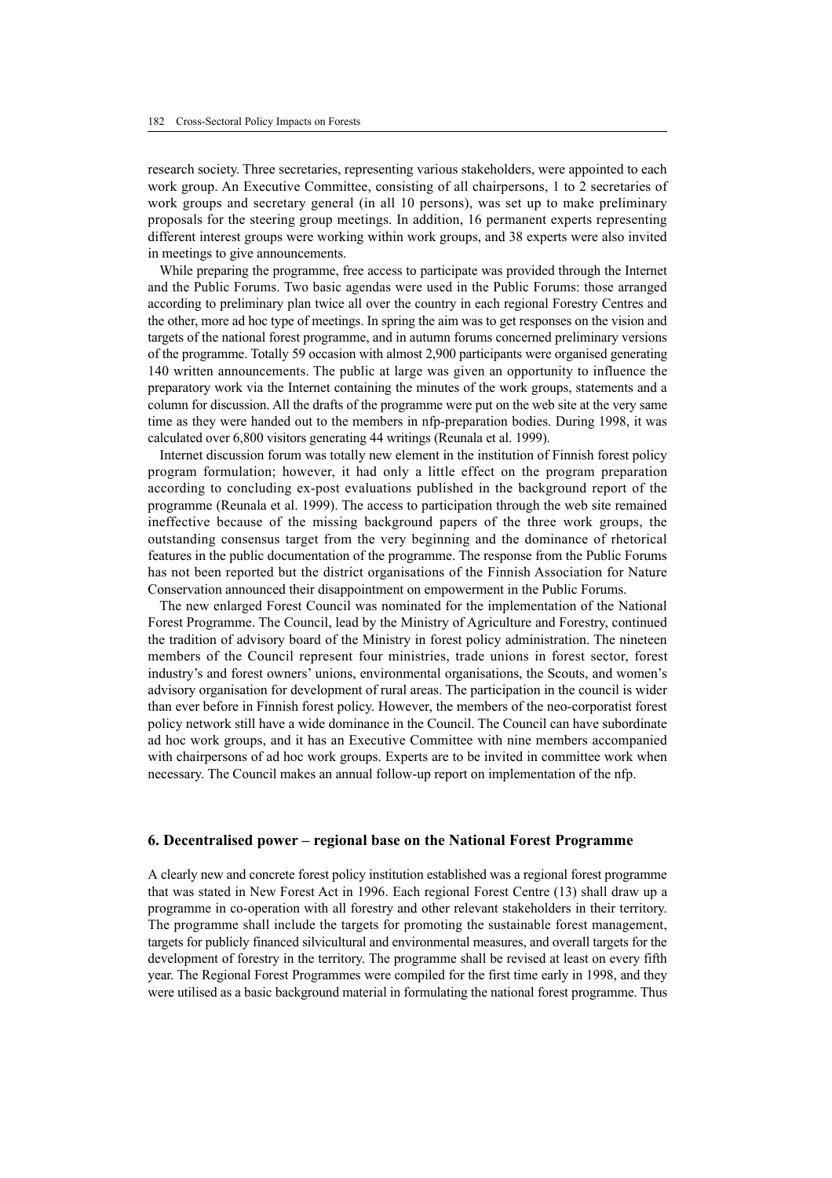research society. Three secretaries, representing various stakeholders, were appointed to each work group. An Executive Committee, consisting of all chairpersons, 1 to 2 secretaries of work groups and secretary general (in all 10 persons), was set up to make preliminary proposals for the steering group meetings. In addition, 16 permanent experts representing different interest groups were working within work groups, and 38 experts were also invited in meetings to give announcements.

While preparing the programme, free access to participate was provided through the Internet and the Public Forums. Two basic agendas were used in the Public Forums: those arranged according to preliminary plan twice all over the country in each regional Forestry Centres and the other, more ad hoc type of meetings. In spring the aim was to get responses on the vision and targets of the national forest programme, and in autumn forums concerned preliminary versions of the programme. Totally 59 occasion with almost 2,900 participants were organised generating 140 written announcements. The public at large was given an opportunity to influence the preparatory work via the Internet containing the minutes of the work groups, statements and a column for discussion. All the drafts of the programme were put on the web site at the very same time as they were handed out to the members in nfp-preparation bodies. During 1998, it was calculated over 6,800 visitors generating 44 writings (Reunala et al. 1999).

Internet discussion forum was totally new element in the institution of Finnish forest policy program formulation; however, it had only a little effect on the program preparation according to concluding ex-post evaluations published in the background report of the programme (Reunala et al. 1999). The access to participation through the web site remained ineffective because of the missing background papers of the three work groups, the outstanding consensus target from the very beginning and the dominance of rhetorical features in the public documentation of the programme. The response from the Public Forums has not been reported but the district organisations of the Finnish Association for Nature Conservation announced their disappointment on empowerment in the Public Forums.

The new enlarged Forest Council was nominated for the implementation of the National Forest Programme. The Council, lead by the Ministry of Agriculture and Forestry, continued the tradition of advisory board of the Ministry in forest policy administration. The nineteen members of the Council represent four ministries, trade unions in forest sector, forest industry's and forest owners' unions, environmental organisations, the Scouts, and women's advisory organisation for development of rural areas. The participation in the council is wider than ever before in Finnish forest policy. However, the members of the neo-corporatist forest policy network still have a wide dominance in the Council. The Council can have subordinate ad hoc work groups, and it has an Executive Committee with nine members accompanied with chairpersons of ad hoc work groups. Experts are to be invited in committee work when necessary. The Council makes an annual follow-up report on implementation of the nfp.

## 6. Decentralised power – regional base on the National Forest Programme

A clearly new and concrete forest policy institution established was a regional forest programme that was stated in New Forest Act in 1996. Each regional Forest Centre (13) shall draw up a programme in co-operation with all forestry and other relevant stakeholders in their territory. The programme shall include the targets for promoting the sustainable forest management, targets for publicly financed silvicultural and environmental measures, and overall targets for the development of forestry in the territory. The programme shall be revised at least on every fifth year. The Regional Forest Programmes were compiled for the first time early in 1998, and they were utilised as a basic background material in formulating the national forest programme. Thus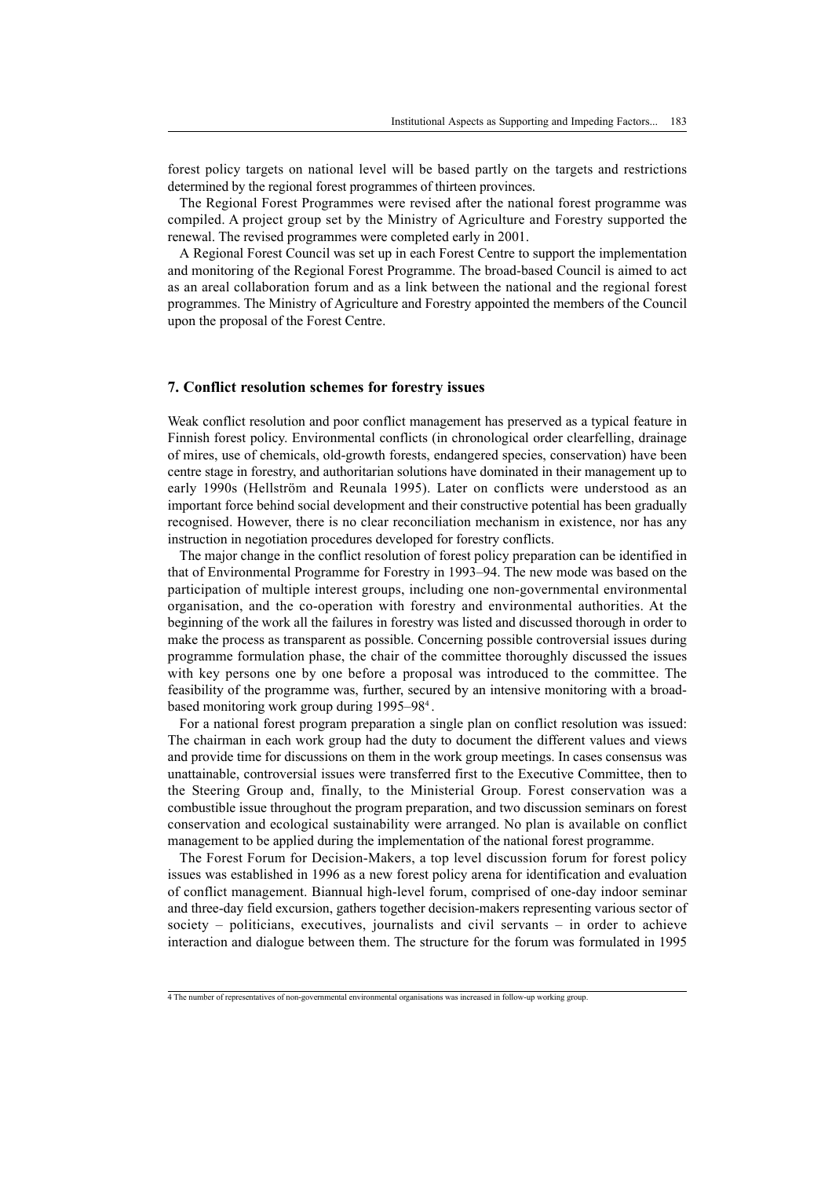forest policy targets on national level will be based partly on the targets and restrictions determined by the regional forest programmes of thirteen provinces.

The Regional Forest Programmes were revised after the national forest programme was compiled. A project group set by the Ministry of Agriculture and Forestry supported the renewal. The revised programmes were completed early in 2001.

A Regional Forest Council was set up in each Forest Centre to support the implementation and monitoring of the Regional Forest Programme. The broad-based Council is aimed to act as an areal collaboration forum and as a link between the national and the regional forest programmes. The Ministry of Agriculture and Forestry appointed the members of the Council upon the proposal of the Forest Centre.

## 7. Conflict resolution schemes for forestry issues

Weak conflict resolution and poor conflict management has preserved as a typical feature in Finnish forest policy. Environmental conflicts (in chronological order clearfelling, drainage of mires, use of chemicals, old-growth forests, endangered species, conservation) have been centre stage in forestry, and authoritarian solutions have dominated in their management up to early 1990s (Hellström and Reunala 1995). Later on conflicts were understood as an important force behind social development and their constructive potential has been gradually recognised. However, there is no clear reconciliation mechanism in existence, nor has any instruction in negotiation procedures developed for forestry conflicts.

The major change in the conflict resolution of forest policy preparation can be identified in that of Environmental Programme for Forestry in 1993–94. The new mode was based on the participation of multiple interest groups, including one non-governmental environmental organisation, and the co-operation with forestry and environmental authorities. At the beginning of the work all the failures in forestry was listed and discussed thorough in order to make the process as transparent as possible. Concerning possible controversial issues during programme formulation phase, the chair of the committee thoroughly discussed the issues with key persons one by one before a proposal was introduced to the committee. The feasibility of the programme was, further, secured by an intensive monitoring with a broad-based monitoring work group during 1995–98[4].

For a national forest program preparation a single plan on conflict resolution was issued: The chairman in each work group had the duty to document the different values and views and provide time for discussions on them in the work group meetings. In cases consensus was unattainable, controversial issues were transferred first to the Executive Committee, then to the Steering Group and, finally, to the Ministerial Group. Forest conservation was a combustible issue throughout the program preparation, and two discussion seminars on forest conservation and ecological sustainability were arranged. No plan is available on conflict management to be applied during the implementation of the national forest programme.

The Forest Forum for Decision-Makers, a top level discussion forum for forest policy issues was established in 1996 as a new forest policy arena for identification and evaluation of conflict management. Biannual high-level forum, comprised of one-day indoor seminar and three-day field excursion, gathers together decision-makers representing various sector of society – politicians, executives, journalists and civil servants – in order to achieve interaction and dialogue between them. The structure for the forum was formulated in 1995

[4] The number of representatives of non-governmental environmental organisations was increased in follow-up working group.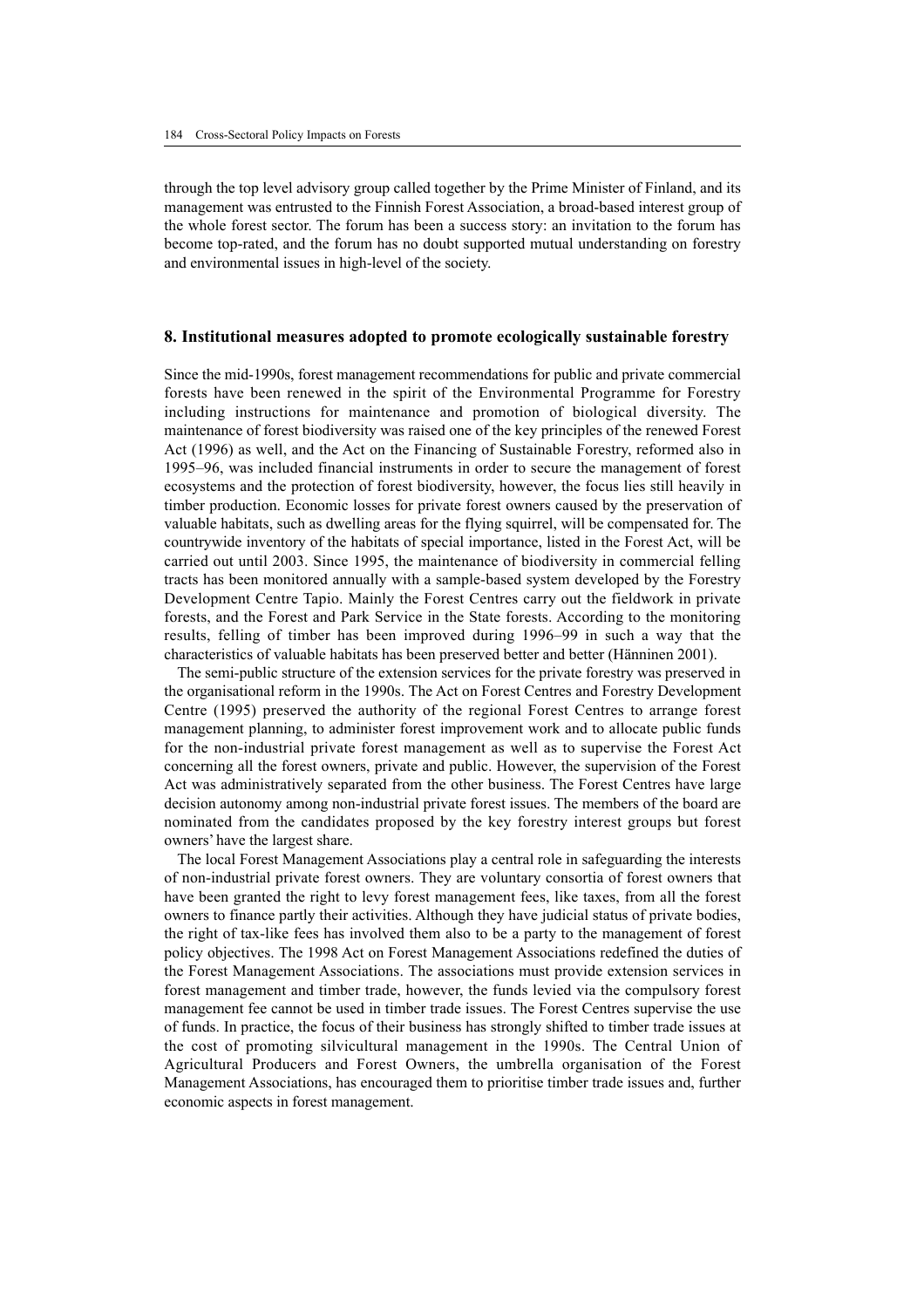through the top level advisory group called together by the Prime Minister of Finland, and its management was entrusted to the Finnish Forest Association, a broad-based interest group of the whole forest sector. The forum has been a success story: an invitation to the forum has become top-rated, and the forum has no doubt supported mutual understanding on forestry and environmental issues in high-level of the society.

## 8. Institutional measures adopted to promote ecologically sustainable forestry

Since the mid-1990s, forest management recommendations for public and private commercial forests have been renewed in the spirit of the Environmental Programme for Forestry including instructions for maintenance and promotion of biological diversity. The maintenance of forest biodiversity was raised one of the key principles of the renewed Forest Act (1996) as well, and the Act on the Financing of Sustainable Forestry, reformed also in 1995–96, was included financial instruments in order to secure the management of forest ecosystems and the protection of forest biodiversity, however, the focus lies still heavily in timber production. Economic losses for private forest owners caused by the preservation of valuable habitats, such as dwelling areas for the flying squirrel, will be compensated for. The countrywide inventory of the habitats of special importance, listed in the Forest Act, will be carried out until 2003. Since 1995, the maintenance of biodiversity in commercial felling tracts has been monitored annually with a sample-based system developed by the Forestry Development Centre Tapio. Mainly the Forest Centres carry out the fieldwork in private forests, and the Forest and Park Service in the State forests. According to the monitoring results, felling of timber has been improved during 1996–99 in such a way that the characteristics of valuable habitats has been preserved better and better (Hänninen 2001).

The semi-public structure of the extension services for the private forestry was preserved in the organisational reform in the 1990s. The Act on Forest Centres and Forestry Development Centre (1995) preserved the authority of the regional Forest Centres to arrange forest management planning, to administer forest improvement work and to allocate public funds for the non-industrial private forest management as well as to supervise the Forest Act concerning all the forest owners, private and public. However, the supervision of the Forest Act was administratively separated from the other business. The Forest Centres have large decision autonomy among non-industrial private forest issues. The members of the board are nominated from the candidates proposed by the key forestry interest groups but forest owners' have the largest share.

The local Forest Management Associations play a central role in safeguarding the interests of non-industrial private forest owners. They are voluntary consortia of forest owners that have been granted the right to levy forest management fees, like taxes, from all the forest owners to finance partly their activities. Although they have judicial status of private bodies, the right of tax-like fees has involved them also to be a party to the management of forest policy objectives. The 1998 Act on Forest Management Associations redefined the duties of the Forest Management Associations. The associations must provide extension services in forest management and timber trade, however, the funds levied via the compulsory forest management fee cannot be used in timber trade issues. The Forest Centres supervise the use of funds. In practice, the focus of their business has strongly shifted to timber trade issues at the cost of promoting silvicultural management in the 1990s. The Central Union of Agricultural Producers and Forest Owners, the umbrella organisation of the Forest Management Associations, has encouraged them to prioritise timber trade issues and, further economic aspects in forest management.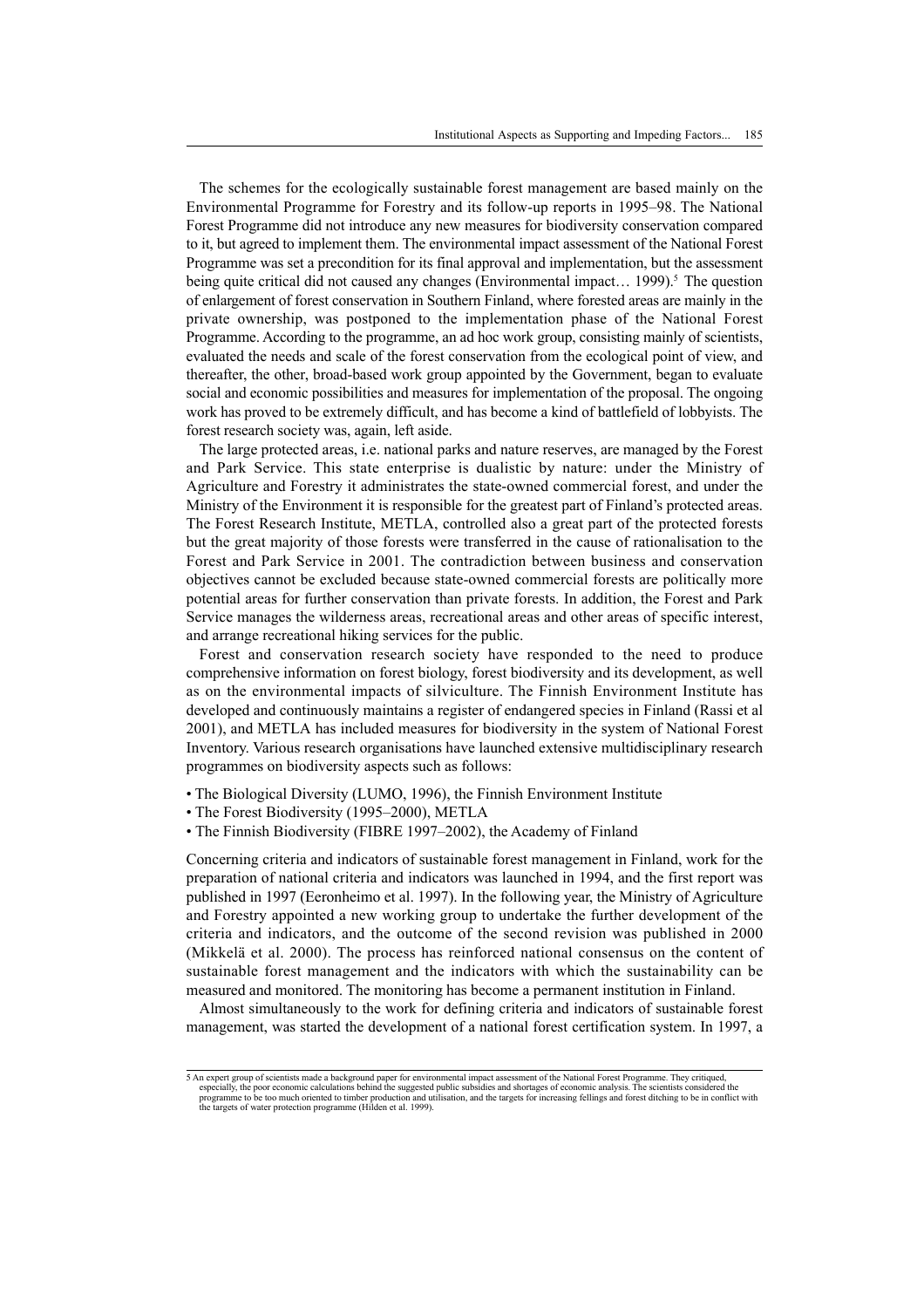The schemes for the ecologically sustainable forest management are based mainly on the Environmental Programme for Forestry and its follow-up reports in 1995–98. The National Forest Programme did not introduce any new measures for biodiversity conservation compared to it, but agreed to implement them. The environmental impact assessment of the National Forest Programme was set a precondition for its final approval and implementation, but the assessment being quite critical did not caused any changes (Environmental impact… 1999).[5] The question of enlargement of forest conservation in Southern Finland, where forested areas are mainly in the private ownership, was postponed to the implementation phase of the National Forest Programme. According to the programme, an ad hoc work group, consisting mainly of scientists, evaluated the needs and scale of the forest conservation from the ecological point of view, and thereafter, the other, broad-based work group appointed by the Government, began to evaluate social and economic possibilities and measures for implementation of the proposal. The ongoing work has proved to be extremely difficult, and has become a kind of battlefield of lobbyists. The forest research society was, again, left aside.

The large protected areas, i.e. national parks and nature reserves, are managed by the Forest and Park Service. This state enterprise is dualistic by nature: under the Ministry of Agriculture and Forestry it administrates the state-owned commercial forest, and under the Ministry of the Environment it is responsible for the greatest part of Finland's protected areas. The Forest Research Institute, METLA, controlled also a great part of the protected forests but the great majority of those forests were transferred in the cause of rationalisation to the Forest and Park Service in 2001. The contradiction between business and conservation objectives cannot be excluded because state-owned commercial forests are politically more potential areas for further conservation than private forests. In addition, the Forest and Park Service manages the wilderness areas, recreational areas and other areas of specific interest, and arrange recreational hiking services for the public.

Forest and conservation research society have responded to the need to produce comprehensive information on forest biology, forest biodiversity and its development, as well as on the environmental impacts of silviculture. The Finnish Environment Institute has developed and continuously maintains a register of endangered species in Finland (Rassi et al 2001), and METLA has included measures for biodiversity in the system of National Forest Inventory. Various research organisations have launched extensive multidisciplinary research programmes on biodiversity aspects such as follows:

- The Biological Diversity (LUMO, 1996), the Finnish Environment Institute
- The Forest Biodiversity (1995–2000), METLA
- The Finnish Biodiversity (FIBRE 1997–2002), the Academy of Finland

Concerning criteria and indicators of sustainable forest management in Finland, work for the preparation of national criteria and indicators was launched in 1994, and the first report was published in 1997 (Eeronheimo et al. 1997). In the following year, the Ministry of Agriculture and Forestry appointed a new working group to undertake the further development of the criteria and indicators, and the outcome of the second revision was published in 2000 (Mikkelä et al. 2000). The process has reinforced national consensus on the content of sustainable forest management and the indicators with which the sustainability can be measured and monitored. The monitoring has become a permanent institution in Finland.

Almost simultaneously to the work for defining criteria and indicators of sustainable forest management, was started the development of a national forest certification system. In 1997, a

[5] An expert group of scientists made a background paper for environmental impact assessment of the National Forest Programme. They critiqued, especially, the poor economic calculations behind the suggested public subsidies and shortages of economic analysis. The scientists considered the programme to be too much oriented to timber production and utilisation, and the targets for increasing fellings and forest ditching to be in conflict with the targets of water protection programme (Hildén et al. 1999).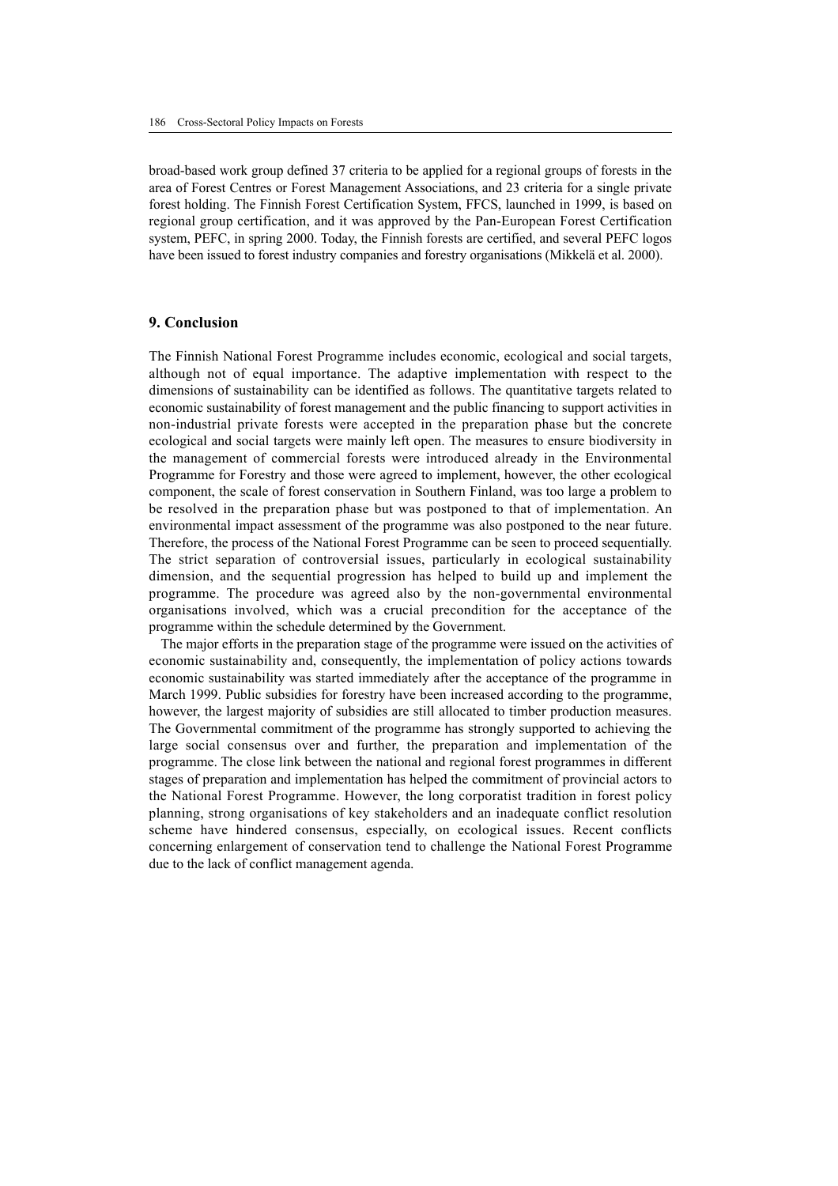broad-based work group defined 37 criteria to be applied for a regional groups of forests in the area of Forest Centres or Forest Management Associations, and 23 criteria for a single private forest holding. The Finnish Forest Certification System, FFCS, launched in 1999, is based on regional group certification, and it was approved by the Pan-European Forest Certification system, PEFC, in spring 2000. Today, the Finnish forests are certified, and several PEFC logos have been issued to forest industry companies and forestry organisations (Mikkelä et al. 2000).

## 9. Conclusion

The Finnish National Forest Programme includes economic, ecological and social targets, although not of equal importance. The adaptive implementation with respect to the dimensions of sustainability can be identified as follows. The quantitative targets related to economic sustainability of forest management and the public financing to support activities in non-industrial private forests were accepted in the preparation phase but the concrete ecological and social targets were mainly left open. The measures to ensure biodiversity in the management of commercial forests were introduced already in the Environmental Programme for Forestry and those were agreed to implement, however, the other ecological component, the scale of forest conservation in Southern Finland, was too large a problem to be resolved in the preparation phase but was postponed to that of implementation. An environmental impact assessment of the programme was also postponed to the near future. Therefore, the process of the National Forest Programme can be seen to proceed sequentially. The strict separation of controversial issues, particularly in ecological sustainability dimension, and the sequential progression has helped to build up and implement the programme. The procedure was agreed also by the non-governmental environmental organisations involved, which was a crucial precondition for the acceptance of the programme within the schedule determined by the Government.

The major efforts in the preparation stage of the programme were issued on the activities of economic sustainability and, consequently, the implementation of policy actions towards economic sustainability was started immediately after the acceptance of the programme in March 1999. Public subsidies for forestry have been increased according to the programme, however, the largest majority of subsidies are still allocated to timber production measures. The Governmental commitment of the programme has strongly supported to achieving the large social consensus over and further, the preparation and implementation of the programme. The close link between the national and regional forest programmes in different stages of preparation and implementation has helped the commitment of provincial actors to the National Forest Programme. However, the long corporatist tradition in forest policy planning, strong organisations of key stakeholders and an inadequate conflict resolution scheme have hindered consensus, especially, on ecological issues. Recent conflicts concerning enlargement of conservation tend to challenge the National Forest Programme due to the lack of conflict management agenda.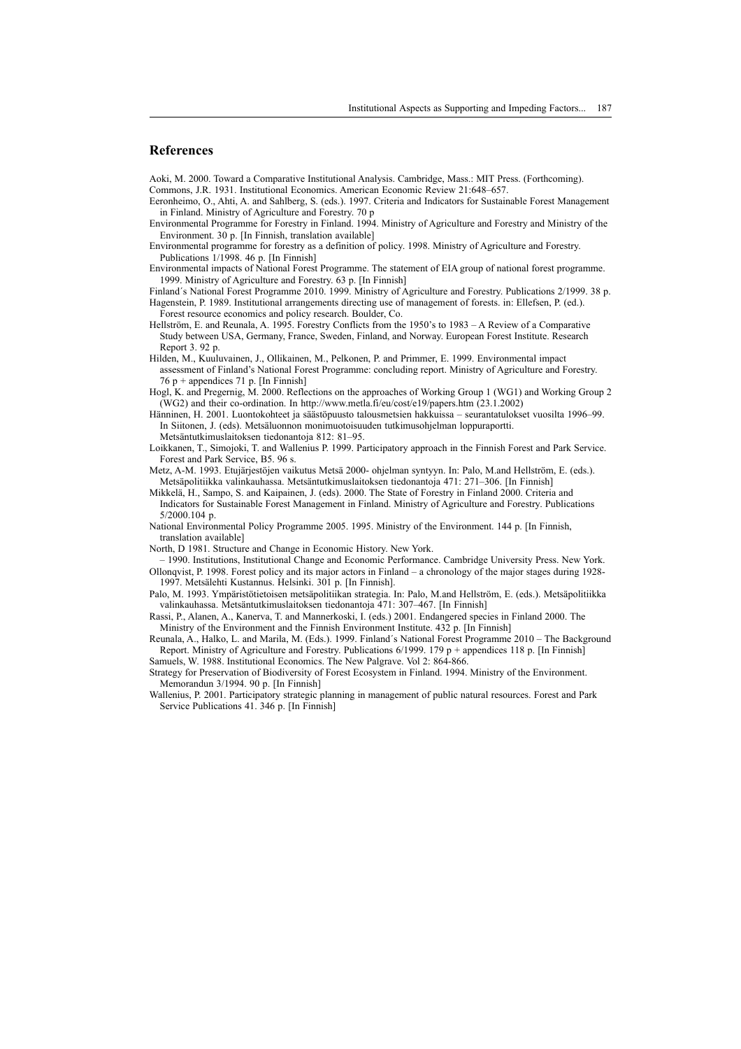## References

Aoki, M. 2000. Toward a Comparative Institutional Analysis. Cambridge, Mass.: MIT Press. (Forthcoming).

Commons, J.R. 1931. Institutional Economics. American Economic Review 21:648–657.

Eeronheimo, O., Ahti, A. and Sahlberg, S. (eds.). 1997. Criteria and Indicators for Sustainable Forest Management in Finland. Ministry of Agriculture and Forestry. 70 p

Environmental Programme for Forestry in Finland. 1994. Ministry of Agriculture and Forestry and Ministry of the Environment. 30 p. [In Finnish, translation available]

Environmental programme for forestry as a definition of policy. 1998. Ministry of Agriculture and Forestry. Publications 1/1998. 46 p. [In Finnish]

Environmental impacts of National Forest Programme. The statement of EIA group of national forest programme. 1999. Ministry of Agriculture and Forestry. 63 p. [In Finnish]

Finland´s National Forest Programme 2010. 1999. Ministry of Agriculture and Forestry. Publications 2/1999. 38 p.

Hagenstein, P. 1989. Institutional arrangements directing use of management of forests. in: Ellefsen, P. (ed.). Forest resource economics and policy research. Boulder, Co.

Hellström, E. and Reunala, A. 1995. Forestry Conflicts from the 1950's to 1983 – A Review of a Comparative Study between USA, Germany, France, Sweden, Finland, and Norway. European Forest Institute. Research Report 3. 92 p.

Hilden, M., Kuuluvainen, J., Ollikainen, M., Pelkonen, P. and Primmer, E. 1999. Environmental impact assessment of Finland's National Forest Programme: concluding report. Ministry of Agriculture and Forestry. 76 p + appendices 71 p. [In Finnish]

Hogl, K. and Pregernig, M. 2000. Reflections on the approaches of Working Group 1 (WG1) and Working Group 2 (WG2) and their co-ordination. In http://www.metla.fi/eu/cost/e19/papers.htm (23.1.2002)

Hänninen, H. 2001. Luontokohteet ja säästöpuusto talousmetsien hakkuissa – seurantatulokset vuosilta 1996–99. In Siitonen, J. (eds). Metsäluonnon monimuotoisuuden tutkimusohjelman loppuraportti. Metsäntutkimuslaitoksen tiedonantoja 812: 81–95.

Loikkanen, T., Simojoki, T. and Wallenius P. 1999. Participatory approach in the Finnish Forest and Park Service. Forest and Park Service, B5. 96 s.

Metz, A-M. 1993. Etujärjestöjen vaikutus Metsä 2000- ohjelman syntyyn. In: Palo, M.and Hellström, E. (eds.). Metsäpolitiikka valinkauhassa. Metsäntutkimuslaitoksen tiedonantoja 471: 271–306. [In Finnish]

Mikkelä, H., Sampo, S. and Kaipainen, J. (eds). 2000. The State of Forestry in Finland 2000. Criteria and Indicators for Sustainable Forest Management in Finland. Ministry of Agriculture and Forestry. Publications 5/2000.104 p.

National Environmental Policy Programme 2005. 1995. Ministry of the Environment. 144 p. [In Finnish, translation available]

North, D 1981. Structure and Change in Economic History. New York.

– 1990. Institutions, Institutional Change and Economic Performance. Cambridge University Press. New York.

Ollonqvist, P. 1998. Forest policy and its major actors in Finland – a chronology of the major stages during 1928-1997. Metsälehti Kustannus. Helsinki. 301 p. [In Finnish].

Palo, M. 1993. Ympäristötietoisen metsäpolitiikan strategia. In: Palo, M.and Hellström, E. (eds.). Metsäpolitiikka valinkauhassa. Metsäntutkimuslaitoksen tiedonantoja 471: 307–467. [In Finnish]

Rassi, P., Alanen, A., Kanerva, T. and Mannerkoski, I. (eds.) 2001. Endangered species in Finland 2000. The Ministry of the Environment and the Finnish Environment Institute. 432 p. [In Finnish]

Reunala, A., Halko, L. and Marila, M. (Eds.). 1999. Finland´s National Forest Programme 2010 – The Background Report. Ministry of Agriculture and Forestry. Publications 6/1999. 179 p + appendices 118 p. [In Finnish]

Samuels, W. 1988. Institutional Economics. The New Palgrave. Vol 2: 864-866.

Strategy for Preservation of Biodiversity of Forest Ecosystem in Finland. 1994. Ministry of the Environment. Memorandun 3/1994. 90 p. [In Finnish]

Wallenius, P. 2001. Participatory strategic planning in management of public natural resources. Forest and Park Service Publications 41. 346 p. [In Finnish]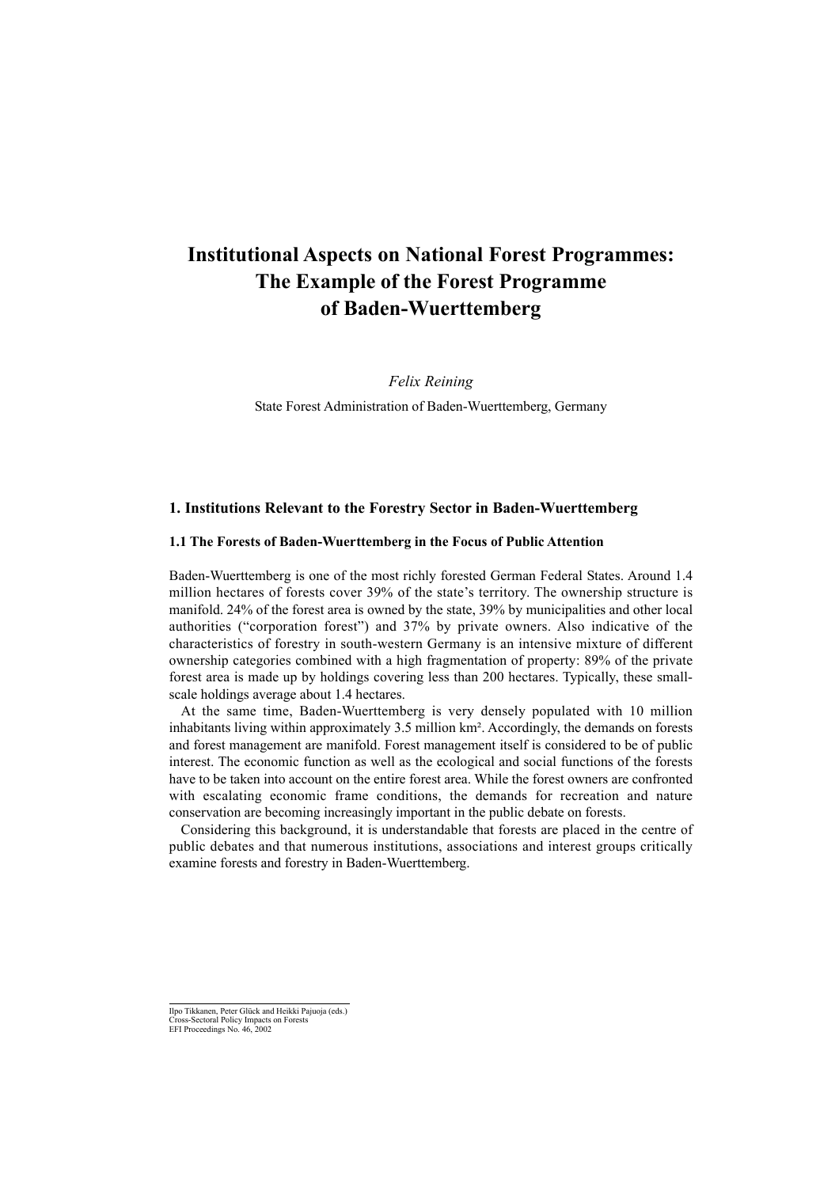# Institutional Aspects on National Forest Programmes: The Example of the Forest Programme of Baden-Wuerttemberg

*Felix Reining*

State Forest Administration of Baden-Wuerttemberg, Germany

## 1. Institutions Relevant to the Forestry Sector in Baden-Wuerttemberg

### 1.1 The Forests of Baden-Wuerttemberg in the Focus of Public Attention

Baden-Wuerttemberg is one of the most richly forested German Federal States. Around 1.4 million hectares of forests cover 39% of the state's territory. The ownership structure is manifold. 24% of the forest area is owned by the state, 39% by municipalities and other local authorities ("corporation forest") and 37% by private owners. Also indicative of the characteristics of forestry in south-western Germany is an intensive mixture of different ownership categories combined with a high fragmentation of property: 89% of the private forest area is made up by holdings covering less than 200 hectares. Typically, these small-scale holdings average about 1.4 hectares.

At the same time, Baden-Wuerttemberg is very densely populated with 10 million inhabitants living within approximately 3.5 million km². Accordingly, the demands on forests and forest management are manifold. Forest management itself is considered to be of public interest. The economic function as well as the ecological and social functions of the forests have to be taken into account on the entire forest area. While the forest owners are confronted with escalating economic frame conditions, the demands for recreation and nature conservation are becoming increasingly important in the public debate on forests.

Considering this background, it is understandable that forests are placed in the centre of public debates and that numerous institutions, associations and interest groups critically examine forests and forestry in Baden-Wuerttemberg.

Ilpo Tikkanen, Peter Glück and Heikki Pajuoja (eds.)
Cross-Sectoral Policy Impacts on Forests
EFI Proceedings No. 46, 2002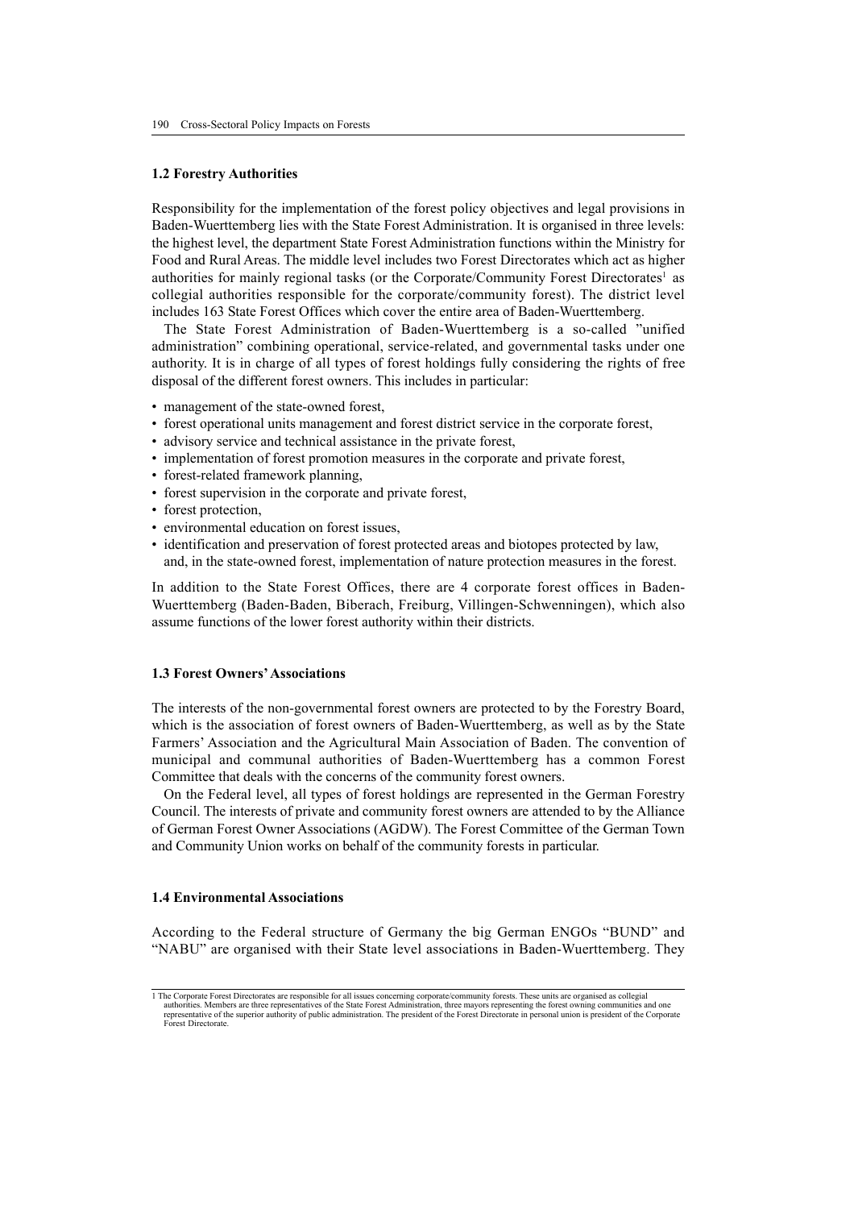### 1.2 Forestry Authorities

Responsibility for the implementation of the forest policy objectives and legal provisions in Baden-Wuerttemberg lies with the State Forest Administration. It is organised in three levels: the highest level, the department State Forest Administration functions within the Ministry for Food and Rural Areas. The middle level includes two Forest Directorates which act as higher authorities for mainly regional tasks (or the Corporate/Community Forest Directorates[1] as collegial authorities responsible for the corporate/community forest). The district level includes 163 State Forest Offices which cover the entire area of Baden-Wuerttemberg.

The State Forest Administration of Baden-Wuerttemberg is a so-called "unified administration" combining operational, service-related, and governmental tasks under one authority. It is in charge of all types of forest holdings fully considering the rights of free disposal of the different forest owners. This includes in particular:

- management of the state-owned forest,
- forest operational units management and forest district service in the corporate forest,
- advisory service and technical assistance in the private forest,
- implementation of forest promotion measures in the corporate and private forest,
- forest-related framework planning,
- forest supervision in the corporate and private forest,
- forest protection,
- environmental education on forest issues,
- identification and preservation of forest protected areas and biotopes protected by law, and, in the state-owned forest, implementation of nature protection measures in the forest.

In addition to the State Forest Offices, there are 4 corporate forest offices in Baden-Wuerttemberg (Baden-Baden, Biberach, Freiburg, Villingen-Schwenningen), which also assume functions of the lower forest authority within their districts.

### 1.3 Forest Owners' Associations

The interests of the non-governmental forest owners are protected to by the Forestry Board, which is the association of forest owners of Baden-Wuerttemberg, as well as by the State Farmers' Association and the Agricultural Main Association of Baden. The convention of municipal and communal authorities of Baden-Wuerttemberg has a common Forest Committee that deals with the concerns of the community forest owners.

On the Federal level, all types of forest holdings are represented in the German Forestry Council. The interests of private and community forest owners are attended to by the Alliance of German Forest Owner Associations (AGDW). The Forest Committee of the German Town and Community Union works on behalf of the community forests in particular.

### 1.4 Environmental Associations

According to the Federal structure of Germany the big German ENGOs "BUND" and "NABU" are organised with their State level associations in Baden-Wuerttemberg. They

[1] The Corporate Forest Directorates are responsible for all issues concerning corporate/community forests. These units are organised as collegial authorities. Members are three representatives of the State Forest Administration, three mayors representing the forest owning communities and one representative of the superior authority of public administration. The president of the Forest Directorate in personal union is president of the Corporate Forest Directorate.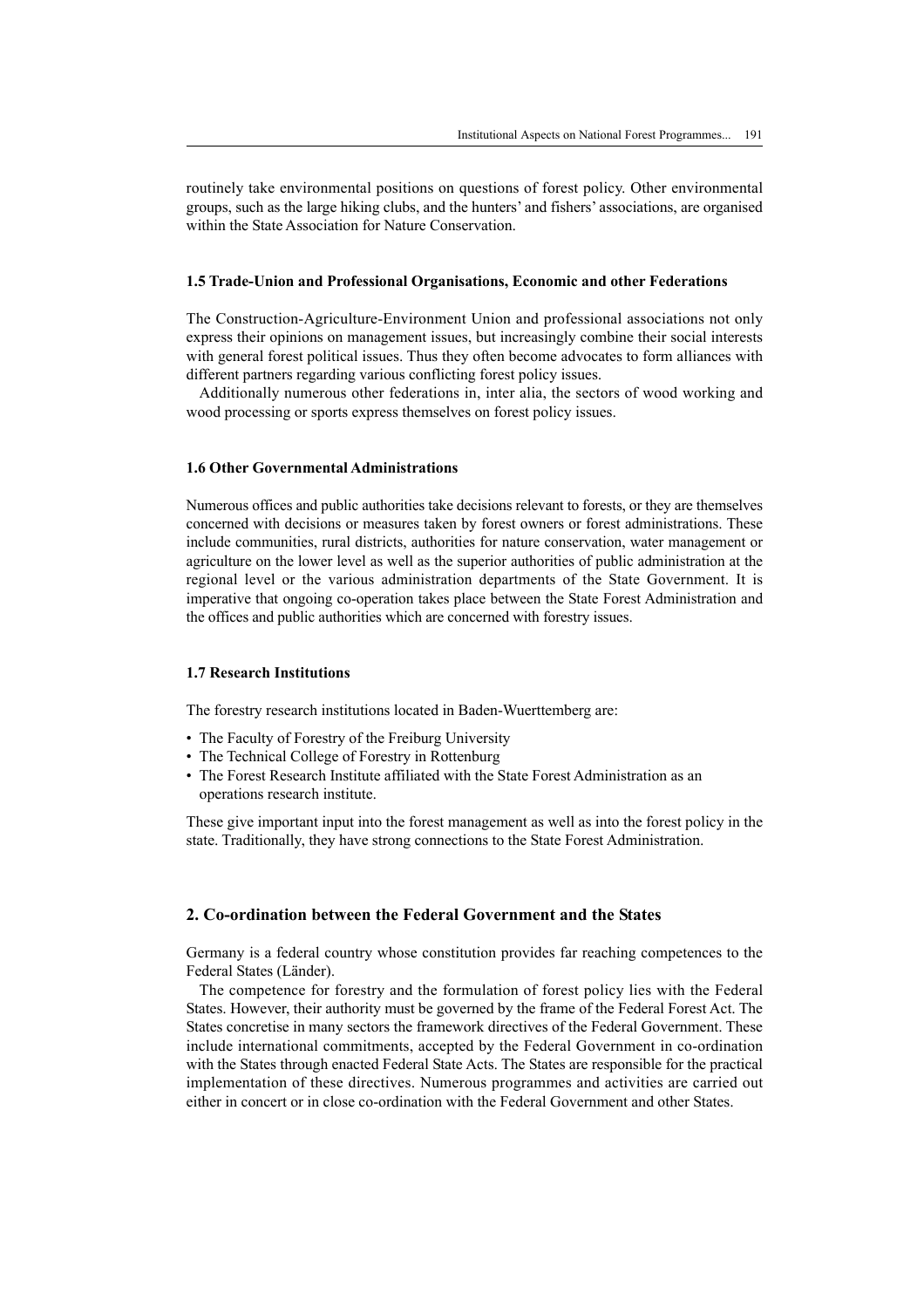routinely take environmental positions on questions of forest policy. Other environmental groups, such as the large hiking clubs, and the hunters' and fishers' associations, are organised within the State Association for Nature Conservation.

### 1.5 Trade-Union and Professional Organisations, Economic and other Federations

The Construction-Agriculture-Environment Union and professional associations not only express their opinions on management issues, but increasingly combine their social interests with general forest political issues. Thus they often become advocates to form alliances with different partners regarding various conflicting forest policy issues.

Additionally numerous other federations in, inter alia, the sectors of wood working and wood processing or sports express themselves on forest policy issues.

### 1.6 Other Governmental Administrations

Numerous offices and public authorities take decisions relevant to forests, or they are themselves concerned with decisions or measures taken by forest owners or forest administrations. These include communities, rural districts, authorities for nature conservation, water management or agriculture on the lower level as well as the superior authorities of public administration at the regional level or the various administration departments of the State Government. It is imperative that ongoing co-operation takes place between the State Forest Administration and the offices and public authorities which are concerned with forestry issues.

### 1.7 Research Institutions

The forestry research institutions located in Baden-Wuerttemberg are:

- The Faculty of Forestry of the Freiburg University
- The Technical College of Forestry in Rottenburg
- The Forest Research Institute affiliated with the State Forest Administration as an operations research institute.

These give important input into the forest management as well as into the forest policy in the state. Traditionally, they have strong connections to the State Forest Administration.

## 2. Co-ordination between the Federal Government and the States

Germany is a federal country whose constitution provides far reaching competences to the Federal States (Länder).

The competence for forestry and the formulation of forest policy lies with the Federal States. However, their authority must be governed by the frame of the Federal Forest Act. The States concretise in many sectors the framework directives of the Federal Government. These include international commitments, accepted by the Federal Government in co-ordination with the States through enacted Federal State Acts. The States are responsible for the practical implementation of these directives. Numerous programmes and activities are carried out either in concert or in close co-ordination with the Federal Government and other States.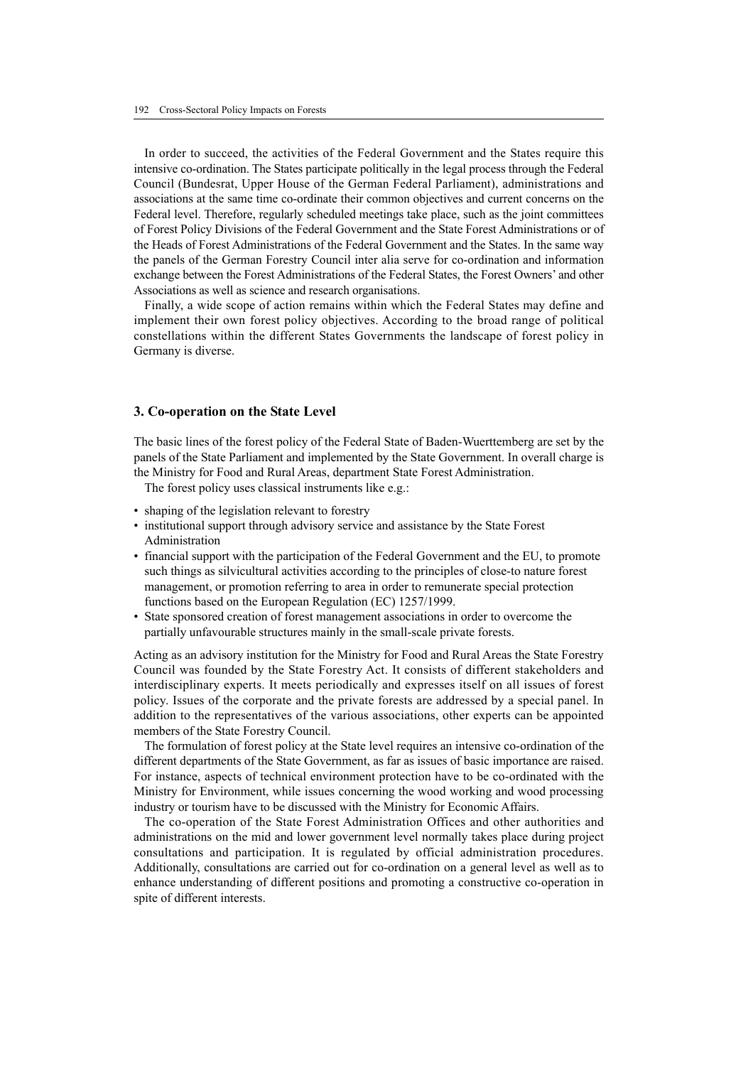In order to succeed, the activities of the Federal Government and the States require this intensive co-ordination. The States participate politically in the legal process through the Federal Council (Bundesrat, Upper House of the German Federal Parliament), administrations and associations at the same time co-ordinate their common objectives and current concerns on the Federal level. Therefore, regularly scheduled meetings take place, such as the joint committees of Forest Policy Divisions of the Federal Government and the State Forest Administrations or of the Heads of Forest Administrations of the Federal Government and the States. In the same way the panels of the German Forestry Council inter alia serve for co-ordination and information exchange between the Forest Administrations of the Federal States, the Forest Owners' and other Associations as well as science and research organisations.

Finally, a wide scope of action remains within which the Federal States may define and implement their own forest policy objectives. According to the broad range of political constellations within the different States Governments the landscape of forest policy in Germany is diverse.

### 3. Co-operation on the State Level

The basic lines of the forest policy of the Federal State of Baden-Wuerttemberg are set by the panels of the State Parliament and implemented by the State Government. In overall charge is the Ministry for Food and Rural Areas, department State Forest Administration.

The forest policy uses classical instruments like e.g.:

- shaping of the legislation relevant to forestry
- institutional support through advisory service and assistance by the State Forest Administration
- financial support with the participation of the Federal Government and the EU, to promote such things as silvicultural activities according to the principles of close-to nature forest management, or promotion referring to area in order to remunerate special protection functions based on the European Regulation (EC) 1257/1999.
- State sponsored creation of forest management associations in order to overcome the partially unfavourable structures mainly in the small-scale private forests.

Acting as an advisory institution for the Ministry for Food and Rural Areas the State Forestry Council was founded by the State Forestry Act. It consists of different stakeholders and interdisciplinary experts. It meets periodically and expresses itself on all issues of forest policy. Issues of the corporate and the private forests are addressed by a special panel. In addition to the representatives of the various associations, other experts can be appointed members of the State Forestry Council.

The formulation of forest policy at the State level requires an intensive co-ordination of the different departments of the State Government, as far as issues of basic importance are raised. For instance, aspects of technical environment protection have to be co-ordinated with the Ministry for Environment, while issues concerning the wood working and wood processing industry or tourism have to be discussed with the Ministry for Economic Affairs.

The co-operation of the State Forest Administration Offices and other authorities and administrations on the mid and lower government level normally takes place during project consultations and participation. It is regulated by official administration procedures. Additionally, consultations are carried out for co-ordination on a general level as well as to enhance understanding of different positions and promoting a constructive co-operation in spite of different interests.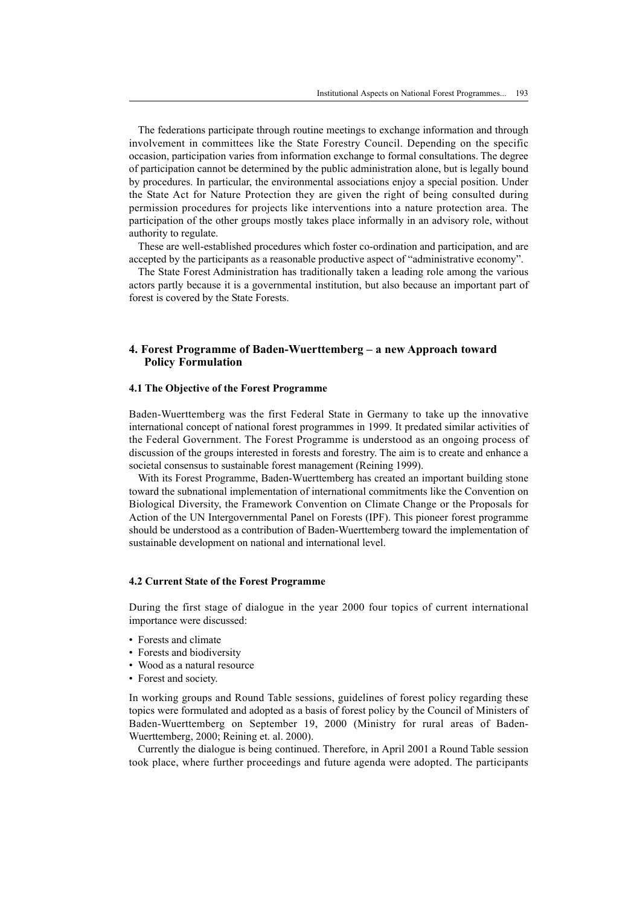The federations participate through routine meetings to exchange information and through involvement in committees like the State Forestry Council. Depending on the specific occasion, participation varies from information exchange to formal consultations. The degree of participation cannot be determined by the public administration alone, but is legally bound by procedures. In particular, the environmental associations enjoy a special position. Under the State Act for Nature Protection they are given the right of being consulted during permission procedures for projects like interventions into a nature protection area. The participation of the other groups mostly takes place informally in an advisory role, without authority to regulate.

These are well-established procedures which foster co-ordination and participation, and are accepted by the participants as a reasonable productive aspect of "administrative economy".

The State Forest Administration has traditionally taken a leading role among the various actors partly because it is a governmental institution, but also because an important part of forest is covered by the State Forests.

## 4. Forest Programme of Baden-Wuerttemberg – a new Approach toward Policy Formulation

### 4.1 The Objective of the Forest Programme

Baden-Wuerttemberg was the first Federal State in Germany to take up the innovative international concept of national forest programmes in 1999. It predated similar activities of the Federal Government. The Forest Programme is understood as an ongoing process of discussion of the groups interested in forests and forestry. The aim is to create and enhance a societal consensus to sustainable forest management (Reining 1999).

With its Forest Programme, Baden-Wuerttemberg has created an important building stone toward the subnational implementation of international commitments like the Convention on Biological Diversity, the Framework Convention on Climate Change or the Proposals for Action of the UN Intergovernmental Panel on Forests (IPF). This pioneer forest programme should be understood as a contribution of Baden-Wuerttemberg toward the implementation of sustainable development on national and international level.

### 4.2 Current State of the Forest Programme

During the first stage of dialogue in the year 2000 four topics of current international importance were discussed:

- Forests and climate
- Forests and biodiversity
- Wood as a natural resource
- Forest and society.

In working groups and Round Table sessions, guidelines of forest policy regarding these topics were formulated and adopted as a basis of forest policy by the Council of Ministers of Baden-Wuerttemberg on September 19, 2000 (Ministry for rural areas of Baden-Wuerttemberg, 2000; Reining et. al. 2000).

Currently the dialogue is being continued. Therefore, in April 2001 a Round Table session took place, where further proceedings and future agenda were adopted. The participants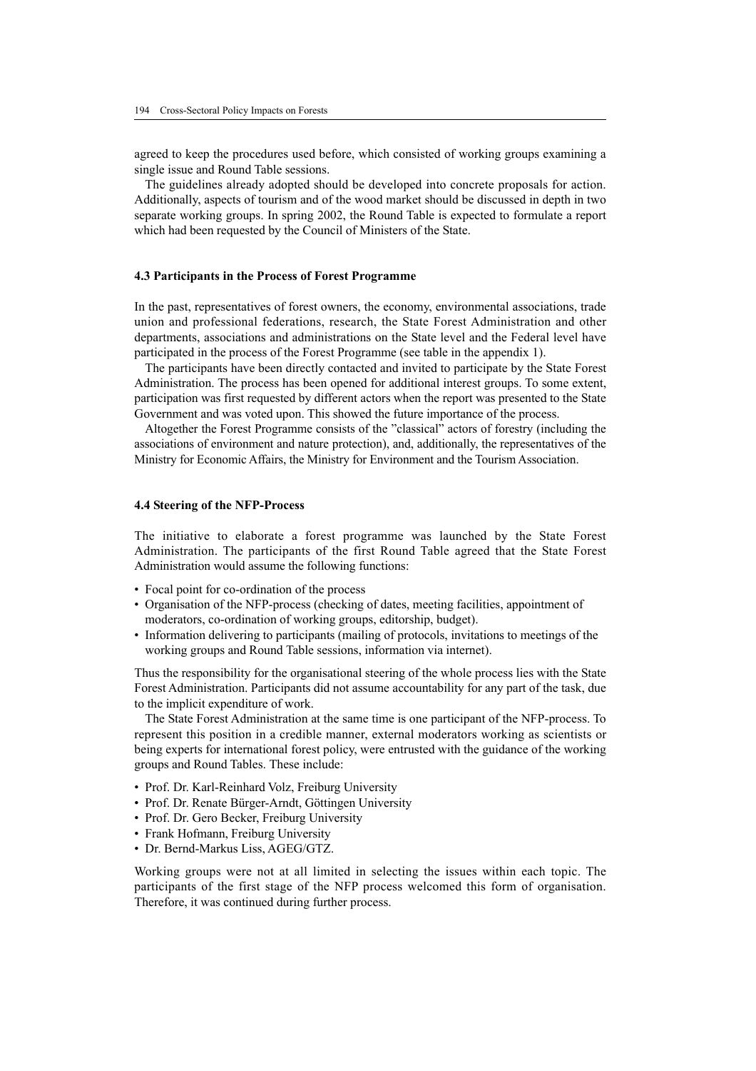agreed to keep the procedures used before, which consisted of working groups examining a single issue and Round Table sessions.

The guidelines already adopted should be developed into concrete proposals for action. Additionally, aspects of tourism and of the wood market should be discussed in depth in two separate working groups. In spring 2002, the Round Table is expected to formulate a report which had been requested by the Council of Ministers of the State.

### 4.3 Participants in the Process of Forest Programme

In the past, representatives of forest owners, the economy, environmental associations, trade union and professional federations, research, the State Forest Administration and other departments, associations and administrations on the State level and the Federal level have participated in the process of the Forest Programme (see table in the appendix 1).

The participants have been directly contacted and invited to participate by the State Forest Administration. The process has been opened for additional interest groups. To some extent, participation was first requested by different actors when the report was presented to the State Government and was voted upon. This showed the future importance of the process.

Altogether the Forest Programme consists of the "classical" actors of forestry (including the associations of environment and nature protection), and, additionally, the representatives of the Ministry for Economic Affairs, the Ministry for Environment and the Tourism Association.

### 4.4 Steering of the NFP-Process

The initiative to elaborate a forest programme was launched by the State Forest Administration. The participants of the first Round Table agreed that the State Forest Administration would assume the following functions:

- Focal point for co-ordination of the process
- Organisation of the NFP-process (checking of dates, meeting facilities, appointment of moderators, co-ordination of working groups, editorship, budget).
- Information delivering to participants (mailing of protocols, invitations to meetings of the working groups and Round Table sessions, information via internet).

Thus the responsibility for the organisational steering of the whole process lies with the State Forest Administration. Participants did not assume accountability for any part of the task, due to the implicit expenditure of work.

The State Forest Administration at the same time is one participant of the NFP-process. To represent this position in a credible manner, external moderators working as scientists or being experts for international forest policy, were entrusted with the guidance of the working groups and Round Tables. These include:

- Prof. Dr. Karl-Reinhard Volz, Freiburg University
- Prof. Dr. Renate Bürger-Arndt, Göttingen University
- Prof. Dr. Gero Becker, Freiburg University
- Frank Hofmann, Freiburg University
- Dr. Bernd-Markus Liss, AGEG/GTZ.

Working groups were not at all limited in selecting the issues within each topic. The participants of the first stage of the NFP process welcomed this form of organisation. Therefore, it was continued during further process.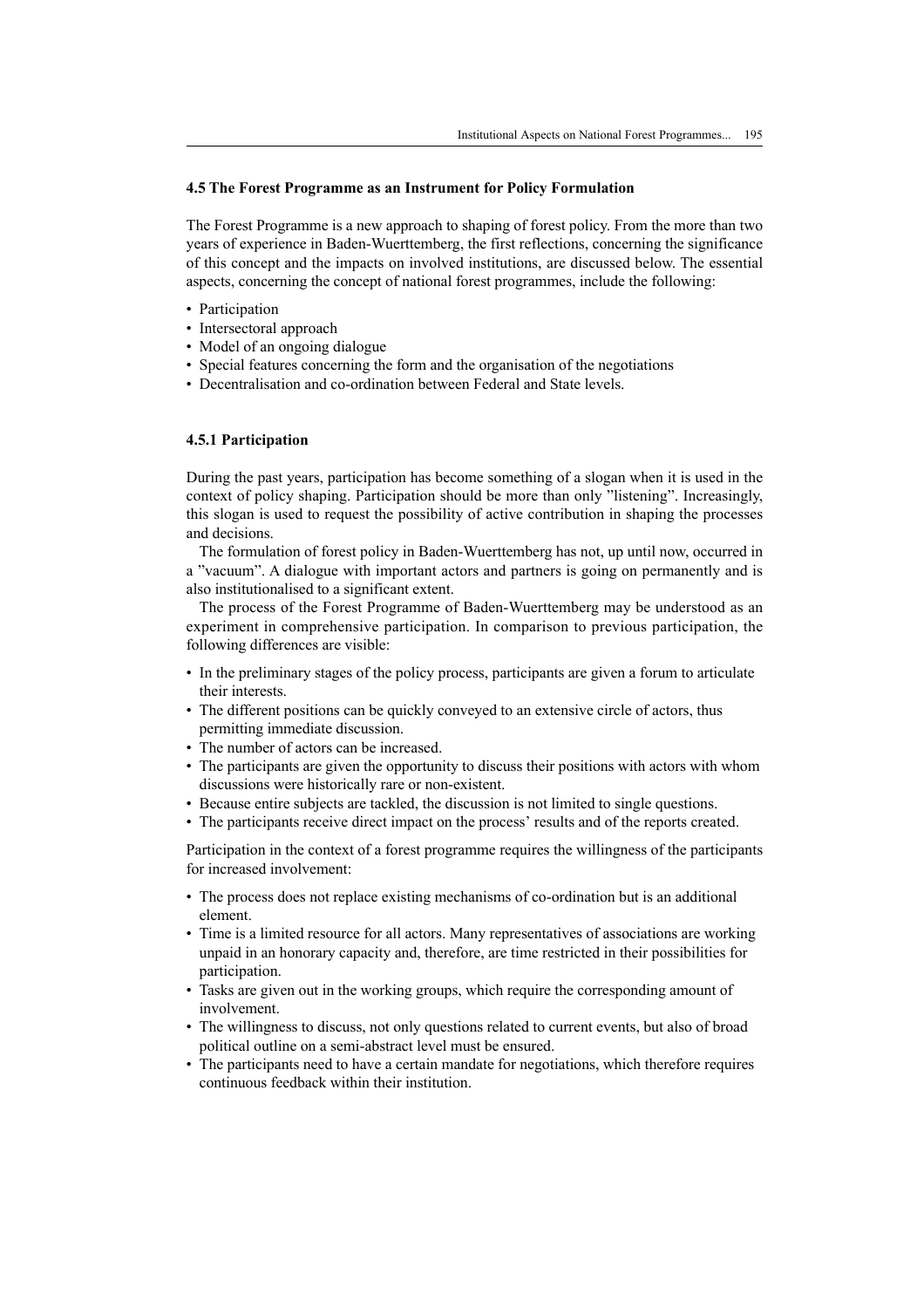### 4.5 The Forest Programme as an Instrument for Policy Formulation

The Forest Programme is a new approach to shaping of forest policy. From the more than two years of experience in Baden-Wuerttemberg, the first reflections, concerning the significance of this concept and the impacts on involved institutions, are discussed below. The essential aspects, concerning the concept of national forest programmes, include the following:

- Participation
- Intersectoral approach
- Model of an ongoing dialogue
- Special features concerning the form and the organisation of the negotiations
- Decentralisation and co-ordination between Federal and State levels.

#### 4.5.1 Participation

During the past years, participation has become something of a slogan when it is used in the context of policy shaping. Participation should be more than only "listening". Increasingly, this slogan is used to request the possibility of active contribution in shaping the processes and decisions.

The formulation of forest policy in Baden-Wuerttemberg has not, up until now, occurred in a "vacuum". A dialogue with important actors and partners is going on permanently and is also institutionalised to a significant extent.

The process of the Forest Programme of Baden-Wuerttemberg may be understood as an experiment in comprehensive participation. In comparison to previous participation, the following differences are visible:

- In the preliminary stages of the policy process, participants are given a forum to articulate their interests.
- The different positions can be quickly conveyed to an extensive circle of actors, thus permitting immediate discussion.
- The number of actors can be increased.
- The participants are given the opportunity to discuss their positions with actors with whom discussions were historically rare or non-existent.
- Because entire subjects are tackled, the discussion is not limited to single questions.
- The participants receive direct impact on the process' results and of the reports created.

Participation in the context of a forest programme requires the willingness of the participants for increased involvement:

- The process does not replace existing mechanisms of co-ordination but is an additional element.
- Time is a limited resource for all actors. Many representatives of associations are working unpaid in an honorary capacity and, therefore, are time restricted in their possibilities for participation.
- Tasks are given out in the working groups, which require the corresponding amount of involvement.
- The willingness to discuss, not only questions related to current events, but also of broad political outline on a semi-abstract level must be ensured.
- The participants need to have a certain mandate for negotiations, which therefore requires continuous feedback within their institution.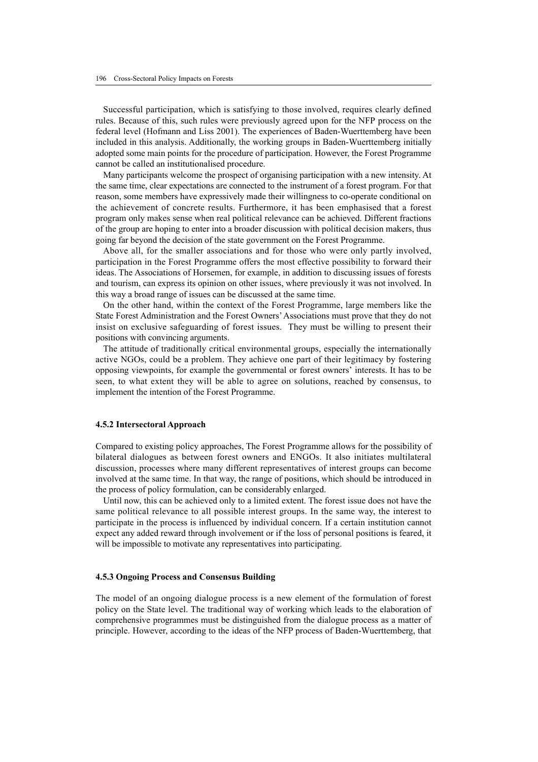Successful participation, which is satisfying to those involved, requires clearly defined rules. Because of this, such rules were previously agreed upon for the NFP process on the federal level (Hofmann and Liss 2001). The experiences of Baden-Wuerttemberg have been included in this analysis. Additionally, the working groups in Baden-Wuerttemberg initially adopted some main points for the procedure of participation. However, the Forest Programme cannot be called an institutionalised procedure.

Many participants welcome the prospect of organising participation with a new intensity. At the same time, clear expectations are connected to the instrument of a forest program. For that reason, some members have expressively made their willingness to co-operate conditional on the achievement of concrete results. Furthermore, it has been emphasised that a forest program only makes sense when real political relevance can be achieved. Different fractions of the group are hoping to enter into a broader discussion with political decision makers, thus going far beyond the decision of the state government on the Forest Programme.

Above all, for the smaller associations and for those who were only partly involved, participation in the Forest Programme offers the most effective possibility to forward their ideas. The Associations of Horsemen, for example, in addition to discussing issues of forests and tourism, can express its opinion on other issues, where previously it was not involved. In this way a broad range of issues can be discussed at the same time.

On the other hand, within the context of the Forest Programme, large members like the State Forest Administration and the Forest Owners' Associations must prove that they do not insist on exclusive safeguarding of forest issues. They must be willing to present their positions with convincing arguments.

The attitude of traditionally critical environmental groups, especially the internationally active NGOs, could be a problem. They achieve one part of their legitimacy by fostering opposing viewpoints, for example the governmental or forest owners' interests. It has to be seen, to what extent they will be able to agree on solutions, reached by consensus, to implement the intention of the Forest Programme.

### 4.5.2 Intersectoral Approach

Compared to existing policy approaches, The Forest Programme allows for the possibility of bilateral dialogues as between forest owners and ENGOs. It also initiates multilateral discussion, processes where many different representatives of interest groups can become involved at the same time. In that way, the range of positions, which should be introduced in the process of policy formulation, can be considerably enlarged.

Until now, this can be achieved only to a limited extent. The forest issue does not have the same political relevance to all possible interest groups. In the same way, the interest to participate in the process is influenced by individual concern. If a certain institution cannot expect any added reward through involvement or if the loss of personal positions is feared, it will be impossible to motivate any representatives into participating.

### 4.5.3 Ongoing Process and Consensus Building

The model of an ongoing dialogue process is a new element of the formulation of forest policy on the State level. The traditional way of working which leads to the elaboration of comprehensive programmes must be distinguished from the dialogue process as a matter of principle. However, according to the ideas of the NFP process of Baden-Wuerttemberg, that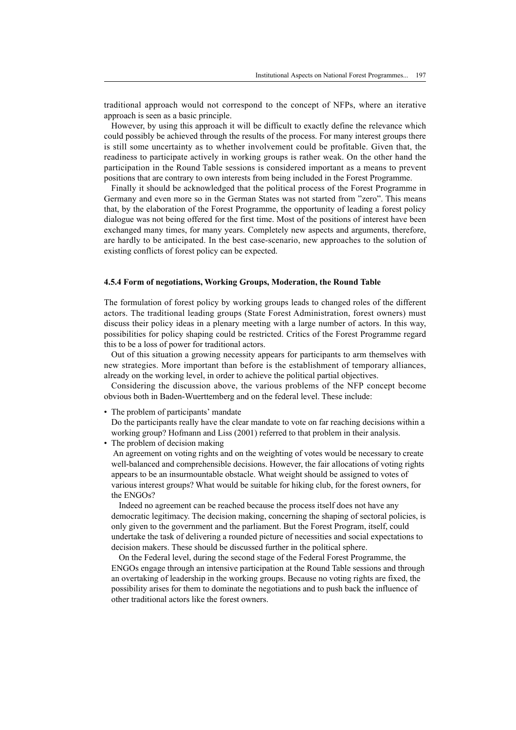traditional approach would not correspond to the concept of NFPs, where an iterative approach is seen as a basic principle.

However, by using this approach it will be difficult to exactly define the relevance which could possibly be achieved through the results of the process. For many interest groups there is still some uncertainty as to whether involvement could be profitable. Given that, the readiness to participate actively in working groups is rather weak. On the other hand the participation in the Round Table sessions is considered important as a means to prevent positions that are contrary to own interests from being included in the Forest Programme.

Finally it should be acknowledged that the political process of the Forest Programme in Germany and even more so in the German States was not started from "zero". This means that, by the elaboration of the Forest Programme, the opportunity of leading a forest policy dialogue was not being offered for the first time. Most of the positions of interest have been exchanged many times, for many years. Completely new aspects and arguments, therefore, are hardly to be anticipated. In the best case-scenario, new approaches to the solution of existing conflicts of forest policy can be expected.

#### 4.5.4 Form of negotiations, Working Groups, Moderation, the Round Table

The formulation of forest policy by working groups leads to changed roles of the different actors. The traditional leading groups (State Forest Administration, forest owners) must discuss their policy ideas in a plenary meeting with a large number of actors. In this way, possibilities for policy shaping could be restricted. Critics of the Forest Programme regard this to be a loss of power for traditional actors.

Out of this situation a growing necessity appears for participants to arm themselves with new strategies. More important than before is the establishment of temporary alliances, already on the working level, in order to achieve the political partial objectives.

Considering the discussion above, the various problems of the NFP concept become obvious both in Baden-Wuerttemberg and on the federal level. These include:

- The problem of participants' mandate

  Do the participants really have the clear mandate to vote on far reaching decisions within a working group? Hofmann and Liss (2001) referred to that problem in their analysis.
- The problem of decision making

  An agreement on voting rights and on the weighting of votes would be necessary to create well-balanced and comprehensible decisions. However, the fair allocations of voting rights appears to be an insurmountable obstacle. What weight should be assigned to votes of various interest groups? What would be suitable for hiking club, for the forest owners, for the ENGOs?

  Indeed no agreement can be reached because the process itself does not have any democratic legitimacy. The decision making, concerning the shaping of sectoral policies, is only given to the government and the parliament. But the Forest Program, itself, could undertake the task of delivering a rounded picture of necessities and social expectations to decision makers. These should be discussed further in the political sphere.

  On the Federal level, during the second stage of the Federal Forest Programme, the ENGOs engage through an intensive participation at the Round Table sessions and through an overtaking of leadership in the working groups. Because no voting rights are fixed, the possibility arises for them to dominate the negotiations and to push back the influence of other traditional actors like the forest owners.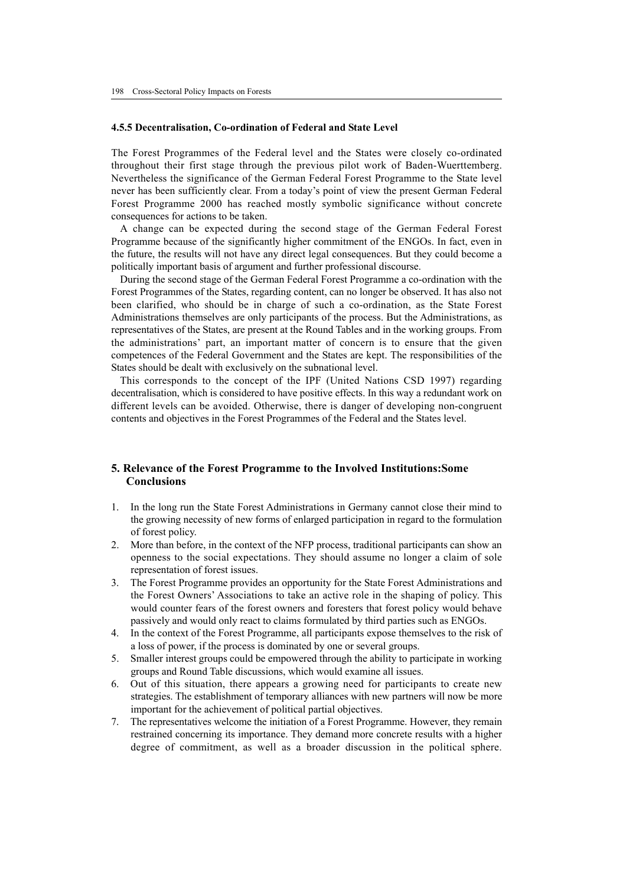#### 4.5.5 Decentralisation, Co-ordination of Federal and State Level

The Forest Programmes of the Federal level and the States were closely co-ordinated throughout their first stage through the previous pilot work of Baden-Wuerttemberg. Nevertheless the significance of the German Federal Forest Programme to the State level never has been sufficiently clear. From a today's point of view the present German Federal Forest Programme 2000 has reached mostly symbolic significance without concrete consequences for actions to be taken.

A change can be expected during the second stage of the German Federal Forest Programme because of the significantly higher commitment of the ENGOs. In fact, even in the future, the results will not have any direct legal consequences. But they could become a politically important basis of argument and further professional discourse.

During the second stage of the German Federal Forest Programme a co-ordination with the Forest Programmes of the States, regarding content, can no longer be observed. It has also not been clarified, who should be in charge of such a co-ordination, as the State Forest Administrations themselves are only participants of the process. But the Administrations, as representatives of the States, are present at the Round Tables and in the working groups. From the administrations' part, an important matter of concern is to ensure that the given competences of the Federal Government and the States are kept. The responsibilities of the States should be dealt with exclusively on the subnational level.

This corresponds to the concept of the IPF (United Nations CSD 1997) regarding decentralisation, which is considered to have positive effects. In this way a redundant work on different levels can be avoided. Otherwise, there is danger of developing non-congruent contents and objectives in the Forest Programmes of the Federal and the States level.

## 5. Relevance of the Forest Programme to the Involved Institutions:Some Conclusions

1. In the long run the State Forest Administrations in Germany cannot close their mind to the growing necessity of new forms of enlarged participation in regard to the formulation of forest policy.
2. More than before, in the context of the NFP process, traditional participants can show an openness to the social expectations. They should assume no longer a claim of sole representation of forest issues.
3. The Forest Programme provides an opportunity for the State Forest Administrations and the Forest Owners' Associations to take an active role in the shaping of policy. This would counter fears of the forest owners and foresters that forest policy would behave passively and would only react to claims formulated by third parties such as ENGOs.
4. In the context of the Forest Programme, all participants expose themselves to the risk of a loss of power, if the process is dominated by one or several groups.
5. Smaller interest groups could be empowered through the ability to participate in working groups and Round Table discussions, which would examine all issues.
6. Out of this situation, there appears a growing need for participants to create new strategies. The establishment of temporary alliances with new partners will now be more important for the achievement of political partial objectives.
7. The representatives welcome the initiation of a Forest Programme. However, they remain restrained concerning its importance. They demand more concrete results with a higher degree of commitment, as well as a broader discussion in the political sphere.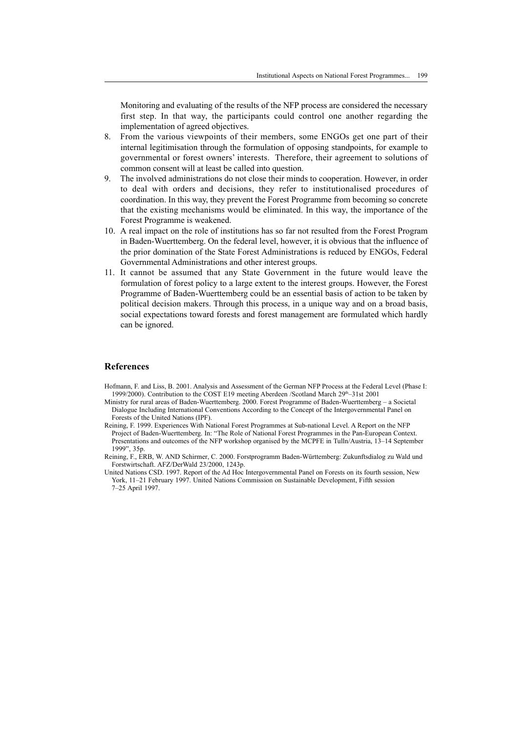Monitoring and evaluating of the results of the NFP process are considered the necessary first step. In that way, the participants could control one another regarding the implementation of agreed objectives.

8. From the various viewpoints of their members, some ENGOs get one part of their internal legitimisation through the formulation of opposing standpoints, for example to governmental or forest owners' interests. Therefore, their agreement to solutions of common consent will at least be called into question.
9. The involved administrations do not close their minds to cooperation. However, in order to deal with orders and decisions, they refer to institutionalised procedures of coordination. In this way, they prevent the Forest Programme from becoming so concrete that the existing mechanisms would be eliminated. In this way, the importance of the Forest Programme is weakened.
10. A real impact on the role of institutions has so far not resulted from the Forest Program in Baden-Wuerttemberg. On the federal level, however, it is obvious that the influence of the prior domination of the State Forest Administrations is reduced by ENGOs, Federal Governmental Administrations and other interest groups.
11. It cannot be assumed that any State Government in the future would leave the formulation of forest policy to a large extent to the interest groups. However, the Forest Programme of Baden-Wuerttemberg could be an essential basis of action to be taken by political decision makers. Through this process, in a unique way and on a broad basis, social expectations toward forests and forest management are formulated which hardly can be ignored.

## References

Hofmann, F. and Liss, B. 2001. Analysis and Assessment of the German NFP Process at the Federal Level (Phase I: 1999/2000). Contribution to the COST E19 meeting Aberdeen /Scotland March 29th–31st 2001

Ministry for rural areas of Baden-Wuerttemberg. 2000. Forest Programme of Baden-Wuerttemberg – a Societal Dialogue Including International Conventions According to the Concept of the Intergovernmental Panel on Forests of the United Nations (IPF).

Reining, F. 1999. Experiences With National Forest Programmes at Sub-national Level. A Report on the NFP Project of Baden-Wuerttemberg. In: "The Role of National Forest Programmes in the Pan-European Context. Presentations and outcomes of the NFP workshop organised by the MCPFE in Tulln/Austria, 13–14 September 1999", 35p.

Reining, F., ERB, W. AND Schirmer, C. 2000. Forstprogramm Baden-Württemberg: Zukunftsdialog zu Wald und Forstwirtschaft. AFZ/DerWald 23/2000, 1243p.

United Nations CSD. 1997. Report of the Ad Hoc Intergovernmental Panel on Forests on its fourth session, New York, 11–21 February 1997. United Nations Commission on Sustainable Development, Fifth session 7–25 April 1997.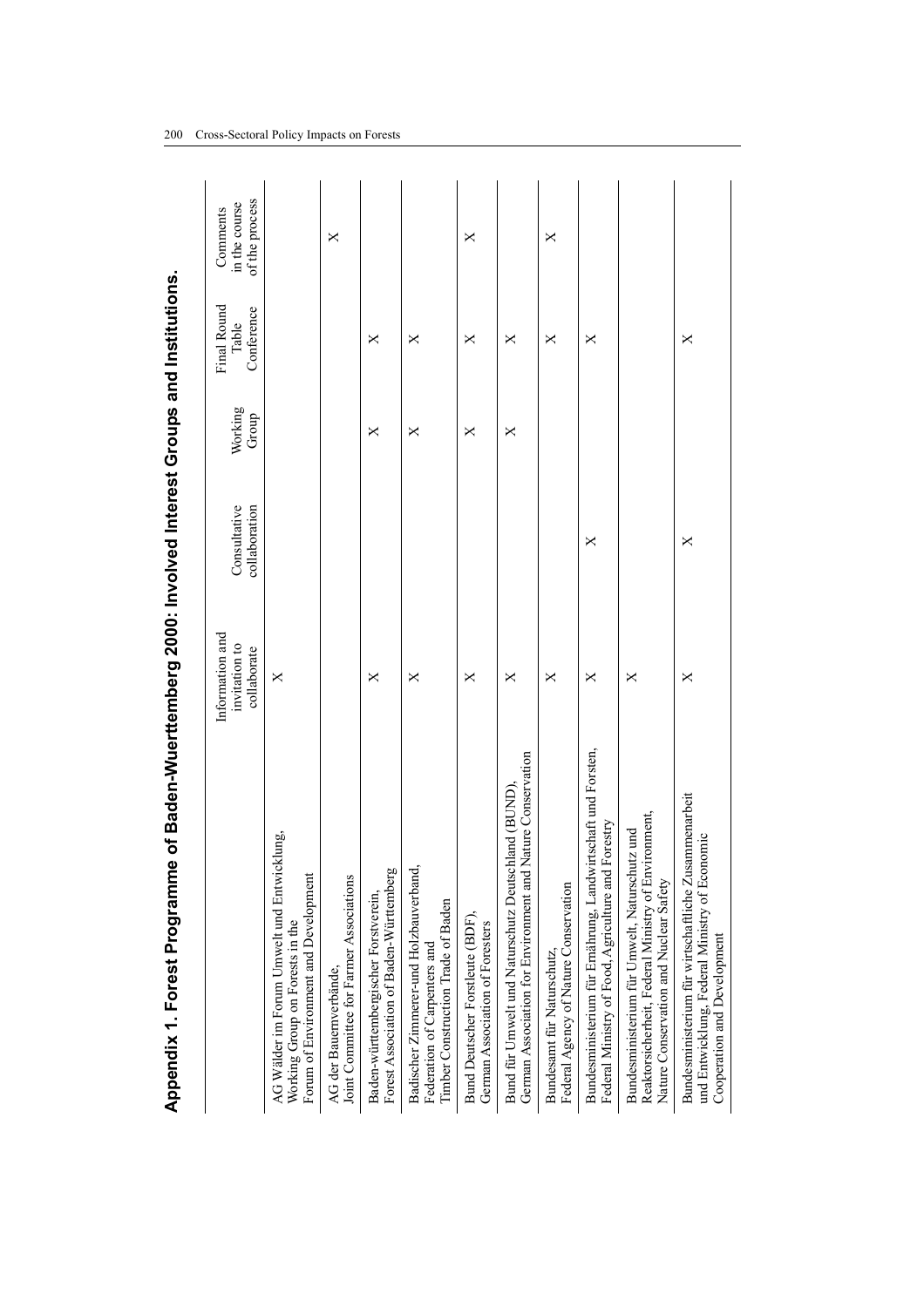## Appendix 1. Forest Programme of Baden-Wuerttemberg 2000: Involved Interest Groups and Institutions.

| | Information and invitation to collaborate | Consultative collaboration | Working Group | Final Round Table Conference | Comments in the course of the process |
|---|---|---|---|---|---|
| AG Wälder im Forum Umwelt und Entwicklung, Working Group on Forests in the Forum of Environment and Development | X | | | | |
| AG der Bauernverbände, Joint Committee for Farmer Associations | | | | | X |
| Baden-württembergischer Forstverein, Forest Association of Baden-Württemberg | X | | X | X | |
| Badischer Zimmerer-und Holzbauverband, Federation of Carpenters and Timber Construction Trade of Baden | X | | X | X | |
| Bund Deutscher Forstleute (BDF), German Association of Foresters | X | | X | X | X |
| Bund für Umwelt und Naturschutz Deutschland (BUND), German Association for Environment and Nature Conservation | X | | X | X | |
| Bundesamt für Naturschutz, Federal Agency of Nature Conservation | X | | | X | X |
| Bundesministerium für Ernährung, Landwirtschaft und Forsten, Federal Ministry of Food, Agriculture and Forestry | X | X | | X | |
| Bundesministerium für Umwelt, Naturschutz und Reaktorsicherheit, Federal Ministry of Environment, Nature Conservation and Nuclear Safety | X | | | | |
| Bundesministerium für wirtschaftliche Zusammenarbeit und Entwicklung, Federal Ministry of Economic Cooperation and Development | X | X | | X | |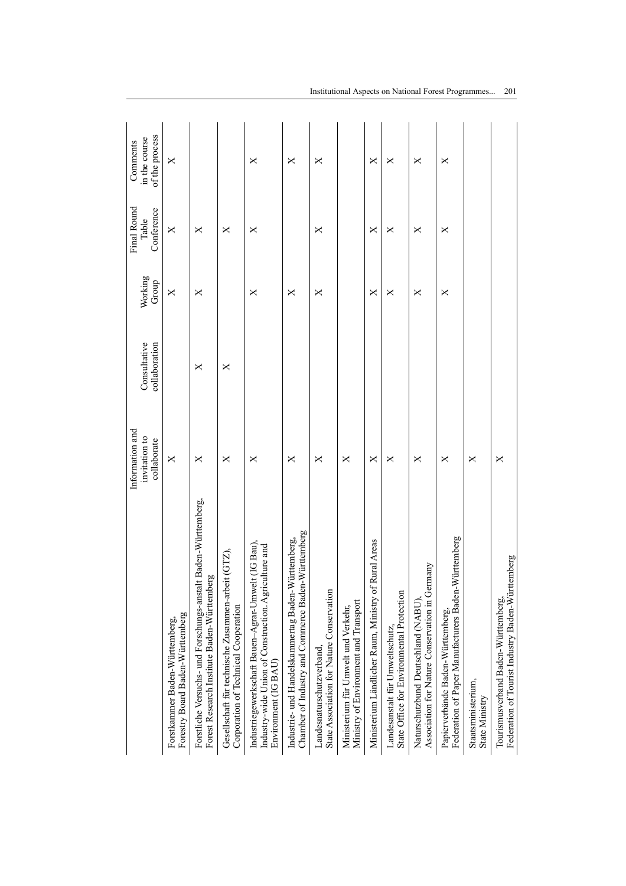| | Information and invitation to collaborate | Consultative collaboration | Working Group | Final Round Table Conference | Comments in the course of the process |
|---|---|---|---|---|---|
| Forstkammer Baden-Württemberg, Forestry Board Baden-Württemberg | × | | × | × | × |
| Forstliche Versuchs- und Forschungs-anstalt Baden-Württemberg, Forest Research Institute Baden-Württemberg | × | × | × | × | |
| Gesellschaft für technische Zusammen-arbeit (GTZ), Corporation of Technical Cooperation | × | × | | × | |
| Industriegewerkschaft Bauen–Agrar-Umwelt (IG Bau), Industry-wide Union of Construction. Agriculture and Environment (IG BAU) | × | | × | × | × |
| Industrie- und Handelskammertag Baden-Württemberg, Chamber of Industry and Commerce Baden-Württemberg | × | | × | × | × |
| Landesnaturschutzverband, State Association for Nature Conservation | × | | × | × | × |
| Ministerium für Umwelt und Verkehr, Ministry of Environment and Transport | × | | | | |
| Ministerium Ländlicher Raum, Ministry of Rural Areas | × | | × | × | × |
| Landesanstalt für Umweltschutz, State Office for Environmental Protection | × | | × | × | × |
| Naturschutzbund Deutschland (NABU), Association for Nature Conservation in Germany | × | | × | × | × |
| Papierverbände Baden-Württemberg, Federation of Paper Manufacturers Baden-Württemberg | × | | × | × | × |
| Staatsministerium, State Ministry | × | | | | |
| Tourismusverband Baden-Württemberg, Federation of Tourist Industry Baden-Württemberg | × | | | | |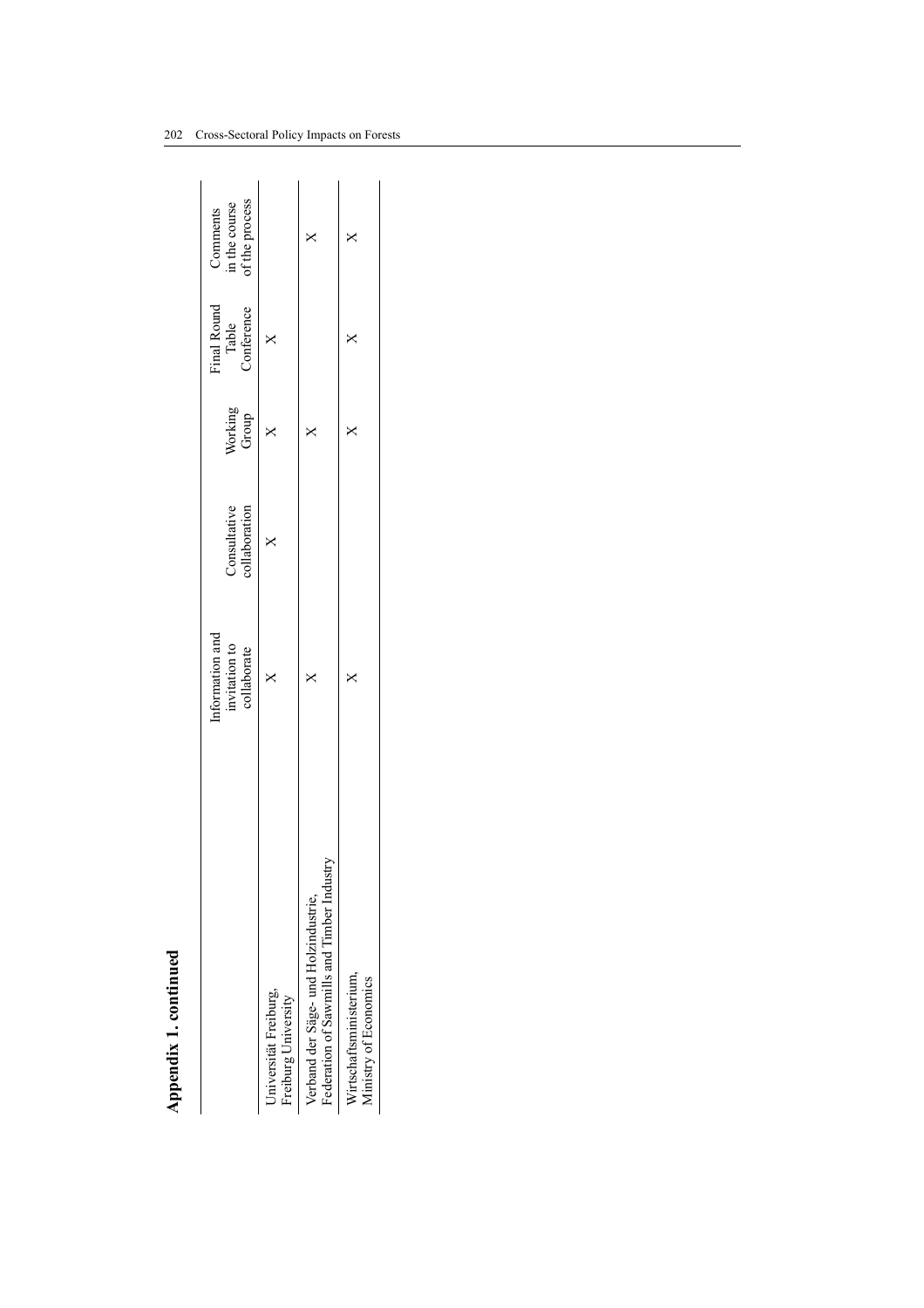**Appendix 1. continued**

| | Information and invitation to collaborate | Consultative collaboration | Working Group | Final Round Table Conference | Comments in the course of the process |
|---|---|---|---|---|---|
| Universität Freiburg, Freiburg University | X | X | X | X | |
| Verband der Säge- und Holzindustrie, Federation of Sawmills and Timber Industry | X | | X | | X |
| Wirtschaftsministerium, Ministry of Economics | X | | X | X | X |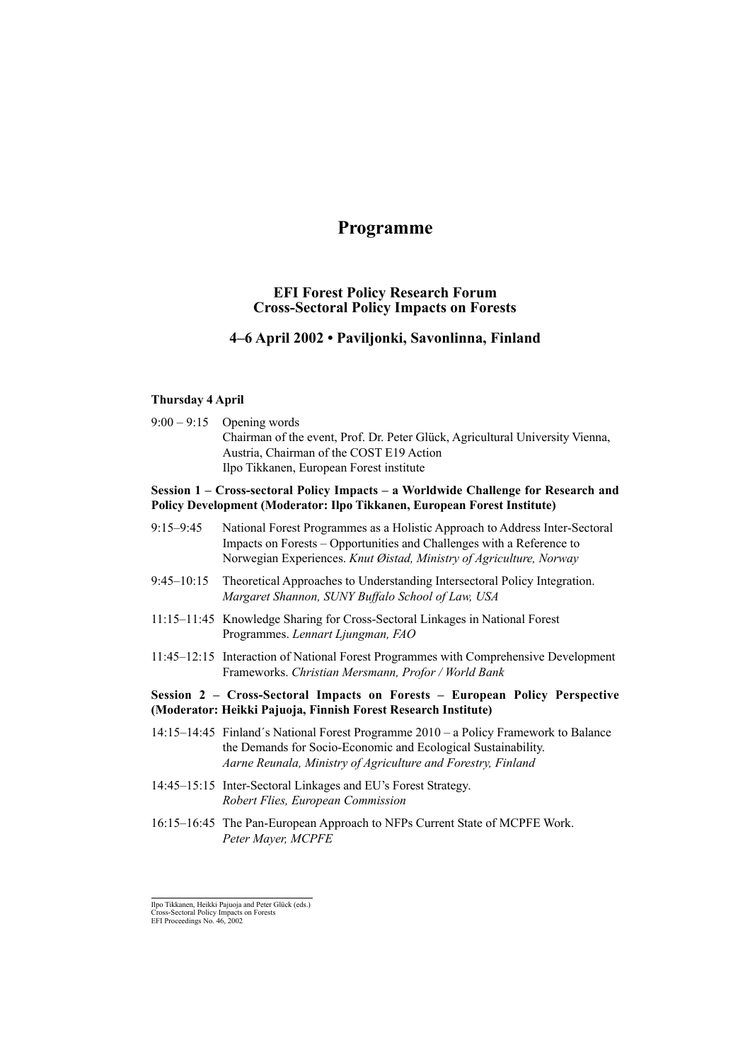# Programme

### EFI Forest Policy Research Forum
### Cross-Sectoral Policy Impacts on Forests

### 4–6 April 2002 • Paviljonki, Savonlinna, Finland

**Thursday 4 April**

9:00 – 9:15 Opening words
Chairman of the event, Prof. Dr. Peter Glück, Agricultural University Vienna, Austria, Chairman of the COST E19 Action
Ilpo Tikkanen, European Forest institute

**Session 1 – Cross-sectoral Policy Impacts – a Worldwide Challenge for Research and Policy Development (Moderator: Ilpo Tikkanen, European Forest Institute)**

9:15–9:45 National Forest Programmes as a Holistic Approach to Address Inter-Sectoral Impacts on Forests – Opportunities and Challenges with a Reference to Norwegian Experiences. *Knut Øistad, Ministry of Agriculture, Norway*

9:45–10:15 Theoretical Approaches to Understanding Intersectoral Policy Integration. *Margaret Shannon, SUNY Buffalo School of Law, USA*

11:15–11:45 Knowledge Sharing for Cross-Sectoral Linkages in National Forest Programmes. *Lennart Ljungman, FAO*

11:45–12:15 Interaction of National Forest Programmes with Comprehensive Development Frameworks. *Christian Mersmann, Profor / World Bank*

**Session 2 – Cross-Sectoral Impacts on Forests – European Policy Perspective (Moderator: Heikki Pajuoja, Finnish Forest Research Institute)**

14:15–14:45 Finland´s National Forest Programme 2010 – a Policy Framework to Balance the Demands for Socio-Economic and Ecological Sustainability. *Aarne Reunala, Ministry of Agriculture and Forestry, Finland*

14:45–15:15 Inter-Sectoral Linkages and EU's Forest Strategy. *Robert Flies, European Commission*

16:15–16:45 The Pan-European Approach to NFPs Current State of MCPFE Work. *Peter Mayer, MCPFE*

Ilpo Tikkanen, Heikki Pajuoja and Peter Glück (eds.)
Cross-Sectoral Policy Impacts on Forests
EFI Proceedings No. 46, 2002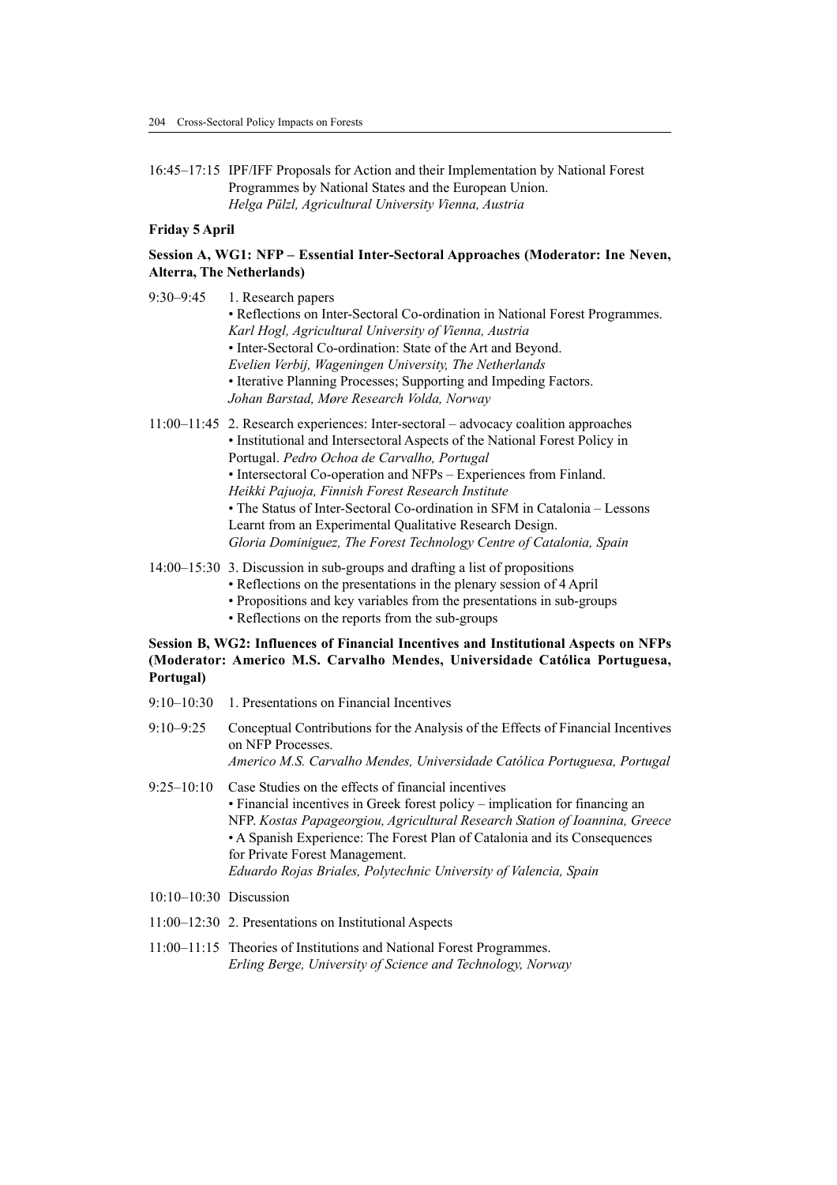16:45–17:15 IPF/IFF Proposals for Action and their Implementation by National Forest Programmes by National States and the European Union.
*Helga Pülzl, Agricultural University Vienna, Austria*

**Friday 5 April**

**Session A, WG1: NFP – Essential Inter-Sectoral Approaches (Moderator: Ine Neven, Alterra, The Netherlands)**

9:30–9:45 1. Research papers
- Reflections on Inter-Sectoral Co-ordination in National Forest Programmes. *Karl Hogl, Agricultural University of Vienna, Austria*
- Inter-Sectoral Co-ordination: State of the Art and Beyond. *Evelien Verbij, Wageningen University, The Netherlands*
- Iterative Planning Processes; Supporting and Impeding Factors. *Johan Barstad, Møre Research Volda, Norway*

11:00–11:45 2. Research experiences: Inter-sectoral – advocacy coalition approaches
- Institutional and Intersectoral Aspects of the National Forest Policy in Portugal. *Pedro Ochoa de Carvalho, Portugal*
- Intersectoral Co-operation and NFPs – Experiences from Finland. *Heikki Pajuoja, Finnish Forest Research Institute*
- The Status of Inter-Sectoral Co-ordination in SFM in Catalonia – Lessons Learnt from an Experimental Qualitative Research Design. *Gloria Dominiguez, The Forest Technology Centre of Catalonia, Spain*

14:00–15:30 3. Discussion in sub-groups and drafting a list of propositions
- Reflections on the presentations in the plenary session of 4 April
- Propositions and key variables from the presentations in sub-groups
- Reflections on the reports from the sub-groups

**Session B, WG2: Influences of Financial Incentives and Institutional Aspects on NFPs (Moderator: Americo M.S. Carvalho Mendes, Universidade Católica Portuguesa, Portugal)**

9:10–10:30 1. Presentations on Financial Incentives

9:10–9:25 Conceptual Contributions for the Analysis of the Effects of Financial Incentives on NFP Processes.
*Americo M.S. Carvalho Mendes, Universidade Católica Portuguesa, Portugal*

9:25–10:10 Case Studies on the effects of financial incentives
- Financial incentives in Greek forest policy – implication for financing an NFP. *Kostas Papageorgiou, Agricultural Research Station of Ioannina, Greece*
- A Spanish Experience: The Forest Plan of Catalonia and its Consequences for Private Forest Management. *Eduardo Rojas Briales, Polytechnic University of Valencia, Spain*

10:10–10:30 Discussion

11:00–12:30 2. Presentations on Institutional Aspects

11:00–11:15 Theories of Institutions and National Forest Programmes.
*Erling Berge, University of Science and Technology, Norway*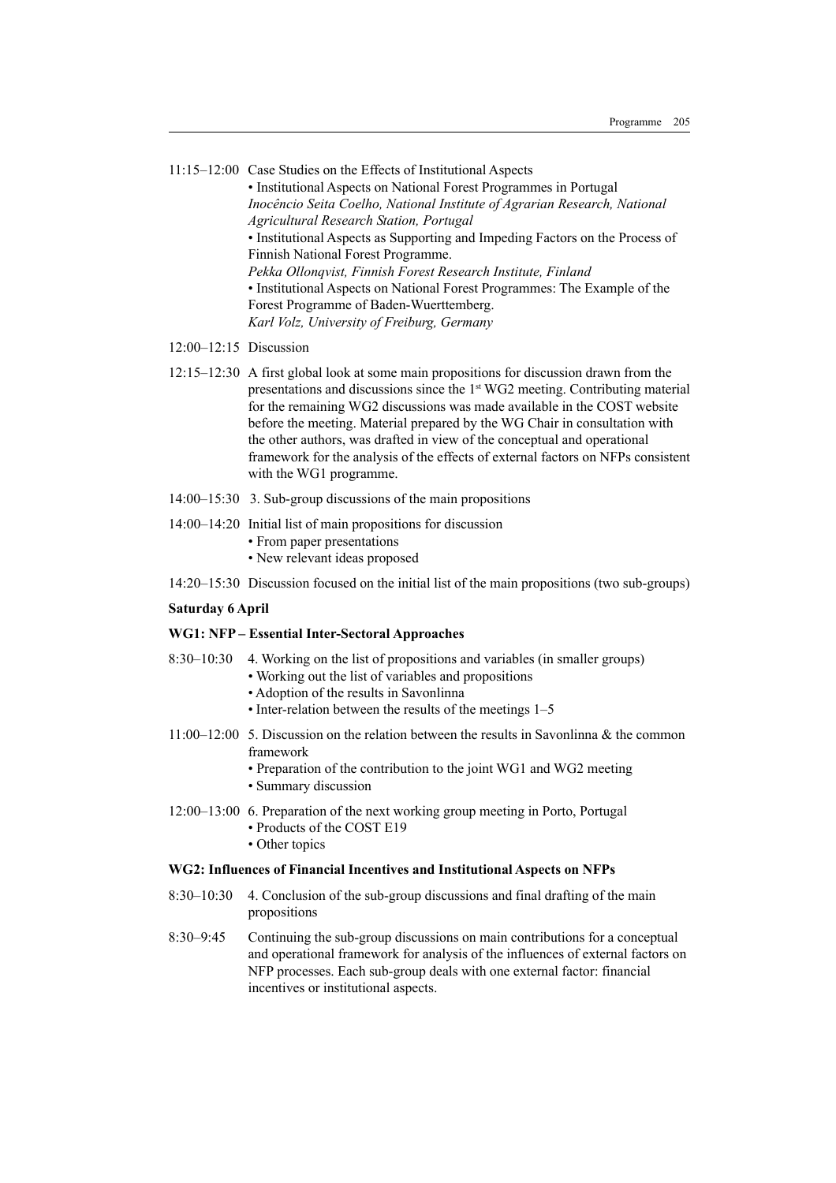11:15–12:00 Case Studies on the Effects of Institutional Aspects

- Institutional Aspects on National Forest Programmes in Portugal
*Inocêncio Seita Coelho, National Institute of Agrarian Research, National Agricultural Research Station, Portugal*
- Institutional Aspects as Supporting and Impeding Factors on the Process of Finnish National Forest Programme.
*Pekka Ollonqvist, Finnish Forest Research Institute, Finland*
- Institutional Aspects on National Forest Programmes: The Example of the Forest Programme of Baden-Wuerttemberg.
*Karl Volz, University of Freiburg, Germany*

12:00–12:15 Discussion

12:15–12:30 A first global look at some main propositions for discussion drawn from the presentations and discussions since the 1st WG2 meeting. Contributing material for the remaining WG2 discussions was made available in the COST website before the meeting. Material prepared by the WG Chair in consultation with the other authors, was drafted in view of the conceptual and operational framework for the analysis of the effects of external factors on NFPs consistent with the WG1 programme.

14:00–15:30 3. Sub-group discussions of the main propositions

14:00–14:20 Initial list of main propositions for discussion

- From paper presentations
- New relevant ideas proposed

14:20–15:30 Discussion focused on the initial list of the main propositions (two sub-groups)

**Saturday 6 April**

**WG1: NFP – Essential Inter-Sectoral Approaches**

8:30–10:30 4. Working on the list of propositions and variables (in smaller groups)

- Working out the list of variables and propositions
- Adoption of the results in Savonlinna
- Inter-relation between the results of the meetings 1–5

11:00–12:00 5. Discussion on the relation between the results in Savonlinna & the common framework

- Preparation of the contribution to the joint WG1 and WG2 meeting
- Summary discussion

12:00–13:00 6. Preparation of the next working group meeting in Porto, Portugal

- Products of the COST E19
- Other topics

**WG2: Influences of Financial Incentives and Institutional Aspects on NFPs**

8:30–10:30 4. Conclusion of the sub-group discussions and final drafting of the main propositions

8:30–9:45 Continuing the sub-group discussions on main contributions for a conceptual and operational framework for analysis of the influences of external factors on NFP processes. Each sub-group deals with one external factor: financial incentives or institutional aspects.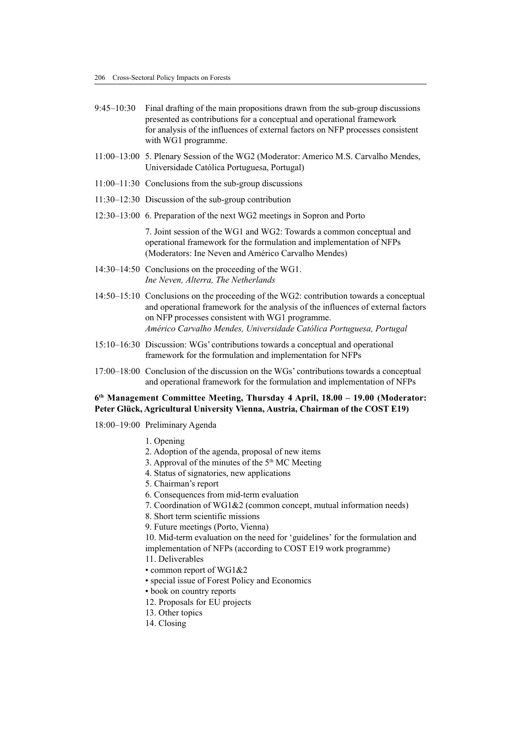9:45–10:30 Final drafting of the main propositions drawn from the sub-group discussions presented as contributions for a conceptual and operational framework for analysis of the influences of external factors on NFP processes consistent with WG1 programme.

11:00–13:00 5. Plenary Session of the WG2 (Moderator: Americo M.S. Carvalho Mendes, Universidade Católica Portuguesa, Portugal)

11:00–11:30 Conclusions from the sub-group discussions

11:30–12:30 Discussion of the sub-group contribution

12:30–13:00 6. Preparation of the next WG2 meetings in Sopron and Porto

7. Joint session of the WG1 and WG2: Towards a common conceptual and operational framework for the formulation and implementation of NFPs (Moderators: Ine Neven and Américo Carvalho Mendes)

14:30–14:50 Conclusions on the proceeding of the WG1.
*Ine Neven, Alterra, The Netherlands*

14:50–15:10 Conclusions on the proceeding of the WG2: contribution towards a conceptual and operational framework for the analysis of the influences of external factors on NFP processes consistent with WG1 programme.
*Américo Carvalho Mendes, Universidade Católica Portuguesa, Portugal*

15:10–16:30 Discussion: WGs' contributions towards a conceptual and operational framework for the formulation and implementation for NFPs

17:00–18:00 Conclusion of the discussion on the WGs' contributions towards a conceptual and operational framework for the formulation and implementation of NFPs

**6th Management Committee Meeting, Thursday 4 April, 18.00 – 19.00 (Moderator: Peter Glück, Agricultural University Vienna, Austria, Chairman of the COST E19)**

18:00–19:00 Preliminary Agenda

1. Opening
2. Adoption of the agenda, proposal of new items
3. Approval of the minutes of the 5th MC Meeting
4. Status of signatories, new applications
5. Chairman's report
6. Consequences from mid-term evaluation
7. Coordination of WG1&2 (common concept, mutual information needs)
8. Short term scientific missions
9. Future meetings (Porto, Vienna)
10. Mid-term evaluation on the need for 'guidelines' for the formulation and implementation of NFPs (according to COST E19 work programme)
11. Deliverables
   - common report of WG1&2
   - special issue of Forest Policy and Economics
   - book on country reports
12. Proposals for EU projects
13. Other topics
14. Closing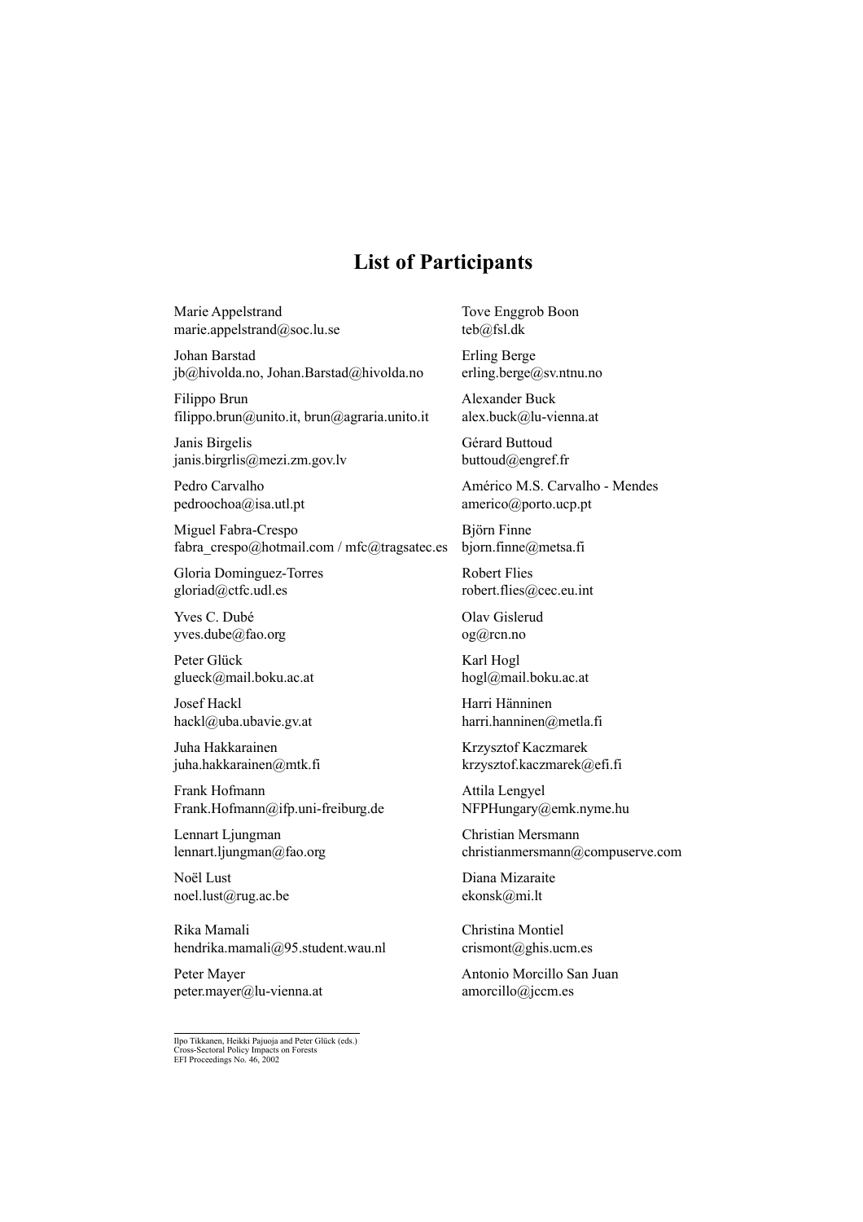# List of Participants

Marie Appelstrand
marie.appelstrand@soc.lu.se

Johan Barstad
jb@hivolda.no, Johan.Barstad@hivolda.no

Filippo Brun
filippo.brun@unito.it, brun@agraria.unito.it

Janis Birgelis
janis.birgrlis@mezi.zm.gov.lv

Pedro Carvalho
pedroochoa@isa.utl.pt

Miguel Fabra-Crespo
fabra_crespo@hotmail.com / mfc@tragsatec.es

Gloria Dominguez-Torres
gloriad@ctfc.udl.es

Yves C. Dubé
yves.dube@fao.org

Peter Glück
glueck@mail.boku.ac.at

Josef Hackl
hackl@uba.ubavie.gv.at

Juha Hakkarainen
juha.hakkarainen@mtk.fi

Frank Hofmann
Frank.Hofmann@ifp.uni-freiburg.de

Lennart Ljungman
lennart.ljungman@fao.org

Noël Lust
noel.lust@rug.ac.be

Rika Mamali
hendrika.mamali@95.student.wau.nl

Peter Mayer
peter.mayer@lu-vienna.at

Tove Enggrob Boon
teb@fsl.dk

Erling Berge
erling.berge@sv.ntnu.no

Alexander Buck
alex.buck@lu-vienna.at

Gérard Buttoud
buttoud@engref.fr

Américo M.S. Carvalho - Mendes
americo@porto.ucp.pt

Björn Finne
bjorn.finne@metsa.fi

Robert Flies
robert.flies@cec.eu.int

Olav Gislerud
og@rcn.no

Karl Hogl
hogl@mail.boku.ac.at

Harri Hänninen
harri.hanninen@metla.fi

Krzysztof Kaczmarek
krzysztof.kaczmarek@efi.fi

Attila Lengyel
NFPHungary@emk.nyme.hu

Christian Mersmann
christianmersmann@compuserve.com

Diana Mizaraite
ekonsk@mi.lt

Christina Montiel
crismont@ghis.ucm.es

Antonio Morcillo San Juan
amorcillo@jccm.es

Ilpo Tikkanen, Heikki Pajuoja and Peter Glück (eds.)
Cross-Sectoral Policy Impacts on Forests
EFI Proceedings No. 46, 2002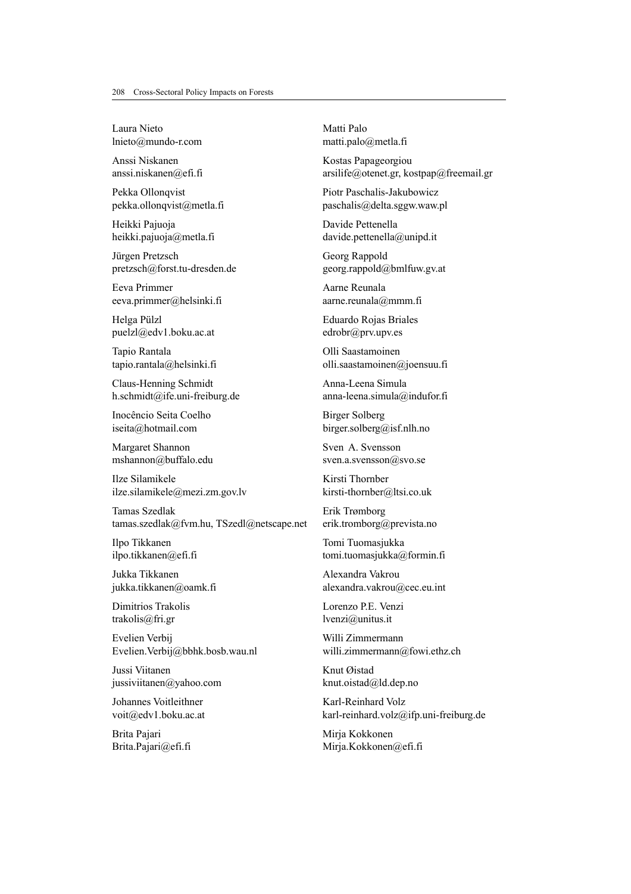Laura Nieto
lnieto@mundo-r.com

Anssi Niskanen
anssi.niskanen@efi.fi

Pekka Ollonqvist
pekka.ollonqvist@metla.fi

Heikki Pajuoja
heikki.pajuoja@metla.fi

Jürgen Pretzsch
pretzsch@forst.tu-dresden.de

Eeva Primmer
eeva.primmer@helsinki.fi

Helga Pülzl
puelzl@edv1.boku.ac.at

Tapio Rantala
tapio.rantala@helsinki.fi

Claus-Henning Schmidt
h.schmidt@ife.uni-freiburg.de

Inocêncio Seita Coelho
iseita@hotmail.com

Margaret Shannon
mshannon@buffalo.edu

Ilze Silamikele
ilze.silamikele@mezi.zm.gov.lv

Tamas Szedlak
tamas.szedlak@fvm.hu, TSzedl@netscape.net

Ilpo Tikkanen
ilpo.tikkanen@efi.fi

Jukka Tikkanen
jukka.tikkanen@oamk.fi

Dimitrios Trakolis
trakolis@fri.gr

Evelien Verbij
Evelien.Verbij@bbhk.bosb.wau.nl

Jussi Viitanen
jussiviitanen@yahoo.com

Johannes Voitleithner
voit@edv1.boku.ac.at

Brita Pajari
Brita.Pajari@efi.fi

Matti Palo
matti.palo@metla.fi

Kostas Papageorgiou
arsilife@otenet.gr, kostpap@freemail.gr

Piotr Paschalis-Jakubowicz
paschalis@delta.sggw.waw.pl

Davide Pettenella
davide.pettenella@unipd.it

Georg Rappold
georg.rappold@bmlfuw.gv.at

Aarne Reunala
aarne.reunala@mmm.fi

Eduardo Rojas Briales
edrobr@prv.upv.es

Olli Saastamoinen
olli.saastamoinen@joensuu.fi

Anna-Leena Simula
anna-leena.simula@indufor.fi

Birger Solberg
birger.solberg@isf.nlh.no

Sven A. Svensson
sven.a.svensson@svo.se

Kirsti Thornber
kirsti-thornber@ltsi.co.uk

Erik Trømborg
erik.tromborg@prevista.no

Tomi Tuomasjukka
tomi.tuomasjukka@formin.fi

Alexandra Vakrou
alexandra.vakrou@cec.eu.int

Lorenzo P.E. Venzi
lvenzi@unitus.it

Willi Zimmermann
willi.zimmermann@fowi.ethz.ch

Knut Øistad
knut.oistad@ld.dep.no

Karl-Reinhard Volz
karl-reinhard.volz@ifp.uni-freiburg.de

Mirja Kokkonen
Mirja.Kokkonen@efi.fi